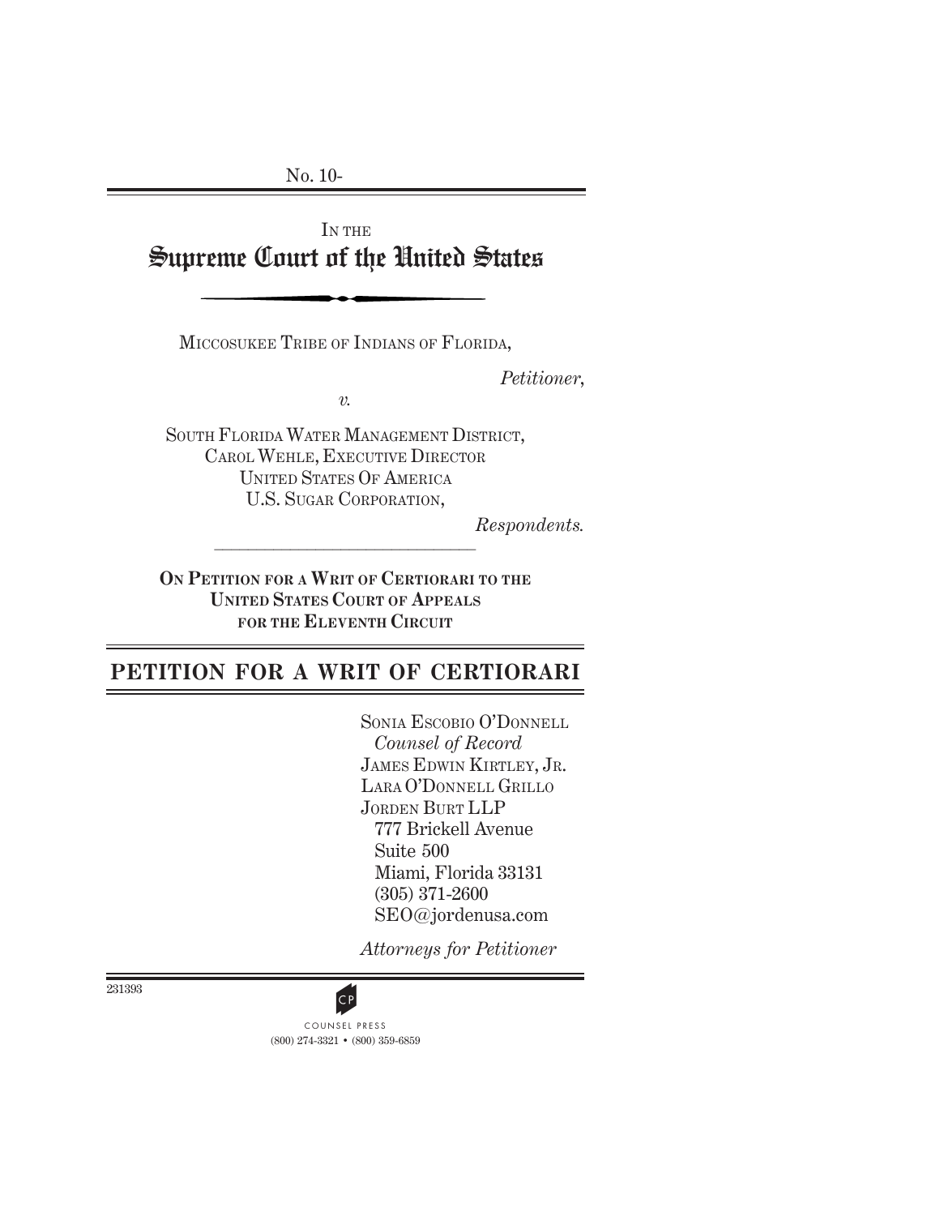No. 10-

IN THE

# Supreme Court of the United States

MICCOSUKEE TRIBE OF INDIANS OF FLORIDA,

*Petitioner*,

*v.*

SOUTH FLORIDA WATER MANAGEMENT DISTRICT,
CAROL WEHLE, EXECUTIVE DIRECTOR
UNITED STATES OF AMERICA
U.S. SUGAR CORPORATION,

*Respondents.*

**ON PETITION FOR A WRIT OF CERTIORARI TO THE UNITED STATES COURT OF APPEALS FOR THE ELEVENTH CIRCUIT**

## PETITION FOR A WRIT OF CERTIORARI

SONIA ESCOBIO O'DONNELL
*Counsel of Record*
JAMES EDWIN KIRTLEY, JR.
LARA O'DONNELL GRILLO
JORDEN BURT LLP
777 Brickell Avenue
Suite 500
Miami, Florida 33131
(305) 371-2600
SEO@jordenusa.com

*Attorneys for Petitioner*

231393

COUNSEL PRESS
(800) 274-3321 • (800) 359-6859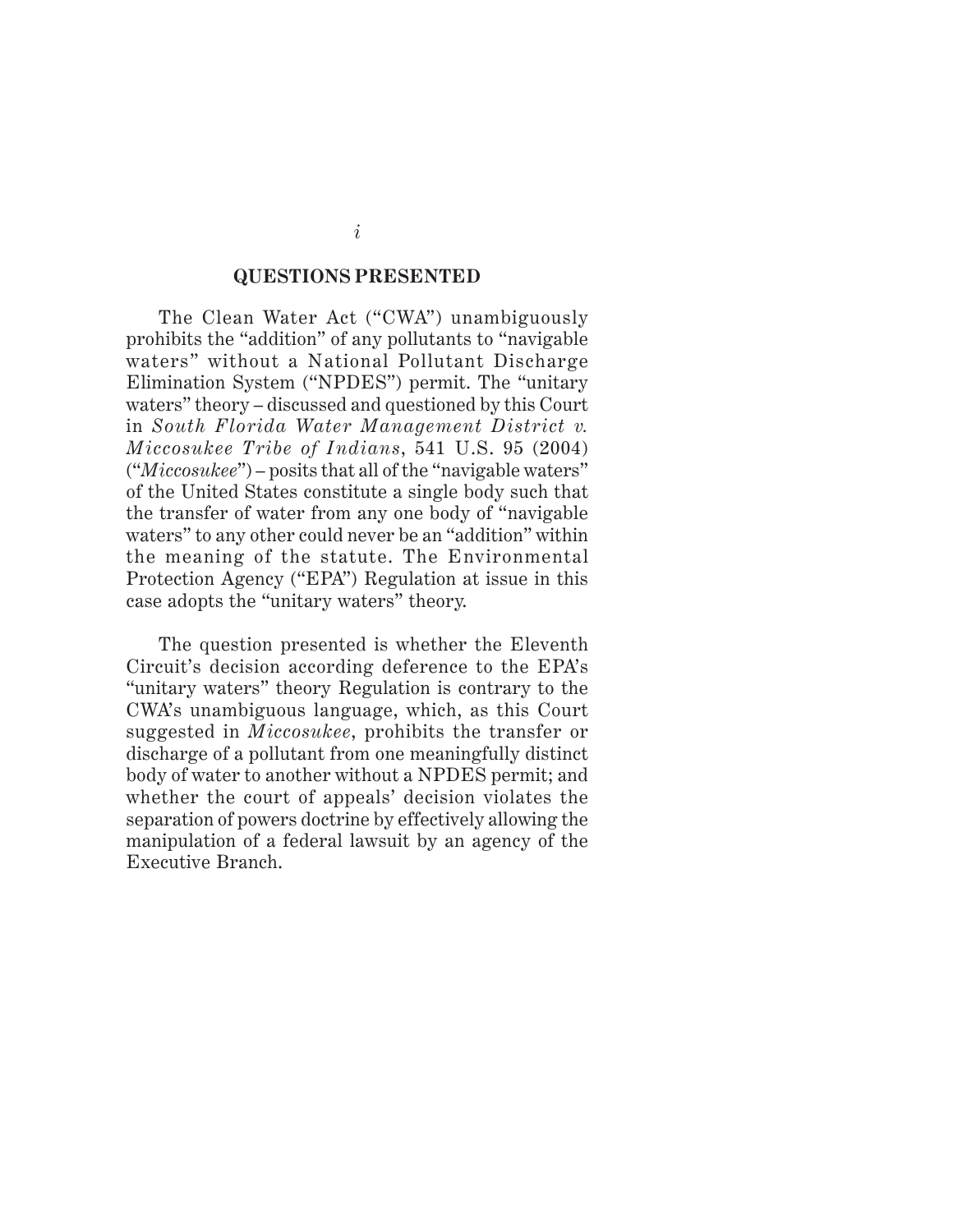## QUESTIONS PRESENTED

The Clean Water Act ("CWA") unambiguously prohibits the "addition" of any pollutants to "navigable waters" without a National Pollutant Discharge Elimination System ("NPDES") permit. The "unitary waters" theory – discussed and questioned by this Court in *South Florida Water Management District v. Miccosukee Tribe of Indians*, 541 U.S. 95 (2004) ("*Miccosukee*") – posits that all of the "navigable waters" of the United States constitute a single body such that the transfer of water from any one body of "navigable waters" to any other could never be an "addition" within the meaning of the statute. The Environmental Protection Agency ("EPA") Regulation at issue in this case adopts the "unitary waters" theory.

The question presented is whether the Eleventh Circuit's decision according deference to the EPA's "unitary waters" theory Regulation is contrary to the CWA's unambiguous language, which, as this Court suggested in *Miccosukee*, prohibits the transfer or discharge of a pollutant from one meaningfully distinct body of water to another without a NPDES permit; and whether the court of appeals' decision violates the separation of powers doctrine by effectively allowing the manipulation of a federal lawsuit by an agency of the Executive Branch.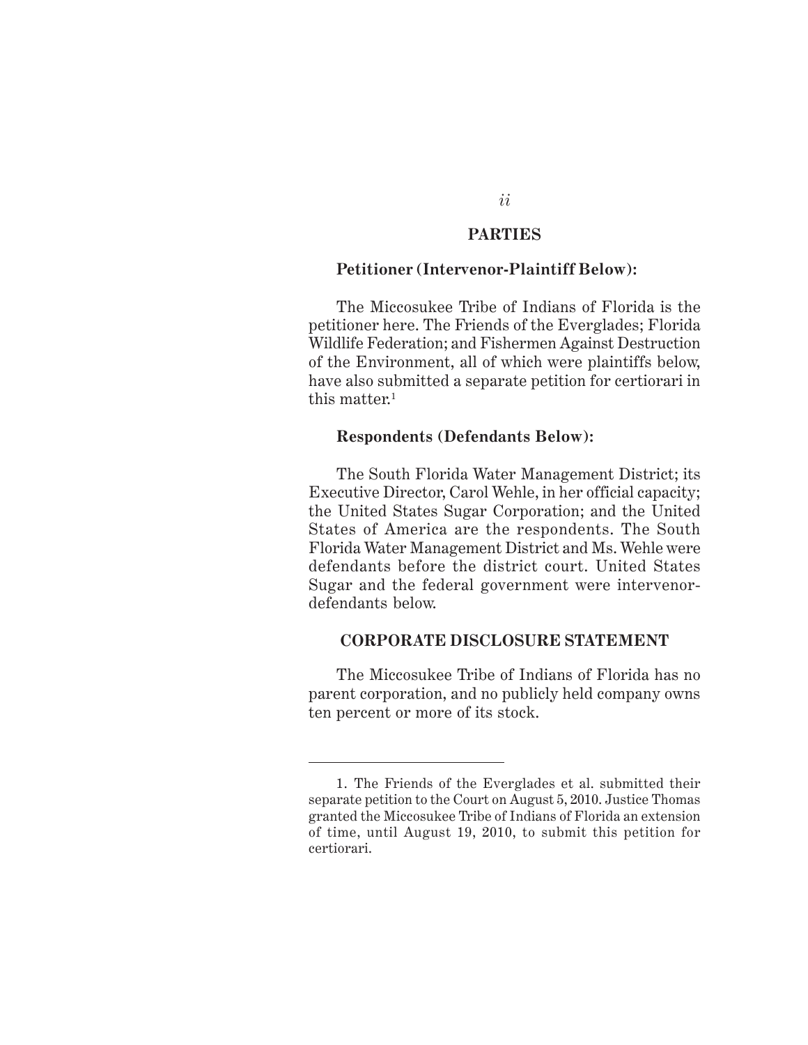## PARTIES

**Petitioner (Intervenor-Plaintiff Below):**

The Miccosukee Tribe of Indians of Florida is the petitioner here. The Friends of the Everglades; Florida Wildlife Federation; and Fishermen Against Destruction of the Environment, all of which were plaintiffs below, have also submitted a separate petition for certiorari in this matter.[1]

**Respondents (Defendants Below):**

The South Florida Water Management District; its Executive Director, Carol Wehle, in her official capacity; the United States Sugar Corporation; and the United States of America are the respondents. The South Florida Water Management District and Ms. Wehle were defendants before the district court. United States Sugar and the federal government were intervenor-defendants below.

## CORPORATE DISCLOSURE STATEMENT

The Miccosukee Tribe of Indians of Florida has no parent corporation, and no publicly held company owns ten percent or more of its stock.

---

1. The Friends of the Everglades et al. submitted their separate petition to the Court on August 5, 2010. Justice Thomas granted the Miccosukee Tribe of Indians of Florida an extension of time, until August 19, 2010, to submit this petition for certiorari.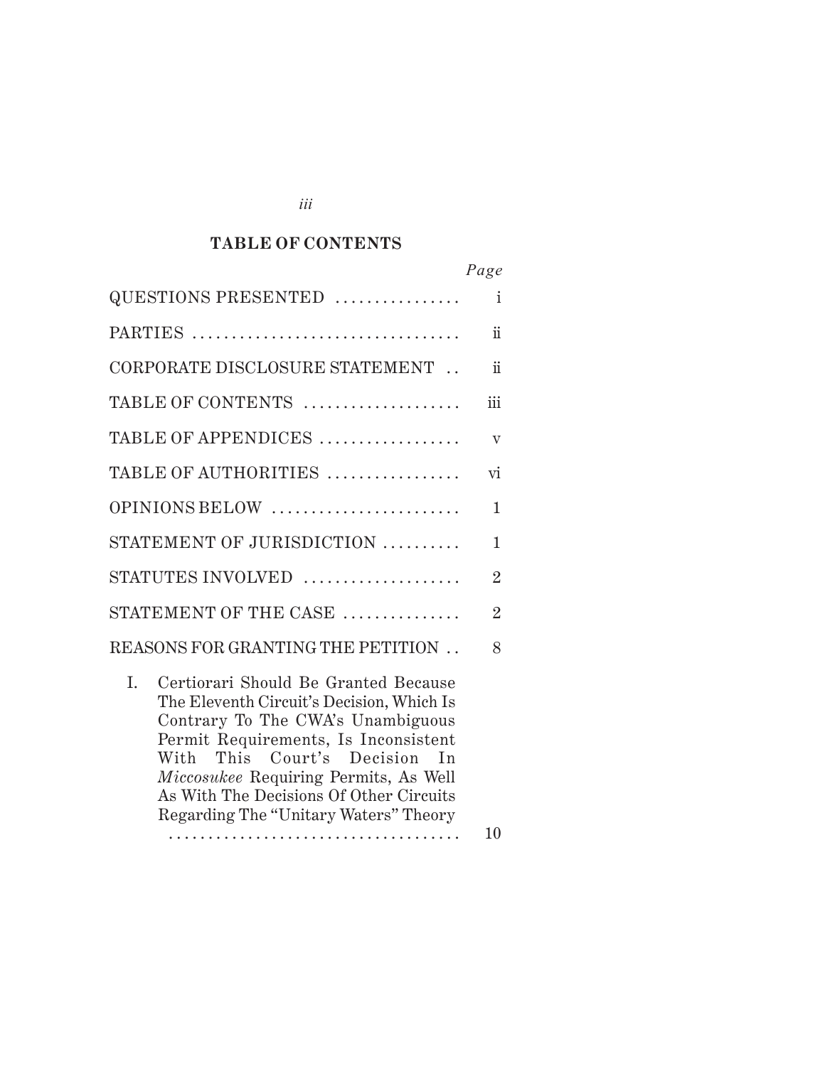# TABLE OF CONTENTS

| | Page |
|---|---|
| QUESTIONS PRESENTED | i |
| PARTIES | ii |
| CORPORATE DISCLOSURE STATEMENT | ii |
| TABLE OF CONTENTS | iii |
| TABLE OF APPENDICES | v |
| TABLE OF AUTHORITIES | vi |
| OPINIONS BELOW | 1 |
| STATEMENT OF JURISDICTION | 1 |
| STATUTES INVOLVED | 2 |
| STATEMENT OF THE CASE | 2 |
| REASONS FOR GRANTING THE PETITION | 8 |
| I. Certiorari Should Be Granted Because The Eleventh Circuit's Decision, Which Is Contrary To The CWA's Unambiguous Permit Requirements, Is Inconsistent With This Court's Decision In *Miccosukee* Requiring Permits, As Well As With The Decisions Of Other Circuits Regarding The "Unitary Waters" Theory | 10 |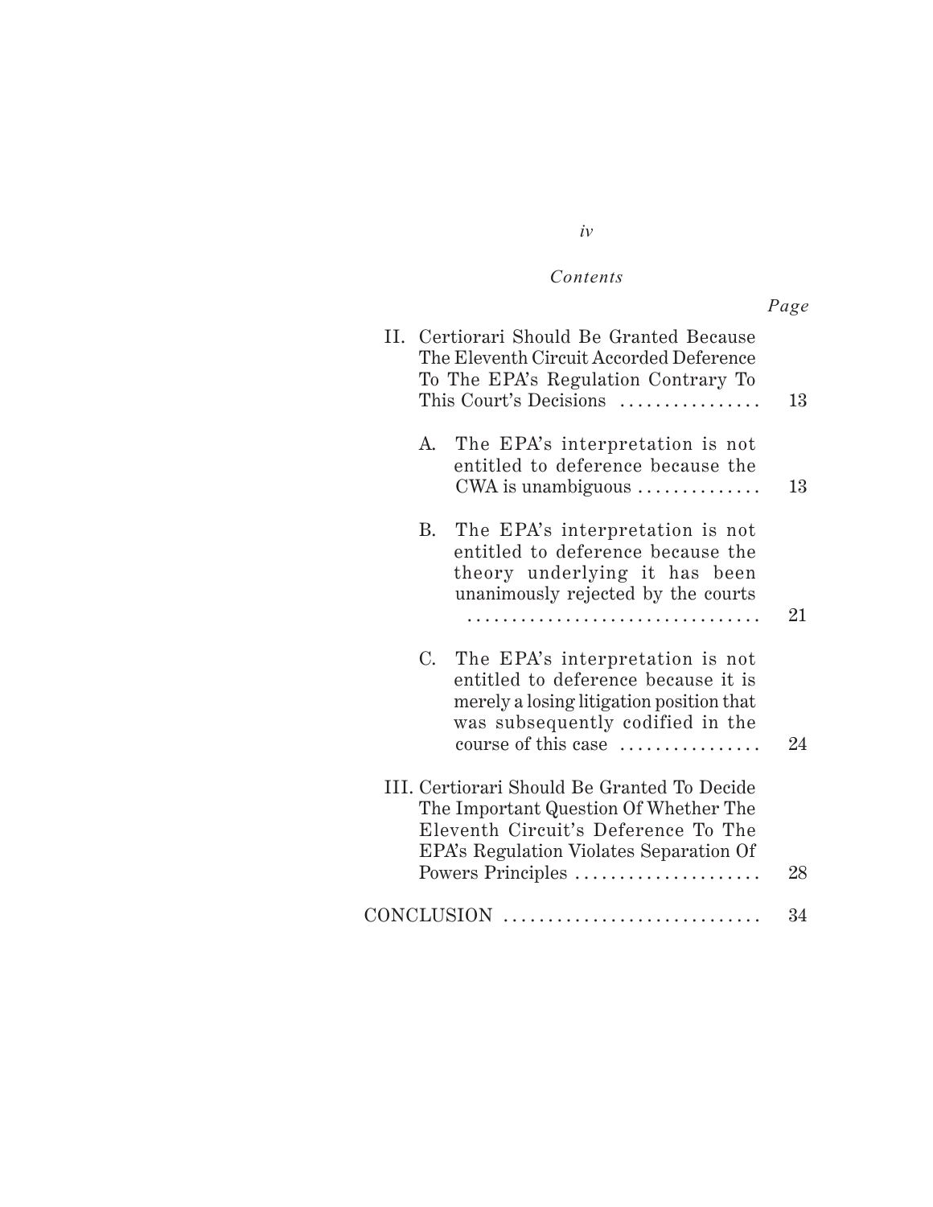*Contents*

| | *Page* |
|---|---|
| II. Certiorari Should Be Granted Because The Eleventh Circuit Accorded Deference To The EPA's Regulation Contrary To This Court's Decisions | 13 |
| A. The EPA's interpretation is not entitled to deference because the CWA is unambiguous | 13 |
| B. The EPA's interpretation is not entitled to deference because the theory underlying it has been unanimously rejected by the courts | 21 |
| C. The EPA's interpretation is not entitled to deference because it is merely a losing litigation position that was subsequently codified in the course of this case | 24 |
| III. Certiorari Should Be Granted To Decide The Important Question Of Whether The Eleventh Circuit's Deference To The EPA's Regulation Violates Separation Of Powers Principles | 28 |
| CONCLUSION | 34 |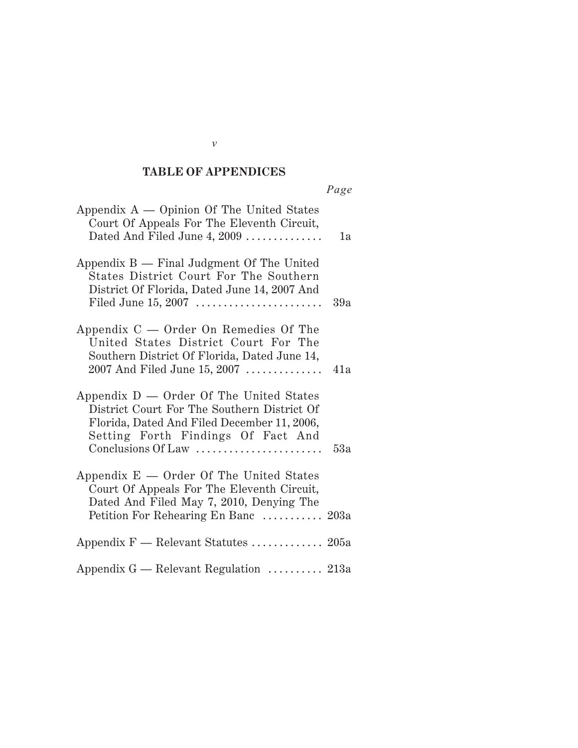# TABLE OF APPENDICES

| | *Page* |
|---|---|
| Appendix A — Opinion Of The United States Court Of Appeals For The Eleventh Circuit, Dated And Filed June 4, 2009 | 1a |
| Appendix B — Final Judgment Of The United States District Court For The Southern District Of Florida, Dated June 14, 2007 And Filed June 15, 2007 | 39a |
| Appendix C — Order On Remedies Of The United States District Court For The Southern District Of Florida, Dated June 14, 2007 And Filed June 15, 2007 | 41a |
| Appendix D — Order Of The United States District Court For The Southern District Of Florida, Dated And Filed December 11, 2006, Setting Forth Findings Of Fact And Conclusions Of Law | 53a |
| Appendix E — Order Of The United States Court Of Appeals For The Eleventh Circuit, Dated And Filed May 7, 2010, Denying The Petition For Rehearing En Banc | 203a |
| Appendix F — Relevant Statutes | 205a |
| Appendix G — Relevant Regulation | 213a |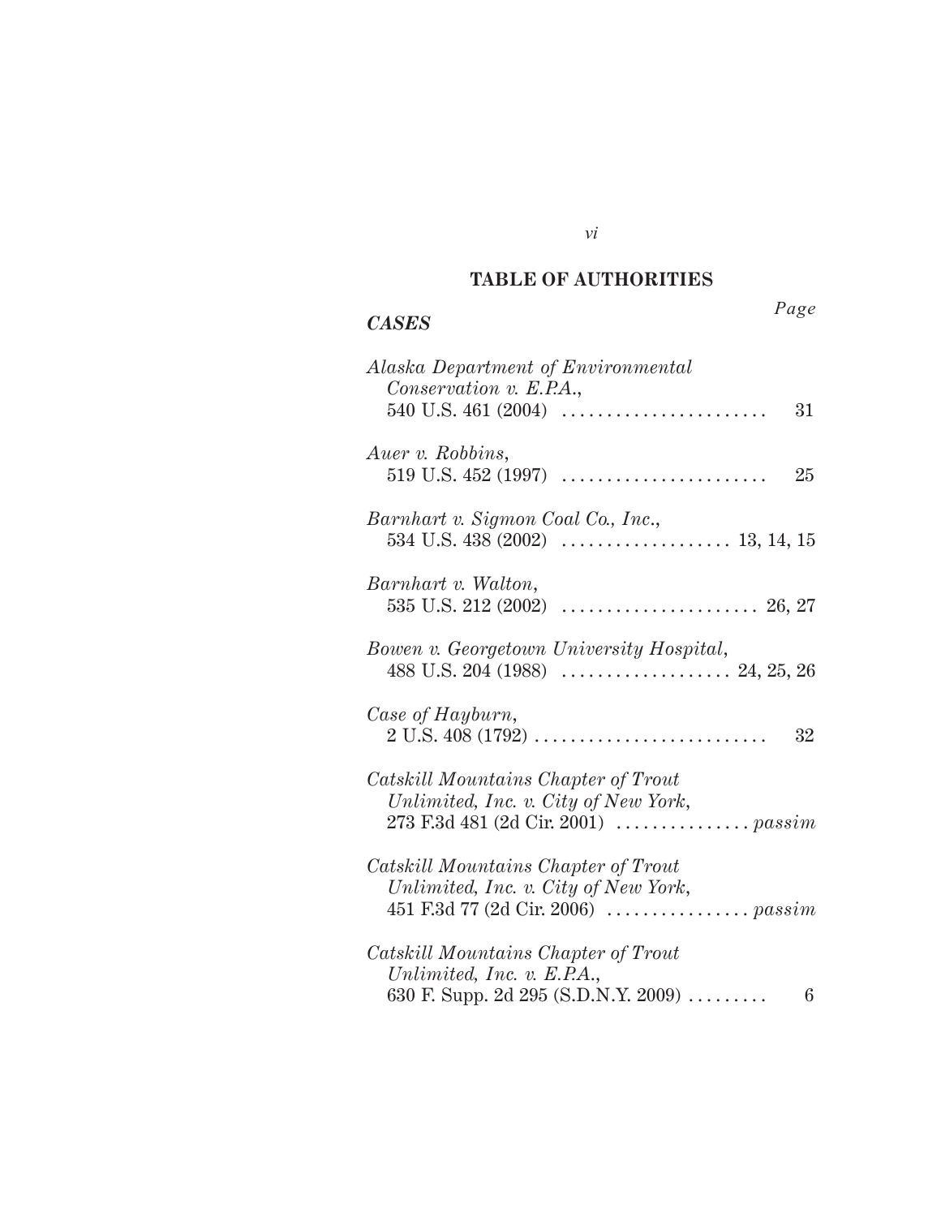## TABLE OF AUTHORITIES

*Page*

### *CASES*

*Alaska Department of Environmental Conservation v. E.P.A.*,
540 U.S. 461 (2004) . . . . . . . . . . . . . . . . . . . . . . . 31

*Auer v. Robbins*,
519 U.S. 452 (1997) . . . . . . . . . . . . . . . . . . . . . . . 25

*Barnhart v. Sigmon Coal Co., Inc.*,
534 U.S. 438 (2002) . . . . . . . . . . . . . . . . . . . 13, 14, 15

*Barnhart v. Walton*,
535 U.S. 212 (2002) . . . . . . . . . . . . . . . . . . . . . . 26, 27

*Bowen v. Georgetown University Hospital*,
488 U.S. 204 (1988) . . . . . . . . . . . . . . . . . . . 24, 25, 26

*Case of Hayburn*,
2 U.S. 408 (1792) . . . . . . . . . . . . . . . . . . . . . . . . . . 32

*Catskill Mountains Chapter of Trout Unlimited, Inc. v. City of New York*,
273 F.3d 481 (2d Cir. 2001) . . . . . . . . . . . . . . . *passim*

*Catskill Mountains Chapter of Trout Unlimited, Inc. v. City of New York*,
451 F.3d 77 (2d Cir. 2006) . . . . . . . . . . . . . . . . *passim*

*Catskill Mountains Chapter of Trout Unlimited, Inc. v. E.P.A.*,
630 F. Supp. 2d 295 (S.D.N.Y. 2009) . . . . . . . . . 6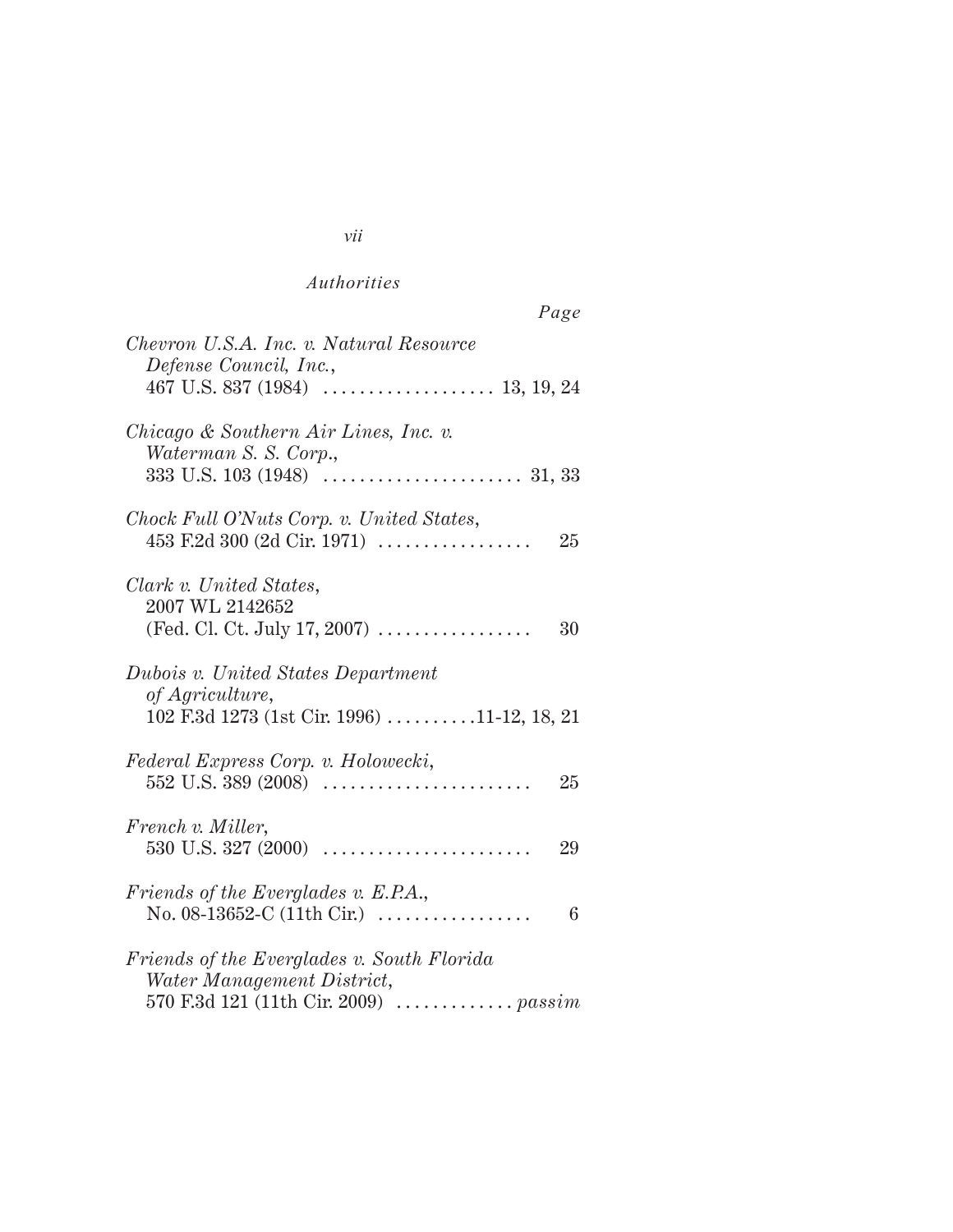*Authorities*

*Page*

*Chevron U.S.A. Inc. v. Natural Resource Defense Council, Inc.*, 467 U.S. 837 (1984) . . . . . . . . . . . . . . . . . . . 13, 19, 24

*Chicago & Southern Air Lines, Inc. v. Waterman S. S. Corp.*, 333 U.S. 103 (1948) . . . . . . . . . . . . . . . . . . . . . . 31, 33

*Chock Full O'Nuts Corp. v. United States*, 453 F.2d 300 (2d Cir. 1971) . . . . . . . . . . . . . . . . . 25

*Clark v. United States*, 2007 WL 2142652 (Fed. Cl. Ct. July 17, 2007) . . . . . . . . . . . . . . . . . 30

*Dubois v. United States Department of Agriculture*, 102 F.3d 1273 (1st Cir. 1996) . . . . . . . . . .11-12, 18, 21

*Federal Express Corp. v. Holowecki*, 552 U.S. 389 (2008) . . . . . . . . . . . . . . . . . . . . . . . 25

*French v. Miller*, 530 U.S. 327 (2000) . . . . . . . . . . . . . . . . . . . . . . . 29

*Friends of the Everglades v. E.P.A.*, No. 08-13652-C (11th Cir.) . . . . . . . . . . . . . . . . . 6

*Friends of the Everglades v. South Florida Water Management District*, 570 F.3d 121 (11th Cir. 2009) . . . . . . . . . . . . . *passim*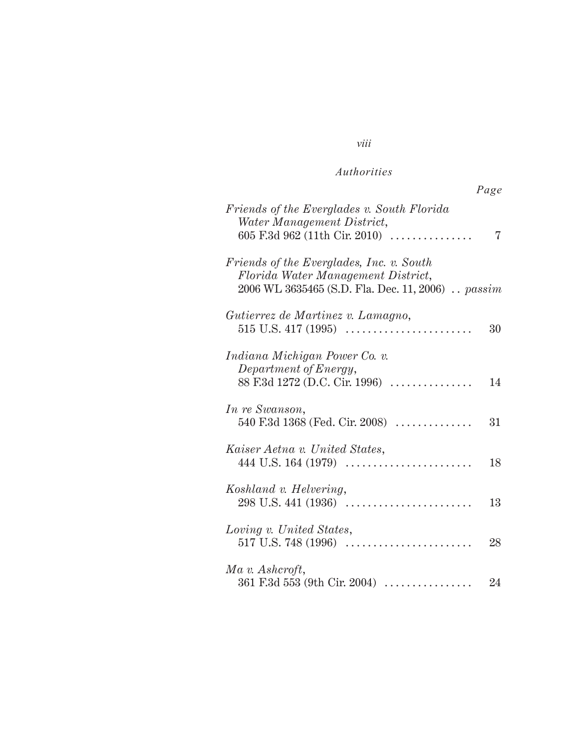*Authorities*

*Page*

*Friends of the Everglades v. South Florida Water Management District*, 605 F.3d 962 (11th Cir. 2010) . . . . . . . . . . . . . . . 7

*Friends of the Everglades, Inc. v. South Florida Water Management District*, 2006 WL 3635465 (S.D. Fla. Dec. 11, 2006) . . *passim*

*Gutierrez de Martinez v. Lamagno*, 515 U.S. 417 (1995) . . . . . . . . . . . . . . . . . . . . . . . 30

*Indiana Michigan Power Co. v. Department of Energy*, 88 F.3d 1272 (D.C. Cir. 1996) . . . . . . . . . . . . . . . 14

*In re Swanson*, 540 F.3d 1368 (Fed. Cir. 2008) . . . . . . . . . . . . . . 31

*Kaiser Aetna v. United States*, 444 U.S. 164 (1979) . . . . . . . . . . . . . . . . . . . . . . . 18

*Koshland v. Helvering*, 298 U.S. 441 (1936) . . . . . . . . . . . . . . . . . . . . . . . 13

*Loving v. United States*, 517 U.S. 748 (1996) . . . . . . . . . . . . . . . . . . . . . . . 28

*Ma v. Ashcroft*, 361 F.3d 553 (9th Cir. 2004) . . . . . . . . . . . . . . . . 24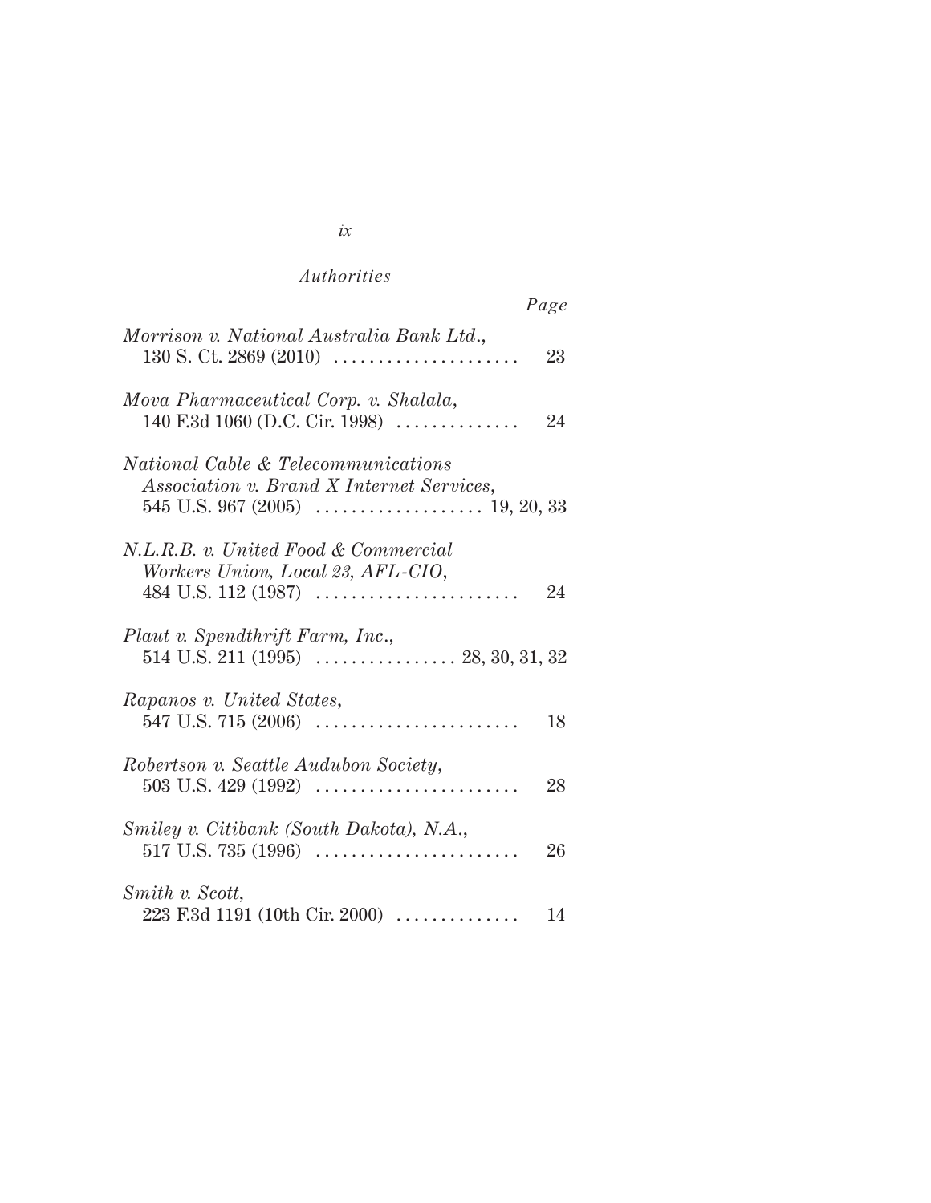*Authorities*

*Page*

*Morrison v. National Australia Bank Ltd.*, 130 S. Ct. 2869 (2010) . . . . . . . . . . . . . . . . . . . . . 23

*Mova Pharmaceutical Corp. v. Shalala*, 140 F.3d 1060 (D.C. Cir. 1998) . . . . . . . . . . . . . . 24

*National Cable & Telecommunications Association v. Brand X Internet Services*, 545 U.S. 967 (2005) . . . . . . . . . . . . . . . . . . . 19, 20, 33

*N.L.R.B. v. United Food & Commercial Workers Union, Local 23, AFL-CIO*, 484 U.S. 112 (1987) . . . . . . . . . . . . . . . . . . . . . . . 24

*Plaut v. Spendthrift Farm, Inc.*, 514 U.S. 211 (1995) . . . . . . . . . . . . . . . . 28, 30, 31, 32

*Rapanos v. United States*, 547 U.S. 715 (2006) . . . . . . . . . . . . . . . . . . . . . . . 18

*Robertson v. Seattle Audubon Society*, 503 U.S. 429 (1992) . . . . . . . . . . . . . . . . . . . . . . . 28

*Smiley v. Citibank (South Dakota), N.A.*, 517 U.S. 735 (1996) . . . . . . . . . . . . . . . . . . . . . . . 26

*Smith v. Scott*, 223 F.3d 1191 (10th Cir. 2000) . . . . . . . . . . . . . . 14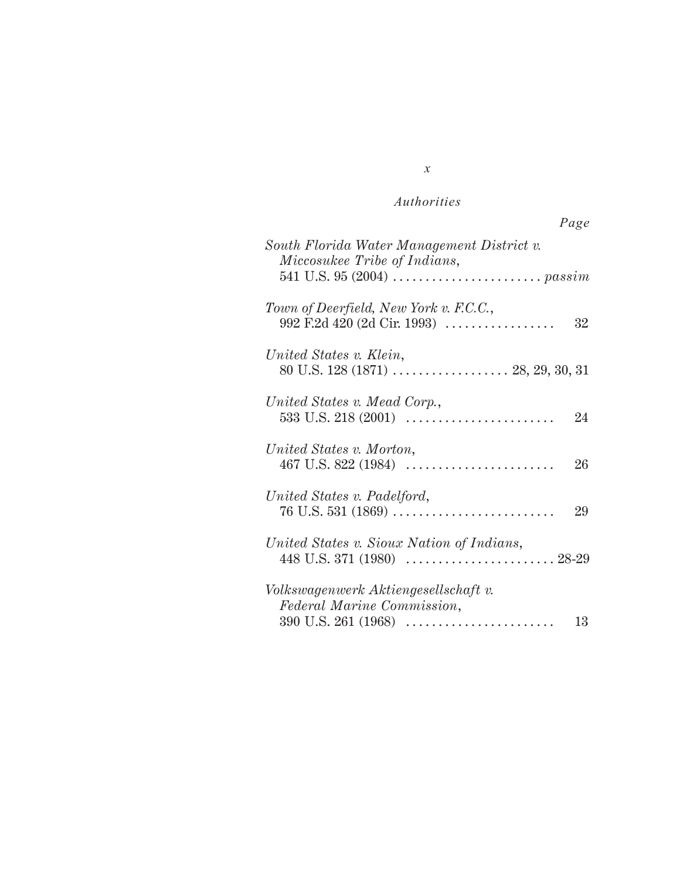*Authorities*

*Page*

*South Florida Water Management District v. Miccosukee Tribe of Indians*, 541 U.S. 95 (2004) . . . . . . . . . . . . . . . . . . . . . . *passim*

*Town of Deerfield, New York v. F.C.C.*, 992 F.2d 420 (2d Cir. 1993) . . . . . . . . . . . . . . . . . 32

*United States v. Klein*, 80 U.S. 128 (1871) . . . . . . . . . . . . . . . . . . 28, 29, 30, 31

*United States v. Mead Corp.*, 533 U.S. 218 (2001) . . . . . . . . . . . . . . . . . . . . . . . 24

*United States v. Morton*, 467 U.S. 822 (1984) . . . . . . . . . . . . . . . . . . . . . . . 26

*United States v. Padelford*, 76 U.S. 531 (1869) . . . . . . . . . . . . . . . . . . . . . . . . . 29

*United States v. Sioux Nation of Indians*, 448 U.S. 371 (1980) . . . . . . . . . . . . . . . . . . . . . . . 28-29

*Volkswagenwerk Aktiengesellschaft v. Federal Marine Commission*, 390 U.S. 261 (1968) . . . . . . . . . . . . . . . . . . . . . . . 13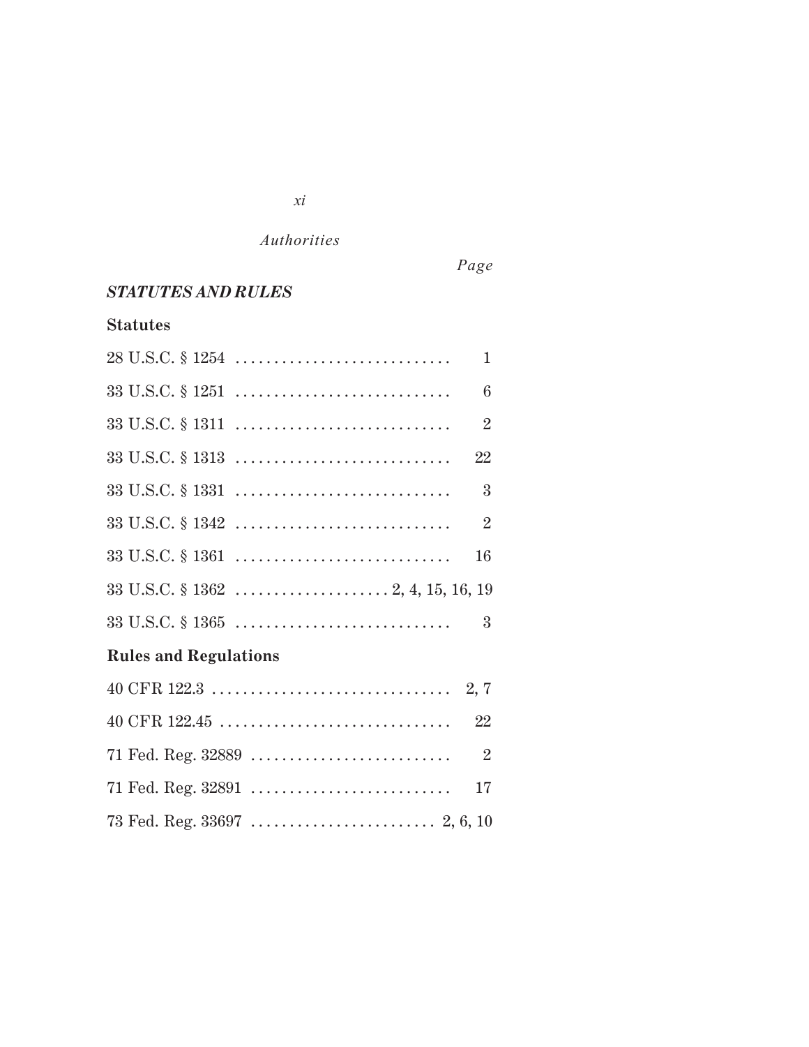*Authorities*

*Page*

### *STATUTES AND RULES*

**Statutes**

28 U.S.C. § 1254 .......... 1

33 U.S.C. § 1251 .......... 6

33 U.S.C. § 1311 .......... 2

33 U.S.C. § 1313 .......... 22

33 U.S.C. § 1331 .......... 3

33 U.S.C. § 1342 .......... 2

33 U.S.C. § 1361 .......... 16

33 U.S.C. § 1362 .......... 2, 4, 15, 16, 19

33 U.S.C. § 1365 .......... 3

**Rules and Regulations**

40 CFR 122.3 .......... 2, 7

40 CFR 122.45 .......... 22

71 Fed. Reg. 32889 .......... 2

71 Fed. Reg. 32891 .......... 17

73 Fed. Reg. 33697 .......... 2, 6, 10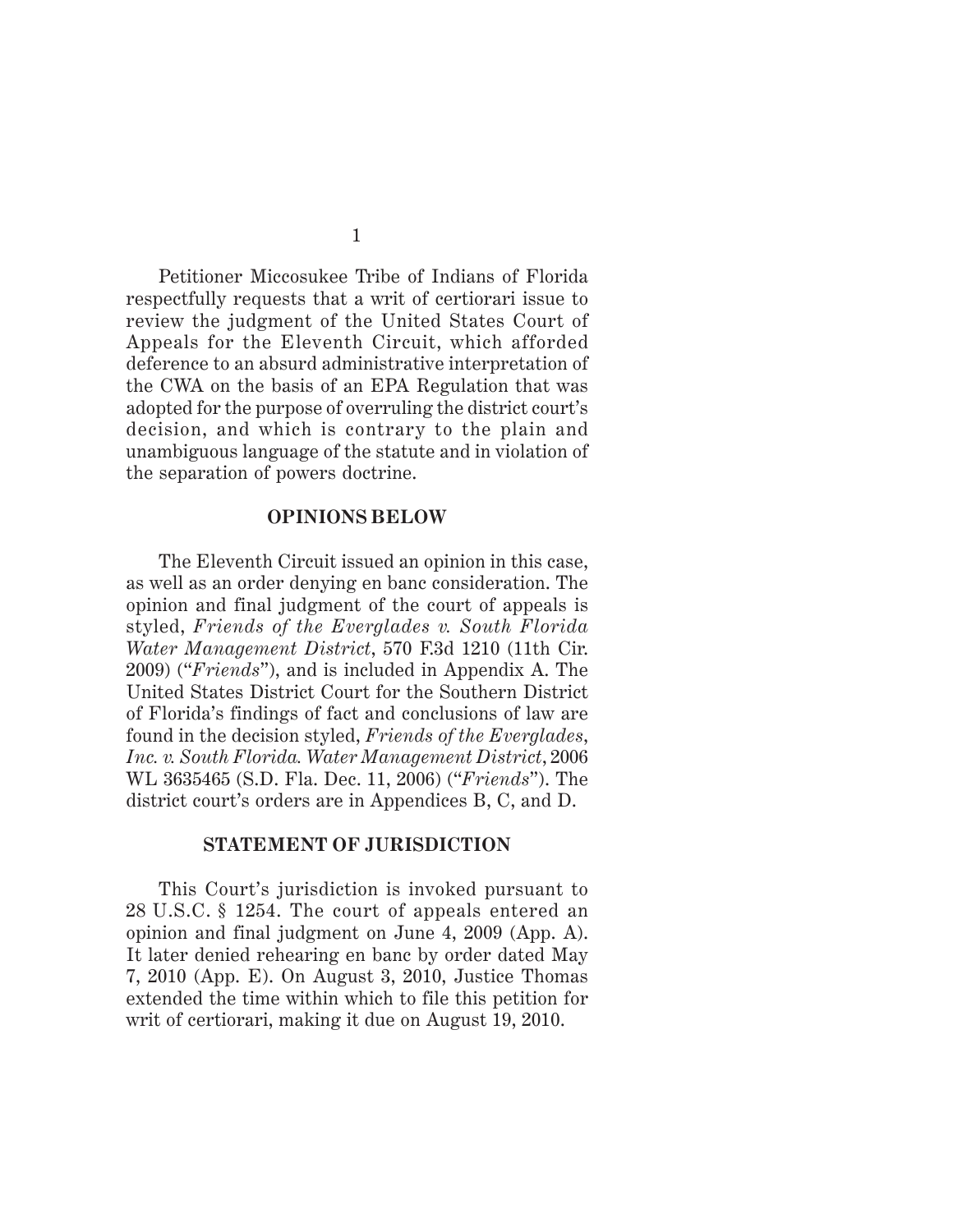Petitioner Miccosukee Tribe of Indians of Florida respectfully requests that a writ of certiorari issue to review the judgment of the United States Court of Appeals for the Eleventh Circuit, which afforded deference to an absurd administrative interpretation of the CWA on the basis of an EPA Regulation that was adopted for the purpose of overruling the district court's decision, and which is contrary to the plain and unambiguous language of the statute and in violation of the separation of powers doctrine.

## OPINIONS BELOW

The Eleventh Circuit issued an opinion in this case, as well as an order denying en banc consideration. The opinion and final judgment of the court of appeals is styled, *Friends of the Everglades v. South Florida Water Management District*, 570 F.3d 1210 (11th Cir. 2009) ("*Friends*"), and is included in Appendix A. The United States District Court for the Southern District of Florida's findings of fact and conclusions of law are found in the decision styled, *Friends of the Everglades, Inc. v. South Florida. Water Management District*, 2006 WL 3635465 (S.D. Fla. Dec. 11, 2006) ("*Friends*"). The district court's orders are in Appendices B, C, and D.

## STATEMENT OF JURISDICTION

This Court's jurisdiction is invoked pursuant to 28 U.S.C. § 1254. The court of appeals entered an opinion and final judgment on June 4, 2009 (App. A). It later denied rehearing en banc by order dated May 7, 2010 (App. E). On August 3, 2010, Justice Thomas extended the time within which to file this petition for writ of certiorari, making it due on August 19, 2010.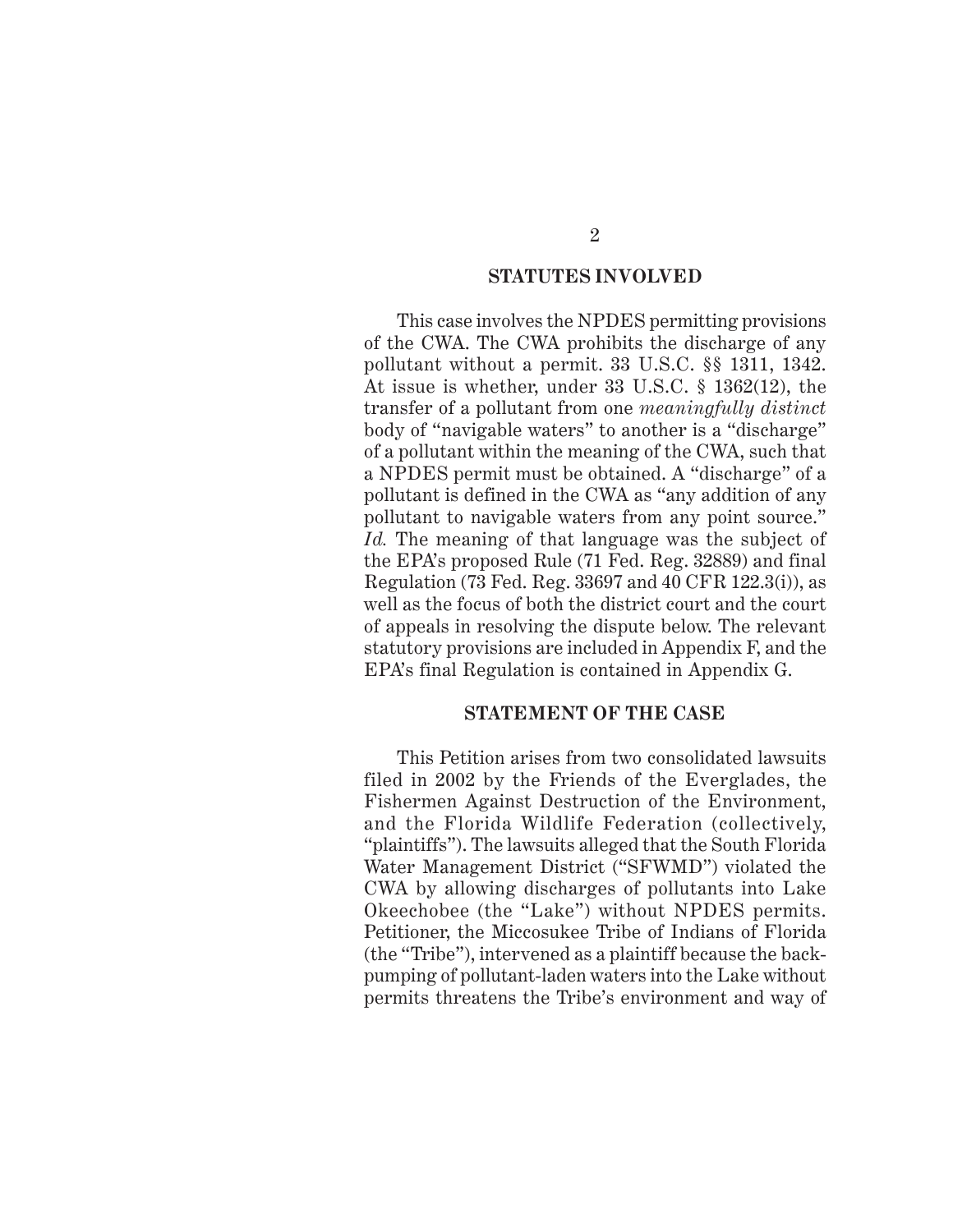## STATUTES INVOLVED

This case involves the NPDES permitting provisions of the CWA. The CWA prohibits the discharge of any pollutant without a permit. 33 U.S.C. §§ 1311, 1342. At issue is whether, under 33 U.S.C. § 1362(12), the transfer of a pollutant from one *meaningfully distinct* body of "navigable waters" to another is a "discharge" of a pollutant within the meaning of the CWA, such that a NPDES permit must be obtained. A "discharge" of a pollutant is defined in the CWA as "any addition of any pollutant to navigable waters from any point source." *Id.* The meaning of that language was the subject of the EPA's proposed Rule (71 Fed. Reg. 32889) and final Regulation (73 Fed. Reg. 33697 and 40 CFR 122.3(i)), as well as the focus of both the district court and the court of appeals in resolving the dispute below. The relevant statutory provisions are included in Appendix F, and the EPA's final Regulation is contained in Appendix G.

## STATEMENT OF THE CASE

This Petition arises from two consolidated lawsuits filed in 2002 by the Friends of the Everglades, the Fishermen Against Destruction of the Environment, and the Florida Wildlife Federation (collectively, "plaintiffs"). The lawsuits alleged that the South Florida Water Management District ("SFWMD") violated the CWA by allowing discharges of pollutants into Lake Okeechobee (the "Lake") without NPDES permits. Petitioner, the Miccosukee Tribe of Indians of Florida (the "Tribe"), intervened as a plaintiff because the back-pumping of pollutant-laden waters into the Lake without permits threatens the Tribe's environment and way of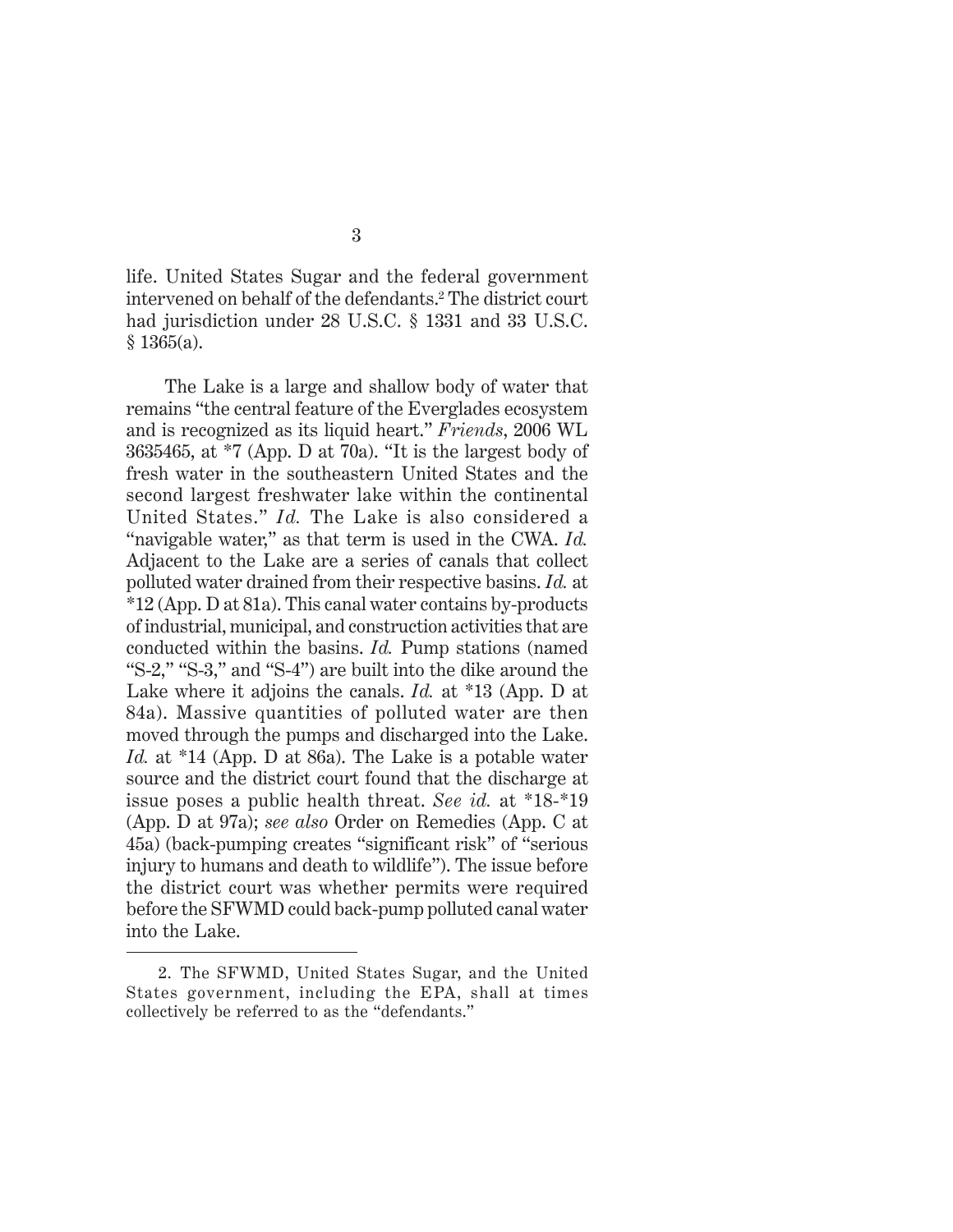life. United States Sugar and the federal government intervened on behalf of the defendants.[2] The district court had jurisdiction under 28 U.S.C. § 1331 and 33 U.S.C. § 1365(a).

The Lake is a large and shallow body of water that remains "the central feature of the Everglades ecosystem and is recognized as its liquid heart." *Friends*, 2006 WL 3635465, at *7 (App. D at 70a). "It is the largest body of fresh water in the southeastern United States and the second largest freshwater lake within the continental United States." *Id.* The Lake is also considered a "navigable water," as that term is used in the CWA. *Id.* Adjacent to the Lake are a series of canals that collect polluted water drained from their respective basins. *Id.* at *12 (App. D at 81a). This canal water contains by-products of industrial, municipal, and construction activities that are conducted within the basins. *Id.* Pump stations (named "S-2," "S-3," and "S-4") are built into the dike around the Lake where it adjoins the canals. *Id.* at *13 (App. D at 84a). Massive quantities of polluted water are then moved through the pumps and discharged into the Lake. *Id.* at *14 (App. D at 86a). The Lake is a potable water source and the district court found that the discharge at issue poses a public health threat. *See id.* at *18-*19 (App. D at 97a); *see also* Order on Remedies (App. C at 45a) (back-pumping creates "significant risk" of "serious injury to humans and death to wildlife"). The issue before the district court was whether permits were required before the SFWMD could back-pump polluted canal water into the Lake.

---

2. The SFWMD, United States Sugar, and the United States government, including the EPA, shall at times collectively be referred to as the "defendants."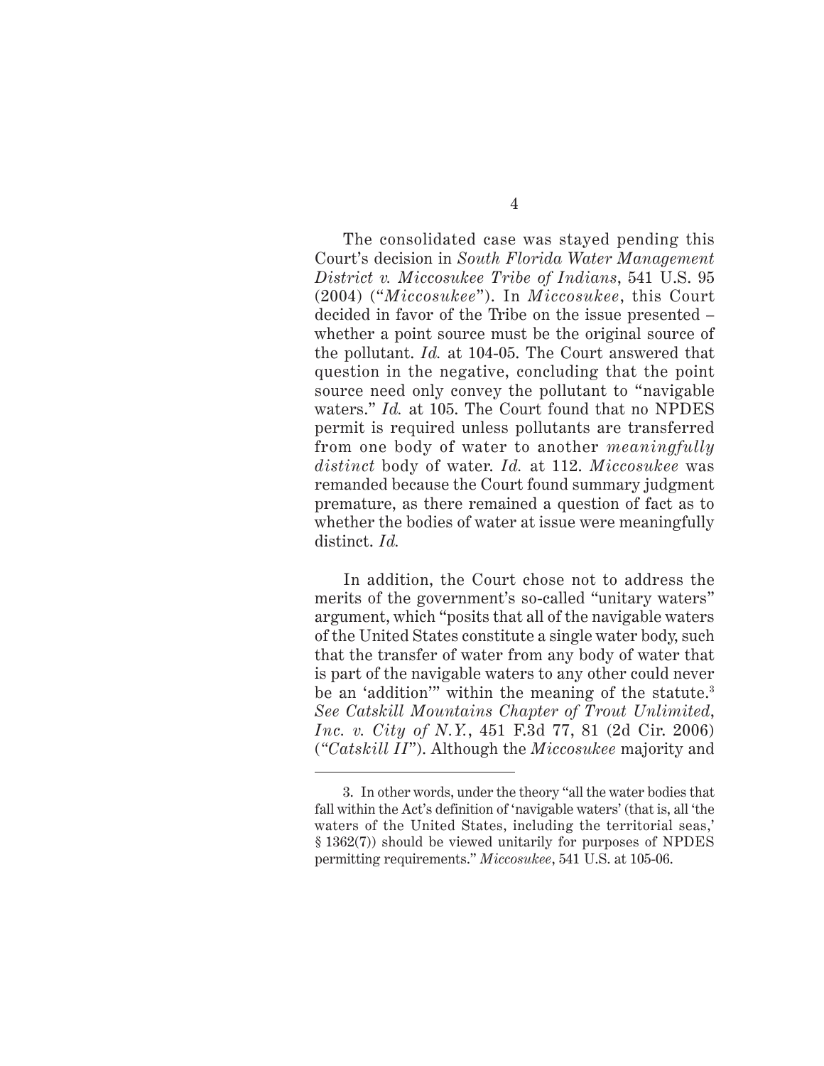The consolidated case was stayed pending this Court's decision in *South Florida Water Management District v. Miccosukee Tribe of Indians*, 541 U.S. 95 (2004) ("*Miccosukee*"). In *Miccosukee*, this Court decided in favor of the Tribe on the issue presented – whether a point source must be the original source of the pollutant. *Id.* at 104-05. The Court answered that question in the negative, concluding that the point source need only convey the pollutant to "navigable waters." *Id.* at 105. The Court found that no NPDES permit is required unless pollutants are transferred from one body of water to another *meaningfully distinct* body of water. *Id.* at 112. *Miccosukee* was remanded because the Court found summary judgment premature, as there remained a question of fact as to whether the bodies of water at issue were meaningfully distinct. *Id.*

In addition, the Court chose not to address the merits of the government's so-called "unitary waters" argument, which "posits that all of the navigable waters of the United States constitute a single water body, such that the transfer of water from any body of water that is part of the navigable waters to any other could never be an 'addition'" within the meaning of the statute.[3] *See Catskill Mountains Chapter of Trout Unlimited, Inc. v. City of N.Y.*, 451 F.3d 77, 81 (2d Cir. 2006) ("*Catskill II*"). Although the *Miccosukee* majority and

---

3. In other words, under the theory "all the water bodies that fall within the Act's definition of 'navigable waters' (that is, all 'the waters of the United States, including the territorial seas,' § 1362(7)) should be viewed unitarily for purposes of NPDES permitting requirements." *Miccosukee*, 541 U.S. at 105-06.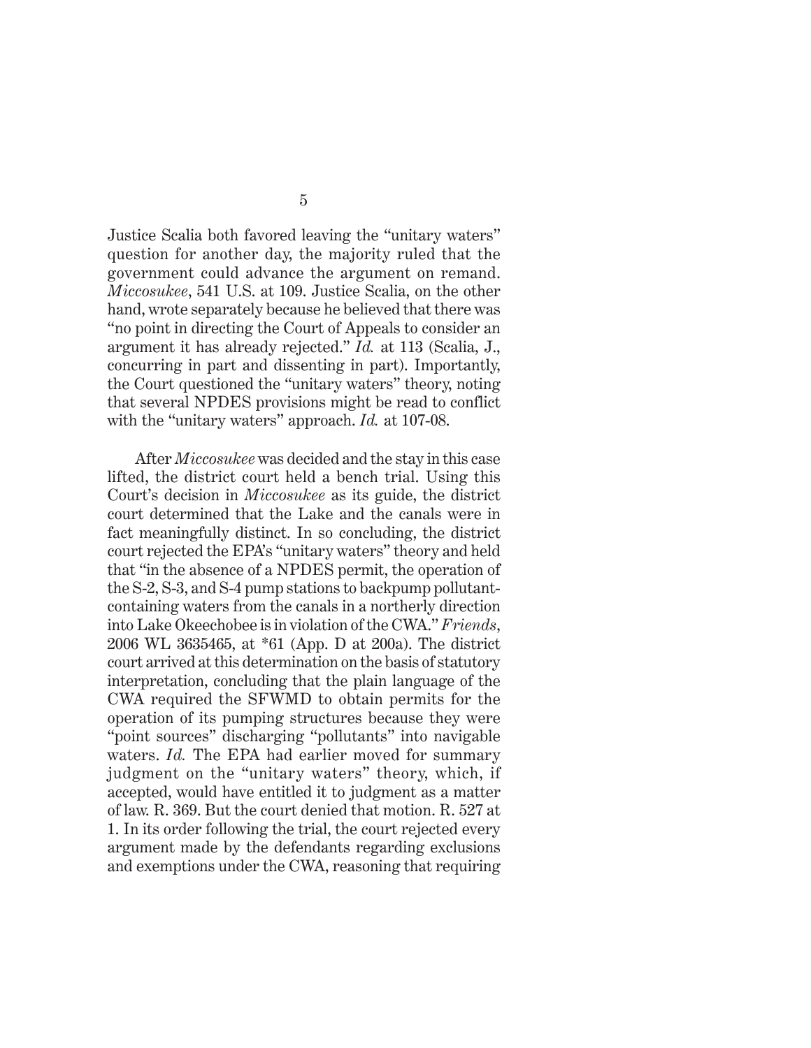Justice Scalia both favored leaving the "unitary waters" question for another day, the majority ruled that the government could advance the argument on remand. *Miccosukee*, 541 U.S. at 109. Justice Scalia, on the other hand, wrote separately because he believed that there was "no point in directing the Court of Appeals to consider an argument it has already rejected." *Id.* at 113 (Scalia, J., concurring in part and dissenting in part). Importantly, the Court questioned the "unitary waters" theory, noting that several NPDES provisions might be read to conflict with the "unitary waters" approach. *Id.* at 107-08.

After *Miccosukee* was decided and the stay in this case lifted, the district court held a bench trial. Using this Court's decision in *Miccosukee* as its guide, the district court determined that the Lake and the canals were in fact meaningfully distinct. In so concluding, the district court rejected the EPA's "unitary waters" theory and held that "in the absence of a NPDES permit, the operation of the S-2, S-3, and S-4 pump stations to backpump pollutant-containing waters from the canals in a northerly direction into Lake Okeechobee is in violation of the CWA." *Friends*, 2006 WL 3635465, at *61 (App. D at 200a). The district court arrived at this determination on the basis of statutory interpretation, concluding that the plain language of the CWA required the SFWMD to obtain permits for the operation of its pumping structures because they were "point sources" discharging "pollutants" into navigable waters. *Id.* The EPA had earlier moved for summary judgment on the "unitary waters" theory, which, if accepted, would have entitled it to judgment as a matter of law. R. 369. But the court denied that motion. R. 527 at 1. In its order following the trial, the court rejected every argument made by the defendants regarding exclusions and exemptions under the CWA, reasoning that requiring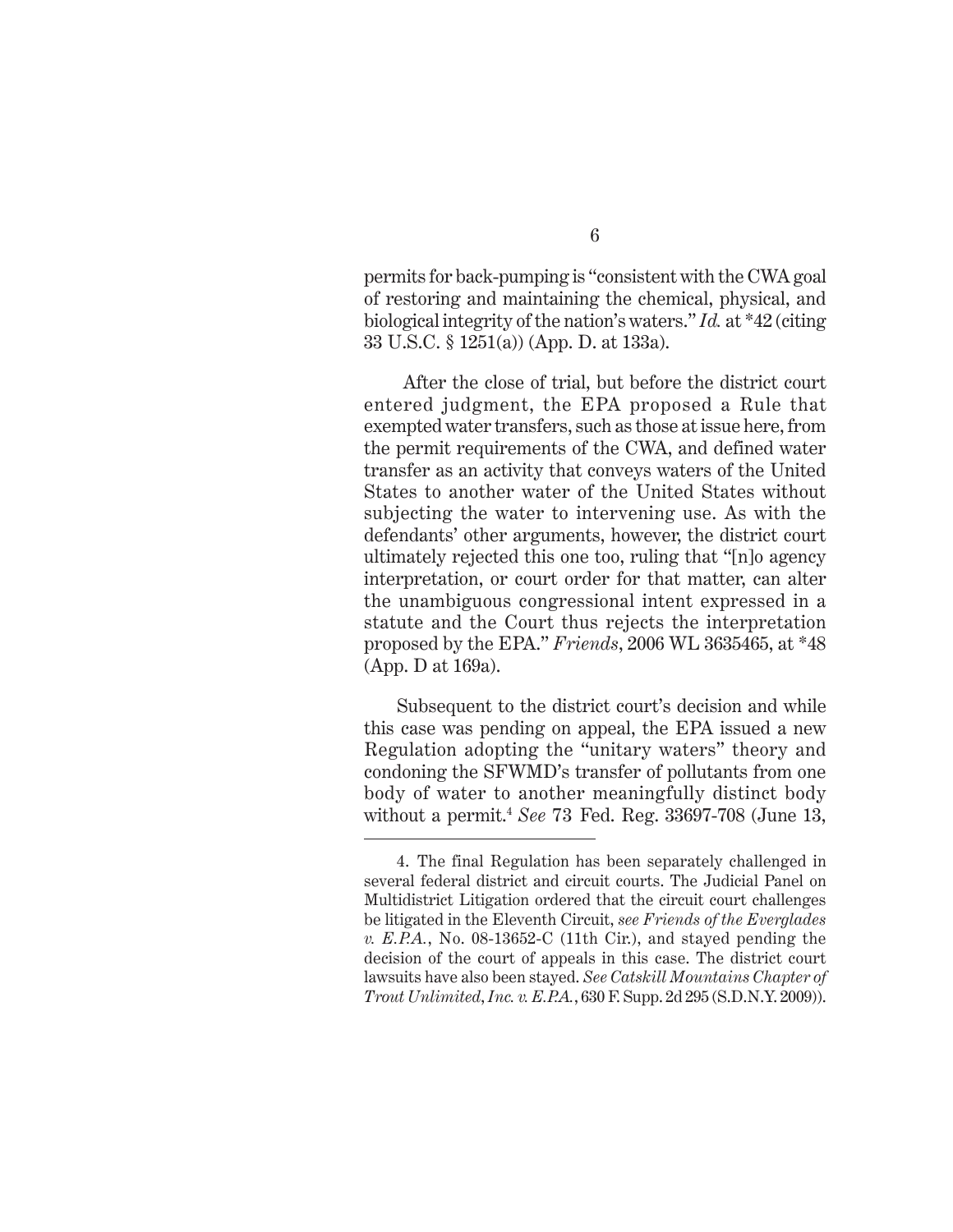permits for back-pumping is "consistent with the CWA goal of restoring and maintaining the chemical, physical, and biological integrity of the nation's waters." *Id.* at *42 (citing 33 U.S.C. § 1251(a)) (App. D. at 133a).

After the close of trial, but before the district court entered judgment, the EPA proposed a Rule that exempted water transfers, such as those at issue here, from the permit requirements of the CWA, and defined water transfer as an activity that conveys waters of the United States to another water of the United States without subjecting the water to intervening use. As with the defendants' other arguments, however, the district court ultimately rejected this one too, ruling that "[n]o agency interpretation, or court order for that matter, can alter the unambiguous congressional intent expressed in a statute and the Court thus rejects the interpretation proposed by the EPA." *Friends*, 2006 WL 3635465, at *48 (App. D at 169a).

Subsequent to the district court's decision and while this case was pending on appeal, the EPA issued a new Regulation adopting the "unitary waters" theory and condoning the SFWMD's transfer of pollutants from one body of water to another meaningfully distinct body without a permit.[4] *See* 73 Fed. Reg. 33697-708 (June 13,

---

4. The final Regulation has been separately challenged in several federal district and circuit courts. The Judicial Panel on Multidistrict Litigation ordered that the circuit court challenges be litigated in the Eleventh Circuit, *see Friends of the Everglades v. E.P.A.*, No. 08-13652-C (11th Cir.), and stayed pending the decision of the court of appeals in this case. The district court lawsuits have also been stayed. *See Catskill Mountains Chapter of Trout Unlimited, Inc. v. E.P.A.*, 630 F. Supp. 2d 295 (S.D.N.Y. 2009)).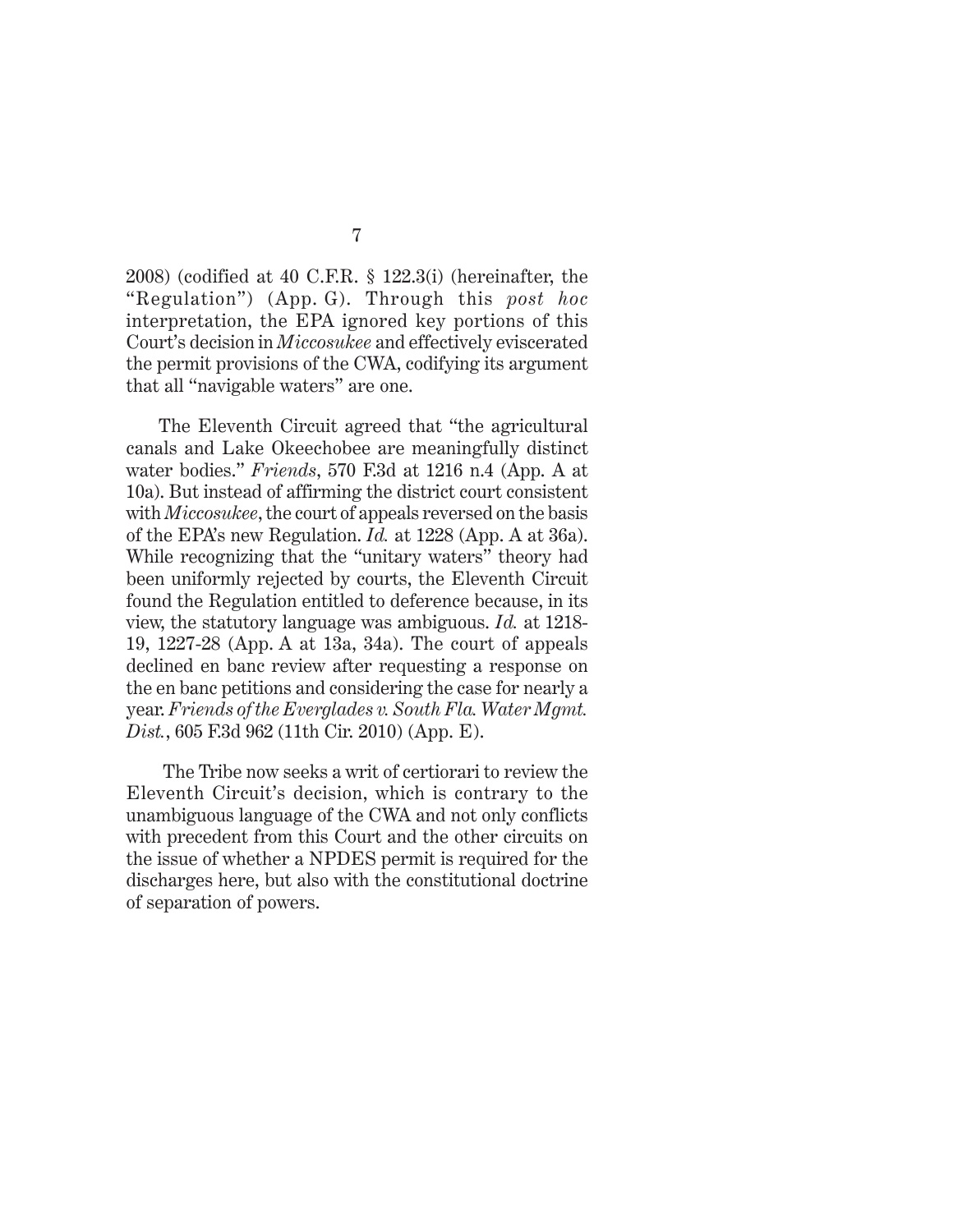2008) (codified at 40 C.F.R. § 122.3(i) (hereinafter, the "Regulation") (App. G). Through this *post hoc* interpretation, the EPA ignored key portions of this Court's decision in *Miccosukee* and effectively eviscerated the permit provisions of the CWA, codifying its argument that all "navigable waters" are one.

The Eleventh Circuit agreed that "the agricultural canals and Lake Okeechobee are meaningfully distinct water bodies." *Friends*, 570 F.3d at 1216 n.4 (App. A at 10a). But instead of affirming the district court consistent with *Miccosukee*, the court of appeals reversed on the basis of the EPA's new Regulation. *Id.* at 1228 (App. A at 36a). While recognizing that the "unitary waters" theory had been uniformly rejected by courts, the Eleventh Circuit found the Regulation entitled to deference because, in its view, the statutory language was ambiguous. *Id.* at 1218-19, 1227-28 (App. A at 13a, 34a). The court of appeals declined en banc review after requesting a response on the en banc petitions and considering the case for nearly a year. *Friends of the Everglades v. South Fla. Water Mgmt. Dist.*, 605 F.3d 962 (11th Cir. 2010) (App. E).

The Tribe now seeks a writ of certiorari to review the Eleventh Circuit's decision, which is contrary to the unambiguous language of the CWA and not only conflicts with precedent from this Court and the other circuits on the issue of whether a NPDES permit is required for the discharges here, but also with the constitutional doctrine of separation of powers.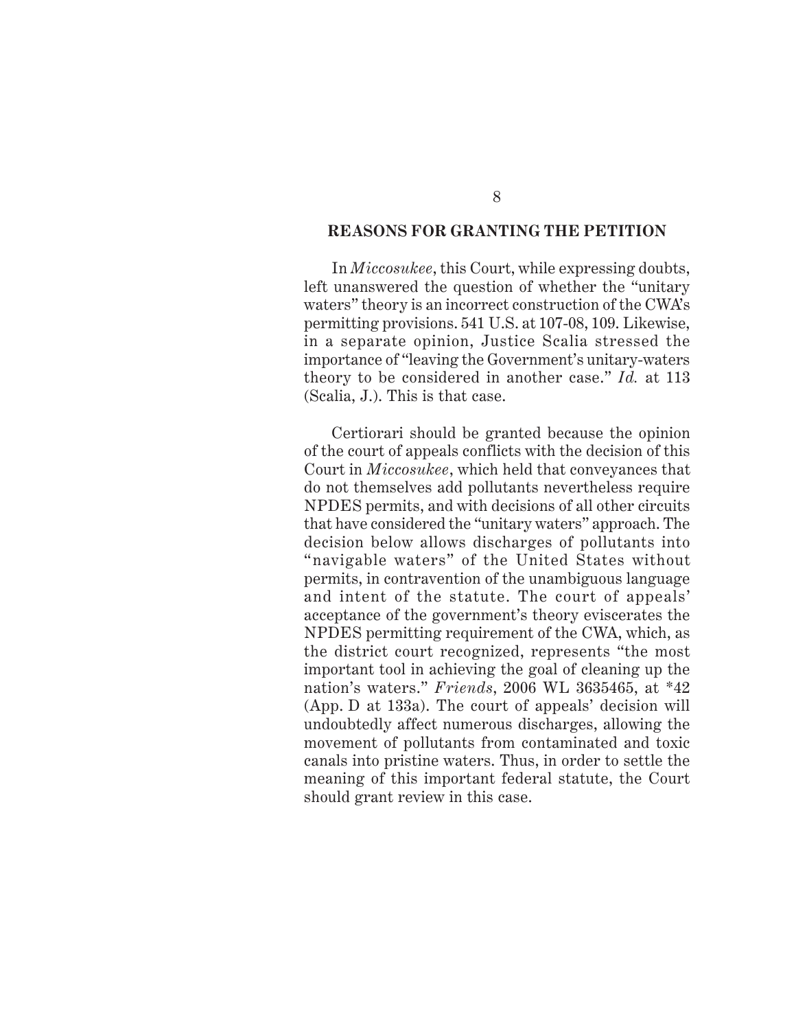## REASONS FOR GRANTING THE PETITION

In *Miccosukee*, this Court, while expressing doubts, left unanswered the question of whether the "unitary waters" theory is an incorrect construction of the CWA's permitting provisions. 541 U.S. at 107-08, 109. Likewise, in a separate opinion, Justice Scalia stressed the importance of "leaving the Government's unitary-waters theory to be considered in another case." *Id.* at 113 (Scalia, J.). This is that case.

Certiorari should be granted because the opinion of the court of appeals conflicts with the decision of this Court in *Miccosukee*, which held that conveyances that do not themselves add pollutants nevertheless require NPDES permits, and with decisions of all other circuits that have considered the "unitary waters" approach. The decision below allows discharges of pollutants into "navigable waters" of the United States without permits, in contravention of the unambiguous language and intent of the statute. The court of appeals' acceptance of the government's theory eviscerates the NPDES permitting requirement of the CWA, which, as the district court recognized, represents "the most important tool in achieving the goal of cleaning up the nation's waters." *Friends*, 2006 WL 3635465, at *42 (App. D at 133a). The court of appeals' decision will undoubtedly affect numerous discharges, allowing the movement of pollutants from contaminated and toxic canals into pristine waters. Thus, in order to settle the meaning of this important federal statute, the Court should grant review in this case.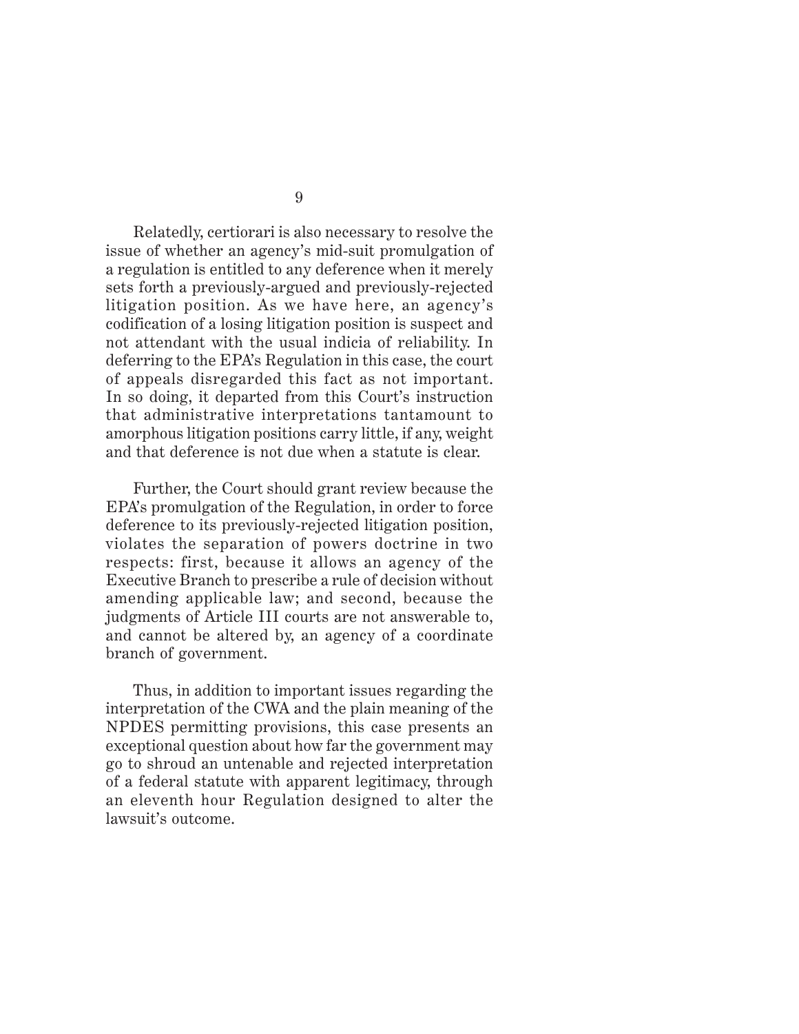Relatedly, certiorari is also necessary to resolve the issue of whether an agency's mid-suit promulgation of a regulation is entitled to any deference when it merely sets forth a previously-argued and previously-rejected litigation position. As we have here, an agency's codification of a losing litigation position is suspect and not attendant with the usual indicia of reliability. In deferring to the EPA's Regulation in this case, the court of appeals disregarded this fact as not important. In so doing, it departed from this Court's instruction that administrative interpretations tantamount to amorphous litigation positions carry little, if any, weight and that deference is not due when a statute is clear.

Further, the Court should grant review because the EPA's promulgation of the Regulation, in order to force deference to its previously-rejected litigation position, violates the separation of powers doctrine in two respects: first, because it allows an agency of the Executive Branch to prescribe a rule of decision without amending applicable law; and second, because the judgments of Article III courts are not answerable to, and cannot be altered by, an agency of a coordinate branch of government.

Thus, in addition to important issues regarding the interpretation of the CWA and the plain meaning of the NPDES permitting provisions, this case presents an exceptional question about how far the government may go to shroud an untenable and rejected interpretation of a federal statute with apparent legitimacy, through an eleventh hour Regulation designed to alter the lawsuit's outcome.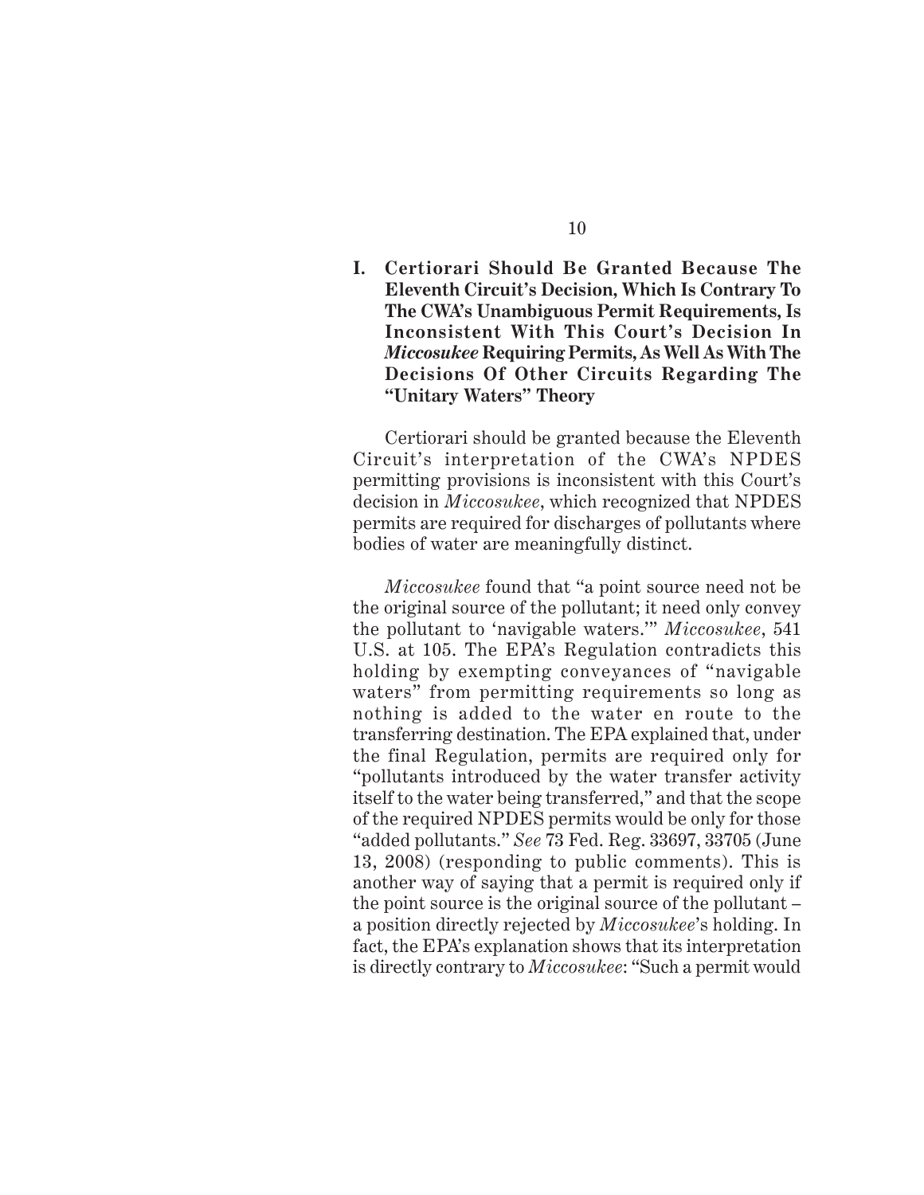### I. Certiorari Should Be Granted Because The Eleventh Circuit's Decision, Which Is Contrary To The CWA's Unambiguous Permit Requirements, Is Inconsistent With This Court's Decision In *Miccosukee* Requiring Permits, As Well As With The Decisions Of Other Circuits Regarding The "Unitary Waters" Theory

Certiorari should be granted because the Eleventh Circuit's interpretation of the CWA's NPDES permitting provisions is inconsistent with this Court's decision in *Miccosukee*, which recognized that NPDES permits are required for discharges of pollutants where bodies of water are meaningfully distinct.

*Miccosukee* found that "a point source need not be the original source of the pollutant; it need only convey the pollutant to 'navigable waters.'" *Miccosukee*, 541 U.S. at 105. The EPA's Regulation contradicts this holding by exempting conveyances of "navigable waters" from permitting requirements so long as nothing is added to the water en route to the transferring destination. The EPA explained that, under the final Regulation, permits are required only for "pollutants introduced by the water transfer activity itself to the water being transferred," and that the scope of the required NPDES permits would be only for those "added pollutants." *See* 73 Fed. Reg. 33697, 33705 (June 13, 2008) (responding to public comments). This is another way of saying that a permit is required only if the point source is the original source of the pollutant – a position directly rejected by *Miccosukee*'s holding. In fact, the EPA's explanation shows that its interpretation is directly contrary to *Miccosukee*: "Such a permit would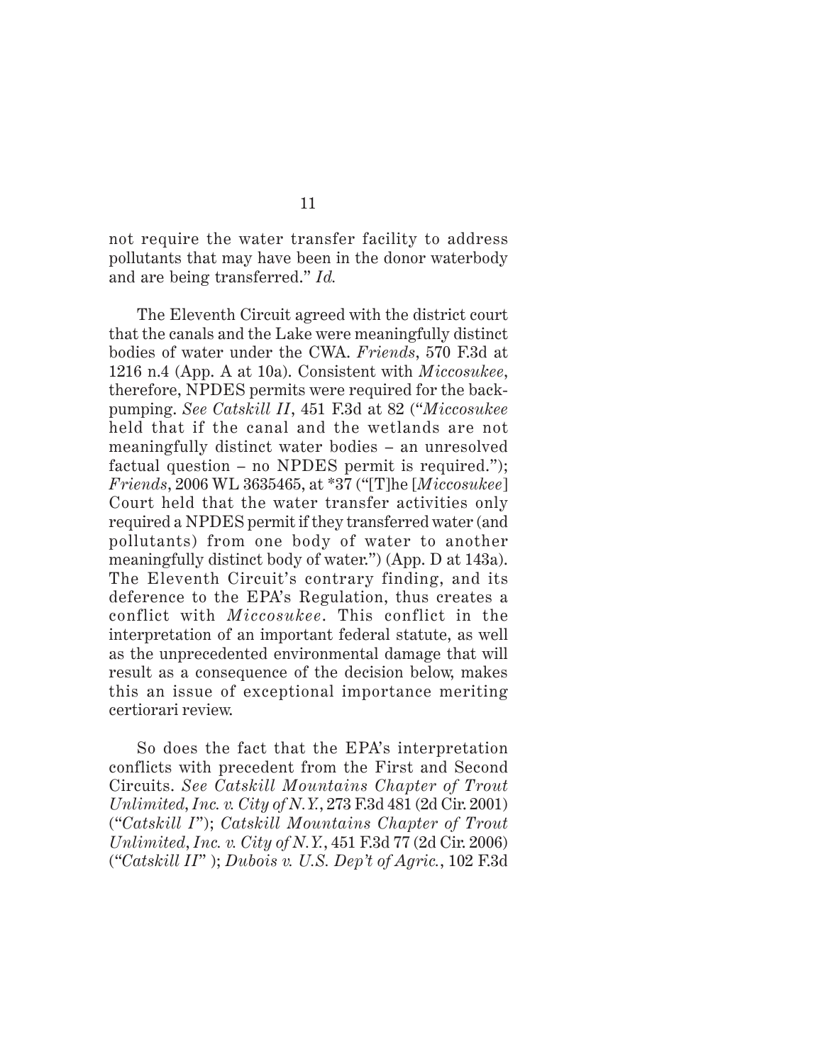not require the water transfer facility to address pollutants that may have been in the donor waterbody and are being transferred." *Id.*

The Eleventh Circuit agreed with the district court that the canals and the Lake were meaningfully distinct bodies of water under the CWA. *Friends*, 570 F.3d at 1216 n.4 (App. A at 10a). Consistent with *Miccosukee*, therefore, NPDES permits were required for the backpumping. *See Catskill II*, 451 F.3d at 82 ("*Miccosukee* held that if the canal and the wetlands are not meaningfully distinct water bodies – an unresolved factual question – no NPDES permit is required."); *Friends*, 2006 WL 3635465, at *37 ("[T]he [*Miccosukee*] Court held that the water transfer activities only required a NPDES permit if they transferred water (and pollutants) from one body of water to another meaningfully distinct body of water.") (App. D at 143a). The Eleventh Circuit's contrary finding, and its deference to the EPA's Regulation, thus creates a conflict with *Miccosukee*. This conflict in the interpretation of an important federal statute, as well as the unprecedented environmental damage that will result as a consequence of the decision below, makes this an issue of exceptional importance meriting certiorari review.

So does the fact that the EPA's interpretation conflicts with precedent from the First and Second Circuits. *See Catskill Mountains Chapter of Trout Unlimited, Inc. v. City of N.Y.*, 273 F.3d 481 (2d Cir. 2001) ("*Catskill I*"); *Catskill Mountains Chapter of Trout Unlimited, Inc. v. City of N.Y.*, 451 F.3d 77 (2d Cir. 2006) ("*Catskill II*" ); *Dubois v. U.S. Dep't of Agric.*, 102 F.3d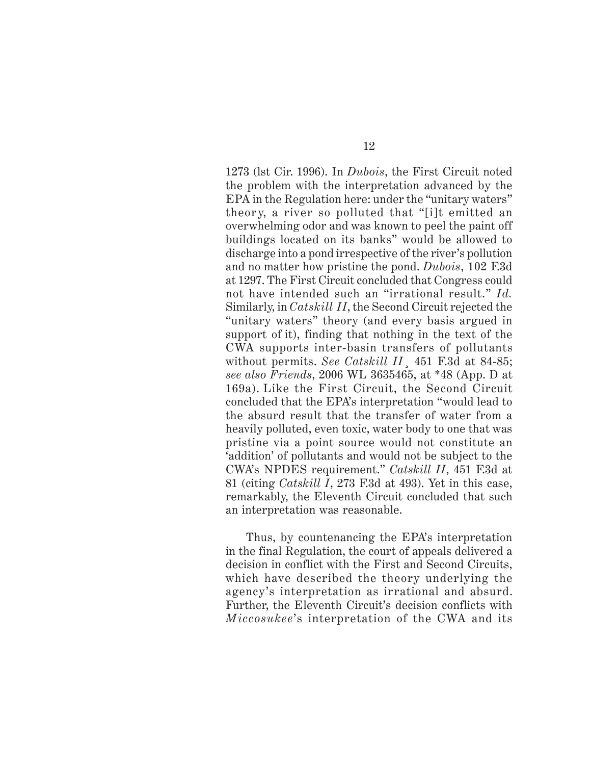1273 (lst Cir. 1996). In *Dubois*, the First Circuit noted the problem with the interpretation advanced by the EPA in the Regulation here: under the "unitary waters" theory, a river so polluted that "[i]t emitted an overwhelming odor and was known to peel the paint off buildings located on its banks" would be allowed to discharge into a pond irrespective of the river's pollution and no matter how pristine the pond. *Dubois*, 102 F.3d at 1297. The First Circuit concluded that Congress could not have intended such an "irrational result." *Id.* Similarly, in *Catskill II*, the Second Circuit rejected the "unitary waters" theory (and every basis argued in support of it), finding that nothing in the text of the CWA supports inter-basin transfers of pollutants without permits. *See Catskill II*¸ 451 F.3d at 84-85; *see also Friends*, 2006 WL 3635465, at *48 (App. D at 169a). Like the First Circuit, the Second Circuit concluded that the EPA's interpretation "would lead to the absurd result that the transfer of water from a heavily polluted, even toxic, water body to one that was pristine via a point source would not constitute an 'addition' of pollutants and would not be subject to the CWA's NPDES requirement." *Catskill II*, 451 F.3d at 81 (citing *Catskill I*, 273 F.3d at 493). Yet in this case, remarkably, the Eleventh Circuit concluded that such an interpretation was reasonable.

Thus, by countenancing the EPA's interpretation in the final Regulation, the court of appeals delivered a decision in conflict with the First and Second Circuits, which have described the theory underlying the agency's interpretation as irrational and absurd. Further, the Eleventh Circuit's decision conflicts with *Miccosukee*'s interpretation of the CWA and its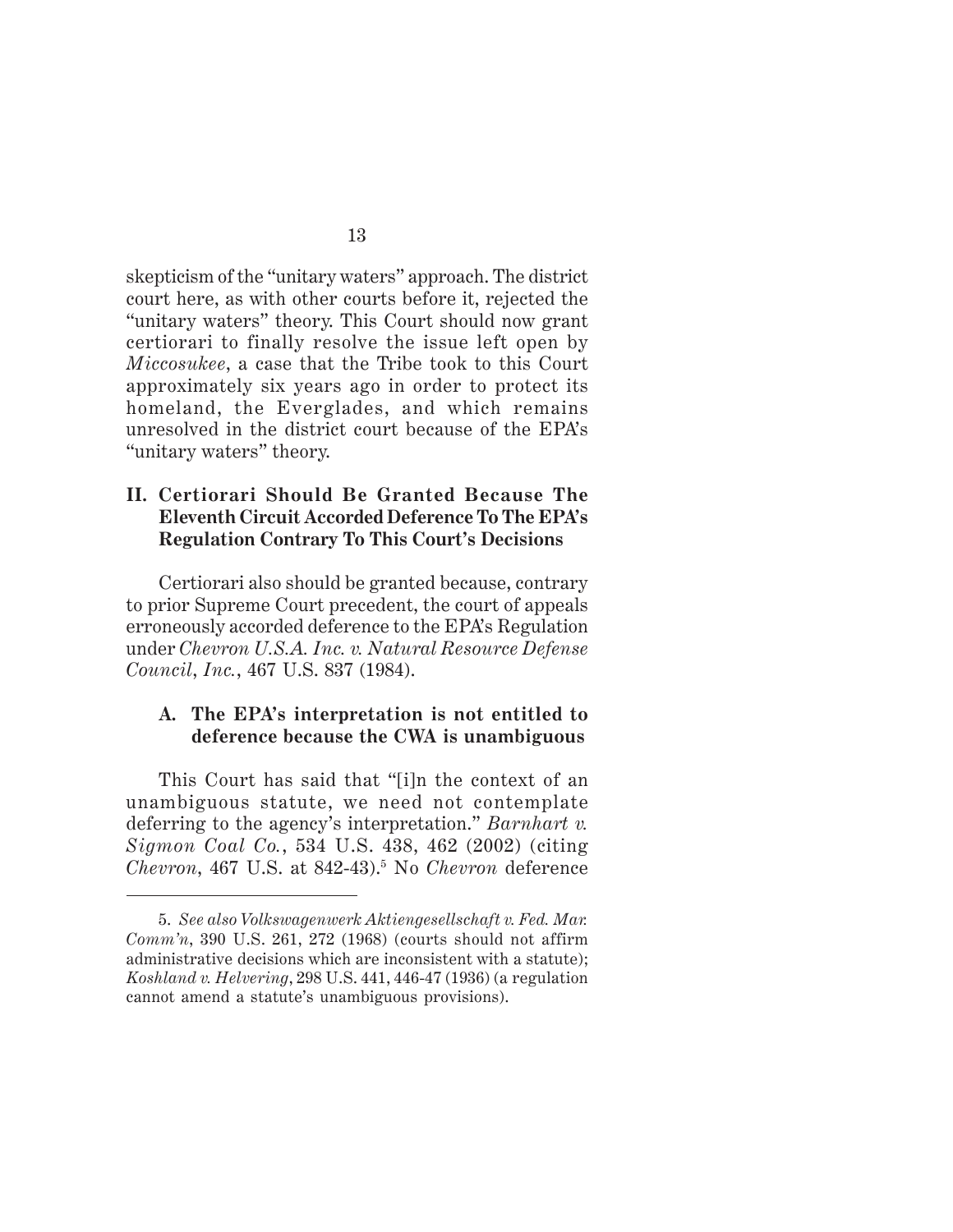skepticism of the "unitary waters" approach. The district court here, as with other courts before it, rejected the "unitary waters" theory. This Court should now grant certiorari to finally resolve the issue left open by *Miccosukee*, a case that the Tribe took to this Court approximately six years ago in order to protect its homeland, the Everglades, and which remains unresolved in the district court because of the EPA's "unitary waters" theory.

## II. Certiorari Should Be Granted Because The Eleventh Circuit Accorded Deference To The EPA's Regulation Contrary To This Court's Decisions

Certiorari also should be granted because, contrary to prior Supreme Court precedent, the court of appeals erroneously accorded deference to the EPA's Regulation under *Chevron U.S.A. Inc. v. Natural Resource Defense Council, Inc.*, 467 U.S. 837 (1984).

### A. The EPA's interpretation is not entitled to deference because the CWA is unambiguous

This Court has said that "[i]n the context of an unambiguous statute, we need not contemplate deferring to the agency's interpretation." *Barnhart v. Sigmon Coal Co.*, 534 U.S. 438, 462 (2002) (citing *Chevron*, 467 U.S. at 842-43).[5] No *Chevron* deference

5. *See also Volkswagenwerk Aktiengesellschaft v. Fed. Mar. Comm'n*, 390 U.S. 261, 272 (1968) (courts should not affirm administrative decisions which are inconsistent with a statute); *Koshland v. Helvering*, 298 U.S. 441, 446-47 (1936) (a regulation cannot amend a statute's unambiguous provisions).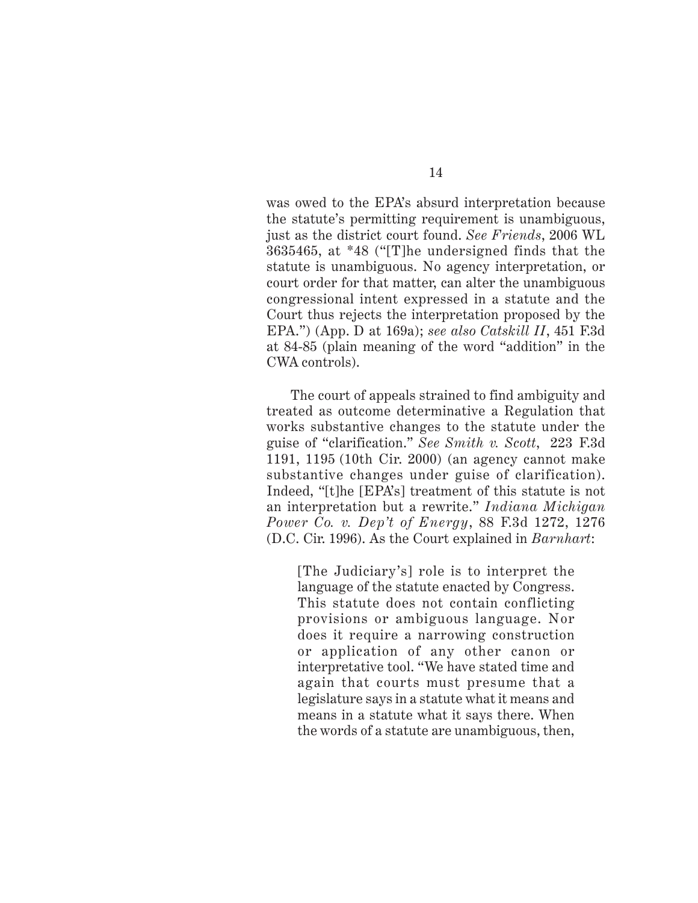was owed to the EPA's absurd interpretation because the statute's permitting requirement is unambiguous, just as the district court found. *See Friends*, 2006 WL 3635465, at *48 ("[T]he undersigned finds that the statute is unambiguous. No agency interpretation, or court order for that matter, can alter the unambiguous congressional intent expressed in a statute and the Court thus rejects the interpretation proposed by the EPA.") (App. D at 169a); *see also Catskill II*, 451 F.3d at 84-85 (plain meaning of the word "addition" in the CWA controls).

The court of appeals strained to find ambiguity and treated as outcome determinative a Regulation that works substantive changes to the statute under the guise of "clarification." *See Smith v. Scott*, 223 F.3d 1191, 1195 (10th Cir. 2000) (an agency cannot make substantive changes under guise of clarification). Indeed, "[t]he [EPA's] treatment of this statute is not an interpretation but a rewrite." *Indiana Michigan Power Co. v. Dep't of Energy*, 88 F.3d 1272, 1276 (D.C. Cir. 1996). As the Court explained in *Barnhart*:

> [The Judiciary's] role is to interpret the language of the statute enacted by Congress. This statute does not contain conflicting provisions or ambiguous language. Nor does it require a narrowing construction or application of any other canon or interpretative tool. "We have stated time and again that courts must presume that a legislature says in a statute what it means and means in a statute what it says there. When the words of a statute are unambiguous, then,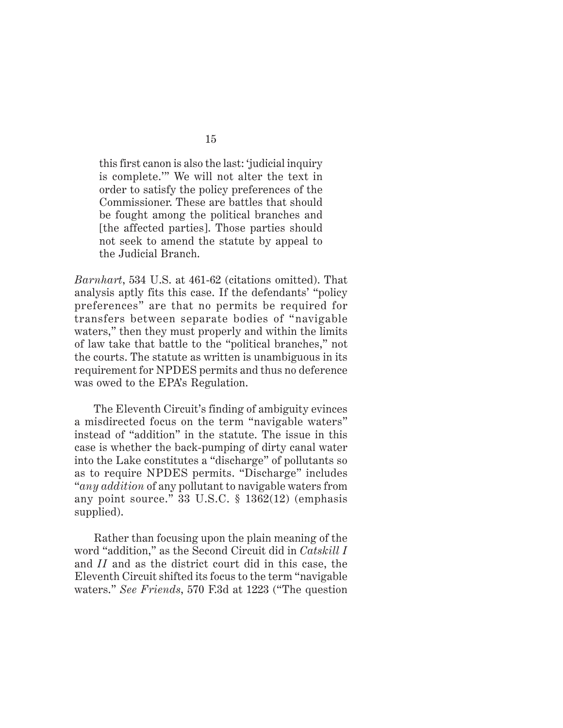> this first canon is also the last: 'judicial inquiry is complete.'" We will not alter the text in order to satisfy the policy preferences of the Commissioner. These are battles that should be fought among the political branches and [the affected parties]. Those parties should not seek to amend the statute by appeal to the Judicial Branch.

*Barnhart*, 534 U.S. at 461-62 (citations omitted). That analysis aptly fits this case. If the defendants' "policy preferences" are that no permits be required for transfers between separate bodies of "navigable waters," then they must properly and within the limits of law take that battle to the "political branches," not the courts. The statute as written is unambiguous in its requirement for NPDES permits and thus no deference was owed to the EPA's Regulation.

The Eleventh Circuit's finding of ambiguity evinces a misdirected focus on the term "navigable waters" instead of "addition" in the statute. The issue in this case is whether the back-pumping of dirty canal water into the Lake constitutes a "discharge" of pollutants so as to require NPDES permits. "Discharge" includes "*any addition* of any pollutant to navigable waters from any point source." 33 U.S.C. § 1362(12) (emphasis supplied).

Rather than focusing upon the plain meaning of the word "addition," as the Second Circuit did in *Catskill I* and *II* and as the district court did in this case, the Eleventh Circuit shifted its focus to the term "navigable waters." *See Friends*, 570 F.3d at 1223 ("The question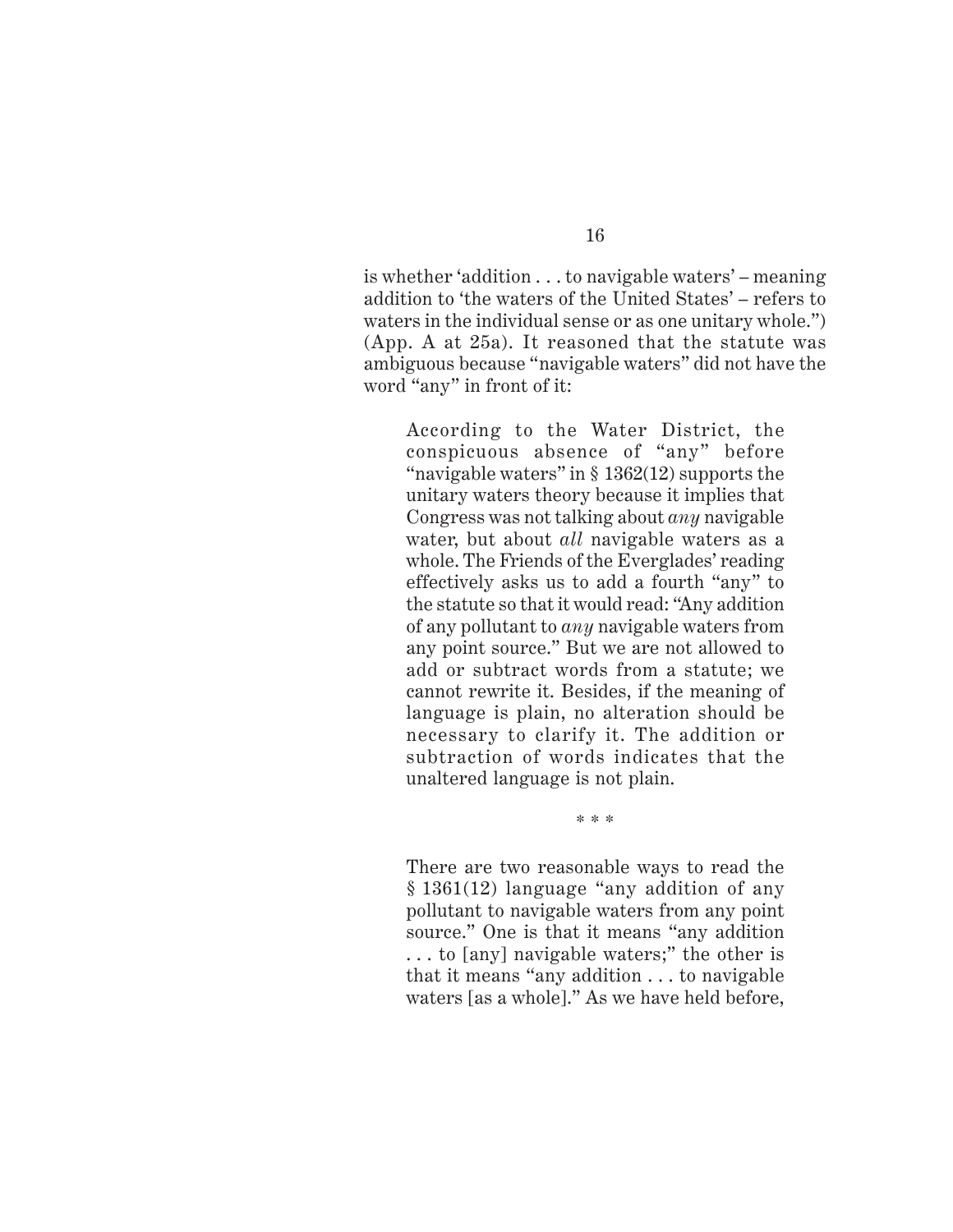is whether 'addition . . . to navigable waters' – meaning addition to 'the waters of the United States' – refers to waters in the individual sense or as one unitary whole.") (App. A at 25a). It reasoned that the statute was ambiguous because "navigable waters" did not have the word "any" in front of it:

> According to the Water District, the conspicuous absence of "any" before "navigable waters" in § 1362(12) supports the unitary waters theory because it implies that Congress was not talking about *any* navigable water, but about *all* navigable waters as a whole. The Friends of the Everglades' reading effectively asks us to add a fourth "any" to the statute so that it would read: "Any addition of any pollutant to *any* navigable waters from any point source." But we are not allowed to add or subtract words from a statute; we cannot rewrite it. Besides, if the meaning of language is plain, no alteration should be necessary to clarify it. The addition or subtraction of words indicates that the unaltered language is not plain.
>
> \* \* \*
>
> There are two reasonable ways to read the § 1361(12) language "any addition of any pollutant to navigable waters from any point source." One is that it means "any addition . . . to [any] navigable waters;" the other is that it means "any addition . . . to navigable waters [as a whole]." As we have held before,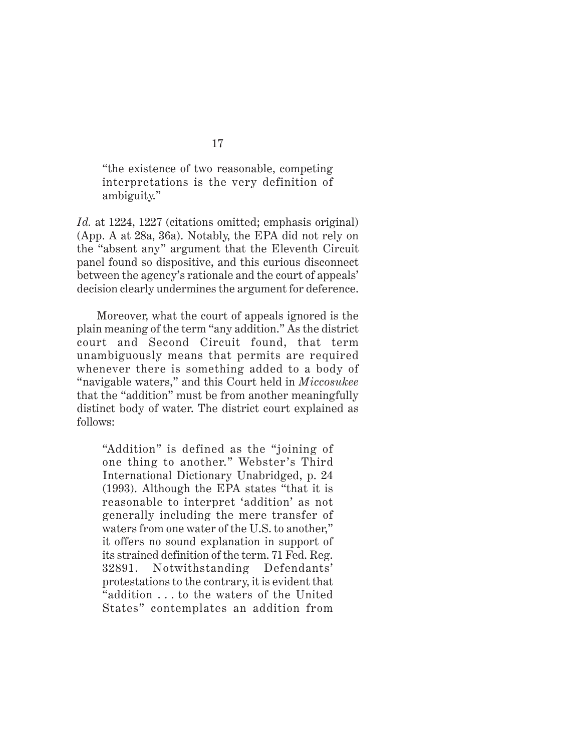> "the existence of two reasonable, competing interpretations is the very definition of ambiguity."

*Id.* at 1224, 1227 (citations omitted; emphasis original) (App. A at 28a, 36a). Notably, the EPA did not rely on the "absent any" argument that the Eleventh Circuit panel found so dispositive, and this curious disconnect between the agency's rationale and the court of appeals' decision clearly undermines the argument for deference.

Moreover, what the court of appeals ignored is the plain meaning of the term "any addition." As the district court and Second Circuit found, that term unambiguously means that permits are required whenever there is something added to a body of "navigable waters," and this Court held in *Miccosukee* that the "addition" must be from another meaningfully distinct body of water. The district court explained as follows:

> "Addition" is defined as the "joining of one thing to another." Webster's Third International Dictionary Unabridged, p. 24 (1993). Although the EPA states "that it is reasonable to interpret 'addition' as not generally including the mere transfer of waters from one water of the U.S. to another," it offers no sound explanation in support of its strained definition of the term. 71 Fed. Reg. 32891. Notwithstanding Defendants' protestations to the contrary, it is evident that "addition . . . to the waters of the United States" contemplates an addition from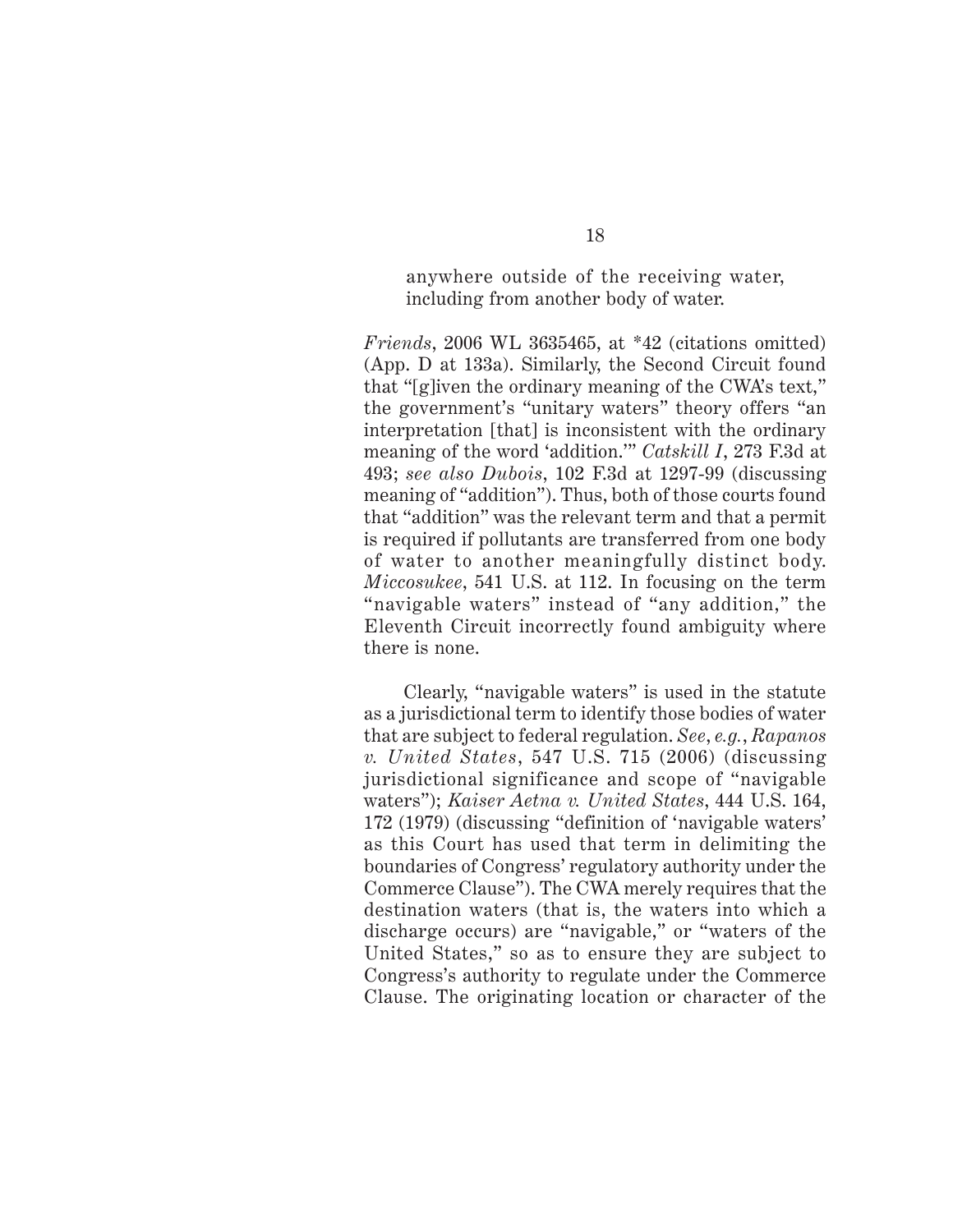anywhere outside of the receiving water, including from another body of water.

*Friends*, 2006 WL 3635465, at *42 (citations omitted) (App. D at 133a). Similarly, the Second Circuit found that "[g]iven the ordinary meaning of the CWA's text," the government's "unitary waters" theory offers "an interpretation [that] is inconsistent with the ordinary meaning of the word 'addition.'" *Catskill I*, 273 F.3d at 493; *see also Dubois*, 102 F.3d at 1297-99 (discussing meaning of "addition"). Thus, both of those courts found that "addition" was the relevant term and that a permit is required if pollutants are transferred from one body of water to another meaningfully distinct body. *Miccosukee*, 541 U.S. at 112. In focusing on the term "navigable waters" instead of "any addition," the Eleventh Circuit incorrectly found ambiguity where there is none.

Clearly, "navigable waters" is used in the statute as a jurisdictional term to identify those bodies of water that are subject to federal regulation. *See, e.g.*, *Rapanos v. United States*, 547 U.S. 715 (2006) (discussing jurisdictional significance and scope of "navigable waters"); *Kaiser Aetna v. United States*, 444 U.S. 164, 172 (1979) (discussing "definition of 'navigable waters' as this Court has used that term in delimiting the boundaries of Congress' regulatory authority under the Commerce Clause"). The CWA merely requires that the destination waters (that is, the waters into which a discharge occurs) are "navigable," or "waters of the United States," so as to ensure they are subject to Congress's authority to regulate under the Commerce Clause. The originating location or character of the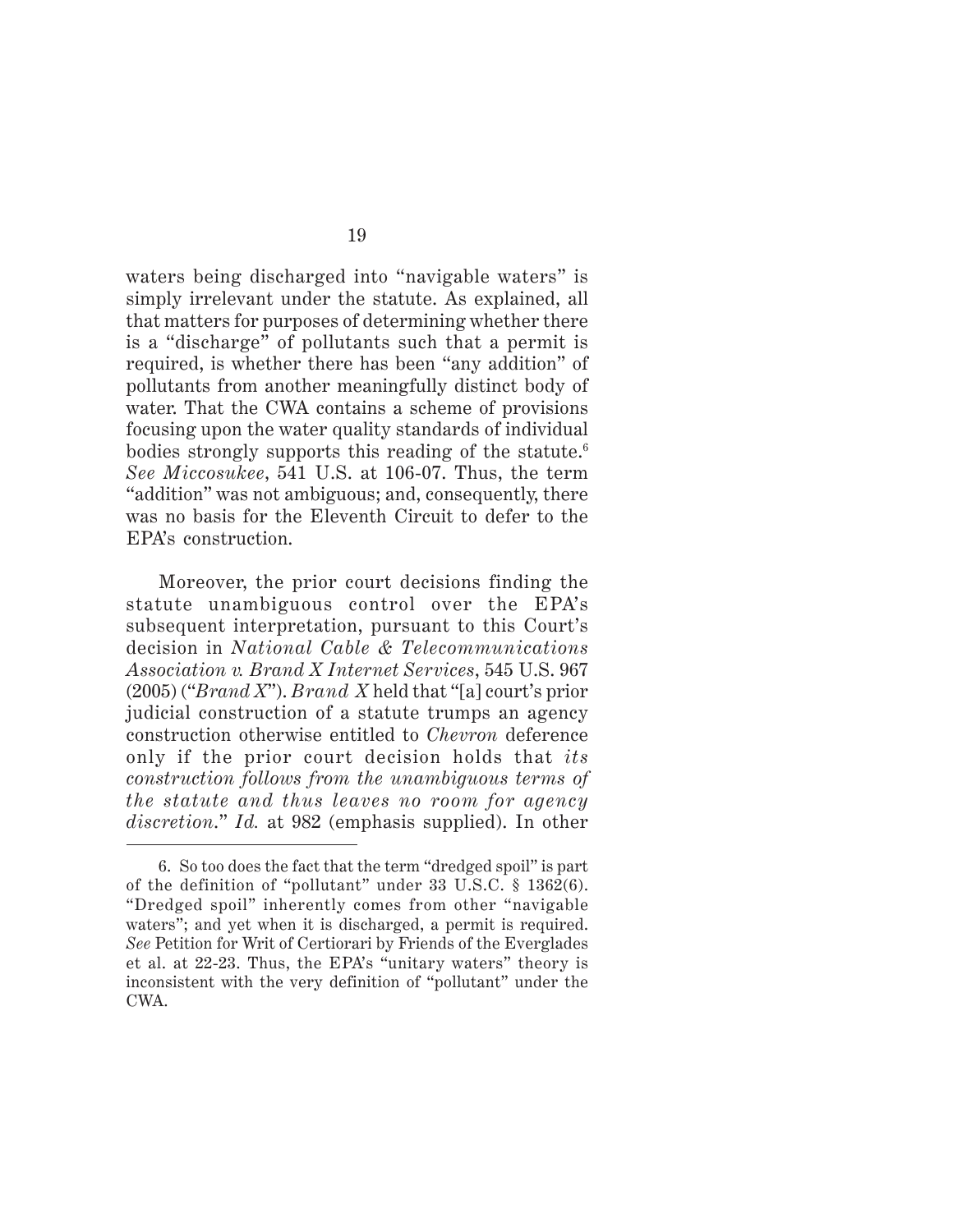waters being discharged into "navigable waters" is simply irrelevant under the statute. As explained, all that matters for purposes of determining whether there is a "discharge" of pollutants such that a permit is required, is whether there has been "any addition" of pollutants from another meaningfully distinct body of water. That the CWA contains a scheme of provisions focusing upon the water quality standards of individual bodies strongly supports this reading of the statute.[6] *See Miccosukee*, 541 U.S. at 106-07. Thus, the term "addition" was not ambiguous; and, consequently, there was no basis for the Eleventh Circuit to defer to the EPA's construction.

Moreover, the prior court decisions finding the statute unambiguous control over the EPA's subsequent interpretation, pursuant to this Court's decision in *National Cable & Telecommunications Association v. Brand X Internet Services*, 545 U.S. 967 (2005) ("*Brand X*"). *Brand X* held that "[a] court's prior judicial construction of a statute trumps an agency construction otherwise entitled to *Chevron* deference only if the prior court decision holds that *its construction follows from the unambiguous terms of the statute and thus leaves no room for agency discretion*." *Id.* at 982 (emphasis supplied). In other

6. So too does the fact that the term "dredged spoil" is part of the definition of "pollutant" under 33 U.S.C. § 1362(6). "Dredged spoil" inherently comes from other "navigable waters"; and yet when it is discharged, a permit is required. *See* Petition for Writ of Certiorari by Friends of the Everglades et al. at 22-23. Thus, the EPA's "unitary waters" theory is inconsistent with the very definition of "pollutant" under the CWA.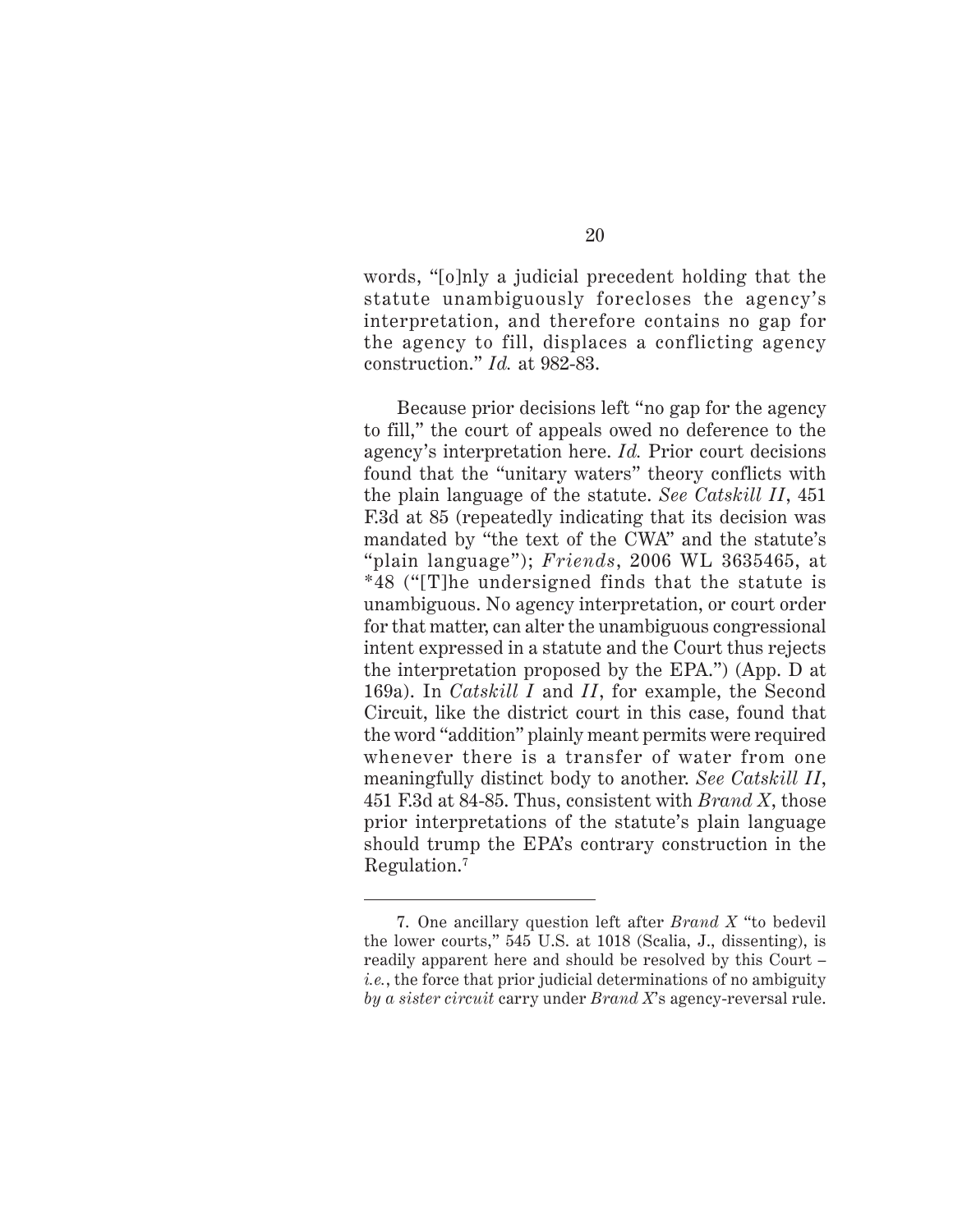words, "[o]nly a judicial precedent holding that the statute unambiguously forecloses the agency's interpretation, and therefore contains no gap for the agency to fill, displaces a conflicting agency construction." *Id.* at 982-83.

Because prior decisions left "no gap for the agency to fill," the court of appeals owed no deference to the agency's interpretation here. *Id.* Prior court decisions found that the "unitary waters" theory conflicts with the plain language of the statute. *See Catskill II*, 451 F.3d at 85 (repeatedly indicating that its decision was mandated by "the text of the CWA" and the statute's "plain language"); *Friends*, 2006 WL 3635465, at *48 ("[T]he undersigned finds that the statute is unambiguous. No agency interpretation, or court order for that matter, can alter the unambiguous congressional intent expressed in a statute and the Court thus rejects the interpretation proposed by the EPA.") (App. D at 169a). In *Catskill I* and *II*, for example, the Second Circuit, like the district court in this case, found that the word "addition" plainly meant permits were required whenever there is a transfer of water from one meaningfully distinct body to another. *See Catskill II*, 451 F.3d at 84-85. Thus, consistent with *Brand X*, those prior interpretations of the statute's plain language should trump the EPA's contrary construction in the Regulation.[7]

---

7. One ancillary question left after *Brand X* "to bedevil the lower courts," 545 U.S. at 1018 (Scalia, J., dissenting), is readily apparent here and should be resolved by this Court – *i.e.*, the force that prior judicial determinations of no ambiguity *by a sister circuit* carry under *Brand X*'s agency-reversal rule.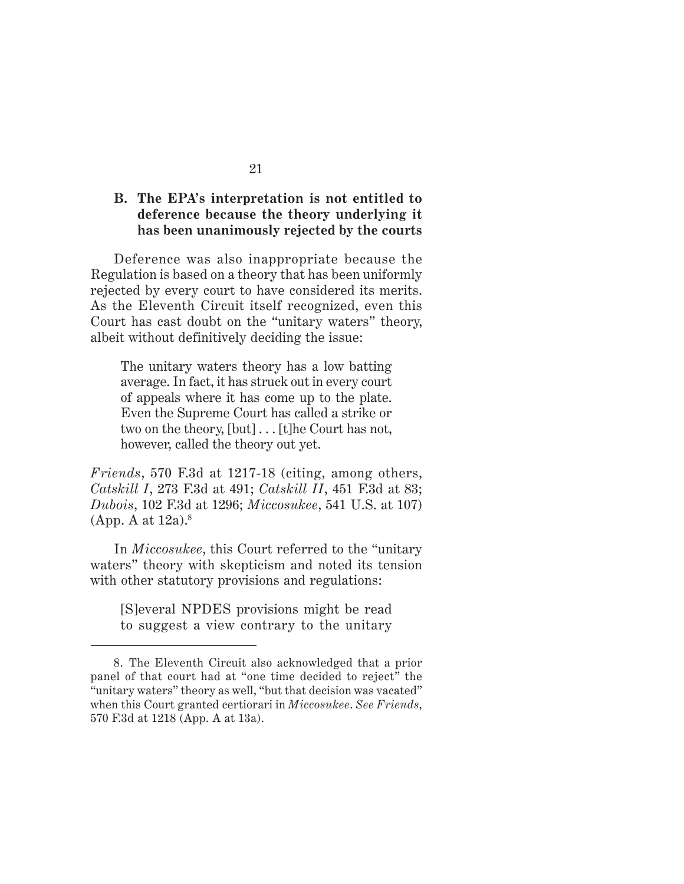### B. The EPA's interpretation is not entitled to deference because the theory underlying it has been unanimously rejected by the courts

Deference was also inappropriate because the Regulation is based on a theory that has been uniformly rejected by every court to have considered its merits. As the Eleventh Circuit itself recognized, even this Court has cast doubt on the "unitary waters" theory, albeit without definitively deciding the issue:

> The unitary waters theory has a low batting average. In fact, it has struck out in every court of appeals where it has come up to the plate. Even the Supreme Court has called a strike or two on the theory, [but] . . . [t]he Court has not, however, called the theory out yet.

*Friends*, 570 F.3d at 1217-18 (citing, among others, *Catskill I*, 273 F.3d at 491; *Catskill II*, 451 F.3d at 83; *Dubois*, 102 F.3d at 1296; *Miccosukee*, 541 U.S. at 107) (App. A at 12a).[8]

In *Miccosukee*, this Court referred to the "unitary waters" theory with skepticism and noted its tension with other statutory provisions and regulations:

> [S]everal NPDES provisions might be read to suggest a view contrary to the unitary

8. The Eleventh Circuit also acknowledged that a prior panel of that court had at "one time decided to reject" the "unitary waters" theory as well, "but that decision was vacated" when this Court granted certiorari in *Miccosukee*. *See Friends*, 570 F.3d at 1218 (App. A at 13a).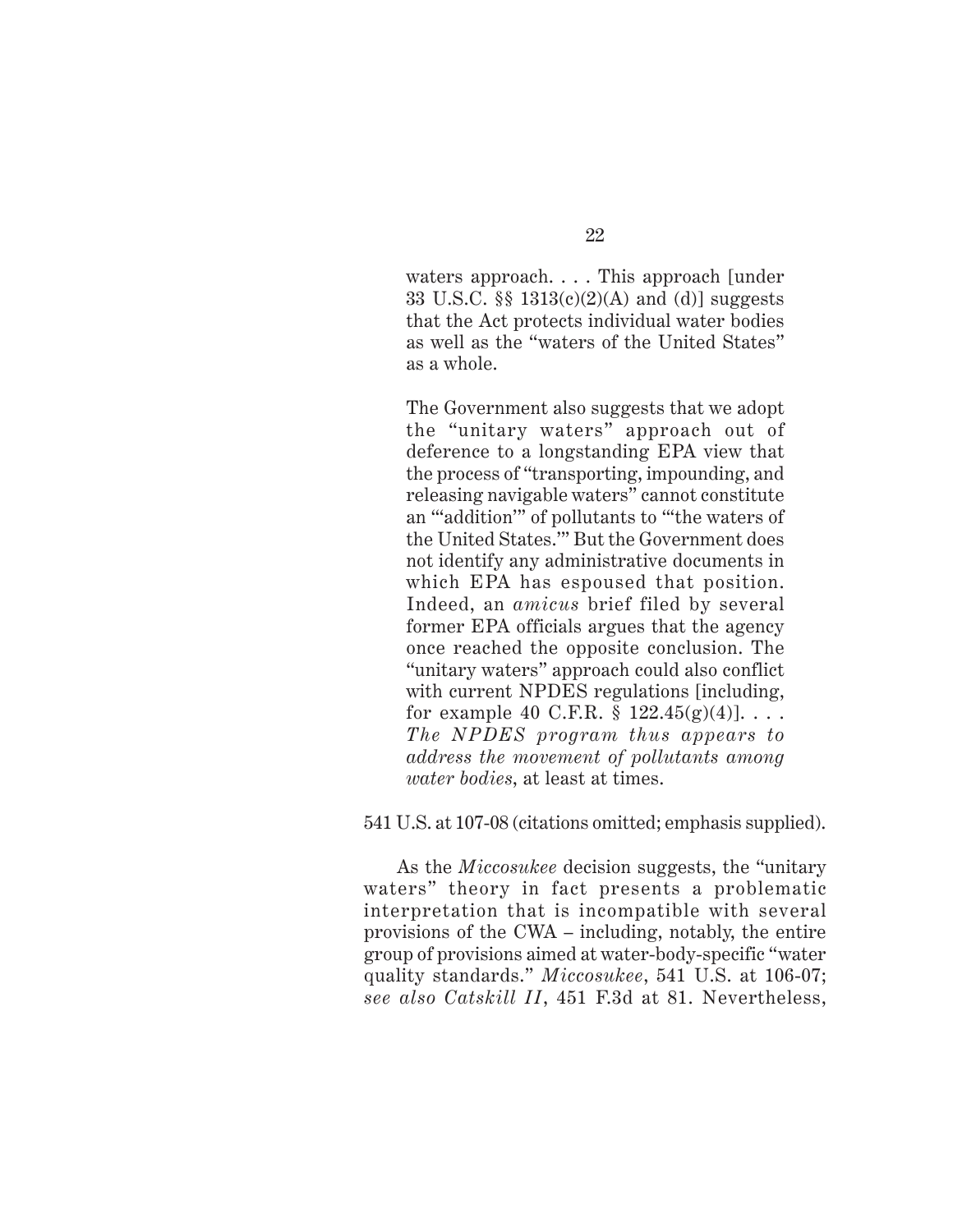> waters approach. . . . This approach [under 33 U.S.C. §§ 1313(c)(2)(A) and (d)] suggests that the Act protects individual water bodies as well as the "waters of the United States" as a whole.
>
> The Government also suggests that we adopt the "unitary waters" approach out of deference to a longstanding EPA view that the process of "transporting, impounding, and releasing navigable waters" cannot constitute an "'addition'" of pollutants to "'the waters of the United States.'" But the Government does not identify any administrative documents in which EPA has espoused that position. Indeed, an *amicus* brief filed by several former EPA officials argues that the agency once reached the opposite conclusion. The "unitary waters" approach could also conflict with current NPDES regulations [including, for example 40 C.F.R. § 122.45(g)(4)]. . . . *The NPDES program thus appears to address the movement of pollutants among water bodies*, at least at times.

541 U.S. at 107-08 (citations omitted; emphasis supplied).

As the *Miccosukee* decision suggests, the "unitary waters" theory in fact presents a problematic interpretation that is incompatible with several provisions of the CWA – including, notably, the entire group of provisions aimed at water-body-specific "water quality standards." *Miccosukee*, 541 U.S. at 106-07; *see also Catskill II*, 451 F.3d at 81. Nevertheless,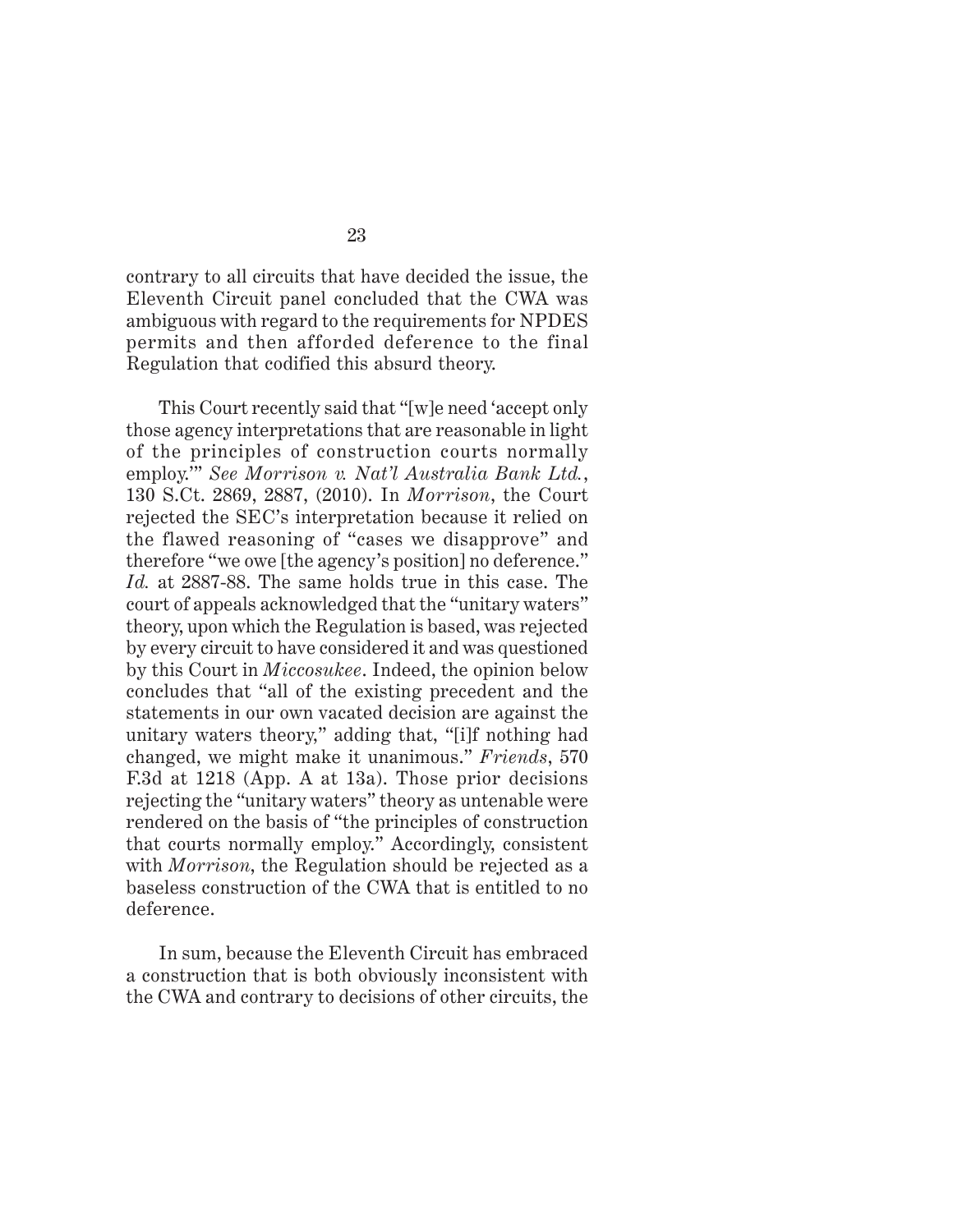contrary to all circuits that have decided the issue, the Eleventh Circuit panel concluded that the CWA was ambiguous with regard to the requirements for NPDES permits and then afforded deference to the final Regulation that codified this absurd theory.

This Court recently said that "[w]e need 'accept only those agency interpretations that are reasonable in light of the principles of construction courts normally employ.'" *See Morrison v. Nat'l Australia Bank Ltd.*, 130 S.Ct. 2869, 2887, (2010). In *Morrison*, the Court rejected the SEC's interpretation because it relied on the flawed reasoning of "cases we disapprove" and therefore "we owe [the agency's position] no deference." *Id.* at 2887-88. The same holds true in this case. The court of appeals acknowledged that the "unitary waters" theory, upon which the Regulation is based, was rejected by every circuit to have considered it and was questioned by this Court in *Miccosukee*. Indeed, the opinion below concludes that "all of the existing precedent and the statements in our own vacated decision are against the unitary waters theory," adding that, "[i]f nothing had changed, we might make it unanimous." *Friends*, 570 F.3d at 1218 (App. A at 13a). Those prior decisions rejecting the "unitary waters" theory as untenable were rendered on the basis of "the principles of construction that courts normally employ." Accordingly, consistent with *Morrison*, the Regulation should be rejected as a baseless construction of the CWA that is entitled to no deference.

In sum, because the Eleventh Circuit has embraced a construction that is both obviously inconsistent with the CWA and contrary to decisions of other circuits, the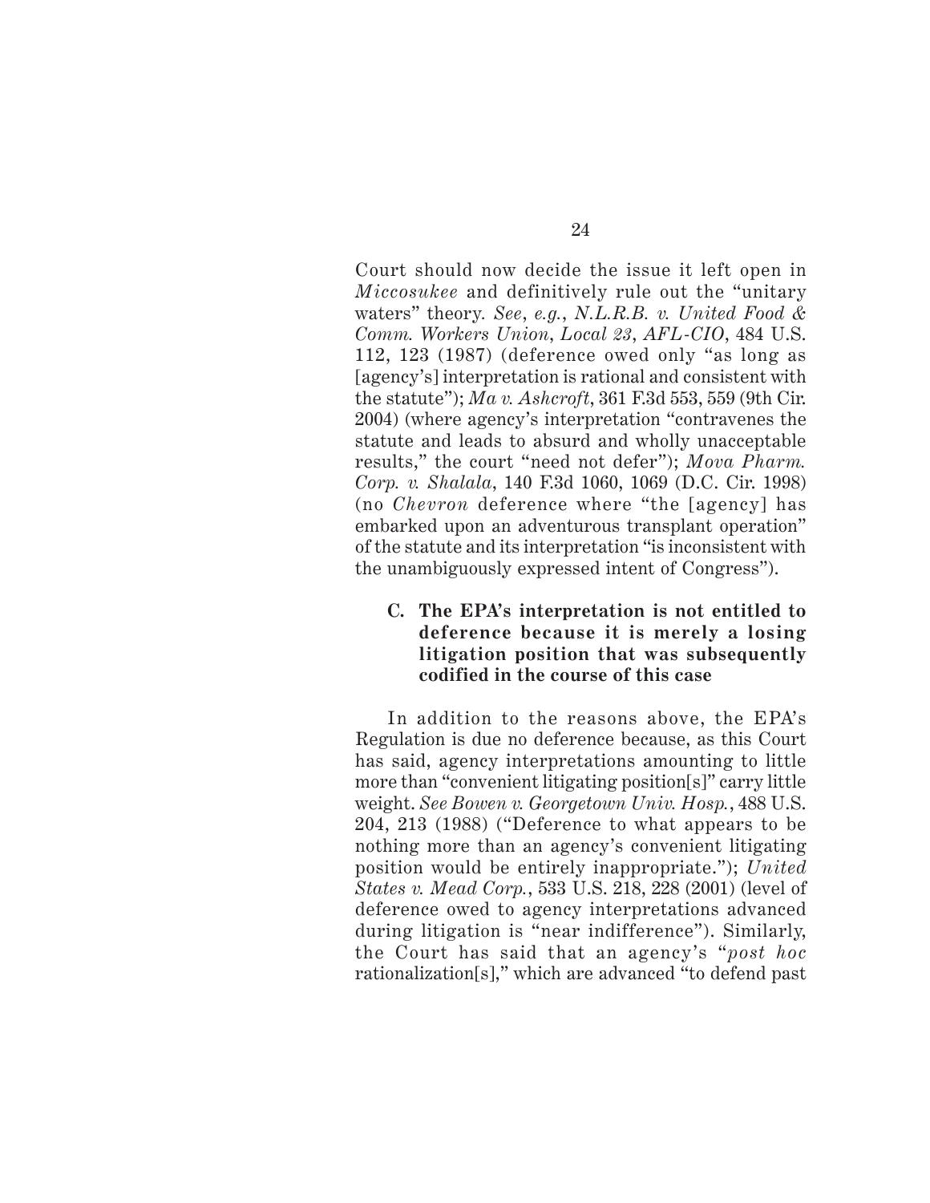Court should now decide the issue it left open in *Miccosukee* and definitively rule out the "unitary waters" theory. *See*, *e.g.*, *N.L.R.B. v. United Food & Comm. Workers Union*, *Local 23*, *AFL-CIO*, 484 U.S. 112, 123 (1987) (deference owed only "as long as [agency's] interpretation is rational and consistent with the statute"); *Ma v. Ashcroft*, 361 F.3d 553, 559 (9th Cir. 2004) (where agency's interpretation "contravenes the statute and leads to absurd and wholly unacceptable results," the court "need not defer"); *Mova Pharm. Corp. v. Shalala*, 140 F.3d 1060, 1069 (D.C. Cir. 1998) (no *Chevron* deference where "the [agency] has embarked upon an adventurous transplant operation" of the statute and its interpretation "is inconsistent with the unambiguously expressed intent of Congress").

### C. The EPA's interpretation is not entitled to deference because it is merely a losing litigation position that was subsequently codified in the course of this case

In addition to the reasons above, the EPA's Regulation is due no deference because, as this Court has said, agency interpretations amounting to little more than "convenient litigating position[s]" carry little weight. *See Bowen v. Georgetown Univ. Hosp.*, 488 U.S. 204, 213 (1988) ("Deference to what appears to be nothing more than an agency's convenient litigating position would be entirely inappropriate."); *United States v. Mead Corp.*, 533 U.S. 218, 228 (2001) (level of deference owed to agency interpretations advanced during litigation is "near indifference"). Similarly, the Court has said that an agency's "*post hoc* rationalization[s]," which are advanced "to defend past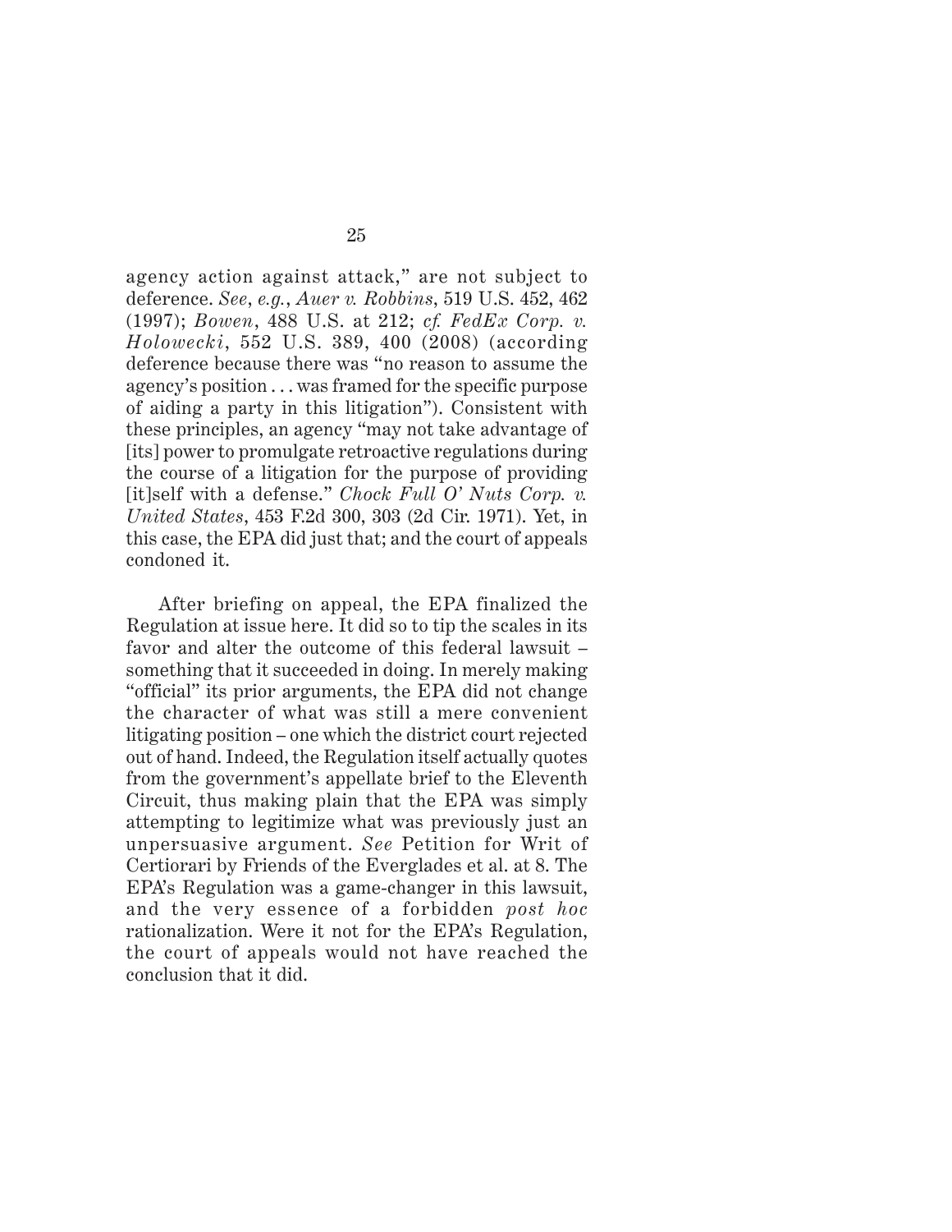agency action against attack," are not subject to deference. *See*, *e.g.*, *Auer v. Robbins*, 519 U.S. 452, 462 (1997); *Bowen*, 488 U.S. at 212; *cf. FedEx Corp. v. Holowecki*, 552 U.S. 389, 400 (2008) (according deference because there was "no reason to assume the agency's position . . . was framed for the specific purpose of aiding a party in this litigation"). Consistent with these principles, an agency "may not take advantage of [its] power to promulgate retroactive regulations during the course of a litigation for the purpose of providing [it]self with a defense." *Chock Full O' Nuts Corp. v. United States*, 453 F.2d 300, 303 (2d Cir. 1971). Yet, in this case, the EPA did just that; and the court of appeals condoned it.

After briefing on appeal, the EPA finalized the Regulation at issue here. It did so to tip the scales in its favor and alter the outcome of this federal lawsuit – something that it succeeded in doing. In merely making "official" its prior arguments, the EPA did not change the character of what was still a mere convenient litigating position – one which the district court rejected out of hand. Indeed, the Regulation itself actually quotes from the government's appellate brief to the Eleventh Circuit, thus making plain that the EPA was simply attempting to legitimize what was previously just an unpersuasive argument. *See* Petition for Writ of Certiorari by Friends of the Everglades et al. at 8. The EPA's Regulation was a game-changer in this lawsuit, and the very essence of a forbidden *post hoc* rationalization. Were it not for the EPA's Regulation, the court of appeals would not have reached the conclusion that it did.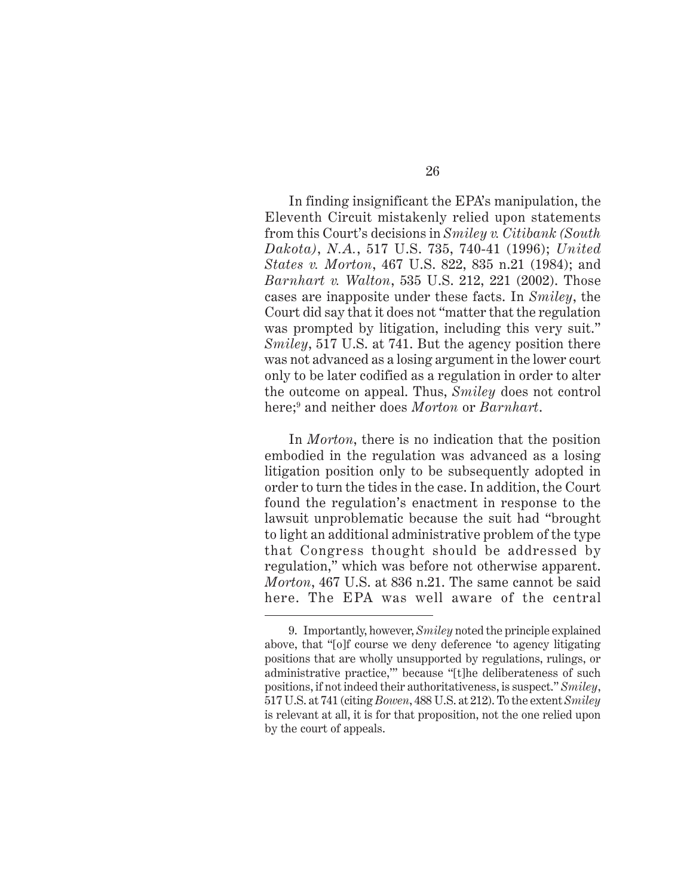In finding insignificant the EPA's manipulation, the Eleventh Circuit mistakenly relied upon statements from this Court's decisions in *Smiley v. Citibank (South Dakota), N.A.*, 517 U.S. 735, 740-41 (1996); *United States v. Morton*, 467 U.S. 822, 835 n.21 (1984); and *Barnhart v. Walton*, 535 U.S. 212, 221 (2002). Those cases are inapposite under these facts. In *Smiley*, the Court did say that it does not "matter that the regulation was prompted by litigation, including this very suit." *Smiley*, 517 U.S. at 741. But the agency position there was not advanced as a losing argument in the lower court only to be later codified as a regulation in order to alter the outcome on appeal. Thus, *Smiley* does not control here;[9] and neither does *Morton* or *Barnhart*.

In *Morton*, there is no indication that the position embodied in the regulation was advanced as a losing litigation position only to be subsequently adopted in order to turn the tides in the case. In addition, the Court found the regulation's enactment in response to the lawsuit unproblematic because the suit had "brought to light an additional administrative problem of the type that Congress thought should be addressed by regulation," which was before not otherwise apparent. *Morton*, 467 U.S. at 836 n.21. The same cannot be said here. The EPA was well aware of the central

---

9. Importantly, however, *Smiley* noted the principle explained above, that "[o]f course we deny deference 'to agency litigating positions that are wholly unsupported by regulations, rulings, or administrative practice,'" because "[t]he deliberateness of such positions, if not indeed their authoritativeness, is suspect." *Smiley*, 517 U.S. at 741 (citing *Bowen*, 488 U.S. at 212). To the extent *Smiley* is relevant at all, it is for that proposition, not the one relied upon by the court of appeals.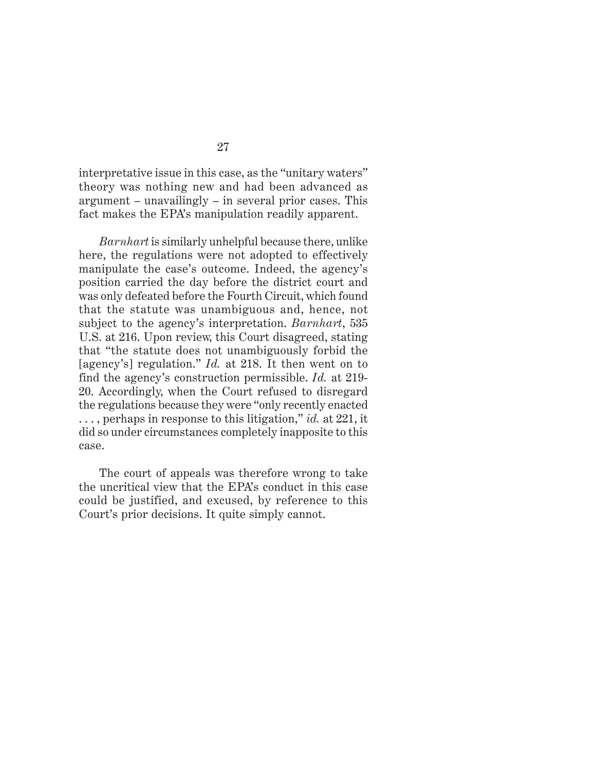interpretative issue in this case, as the "unitary waters" theory was nothing new and had been advanced as argument – unavailingly – in several prior cases. This fact makes the EPA's manipulation readily apparent.

*Barnhart* is similarly unhelpful because there, unlike here, the regulations were not adopted to effectively manipulate the case's outcome. Indeed, the agency's position carried the day before the district court and was only defeated before the Fourth Circuit, which found that the statute was unambiguous and, hence, not subject to the agency's interpretation. *Barnhart*, 535 U.S. at 216. Upon review, this Court disagreed, stating that "the statute does not unambiguously forbid the [agency's] regulation." *Id.* at 218. It then went on to find the agency's construction permissible. *Id.* at 219-20. Accordingly, when the Court refused to disregard the regulations because they were "only recently enacted . . . , perhaps in response to this litigation," *id.* at 221, it did so under circumstances completely inapposite to this case.

The court of appeals was therefore wrong to take the uncritical view that the EPA's conduct in this case could be justified, and excused, by reference to this Court's prior decisions. It quite simply cannot.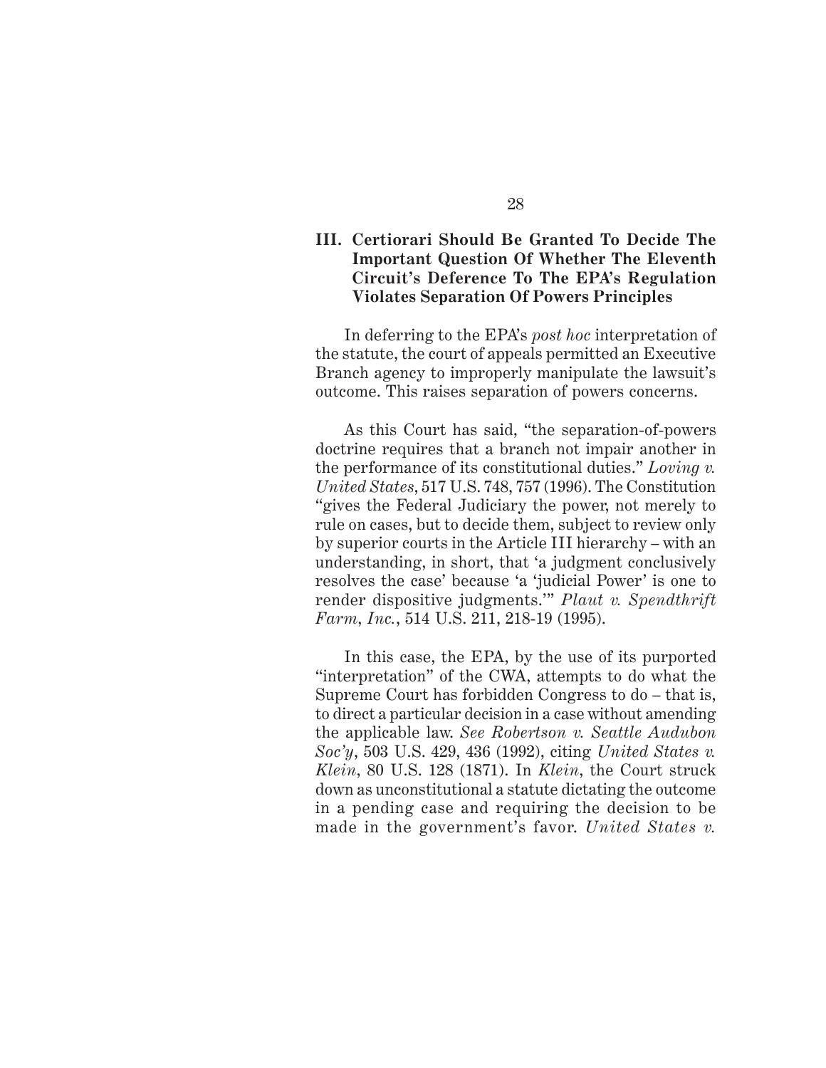## III. Certiorari Should Be Granted To Decide The Important Question Of Whether The Eleventh Circuit's Deference To The EPA's Regulation Violates Separation Of Powers Principles

In deferring to the EPA's *post hoc* interpretation of the statute, the court of appeals permitted an Executive Branch agency to improperly manipulate the lawsuit's outcome. This raises separation of powers concerns.

As this Court has said, "the separation-of-powers doctrine requires that a branch not impair another in the performance of its constitutional duties." *Loving v. United States*, 517 U.S. 748, 757 (1996). The Constitution "gives the Federal Judiciary the power, not merely to rule on cases, but to decide them, subject to review only by superior courts in the Article III hierarchy – with an understanding, in short, that 'a judgment conclusively resolves the case' because 'a 'judicial Power' is one to render dispositive judgments.'" *Plaut v. Spendthrift Farm, Inc.*, 514 U.S. 211, 218-19 (1995).

In this case, the EPA, by the use of its purported "interpretation" of the CWA, attempts to do what the Supreme Court has forbidden Congress to do – that is, to direct a particular decision in a case without amending the applicable law. *See Robertson v. Seattle Audubon Soc'y*, 503 U.S. 429, 436 (1992), citing *United States v. Klein*, 80 U.S. 128 (1871). In *Klein*, the Court struck down as unconstitutional a statute dictating the outcome in a pending case and requiring the decision to be made in the government's favor. *United States v.*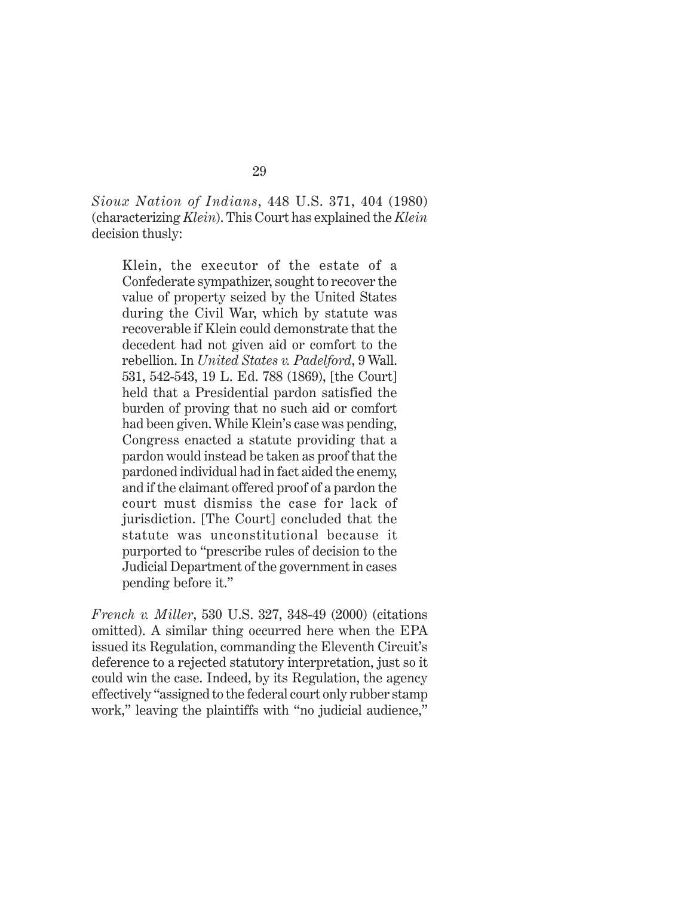*Sioux Nation of Indians*, 448 U.S. 371, 404 (1980) (characterizing *Klein*). This Court has explained the *Klein* decision thusly:

> Klein, the executor of the estate of a Confederate sympathizer, sought to recover the value of property seized by the United States during the Civil War, which by statute was recoverable if Klein could demonstrate that the decedent had not given aid or comfort to the rebellion. In *United States v. Padelford*, 9 Wall. 531, 542-543, 19 L. Ed. 788 (1869), [the Court] held that a Presidential pardon satisfied the burden of proving that no such aid or comfort had been given. While Klein's case was pending, Congress enacted a statute providing that a pardon would instead be taken as proof that the pardoned individual had in fact aided the enemy, and if the claimant offered proof of a pardon the court must dismiss the case for lack of jurisdiction. [The Court] concluded that the statute was unconstitutional because it purported to "prescribe rules of decision to the Judicial Department of the government in cases pending before it."

*French v. Miller*, 530 U.S. 327, 348-49 (2000) (citations omitted). A similar thing occurred here when the EPA issued its Regulation, commanding the Eleventh Circuit's deference to a rejected statutory interpretation, just so it could win the case. Indeed, by its Regulation, the agency effectively "assigned to the federal court only rubber stamp work," leaving the plaintiffs with "no judicial audience,"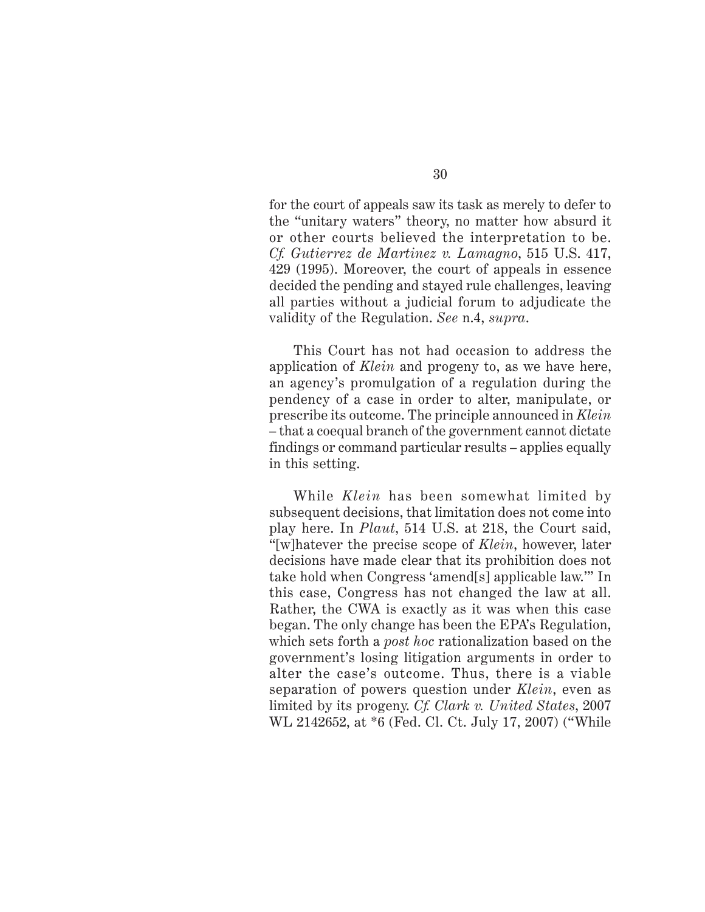for the court of appeals saw its task as merely to defer to the "unitary waters" theory, no matter how absurd it or other courts believed the interpretation to be. *Cf. Gutierrez de Martinez v. Lamagno*, 515 U.S. 417, 429 (1995). Moreover, the court of appeals in essence decided the pending and stayed rule challenges, leaving all parties without a judicial forum to adjudicate the validity of the Regulation. *See* n.4, *supra*.

This Court has not had occasion to address the application of *Klein* and progeny to, as we have here, an agency's promulgation of a regulation during the pendency of a case in order to alter, manipulate, or prescribe its outcome. The principle announced in *Klein* – that a coequal branch of the government cannot dictate findings or command particular results – applies equally in this setting.

While *Klein* has been somewhat limited by subsequent decisions, that limitation does not come into play here. In *Plaut*, 514 U.S. at 218, the Court said, "[w]hatever the precise scope of *Klein*, however, later decisions have made clear that its prohibition does not take hold when Congress 'amend[s] applicable law.'" In this case, Congress has not changed the law at all. Rather, the CWA is exactly as it was when this case began. The only change has been the EPA's Regulation, which sets forth a *post hoc* rationalization based on the government's losing litigation arguments in order to alter the case's outcome. Thus, there is a viable separation of powers question under *Klein*, even as limited by its progeny. *Cf. Clark v. United States*, 2007 WL 2142652, at *6 (Fed. Cl. Ct. July 17, 2007) ("While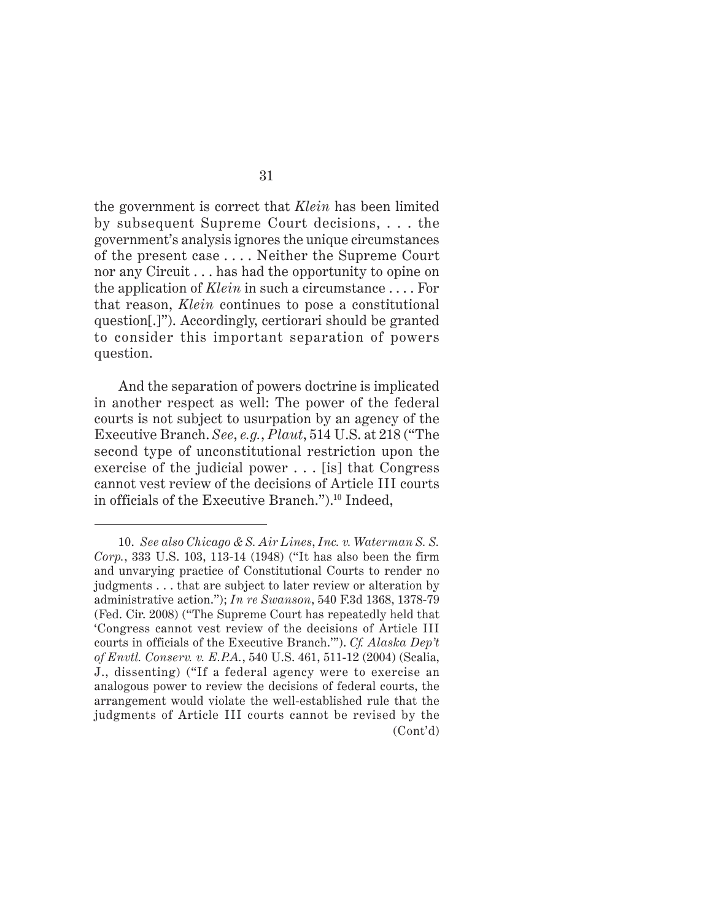the government is correct that *Klein* has been limited by subsequent Supreme Court decisions, . . . the government's analysis ignores the unique circumstances of the present case . . . . Neither the Supreme Court nor any Circuit . . . has had the opportunity to opine on the application of *Klein* in such a circumstance . . . . For that reason, *Klein* continues to pose a constitutional question[.]"). Accordingly, certiorari should be granted to consider this important separation of powers question.

And the separation of powers doctrine is implicated in another respect as well: The power of the federal courts is not subject to usurpation by an agency of the Executive Branch. *See, e.g.*, *Plaut*, 514 U.S. at 218 ("The second type of unconstitutional restriction upon the exercise of the judicial power . . . [is] that Congress cannot vest review of the decisions of Article III courts in officials of the Executive Branch.").[10] Indeed,

---

10. *See also Chicago & S. Air Lines, Inc. v. Waterman S. S. Corp.*, 333 U.S. 103, 113-14 (1948) ("It has also been the firm and unvarying practice of Constitutional Courts to render no judgments . . . that are subject to later review or alteration by administrative action."); *In re Swanson*, 540 F.3d 1368, 1378-79 (Fed. Cir. 2008) ("The Supreme Court has repeatedly held that 'Congress cannot vest review of the decisions of Article III courts in officials of the Executive Branch.'"). *Cf. Alaska Dep't of Envtl. Conserv. v. E.P.A.*, 540 U.S. 461, 511-12 (2004) (Scalia, J., dissenting) ("If a federal agency were to exercise an analogous power to review the decisions of federal courts, the arrangement would violate the well-established rule that the judgments of Article III courts cannot be revised by the (Cont'd)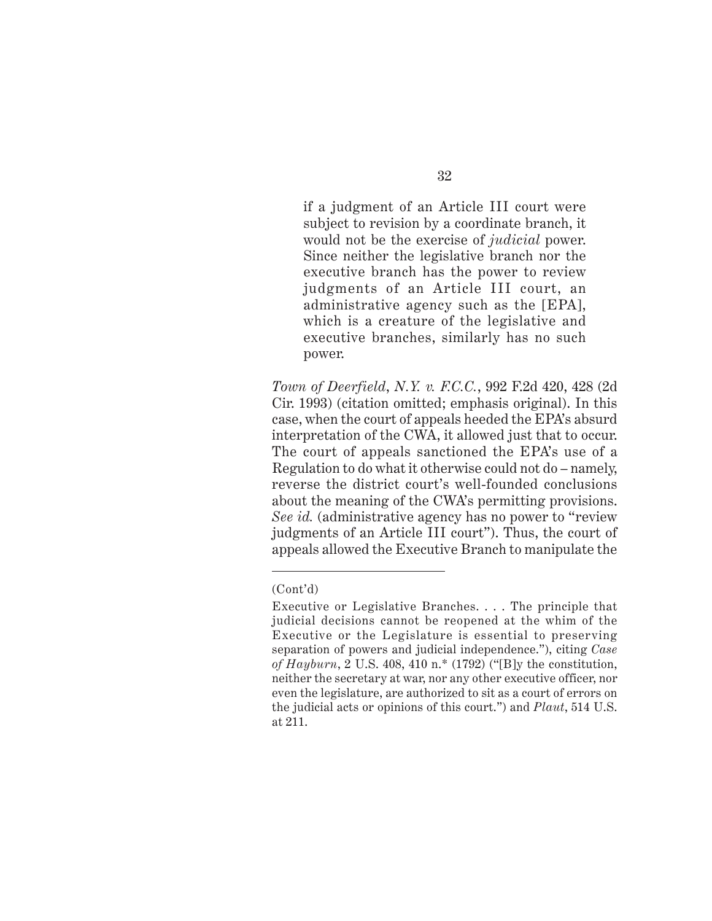> if a judgment of an Article III court were subject to revision by a coordinate branch, it would not be the exercise of *judicial* power. Since neither the legislative branch nor the executive branch has the power to review judgments of an Article III court, an administrative agency such as the [EPA], which is a creature of the legislative and executive branches, similarly has no such power.

*Town of Deerfield, N.Y. v. F.C.C.*, 992 F.2d 420, 428 (2d Cir. 1993) (citation omitted; emphasis original). In this case, when the court of appeals heeded the EPA's absurd interpretation of the CWA, it allowed just that to occur. The court of appeals sanctioned the EPA's use of a Regulation to do what it otherwise could not do – namely, reverse the district court's well-founded conclusions about the meaning of the CWA's permitting provisions. *See id.* (administrative agency has no power to "review judgments of an Article III court"). Thus, the court of appeals allowed the Executive Branch to manipulate the

---

(Cont'd)

Executive or Legislative Branches. . . . The principle that judicial decisions cannot be reopened at the whim of the Executive or the Legislature is essential to preserving separation of powers and judicial independence."), citing *Case of Hayburn*, 2 U.S. 408, 410 n.* (1792) ("[B]y the constitution, neither the secretary at war, nor any other executive officer, nor even the legislature, are authorized to sit as a court of errors on the judicial acts or opinions of this court.") and *Plaut*, 514 U.S. at 211.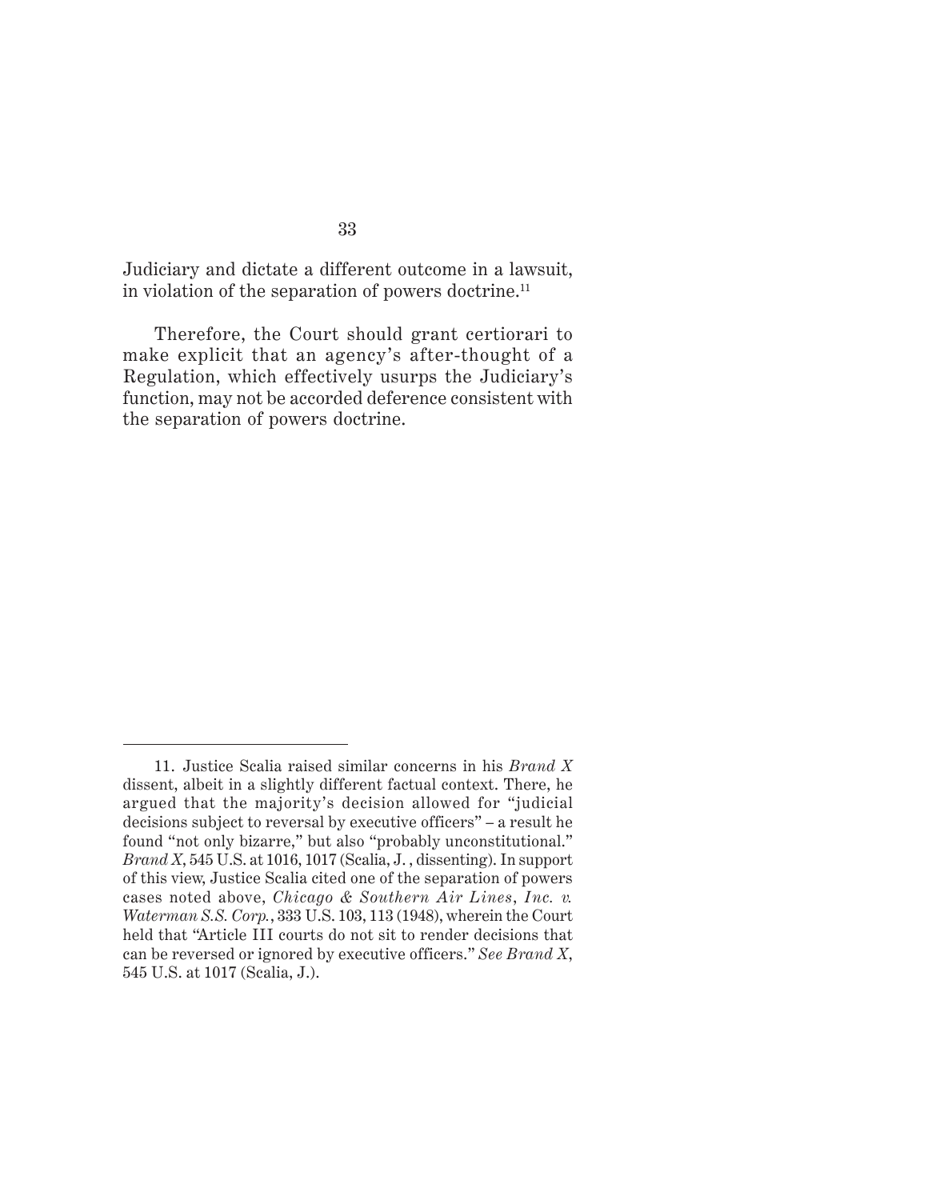Judiciary and dictate a different outcome in a lawsuit, in violation of the separation of powers doctrine.[11]

Therefore, the Court should grant certiorari to make explicit that an agency's after-thought of a Regulation, which effectively usurps the Judiciary's function, may not be accorded deference consistent with the separation of powers doctrine.

---

11. Justice Scalia raised similar concerns in his *Brand X* dissent, albeit in a slightly different factual context. There, he argued that the majority's decision allowed for "judicial decisions subject to reversal by executive officers" – a result he found "not only bizarre," but also "probably unconstitutional." *Brand X*, 545 U.S. at 1016, 1017 (Scalia, J. , dissenting). In support of this view, Justice Scalia cited one of the separation of powers cases noted above, *Chicago & Southern Air Lines*, *Inc. v. Waterman S.S. Corp.*, 333 U.S. 103, 113 (1948), wherein the Court held that "Article III courts do not sit to render decisions that can be reversed or ignored by executive officers." *See Brand X*, 545 U.S. at 1017 (Scalia, J.).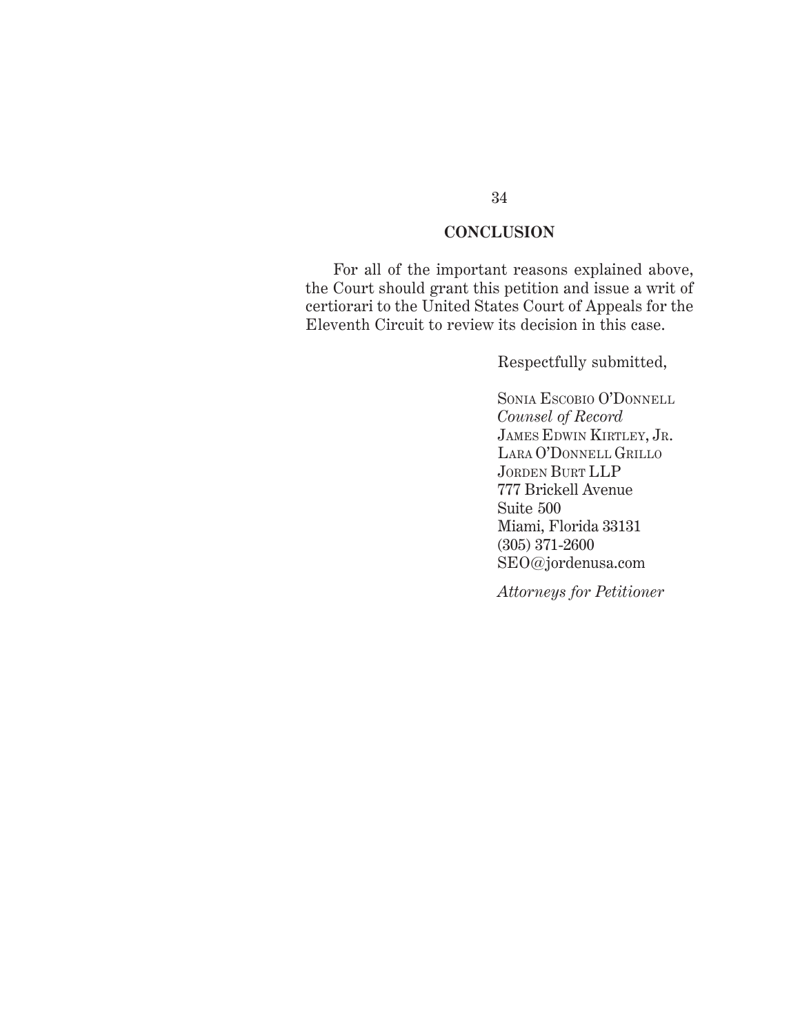## CONCLUSION

For all of the important reasons explained above, the Court should grant this petition and issue a writ of certiorari to the United States Court of Appeals for the Eleventh Circuit to review its decision in this case.

Respectfully submitted,

Sonia Escobio O'Donnell
*Counsel of Record*
James Edwin Kirtley, Jr.
Lara O'Donnell Grillo
Jorden Burt LLP
777 Brickell Avenue
Suite 500
Miami, Florida 33131
(305) 371-2600
SEO@jordenusa.com

*Attorneys for Petitioner*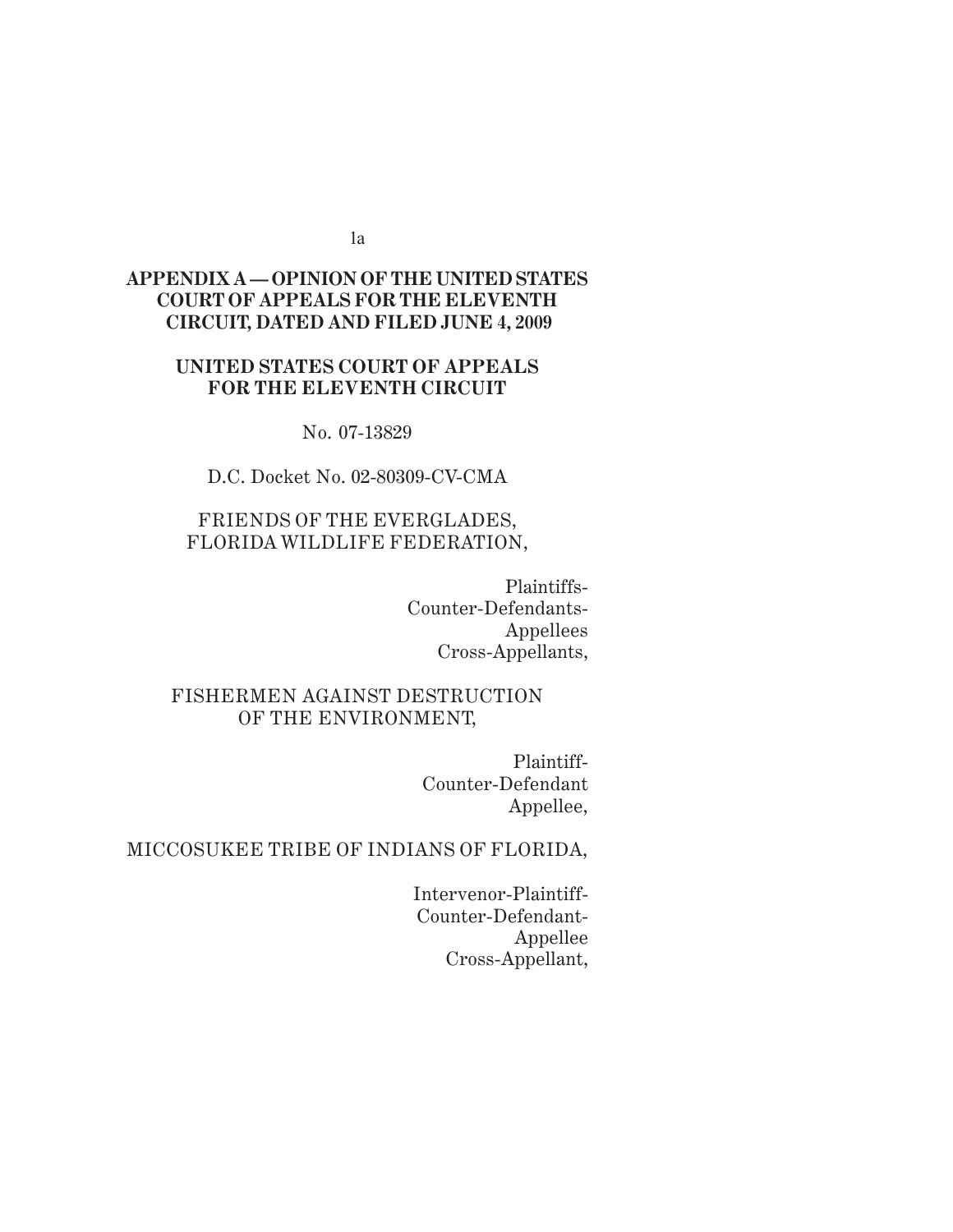**APPENDIX A — OPINION OF THE UNITED STATES COURT OF APPEALS FOR THE ELEVENTH CIRCUIT, DATED AND FILED JUNE 4, 2009**

**UNITED STATES COURT OF APPEALS FOR THE ELEVENTH CIRCUIT**

No. 07-13829

D.C. Docket No. 02-80309-CV-CMA

FRIENDS OF THE EVERGLADES, FLORIDA WILDLIFE FEDERATION,

Plaintiffs-Counter-Defendants-Appellees Cross-Appellants,

FISHERMEN AGAINST DESTRUCTION OF THE ENVIRONMENT,

Plaintiff-Counter-Defendant Appellee,

MICCOSUKEE TRIBE OF INDIANS OF FLORIDA,

Intervenor-Plaintiff-Counter-Defendant-Appellee Cross-Appellant,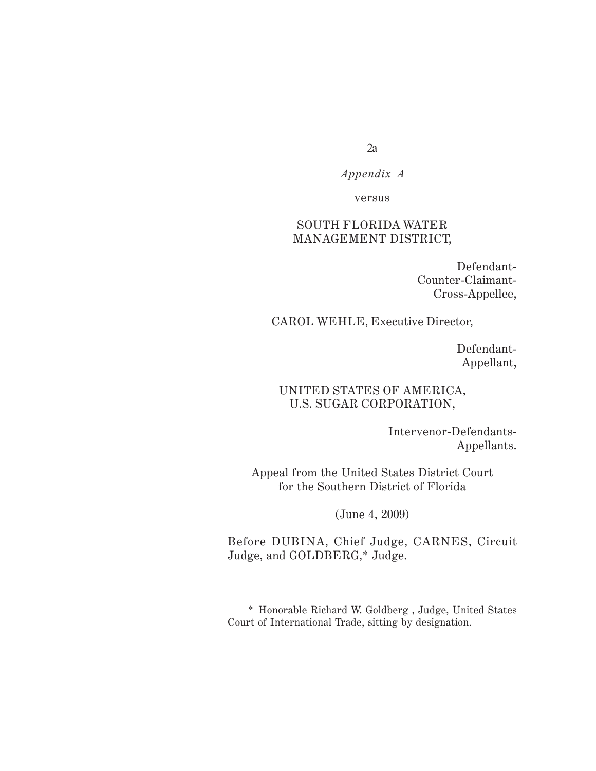*Appendix A*

versus

SOUTH FLORIDA WATER MANAGEMENT DISTRICT,

Defendant-Counter-Claimant-Cross-Appellee,

CAROL WEHLE, Executive Director,

Defendant-Appellant,

UNITED STATES OF AMERICA, U.S. SUGAR CORPORATION,

Intervenor-Defendants-Appellants.

Appeal from the United States District Court for the Southern District of Florida

(June 4, 2009)

Before DUBINA, Chief Judge, CARNES, Circuit Judge, and GOLDBERG,* Judge.

---

\* Honorable Richard W. Goldberg , Judge, United States Court of International Trade, sitting by designation.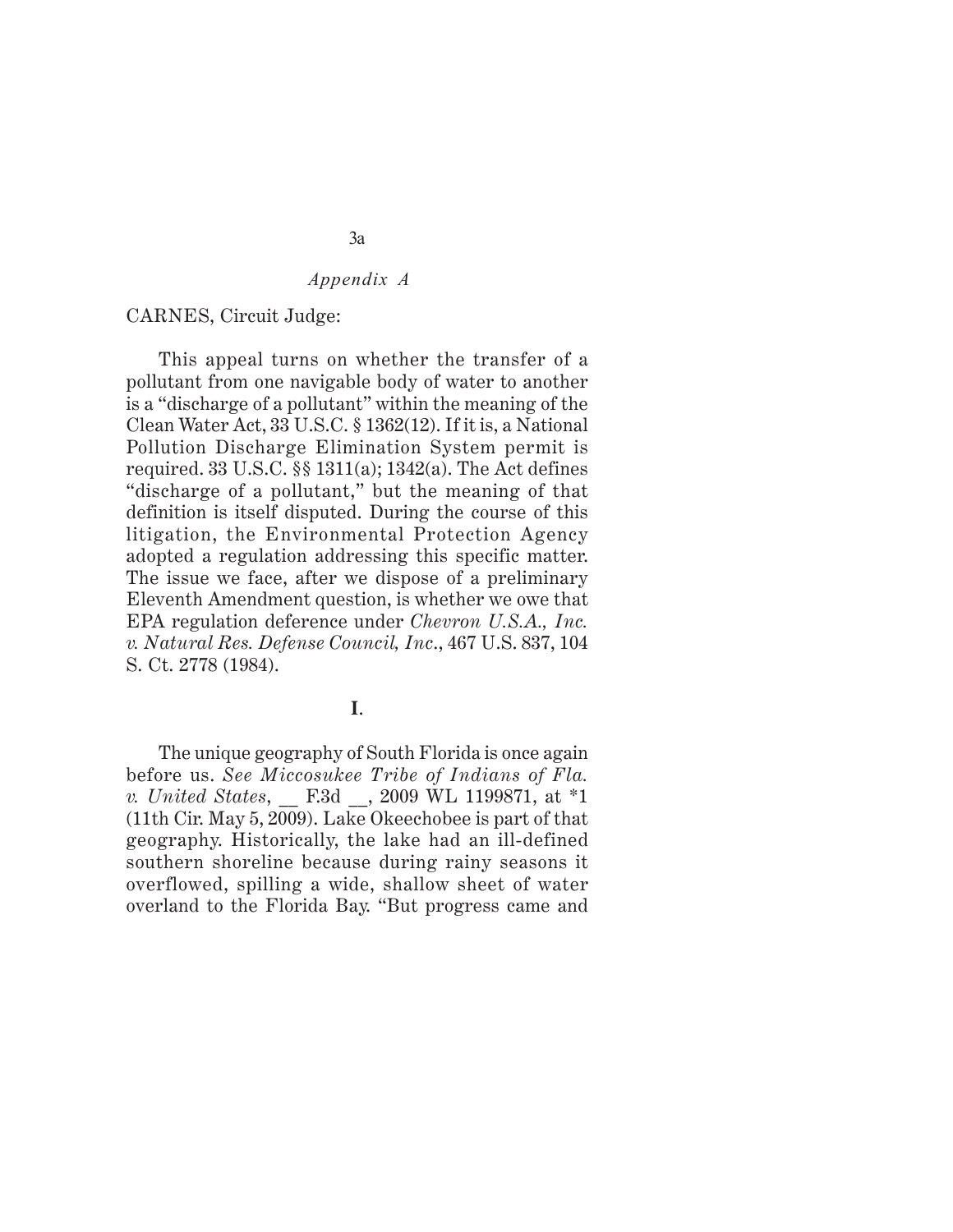*Appendix A*

CARNES, Circuit Judge:

This appeal turns on whether the transfer of a pollutant from one navigable body of water to another is a "discharge of a pollutant" within the meaning of the Clean Water Act, 33 U.S.C. § 1362(12). If it is, a National Pollution Discharge Elimination System permit is required. 33 U.S.C. §§ 1311(a); 1342(a). The Act defines "discharge of a pollutant," but the meaning of that definition is itself disputed. During the course of this litigation, the Environmental Protection Agency adopted a regulation addressing this specific matter. The issue we face, after we dispose of a preliminary Eleventh Amendment question, is whether we owe that EPA regulation deference under *Chevron U.S.A., Inc. v. Natural Res. Defense Council, Inc*., 467 U.S. 837, 104 S. Ct. 2778 (1984).

**I**.

The unique geography of South Florida is once again before us. *See Miccosukee Tribe of Indians of Fla. v. United States*, __ F.3d __, 2009 WL 1199871, at *1 (11th Cir. May 5, 2009). Lake Okeechobee is part of that geography. Historically, the lake had an ill-defined southern shoreline because during rainy seasons it overflowed, spilling a wide, shallow sheet of water overland to the Florida Bay. "But progress came and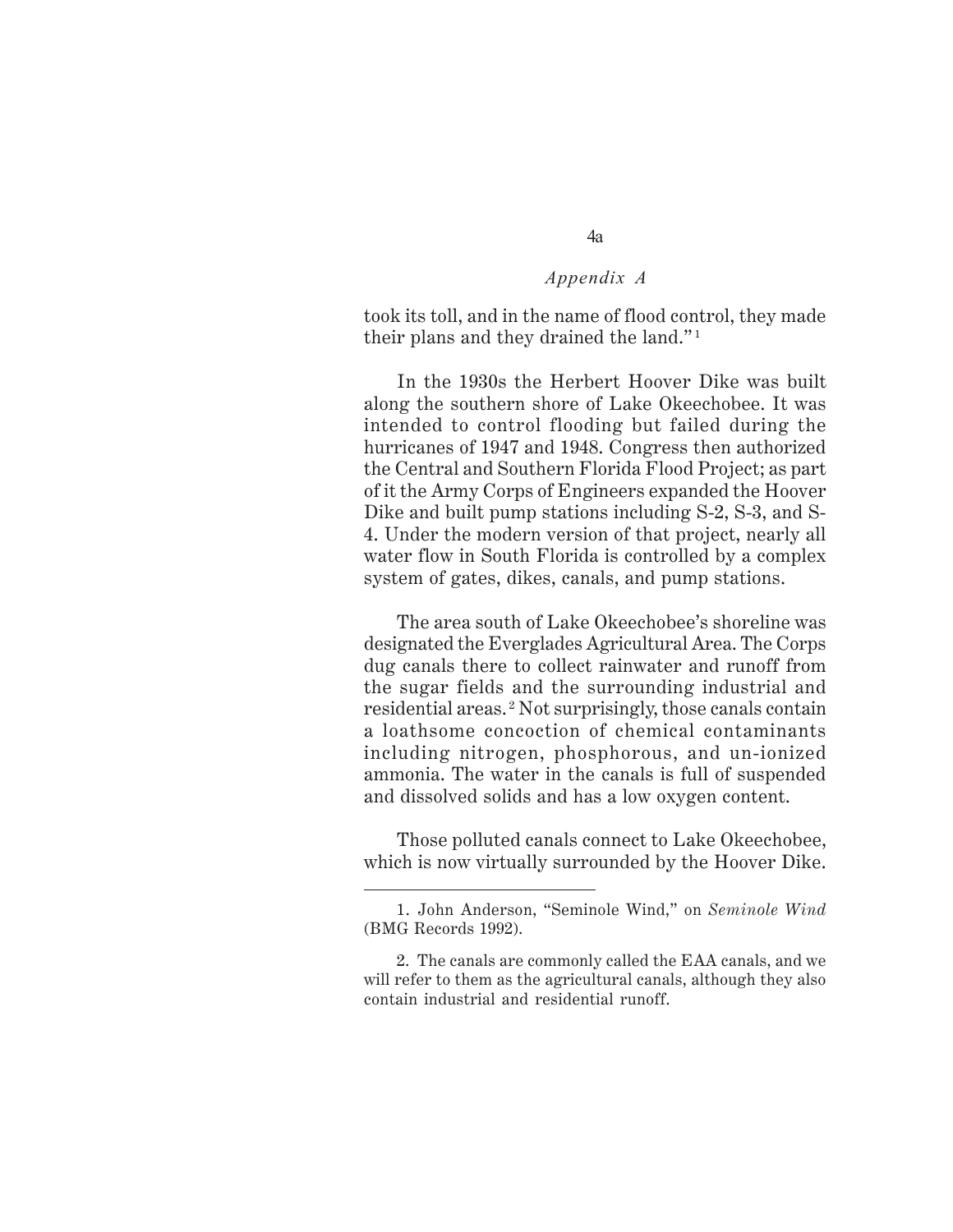took its toll, and in the name of flood control, they made their plans and they drained the land."[1]

In the 1930s the Herbert Hoover Dike was built along the southern shore of Lake Okeechobee. It was intended to control flooding but failed during the hurricanes of 1947 and 1948. Congress then authorized the Central and Southern Florida Flood Project; as part of it the Army Corps of Engineers expanded the Hoover Dike and built pump stations including S-2, S-3, and S-4. Under the modern version of that project, nearly all water flow in South Florida is controlled by a complex system of gates, dikes, canals, and pump stations.

The area south of Lake Okeechobee's shoreline was designated the Everglades Agricultural Area. The Corps dug canals there to collect rainwater and runoff from the sugar fields and the surrounding industrial and residential areas.[2] Not surprisingly, those canals contain a loathsome concoction of chemical contaminants including nitrogen, phosphorous, and un-ionized ammonia. The water in the canals is full of suspended and dissolved solids and has a low oxygen content.

Those polluted canals connect to Lake Okeechobee, which is now virtually surrounded by the Hoover Dike.

---

1. John Anderson, "Seminole Wind," on *Seminole Wind* (BMG Records 1992).

2. The canals are commonly called the EAA canals, and we will refer to them as the agricultural canals, although they also contain industrial and residential runoff.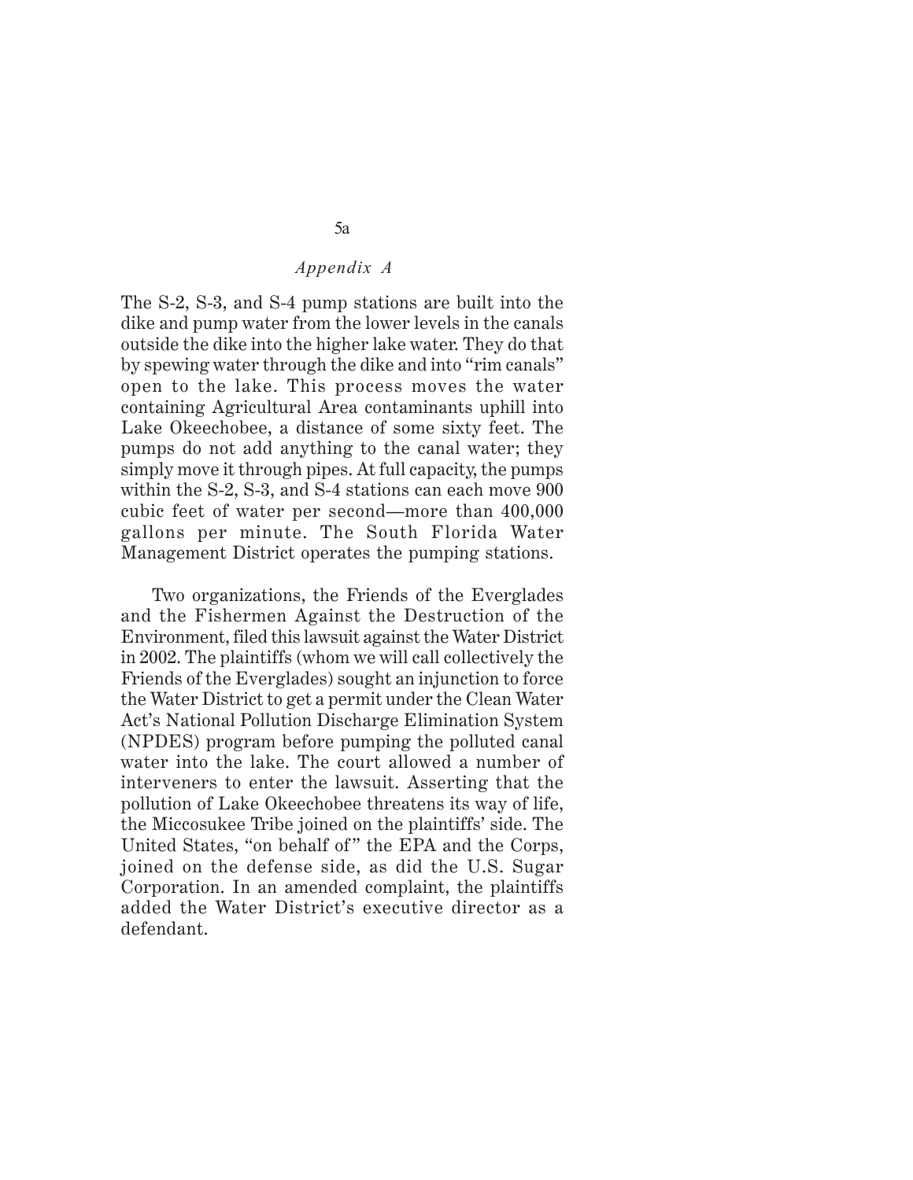The S-2, S-3, and S-4 pump stations are built into the dike and pump water from the lower levels in the canals outside the dike into the higher lake water. They do that by spewing water through the dike and into "rim canals" open to the lake. This process moves the water containing Agricultural Area contaminants uphill into Lake Okeechobee, a distance of some sixty feet. The pumps do not add anything to the canal water; they simply move it through pipes. At full capacity, the pumps within the S-2, S-3, and S-4 stations can each move 900 cubic feet of water per second—more than 400,000 gallons per minute. The South Florida Water Management District operates the pumping stations.

Two organizations, the Friends of the Everglades and the Fishermen Against the Destruction of the Environment, filed this lawsuit against the Water District in 2002. The plaintiffs (whom we will call collectively the Friends of the Everglades) sought an injunction to force the Water District to get a permit under the Clean Water Act's National Pollution Discharge Elimination System (NPDES) program before pumping the polluted canal water into the lake. The court allowed a number of interveners to enter the lawsuit. Asserting that the pollution of Lake Okeechobee threatens its way of life, the Miccosukee Tribe joined on the plaintiffs' side. The United States, "on behalf of" the EPA and the Corps, joined on the defense side, as did the U.S. Sugar Corporation. In an amended complaint, the plaintiffs added the Water District's executive director as a defendant.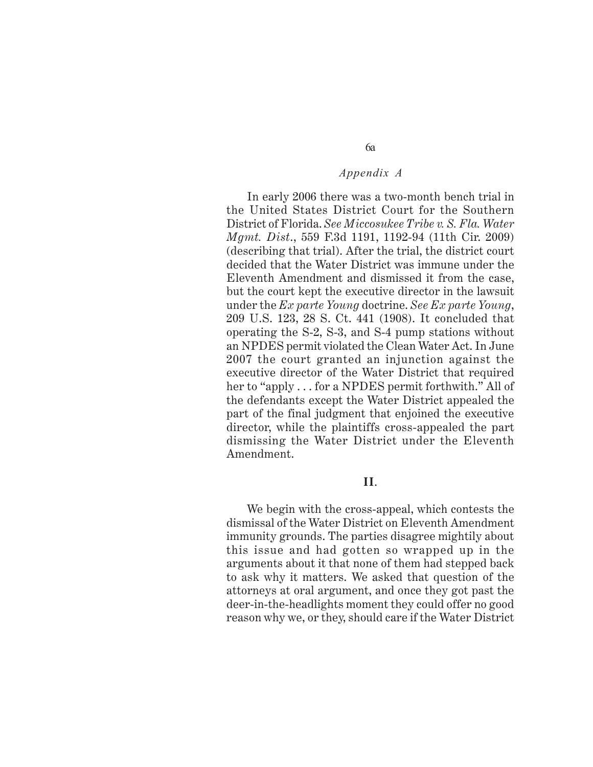In early 2006 there was a two-month bench trial in the United States District Court for the Southern District of Florida. *See Miccosukee Tribe v. S. Fla. Water Mgmt. Dist.*, 559 F.3d 1191, 1192-94 (11th Cir. 2009) (describing that trial). After the trial, the district court decided that the Water District was immune under the Eleventh Amendment and dismissed it from the case, but the court kept the executive director in the lawsuit under the *Ex parte Young* doctrine. *See Ex parte Young*, 209 U.S. 123, 28 S. Ct. 441 (1908). It concluded that operating the S-2, S-3, and S-4 pump stations without an NPDES permit violated the Clean Water Act. In June 2007 the court granted an injunction against the executive director of the Water District that required her to "apply . . . for a NPDES permit forthwith." All of the defendants except the Water District appealed the part of the final judgment that enjoined the executive director, while the plaintiffs cross-appealed the part dismissing the Water District under the Eleventh Amendment.

## II.

We begin with the cross-appeal, which contests the dismissal of the Water District on Eleventh Amendment immunity grounds. The parties disagree mightily about this issue and had gotten so wrapped up in the arguments about it that none of them had stepped back to ask why it matters. We asked that question of the attorneys at oral argument, and once they got past the deer-in-the-headlights moment they could offer no good reason why we, or they, should care if the Water District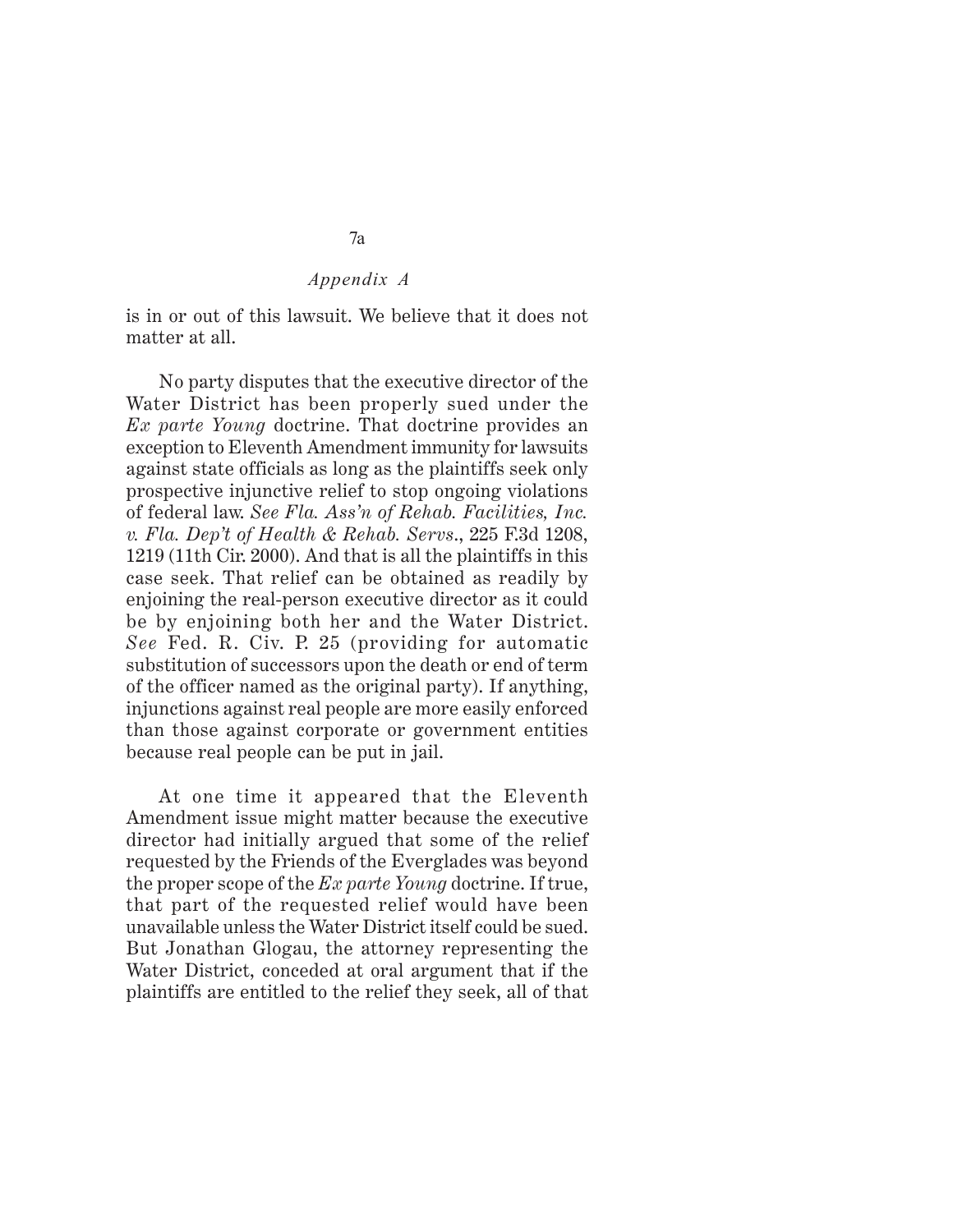is in or out of this lawsuit. We believe that it does not matter at all.

No party disputes that the executive director of the Water District has been properly sued under the *Ex parte Young* doctrine. That doctrine provides an exception to Eleventh Amendment immunity for lawsuits against state officials as long as the plaintiffs seek only prospective injunctive relief to stop ongoing violations of federal law. *See Fla. Ass'n of Rehab. Facilities, Inc. v. Fla. Dep't of Health & Rehab. Servs.*, 225 F.3d 1208, 1219 (11th Cir. 2000). And that is all the plaintiffs in this case seek. That relief can be obtained as readily by enjoining the real-person executive director as it could be by enjoining both her and the Water District. *See* Fed. R. Civ. P. 25 (providing for automatic substitution of successors upon the death or end of term of the officer named as the original party). If anything, injunctions against real people are more easily enforced than those against corporate or government entities because real people can be put in jail.

At one time it appeared that the Eleventh Amendment issue might matter because the executive director had initially argued that some of the relief requested by the Friends of the Everglades was beyond the proper scope of the *Ex parte Young* doctrine. If true, that part of the requested relief would have been unavailable unless the Water District itself could be sued. But Jonathan Glogau, the attorney representing the Water District, conceded at oral argument that if the plaintiffs are entitled to the relief they seek, all of that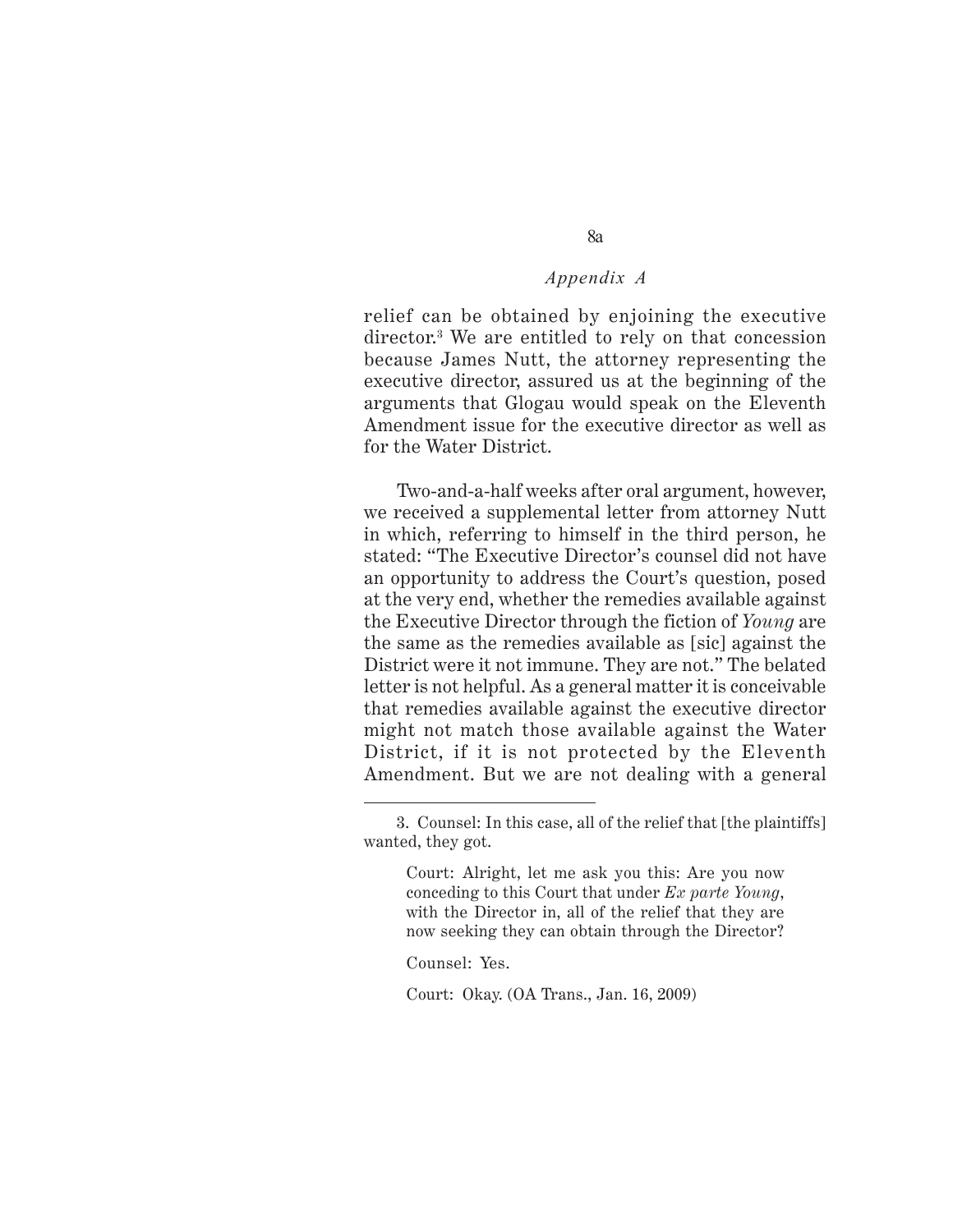relief can be obtained by enjoining the executive director.[3] We are entitled to rely on that concession because James Nutt, the attorney representing the executive director, assured us at the beginning of the arguments that Glogau would speak on the Eleventh Amendment issue for the executive director as well as for the Water District.

Two-and-a-half weeks after oral argument, however, we received a supplemental letter from attorney Nutt in which, referring to himself in the third person, he stated: "The Executive Director's counsel did not have an opportunity to address the Court's question, posed at the very end, whether the remedies available against the Executive Director through the fiction of *Young* are the same as the remedies available as [sic] against the District were it not immune. They are not." The belated letter is not helpful. As a general matter it is conceivable that remedies available against the executive director might not match those available against the Water District, if it is not protected by the Eleventh Amendment. But we are not dealing with a general

---

3. Counsel: In this case, all of the relief that [the plaintiffs] wanted, they got.

> Court: Alright, let me ask you this: Are you now conceding to this Court that under *Ex parte Young*, with the Director in, all of the relief that they are now seeking they can obtain through the Director?
>
> Counsel: Yes.
>
> Court: Okay. (OA Trans., Jan. 16, 2009)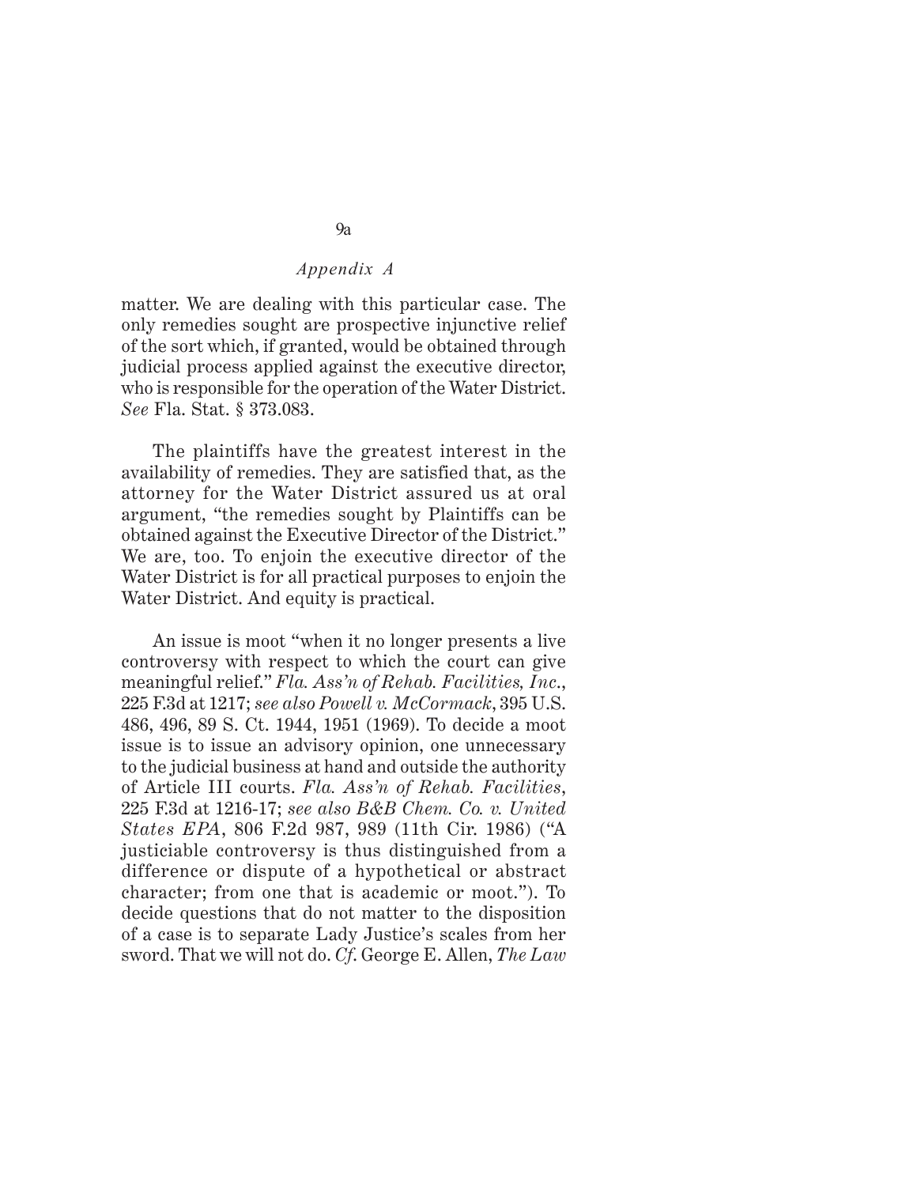matter. We are dealing with this particular case. The only remedies sought are prospective injunctive relief of the sort which, if granted, would be obtained through judicial process applied against the executive director, who is responsible for the operation of the Water District. *See* Fla. Stat. § 373.083.

The plaintiffs have the greatest interest in the availability of remedies. They are satisfied that, as the attorney for the Water District assured us at oral argument, "the remedies sought by Plaintiffs can be obtained against the Executive Director of the District." We are, too. To enjoin the executive director of the Water District is for all practical purposes to enjoin the Water District. And equity is practical.

An issue is moot "when it no longer presents a live controversy with respect to which the court can give meaningful relief." *Fla. Ass'n of Rehab. Facilities, Inc.*, 225 F.3d at 1217; *see also Powell v. McCormack*, 395 U.S. 486, 496, 89 S. Ct. 1944, 1951 (1969). To decide a moot issue is to issue an advisory opinion, one unnecessary to the judicial business at hand and outside the authority of Article III courts. *Fla. Ass'n of Rehab. Facilities*, 225 F.3d at 1216-17; *see also B&B Chem. Co. v. United States EPA*, 806 F.2d 987, 989 (11th Cir. 1986) ("A justiciable controversy is thus distinguished from a difference or dispute of a hypothetical or abstract character; from one that is academic or moot."). To decide questions that do not matter to the disposition of a case is to separate Lady Justice's scales from her sword. That we will not do. *Cf.* George E. Allen, *The Law*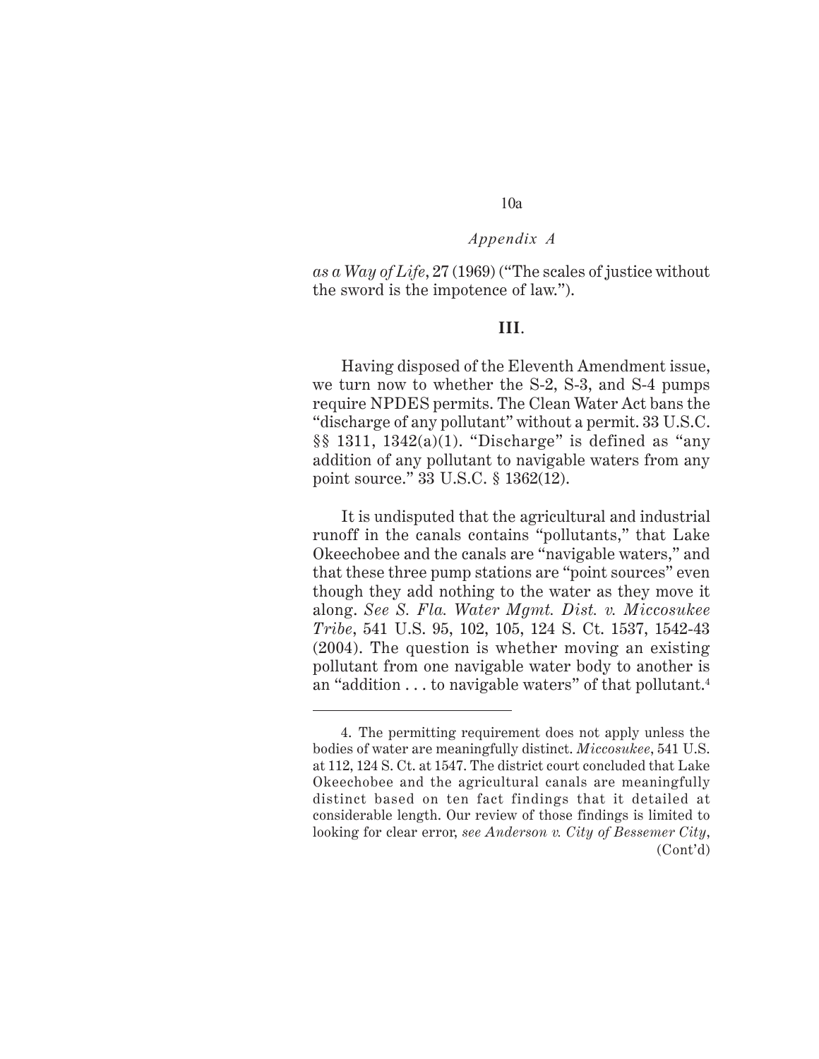*as a Way of Life*, 27 (1969) ("The scales of justice without the sword is the impotence of law.").

### III.

Having disposed of the Eleventh Amendment issue, we turn now to whether the S-2, S-3, and S-4 pumps require NPDES permits. The Clean Water Act bans the "discharge of any pollutant" without a permit. 33 U.S.C. §§ 1311, 1342(a)(1). "Discharge" is defined as "any addition of any pollutant to navigable waters from any point source." 33 U.S.C. § 1362(12).

It is undisputed that the agricultural and industrial runoff in the canals contains "pollutants," that Lake Okeechobee and the canals are "navigable waters," and that these three pump stations are "point sources" even though they add nothing to the water as they move it along. *See S. Fla. Water Mgmt. Dist. v. Miccosukee Tribe*, 541 U.S. 95, 102, 105, 124 S. Ct. 1537, 1542-43 (2004). The question is whether moving an existing pollutant from one navigable water body to another is an "addition . . . to navigable waters" of that pollutant.[4]

---

4. The permitting requirement does not apply unless the bodies of water are meaningfully distinct. *Miccosukee*, 541 U.S. at 112, 124 S. Ct. at 1547. The district court concluded that Lake Okeechobee and the agricultural canals are meaningfully distinct based on ten fact findings that it detailed at considerable length. Our review of those findings is limited to looking for clear error, *see Anderson v. City of Bessemer City*, (Cont'd)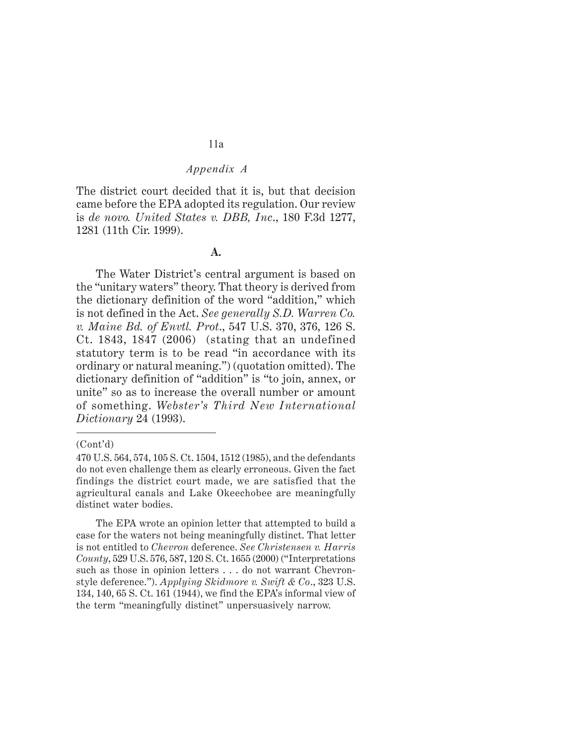The district court decided that it is, but that decision came before the EPA adopted its regulation. Our review is *de novo. United States v. DBB, Inc*., 180 F.3d 1277, 1281 (11th Cir. 1999).

**A.**

The Water District's central argument is based on the "unitary waters" theory. That theory is derived from the dictionary definition of the word "addition," which is not defined in the Act. *See generally S.D. Warren Co. v. Maine Bd. of Envtl. Prot*., 547 U.S. 370, 376, 126 S. Ct. 1843, 1847 (2006) (stating that an undefined statutory term is to be read "in accordance with its ordinary or natural meaning.") (quotation omitted). The dictionary definition of "addition" is "to join, annex, or unite" so as to increase the overall number or amount of something. *Webster's Third New International Dictionary* 24 (1993).

---

(Cont'd)

470 U.S. 564, 574, 105 S. Ct. 1504, 1512 (1985), and the defendants do not even challenge them as clearly erroneous. Given the fact findings the district court made, we are satisfied that the agricultural canals and Lake Okeechobee are meaningfully distinct water bodies.

The EPA wrote an opinion letter that attempted to build a case for the waters not being meaningfully distinct. That letter is not entitled to *Chevron* deference. *See Christensen v. Harris County*, 529 U.S. 576, 587, 120 S. Ct. 1655 (2000) ("Interpretations such as those in opinion letters . . . do not warrant Chevron-style deference."). *Applying Skidmore v. Swift & Co*., 323 U.S. 134, 140, 65 S. Ct. 161 (1944), we find the EPA's informal view of the term "meaningfully distinct" unpersuasively narrow.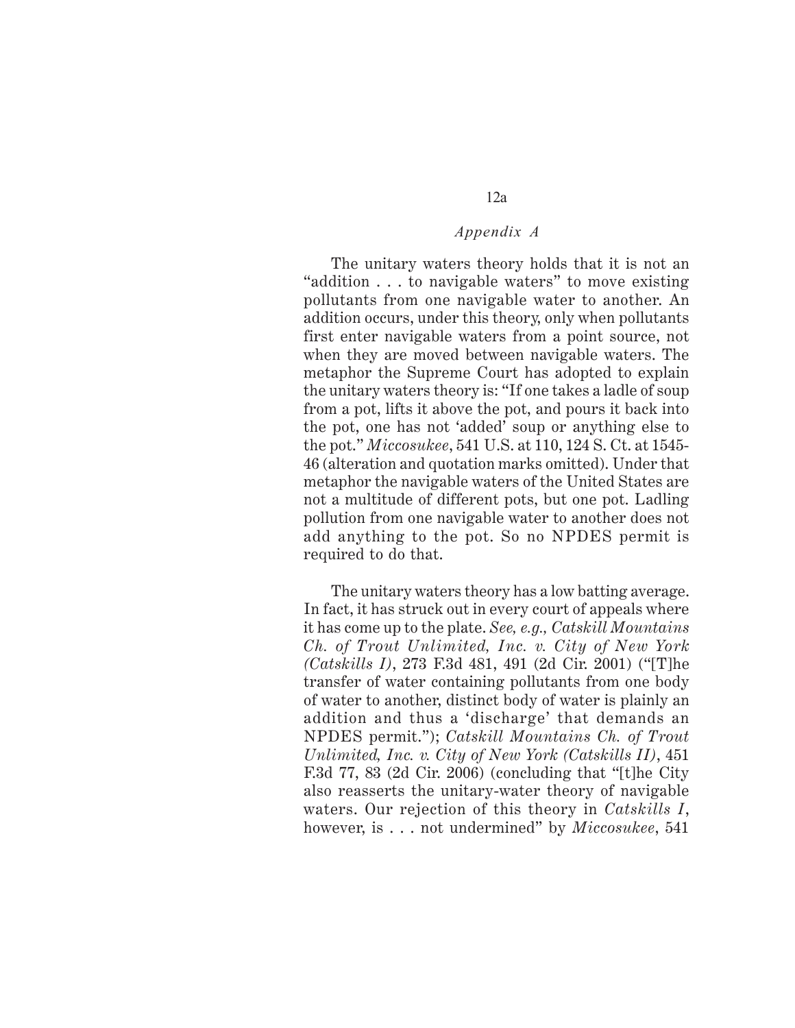The unitary waters theory holds that it is not an "addition . . . to navigable waters" to move existing pollutants from one navigable water to another. An addition occurs, under this theory, only when pollutants first enter navigable waters from a point source, not when they are moved between navigable waters. The metaphor the Supreme Court has adopted to explain the unitary waters theory is: "If one takes a ladle of soup from a pot, lifts it above the pot, and pours it back into the pot, one has not 'added' soup or anything else to the pot." *Miccosukee*, 541 U.S. at 110, 124 S. Ct. at 1545-46 (alteration and quotation marks omitted). Under that metaphor the navigable waters of the United States are not a multitude of different pots, but one pot. Ladling pollution from one navigable water to another does not add anything to the pot. So no NPDES permit is required to do that.

The unitary waters theory has a low batting average. In fact, it has struck out in every court of appeals where it has come up to the plate. *See, e.g., Catskill Mountains Ch. of Trout Unlimited, Inc. v. City of New York (Catskills I)*, 273 F.3d 481, 491 (2d Cir. 2001) ("[T]he transfer of water containing pollutants from one body of water to another, distinct body of water is plainly an addition and thus a 'discharge' that demands an NPDES permit."); *Catskill Mountains Ch. of Trout Unlimited, Inc. v. City of New York (Catskills II)*, 451 F.3d 77, 83 (2d Cir. 2006) (concluding that "[t]he City also reasserts the unitary-water theory of navigable waters. Our rejection of this theory in *Catskills I*, however, is . . . not undermined" by *Miccosukee*, 541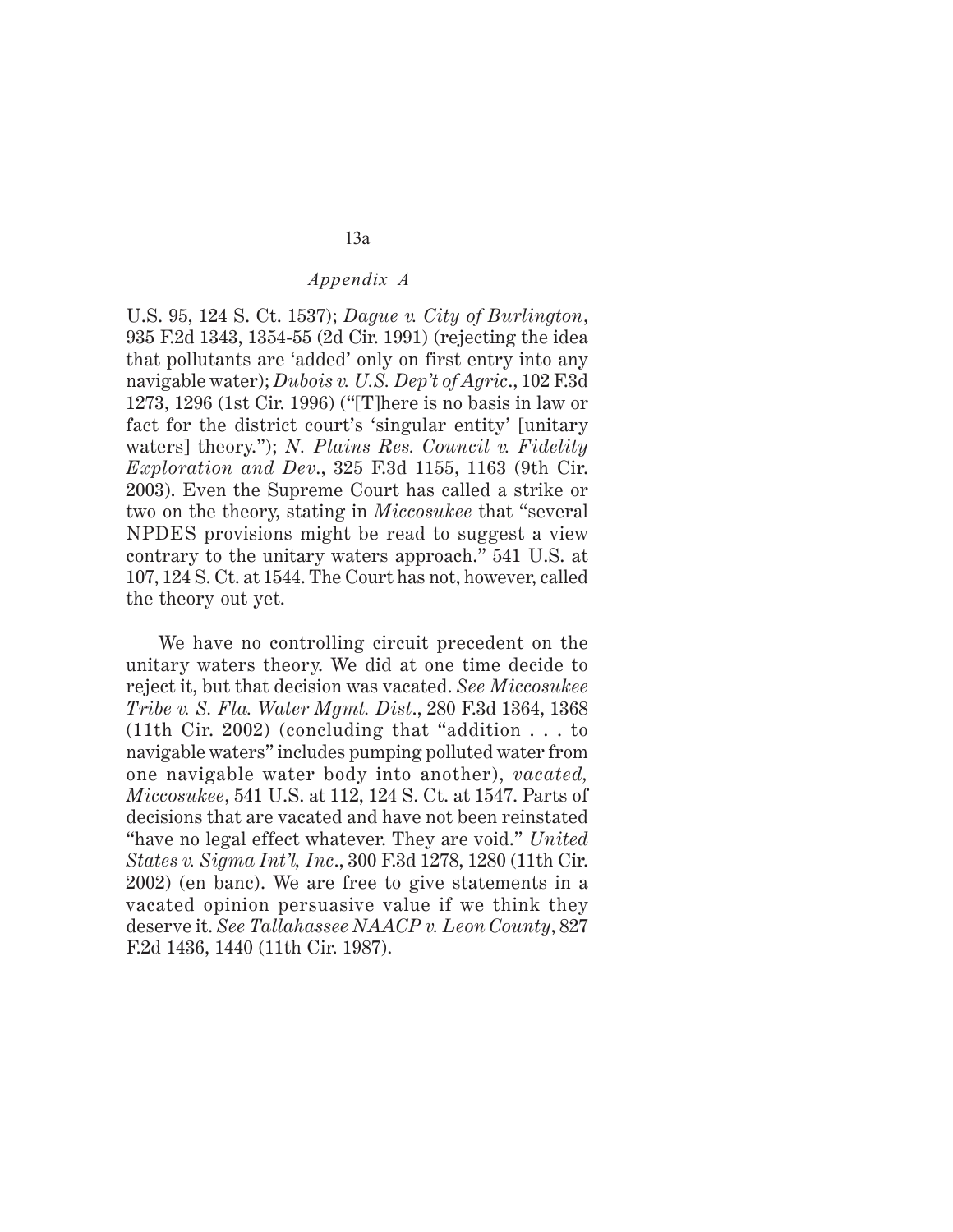U.S. 95, 124 S. Ct. 1537); *Dague v. City of Burlington*, 935 F.2d 1343, 1354-55 (2d Cir. 1991) (rejecting the idea that pollutants are 'added' only on first entry into any navigable water); *Dubois v. U.S. Dep't of Agric*., 102 F.3d 1273, 1296 (1st Cir. 1996) ("[T]here is no basis in law or fact for the district court's 'singular entity' [unitary waters] theory."); *N. Plains Res. Council v. Fidelity Exploration and Dev*., 325 F.3d 1155, 1163 (9th Cir. 2003). Even the Supreme Court has called a strike or two on the theory, stating in *Miccosukee* that "several NPDES provisions might be read to suggest a view contrary to the unitary waters approach." 541 U.S. at 107, 124 S. Ct. at 1544. The Court has not, however, called the theory out yet.

We have no controlling circuit precedent on the unitary waters theory. We did at one time decide to reject it, but that decision was vacated. *See Miccosukee Tribe v. S. Fla. Water Mgmt. Dist*., 280 F.3d 1364, 1368 (11th Cir. 2002) (concluding that "addition . . . to navigable waters" includes pumping polluted water from one navigable water body into another), *vacated, Miccosukee*, 541 U.S. at 112, 124 S. Ct. at 1547. Parts of decisions that are vacated and have not been reinstated "have no legal effect whatever. They are void." *United States v. Sigma Int'l, Inc*., 300 F.3d 1278, 1280 (11th Cir. 2002) (en banc). We are free to give statements in a vacated opinion persuasive value if we think they deserve it. *See Tallahassee NAACP v. Leon County*, 827 F.2d 1436, 1440 (11th Cir. 1987).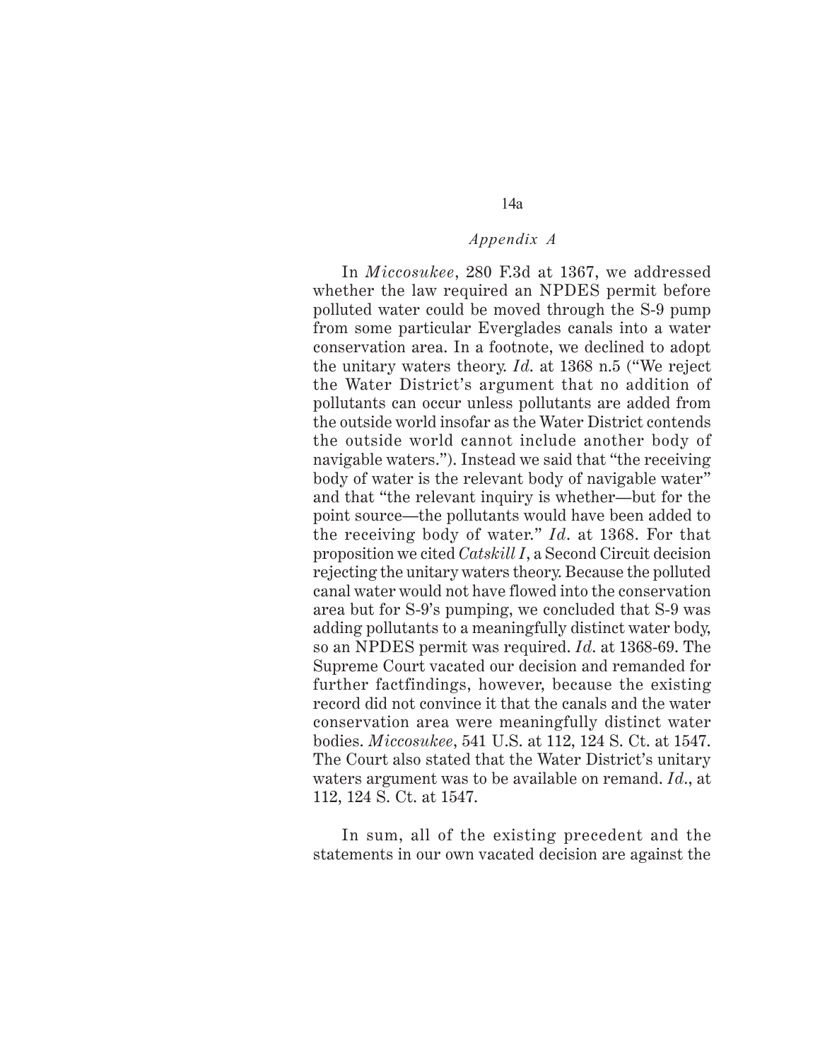In *Miccosukee*, 280 F.3d at 1367, we addressed whether the law required an NPDES permit before polluted water could be moved through the S-9 pump from some particular Everglades canals into a water conservation area. In a footnote, we declined to adopt the unitary waters theory. *Id.* at 1368 n.5 ("We reject the Water District's argument that no addition of pollutants can occur unless pollutants are added from the outside world insofar as the Water District contends the outside world cannot include another body of navigable waters."). Instead we said that "the receiving body of water is the relevant body of navigable water" and that "the relevant inquiry is whether—but for the point source—the pollutants would have been added to the receiving body of water." *Id.* at 1368. For that proposition we cited *Catskill I*, a Second Circuit decision rejecting the unitary waters theory. Because the polluted canal water would not have flowed into the conservation area but for S-9's pumping, we concluded that S-9 was adding pollutants to a meaningfully distinct water body, so an NPDES permit was required. *Id.* at 1368-69. The Supreme Court vacated our decision and remanded for further factfindings, however, because the existing record did not convince it that the canals and the water conservation area were meaningfully distinct water bodies. *Miccosukee*, 541 U.S. at 112, 124 S. Ct. at 1547. The Court also stated that the Water District's unitary waters argument was to be available on remand. *Id.*, at 112, 124 S. Ct. at 1547.

In sum, all of the existing precedent and the statements in our own vacated decision are against the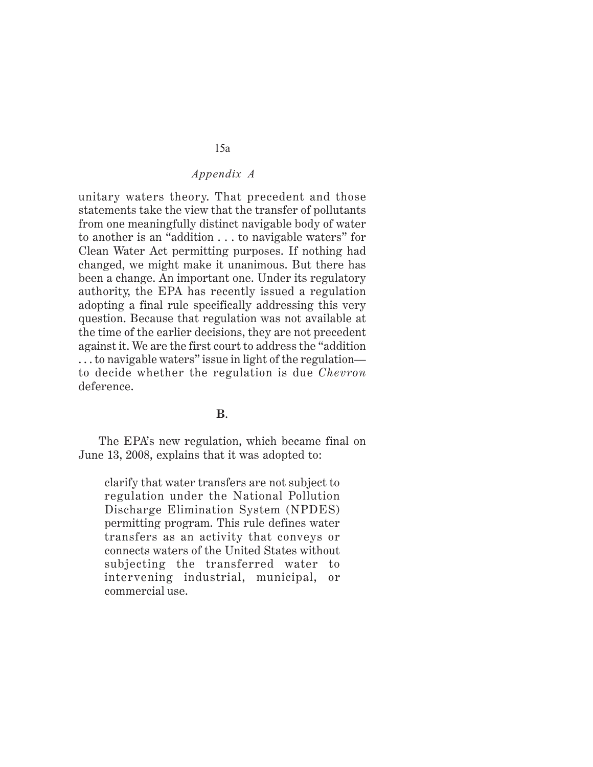unitary waters theory. That precedent and those statements take the view that the transfer of pollutants from one meaningfully distinct navigable body of water to another is an "addition . . . to navigable waters" for Clean Water Act permitting purposes. If nothing had changed, we might make it unanimous. But there has been a change. An important one. Under its regulatory authority, the EPA has recently issued a regulation adopting a final rule specifically addressing this very question. Because that regulation was not available at the time of the earlier decisions, they are not precedent against it. We are the first court to address the "addition . . . to navigable waters" issue in light of the regulation—to decide whether the regulation is due *Chevron* deference.

**B.**

The EPA's new regulation, which became final on June 13, 2008, explains that it was adopted to:

> clarify that water transfers are not subject to regulation under the National Pollution Discharge Elimination System (NPDES) permitting program. This rule defines water transfers as an activity that conveys or connects waters of the United States without subjecting the transferred water to intervening industrial, municipal, or commercial use.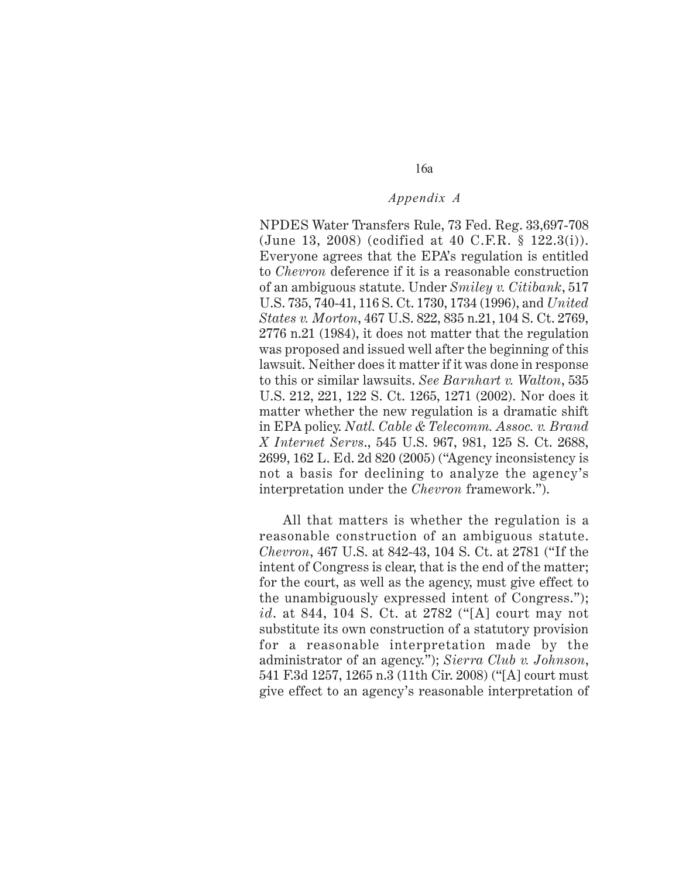NPDES Water Transfers Rule, 73 Fed. Reg. 33,697-708 (June 13, 2008) (codified at 40 C.F.R. § 122.3(i)). Everyone agrees that the EPA's regulation is entitled to *Chevron* deference if it is a reasonable construction of an ambiguous statute. Under *Smiley v. Citibank*, 517 U.S. 735, 740-41, 116 S. Ct. 1730, 1734 (1996), and *United States v. Morton*, 467 U.S. 822, 835 n.21, 104 S. Ct. 2769, 2776 n.21 (1984), it does not matter that the regulation was proposed and issued well after the beginning of this lawsuit. Neither does it matter if it was done in response to this or similar lawsuits. *See Barnhart v. Walton*, 535 U.S. 212, 221, 122 S. Ct. 1265, 1271 (2002). Nor does it matter whether the new regulation is a dramatic shift in EPA policy. *Natl. Cable & Telecomm. Assoc. v. Brand X Internet Servs.*, 545 U.S. 967, 981, 125 S. Ct. 2688, 2699, 162 L. Ed. 2d 820 (2005) ("Agency inconsistency is not a basis for declining to analyze the agency's interpretation under the *Chevron* framework.").

All that matters is whether the regulation is a reasonable construction of an ambiguous statute. *Chevron*, 467 U.S. at 842-43, 104 S. Ct. at 2781 ("If the intent of Congress is clear, that is the end of the matter; for the court, as well as the agency, must give effect to the unambiguously expressed intent of Congress."); *id*. at 844, 104 S. Ct. at 2782 ("[A] court may not substitute its own construction of a statutory provision for a reasonable interpretation made by the administrator of an agency."); *Sierra Club v. Johnson*, 541 F.3d 1257, 1265 n.3 (11th Cir. 2008) ("[A] court must give effect to an agency's reasonable interpretation of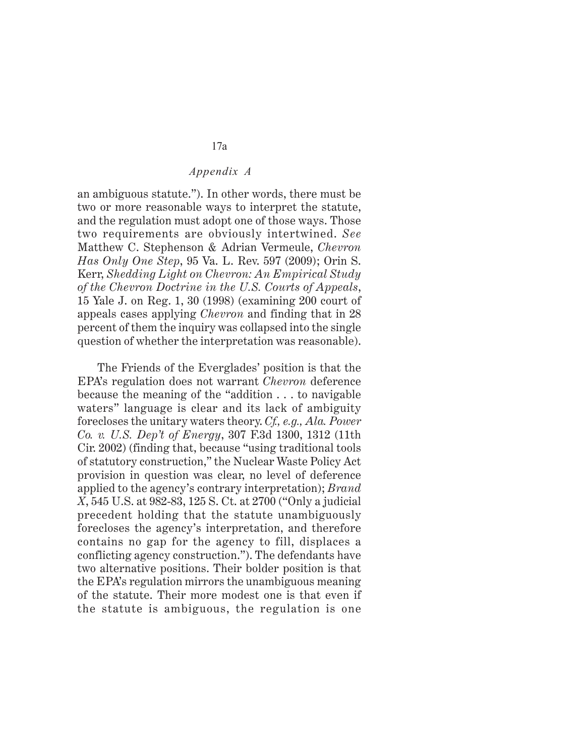an ambiguous statute."). In other words, there must be two or more reasonable ways to interpret the statute, and the regulation must adopt one of those ways. Those two requirements are obviously intertwined. *See* Matthew C. Stephenson & Adrian Vermeule, *Chevron Has Only One Step*, 95 Va. L. Rev. 597 (2009); Orin S. Kerr, *Shedding Light on Chevron: An Empirical Study of the Chevron Doctrine in the U.S. Courts of Appeals*, 15 Yale J. on Reg. 1, 30 (1998) (examining 200 court of appeals cases applying *Chevron* and finding that in 28 percent of them the inquiry was collapsed into the single question of whether the interpretation was reasonable).

The Friends of the Everglades' position is that the EPA's regulation does not warrant *Chevron* deference because the meaning of the "addition . . . to navigable waters" language is clear and its lack of ambiguity forecloses the unitary waters theory. *Cf., e.g., Ala. Power Co. v. U.S. Dep't of Energy*, 307 F.3d 1300, 1312 (11th Cir. 2002) (finding that, because "using traditional tools of statutory construction," the Nuclear Waste Policy Act provision in question was clear, no level of deference applied to the agency's contrary interpretation); *Brand X*, 545 U.S. at 982-83, 125 S. Ct. at 2700 ("Only a judicial precedent holding that the statute unambiguously forecloses the agency's interpretation, and therefore contains no gap for the agency to fill, displaces a conflicting agency construction."). The defendants have two alternative positions. Their bolder position is that the EPA's regulation mirrors the unambiguous meaning of the statute. Their more modest one is that even if the statute is ambiguous, the regulation is one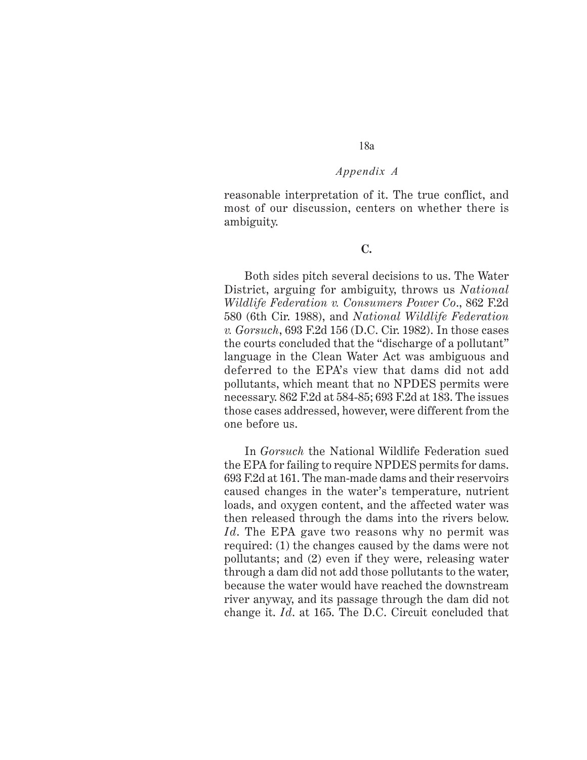reasonable interpretation of it. The true conflict, and most of our discussion, centers on whether there is ambiguity.

### C.

Both sides pitch several decisions to us. The Water District, arguing for ambiguity, throws us *National Wildlife Federation v. Consumers Power Co.*, 862 F.2d 580 (6th Cir. 1988), and *National Wildlife Federation v. Gorsuch*, 693 F.2d 156 (D.C. Cir. 1982). In those cases the courts concluded that the "discharge of a pollutant" language in the Clean Water Act was ambiguous and deferred to the EPA's view that dams did not add pollutants, which meant that no NPDES permits were necessary. 862 F.2d at 584-85; 693 F.2d at 183. The issues those cases addressed, however, were different from the one before us.

In *Gorsuch* the National Wildlife Federation sued the EPA for failing to require NPDES permits for dams. 693 F.2d at 161. The man-made dams and their reservoirs caused changes in the water's temperature, nutrient loads, and oxygen content, and the affected water was then released through the dams into the rivers below. *Id*. The EPA gave two reasons why no permit was required: (1) the changes caused by the dams were not pollutants; and (2) even if they were, releasing water through a dam did not add those pollutants to the water, because the water would have reached the downstream river anyway, and its passage through the dam did not change it. *Id*. at 165. The D.C. Circuit concluded that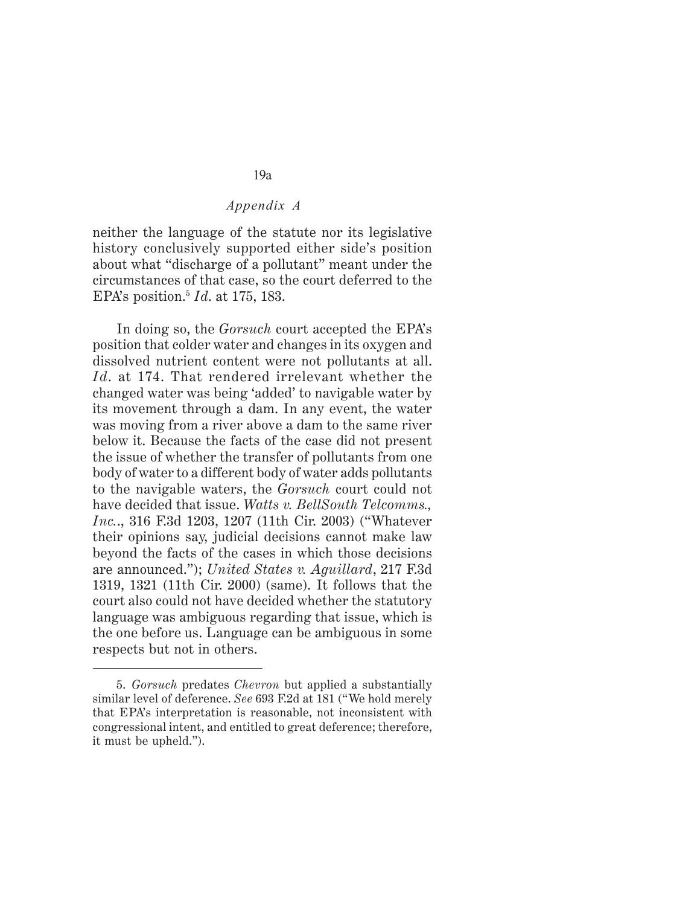neither the language of the statute nor its legislative history conclusively supported either side's position about what "discharge of a pollutant" meant under the circumstances of that case, so the court deferred to the EPA's position.[5] *Id.* at 175, 183.

In doing so, the *Gorsuch* court accepted the EPA's position that colder water and changes in its oxygen and dissolved nutrient content were not pollutants at all. *Id.* at 174. That rendered irrelevant whether the changed water was being 'added' to navigable water by its movement through a dam. In any event, the water was moving from a river above a dam to the same river below it. Because the facts of the case did not present the issue of whether the transfer of pollutants from one body of water to a different body of water adds pollutants to the navigable waters, the *Gorsuch* court could not have decided that issue. *Watts v. BellSouth Telcomms., Inc.*, 316 F.3d 1203, 1207 (11th Cir. 2003) ("Whatever their opinions say, judicial decisions cannot make law beyond the facts of the cases in which those decisions are announced."); *United States v. Aguillard*, 217 F.3d 1319, 1321 (11th Cir. 2000) (same). It follows that the court also could not have decided whether the statutory language was ambiguous regarding that issue, which is the one before us. Language can be ambiguous in some respects but not in others.

---

5. *Gorsuch* predates *Chevron* but applied a substantially similar level of deference. *See* 693 F.2d at 181 ("We hold merely that EPA's interpretation is reasonable, not inconsistent with congressional intent, and entitled to great deference; therefore, it must be upheld.").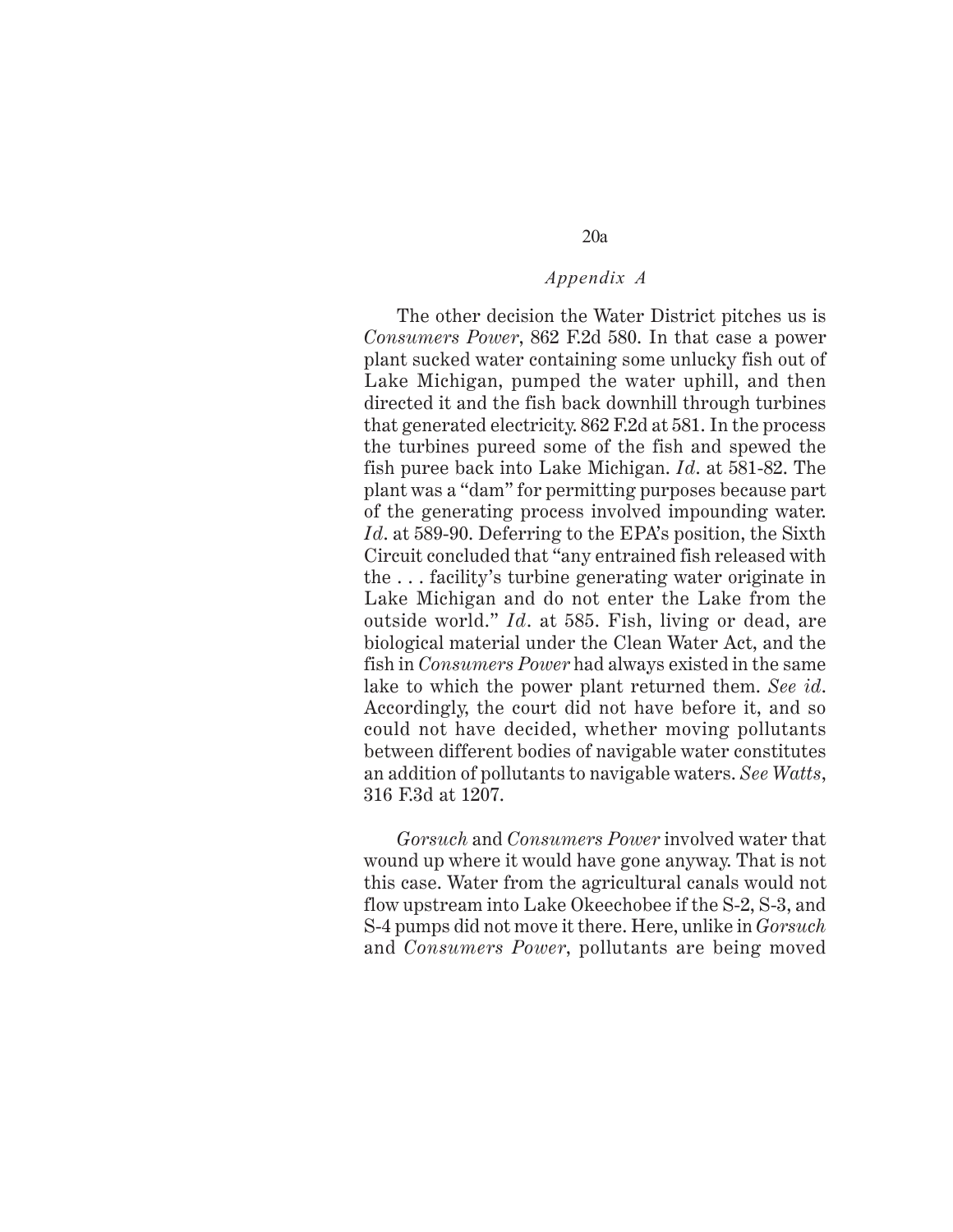The other decision the Water District pitches us is *Consumers Power*, 862 F.2d 580. In that case a power plant sucked water containing some unlucky fish out of Lake Michigan, pumped the water uphill, and then directed it and the fish back downhill through turbines that generated electricity. 862 F.2d at 581. In the process the turbines pureed some of the fish and spewed the fish puree back into Lake Michigan. *Id.* at 581-82. The plant was a "dam" for permitting purposes because part of the generating process involved impounding water. *Id.* at 589-90. Deferring to the EPA's position, the Sixth Circuit concluded that "any entrained fish released with the . . . facility's turbine generating water originate in Lake Michigan and do not enter the Lake from the outside world." *Id.* at 585. Fish, living or dead, are biological material under the Clean Water Act, and the fish in *Consumers Power* had always existed in the same lake to which the power plant returned them. *See id.* Accordingly, the court did not have before it, and so could not have decided, whether moving pollutants between different bodies of navigable water constitutes an addition of pollutants to navigable waters. *See Watts*, 316 F.3d at 1207.

*Gorsuch* and *Consumers Power* involved water that wound up where it would have gone anyway. That is not this case. Water from the agricultural canals would not flow upstream into Lake Okeechobee if the S-2, S-3, and S-4 pumps did not move it there. Here, unlike in *Gorsuch* and *Consumers Power*, pollutants are being moved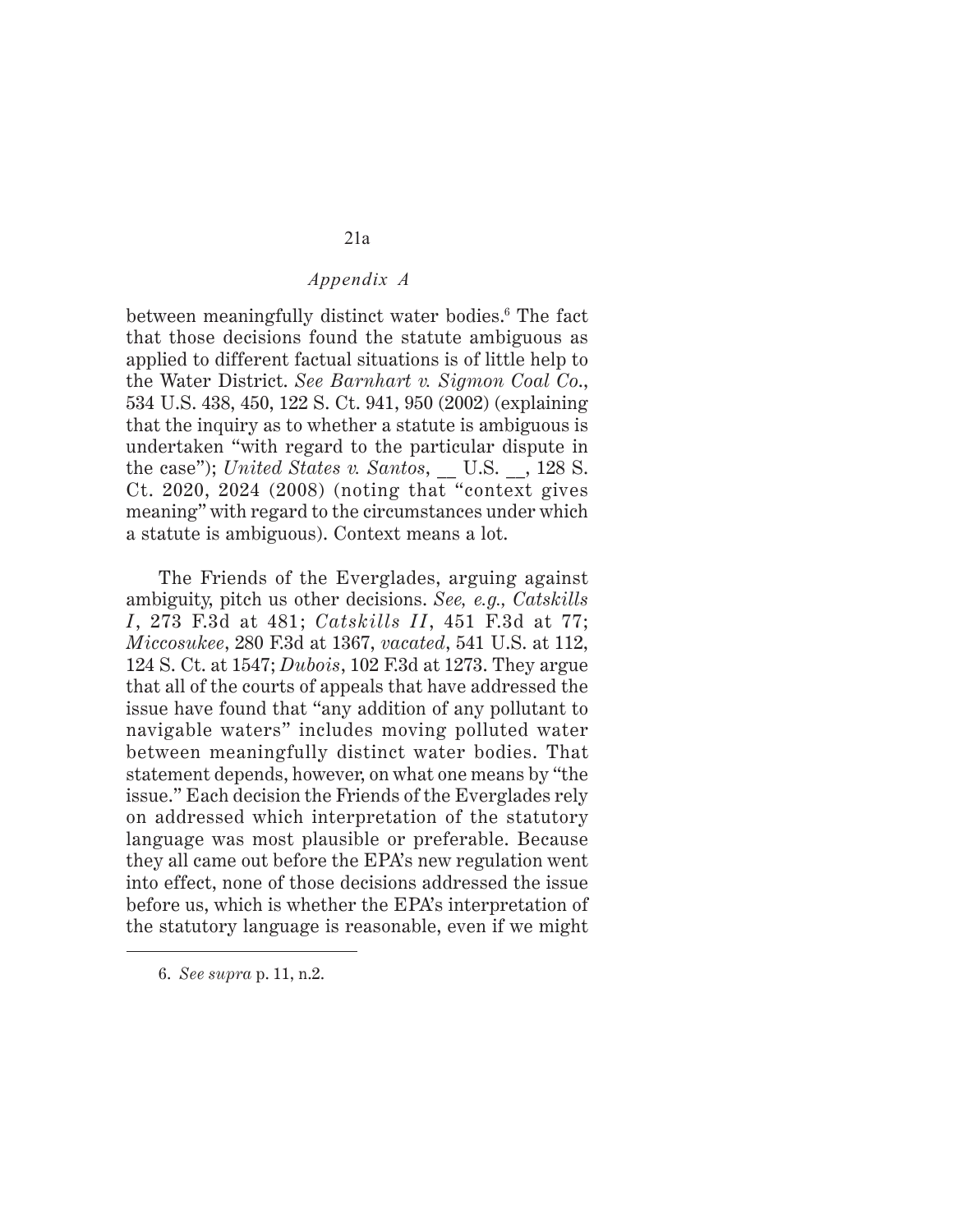between meaningfully distinct water bodies.[6] The fact that those decisions found the statute ambiguous as applied to different factual situations is of little help to the Water District. *See Barnhart v. Sigmon Coal Co.*, 534 U.S. 438, 450, 122 S. Ct. 941, 950 (2002) (explaining that the inquiry as to whether a statute is ambiguous is undertaken "with regard to the particular dispute in the case"); *United States v. Santos*, __ U.S. __, 128 S. Ct. 2020, 2024 (2008) (noting that "context gives meaning" with regard to the circumstances under which a statute is ambiguous). Context means a lot.

The Friends of the Everglades, arguing against ambiguity, pitch us other decisions. *See, e.g., Catskills I*, 273 F.3d at 481; *Catskills II*, 451 F.3d at 77; *Miccosukee*, 280 F.3d at 1367, *vacated*, 541 U.S. at 112, 124 S. Ct. at 1547; *Dubois*, 102 F.3d at 1273. They argue that all of the courts of appeals that have addressed the issue have found that "any addition of any pollutant to navigable waters" includes moving polluted water between meaningfully distinct water bodies. That statement depends, however, on what one means by "the issue." Each decision the Friends of the Everglades rely on addressed which interpretation of the statutory language was most plausible or preferable. Because they all came out before the EPA's new regulation went into effect, none of those decisions addressed the issue before us, which is whether the EPA's interpretation of the statutory language is reasonable, even if we might

6. *See supra* p. 11, n.2.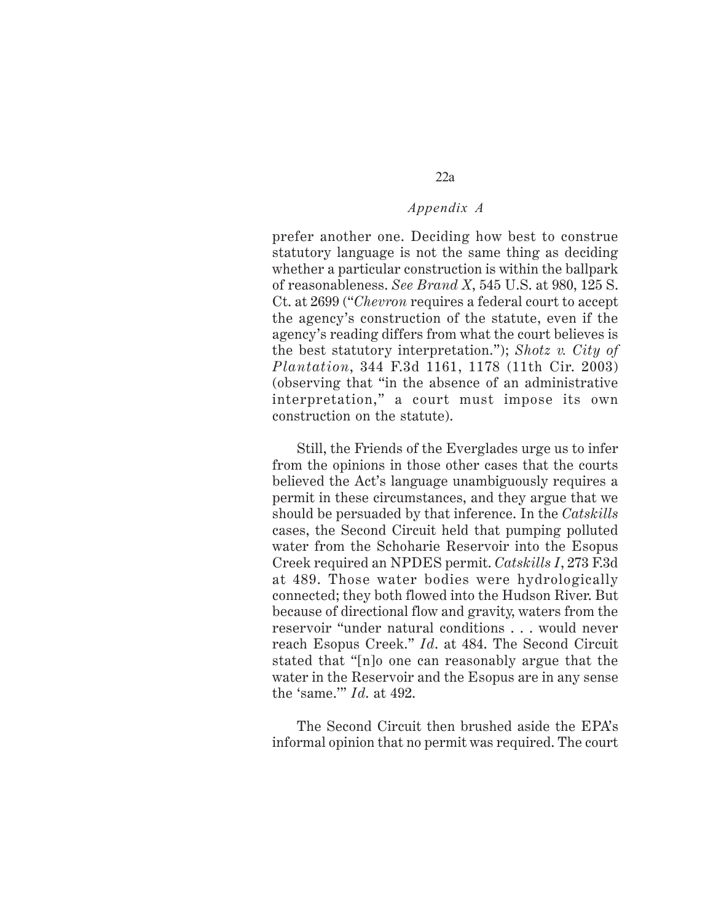prefer another one. Deciding how best to construe statutory language is not the same thing as deciding whether a particular construction is within the ballpark of reasonableness. *See Brand X*, 545 U.S. at 980, 125 S. Ct. at 2699 ("*Chevron* requires a federal court to accept the agency's construction of the statute, even if the agency's reading differs from what the court believes is the best statutory interpretation."); *Shotz v. City of Plantation*, 344 F.3d 1161, 1178 (11th Cir. 2003) (observing that "in the absence of an administrative interpretation," a court must impose its own construction on the statute).

Still, the Friends of the Everglades urge us to infer from the opinions in those other cases that the courts believed the Act's language unambiguously requires a permit in these circumstances, and they argue that we should be persuaded by that inference. In the *Catskills* cases, the Second Circuit held that pumping polluted water from the Schoharie Reservoir into the Esopus Creek required an NPDES permit. *Catskills I*, 273 F.3d at 489. Those water bodies were hydrologically connected; they both flowed into the Hudson River. But because of directional flow and gravity, waters from the reservoir "under natural conditions . . . would never reach Esopus Creek." *Id.* at 484. The Second Circuit stated that "[n]o one can reasonably argue that the water in the Reservoir and the Esopus are in any sense the 'same.'" *Id.* at 492.

The Second Circuit then brushed aside the EPA's informal opinion that no permit was required. The court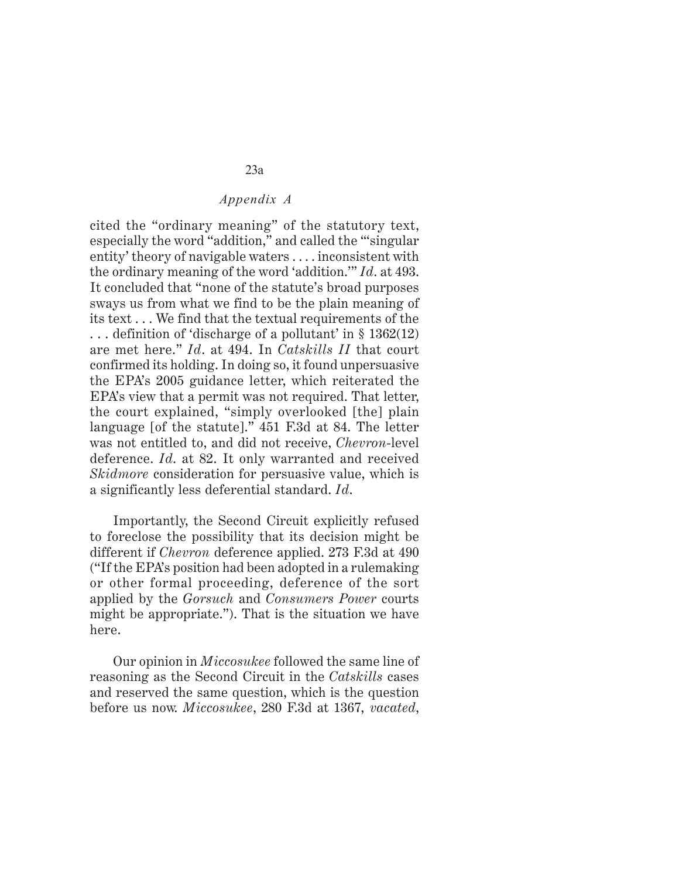cited the "ordinary meaning" of the statutory text, especially the word "addition," and called the "'singular entity' theory of navigable waters . . . . inconsistent with the ordinary meaning of the word 'addition.'" *Id*. at 493. It concluded that "none of the statute's broad purposes sways us from what we find to be the plain meaning of its text . . . We find that the textual requirements of the . . . definition of 'discharge of a pollutant' in § 1362(12) are met here." *Id*. at 494. In *Catskills II* that court confirmed its holding. In doing so, it found unpersuasive the EPA's 2005 guidance letter, which reiterated the EPA's view that a permit was not required. That letter, the court explained, "simply overlooked [the] plain language [of the statute]." 451 F.3d at 84. The letter was not entitled to, and did not receive, *Chevron*-level deference. *Id*. at 82. It only warranted and received *Skidmore* consideration for persuasive value, which is a significantly less deferential standard. *Id*.

Importantly, the Second Circuit explicitly refused to foreclose the possibility that its decision might be different if *Chevron* deference applied. 273 F.3d at 490 ("If the EPA's position had been adopted in a rulemaking or other formal proceeding, deference of the sort applied by the *Gorsuch* and *Consumers Power* courts might be appropriate."). That is the situation we have here.

Our opinion in *Miccosukee* followed the same line of reasoning as the Second Circuit in the *Catskills* cases and reserved the same question, which is the question before us now. *Miccosukee*, 280 F.3d at 1367, *vacated*,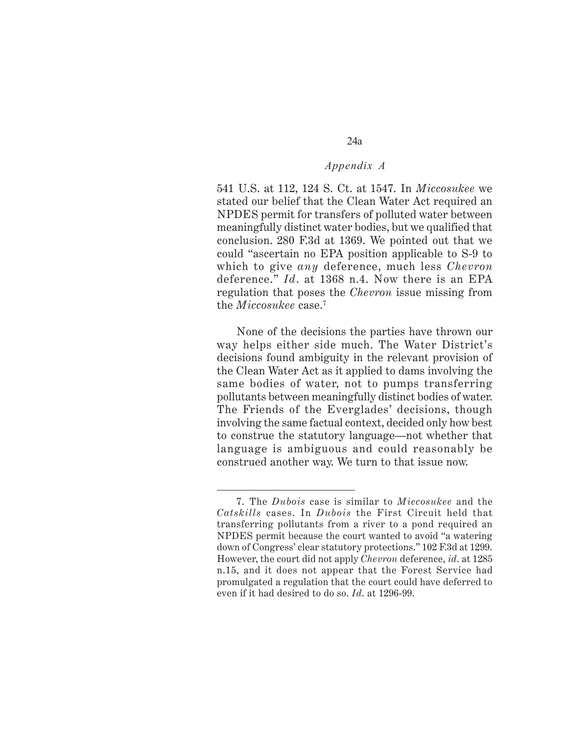541 U.S. at 112, 124 S. Ct. at 1547. In *Miccosukee* we stated our belief that the Clean Water Act required an NPDES permit for transfers of polluted water between meaningfully distinct water bodies, but we qualified that conclusion. 280 F.3d at 1369. We pointed out that we could "ascertain no EPA position applicable to S-9 to which to give *any* deference, much less *Chevron* deference." *Id*. at 1368 n.4. Now there is an EPA regulation that poses the *Chevron* issue missing from the *Miccosukee* case.[7]

None of the decisions the parties have thrown our way helps either side much. The Water District's decisions found ambiguity in the relevant provision of the Clean Water Act as it applied to dams involving the same bodies of water, not to pumps transferring pollutants between meaningfully distinct bodies of water. The Friends of the Everglades' decisions, though involving the same factual context, decided only how best to construe the statutory language—not whether that language is ambiguous and could reasonably be construed another way. We turn to that issue now.

---

7. The *Dubois* case is similar to *Miccosukee* and the *Catskills* cases. In *Dubois* the First Circuit held that transferring pollutants from a river to a pond required an NPDES permit because the court wanted to avoid "a watering down of Congress' clear statutory protections." 102 F.3d at 1299. However, the court did not apply *Chevron* deference, *id*. at 1285 n.15, and it does not appear that the Forest Service had promulgated a regulation that the court could have deferred to even if it had desired to do so. *Id*. at 1296-99.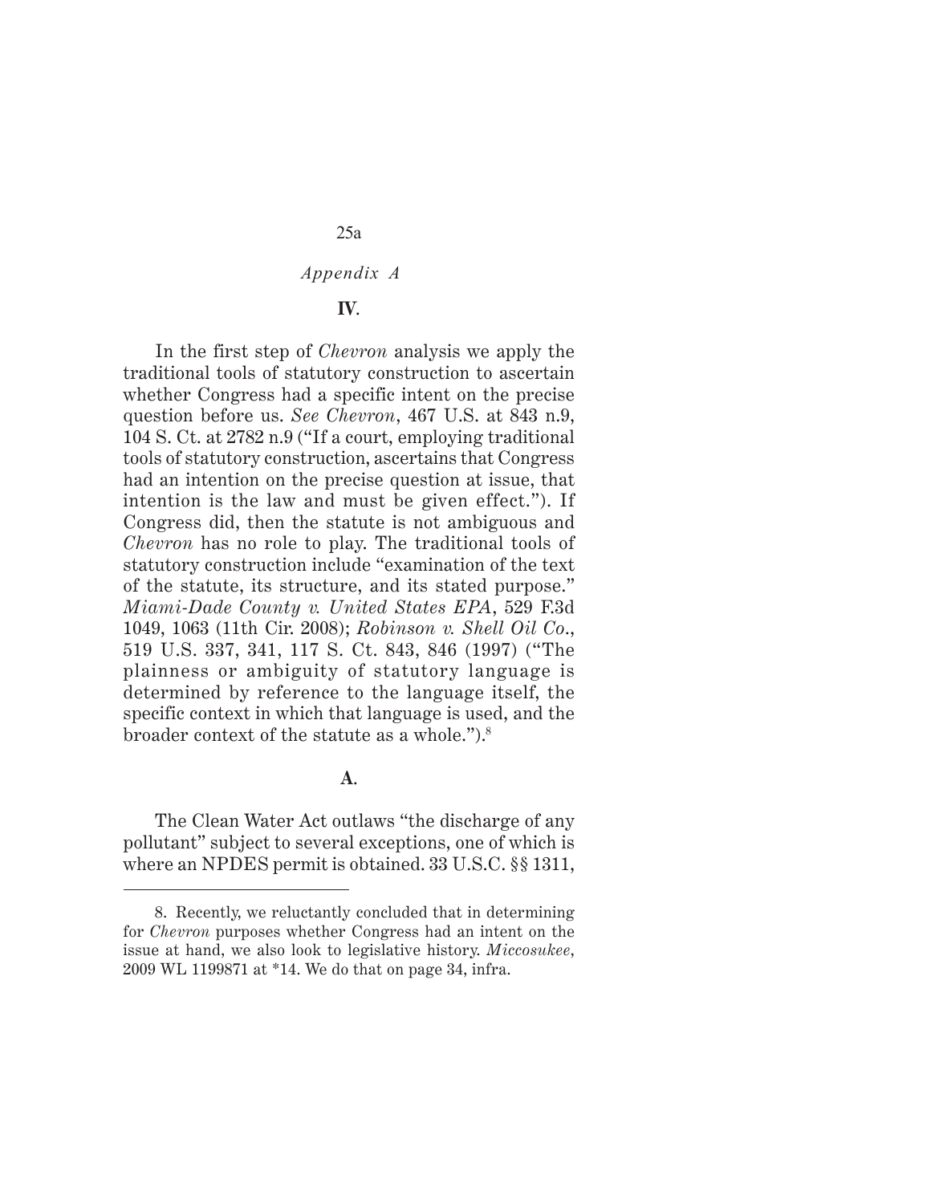*Appendix A*

**IV.**

In the first step of *Chevron* analysis we apply the traditional tools of statutory construction to ascertain whether Congress had a specific intent on the precise question before us. *See Chevron*, 467 U.S. at 843 n.9, 104 S. Ct. at 2782 n.9 ("If a court, employing traditional tools of statutory construction, ascertains that Congress had an intention on the precise question at issue, that intention is the law and must be given effect."). If Congress did, then the statute is not ambiguous and *Chevron* has no role to play. The traditional tools of statutory construction include "examination of the text of the statute, its structure, and its stated purpose." *Miami-Dade County v. United States EPA*, 529 F.3d 1049, 1063 (11th Cir. 2008); *Robinson v. Shell Oil Co.*, 519 U.S. 337, 341, 117 S. Ct. 843, 846 (1997) ("The plainness or ambiguity of statutory language is determined by reference to the language itself, the specific context in which that language is used, and the broader context of the statute as a whole.").[8]

**A.**

The Clean Water Act outlaws "the discharge of any pollutant" subject to several exceptions, one of which is where an NPDES permit is obtained. 33 U.S.C. §§ 1311,

---

8. Recently, we reluctantly concluded that in determining for *Chevron* purposes whether Congress had an intent on the issue at hand, we also look to legislative history. *Miccosukee*, 2009 WL 1199871 at *14. We do that on page 34, infra.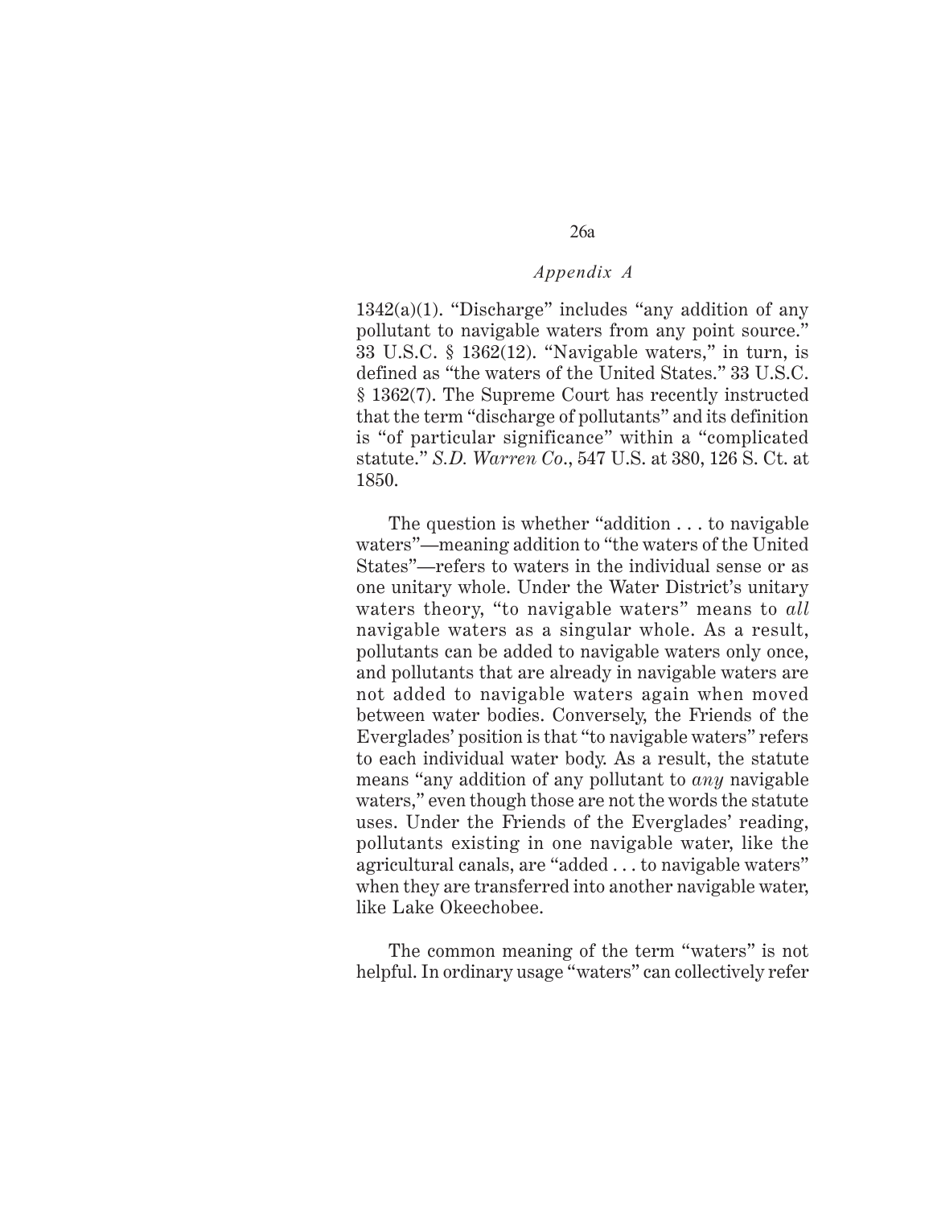1342(a)(1). "Discharge" includes "any addition of any pollutant to navigable waters from any point source." 33 U.S.C. § 1362(12). "Navigable waters," in turn, is defined as "the waters of the United States." 33 U.S.C. § 1362(7). The Supreme Court has recently instructed that the term "discharge of pollutants" and its definition is "of particular significance" within a "complicated statute." *S.D. Warren Co.*, 547 U.S. at 380, 126 S. Ct. at 1850.

The question is whether "addition . . . to navigable waters"—meaning addition to "the waters of the United States"—refers to waters in the individual sense or as one unitary whole. Under the Water District's unitary waters theory, "to navigable waters" means to *all* navigable waters as a singular whole. As a result, pollutants can be added to navigable waters only once, and pollutants that are already in navigable waters are not added to navigable waters again when moved between water bodies. Conversely, the Friends of the Everglades' position is that "to navigable waters" refers to each individual water body. As a result, the statute means "any addition of any pollutant to *any* navigable waters," even though those are not the words the statute uses. Under the Friends of the Everglades' reading, pollutants existing in one navigable water, like the agricultural canals, are "added . . . to navigable waters" when they are transferred into another navigable water, like Lake Okeechobee.

The common meaning of the term "waters" is not helpful. In ordinary usage "waters" can collectively refer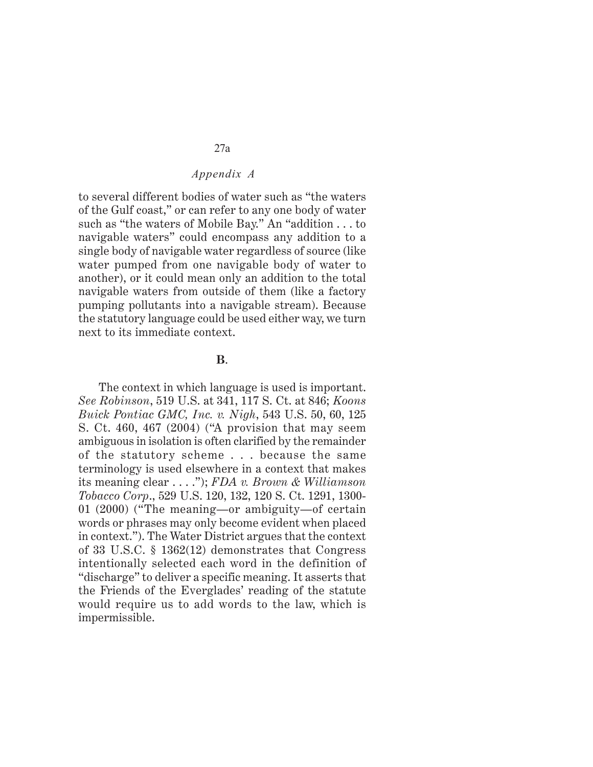to several different bodies of water such as "the waters of the Gulf coast," or can refer to any one body of water such as "the waters of Mobile Bay." An "addition . . . to navigable waters" could encompass any addition to a single body of navigable water regardless of source (like water pumped from one navigable body of water to another), or it could mean only an addition to the total navigable waters from outside of them (like a factory pumping pollutants into a navigable stream). Because the statutory language could be used either way, we turn next to its immediate context.

**B.**

The context in which language is used is important. *See Robinson*, 519 U.S. at 341, 117 S. Ct. at 846; *Koons Buick Pontiac GMC, Inc. v. Nigh*, 543 U.S. 50, 60, 125 S. Ct. 460, 467 (2004) ("A provision that may seem ambiguous in isolation is often clarified by the remainder of the statutory scheme . . . because the same terminology is used elsewhere in a context that makes its meaning clear . . . ."); *FDA v. Brown & Williamson Tobacco Corp.*, 529 U.S. 120, 132, 120 S. Ct. 1291, 1300-01 (2000) ("The meaning—or ambiguity—of certain words or phrases may only become evident when placed in context."). The Water District argues that the context of 33 U.S.C. § 1362(12) demonstrates that Congress intentionally selected each word in the definition of "discharge" to deliver a specific meaning. It asserts that the Friends of the Everglades' reading of the statute would require us to add words to the law, which is impermissible.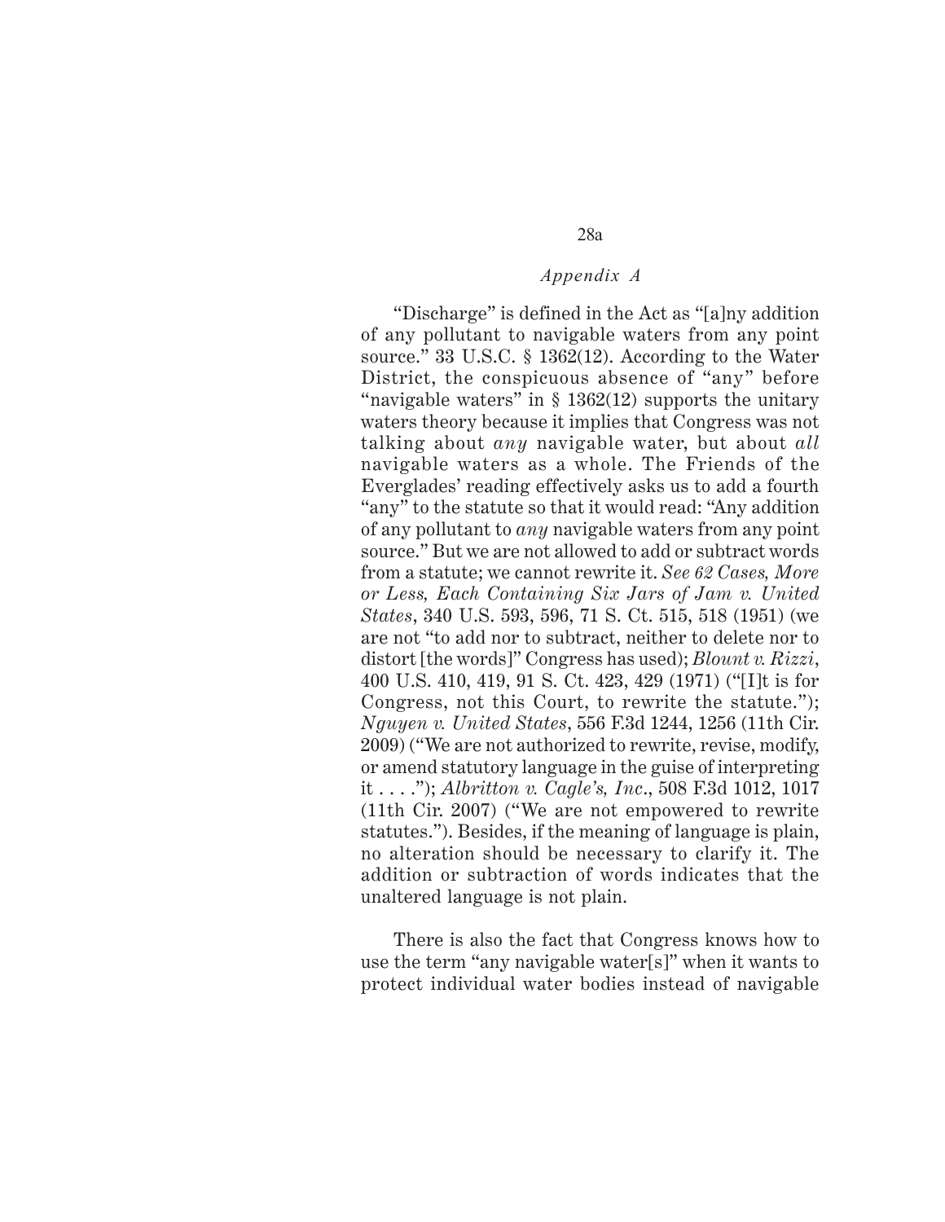"Discharge" is defined in the Act as "[a]ny addition of any pollutant to navigable waters from any point source." 33 U.S.C. § 1362(12). According to the Water District, the conspicuous absence of "any" before "navigable waters" in § 1362(12) supports the unitary waters theory because it implies that Congress was not talking about *any* navigable water, but about *all* navigable waters as a whole. The Friends of the Everglades' reading effectively asks us to add a fourth "any" to the statute so that it would read: "Any addition of any pollutant to *any* navigable waters from any point source." But we are not allowed to add or subtract words from a statute; we cannot rewrite it. *See 62 Cases, More or Less, Each Containing Six Jars of Jam v. United States*, 340 U.S. 593, 596, 71 S. Ct. 515, 518 (1951) (we are not "to add nor to subtract, neither to delete nor to distort [the words]" Congress has used); *Blount v. Rizzi*, 400 U.S. 410, 419, 91 S. Ct. 423, 429 (1971) ("[I]t is for Congress, not this Court, to rewrite the statute."); *Nguyen v. United States*, 556 F.3d 1244, 1256 (11th Cir. 2009) ("We are not authorized to rewrite, revise, modify, or amend statutory language in the guise of interpreting it . . . ."); *Albritton v. Cagle's, Inc.*, 508 F.3d 1012, 1017 (11th Cir. 2007) ("We are not empowered to rewrite statutes."). Besides, if the meaning of language is plain, no alteration should be necessary to clarify it. The addition or subtraction of words indicates that the unaltered language is not plain.

There is also the fact that Congress knows how to use the term "any navigable water[s]" when it wants to protect individual water bodies instead of navigable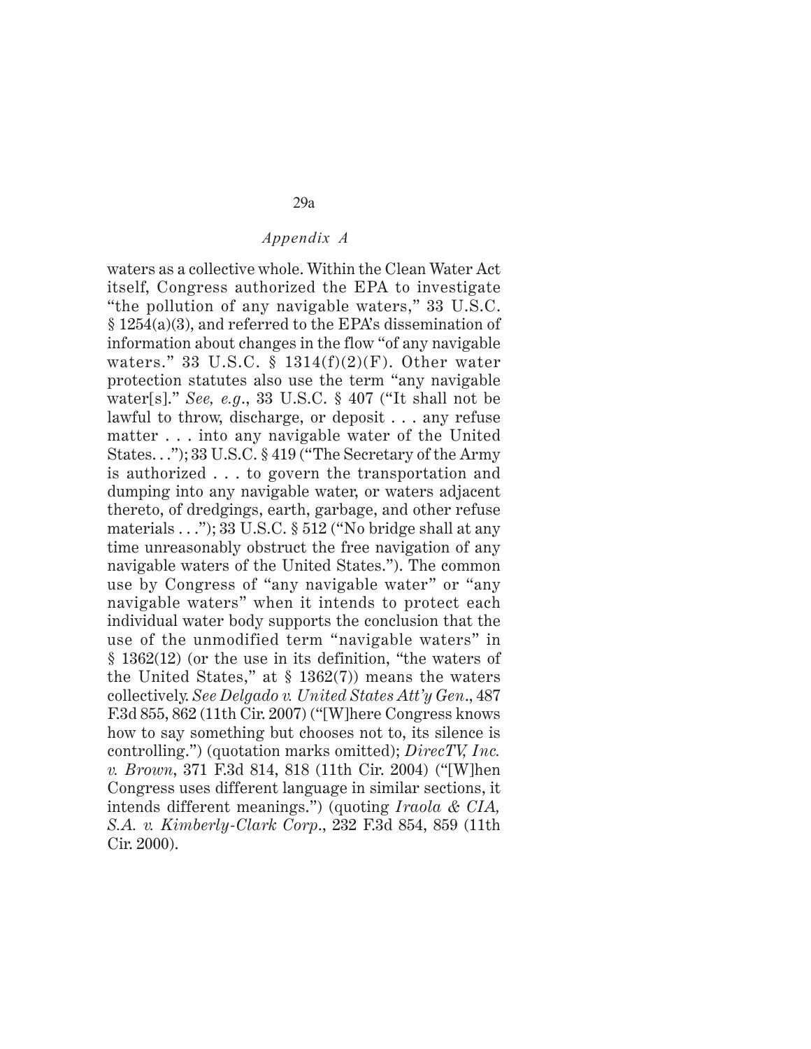waters as a collective whole. Within the Clean Water Act itself, Congress authorized the EPA to investigate "the pollution of any navigable waters," 33 U.S.C. § 1254(a)(3), and referred to the EPA's dissemination of information about changes in the flow "of any navigable waters." 33 U.S.C. § 1314(f)(2)(F). Other water protection statutes also use the term "any navigable water[s]." *See, e.g.*, 33 U.S.C. § 407 ("It shall not be lawful to throw, discharge, or deposit . . . any refuse matter . . . into any navigable water of the United States. . ."); 33 U.S.C. § 419 ("The Secretary of the Army is authorized . . . to govern the transportation and dumping into any navigable water, or waters adjacent thereto, of dredgings, earth, garbage, and other refuse materials . . ."); 33 U.S.C. § 512 ("No bridge shall at any time unreasonably obstruct the free navigation of any navigable waters of the United States."). The common use by Congress of "any navigable water" or "any navigable waters" when it intends to protect each individual water body supports the conclusion that the use of the unmodified term "navigable waters" in § 1362(12) (or the use in its definition, "the waters of the United States," at § 1362(7)) means the waters collectively. *See Delgado v. United States Att'y Gen.*, 487 F.3d 855, 862 (11th Cir. 2007) ("[W]here Congress knows how to say something but chooses not to, its silence is controlling.") (quotation marks omitted); *DirecTV, Inc. v. Brown*, 371 F.3d 814, 818 (11th Cir. 2004) ("[W]hen Congress uses different language in similar sections, it intends different meanings.") (quoting *Iraola & CIA, S.A. v. Kimberly-Clark Corp.*, 232 F.3d 854, 859 (11th Cir. 2000).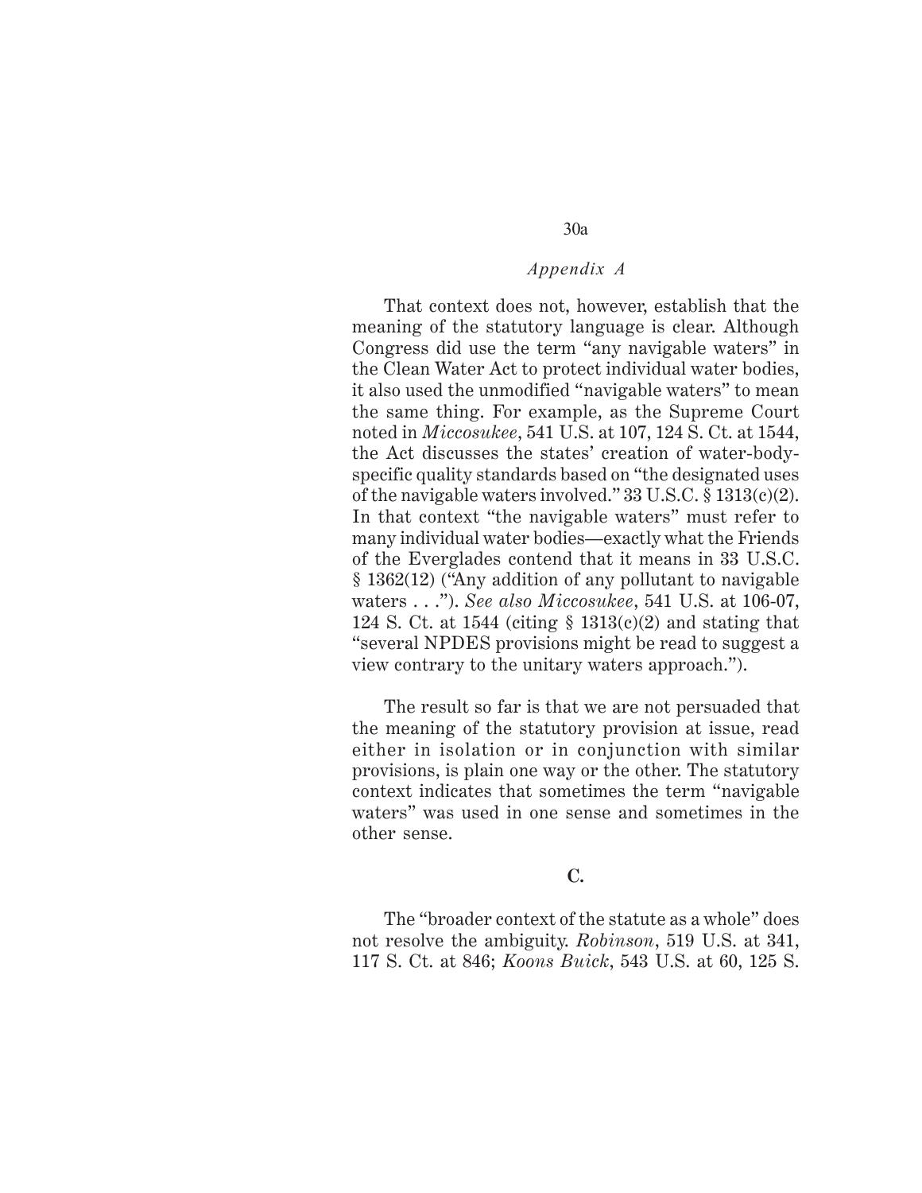That context does not, however, establish that the meaning of the statutory language is clear. Although Congress did use the term "any navigable waters" in the Clean Water Act to protect individual water bodies, it also used the unmodified "navigable waters" to mean the same thing. For example, as the Supreme Court noted in *Miccosukee*, 541 U.S. at 107, 124 S. Ct. at 1544, the Act discusses the states' creation of water-body-specific quality standards based on "the designated uses of the navigable waters involved." 33 U.S.C. § 1313(c)(2). In that context "the navigable waters" must refer to many individual water bodies—exactly what the Friends of the Everglades contend that it means in 33 U.S.C. § 1362(12) ("Any addition of any pollutant to navigable waters . . ."). *See also Miccosukee*, 541 U.S. at 106-07, 124 S. Ct. at 1544 (citing § 1313(c)(2) and stating that "several NPDES provisions might be read to suggest a view contrary to the unitary waters approach.").

The result so far is that we are not persuaded that the meaning of the statutory provision at issue, read either in isolation or in conjunction with similar provisions, is plain one way or the other. The statutory context indicates that sometimes the term "navigable waters" was used in one sense and sometimes in the other sense.

**C.**

The "broader context of the statute as a whole" does not resolve the ambiguity. *Robinson*, 519 U.S. at 341, 117 S. Ct. at 846; *Koons Buick*, 543 U.S. at 60, 125 S.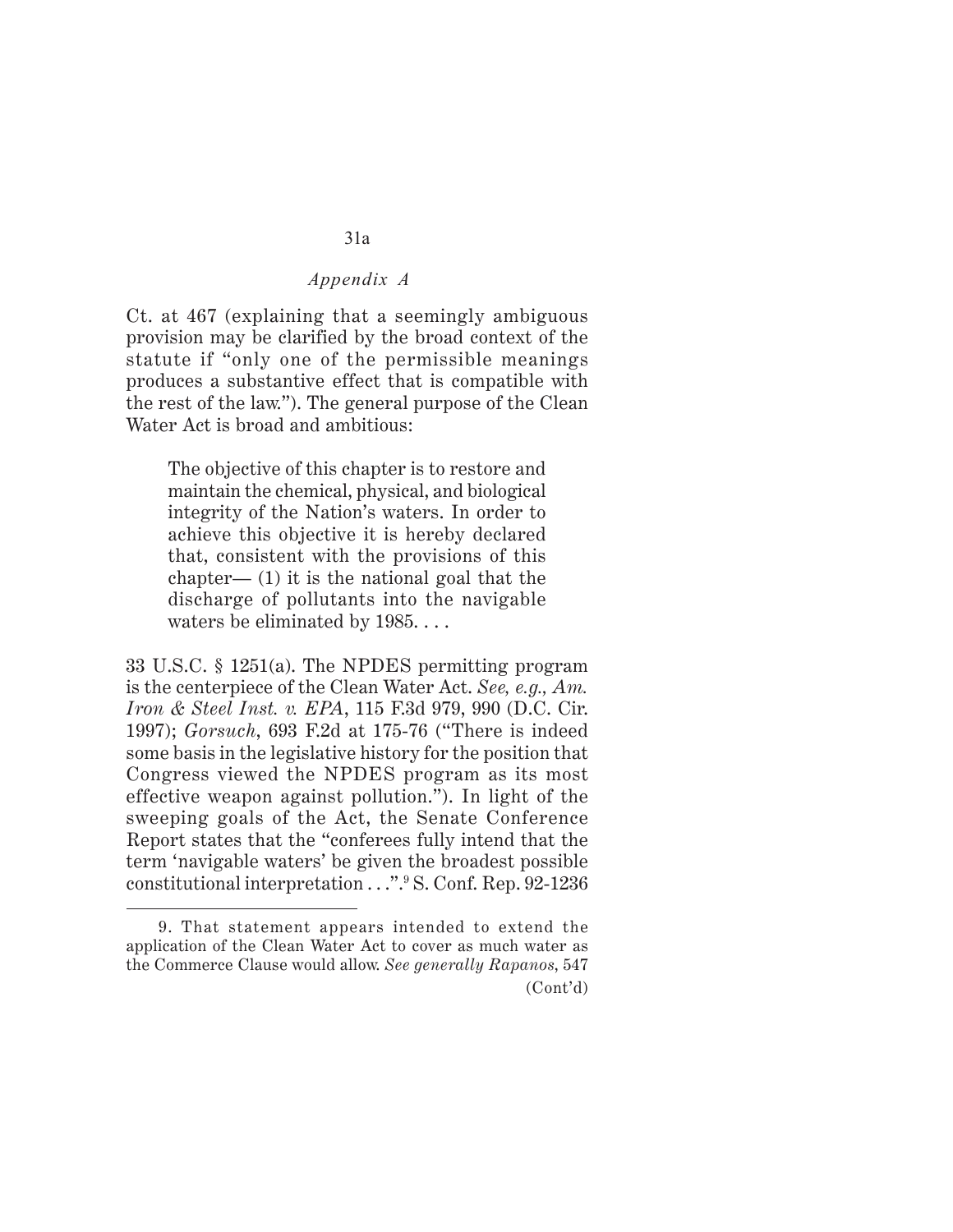Ct. at 467 (explaining that a seemingly ambiguous provision may be clarified by the broad context of the statute if "only one of the permissible meanings produces a substantive effect that is compatible with the rest of the law."). The general purpose of the Clean Water Act is broad and ambitious:

> The objective of this chapter is to restore and maintain the chemical, physical, and biological integrity of the Nation's waters. In order to achieve this objective it is hereby declared that, consistent with the provisions of this chapter— (1) it is the national goal that the discharge of pollutants into the navigable waters be eliminated by 1985. . . .

33 U.S.C. § 1251(a). The NPDES permitting program is the centerpiece of the Clean Water Act. *See, e.g., Am. Iron & Steel Inst. v. EPA*, 115 F.3d 979, 990 (D.C. Cir. 1997); *Gorsuch*, 693 F.2d at 175-76 ("There is indeed some basis in the legislative history for the position that Congress viewed the NPDES program as its most effective weapon against pollution."). In light of the sweeping goals of the Act, the Senate Conference Report states that the "conferees fully intend that the term 'navigable waters' be given the broadest possible constitutional interpretation . . .".[9] S. Conf. Rep. 92-1236

---

9. That statement appears intended to extend the application of the Clean Water Act to cover as much water as the Commerce Clause would allow. *See generally Rapanos*, 547 (Cont'd)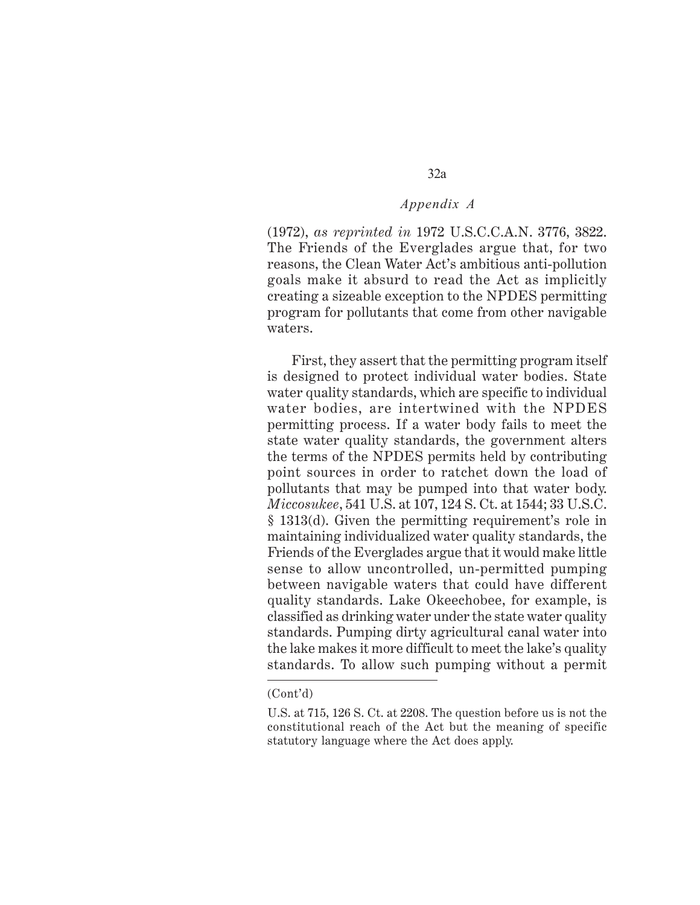(1972), *as reprinted in* 1972 U.S.C.C.A.N. 3776, 3822. The Friends of the Everglades argue that, for two reasons, the Clean Water Act's ambitious anti-pollution goals make it absurd to read the Act as implicitly creating a sizeable exception to the NPDES permitting program for pollutants that come from other navigable waters.

First, they assert that the permitting program itself is designed to protect individual water bodies. State water quality standards, which are specific to individual water bodies, are intertwined with the NPDES permitting process. If a water body fails to meet the state water quality standards, the government alters the terms of the NPDES permits held by contributing point sources in order to ratchet down the load of pollutants that may be pumped into that water body. *Miccosukee*, 541 U.S. at 107, 124 S. Ct. at 1544; 33 U.S.C. § 1313(d). Given the permitting requirement's role in maintaining individualized water quality standards, the Friends of the Everglades argue that it would make little sense to allow uncontrolled, un-permitted pumping between navigable waters that could have different quality standards. Lake Okeechobee, for example, is classified as drinking water under the state water quality standards. Pumping dirty agricultural canal water into the lake makes it more difficult to meet the lake's quality standards. To allow such pumping without a permit

---

(Cont'd)

U.S. at 715, 126 S. Ct. at 2208. The question before us is not the constitutional reach of the Act but the meaning of specific statutory language where the Act does apply.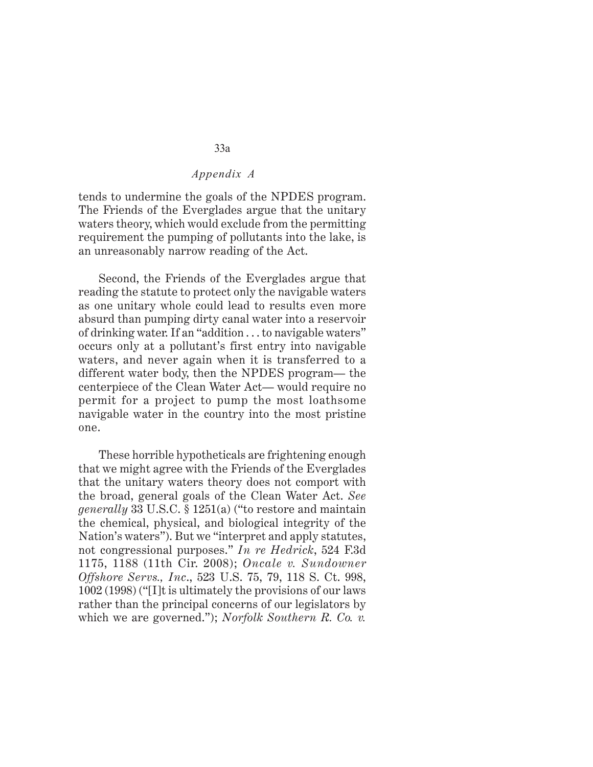tends to undermine the goals of the NPDES program. The Friends of the Everglades argue that the unitary waters theory, which would exclude from the permitting requirement the pumping of pollutants into the lake, is an unreasonably narrow reading of the Act.

Second, the Friends of the Everglades argue that reading the statute to protect only the navigable waters as one unitary whole could lead to results even more absurd than pumping dirty canal water into a reservoir of drinking water. If an "addition . . . to navigable waters" occurs only at a pollutant's first entry into navigable waters, and never again when it is transferred to a different water body, then the NPDES program— the centerpiece of the Clean Water Act— would require no permit for a project to pump the most loathsome navigable water in the country into the most pristine one.

These horrible hypotheticals are frightening enough that we might agree with the Friends of the Everglades that the unitary waters theory does not comport with the broad, general goals of the Clean Water Act. *See generally* 33 U.S.C. § 1251(a) ("to restore and maintain the chemical, physical, and biological integrity of the Nation's waters"). But we "interpret and apply statutes, not congressional purposes." *In re Hedrick*, 524 F.3d 1175, 1188 (11th Cir. 2008); *Oncale v. Sundowner Offshore Servs., Inc.*, 523 U.S. 75, 79, 118 S. Ct. 998, 1002 (1998) ("[I]t is ultimately the provisions of our laws rather than the principal concerns of our legislators by which we are governed."); *Norfolk Southern R. Co. v.*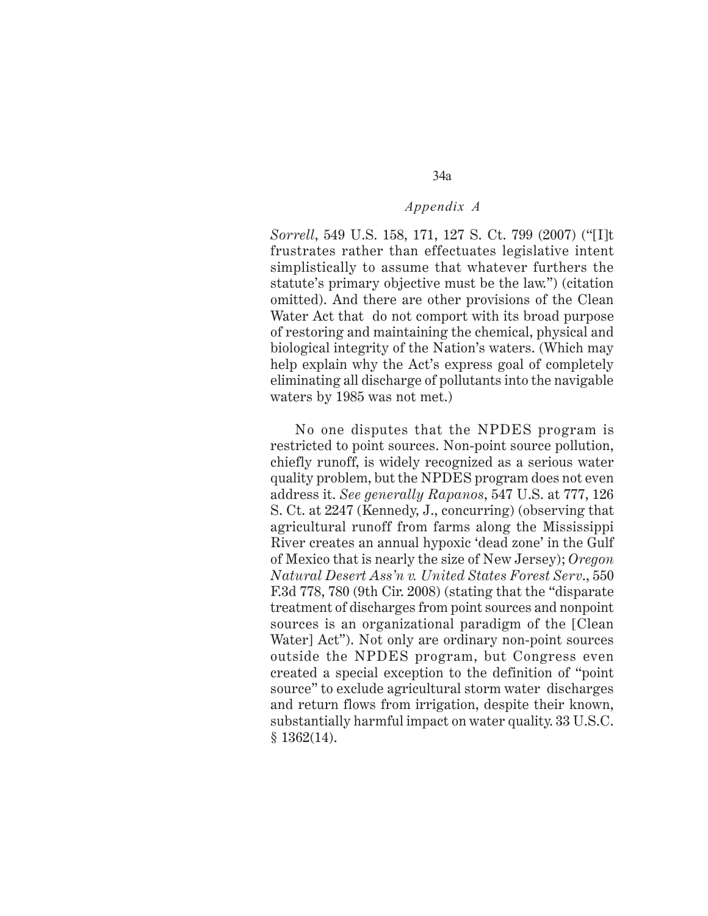*Sorrell*, 549 U.S. 158, 171, 127 S. Ct. 799 (2007) ("[I]t frustrates rather than effectuates legislative intent simplistically to assume that whatever furthers the statute's primary objective must be the law.") (citation omitted). And there are other provisions of the Clean Water Act that do not comport with its broad purpose of restoring and maintaining the chemical, physical and biological integrity of the Nation's waters. (Which may help explain why the Act's express goal of completely eliminating all discharge of pollutants into the navigable waters by 1985 was not met.)

No one disputes that the NPDES program is restricted to point sources. Non-point source pollution, chiefly runoff, is widely recognized as a serious water quality problem, but the NPDES program does not even address it. *See generally Rapanos*, 547 U.S. at 777, 126 S. Ct. at 2247 (Kennedy, J., concurring) (observing that agricultural runoff from farms along the Mississippi River creates an annual hypoxic 'dead zone' in the Gulf of Mexico that is nearly the size of New Jersey); *Oregon Natural Desert Ass'n v. United States Forest Serv.*, 550 F.3d 778, 780 (9th Cir. 2008) (stating that the "disparate treatment of discharges from point sources and nonpoint sources is an organizational paradigm of the [Clean Water] Act"). Not only are ordinary non-point sources outside the NPDES program, but Congress even created a special exception to the definition of "point source" to exclude agricultural storm water discharges and return flows from irrigation, despite their known, substantially harmful impact on water quality. 33 U.S.C. § 1362(14).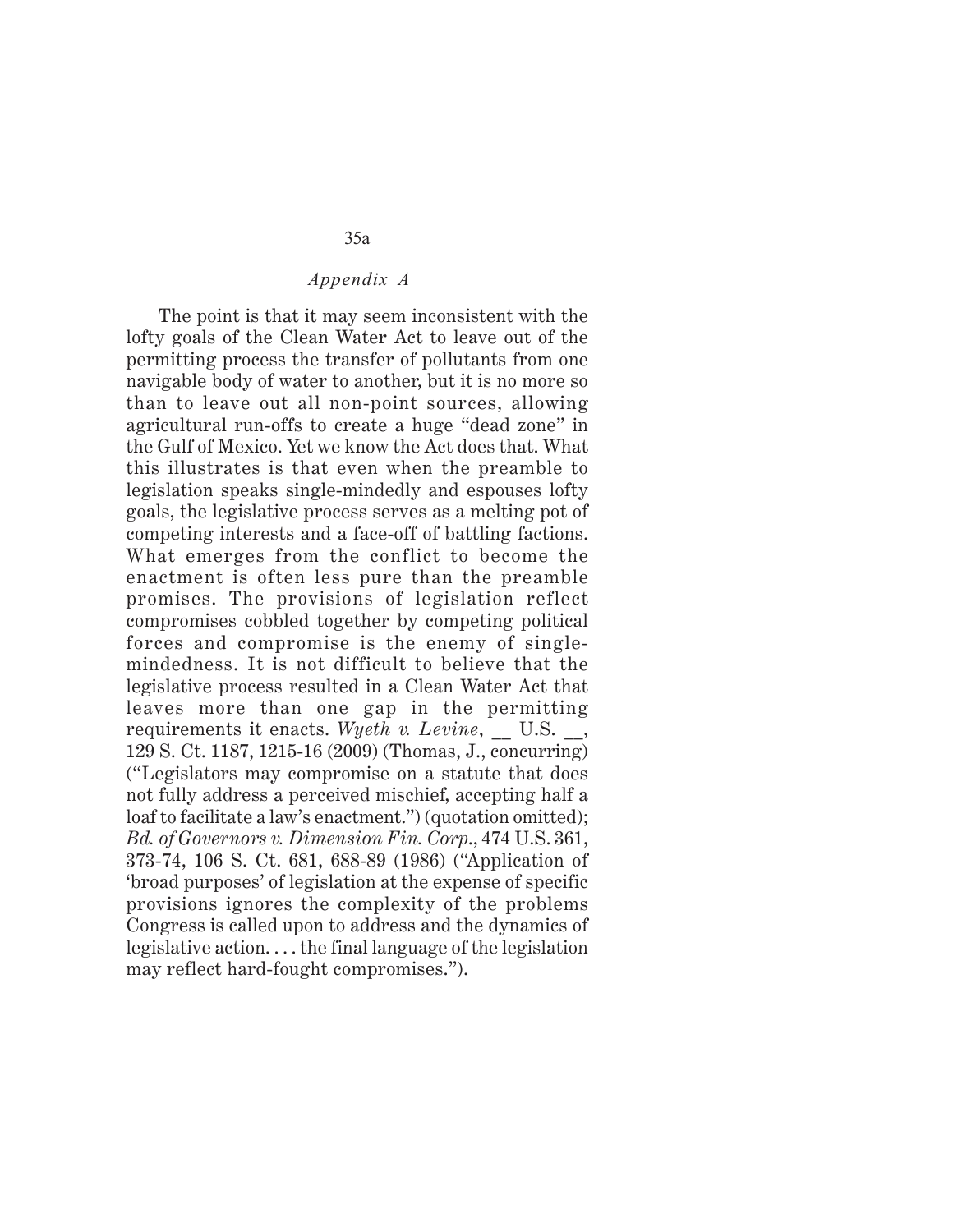The point is that it may seem inconsistent with the lofty goals of the Clean Water Act to leave out of the permitting process the transfer of pollutants from one navigable body of water to another, but it is no more so than to leave out all non-point sources, allowing agricultural run-offs to create a huge "dead zone" in the Gulf of Mexico. Yet we know the Act does that. What this illustrates is that even when the preamble to legislation speaks single-mindedly and espouses lofty goals, the legislative process serves as a melting pot of competing interests and a face-off of battling factions. What emerges from the conflict to become the enactment is often less pure than the preamble promises. The provisions of legislation reflect compromises cobbled together by competing political forces and compromise is the enemy of single-mindedness. It is not difficult to believe that the legislative process resulted in a Clean Water Act that leaves more than one gap in the permitting requirements it enacts. *Wyeth v. Levine*, __ U.S. __, 129 S. Ct. 1187, 1215-16 (2009) (Thomas, J., concurring) ("Legislators may compromise on a statute that does not fully address a perceived mischief, accepting half a loaf to facilitate a law's enactment.") (quotation omitted); *Bd. of Governors v. Dimension Fin. Corp.*, 474 U.S. 361, 373-74, 106 S. Ct. 681, 688-89 (1986) ("Application of 'broad purposes' of legislation at the expense of specific provisions ignores the complexity of the problems Congress is called upon to address and the dynamics of legislative action. . . . the final language of the legislation may reflect hard-fought compromises.").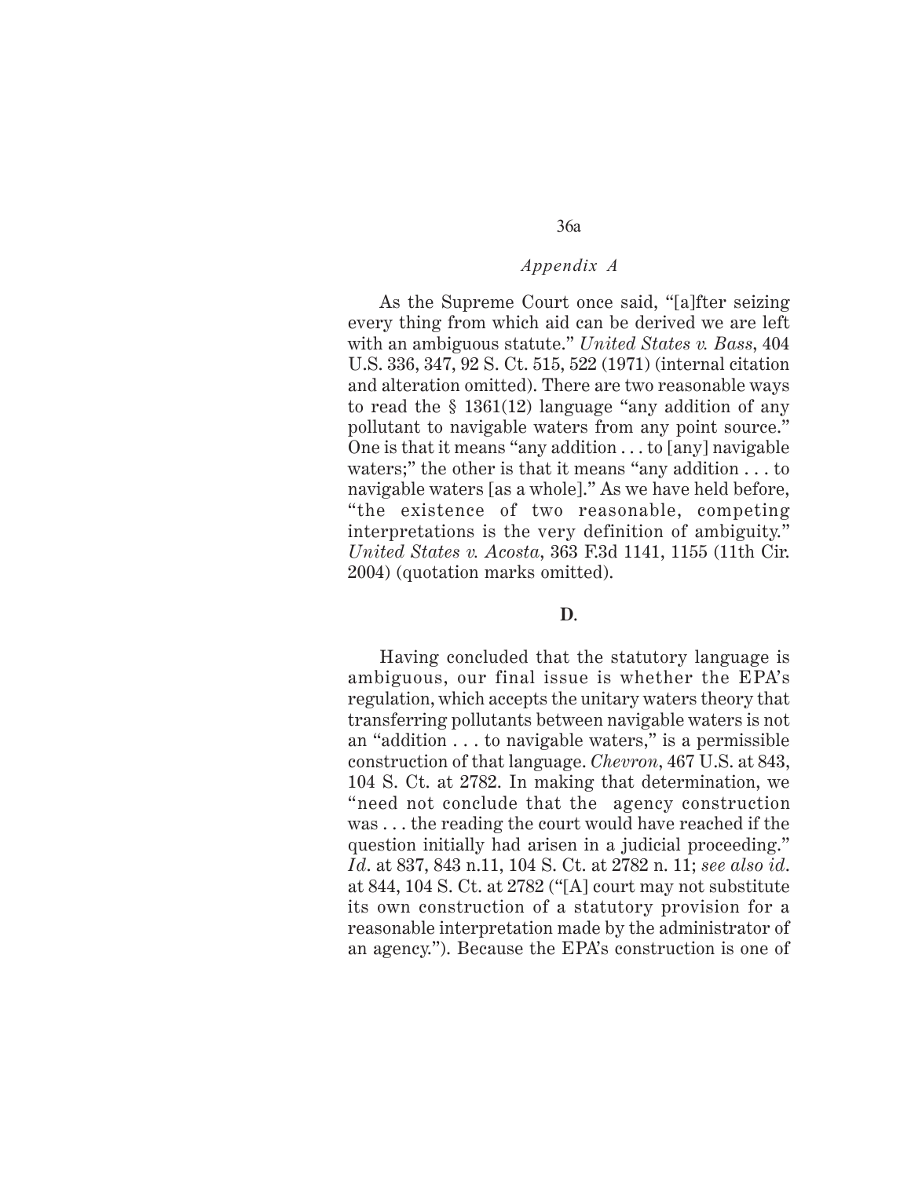As the Supreme Court once said, "[a]fter seizing every thing from which aid can be derived we are left with an ambiguous statute." *United States v. Bass*, 404 U.S. 336, 347, 92 S. Ct. 515, 522 (1971) (internal citation and alteration omitted). There are two reasonable ways to read the § 1361(12) language "any addition of any pollutant to navigable waters from any point source." One is that it means "any addition . . . to [any] navigable waters;" the other is that it means "any addition . . . to navigable waters [as a whole]." As we have held before, "the existence of two reasonable, competing interpretations is the very definition of ambiguity." *United States v. Acosta*, 363 F.3d 1141, 1155 (11th Cir. 2004) (quotation marks omitted).

**D.**

Having concluded that the statutory language is ambiguous, our final issue is whether the EPA's regulation, which accepts the unitary waters theory that transferring pollutants between navigable waters is not an "addition . . . to navigable waters," is a permissible construction of that language. *Chevron*, 467 U.S. at 843, 104 S. Ct. at 2782. In making that determination, we "need not conclude that the agency construction was . . . the reading the court would have reached if the question initially had arisen in a judicial proceeding." *Id*. at 837, 843 n.11, 104 S. Ct. at 2782 n. 11; *see also id*. at 844, 104 S. Ct. at 2782 ("[A] court may not substitute its own construction of a statutory provision for a reasonable interpretation made by the administrator of an agency."). Because the EPA's construction is one of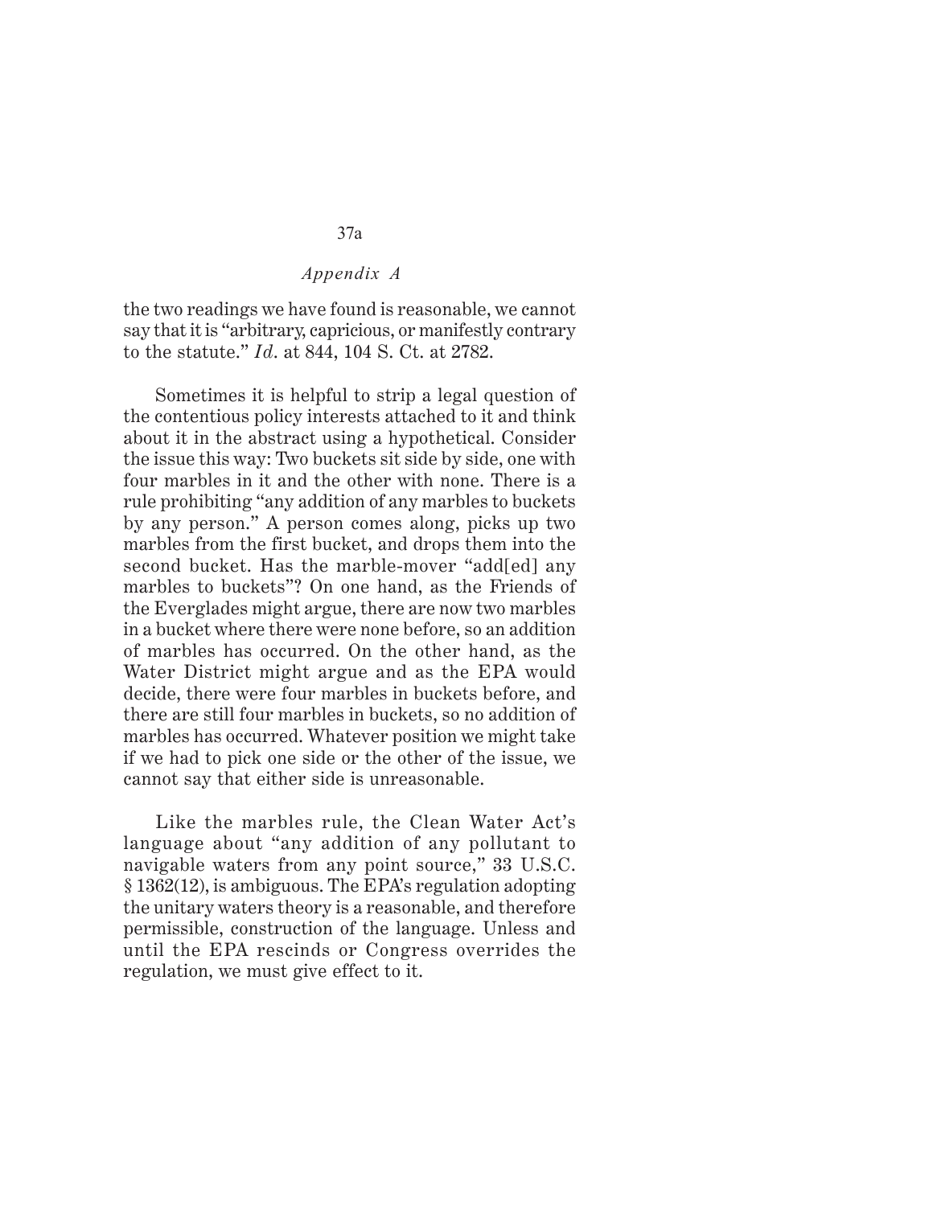the two readings we have found is reasonable, we cannot say that it is "arbitrary, capricious, or manifestly contrary to the statute." *Id.* at 844, 104 S. Ct. at 2782.

Sometimes it is helpful to strip a legal question of the contentious policy interests attached to it and think about it in the abstract using a hypothetical. Consider the issue this way: Two buckets sit side by side, one with four marbles in it and the other with none. There is a rule prohibiting "any addition of any marbles to buckets by any person." A person comes along, picks up two marbles from the first bucket, and drops them into the second bucket. Has the marble-mover "add[ed] any marbles to buckets"? On one hand, as the Friends of the Everglades might argue, there are now two marbles in a bucket where there were none before, so an addition of marbles has occurred. On the other hand, as the Water District might argue and as the EPA would decide, there were four marbles in buckets before, and there are still four marbles in buckets, so no addition of marbles has occurred. Whatever position we might take if we had to pick one side or the other of the issue, we cannot say that either side is unreasonable.

Like the marbles rule, the Clean Water Act's language about "any addition of any pollutant to navigable waters from any point source," 33 U.S.C. § 1362(12), is ambiguous. The EPA's regulation adopting the unitary waters theory is a reasonable, and therefore permissible, construction of the language. Unless and until the EPA rescinds or Congress overrides the regulation, we must give effect to it.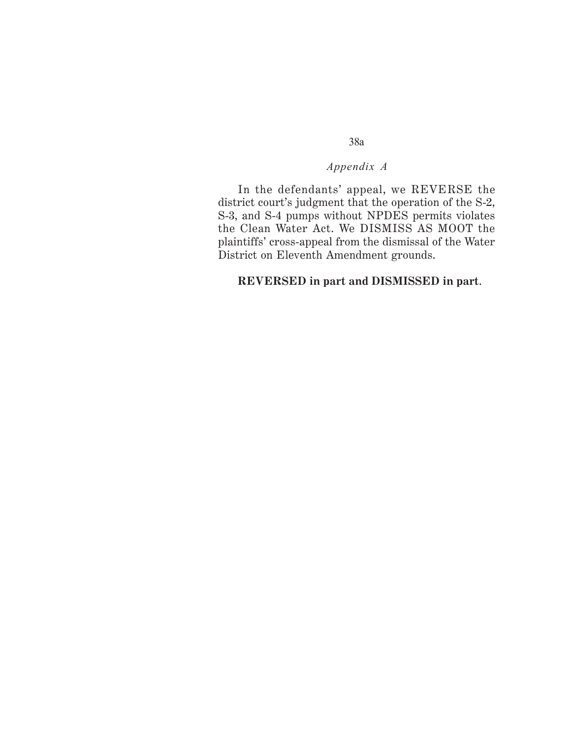In the defendants' appeal, we REVERSE the district court's judgment that the operation of the S-2, S-3, and S-4 pumps without NPDES permits violates the Clean Water Act. We DISMISS AS MOOT the plaintiffs' cross-appeal from the dismissal of the Water District on Eleventh Amendment grounds.

**REVERSED in part and DISMISSED in part**.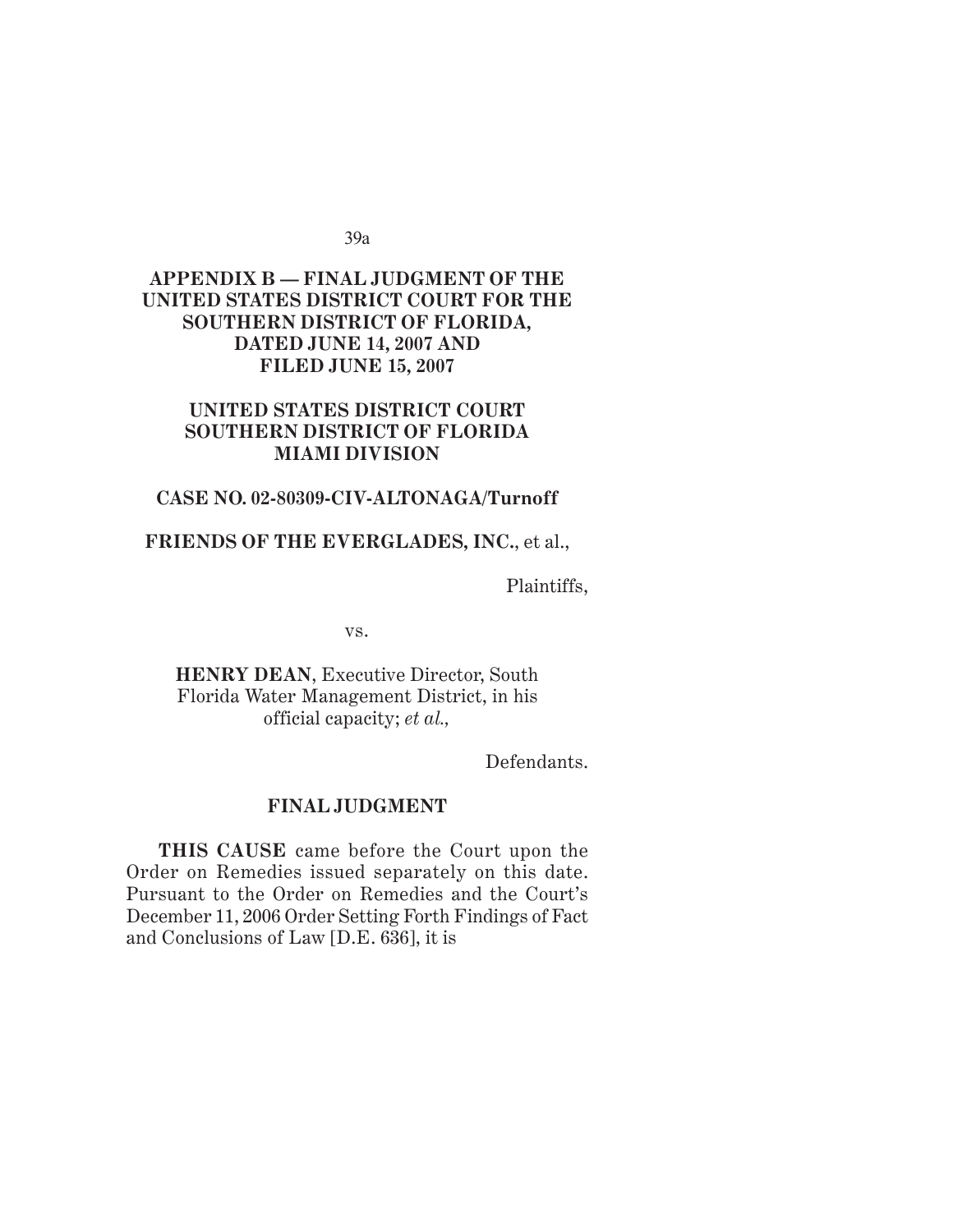## APPENDIX B — FINAL JUDGMENT OF THE UNITED STATES DISTRICT COURT FOR THE SOUTHERN DISTRICT OF FLORIDA, DATED JUNE 14, 2007 AND FILED JUNE 15, 2007

**UNITED STATES DISTRICT COURT**
**SOUTHERN DISTRICT OF FLORIDA**
**MIAMI DIVISION**

**CASE NO. 02-80309-CIV-ALTONAGA/Turnoff**

**FRIENDS OF THE EVERGLADES, INC.**, et al.,

Plaintiffs,

vs.

**HENRY DEAN**, Executive Director, South Florida Water Management District, in his official capacity; *et al.,*

Defendants.

**FINAL JUDGMENT**

**THIS CAUSE** came before the Court upon the Order on Remedies issued separately on this date. Pursuant to the Order on Remedies and the Court's December 11, 2006 Order Setting Forth Findings of Fact and Conclusions of Law [D.E. 636], it is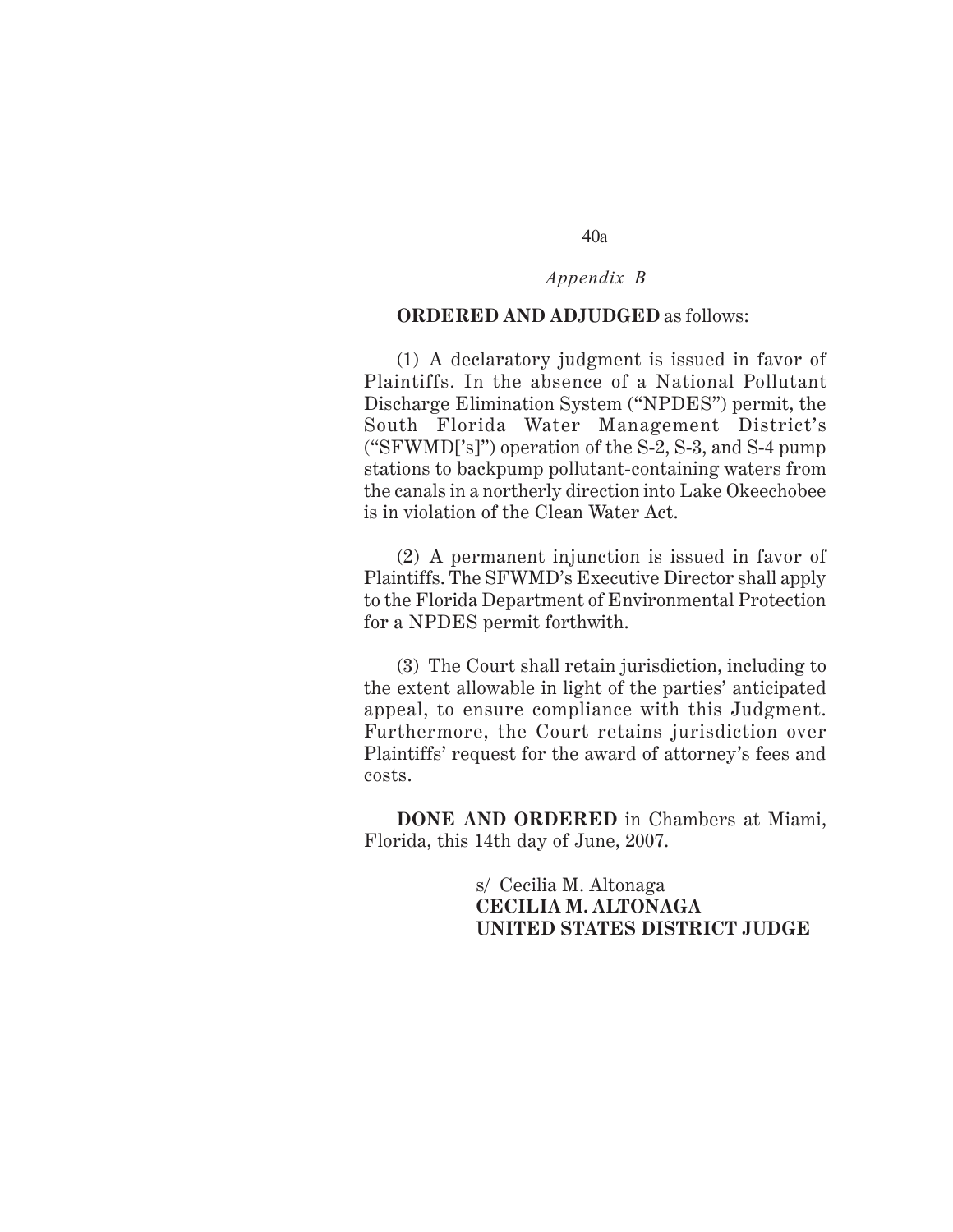**ORDERED AND ADJUDGED** as follows:

(1) A declaratory judgment is issued in favor of Plaintiffs. In the absence of a National Pollutant Discharge Elimination System ("NPDES") permit, the South Florida Water Management District's ("SFWMD['s]") operation of the S-2, S-3, and S-4 pump stations to backpump pollutant-containing waters from the canals in a northerly direction into Lake Okeechobee is in violation of the Clean Water Act.

(2) A permanent injunction is issued in favor of Plaintiffs. The SFWMD's Executive Director shall apply to the Florida Department of Environmental Protection for a NPDES permit forthwith.

(3) The Court shall retain jurisdiction, including to the extent allowable in light of the parties' anticipated appeal, to ensure compliance with this Judgment. Furthermore, the Court retains jurisdiction over Plaintiffs' request for the award of attorney's fees and costs.

**DONE AND ORDERED** in Chambers at Miami, Florida, this 14th day of June, 2007.

s/ Cecilia M. Altonaga
**CECILIA M. ALTONAGA**
**UNITED STATES DISTRICT JUDGE**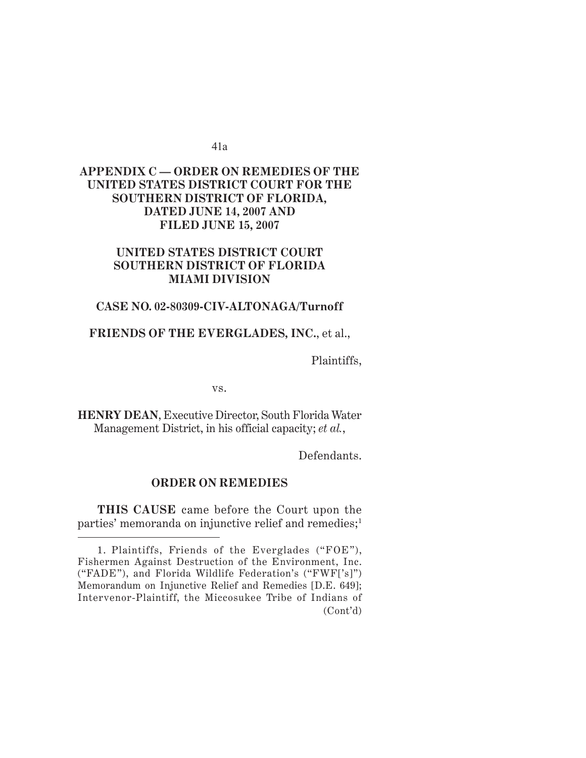**APPENDIX C — ORDER ON REMEDIES OF THE UNITED STATES DISTRICT COURT FOR THE SOUTHERN DISTRICT OF FLORIDA, DATED JUNE 14, 2007 AND FILED JUNE 15, 2007**

**UNITED STATES DISTRICT COURT SOUTHERN DISTRICT OF FLORIDA MIAMI DIVISION**

**CASE NO. 02-80309-CIV-ALTONAGA/Turnoff**

**FRIENDS OF THE EVERGLADES, INC.**, et al.,

Plaintiffs,

vs.

**HENRY DEAN**, Executive Director, South Florida Water Management District, in his official capacity; *et al.*,

Defendants.

**ORDER ON REMEDIES**

**THIS CAUSE** came before the Court upon the parties' memoranda on injunctive relief and remedies;[1]

1. Plaintiffs, Friends of the Everglades ("FOE"), Fishermen Against Destruction of the Environment, Inc. ("FADE"), and Florida Wildlife Federation's ("FWF['s]") Memorandum on Injunctive Relief and Remedies [D.E. 649]; Intervenor-Plaintiff, the Miccosukee Tribe of Indians of (Cont'd)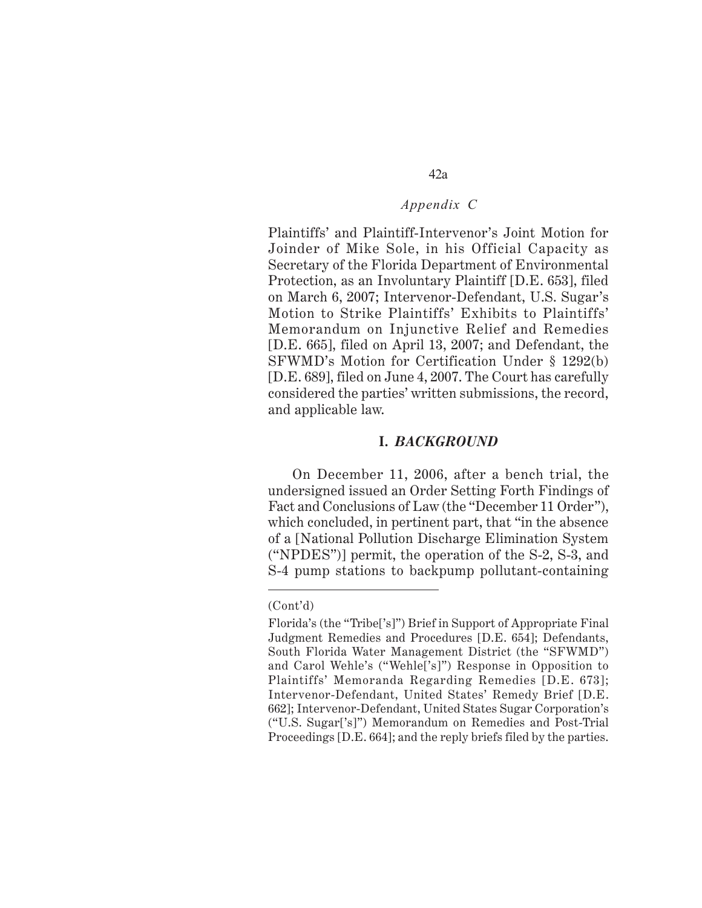*Appendix C*

Plaintiffs' and Plaintiff-Intervenor's Joint Motion for Joinder of Mike Sole, in his Official Capacity as Secretary of the Florida Department of Environmental Protection, as an Involuntary Plaintiff [D.E. 653], filed on March 6, 2007; Intervenor-Defendant, U.S. Sugar's Motion to Strike Plaintiffs' Exhibits to Plaintiffs' Memorandum on Injunctive Relief and Remedies [D.E. 665], filed on April 13, 2007; and Defendant, the SFWMD's Motion for Certification Under § 1292(b) [D.E. 689], filed on June 4, 2007. The Court has carefully considered the parties' written submissions, the record, and applicable law.

## I. *BACKGROUND*

On December 11, 2006, after a bench trial, the undersigned issued an Order Setting Forth Findings of Fact and Conclusions of Law (the "December 11 Order"), which concluded, in pertinent part, that "in the absence of a [National Pollution Discharge Elimination System ("NPDES")] permit, the operation of the S-2, S-3, and S-4 pump stations to backpump pollutant-containing

---

(Cont'd)

Florida's (the "Tribe['s]") Brief in Support of Appropriate Final Judgment Remedies and Procedures [D.E. 654]; Defendants, South Florida Water Management District (the "SFWMD") and Carol Wehle's ("Wehle['s]") Response in Opposition to Plaintiffs' Memoranda Regarding Remedies [D.E. 673]; Intervenor-Defendant, United States' Remedy Brief [D.E. 662]; Intervenor-Defendant, United States Sugar Corporation's ("U.S. Sugar['s]") Memorandum on Remedies and Post-Trial Proceedings [D.E. 664]; and the reply briefs filed by the parties.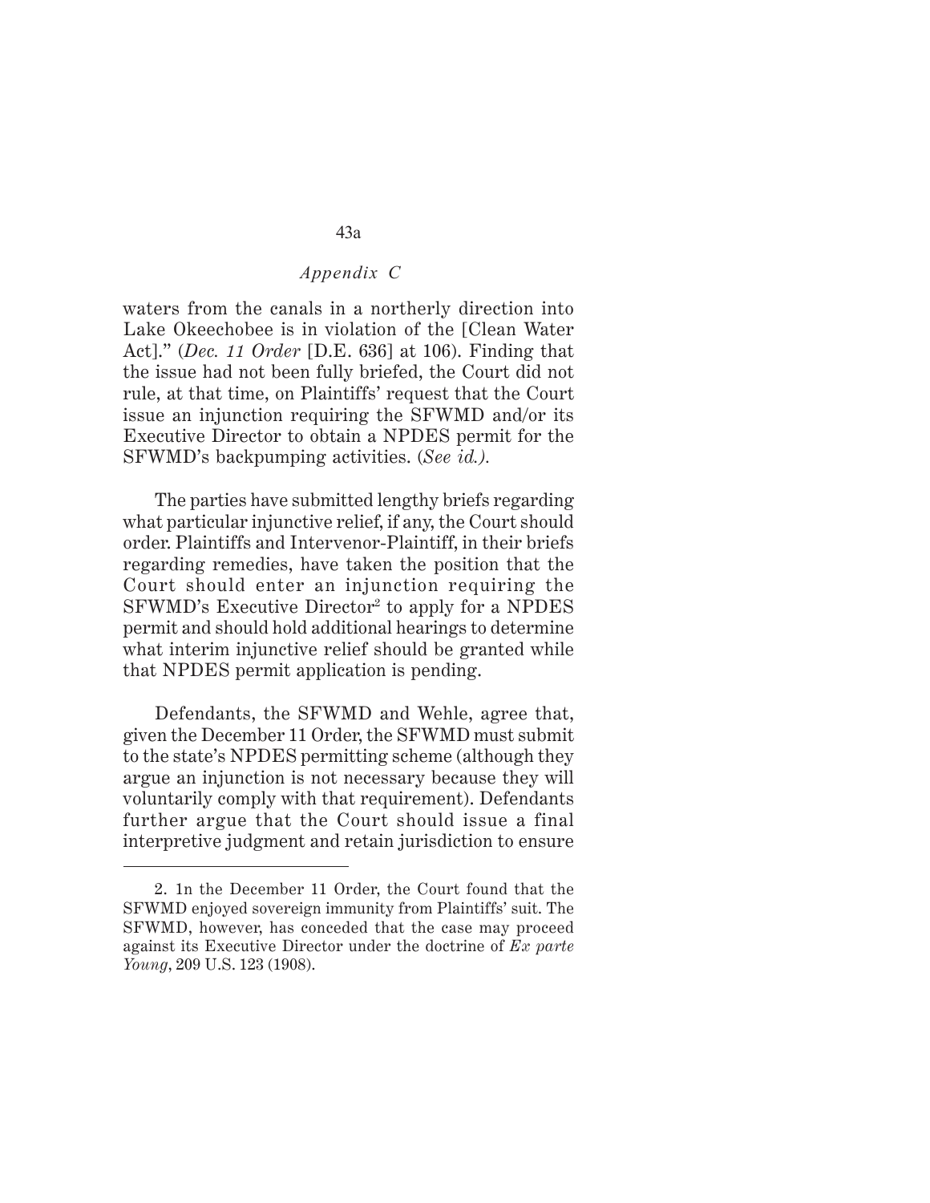waters from the canals in a northerly direction into Lake Okeechobee is in violation of the [Clean Water Act]." (*Dec. 11 Order* [D.E. 636] at 106). Finding that the issue had not been fully briefed, the Court did not rule, at that time, on Plaintiffs' request that the Court issue an injunction requiring the SFWMD and/or its Executive Director to obtain a NPDES permit for the SFWMD's backpumping activities. (*See id.).*

The parties have submitted lengthy briefs regarding what particular injunctive relief, if any, the Court should order. Plaintiffs and Intervenor-Plaintiff, in their briefs regarding remedies, have taken the position that the Court should enter an injunction requiring the SFWMD's Executive Director[2] to apply for a NPDES permit and should hold additional hearings to determine what interim injunctive relief should be granted while that NPDES permit application is pending.

Defendants, the SFWMD and Wehle, agree that, given the December 11 Order, the SFWMD must submit to the state's NPDES permitting scheme (although they argue an injunction is not necessary because they will voluntarily comply with that requirement). Defendants further argue that the Court should issue a final interpretive judgment and retain jurisdiction to ensure

---

2. In the December 11 Order, the Court found that the SFWMD enjoyed sovereign immunity from Plaintiffs' suit. The SFWMD, however, has conceded that the case may proceed against its Executive Director under the doctrine of *Ex parte Young*, 209 U.S. 123 (1908).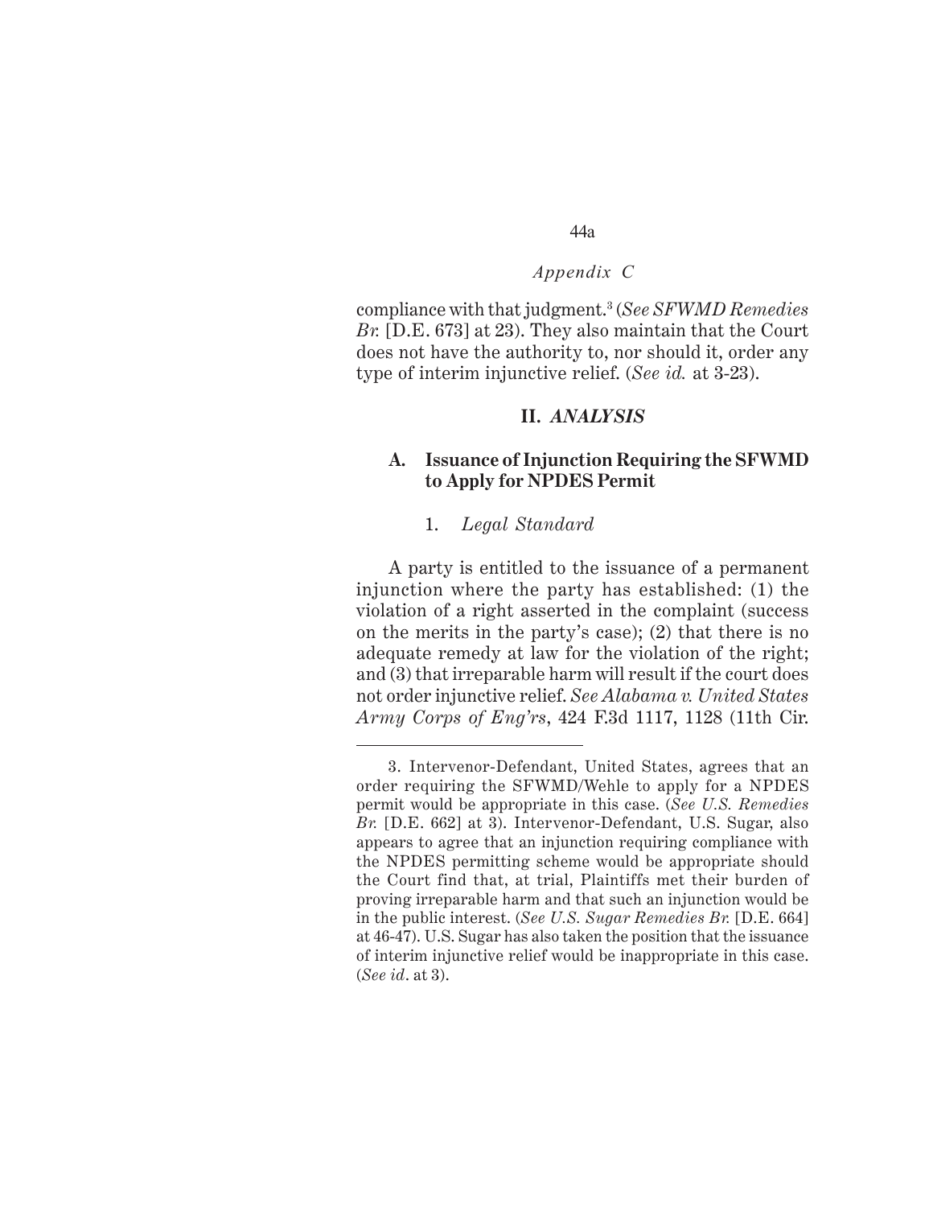compliance with that judgment.[3] (*See SFWMD Remedies Br.* [D.E. 673] at 23). They also maintain that the Court does not have the authority to, nor should it, order any type of interim injunctive relief. (*See id.* at 3-23).

## II. *ANALYSIS*

### A. Issuance of Injunction Requiring the SFWMD to Apply for NPDES Permit

#### 1. *Legal Standard*

A party is entitled to the issuance of a permanent injunction where the party has established: (1) the violation of a right asserted in the complaint (success on the merits in the party's case); (2) that there is no adequate remedy at law for the violation of the right; and (3) that irreparable harm will result if the court does not order injunctive relief. *See Alabama v. United States Army Corps of Eng'rs*, 424 F.3d 1117, 1128 (11th Cir.

---

3. Intervenor-Defendant, United States, agrees that an order requiring the SFWMD/Wehle to apply for a NPDES permit would be appropriate in this case. (*See U.S. Remedies Br.* [D.E. 662] at 3). Intervenor-Defendant, U.S. Sugar, also appears to agree that an injunction requiring compliance with the NPDES permitting scheme would be appropriate should the Court find that, at trial, Plaintiffs met their burden of proving irreparable harm and that such an injunction would be in the public interest. (*See U.S. Sugar Remedies Br.* [D.E. 664] at 46-47). U.S. Sugar has also taken the position that the issuance of interim injunctive relief would be inappropriate in this case. (*See id*. at 3).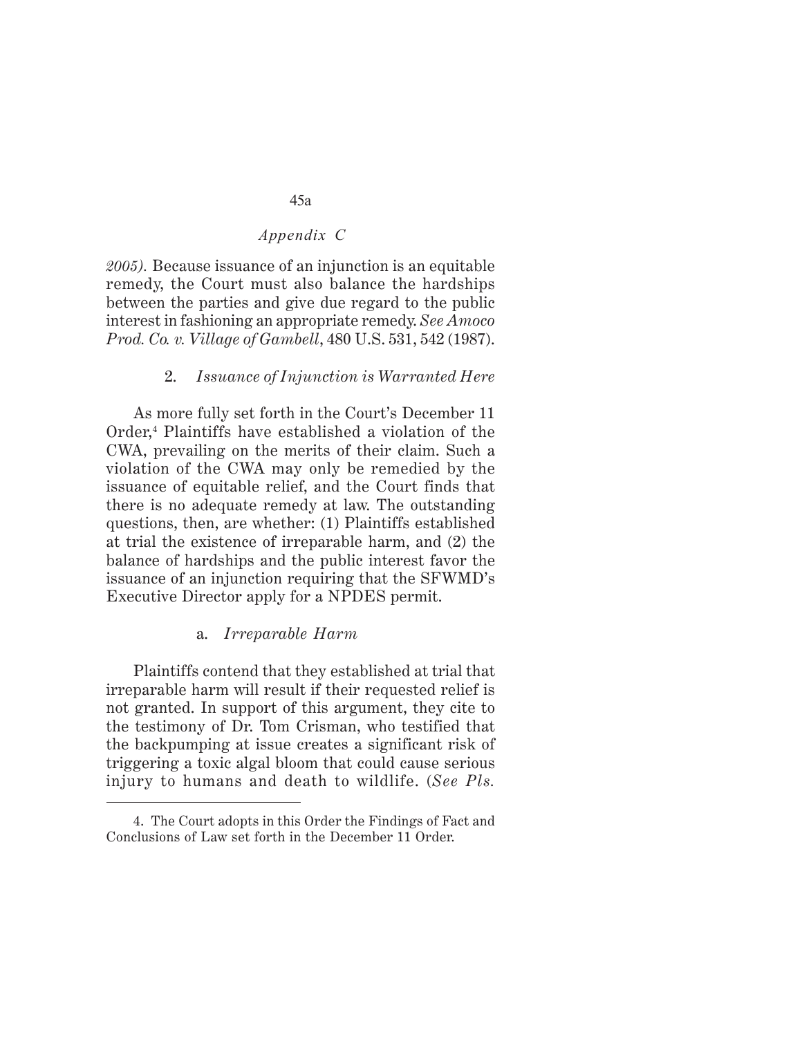*2005).* Because issuance of an injunction is an equitable remedy, the Court must also balance the hardships between the parties and give due regard to the public interest in fashioning an appropriate remedy. *See Amoco Prod. Co. v. Village of Gambell*, 480 U.S. 531, 542 (1987).

### 2. *Issuance of Injunction is Warranted Here*

As more fully set forth in the Court's December 11 Order,[4] Plaintiffs have established a violation of the CWA, prevailing on the merits of their claim. Such a violation of the CWA may only be remedied by the issuance of equitable relief, and the Court finds that there is no adequate remedy at law. The outstanding questions, then, are whether: (1) Plaintiffs established at trial the existence of irreparable harm, and (2) the balance of hardships and the public interest favor the issuance of an injunction requiring that the SFWMD's Executive Director apply for a NPDES permit.

#### a. *Irreparable Harm*

Plaintiffs contend that they established at trial that irreparable harm will result if their requested relief is not granted. In support of this argument, they cite to the testimony of Dr. Tom Crisman, who testified that the backpumping at issue creates a significant risk of triggering a toxic algal bloom that could cause serious injury to humans and death to wildlife. (*See Pls.*

4. The Court adopts in this Order the Findings of Fact and Conclusions of Law set forth in the December 11 Order.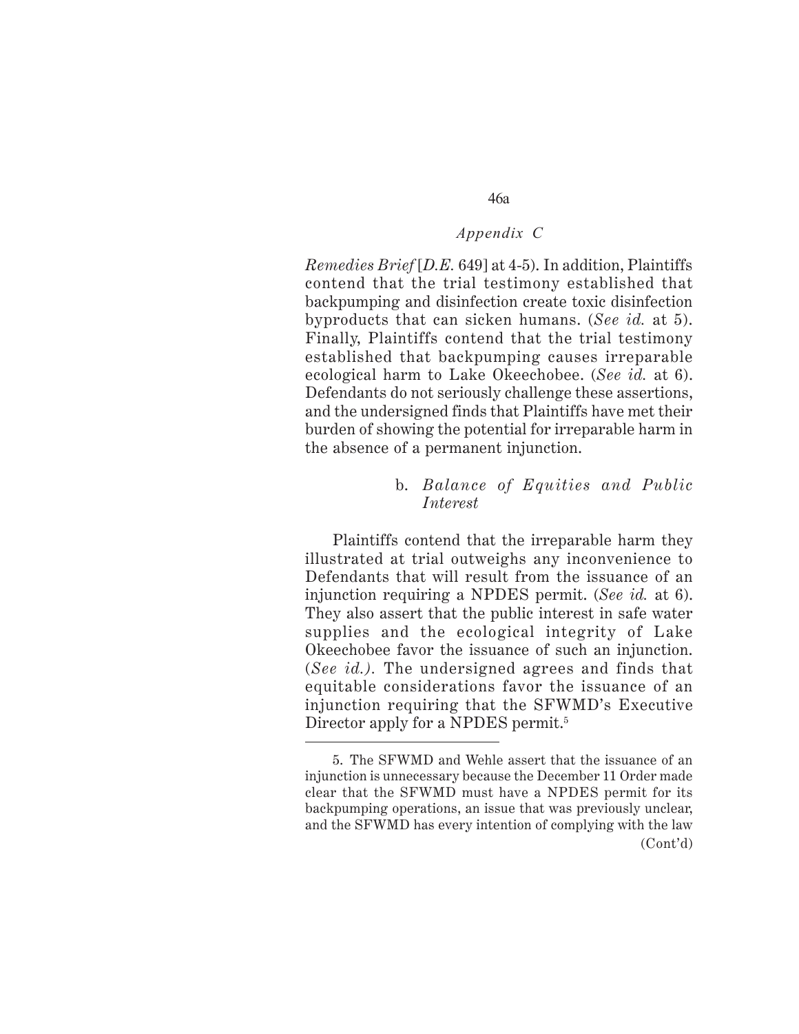*Remedies Brief* [*D.E.* 649] at 4-5). In addition, Plaintiffs contend that the trial testimony established that backpumping and disinfection create toxic disinfection byproducts that can sicken humans. (*See id.* at 5). Finally, Plaintiffs contend that the trial testimony established that backpumping causes irreparable ecological harm to Lake Okeechobee. (*See id.* at 6). Defendants do not seriously challenge these assertions, and the undersigned finds that Plaintiffs have met their burden of showing the potential for irreparable harm in the absence of a permanent injunction.

b. *Balance of Equities and Public Interest*

Plaintiffs contend that the irreparable harm they illustrated at trial outweighs any inconvenience to Defendants that will result from the issuance of an injunction requiring a NPDES permit. (*See id.* at 6). They also assert that the public interest in safe water supplies and the ecological integrity of Lake Okeechobee favor the issuance of such an injunction. (*See id.).* The undersigned agrees and finds that equitable considerations favor the issuance of an injunction requiring that the SFWMD's Executive Director apply for a NPDES permit.[5]

---

5. The SFWMD and Wehle assert that the issuance of an injunction is unnecessary because the December 11 Order made clear that the SFWMD must have a NPDES permit for its backpumping operations, an issue that was previously unclear, and the SFWMD has every intention of complying with the law

(Cont'd)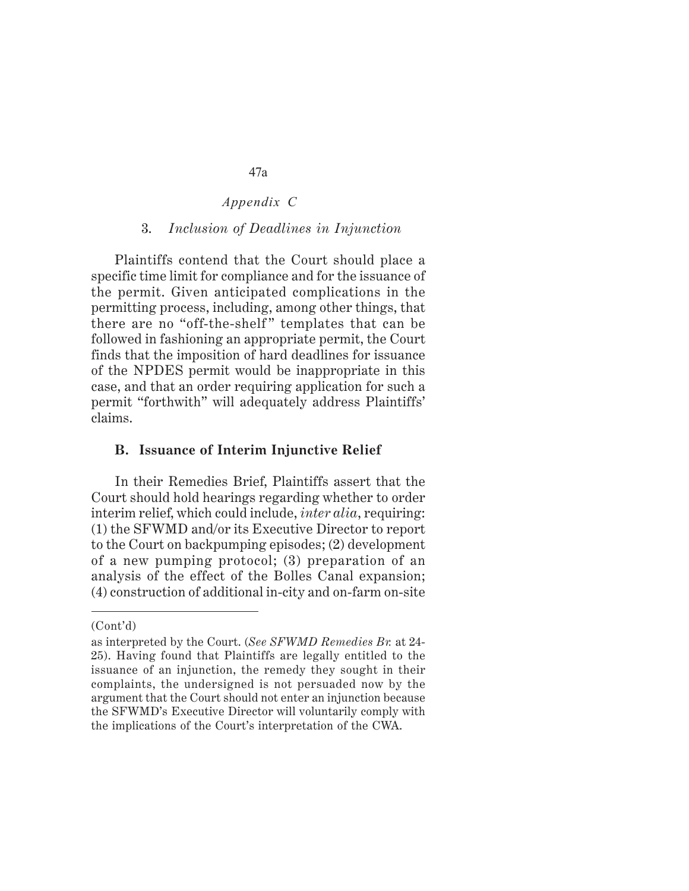### 3. *Inclusion of Deadlines in Injunction*

Plaintiffs contend that the Court should place a specific time limit for compliance and for the issuance of the permit. Given anticipated complications in the permitting process, including, among other things, that there are no "off-the-shelf" templates that can be followed in fashioning an appropriate permit, the Court finds that the imposition of hard deadlines for issuance of the NPDES permit would be inappropriate in this case, and that an order requiring application for such a permit "forthwith" will adequately address Plaintiffs' claims.

## B. Issuance of Interim Injunctive Relief

In their Remedies Brief, Plaintiffs assert that the Court should hold hearings regarding whether to order interim relief, which could include, *inter alia*, requiring: (1) the SFWMD and/or its Executive Director to report to the Court on backpumping episodes; (2) development of a new pumping protocol; (3) preparation of an analysis of the effect of the Bolles Canal expansion; (4) construction of additional in-city and on-farm on-site

---

(Cont'd)

as interpreted by the Court. (*See SFWMD Remedies Br.* at 24-25). Having found that Plaintiffs are legally entitled to the issuance of an injunction, the remedy they sought in their complaints, the undersigned is not persuaded now by the argument that the Court should not enter an injunction because the SFWMD's Executive Director will voluntarily comply with the implications of the Court's interpretation of the CWA.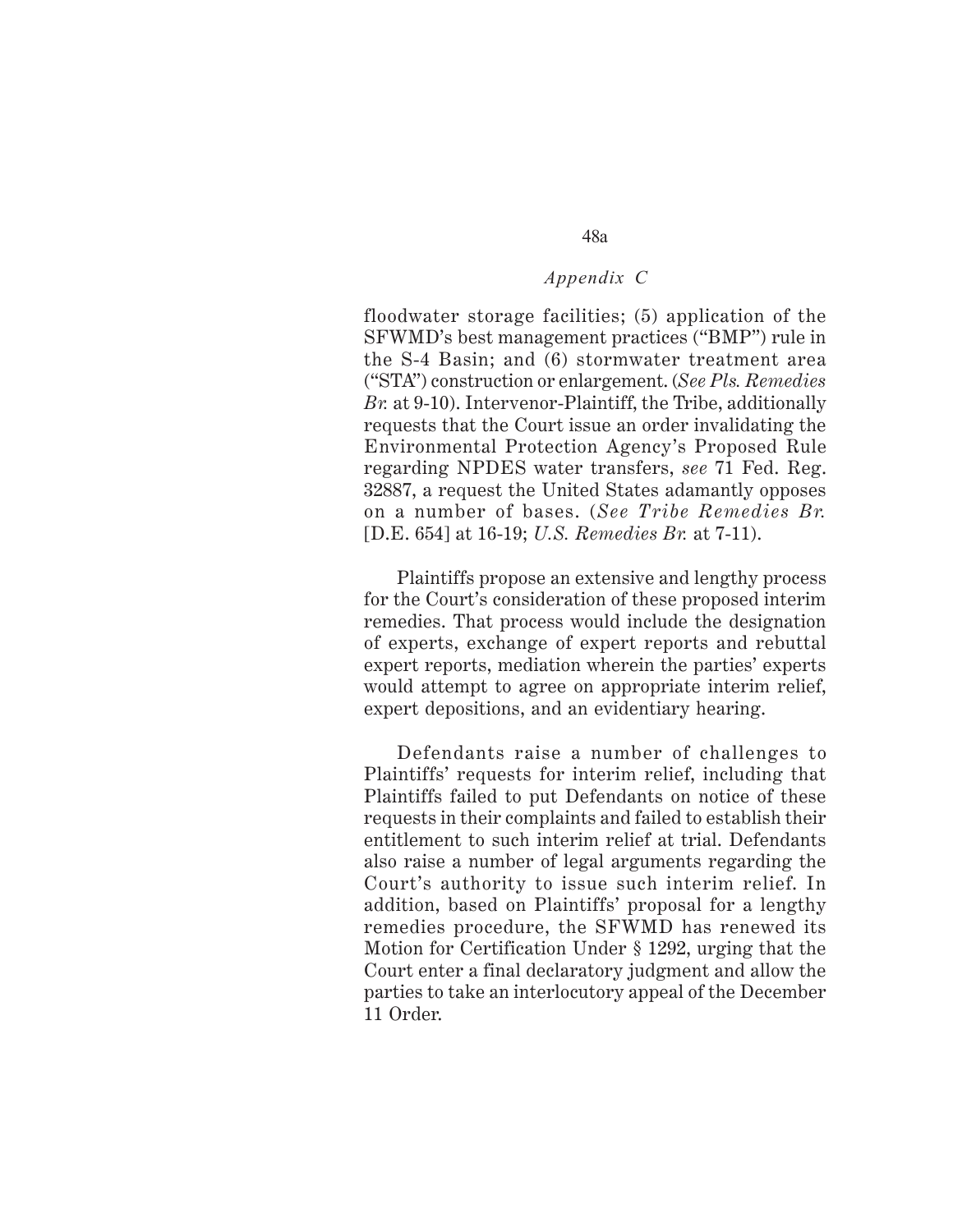floodwater storage facilities; (5) application of the SFWMD's best management practices ("BMP") rule in the S-4 Basin; and (6) stormwater treatment area ("STA") construction or enlargement. (*See Pls. Remedies Br.* at 9-10). Intervenor-Plaintiff, the Tribe, additionally requests that the Court issue an order invalidating the Environmental Protection Agency's Proposed Rule regarding NPDES water transfers, *see* 71 Fed. Reg. 32887, a request the United States adamantly opposes on a number of bases. (*See Tribe Remedies Br.* [D.E. 654] at 16-19; *U.S. Remedies Br.* at 7-11).

Plaintiffs propose an extensive and lengthy process for the Court's consideration of these proposed interim remedies. That process would include the designation of experts, exchange of expert reports and rebuttal expert reports, mediation wherein the parties' experts would attempt to agree on appropriate interim relief, expert depositions, and an evidentiary hearing.

Defendants raise a number of challenges to Plaintiffs' requests for interim relief, including that Plaintiffs failed to put Defendants on notice of these requests in their complaints and failed to establish their entitlement to such interim relief at trial. Defendants also raise a number of legal arguments regarding the Court's authority to issue such interim relief. In addition, based on Plaintiffs' proposal for a lengthy remedies procedure, the SFWMD has renewed its Motion for Certification Under § 1292, urging that the Court enter a final declaratory judgment and allow the parties to take an interlocutory appeal of the December 11 Order.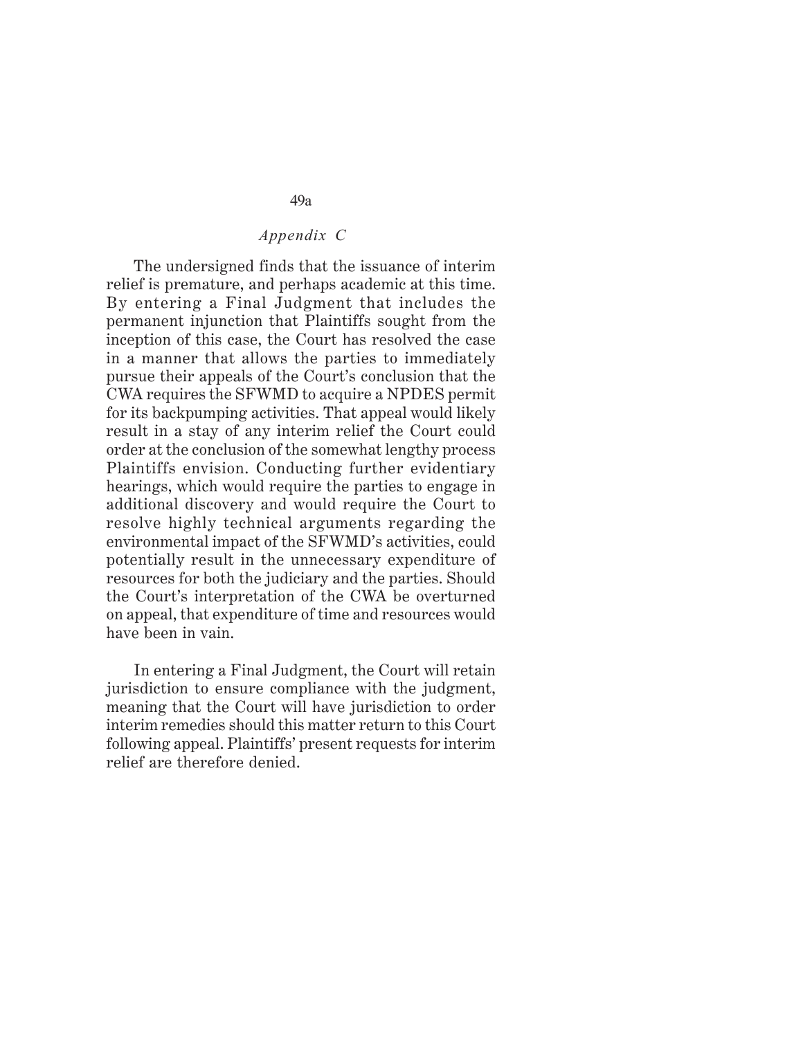The undersigned finds that the issuance of interim relief is premature, and perhaps academic at this time. By entering a Final Judgment that includes the permanent injunction that Plaintiffs sought from the inception of this case, the Court has resolved the case in a manner that allows the parties to immediately pursue their appeals of the Court's conclusion that the CWA requires the SFWMD to acquire a NPDES permit for its backpumping activities. That appeal would likely result in a stay of any interim relief the Court could order at the conclusion of the somewhat lengthy process Plaintiffs envision. Conducting further evidentiary hearings, which would require the parties to engage in additional discovery and would require the Court to resolve highly technical arguments regarding the environmental impact of the SFWMD's activities, could potentially result in the unnecessary expenditure of resources for both the judiciary and the parties. Should the Court's interpretation of the CWA be overturned on appeal, that expenditure of time and resources would have been in vain.

In entering a Final Judgment, the Court will retain jurisdiction to ensure compliance with the judgment, meaning that the Court will have jurisdiction to order interim remedies should this matter return to this Court following appeal. Plaintiffs' present requests for interim relief are therefore denied.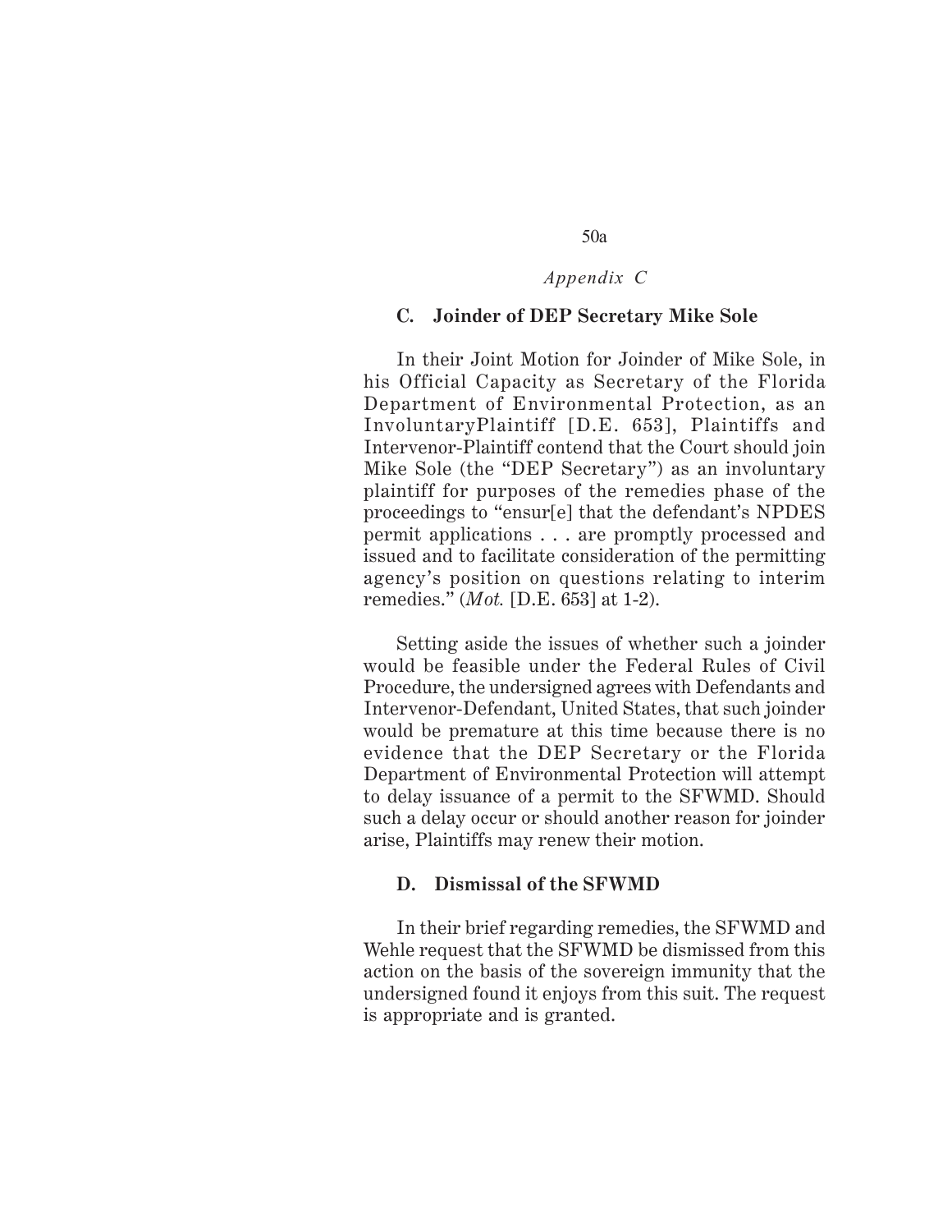### C. Joinder of DEP Secretary Mike Sole

In their Joint Motion for Joinder of Mike Sole, in his Official Capacity as Secretary of the Florida Department of Environmental Protection, as an InvoluntaryPlaintiff [D.E. 653], Plaintiffs and Intervenor-Plaintiff contend that the Court should join Mike Sole (the "DEP Secretary") as an involuntary plaintiff for purposes of the remedies phase of the proceedings to "ensur[e] that the defendant's NPDES permit applications . . . are promptly processed and issued and to facilitate consideration of the permitting agency's position on questions relating to interim remedies." (*Mot.* [D.E. 653] at 1-2).

Setting aside the issues of whether such a joinder would be feasible under the Federal Rules of Civil Procedure, the undersigned agrees with Defendants and Intervenor-Defendant, United States, that such joinder would be premature at this time because there is no evidence that the DEP Secretary or the Florida Department of Environmental Protection will attempt to delay issuance of a permit to the SFWMD. Should such a delay occur or should another reason for joinder arise, Plaintiffs may renew their motion.

### D. Dismissal of the SFWMD

In their brief regarding remedies, the SFWMD and Wehle request that the SFWMD be dismissed from this action on the basis of the sovereign immunity that the undersigned found it enjoys from this suit. The request is appropriate and is granted.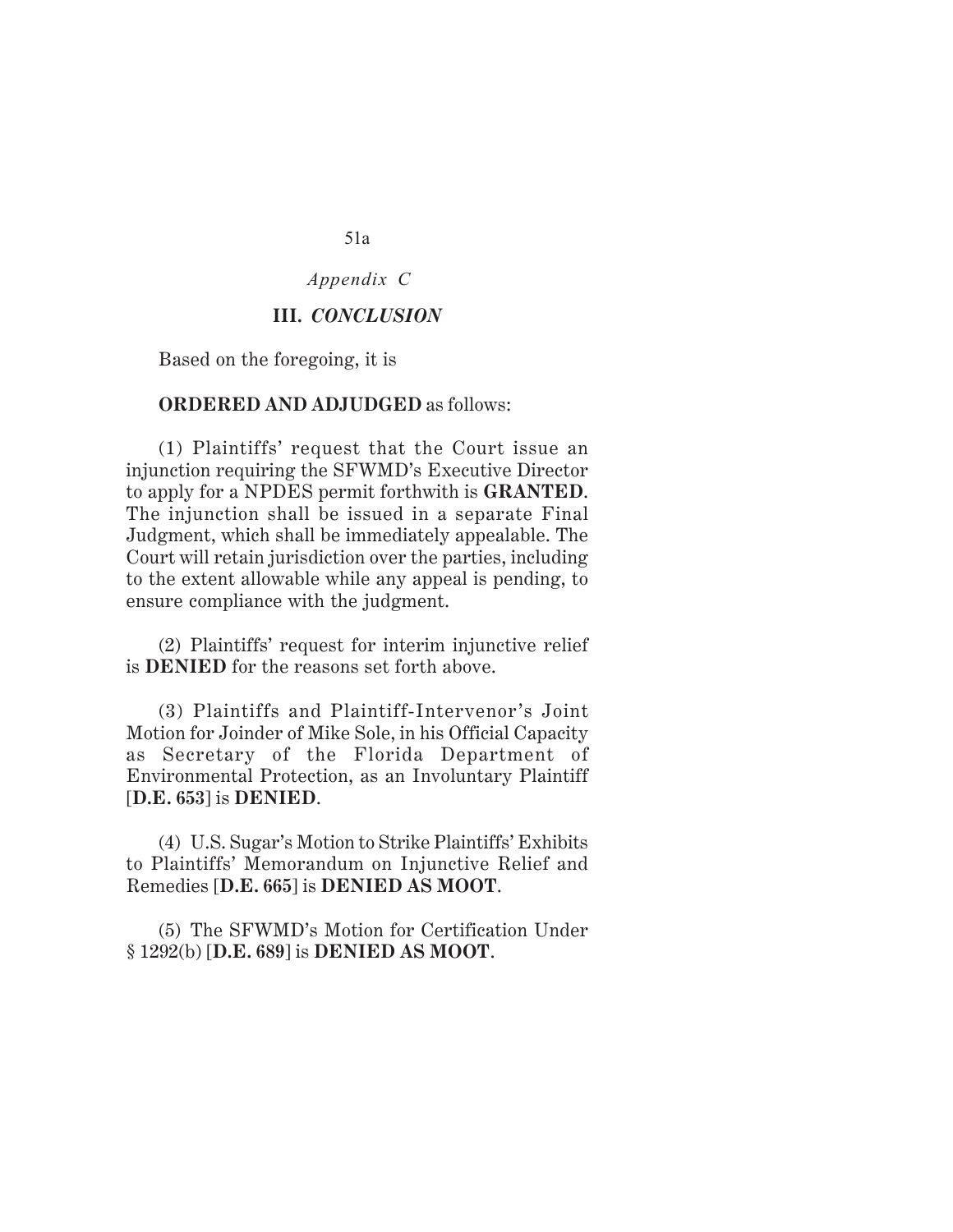### III. *CONCLUSION*

Based on the foregoing, it is

**ORDERED AND ADJUDGED** as follows:

(1) Plaintiffs' request that the Court issue an injunction requiring the SFWMD's Executive Director to apply for a NPDES permit forthwith is **GRANTED**. The injunction shall be issued in a separate Final Judgment, which shall be immediately appealable. The Court will retain jurisdiction over the parties, including to the extent allowable while any appeal is pending, to ensure compliance with the judgment.

(2) Plaintiffs' request for interim injunctive relief is **DENIED** for the reasons set forth above.

(3) Plaintiffs and Plaintiff-Intervenor's Joint Motion for Joinder of Mike Sole, in his Official Capacity as Secretary of the Florida Department of Environmental Protection, as an Involuntary Plaintiff [**D.E. 653**] is **DENIED**.

(4) U.S. Sugar's Motion to Strike Plaintiffs' Exhibits to Plaintiffs' Memorandum on Injunctive Relief and Remedies [**D.E. 665**] is **DENIED AS MOOT**.

(5) The SFWMD's Motion for Certification Under § 1292(b) [**D.E. 689**] is **DENIED AS MOOT**.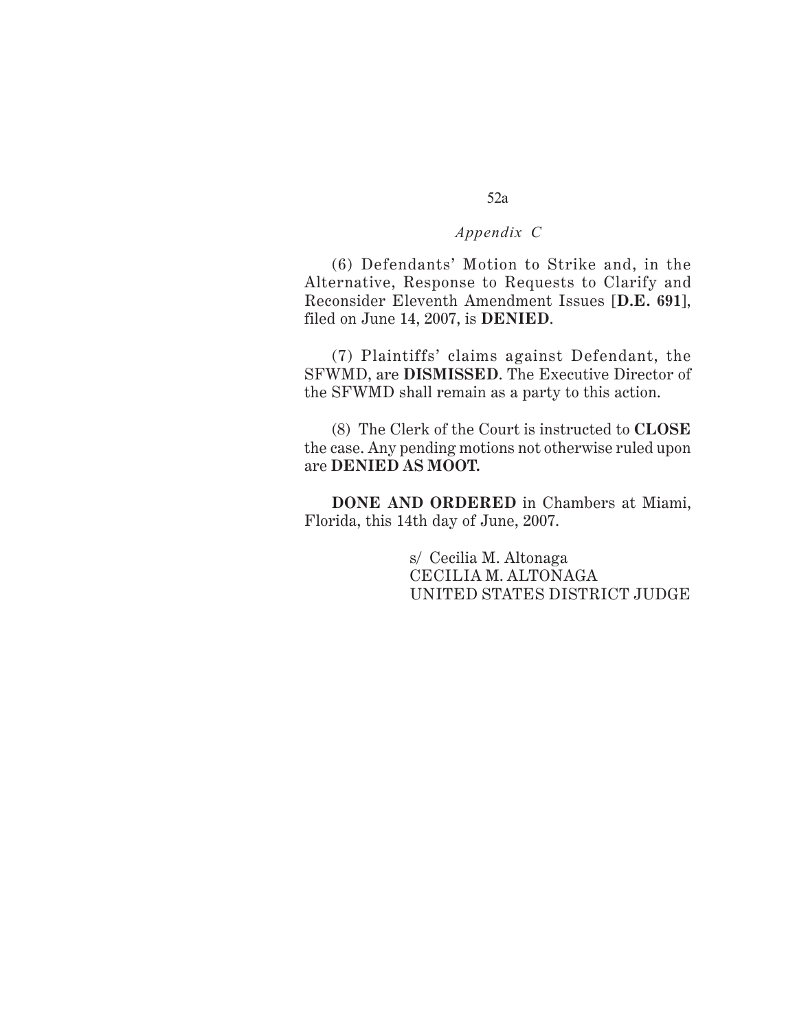*Appendix C*

(6) Defendants' Motion to Strike and, in the Alternative, Response to Requests to Clarify and Reconsider Eleventh Amendment Issues [**D.E. 691**], filed on June 14, 2007, is **DENIED**.

(7) Plaintiffs' claims against Defendant, the SFWMD, are **DISMISSED**. The Executive Director of the SFWMD shall remain as a party to this action.

(8) The Clerk of the Court is instructed to **CLOSE** the case. Any pending motions not otherwise ruled upon are **DENIED AS MOOT.**

**DONE AND ORDERED** in Chambers at Miami, Florida, this 14th day of June, 2007.

s/ Cecilia M. Altonaga  
CECILIA M. ALTONAGA  
UNITED STATES DISTRICT JUDGE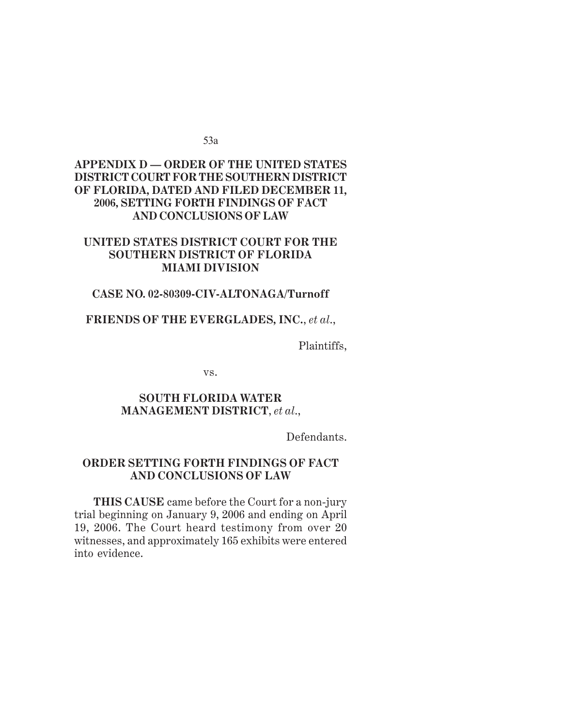## APPENDIX D — ORDER OF THE UNITED STATES DISTRICT COURT FOR THE SOUTHERN DISTRICT OF FLORIDA, DATED AND FILED DECEMBER 11, 2006, SETTING FORTH FINDINGS OF FACT AND CONCLUSIONS OF LAW

**UNITED STATES DISTRICT COURT FOR THE SOUTHERN DISTRICT OF FLORIDA MIAMI DIVISION**

**CASE NO. 02-80309-CIV-ALTONAGA/Turnoff**

**FRIENDS OF THE EVERGLADES, INC.**, *et al.*,

Plaintiffs,

vs.

**SOUTH FLORIDA WATER MANAGEMENT DISTRICT**, *et al.*,

Defendants.

**ORDER SETTING FORTH FINDINGS OF FACT AND CONCLUSIONS OF LAW**

**THIS CAUSE** came before the Court for a non-jury trial beginning on January 9, 2006 and ending on April 19, 2006. The Court heard testimony from over 20 witnesses, and approximately 165 exhibits were entered into evidence.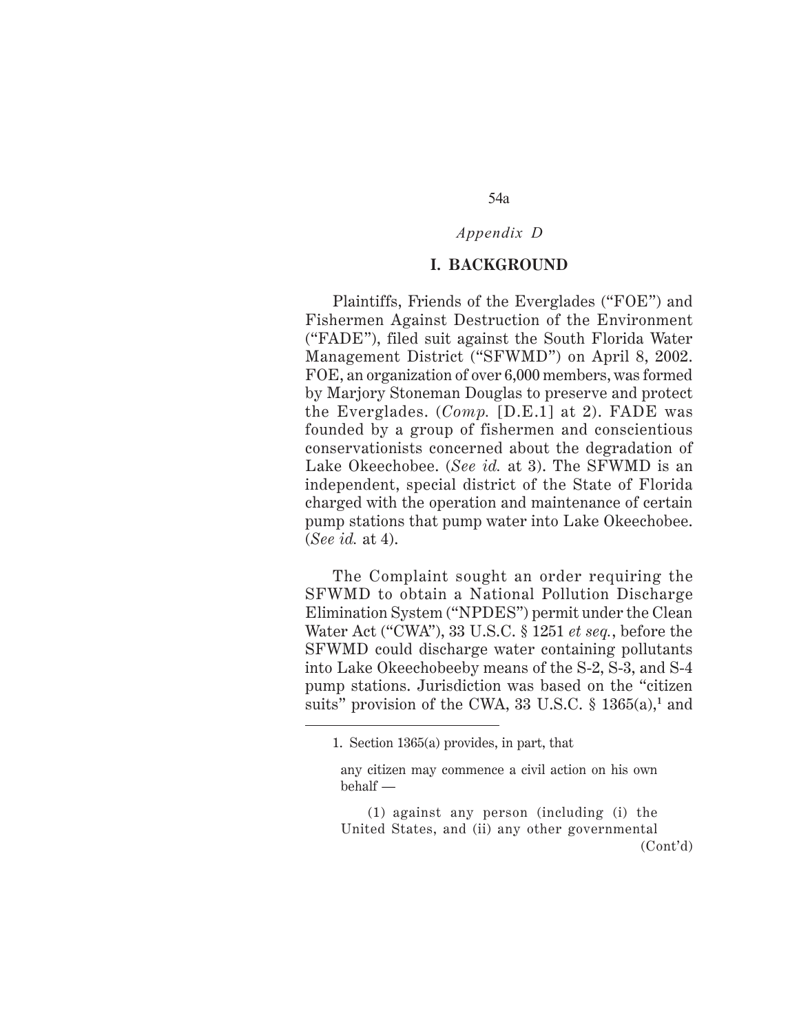*Appendix D*

## I. BACKGROUND

Plaintiffs, Friends of the Everglades ("FOE") and Fishermen Against Destruction of the Environment ("FADE"), filed suit against the South Florida Water Management District ("SFWMD") on April 8, 2002. FOE, an organization of over 6,000 members, was formed by Marjory Stoneman Douglas to preserve and protect the Everglades. (*Comp.* [D.E.1] at 2). FADE was founded by a group of fishermen and conscientious conservationists concerned about the degradation of Lake Okeechobee. (*See id.* at 3). The SFWMD is an independent, special district of the State of Florida charged with the operation and maintenance of certain pump stations that pump water into Lake Okeechobee. (*See id.* at 4).

The Complaint sought an order requiring the SFWMD to obtain a National Pollution Discharge Elimination System ("NPDES") permit under the Clean Water Act ("CWA"), 33 U.S.C. § 1251 *et seq.*, before the SFWMD could discharge water containing pollutants into Lake Okeechobeeby means of the S-2, S-3, and S-4 pump stations. Jurisdiction was based on the "citizen suits" provision of the CWA, 33 U.S.C. § 1365(a),[1] and

---

1. Section 1365(a) provides, in part, that

> any citizen may commence a civil action on his own behalf —
>
> (1) against any person (including (i) the United States, and (ii) any other governmental
>
> (Cont'd)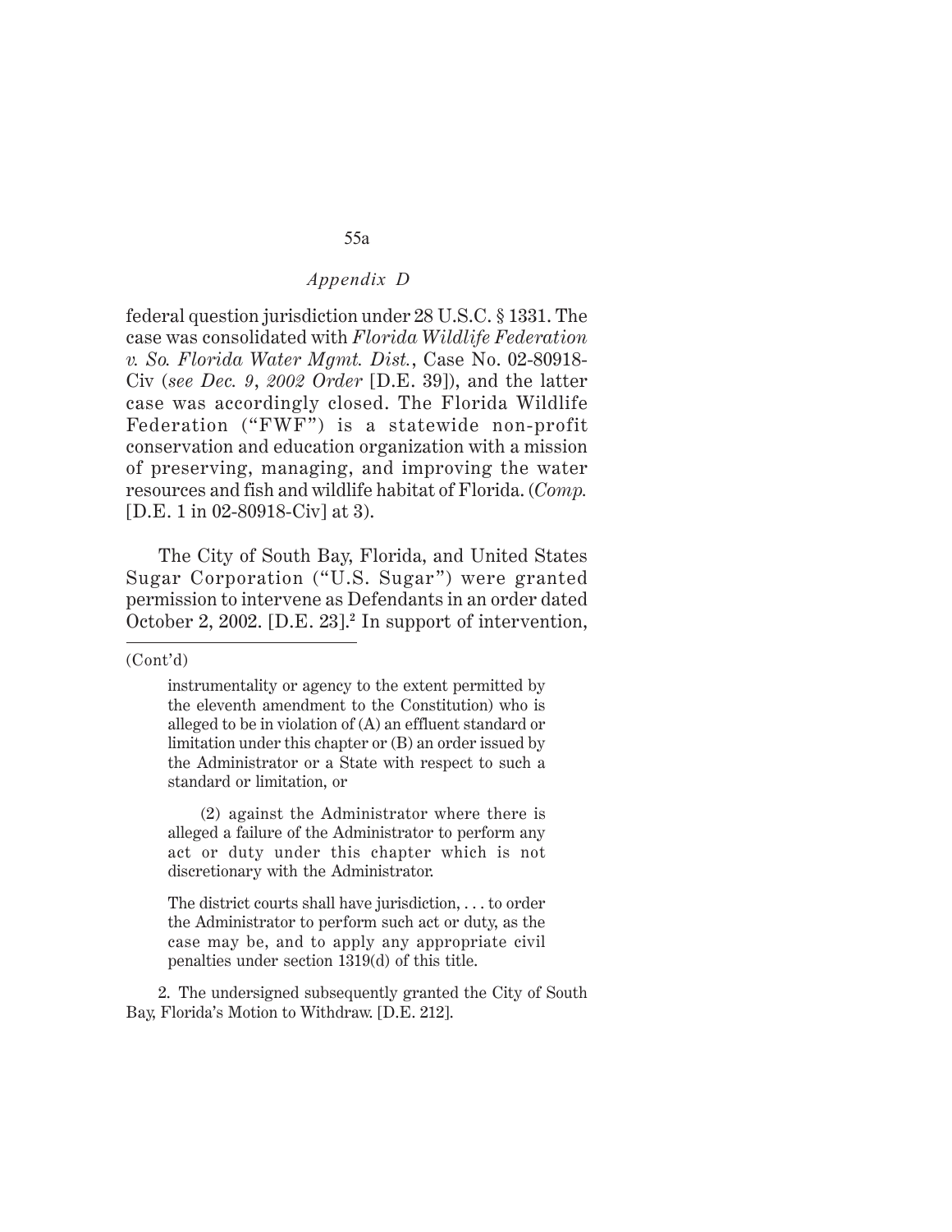*Appendix D*

federal question jurisdiction under 28 U.S.C. § 1331. The case was consolidated with *Florida Wildlife Federation v. So. Florida Water Mgmt. Dist.*, Case No. 02-80918-Civ (*see Dec. 9, 2002 Order* [D.E. 39]), and the latter case was accordingly closed. The Florida Wildlife Federation ("FWF") is a statewide non-profit conservation and education organization with a mission of preserving, managing, and improving the water resources and fish and wildlife habitat of Florida. (*Comp.* [D.E. 1 in 02-80918-Civ] at 3).

The City of South Bay, Florida, and United States Sugar Corporation ("U.S. Sugar") were granted permission to intervene as Defendants in an order dated October 2, 2002. [D.E. 23].[2] In support of intervention,

---

(Cont'd)

> instrumentality or agency to the extent permitted by the eleventh amendment to the Constitution) who is alleged to be in violation of (A) an effluent standard or limitation under this chapter or (B) an order issued by the Administrator or a State with respect to such a standard or limitation, or
>
> (2) against the Administrator where there is alleged a failure of the Administrator to perform any act or duty under this chapter which is not discretionary with the Administrator.
>
> The district courts shall have jurisdiction, . . . to order the Administrator to perform such act or duty, as the case may be, and to apply any appropriate civil penalties under section 1319(d) of this title.

2. The undersigned subsequently granted the City of South Bay, Florida's Motion to Withdraw. [D.E. 212].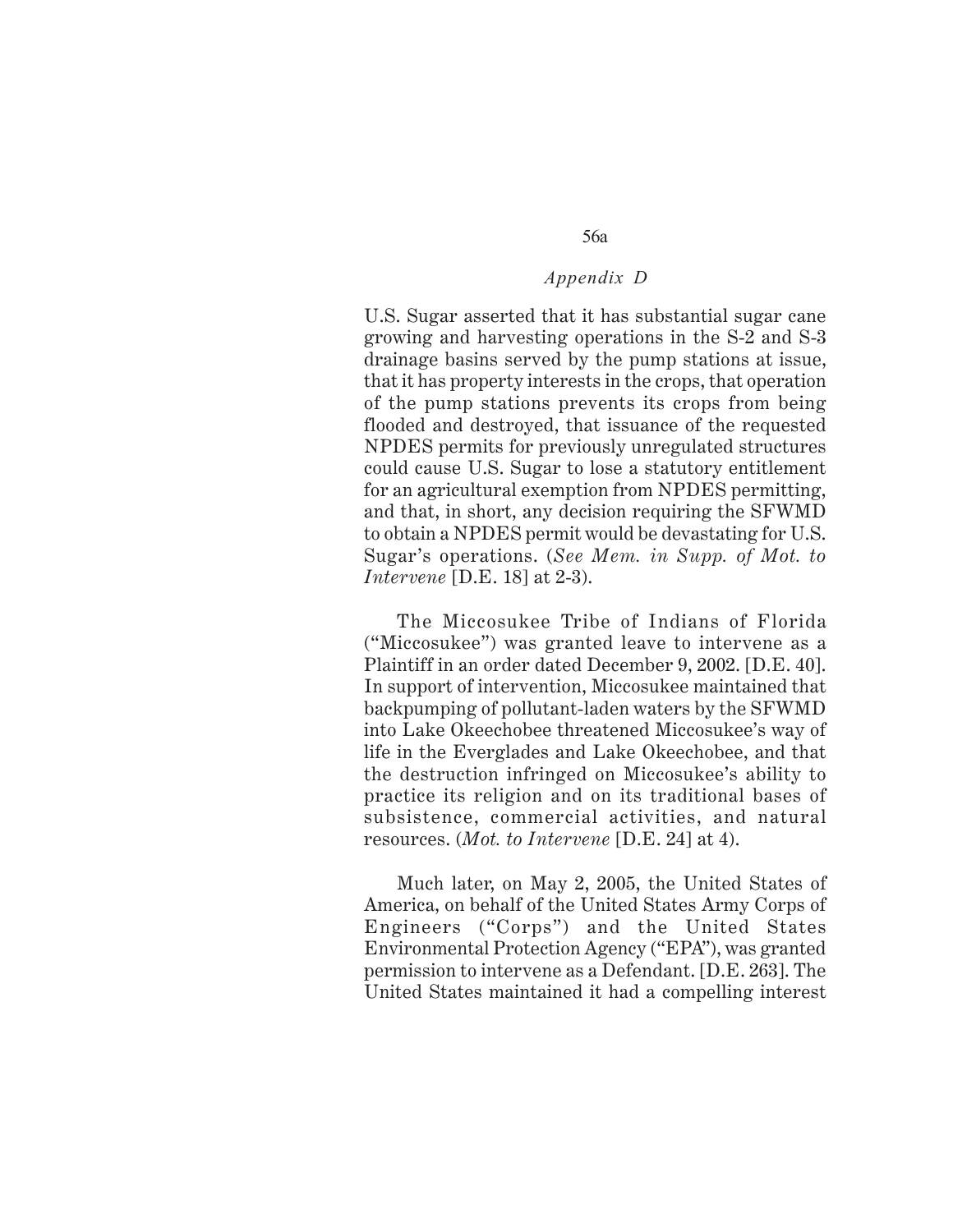U.S. Sugar asserted that it has substantial sugar cane growing and harvesting operations in the S-2 and S-3 drainage basins served by the pump stations at issue, that it has property interests in the crops, that operation of the pump stations prevents its crops from being flooded and destroyed, that issuance of the requested NPDES permits for previously unregulated structures could cause U.S. Sugar to lose a statutory entitlement for an agricultural exemption from NPDES permitting, and that, in short, any decision requiring the SFWMD to obtain a NPDES permit would be devastating for U.S. Sugar's operations. (*See Mem. in Supp. of Mot. to Intervene* [D.E. 18] at 2-3).

The Miccosukee Tribe of Indians of Florida ("Miccosukee") was granted leave to intervene as a Plaintiff in an order dated December 9, 2002. [D.E. 40]. In support of intervention, Miccosukee maintained that backpumping of pollutant-laden waters by the SFWMD into Lake Okeechobee threatened Miccosukee's way of life in the Everglades and Lake Okeechobee, and that the destruction infringed on Miccosukee's ability to practice its religion and on its traditional bases of subsistence, commercial activities, and natural resources. (*Mot. to Intervene* [D.E. 24] at 4).

Much later, on May 2, 2005, the United States of America, on behalf of the United States Army Corps of Engineers ("Corps") and the United States Environmental Protection Agency ("EPA"), was granted permission to intervene as a Defendant. [D.E. 263]. The United States maintained it had a compelling interest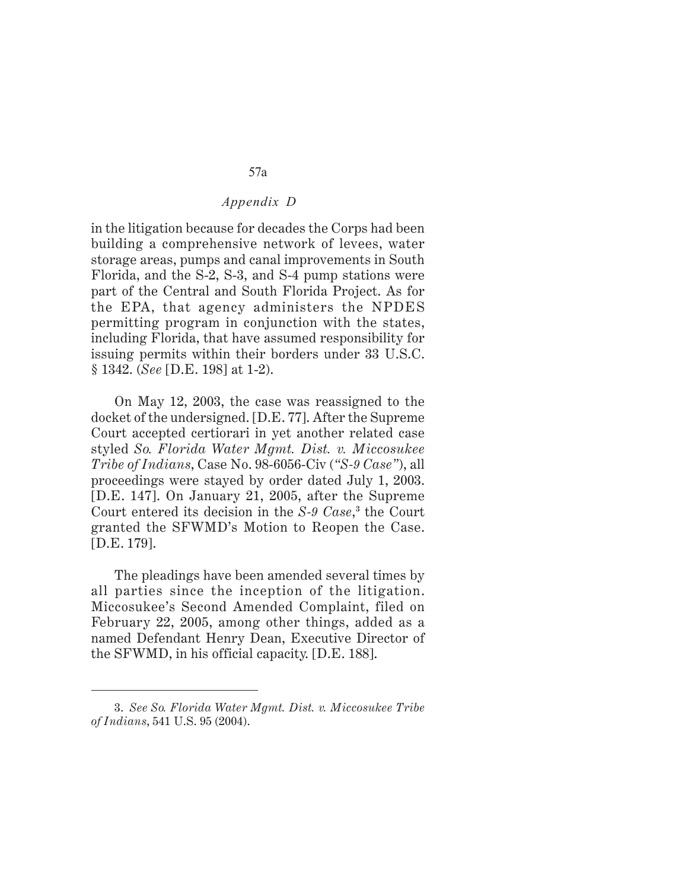in the litigation because for decades the Corps had been building a comprehensive network of levees, water storage areas, pumps and canal improvements in South Florida, and the S-2, S-3, and S-4 pump stations were part of the Central and South Florida Project. As for the EPA, that agency administers the NPDES permitting program in conjunction with the states, including Florida, that have assumed responsibility for issuing permits within their borders under 33 U.S.C. § 1342. (*See* [D.E. 198] at 1-2).

On May 12, 2003, the case was reassigned to the docket of the undersigned. [D.E. 77]. After the Supreme Court accepted certiorari in yet another related case styled *So. Florida Water Mgmt. Dist. v. Miccosukee Tribe of Indians*, Case No. 98-6056-Civ (*"S-9 Case"*), all proceedings were stayed by order dated July 1, 2003. [D.E. 147]. On January 21, 2005, after the Supreme Court entered its decision in the *S-9 Case*,[3] the Court granted the SFWMD's Motion to Reopen the Case. [D.E. 179].

The pleadings have been amended several times by all parties since the inception of the litigation. Miccosukee's Second Amended Complaint, filed on February 22, 2005, among other things, added as a named Defendant Henry Dean, Executive Director of the SFWMD, in his official capacity. [D.E. 188].

---

3. *See So. Florida Water Mgmt. Dist. v. Miccosukee Tribe of Indians*, 541 U.S. 95 (2004).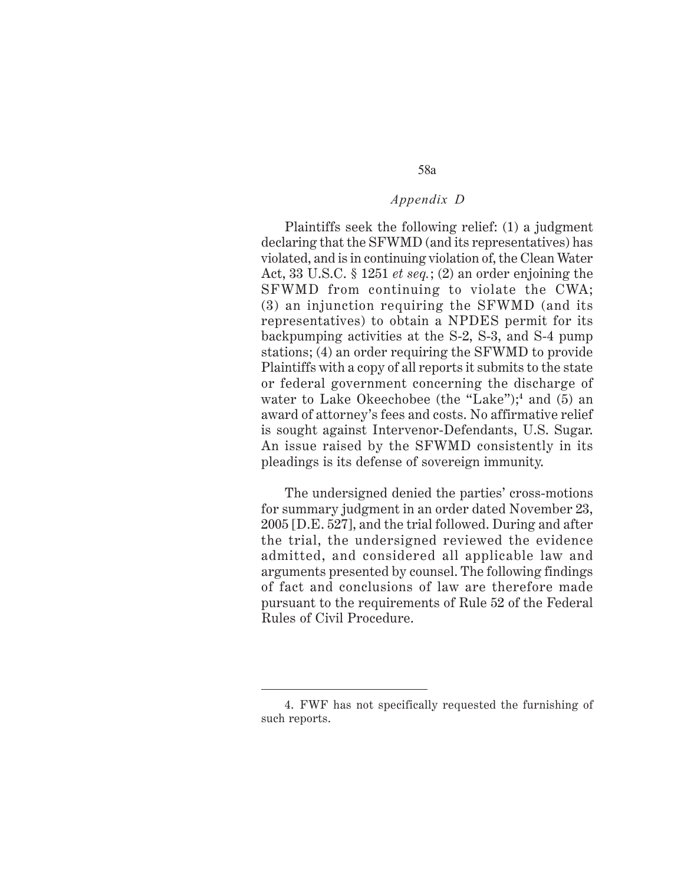Plaintiffs seek the following relief: (1) a judgment declaring that the SFWMD (and its representatives) has violated, and is in continuing violation of, the Clean Water Act, 33 U.S.C. § 1251 *et seq.*; (2) an order enjoining the SFWMD from continuing to violate the CWA; (3) an injunction requiring the SFWMD (and its representatives) to obtain a NPDES permit for its backpumping activities at the S-2, S-3, and S-4 pump stations; (4) an order requiring the SFWMD to provide Plaintiffs with a copy of all reports it submits to the state or federal government concerning the discharge of water to Lake Okeechobee (the "Lake");[4] and (5) an award of attorney's fees and costs. No affirmative relief is sought against Intervenor-Defendants, U.S. Sugar. An issue raised by the SFWMD consistently in its pleadings is its defense of sovereign immunity.

The undersigned denied the parties' cross-motions for summary judgment in an order dated November 23, 2005 [D.E. 527], and the trial followed. During and after the trial, the undersigned reviewed the evidence admitted, and considered all applicable law and arguments presented by counsel. The following findings of fact and conclusions of law are therefore made pursuant to the requirements of Rule 52 of the Federal Rules of Civil Procedure.

---

4. FWF has not specifically requested the furnishing of such reports.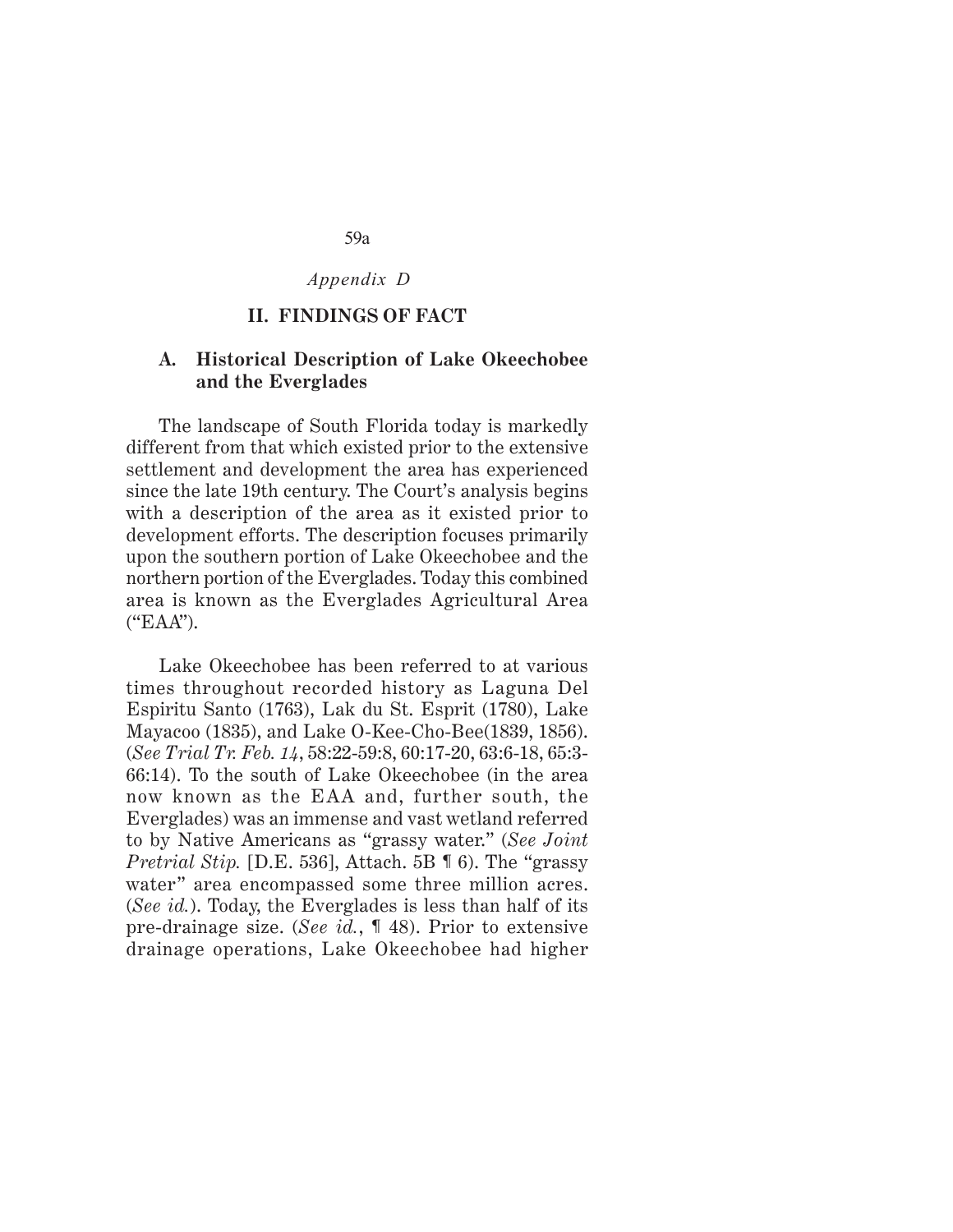*Appendix D*

## II. FINDINGS OF FACT

### A. Historical Description of Lake Okeechobee and the Everglades

The landscape of South Florida today is markedly different from that which existed prior to the extensive settlement and development the area has experienced since the late 19th century. The Court's analysis begins with a description of the area as it existed prior to development efforts. The description focuses primarily upon the southern portion of Lake Okeechobee and the northern portion of the Everglades. Today this combined area is known as the Everglades Agricultural Area ("EAA").

Lake Okeechobee has been referred to at various times throughout recorded history as Laguna Del Espiritu Santo (1763), Lak du St. Esprit (1780), Lake Mayacoo (1835), and Lake O-Kee-Cho-Bee(1839, 1856). (*See Trial Tr. Feb. 14*, 58:22-59:8, 60:17-20, 63:6-18, 65:3-66:14). To the south of Lake Okeechobee (in the area now known as the EAA and, further south, the Everglades) was an immense and vast wetland referred to by Native Americans as "grassy water." (*See Joint Pretrial Stip.* [D.E. 536], Attach. 5B ¶ 6). The "grassy water" area encompassed some three million acres. (*See id.*). Today, the Everglades is less than half of its pre-drainage size. (*See id.*, ¶ 48). Prior to extensive drainage operations, Lake Okeechobee had higher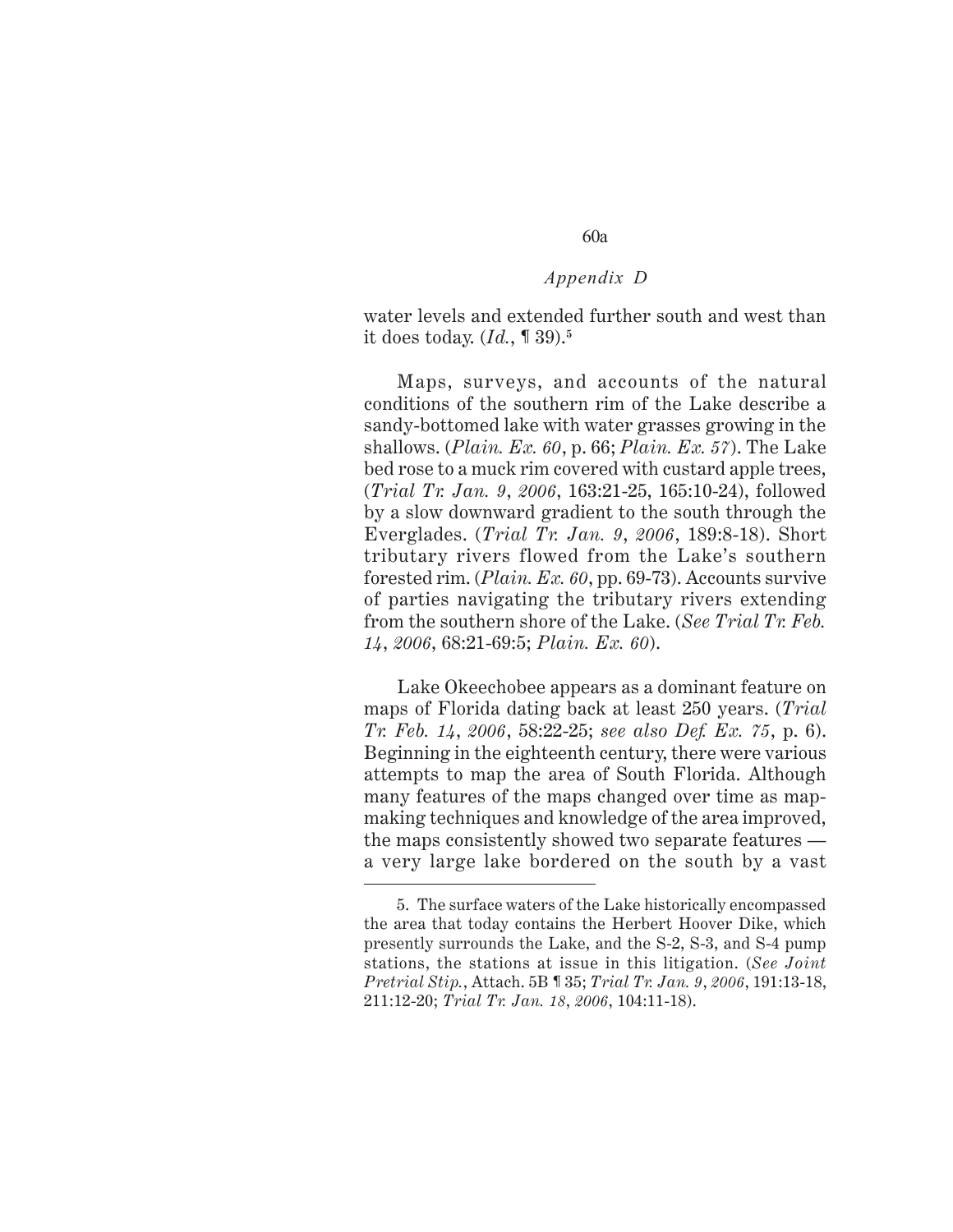water levels and extended further south and west than it does today. (*Id.*, ¶ 39).[5]

Maps, surveys, and accounts of the natural conditions of the southern rim of the Lake describe a sandy-bottomed lake with water grasses growing in the shallows. (*Plain. Ex. 60*, p. 66; *Plain. Ex. 57*). The Lake bed rose to a muck rim covered with custard apple trees, (*Trial Tr. Jan. 9, 2006*, 163:21-25, 165:10-24), followed by a slow downward gradient to the south through the Everglades. (*Trial Tr. Jan. 9, 2006*, 189:8-18). Short tributary rivers flowed from the Lake's southern forested rim. (*Plain. Ex. 60*, pp. 69-73). Accounts survive of parties navigating the tributary rivers extending from the southern shore of the Lake. (*See Trial Tr. Feb. 14, 2006*, 68:21-69:5; *Plain. Ex. 60*).

Lake Okeechobee appears as a dominant feature on maps of Florida dating back at least 250 years. (*Trial Tr. Feb. 14, 2006*, 58:22-25; *see also Def. Ex. 75*, p. 6). Beginning in the eighteenth century, there were various attempts to map the area of South Florida. Although many features of the maps changed over time as map-making techniques and knowledge of the area improved, the maps consistently showed two separate features — a very large lake bordered on the south by a vast

---

5. The surface waters of the Lake historically encompassed the area that today contains the Herbert Hoover Dike, which presently surrounds the Lake, and the S-2, S-3, and S-4 pump stations, the stations at issue in this litigation. (*See Joint Pretrial Stip.*, Attach. 5B ¶ 35; *Trial Tr. Jan. 9, 2006*, 191:13-18, 211:12-20; *Trial Tr. Jan. 18, 2006*, 104:11-18).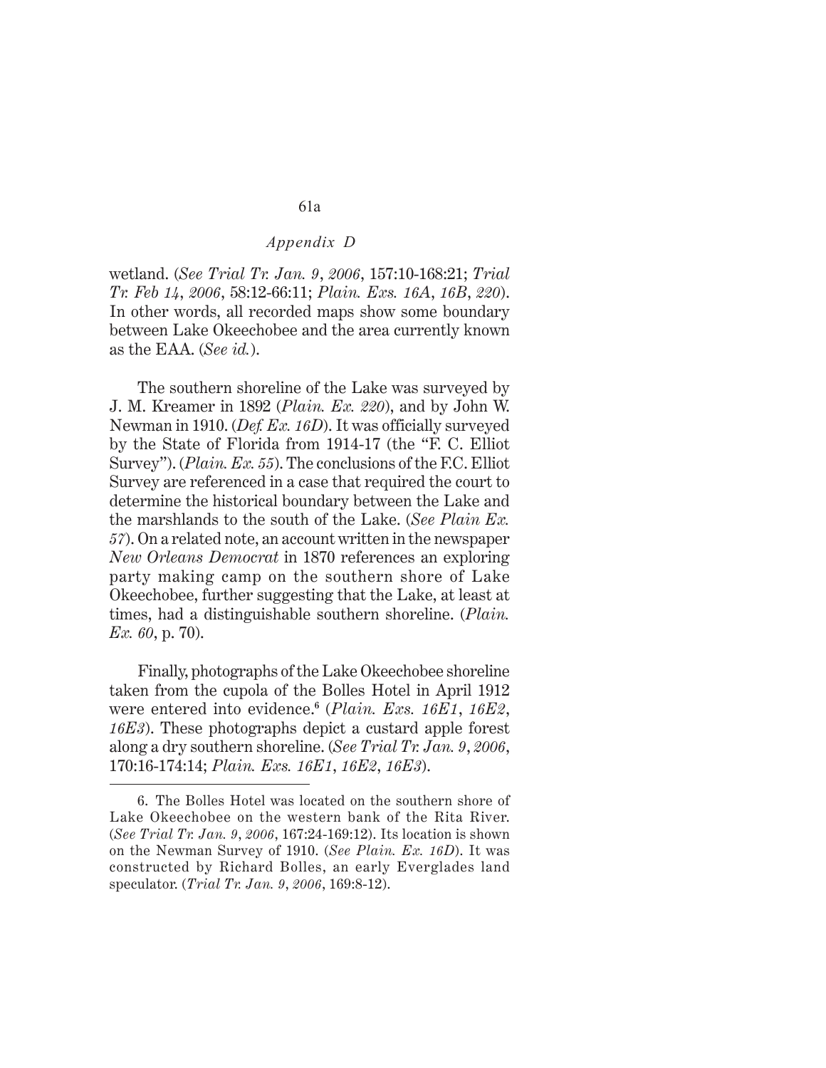wetland. (*See Trial Tr. Jan. 9, 2006*, 157:10-168:21; *Trial Tr. Feb 14, 2006*, 58:12-66:11; *Plain. Exs. 16A, 16B, 220*). In other words, all recorded maps show some boundary between Lake Okeechobee and the area currently known as the EAA. (*See id.*).

The southern shoreline of the Lake was surveyed by J. M. Kreamer in 1892 (*Plain. Ex. 220*), and by John W. Newman in 1910. (*Def. Ex. 16D*). It was officially surveyed by the State of Florida from 1914-17 (the "F. C. Elliot Survey"). (*Plain. Ex. 55*). The conclusions of the F.C. Elliot Survey are referenced in a case that required the court to determine the historical boundary between the Lake and the marshlands to the south of the Lake. (*See Plain Ex. 57*). On a related note, an account written in the newspaper *New Orleans Democrat* in 1870 references an exploring party making camp on the southern shore of Lake Okeechobee, further suggesting that the Lake, at least at times, had a distinguishable southern shoreline. (*Plain. Ex. 60*, p. 70).

Finally, photographs of the Lake Okeechobee shoreline taken from the cupola of the Bolles Hotel in April 1912 were entered into evidence.[6] (*Plain. Exs. 16E1, 16E2, 16E3*). These photographs depict a custard apple forest along a dry southern shoreline. (*See Trial Tr. Jan. 9, 2006*, 170:16-174:14; *Plain. Exs. 16E1, 16E2, 16E3*).

---

6. The Bolles Hotel was located on the southern shore of Lake Okeechobee on the western bank of the Rita River. (*See Trial Tr. Jan. 9, 2006*, 167:24-169:12). Its location is shown on the Newman Survey of 1910. (*See Plain. Ex. 16D*). It was constructed by Richard Bolles, an early Everglades land speculator. (*Trial Tr. Jan. 9, 2006*, 169:8-12).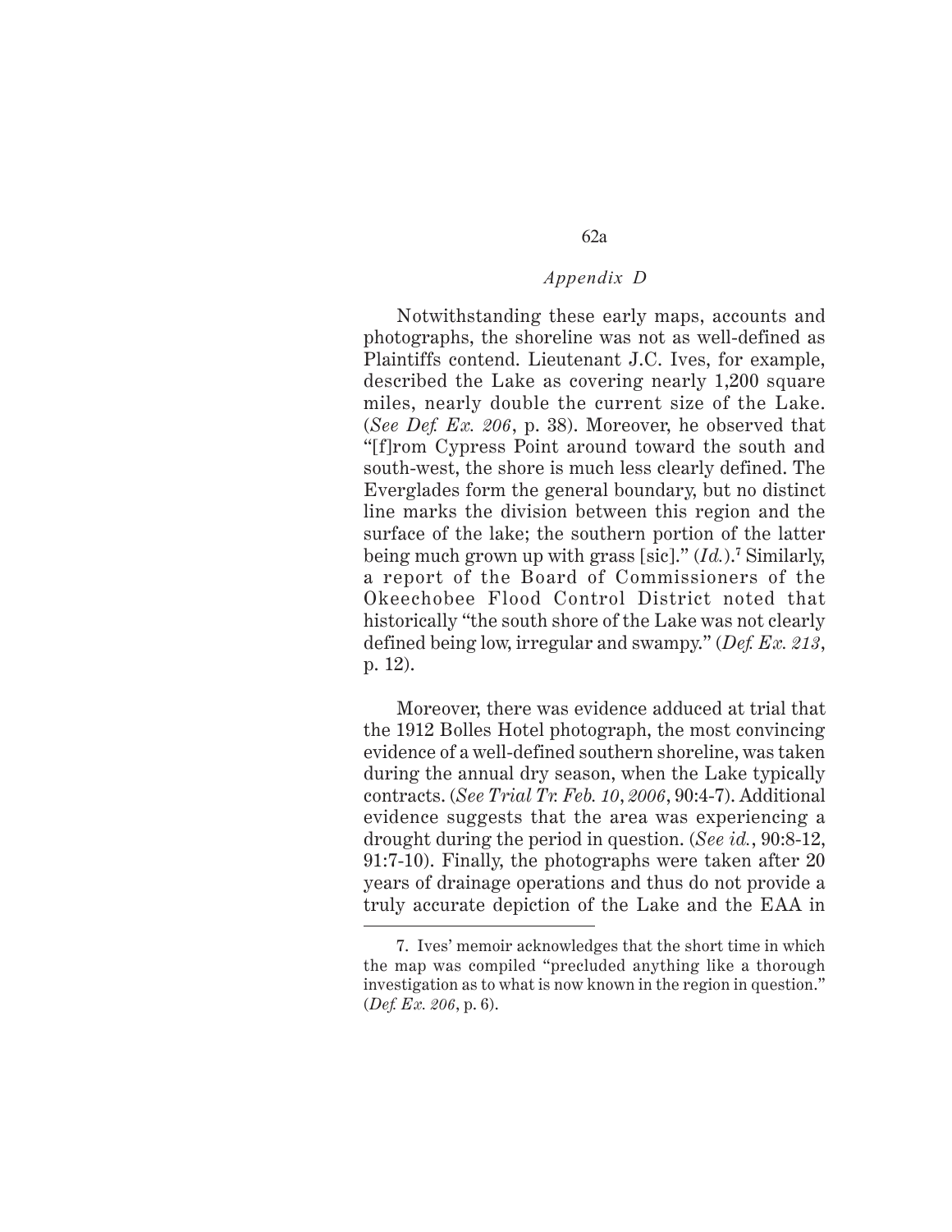*Appendix D*

Notwithstanding these early maps, accounts and photographs, the shoreline was not as well-defined as Plaintiffs contend. Lieutenant J.C. Ives, for example, described the Lake as covering nearly 1,200 square miles, nearly double the current size of the Lake. (*See Def. Ex. 206*, p. 38). Moreover, he observed that "[f]rom Cypress Point around toward the south and south-west, the shore is much less clearly defined. The Everglades form the general boundary, but no distinct line marks the division between this region and the surface of the lake; the southern portion of the latter being much grown up with grass [sic]." (*Id.*).[7] Similarly, a report of the Board of Commissioners of the Okeechobee Flood Control District noted that historically "the south shore of the Lake was not clearly defined being low, irregular and swampy." (*Def. Ex. 213*, p. 12).

Moreover, there was evidence adduced at trial that the 1912 Bolles Hotel photograph, the most convincing evidence of a well-defined southern shoreline, was taken during the annual dry season, when the Lake typically contracts. (*See Trial Tr. Feb. 10, 2006*, 90:4-7). Additional evidence suggests that the area was experiencing a drought during the period in question. (*See id.*, 90:8-12, 91:7-10). Finally, the photographs were taken after 20 years of drainage operations and thus do not provide a truly accurate depiction of the Lake and the EAA in

---

7. Ives' memoir acknowledges that the short time in which the map was compiled "precluded anything like a thorough investigation as to what is now known in the region in question." (*Def. Ex. 206*, p. 6).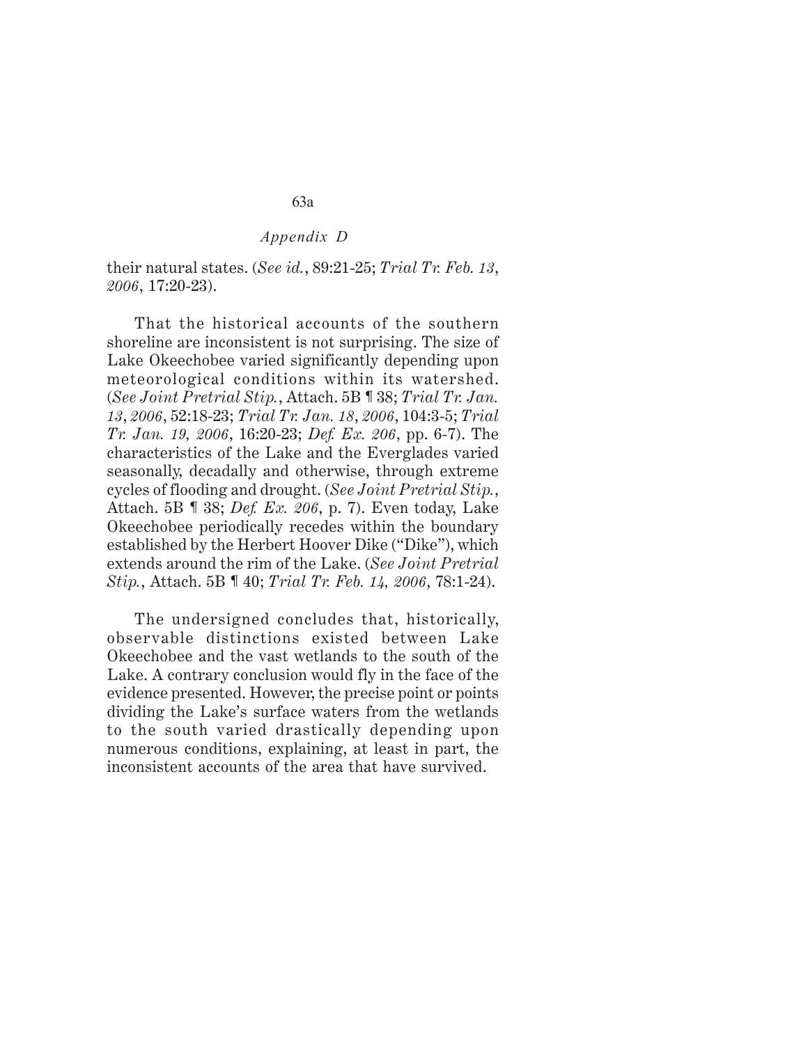their natural states. (*See id.*, 89:21-25; *Trial Tr. Feb. 13, 2006*, 17:20-23).

That the historical accounts of the southern shoreline are inconsistent is not surprising. The size of Lake Okeechobee varied significantly depending upon meteorological conditions within its watershed. (*See Joint Pretrial Stip.*, Attach. 5B ¶ 38; *Trial Tr. Jan. 13, 2006*, 52:18-23; *Trial Tr. Jan. 18, 2006*, 104:3-5; *Trial Tr. Jan. 19, 2006*, 16:20-23; *Def. Ex. 206*, pp. 6-7). The characteristics of the Lake and the Everglades varied seasonally, decadally and otherwise, through extreme cycles of flooding and drought. (*See Joint Pretrial Stip.*, Attach. 5B ¶ 38; *Def. Ex. 206*, p. 7). Even today, Lake Okeechobee periodically recedes within the boundary established by the Herbert Hoover Dike ("Dike"), which extends around the rim of the Lake. (*See Joint Pretrial Stip.*, Attach. 5B ¶ 40; *Trial Tr. Feb. 14, 2006*, 78:1-24).

The undersigned concludes that, historically, observable distinctions existed between Lake Okeechobee and the vast wetlands to the south of the Lake. A contrary conclusion would fly in the face of the evidence presented. However, the precise point or points dividing the Lake's surface waters from the wetlands to the south varied drastically depending upon numerous conditions, explaining, at least in part, the inconsistent accounts of the area that have survived.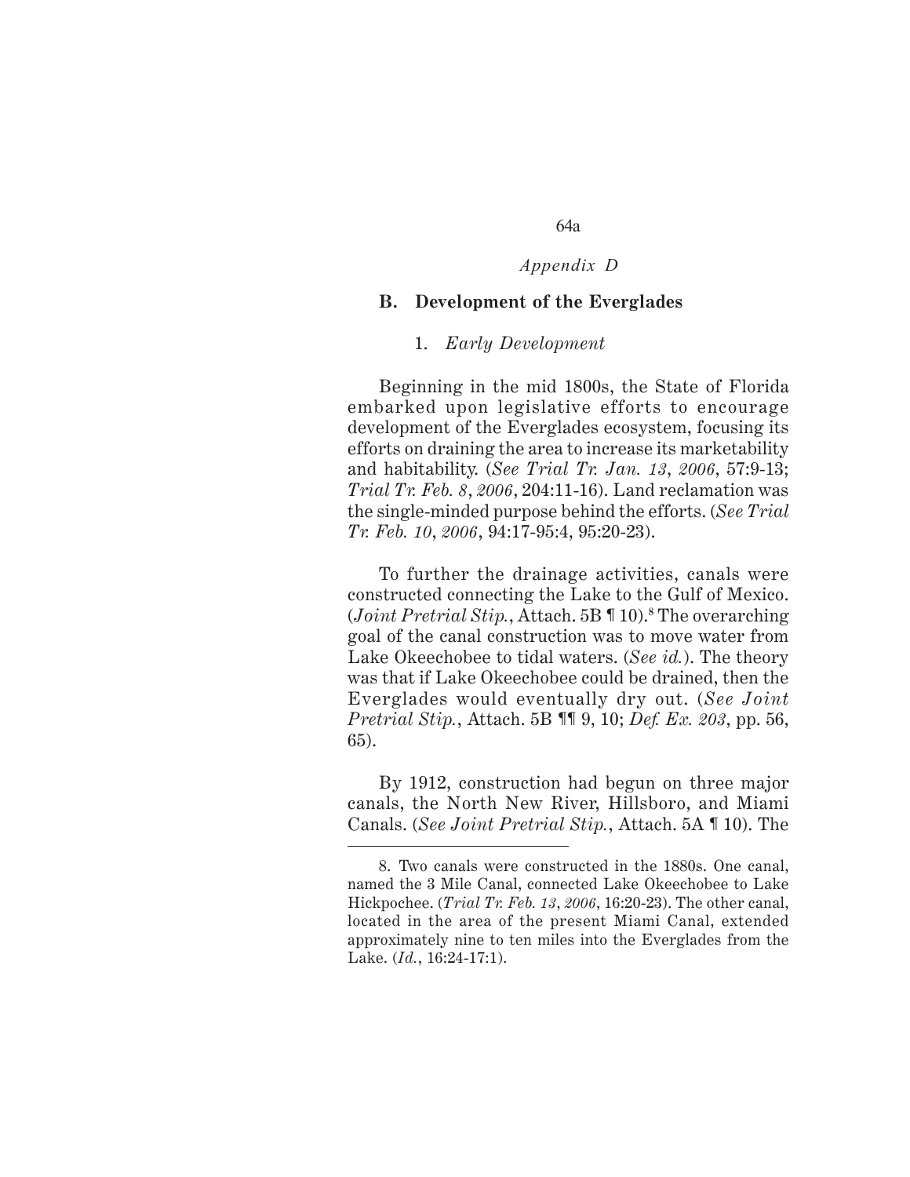## B. Development of the Everglades

### 1. *Early Development*

Beginning in the mid 1800s, the State of Florida embarked upon legislative efforts to encourage development of the Everglades ecosystem, focusing its efforts on draining the area to increase its marketability and habitability. (*See Trial Tr. Jan. 13, 2006*, 57:9-13; *Trial Tr. Feb. 8, 2006*, 204:11-16). Land reclamation was the single-minded purpose behind the efforts. (*See Trial Tr. Feb. 10, 2006*, 94:17-95:4, 95:20-23).

To further the drainage activities, canals were constructed connecting the Lake to the Gulf of Mexico. (*Joint Pretrial Stip.*, Attach. 5B ¶ 10).[8] The overarching goal of the canal construction was to move water from Lake Okeechobee to tidal waters. (*See id.*). The theory was that if Lake Okeechobee could be drained, then the Everglades would eventually dry out. (*See Joint Pretrial Stip.*, Attach. 5B ¶¶ 9, 10; *Def. Ex. 203*, pp. 56, 65).

By 1912, construction had begun on three major canals, the North New River, Hillsboro, and Miami Canals. (*See Joint Pretrial Stip.*, Attach. 5A ¶ 10). The

---

8. Two canals were constructed in the 1880s. One canal, named the 3 Mile Canal, connected Lake Okeechobee to Lake Hickpochee. (*Trial Tr. Feb. 13, 2006*, 16:20-23). The other canal, located in the area of the present Miami Canal, extended approximately nine to ten miles into the Everglades from the Lake. (*Id.*, 16:24-17:1).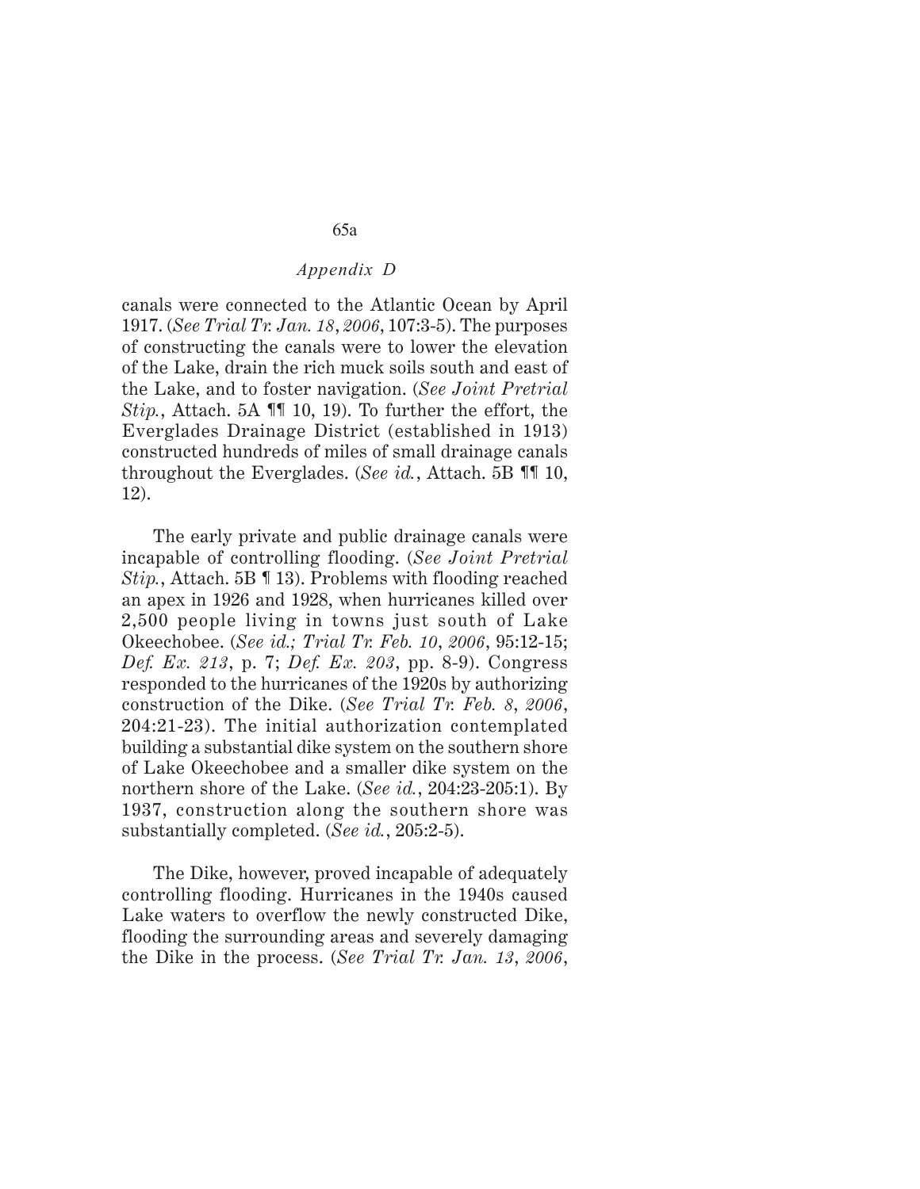canals were connected to the Atlantic Ocean by April 1917. (*See Trial Tr. Jan. 18, 2006*, 107:3-5). The purposes of constructing the canals were to lower the elevation of the Lake, drain the rich muck soils south and east of the Lake, and to foster navigation. (*See Joint Pretrial Stip.*, Attach. 5A ¶¶ 10, 19). To further the effort, the Everglades Drainage District (established in 1913) constructed hundreds of miles of small drainage canals throughout the Everglades. (*See id.*, Attach. 5B ¶¶ 10, 12).

The early private and public drainage canals were incapable of controlling flooding. (*See Joint Pretrial Stip.*, Attach. 5B ¶ 13). Problems with flooding reached an apex in 1926 and 1928, when hurricanes killed over 2,500 people living in towns just south of Lake Okeechobee. (*See id.; Trial Tr. Feb. 10, 2006*, 95:12-15; *Def. Ex. 213*, p. 7; *Def. Ex. 203*, pp. 8-9). Congress responded to the hurricanes of the 1920s by authorizing construction of the Dike. (*See Trial Tr. Feb. 8, 2006*, 204:21-23). The initial authorization contemplated building a substantial dike system on the southern shore of Lake Okeechobee and a smaller dike system on the northern shore of the Lake. (*See id.*, 204:23-205:1). By 1937, construction along the southern shore was substantially completed. (*See id.*, 205:2-5).

The Dike, however, proved incapable of adequately controlling flooding. Hurricanes in the 1940s caused Lake waters to overflow the newly constructed Dike, flooding the surrounding areas and severely damaging the Dike in the process. (*See Trial Tr. Jan. 13, 2006*,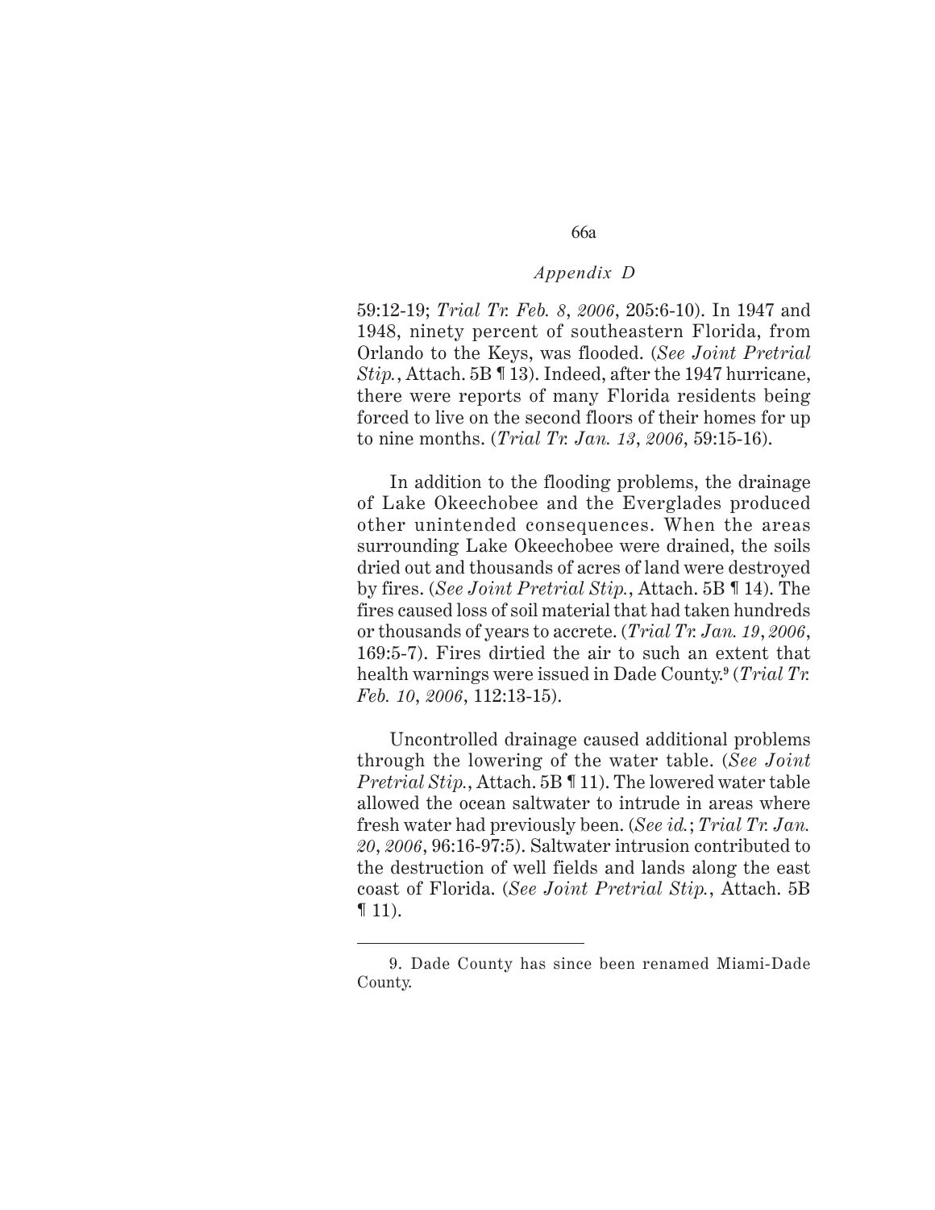59:12-19; *Trial Tr. Feb. 8, 2006*, 205:6-10). In 1947 and 1948, ninety percent of southeastern Florida, from Orlando to the Keys, was flooded. (*See Joint Pretrial Stip.*, Attach. 5B ¶ 13). Indeed, after the 1947 hurricane, there were reports of many Florida residents being forced to live on the second floors of their homes for up to nine months. (*Trial Tr. Jan. 13, 2006*, 59:15-16).

In addition to the flooding problems, the drainage of Lake Okeechobee and the Everglades produced other unintended consequences. When the areas surrounding Lake Okeechobee were drained, the soils dried out and thousands of acres of land were destroyed by fires. (*See Joint Pretrial Stip.*, Attach. 5B ¶ 14). The fires caused loss of soil material that had taken hundreds or thousands of years to accrete. (*Trial Tr. Jan. 19, 2006*, 169:5-7). Fires dirtied the air to such an extent that health warnings were issued in Dade County.[9] (*Trial Tr. Feb. 10, 2006*, 112:13-15).

Uncontrolled drainage caused additional problems through the lowering of the water table. (*See Joint Pretrial Stip.*, Attach. 5B ¶ 11). The lowered water table allowed the ocean saltwater to intrude in areas where fresh water had previously been. (*See id.*; *Trial Tr. Jan. 20, 2006*, 96:16-97:5). Saltwater intrusion contributed to the destruction of well fields and lands along the east coast of Florida. (*See Joint Pretrial Stip.*, Attach. 5B ¶ 11).

---

9. Dade County has since been renamed Miami-Dade County.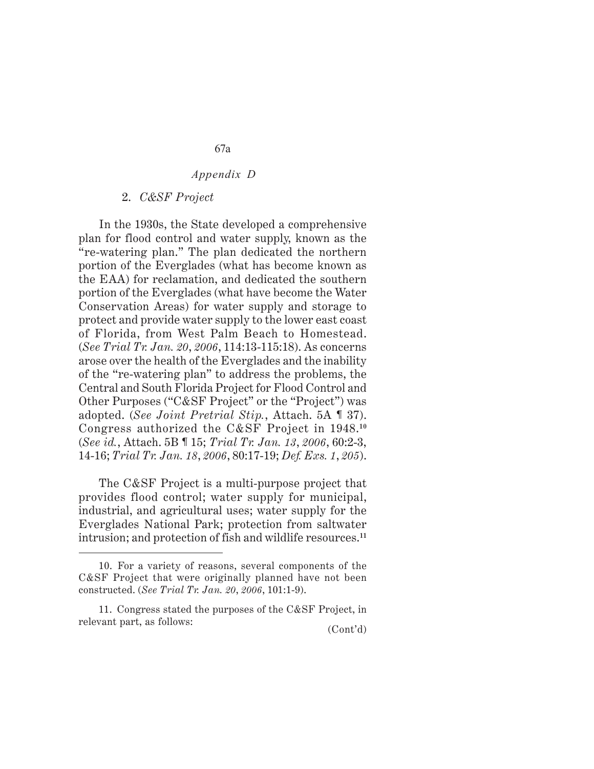*Appendix D*

2. *C&SF Project*

In the 1930s, the State developed a comprehensive plan for flood control and water supply, known as the "re-watering plan." The plan dedicated the northern portion of the Everglades (what has become known as the EAA) for reclamation, and dedicated the southern portion of the Everglades (what have become the Water Conservation Areas) for water supply and storage to protect and provide water supply to the lower east coast of Florida, from West Palm Beach to Homestead. (*See Trial Tr. Jan. 20, 2006*, 114:13-115:18). As concerns arose over the health of the Everglades and the inability of the "re-watering plan" to address the problems, the Central and South Florida Project for Flood Control and Other Purposes ("C&SF Project" or the "Project") was adopted. (*See Joint Pretrial Stip.*, Attach. 5A ¶ 37). Congress authorized the C&SF Project in 1948.[10] (*See id.*, Attach. 5B ¶ 15; *Trial Tr. Jan. 13, 2006*, 60:2-3, 14-16; *Trial Tr. Jan. 18, 2006*, 80:17-19; *Def. Exs. 1, 205*).

The C&SF Project is a multi-purpose project that provides flood control; water supply for municipal, industrial, and agricultural uses; water supply for the Everglades National Park; protection from saltwater intrusion; and protection of fish and wildlife resources.[11]

---

10. For a variety of reasons, several components of the C&SF Project that were originally planned have not been constructed. (*See Trial Tr. Jan. 20, 2006*, 101:1-9).

11. Congress stated the purposes of the C&SF Project, in relevant part, as follows:

(Cont'd)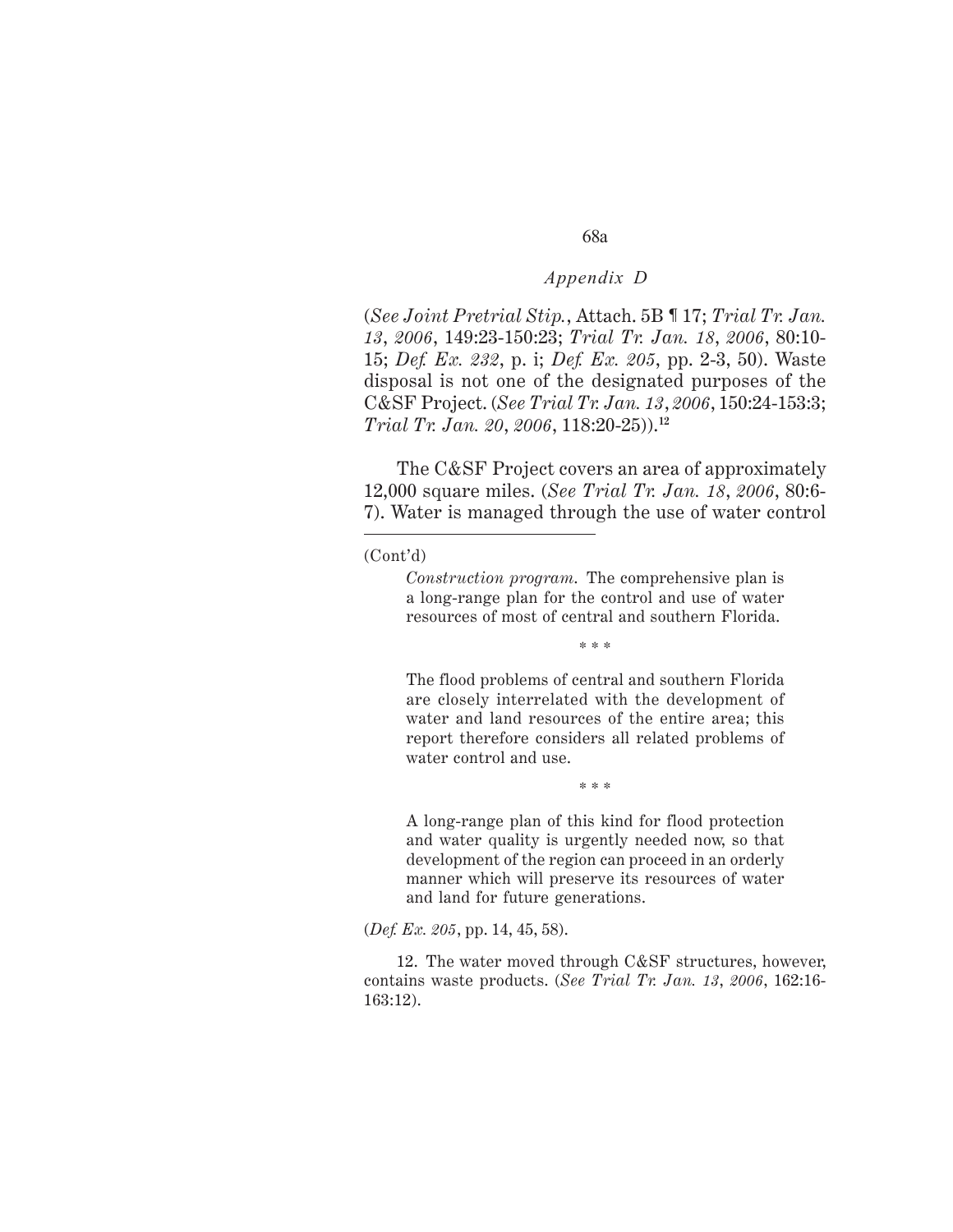(*See Joint Pretrial Stip.*, Attach. 5B ¶ 17; *Trial Tr. Jan. 13, 2006*, 149:23-150:23; *Trial Tr. Jan. 18, 2006*, 80:10-15; *Def. Ex. 232*, p. i; *Def. Ex. 205*, pp. 2-3, 50). Waste disposal is not one of the designated purposes of the C&SF Project. (*See Trial Tr. Jan. 13, 2006*, 150:24-153:3; *Trial Tr. Jan. 20, 2006*, 118:20-25)).[12]

The C&SF Project covers an area of approximately 12,000 square miles. (*See Trial Tr. Jan. 18, 2006*, 80:6-7). Water is managed through the use of water control

---

(Cont'd)

> *Construction program.* The comprehensive plan is a long-range plan for the control and use of water resources of most of central and southern Florida.
>
> \* \* \*
>
> The flood problems of central and southern Florida are closely interrelated with the development of water and land resources of the entire area; this report therefore considers all related problems of water control and use.
>
> \* \* \*
>
> A long-range plan of this kind for flood protection and water quality is urgently needed now, so that development of the region can proceed in an orderly manner which will preserve its resources of water and land for future generations.

(*Def. Ex. 205*, pp. 14, 45, 58).

12. The water moved through C&SF structures, however, contains waste products. (*See Trial Tr. Jan. 13, 2006*, 162:16-163:12).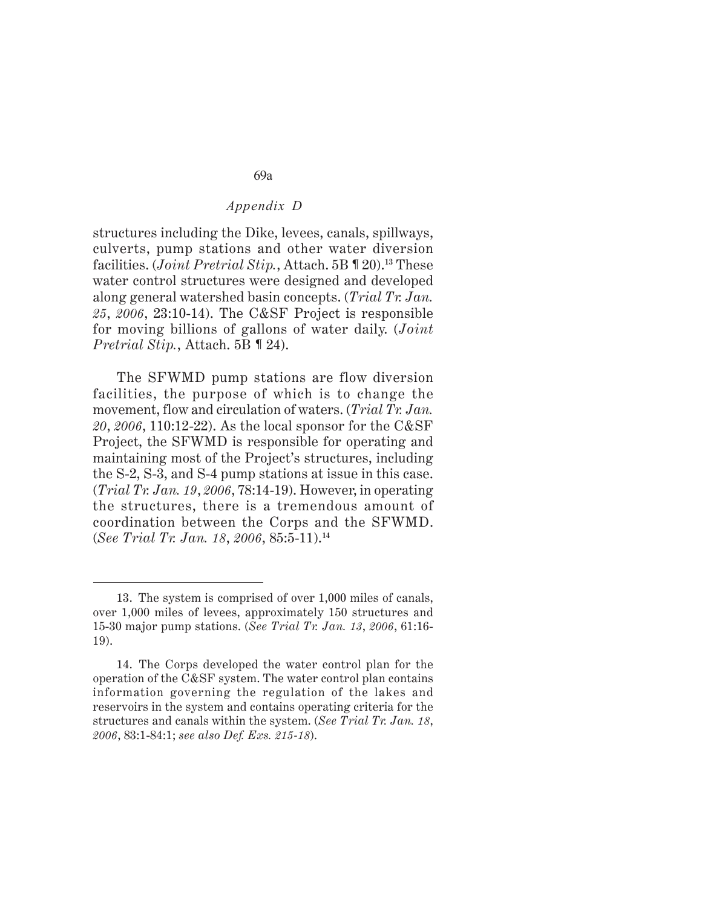structures including the Dike, levees, canals, spillways, culverts, pump stations and other water diversion facilities. (*Joint Pretrial Stip.*, Attach. 5B ¶ 20).[13] These water control structures were designed and developed along general watershed basin concepts. (*Trial Tr. Jan. 25, 2006*, 23:10-14). The C&SF Project is responsible for moving billions of gallons of water daily. (*Joint Pretrial Stip.*, Attach. 5B ¶ 24).

The SFWMD pump stations are flow diversion facilities, the purpose of which is to change the movement, flow and circulation of waters. (*Trial Tr. Jan. 20, 2006*, 110:12-22). As the local sponsor for the C&SF Project, the SFWMD is responsible for operating and maintaining most of the Project's structures, including the S-2, S-3, and S-4 pump stations at issue in this case. (*Trial Tr. Jan. 19, 2006*, 78:14-19). However, in operating the structures, there is a tremendous amount of coordination between the Corps and the SFWMD. (*See Trial Tr. Jan. 18, 2006*, 85:5-11).[14]

---

13. The system is comprised of over 1,000 miles of canals, over 1,000 miles of levees, approximately 150 structures and 15-30 major pump stations. (*See Trial Tr. Jan. 13, 2006*, 61:16-19).

14. The Corps developed the water control plan for the operation of the C&SF system. The water control plan contains information governing the regulation of the lakes and reservoirs in the system and contains operating criteria for the structures and canals within the system. (*See Trial Tr. Jan. 18, 2006*, 83:1-84:1; *see also Def. Exs. 215-18*).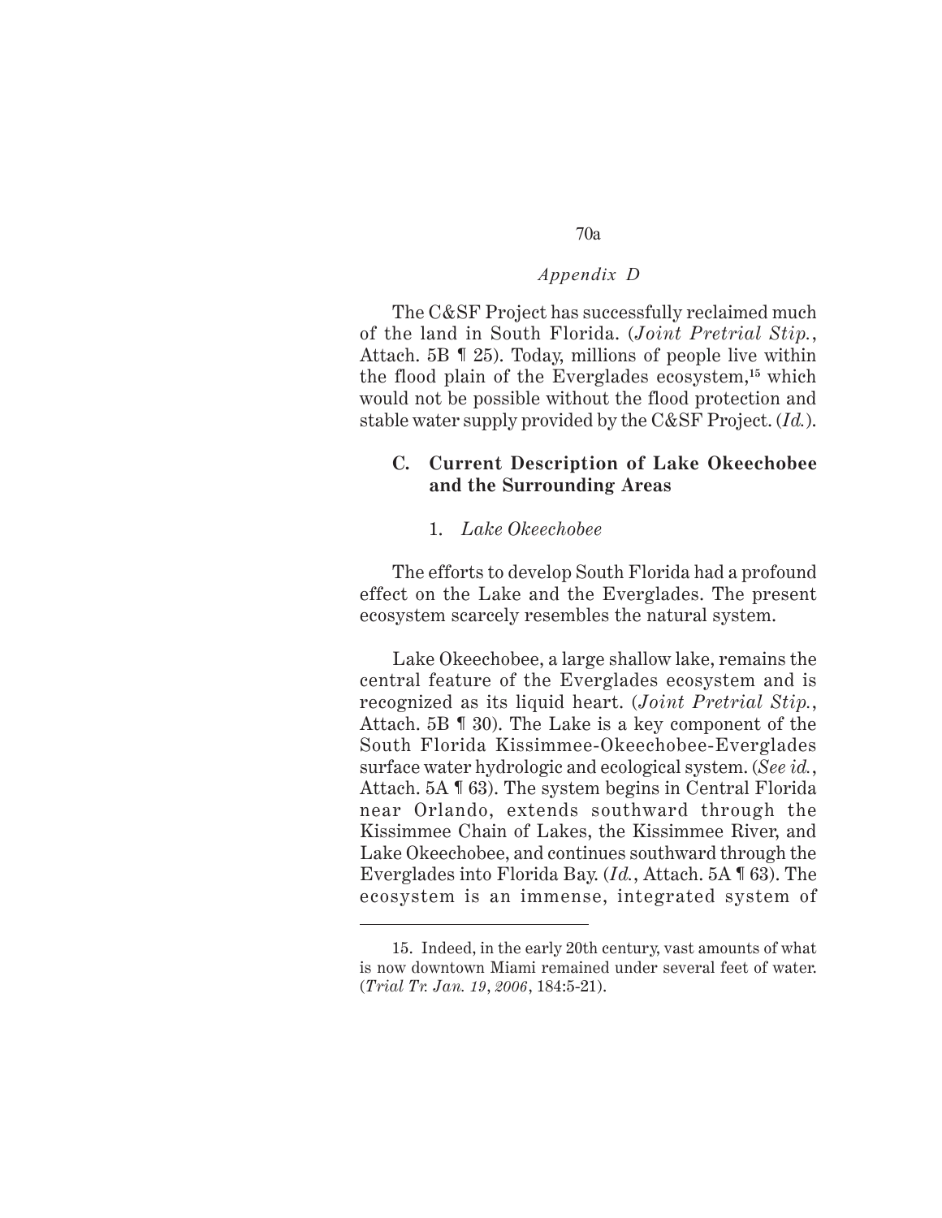The C&SF Project has successfully reclaimed much of the land in South Florida. (*Joint Pretrial Stip.*, Attach. 5B ¶ 25). Today, millions of people live within the flood plain of the Everglades ecosystem,[15] which would not be possible without the flood protection and stable water supply provided by the C&SF Project. (*Id.*).

### C. Current Description of Lake Okeechobee and the Surrounding Areas

#### 1. *Lake Okeechobee*

The efforts to develop South Florida had a profound effect on the Lake and the Everglades. The present ecosystem scarcely resembles the natural system.

Lake Okeechobee, a large shallow lake, remains the central feature of the Everglades ecosystem and is recognized as its liquid heart. (*Joint Pretrial Stip.*, Attach. 5B ¶ 30). The Lake is a key component of the South Florida Kissimmee-Okeechobee-Everglades surface water hydrologic and ecological system. (*See id.*, Attach. 5A ¶ 63). The system begins in Central Florida near Orlando, extends southward through the Kissimmee Chain of Lakes, the Kissimmee River, and Lake Okeechobee, and continues southward through the Everglades into Florida Bay. (*Id.*, Attach. 5A ¶ 63). The ecosystem is an immense, integrated system of

---

15. Indeed, in the early 20th century, vast amounts of what is now downtown Miami remained under several feet of water. (*Trial Tr. Jan. 19, 2006*, 184:5-21).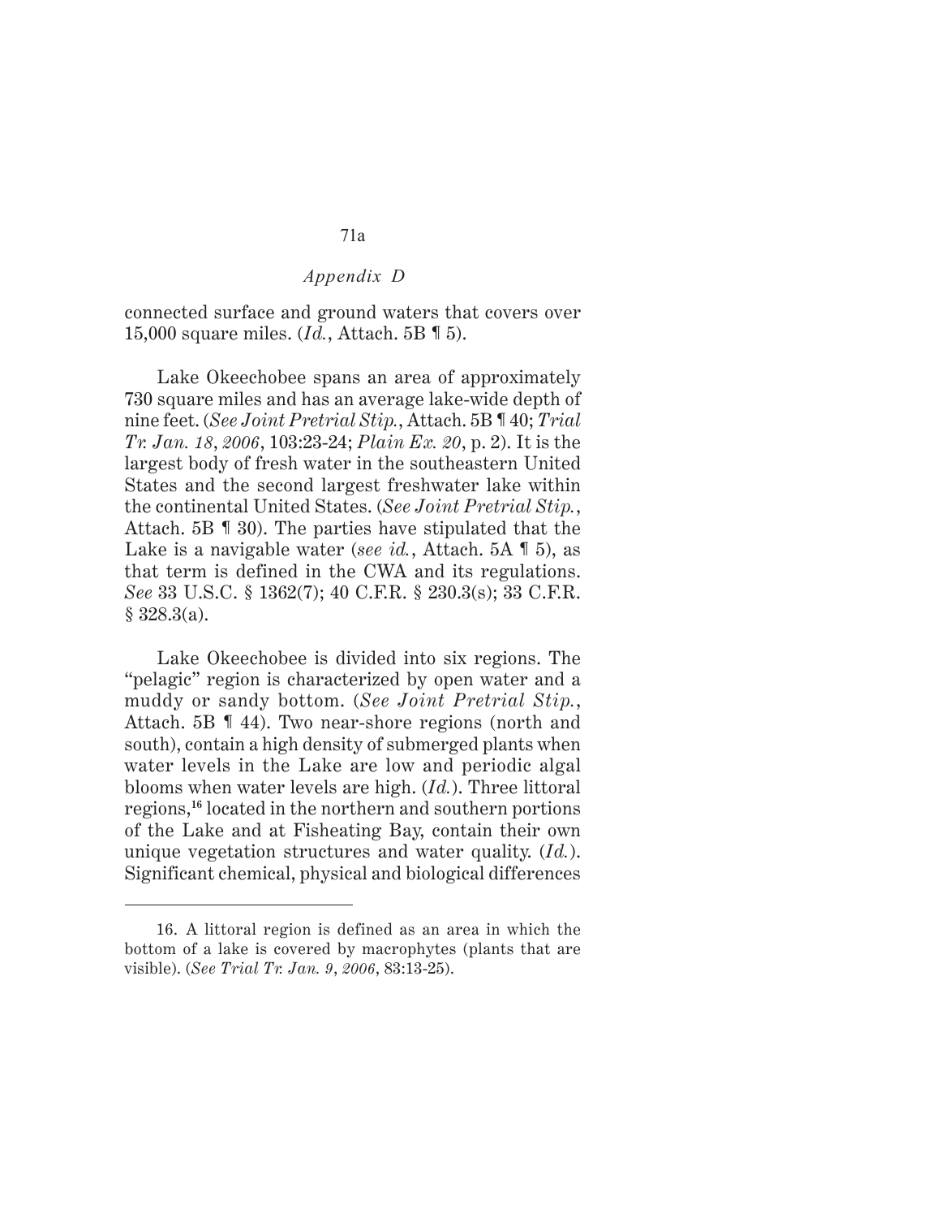connected surface and ground waters that covers over 15,000 square miles. (*Id.*, Attach. 5B ¶ 5).

Lake Okeechobee spans an area of approximately 730 square miles and has an average lake-wide depth of nine feet. (*See Joint Pretrial Stip.*, Attach. 5B ¶ 40; *Trial Tr. Jan. 18, 2006*, 103:23-24; *Plain Ex. 20*, p. 2). It is the largest body of fresh water in the southeastern United States and the second largest freshwater lake within the continental United States. (*See Joint Pretrial Stip.*, Attach. 5B ¶ 30). The parties have stipulated that the Lake is a navigable water (*see id.*, Attach. 5A ¶ 5), as that term is defined in the CWA and its regulations. *See* 33 U.S.C. § 1362(7); 40 C.F.R. § 230.3(s); 33 C.F.R. § 328.3(a).

Lake Okeechobee is divided into six regions. The "pelagic" region is characterized by open water and a muddy or sandy bottom. (*See Joint Pretrial Stip.*, Attach. 5B ¶ 44). Two near-shore regions (north and south), contain a high density of submerged plants when water levels in the Lake are low and periodic algal blooms when water levels are high. (*Id.*). Three littoral regions,[16] located in the northern and southern portions of the Lake and at Fisheating Bay, contain their own unique vegetation structures and water quality. (*Id.*). Significant chemical, physical and biological differences

---

16. A littoral region is defined as an area in which the bottom of a lake is covered by macrophytes (plants that are visible). (*See Trial Tr. Jan. 9, 2006*, 83:13-25).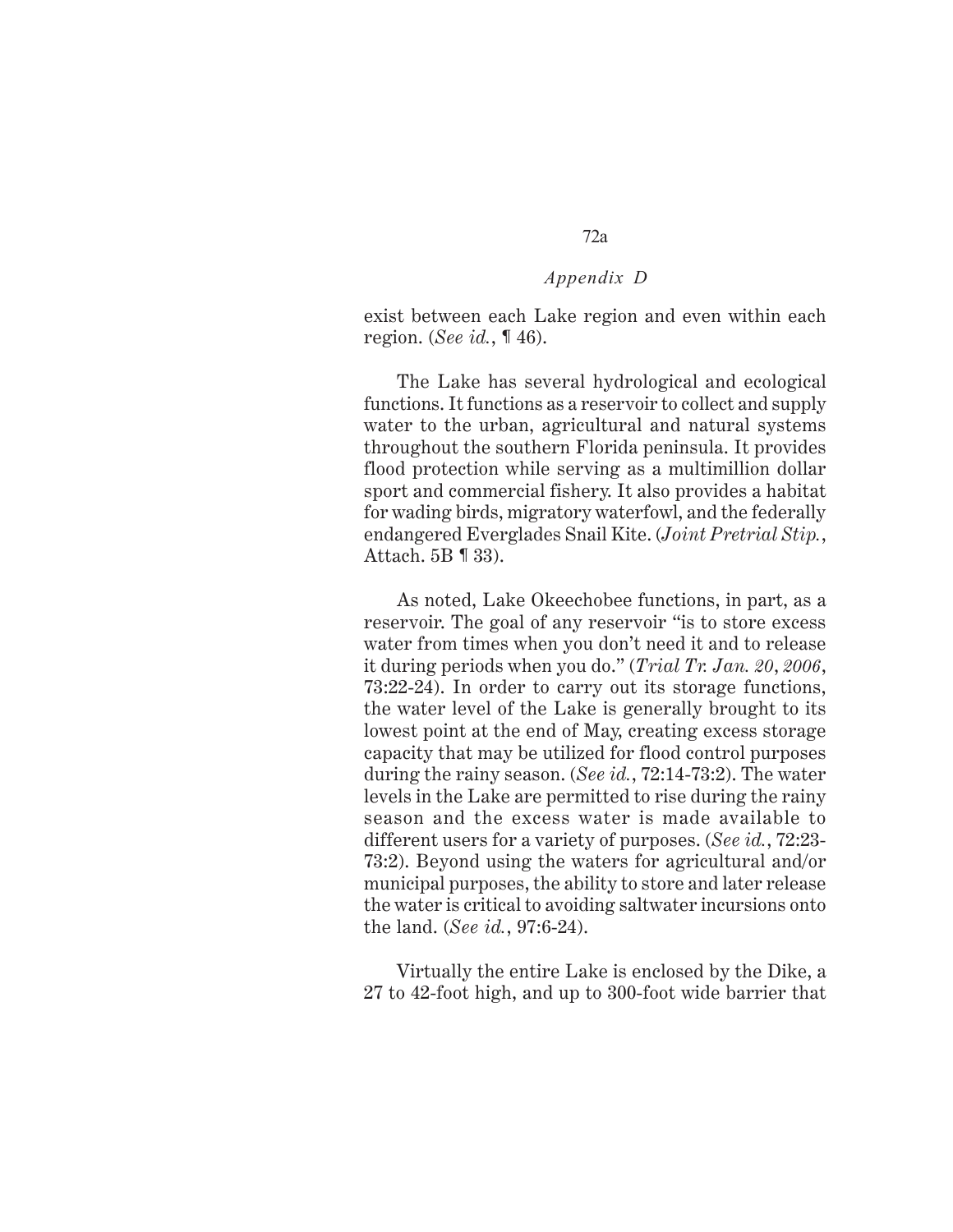exist between each Lake region and even within each region. (*See id.*, ¶ 46).

The Lake has several hydrological and ecological functions. It functions as a reservoir to collect and supply water to the urban, agricultural and natural systems throughout the southern Florida peninsula. It provides flood protection while serving as a multimillion dollar sport and commercial fishery. It also provides a habitat for wading birds, migratory waterfowl, and the federally endangered Everglades Snail Kite. (*Joint Pretrial Stip.*, Attach. 5B ¶ 33).

As noted, Lake Okeechobee functions, in part, as a reservoir. The goal of any reservoir "is to store excess water from times when you don't need it and to release it during periods when you do." (*Trial Tr. Jan. 20, 2006*, 73:22-24). In order to carry out its storage functions, the water level of the Lake is generally brought to its lowest point at the end of May, creating excess storage capacity that may be utilized for flood control purposes during the rainy season. (*See id.*, 72:14-73:2). The water levels in the Lake are permitted to rise during the rainy season and the excess water is made available to different users for a variety of purposes. (*See id.*, 72:23-73:2). Beyond using the waters for agricultural and/or municipal purposes, the ability to store and later release the water is critical to avoiding saltwater incursions onto the land. (*See id.*, 97:6-24).

Virtually the entire Lake is enclosed by the Dike, a 27 to 42-foot high, and up to 300-foot wide barrier that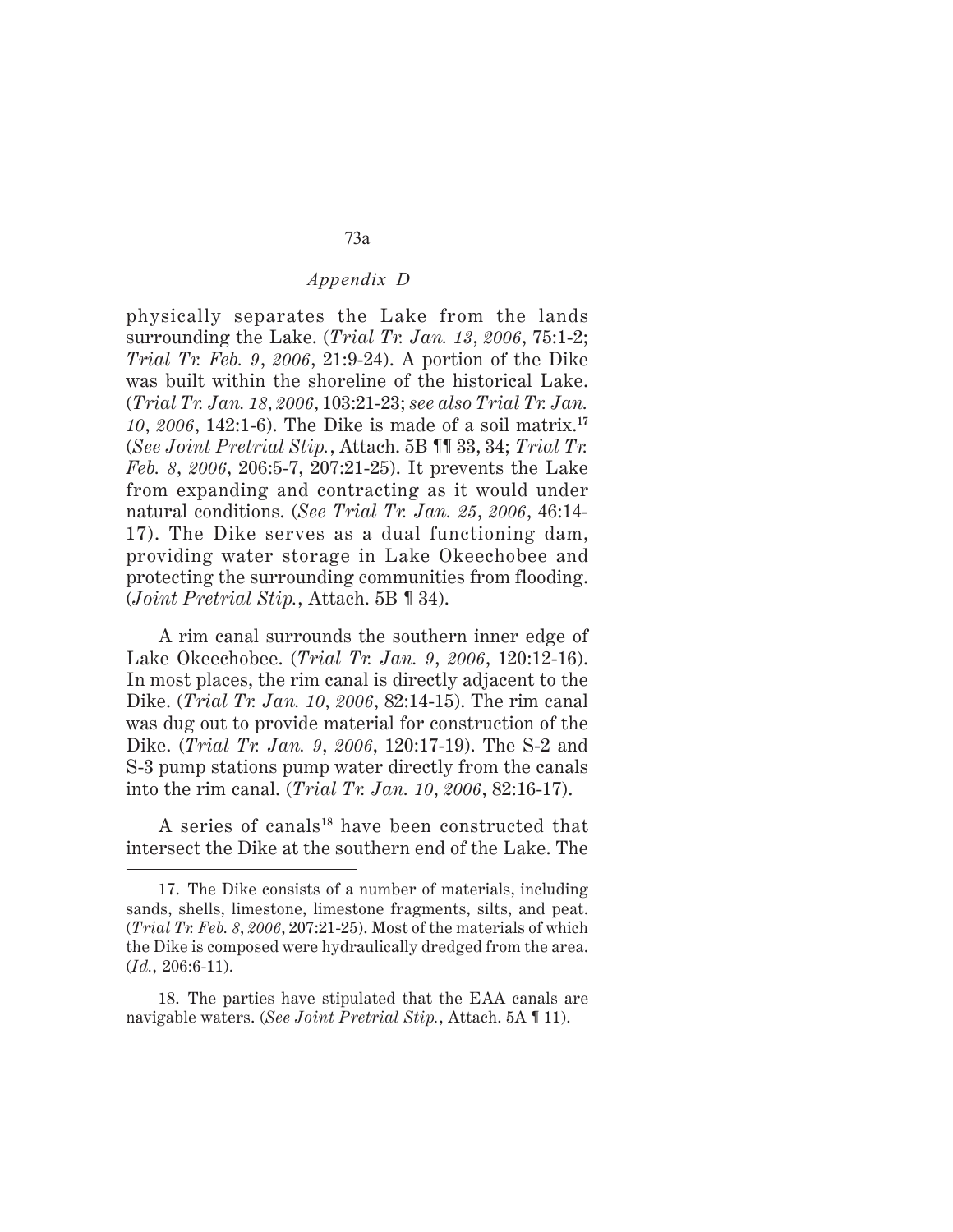physically separates the Lake from the lands surrounding the Lake. (*Trial Tr. Jan. 13, 2006*, 75:1-2; *Trial Tr. Feb. 9, 2006*, 21:9-24). A portion of the Dike was built within the shoreline of the historical Lake. (*Trial Tr. Jan. 18, 2006*, 103:21-23; *see also Trial Tr. Jan. 10, 2006*, 142:1-6). The Dike is made of a soil matrix.[17] (*See Joint Pretrial Stip.*, Attach. 5B ¶¶ 33, 34; *Trial Tr. Feb. 8, 2006*, 206:5-7, 207:21-25). It prevents the Lake from expanding and contracting as it would under natural conditions. (*See Trial Tr. Jan. 25, 2006*, 46:14-17). The Dike serves as a dual functioning dam, providing water storage in Lake Okeechobee and protecting the surrounding communities from flooding. (*Joint Pretrial Stip.*, Attach. 5B ¶ 34).

A rim canal surrounds the southern inner edge of Lake Okeechobee. (*Trial Tr. Jan. 9, 2006*, 120:12-16). In most places, the rim canal is directly adjacent to the Dike. (*Trial Tr. Jan. 10, 2006*, 82:14-15). The rim canal was dug out to provide material for construction of the Dike. (*Trial Tr. Jan. 9, 2006*, 120:17-19). The S-2 and S-3 pump stations pump water directly from the canals into the rim canal. (*Trial Tr. Jan. 10, 2006*, 82:16-17).

A series of canals[18] have been constructed that intersect the Dike at the southern end of the Lake. The

---

17. The Dike consists of a number of materials, including sands, shells, limestone, limestone fragments, silts, and peat. (*Trial Tr. Feb. 8, 2006*, 207:21-25). Most of the materials of which the Dike is composed were hydraulically dredged from the area. (*Id.*, 206:6-11).

18. The parties have stipulated that the EAA canals are navigable waters. (*See Joint Pretrial Stip.*, Attach. 5A ¶ 11).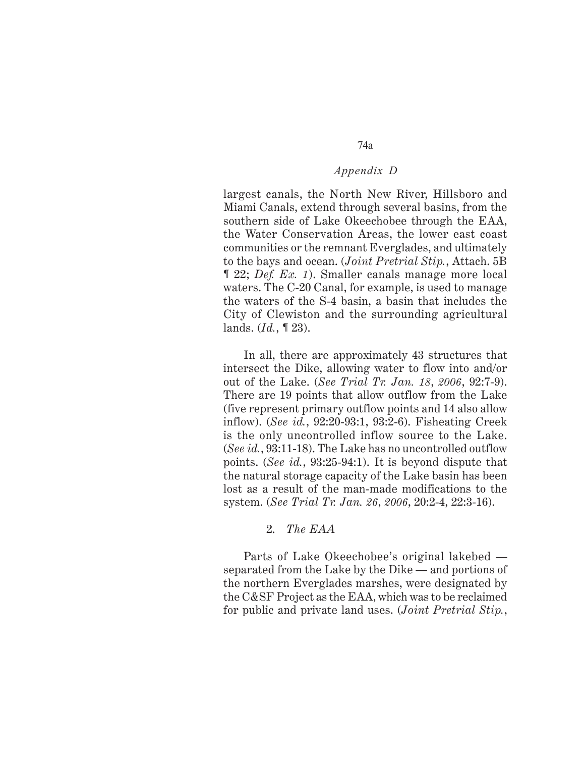largest canals, the North New River, Hillsboro and Miami Canals, extend through several basins, from the southern side of Lake Okeechobee through the EAA, the Water Conservation Areas, the lower east coast communities or the remnant Everglades, and ultimately to the bays and ocean. (*Joint Pretrial Stip.*, Attach. 5B ¶ 22; *Def. Ex. 1*). Smaller canals manage more local waters. The C-20 Canal, for example, is used to manage the waters of the S-4 basin, a basin that includes the City of Clewiston and the surrounding agricultural lands. (*Id.*, ¶ 23).

In all, there are approximately 43 structures that intersect the Dike, allowing water to flow into and/or out of the Lake. (*See Trial Tr. Jan. 18, 2006*, 92:7-9). There are 19 points that allow outflow from the Lake (five represent primary outflow points and 14 also allow inflow). (*See id.*, 92:20-93:1, 93:2-6). Fisheating Creek is the only uncontrolled inflow source to the Lake. (*See id.*, 93:11-18). The Lake has no uncontrolled outflow points. (*See id.*, 93:25-94:1). It is beyond dispute that the natural storage capacity of the Lake basin has been lost as a result of the man-made modifications to the system. (*See Trial Tr. Jan. 26, 2006*, 20:2-4, 22:3-16).

2. *The EAA*

Parts of Lake Okeechobee's original lakebed — separated from the Lake by the Dike — and portions of the northern Everglades marshes, were designated by the C&SF Project as the EAA, which was to be reclaimed for public and private land uses. (*Joint Pretrial Stip.*,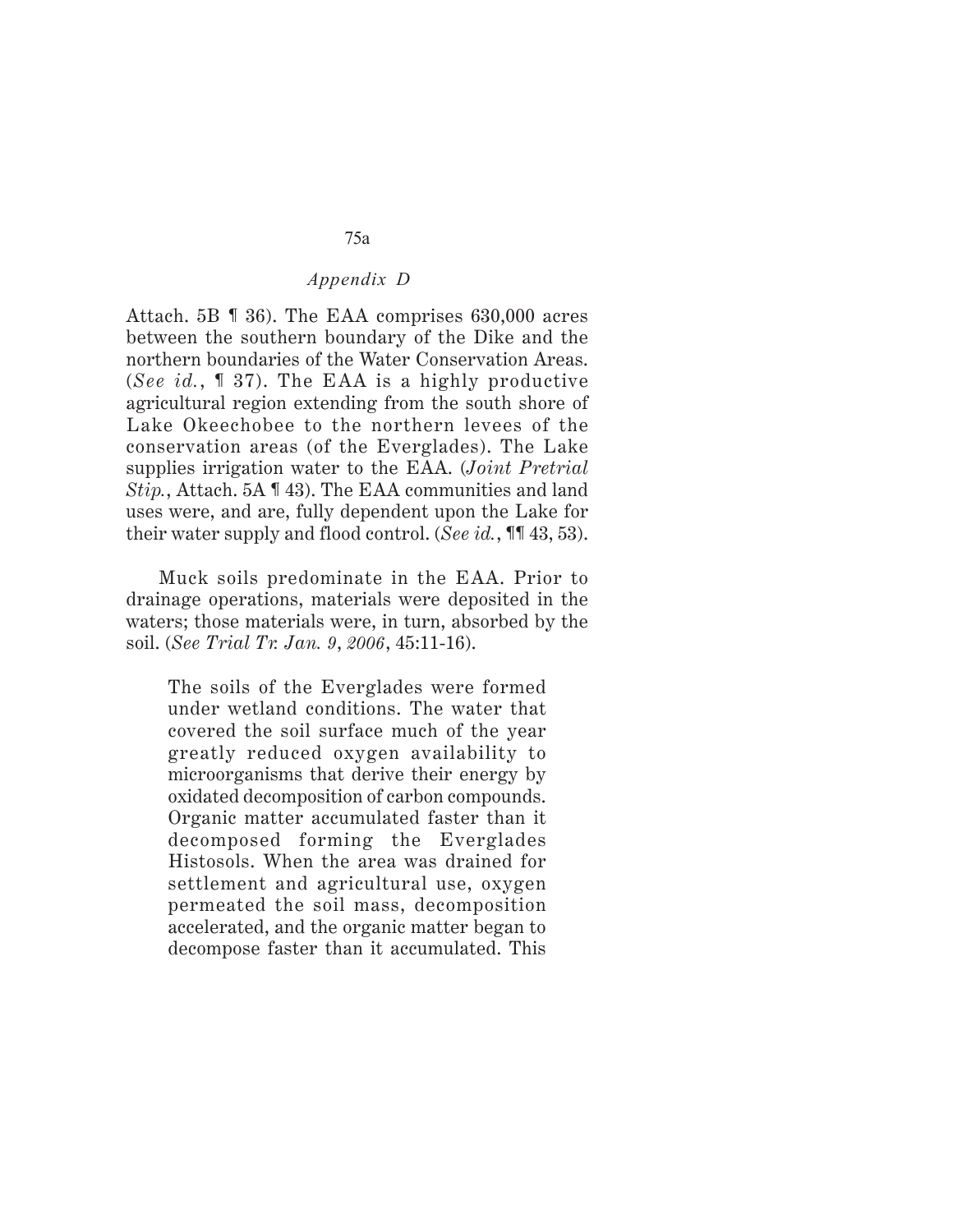Attach. 5B ¶ 36). The EAA comprises 630,000 acres between the southern boundary of the Dike and the northern boundaries of the Water Conservation Areas. (*See id.*, ¶ 37). The EAA is a highly productive agricultural region extending from the south shore of Lake Okeechobee to the northern levees of the conservation areas (of the Everglades). The Lake supplies irrigation water to the EAA. (*Joint Pretrial Stip.*, Attach. 5A ¶ 43). The EAA communities and land uses were, and are, fully dependent upon the Lake for their water supply and flood control. (*See id.*, ¶¶ 43, 53).

Muck soils predominate in the EAA. Prior to drainage operations, materials were deposited in the waters; those materials were, in turn, absorbed by the soil. (*See Trial Tr. Jan. 9, 2006*, 45:11-16).

> The soils of the Everglades were formed under wetland conditions. The water that covered the soil surface much of the year greatly reduced oxygen availability to microorganisms that derive their energy by oxidated decomposition of carbon compounds. Organic matter accumulated faster than it decomposed forming the Everglades Histosols. When the area was drained for settlement and agricultural use, oxygen permeated the soil mass, decomposition accelerated, and the organic matter began to decompose faster than it accumulated. This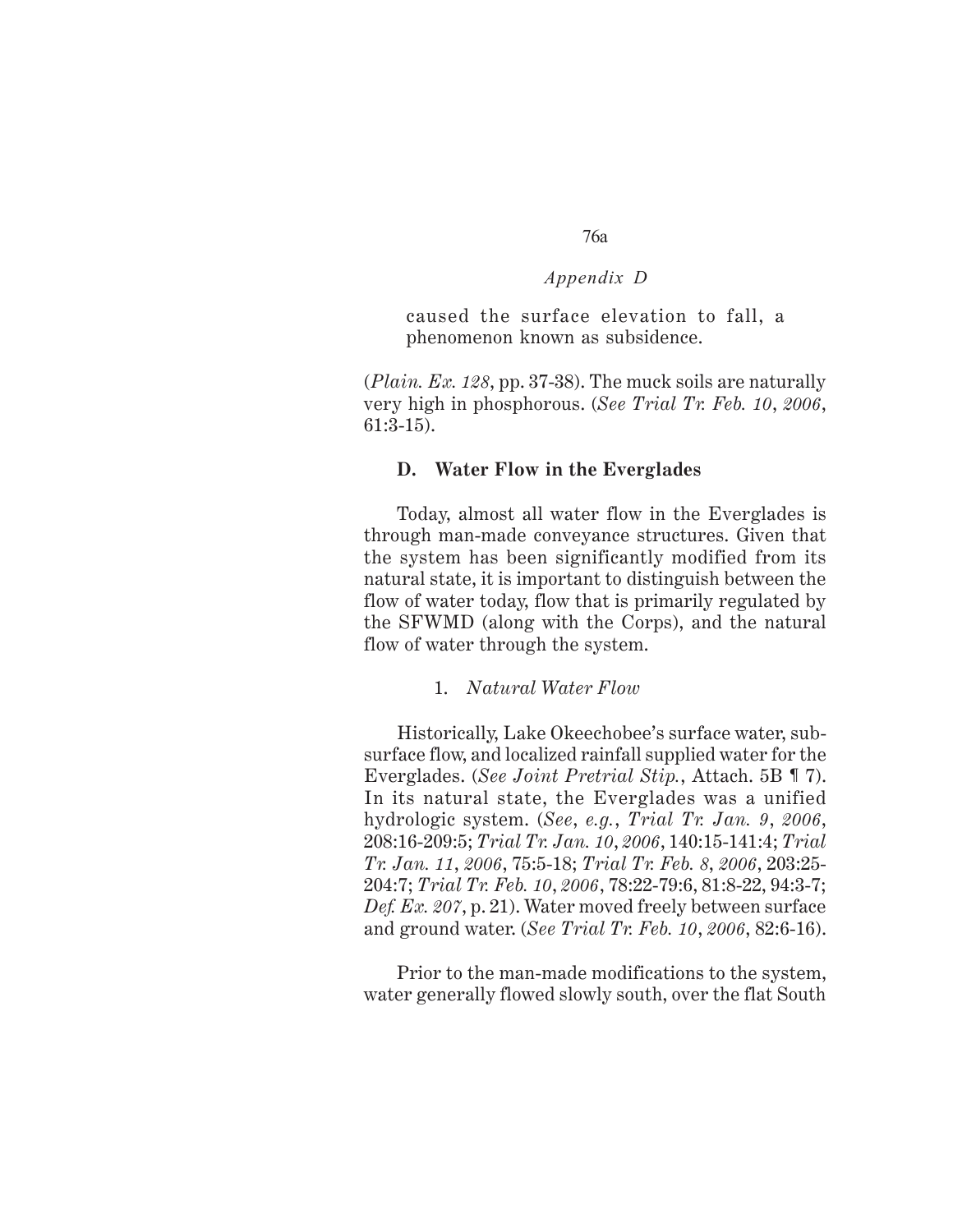> caused the surface elevation to fall, a phenomenon known as subsidence.

(*Plain. Ex. 128*, pp. 37-38). The muck soils are naturally very high in phosphorous. (*See Trial Tr. Feb. 10, 2006*, 61:3-15).

### D. Water Flow in the Everglades

Today, almost all water flow in the Everglades is through man-made conveyance structures. Given that the system has been significantly modified from its natural state, it is important to distinguish between the flow of water today, flow that is primarily regulated by the SFWMD (along with the Corps), and the natural flow of water through the system.

#### 1. *Natural Water Flow*

Historically, Lake Okeechobee's surface water, sub-surface flow, and localized rainfall supplied water for the Everglades. (*See Joint Pretrial Stip.*, Attach. 5B ¶ 7). In its natural state, the Everglades was a unified hydrologic system. (*See, e.g.*, *Trial Tr. Jan. 9, 2006*, 208:16-209:5; *Trial Tr. Jan. 10, 2006*, 140:15-141:4; *Trial Tr. Jan. 11, 2006*, 75:5-18; *Trial Tr. Feb. 8, 2006*, 203:25-204:7; *Trial Tr. Feb. 10, 2006*, 78:22-79:6, 81:8-22, 94:3-7; *Def. Ex. 207*, p. 21). Water moved freely between surface and ground water. (*See Trial Tr. Feb. 10, 2006*, 82:6-16).

Prior to the man-made modifications to the system, water generally flowed slowly south, over the flat South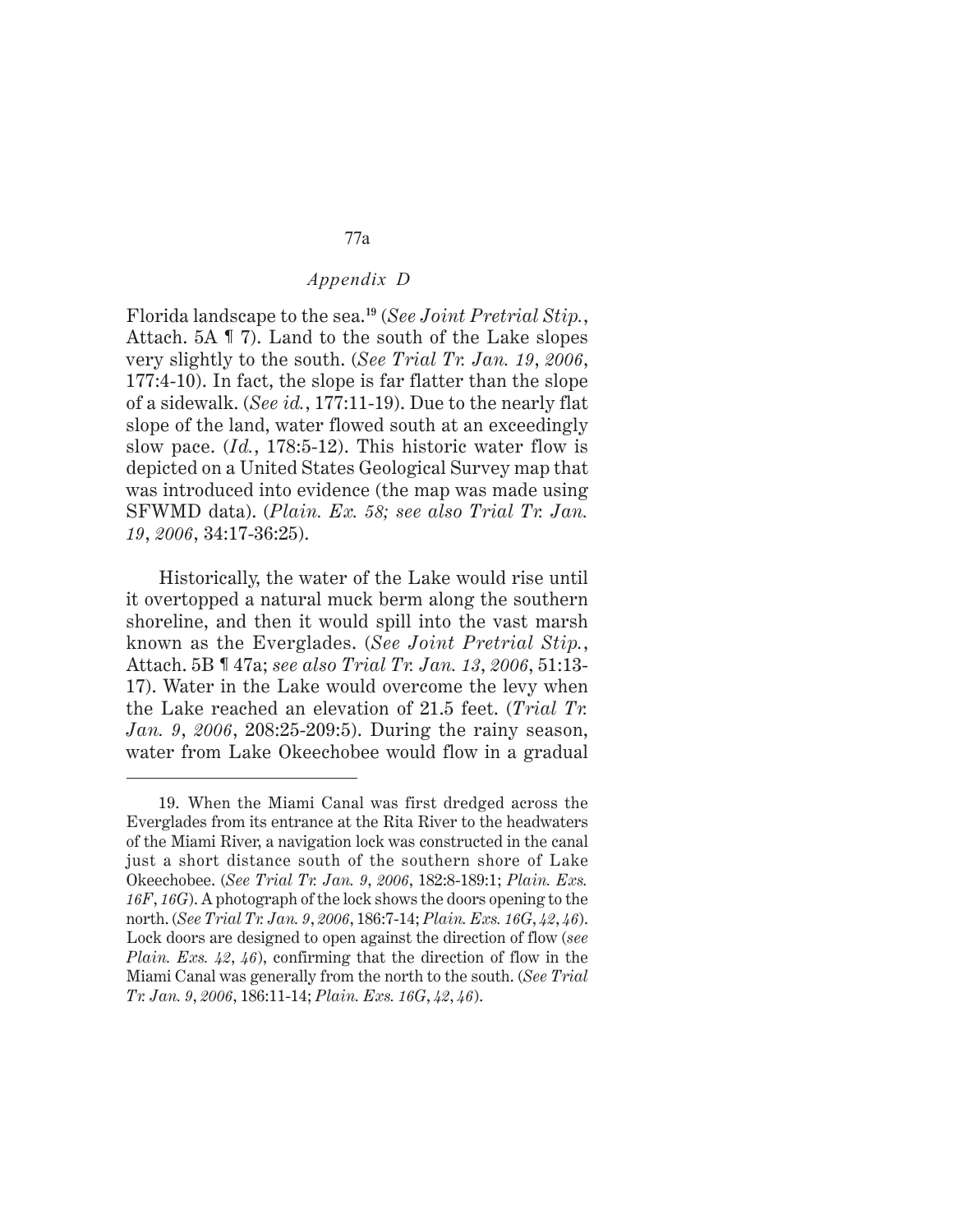Florida landscape to the sea.[19] (*See Joint Pretrial Stip.*, Attach. 5A ¶ 7). Land to the south of the Lake slopes very slightly to the south. (*See Trial Tr. Jan. 19, 2006*, 177:4-10). In fact, the slope is far flatter than the slope of a sidewalk. (*See id.*, 177:11-19). Due to the nearly flat slope of the land, water flowed south at an exceedingly slow pace. (*Id.*, 178:5-12). This historic water flow is depicted on a United States Geological Survey map that was introduced into evidence (the map was made using SFWMD data). (*Plain. Ex. 58; see also Trial Tr. Jan. 19, 2006*, 34:17-36:25).

Historically, the water of the Lake would rise until it overtopped a natural muck berm along the southern shoreline, and then it would spill into the vast marsh known as the Everglades. (*See Joint Pretrial Stip.*, Attach. 5B ¶ 47a; *see also Trial Tr. Jan. 13, 2006*, 51:13-17). Water in the Lake would overcome the levy when the Lake reached an elevation of 21.5 feet. (*Trial Tr. Jan. 9, 2006*, 208:25-209:5). During the rainy season, water from Lake Okeechobee would flow in a gradual

---

19. When the Miami Canal was first dredged across the Everglades from its entrance at the Rita River to the headwaters of the Miami River, a navigation lock was constructed in the canal just a short distance south of the southern shore of Lake Okeechobee. (*See Trial Tr. Jan. 9, 2006*, 182:8-189:1; *Plain. Exs. 16F*, *16G*). A photograph of the lock shows the doors opening to the north. (*See Trial Tr. Jan. 9, 2006*, 186:7-14; *Plain. Exs. 16G*, *42*, *46*). Lock doors are designed to open against the direction of flow (*see Plain. Exs. 42*, *46*), confirming that the direction of flow in the Miami Canal was generally from the north to the south. (*See Trial Tr. Jan. 9, 2006*, 186:11-14; *Plain. Exs. 16G*, *42*, *46*).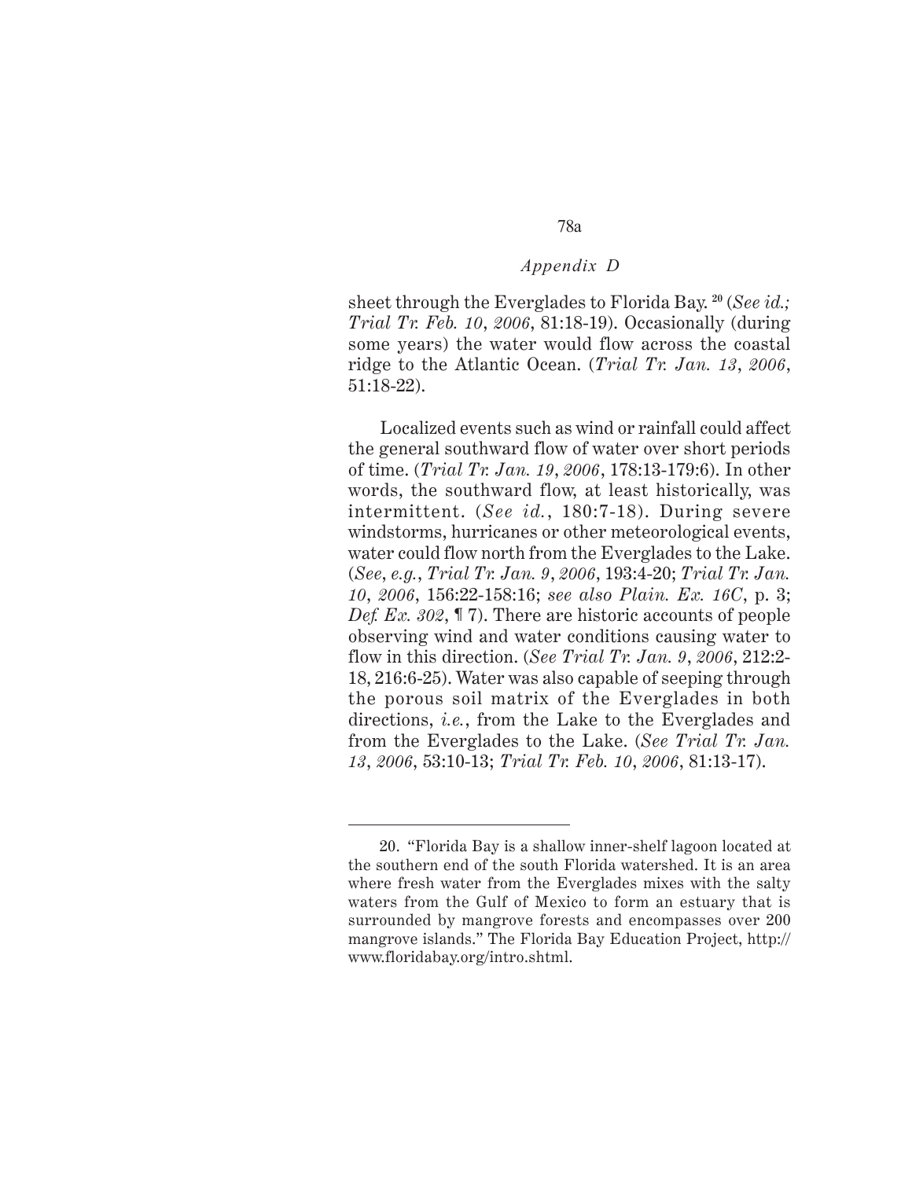sheet through the Everglades to Florida Bay.[20] (*See id.; Trial Tr. Feb. 10, 2006*, 81:18-19). Occasionally (during some years) the water would flow across the coastal ridge to the Atlantic Ocean. (*Trial Tr. Jan. 13, 2006*, 51:18-22).

Localized events such as wind or rainfall could affect the general southward flow of water over short periods of time. (*Trial Tr. Jan. 19, 2006*, 178:13-179:6). In other words, the southward flow, at least historically, was intermittent. (*See id.*, 180:7-18). During severe windstorms, hurricanes or other meteorological events, water could flow north from the Everglades to the Lake. (*See, e.g.*, *Trial Tr. Jan. 9, 2006*, 193:4-20; *Trial Tr. Jan. 10, 2006*, 156:22-158:16; *see also Plain. Ex. 16C*, p. 3; *Def. Ex. 302*, ¶ 7). There are historic accounts of people observing wind and water conditions causing water to flow in this direction. (*See Trial Tr. Jan. 9, 2006*, 212:2-18, 216:6-25). Water was also capable of seeping through the porous soil matrix of the Everglades in both directions, *i.e.*, from the Lake to the Everglades and from the Everglades to the Lake. (*See Trial Tr. Jan. 13, 2006*, 53:10-13; *Trial Tr. Feb. 10, 2006*, 81:13-17).

---

20. "Florida Bay is a shallow inner-shelf lagoon located at the southern end of the south Florida watershed. It is an area where fresh water from the Everglades mixes with the salty waters from the Gulf of Mexico to form an estuary that is surrounded by mangrove forests and encompasses over 200 mangrove islands." The Florida Bay Education Project, http://www.floridabay.org/intro.shtml.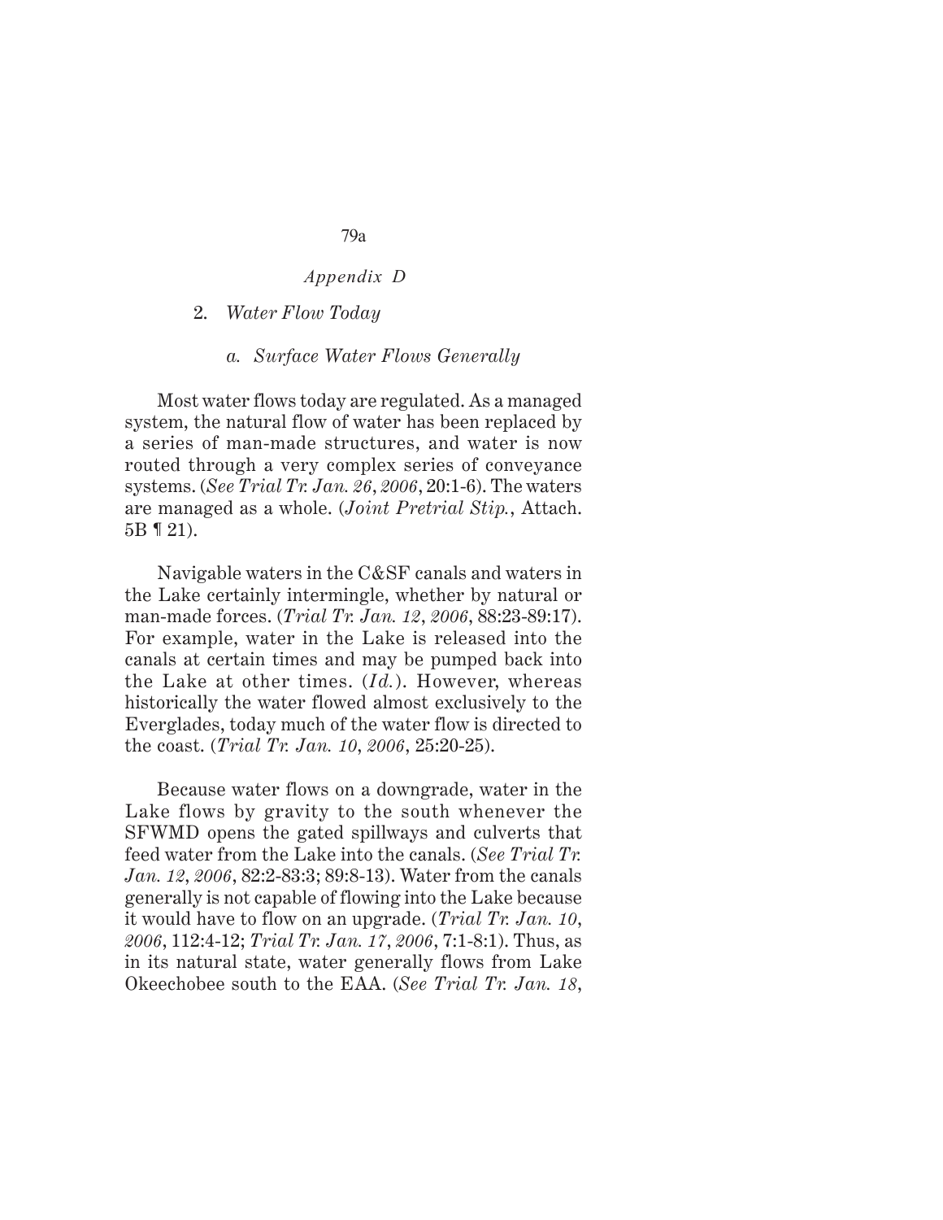### 2. *Water Flow Today*

#### a. *Surface Water Flows Generally*

Most water flows today are regulated. As a managed system, the natural flow of water has been replaced by a series of man-made structures, and water is now routed through a very complex series of conveyance systems. (*See Trial Tr. Jan. 26, 2006*, 20:1-6). The waters are managed as a whole. (*Joint Pretrial Stip.*, Attach. 5B ¶ 21).

Navigable waters in the C&SF canals and waters in the Lake certainly intermingle, whether by natural or man-made forces. (*Trial Tr. Jan. 12, 2006*, 88:23-89:17). For example, water in the Lake is released into the canals at certain times and may be pumped back into the Lake at other times. (*Id.*). However, whereas historically the water flowed almost exclusively to the Everglades, today much of the water flow is directed to the coast. (*Trial Tr. Jan. 10, 2006*, 25:20-25).

Because water flows on a downgrade, water in the Lake flows by gravity to the south whenever the SFWMD opens the gated spillways and culverts that feed water from the Lake into the canals. (*See Trial Tr. Jan. 12, 2006*, 82:2-83:3; 89:8-13). Water from the canals generally is not capable of flowing into the Lake because it would have to flow on an upgrade. (*Trial Tr. Jan. 10, 2006*, 112:4-12; *Trial Tr. Jan. 17, 2006*, 7:1-8:1). Thus, as in its natural state, water generally flows from Lake Okeechobee south to the EAA. (*See Trial Tr. Jan. 18,*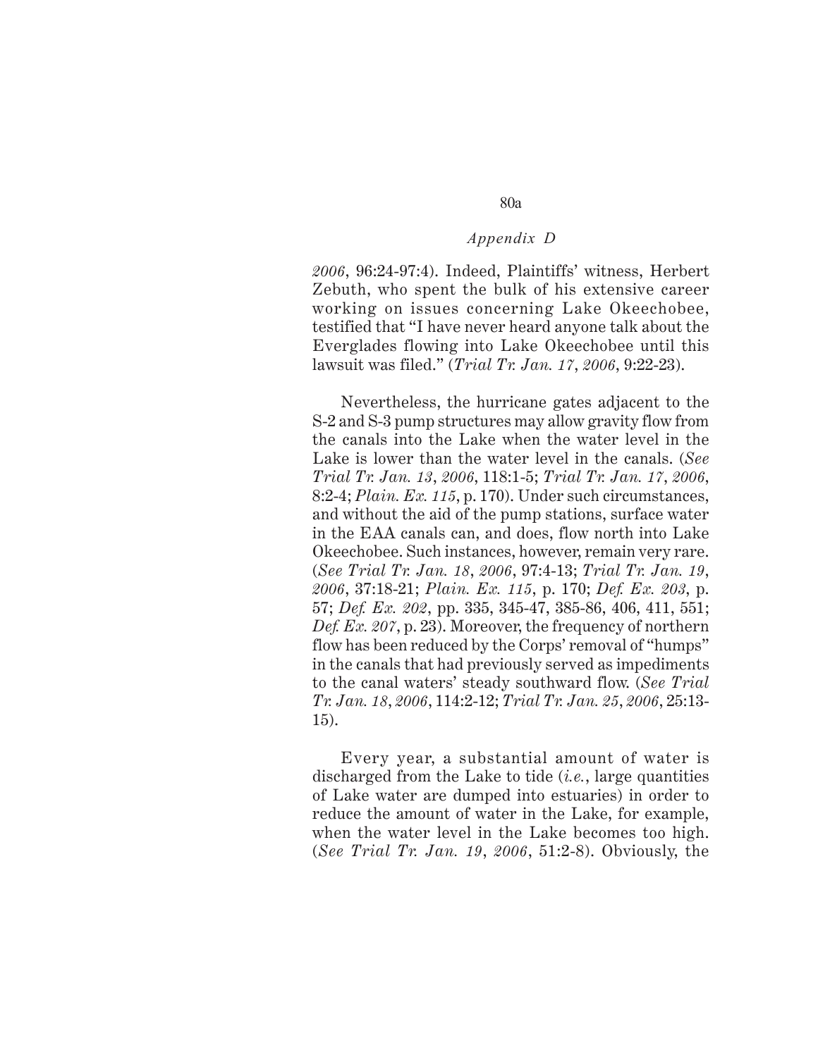*2006*, 96:24-97:4). Indeed, Plaintiffs' witness, Herbert Zebuth, who spent the bulk of his extensive career working on issues concerning Lake Okeechobee, testified that "I have never heard anyone talk about the Everglades flowing into Lake Okeechobee until this lawsuit was filed." (*Trial Tr. Jan. 17*, *2006*, 9:22-23).

Nevertheless, the hurricane gates adjacent to the S-2 and S-3 pump structures may allow gravity flow from the canals into the Lake when the water level in the Lake is lower than the water level in the canals. (*See Trial Tr. Jan. 13*, *2006*, 118:1-5; *Trial Tr. Jan. 17*, *2006*, 8:2-4; *Plain. Ex. 115*, p. 170). Under such circumstances, and without the aid of the pump stations, surface water in the EAA canals can, and does, flow north into Lake Okeechobee. Such instances, however, remain very rare. (*See Trial Tr. Jan. 18*, *2006*, 97:4-13; *Trial Tr. Jan. 19*, *2006*, 37:18-21; *Plain. Ex. 115*, p. 170; *Def. Ex. 203*, p. 57; *Def. Ex. 202*, pp. 335, 345-47, 385-86, 406, 411, 551; *Def. Ex. 207*, p. 23). Moreover, the frequency of northern flow has been reduced by the Corps' removal of "humps" in the canals that had previously served as impediments to the canal waters' steady southward flow. (*See Trial Tr. Jan. 18*, *2006*, 114:2-12; *Trial Tr. Jan. 25*, *2006*, 25:13-15).

Every year, a substantial amount of water is discharged from the Lake to tide (*i.e.*, large quantities of Lake water are dumped into estuaries) in order to reduce the amount of water in the Lake, for example, when the water level in the Lake becomes too high. (*See Trial Tr. Jan. 19*, *2006*, 51:2-8). Obviously, the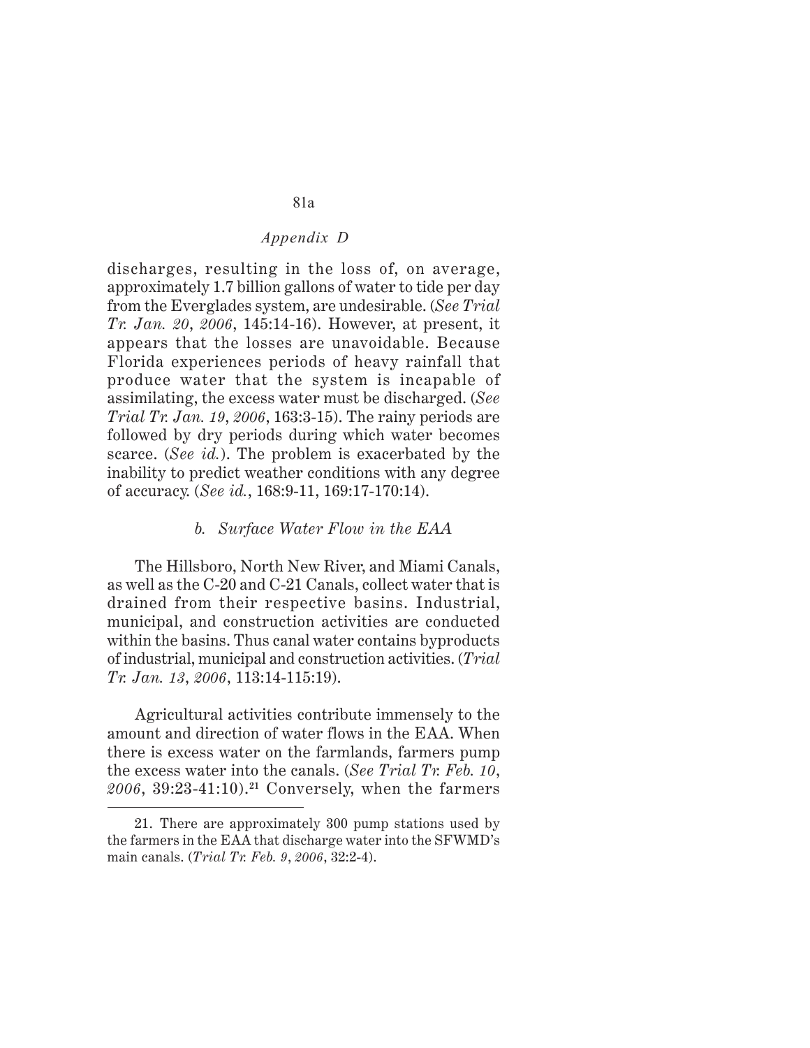discharges, resulting in the loss of, on average, approximately 1.7 billion gallons of water to tide per day from the Everglades system, are undesirable. (*See Trial Tr. Jan. 20, 2006*, 145:14-16). However, at present, it appears that the losses are unavoidable. Because Florida experiences periods of heavy rainfall that produce water that the system is incapable of assimilating, the excess water must be discharged. (*See Trial Tr. Jan. 19, 2006*, 163:3-15). The rainy periods are followed by dry periods during which water becomes scarce. (*See id.*). The problem is exacerbated by the inability to predict weather conditions with any degree of accuracy. (*See id.*, 168:9-11, 169:17-170:14).

*b. Surface Water Flow in the EAA*

The Hillsboro, North New River, and Miami Canals, as well as the C-20 and C-21 Canals, collect water that is drained from their respective basins. Industrial, municipal, and construction activities are conducted within the basins. Thus canal water contains byproducts of industrial, municipal and construction activities. (*Trial Tr. Jan. 13, 2006*, 113:14-115:19).

Agricultural activities contribute immensely to the amount and direction of water flows in the EAA. When there is excess water on the farmlands, farmers pump the excess water into the canals. (*See Trial Tr. Feb. 10, 2006*, 39:23-41:10).[21] Conversely, when the farmers

---

21. There are approximately 300 pump stations used by the farmers in the EAA that discharge water into the SFWMD's main canals. (*Trial Tr. Feb. 9, 2006*, 32:2-4).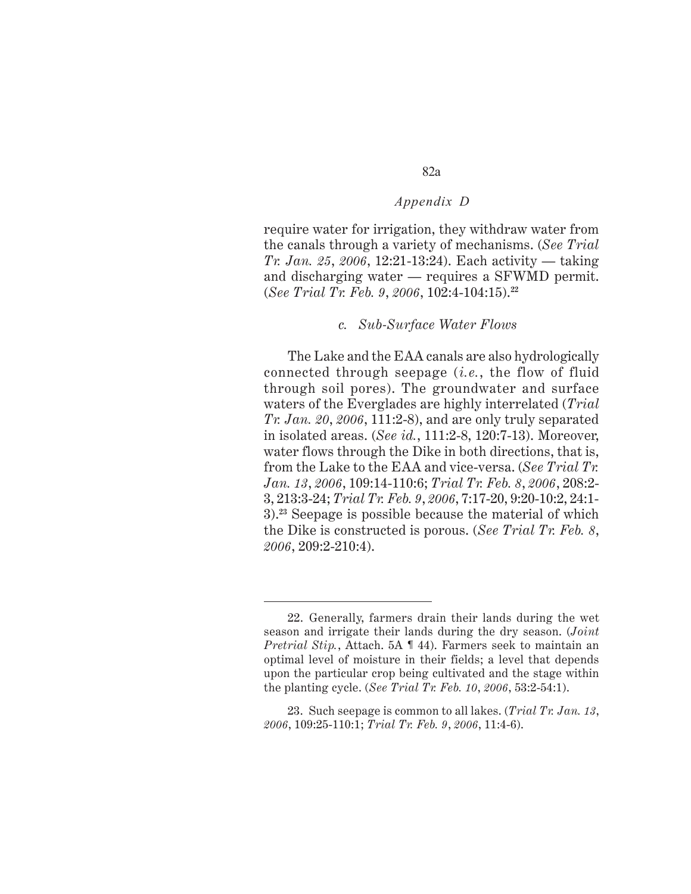require water for irrigation, they withdraw water from the canals through a variety of mechanisms. (*See Trial Tr. Jan. 25, 2006*, 12:21-13:24). Each activity — taking and discharging water — requires a SFWMD permit. (*See Trial Tr. Feb. 9, 2006*, 102:4-104:15).[22]

*c. Sub-Surface Water Flows*

The Lake and the EAA canals are also hydrologically connected through seepage (*i.e.*, the flow of fluid through soil pores). The groundwater and surface waters of the Everglades are highly interrelated (*Trial Tr. Jan. 20, 2006*, 111:2-8), and are only truly separated in isolated areas. (*See id.*, 111:2-8, 120:7-13). Moreover, water flows through the Dike in both directions, that is, from the Lake to the EAA and vice-versa. (*See Trial Tr. Jan. 13, 2006*, 109:14-110:6; *Trial Tr. Feb. 8, 2006*, 208:2-3, 213:3-24; *Trial Tr. Feb. 9, 2006*, 7:17-20, 9:20-10:2, 24:1-3).[23] Seepage is possible because the material of which the Dike is constructed is porous. (*See Trial Tr. Feb. 8, 2006*, 209:2-210:4).

---

22. Generally, farmers drain their lands during the wet season and irrigate their lands during the dry season. (*Joint Pretrial Stip.*, Attach. 5A ¶ 44). Farmers seek to maintain an optimal level of moisture in their fields; a level that depends upon the particular crop being cultivated and the stage within the planting cycle. (*See Trial Tr. Feb. 10, 2006*, 53:2-54:1).

23. Such seepage is common to all lakes. (*Trial Tr. Jan. 13, 2006*, 109:25-110:1; *Trial Tr. Feb. 9, 2006*, 11:4-6).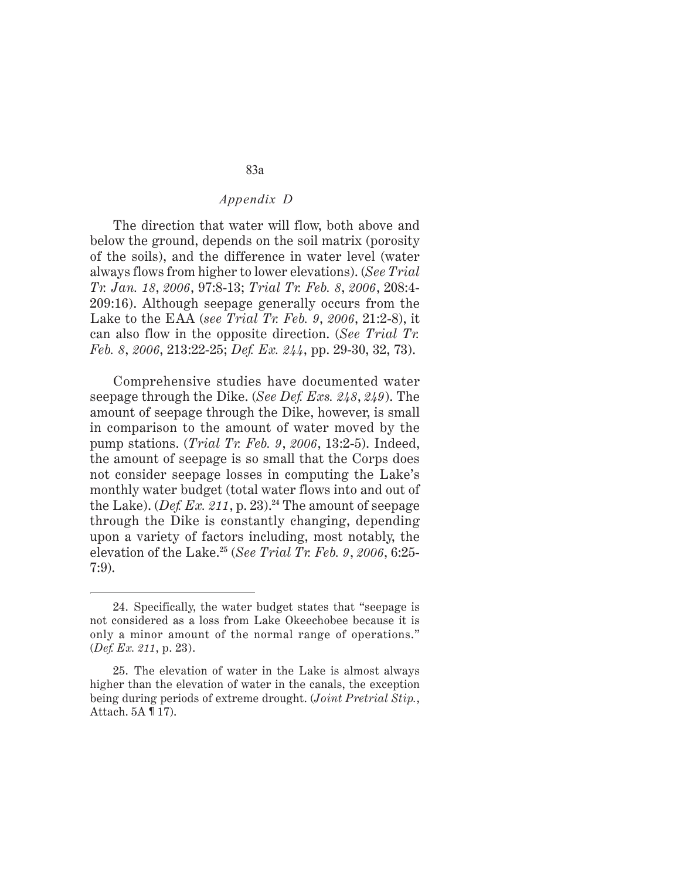The direction that water will flow, both above and below the ground, depends on the soil matrix (porosity of the soils), and the difference in water level (water always flows from higher to lower elevations). (*See Trial Tr. Jan. 18, 2006*, 97:8-13; *Trial Tr. Feb. 8, 2006*, 208:4-209:16). Although seepage generally occurs from the Lake to the EAA (*see Trial Tr. Feb. 9, 2006*, 21:2-8), it can also flow in the opposite direction. (*See Trial Tr. Feb. 8, 2006*, 213:22-25; *Def. Ex. 244*, pp. 29-30, 32, 73).

Comprehensive studies have documented water seepage through the Dike. (*See Def. Exs. 248, 249*). The amount of seepage through the Dike, however, is small in comparison to the amount of water moved by the pump stations. (*Trial Tr. Feb. 9, 2006*, 13:2-5). Indeed, the amount of seepage is so small that the Corps does not consider seepage losses in computing the Lake's monthly water budget (total water flows into and out of the Lake). (*Def. Ex. 211*, p. 23).[24] The amount of seepage through the Dike is constantly changing, depending upon a variety of factors including, most notably, the elevation of the Lake.[25] (*See Trial Tr. Feb. 9, 2006*, 6:25-7:9).

---

24. Specifically, the water budget states that "seepage is not considered as a loss from Lake Okeechobee because it is only a minor amount of the normal range of operations." (*Def. Ex. 211*, p. 23).

25. The elevation of water in the Lake is almost always higher than the elevation of water in the canals, the exception being during periods of extreme drought. (*Joint Pretrial Stip.*, Attach. 5A ¶ 17).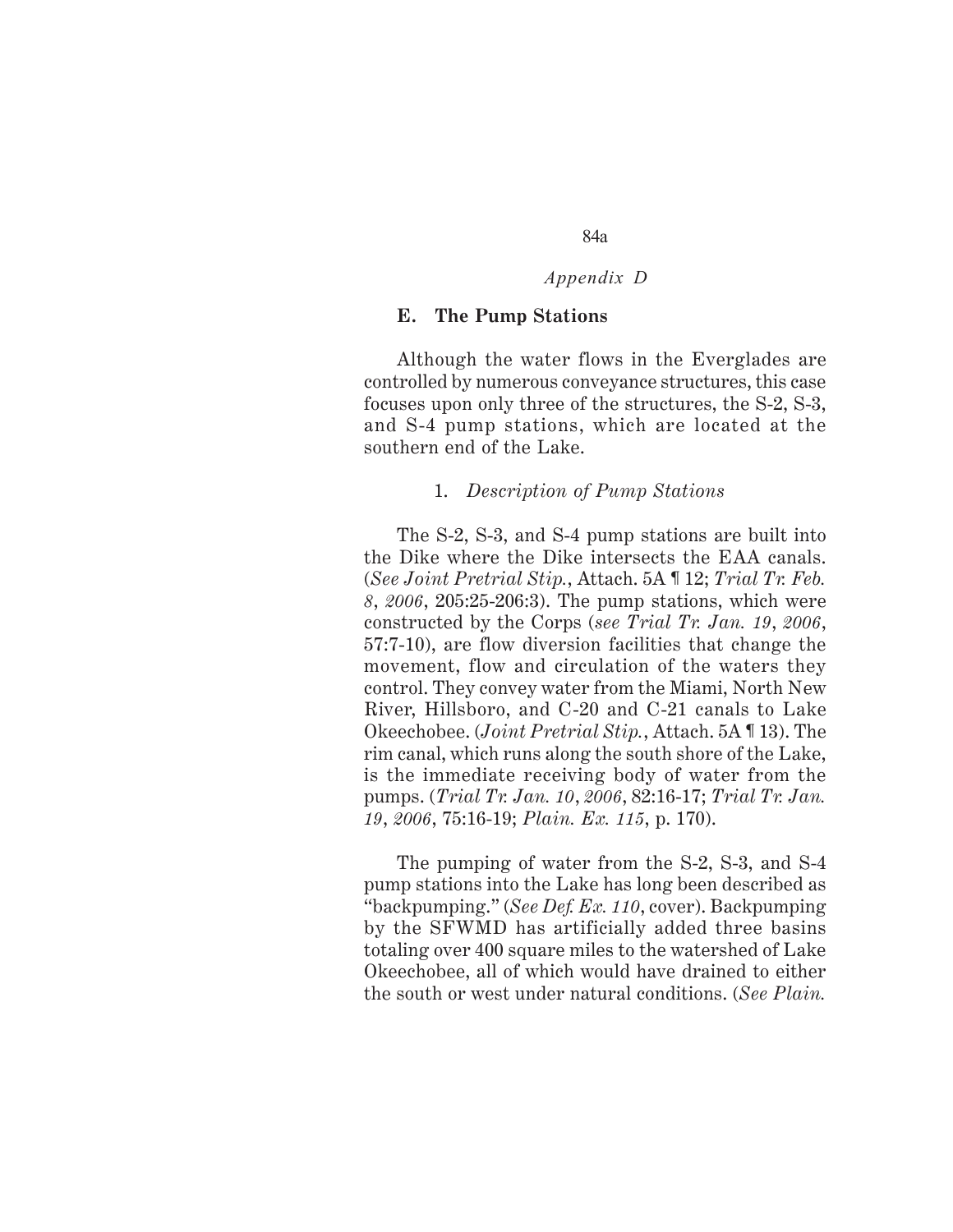### E. The Pump Stations

Although the water flows in the Everglades are controlled by numerous conveyance structures, this case focuses upon only three of the structures, the S-2, S-3, and S-4 pump stations, which are located at the southern end of the Lake.

#### 1. *Description of Pump Stations*

The S-2, S-3, and S-4 pump stations are built into the Dike where the Dike intersects the EAA canals. (*See Joint Pretrial Stip.*, Attach. 5A ¶ 12; *Trial Tr. Feb. 8, 2006*, 205:25-206:3). The pump stations, which were constructed by the Corps (*see Trial Tr. Jan. 19, 2006*, 57:7-10), are flow diversion facilities that change the movement, flow and circulation of the waters they control. They convey water from the Miami, North New River, Hillsboro, and C-20 and C-21 canals to Lake Okeechobee. (*Joint Pretrial Stip.*, Attach. 5A ¶ 13). The rim canal, which runs along the south shore of the Lake, is the immediate receiving body of water from the pumps. (*Trial Tr. Jan. 10, 2006*, 82:16-17; *Trial Tr. Jan. 19, 2006*, 75:16-19; *Plain. Ex. 115*, p. 170).

The pumping of water from the S-2, S-3, and S-4 pump stations into the Lake has long been described as "backpumping." (*See Def. Ex. 110*, cover). Backpumping by the SFWMD has artificially added three basins totaling over 400 square miles to the watershed of Lake Okeechobee, all of which would have drained to either the south or west under natural conditions. (*See Plain.*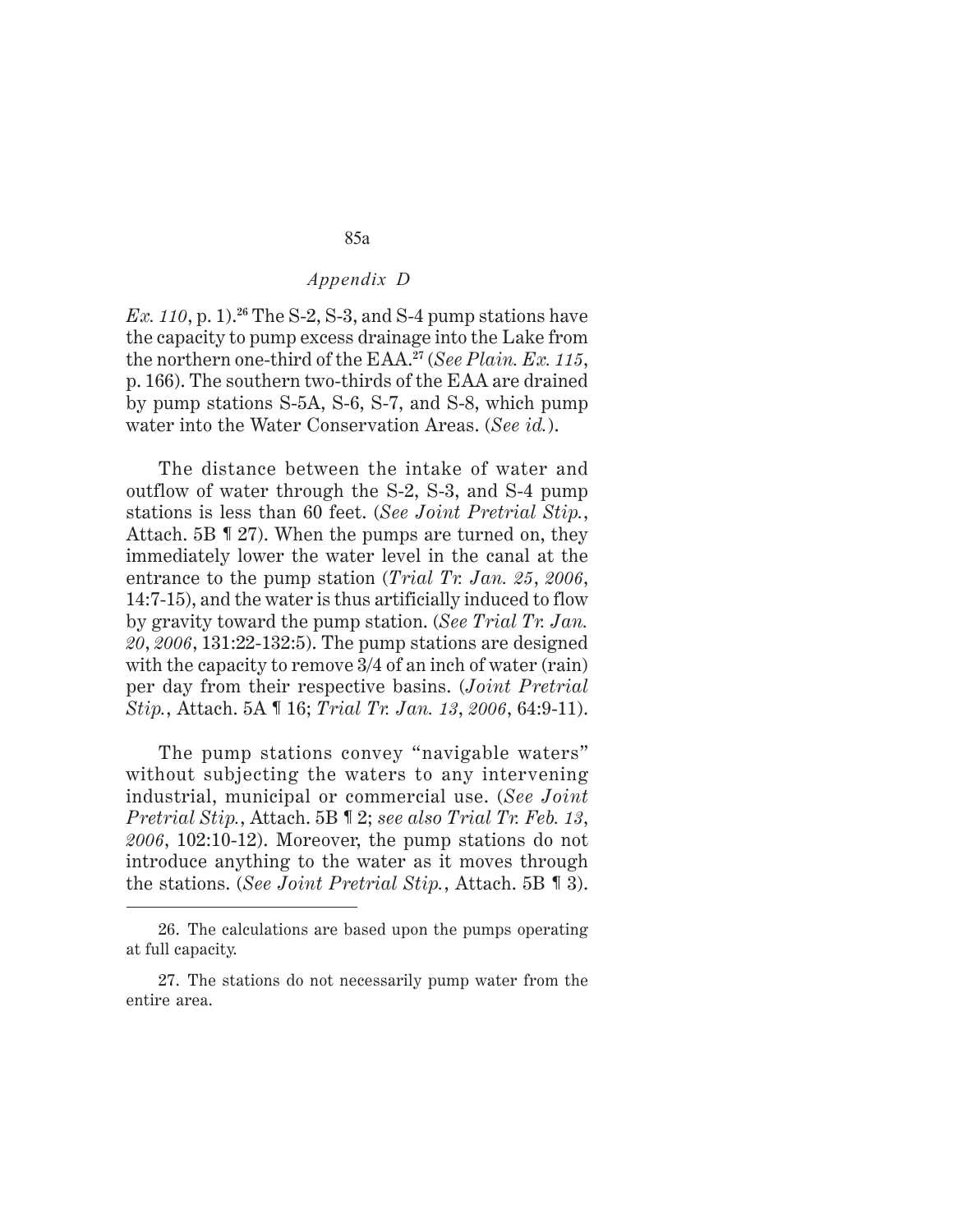*Ex. 110*, p. 1).[26] The S-2, S-3, and S-4 pump stations have the capacity to pump excess drainage into the Lake from the northern one-third of the EAA.[27] (*See Plain. Ex. 115*, p. 166). The southern two-thirds of the EAA are drained by pump stations S-5A, S-6, S-7, and S-8, which pump water into the Water Conservation Areas. (*See id.*).

The distance between the intake of water and outflow of water through the S-2, S-3, and S-4 pump stations is less than 60 feet. (*See Joint Pretrial Stip.*, Attach. 5B ¶ 27). When the pumps are turned on, they immediately lower the water level in the canal at the entrance to the pump station (*Trial Tr. Jan. 25, 2006*, 14:7-15), and the water is thus artificially induced to flow by gravity toward the pump station. (*See Trial Tr. Jan. 20, 2006*, 131:22-132:5). The pump stations are designed with the capacity to remove 3/4 of an inch of water (rain) per day from their respective basins. (*Joint Pretrial Stip.*, Attach. 5A ¶ 16; *Trial Tr. Jan. 13, 2006*, 64:9-11).

The pump stations convey "navigable waters" without subjecting the waters to any intervening industrial, municipal or commercial use. (*See Joint Pretrial Stip.*, Attach. 5B ¶ 2; *see also Trial Tr. Feb. 13, 2006*, 102:10-12). Moreover, the pump stations do not introduce anything to the water as it moves through the stations. (*See Joint Pretrial Stip.*, Attach. 5B ¶ 3).

---

26. The calculations are based upon the pumps operating at full capacity.

27. The stations do not necessarily pump water from the entire area.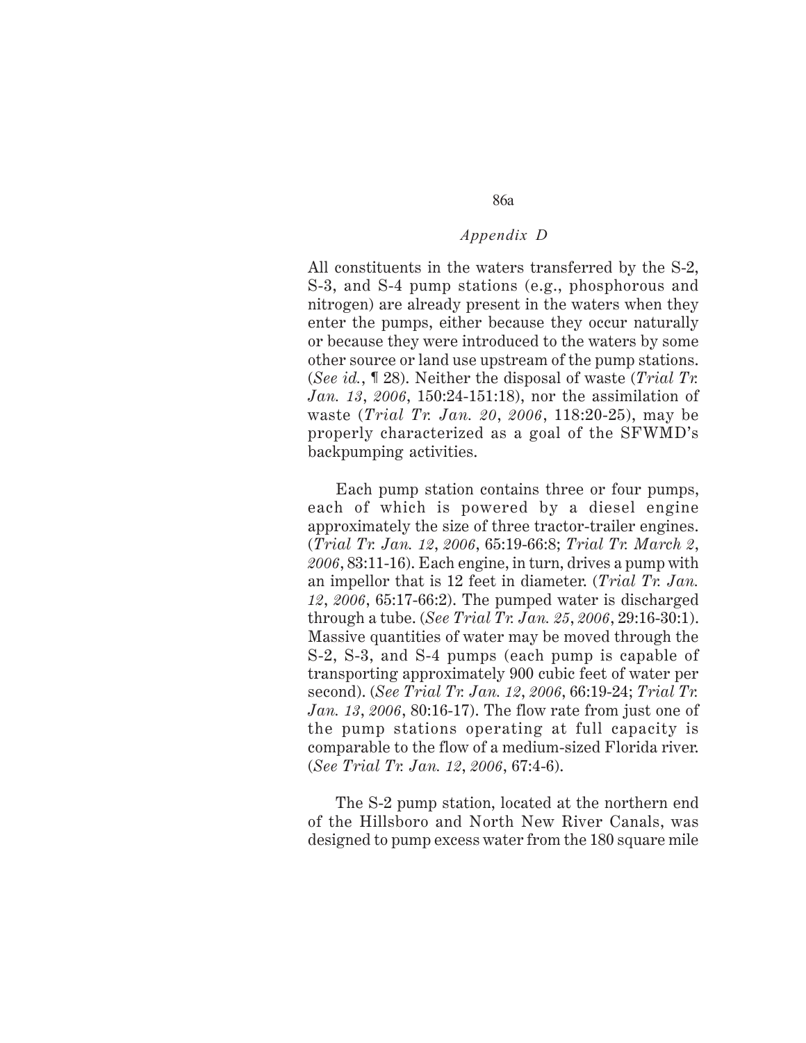All constituents in the waters transferred by the S-2, S-3, and S-4 pump stations (e.g., phosphorous and nitrogen) are already present in the waters when they enter the pumps, either because they occur naturally or because they were introduced to the waters by some other source or land use upstream of the pump stations. (*See id.*, ¶ 28). Neither the disposal of waste (*Trial Tr. Jan. 13, 2006*, 150:24-151:18), nor the assimilation of waste (*Trial Tr. Jan. 20, 2006*, 118:20-25), may be properly characterized as a goal of the SFWMD's backpumping activities.

Each pump station contains three or four pumps, each of which is powered by a diesel engine approximately the size of three tractor-trailer engines. (*Trial Tr. Jan. 12, 2006*, 65:19-66:8; *Trial Tr. March 2, 2006*, 83:11-16). Each engine, in turn, drives a pump with an impellor that is 12 feet in diameter. (*Trial Tr. Jan. 12, 2006*, 65:17-66:2). The pumped water is discharged through a tube. (*See Trial Tr. Jan. 25, 2006*, 29:16-30:1). Massive quantities of water may be moved through the S-2, S-3, and S-4 pumps (each pump is capable of transporting approximately 900 cubic feet of water per second). (*See Trial Tr. Jan. 12, 2006*, 66:19-24; *Trial Tr. Jan. 13, 2006*, 80:16-17). The flow rate from just one of the pump stations operating at full capacity is comparable to the flow of a medium-sized Florida river. (*See Trial Tr. Jan. 12, 2006*, 67:4-6).

The S-2 pump station, located at the northern end of the Hillsboro and North New River Canals, was designed to pump excess water from the 180 square mile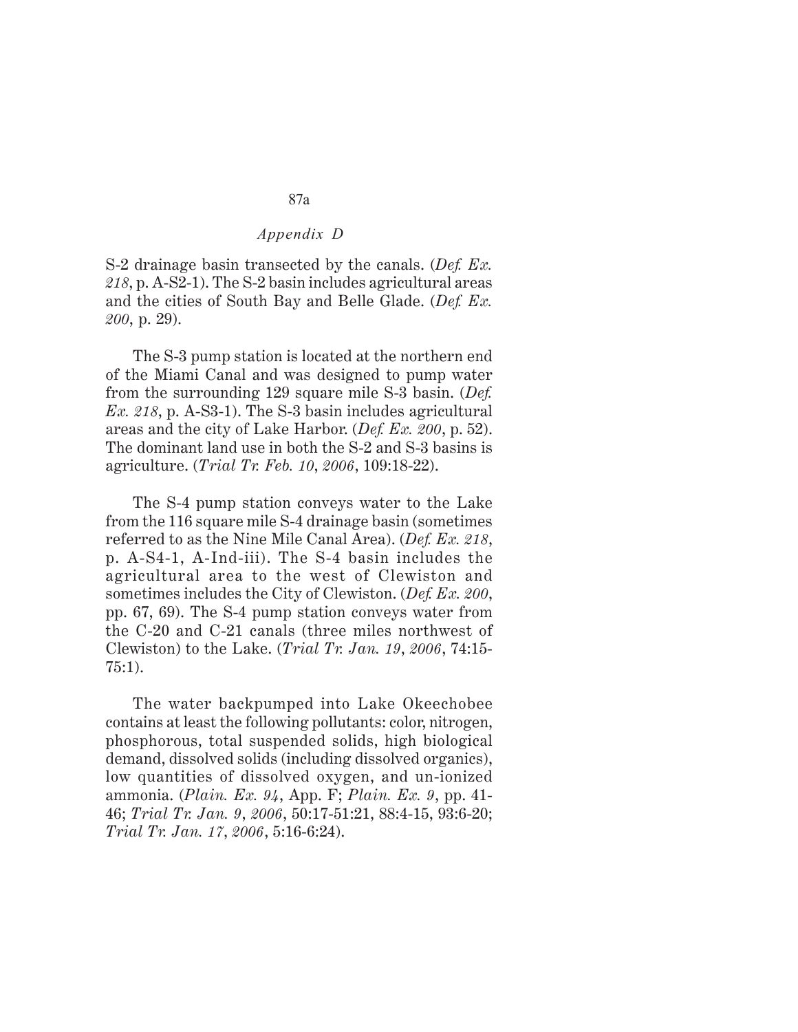S-2 drainage basin transected by the canals. (*Def. Ex. 218*, p. A-S2-1). The S-2 basin includes agricultural areas and the cities of South Bay and Belle Glade. (*Def. Ex. 200*, p. 29).

The S-3 pump station is located at the northern end of the Miami Canal and was designed to pump water from the surrounding 129 square mile S-3 basin. (*Def. Ex. 218*, p. A-S3-1). The S-3 basin includes agricultural areas and the city of Lake Harbor. (*Def. Ex. 200*, p. 52). The dominant land use in both the S-2 and S-3 basins is agriculture. (*Trial Tr. Feb. 10, 2006*, 109:18-22).

The S-4 pump station conveys water to the Lake from the 116 square mile S-4 drainage basin (sometimes referred to as the Nine Mile Canal Area). (*Def. Ex. 218*, p. A-S4-1, A-Ind-iii). The S-4 basin includes the agricultural area to the west of Clewiston and sometimes includes the City of Clewiston. (*Def. Ex. 200*, pp. 67, 69). The S-4 pump station conveys water from the C-20 and C-21 canals (three miles northwest of Clewiston) to the Lake. (*Trial Tr. Jan. 19, 2006*, 74:15-75:1).

The water backpumped into Lake Okeechobee contains at least the following pollutants: color, nitrogen, phosphorous, total suspended solids, high biological demand, dissolved solids (including dissolved organics), low quantities of dissolved oxygen, and un-ionized ammonia. (*Plain. Ex. 94*, App. F; *Plain. Ex. 9*, pp. 41-46; *Trial Tr. Jan. 9, 2006*, 50:17-51:21, 88:4-15, 93:6-20; *Trial Tr. Jan. 17, 2006*, 5:16-6:24).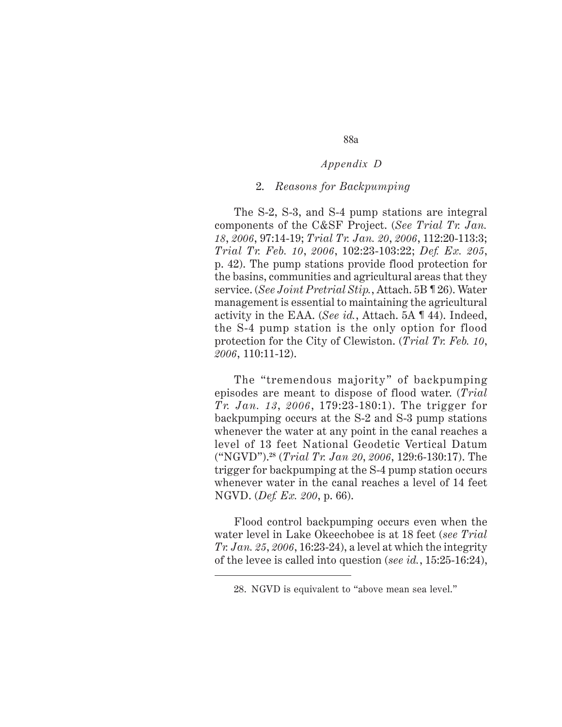*Appendix D*

### 2. *Reasons for Backpumping*

The S-2, S-3, and S-4 pump stations are integral components of the C&SF Project. (*See Trial Tr. Jan. 18, 2006*, 97:14-19; *Trial Tr. Jan. 20, 2006*, 112:20-113:3; *Trial Tr. Feb. 10, 2006*, 102:23-103:22; *Def. Ex. 205*, p. 42). The pump stations provide flood protection for the basins, communities and agricultural areas that they service. (*See Joint Pretrial Stip.*, Attach. 5B ¶ 26). Water management is essential to maintaining the agricultural activity in the EAA. (*See id.*, Attach. 5A ¶ 44). Indeed, the S-4 pump station is the only option for flood protection for the City of Clewiston. (*Trial Tr. Feb. 10, 2006*, 110:11-12).

The "tremendous majority" of backpumping episodes are meant to dispose of flood water. (*Trial Tr. Jan. 13, 2006*, 179:23-180:1). The trigger for backpumping occurs at the S-2 and S-3 pump stations whenever the water at any point in the canal reaches a level of 13 feet National Geodetic Vertical Datum ("NGVD").[28] (*Trial Tr. Jan 20, 2006*, 129:6-130:17). The trigger for backpumping at the S-4 pump station occurs whenever water in the canal reaches a level of 14 feet NGVD. (*Def. Ex. 200*, p. 66).

Flood control backpumping occurs even when the water level in Lake Okeechobee is at 18 feet (*see Trial Tr. Jan. 25, 2006*, 16:23-24), a level at which the integrity of the levee is called into question (*see id.*, 15:25-16:24),

---

28. NGVD is equivalent to "above mean sea level."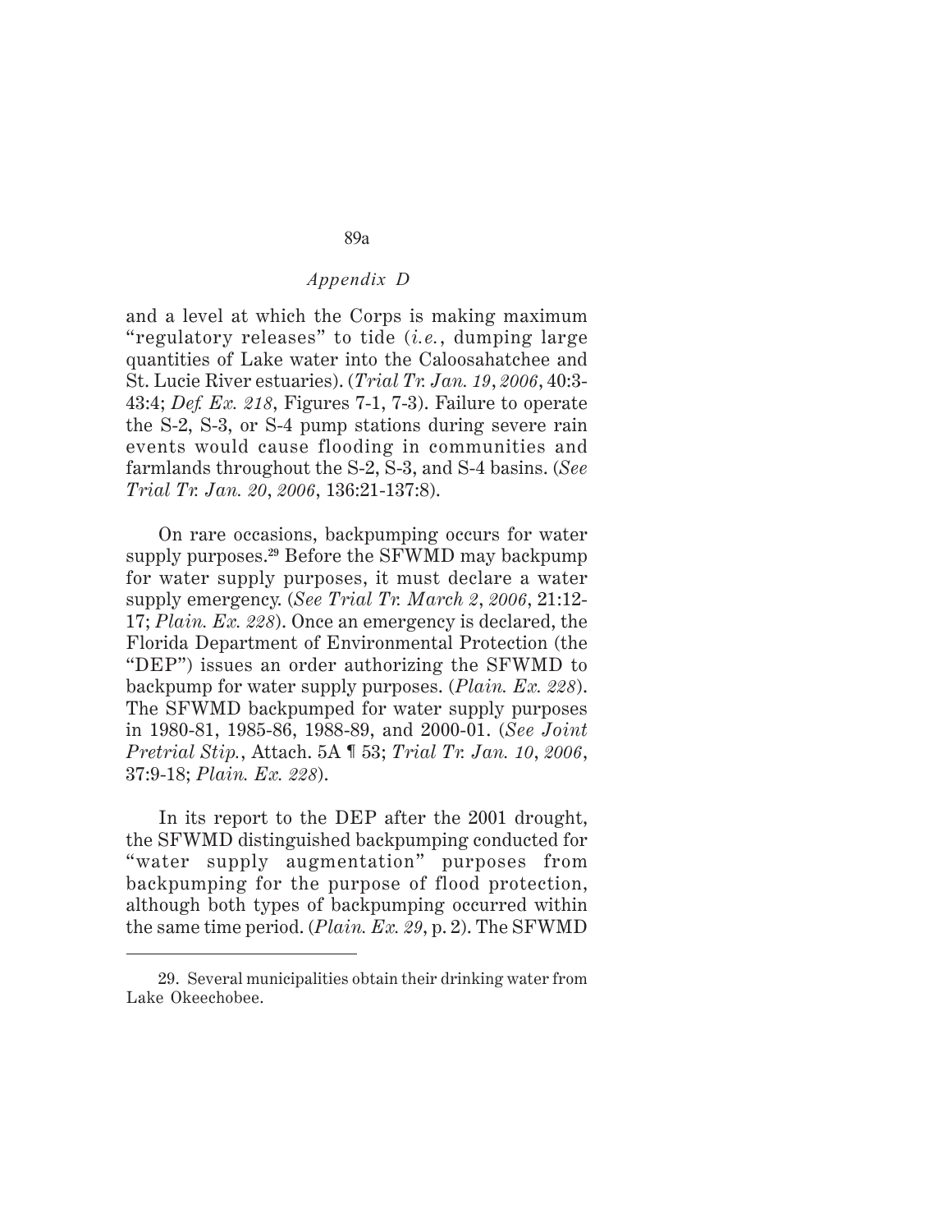and a level at which the Corps is making maximum "regulatory releases" to tide (*i.e.*, dumping large quantities of Lake water into the Caloosahatchee and St. Lucie River estuaries). (*Trial Tr. Jan. 19, 2006*, 40:3-43:4; *Def. Ex. 218*, Figures 7-1, 7-3). Failure to operate the S-2, S-3, or S-4 pump stations during severe rain events would cause flooding in communities and farmlands throughout the S-2, S-3, and S-4 basins. (*See Trial Tr. Jan. 20, 2006*, 136:21-137:8).

On rare occasions, backpumping occurs for water supply purposes.[29] Before the SFWMD may backpump for water supply purposes, it must declare a water supply emergency. (*See Trial Tr. March 2, 2006*, 21:12-17; *Plain. Ex. 228*). Once an emergency is declared, the Florida Department of Environmental Protection (the "DEP") issues an order authorizing the SFWMD to backpump for water supply purposes. (*Plain. Ex. 228*). The SFWMD backpumped for water supply purposes in 1980-81, 1985-86, 1988-89, and 2000-01. (*See Joint Pretrial Stip.*, Attach. 5A ¶ 53; *Trial Tr. Jan. 10, 2006*, 37:9-18; *Plain. Ex. 228*).

In its report to the DEP after the 2001 drought, the SFWMD distinguished backpumping conducted for "water supply augmentation" purposes from backpumping for the purpose of flood protection, although both types of backpumping occurred within the same time period. (*Plain. Ex. 29*, p. 2). The SFWMD

---

29. Several municipalities obtain their drinking water from Lake Okeechobee.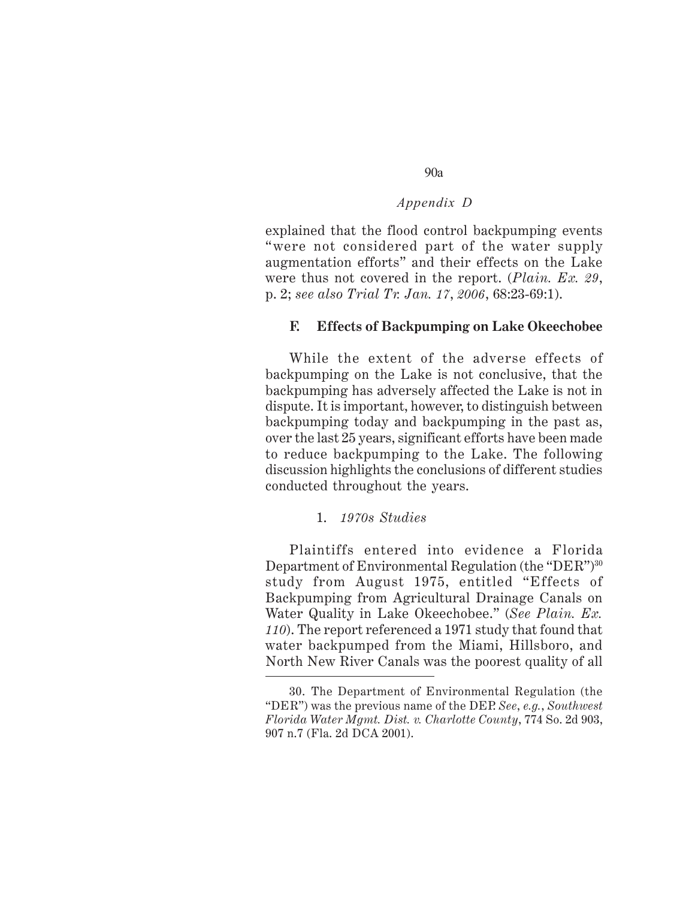explained that the flood control backpumping events "were not considered part of the water supply augmentation efforts" and their effects on the Lake were thus not covered in the report. (*Plain. Ex. 29*, p. 2; *see also Trial Tr. Jan. 17, 2006*, 68:23-69:1).

### F. Effects of Backpumping on Lake Okeechobee

While the extent of the adverse effects of backpumping on the Lake is not conclusive, that the backpumping has adversely affected the Lake is not in dispute. It is important, however, to distinguish between backpumping today and backpumping in the past as, over the last 25 years, significant efforts have been made to reduce backpumping to the Lake. The following discussion highlights the conclusions of different studies conducted throughout the years.

#### 1. *1970s Studies*

Plaintiffs entered into evidence a Florida Department of Environmental Regulation (the "DER")[30] study from August 1975, entitled "Effects of Backpumping from Agricultural Drainage Canals on Water Quality in Lake Okeechobee." (*See Plain. Ex. 110*). The report referenced a 1971 study that found that water backpumped from the Miami, Hillsboro, and North New River Canals was the poorest quality of all

---

30. The Department of Environmental Regulation (the "DER") was the previous name of the DEP. *See*, *e.g.*, *Southwest Florida Water Mgmt. Dist. v. Charlotte County*, 774 So. 2d 903, 907 n.7 (Fla. 2d DCA 2001).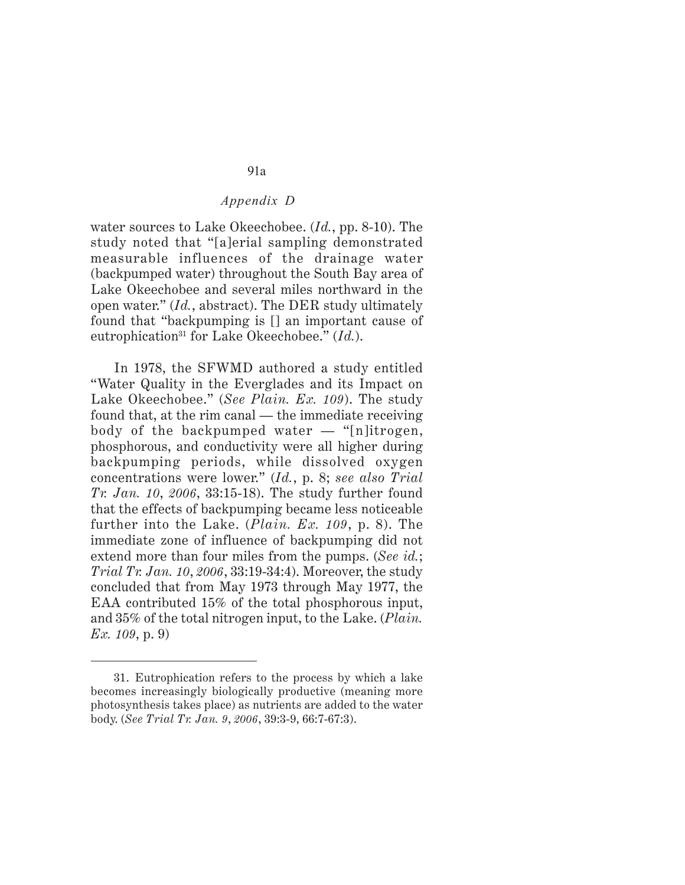water sources to Lake Okeechobee. (*Id.*, pp. 8-10). The study noted that "[a]erial sampling demonstrated measurable influences of the drainage water (backpumped water) throughout the South Bay area of Lake Okeechobee and several miles northward in the open water." (*Id.*, abstract). The DER study ultimately found that "backpumping is [] an important cause of eutrophication[31] for Lake Okeechobee." (*Id.*).

In 1978, the SFWMD authored a study entitled "Water Quality in the Everglades and its Impact on Lake Okeechobee." (*See Plain. Ex. 109*). The study found that, at the rim canal — the immediate receiving body of the backpumped water — "[n]itrogen, phosphorous, and conductivity were all higher during backpumping periods, while dissolved oxygen concentrations were lower." (*Id.*, p. 8; *see also Trial Tr. Jan. 10, 2006*, 33:15-18). The study further found that the effects of backpumping became less noticeable further into the Lake. (*Plain. Ex. 109*, p. 8). The immediate zone of influence of backpumping did not extend more than four miles from the pumps. (*See id.*; *Trial Tr. Jan. 10, 2006*, 33:19-34:4). Moreover, the study concluded that from May 1973 through May 1977, the EAA contributed 15% of the total phosphorous input, and 35% of the total nitrogen input, to the Lake. (*Plain. Ex. 109*, p. 9)

---

31. Eutrophication refers to the process by which a lake becomes increasingly biologically productive (meaning more photosynthesis takes place) as nutrients are added to the water body. (*See Trial Tr. Jan. 9, 2006*, 39:3-9, 66:7-67:3).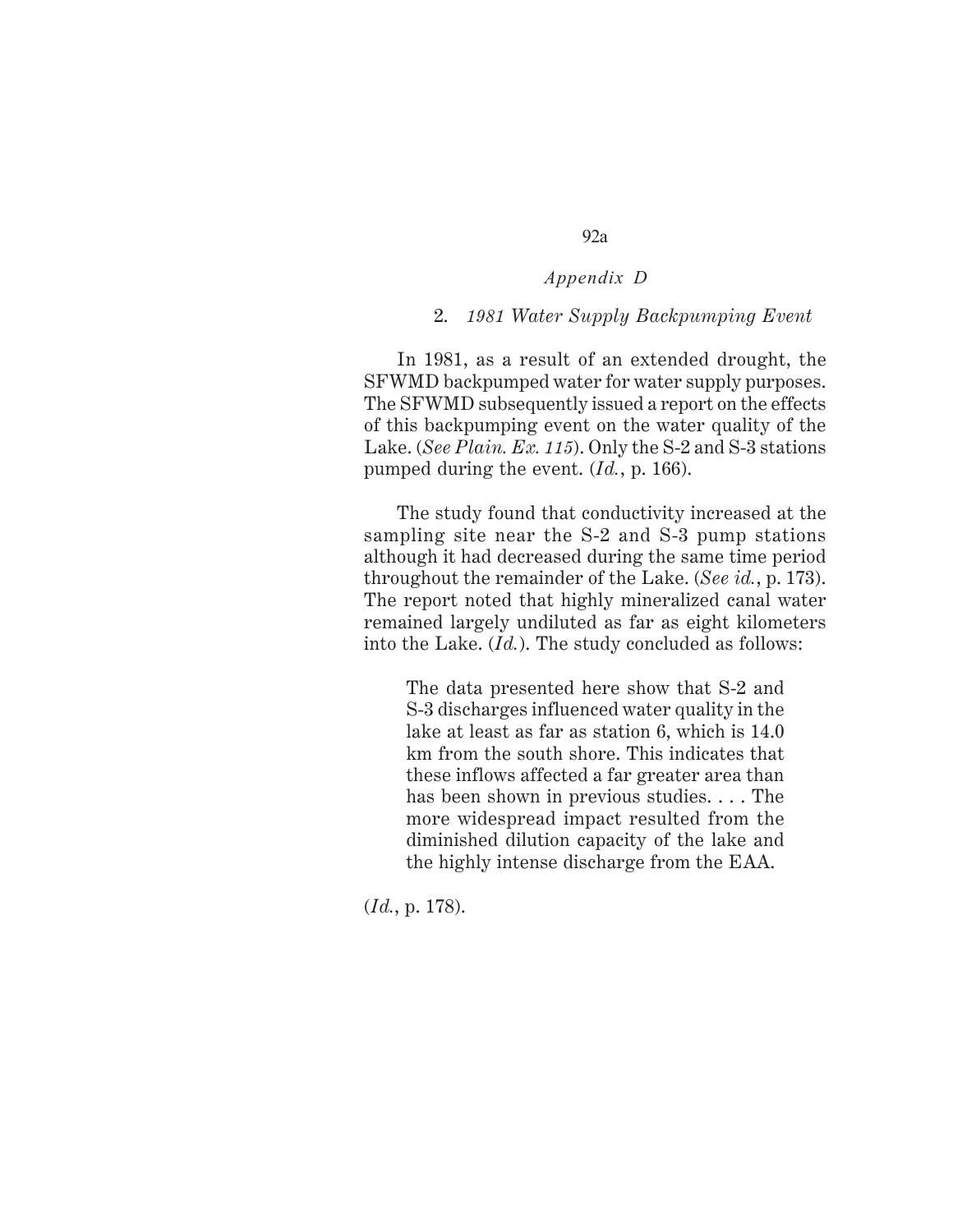*Appendix D*

2. *1981 Water Supply Backpumping Event*

In 1981, as a result of an extended drought, the SFWMD backpumped water for water supply purposes. The SFWMD subsequently issued a report on the effects of this backpumping event on the water quality of the Lake. (*See Plain. Ex. 115*). Only the S-2 and S-3 stations pumped during the event. (*Id.*, p. 166).

The study found that conductivity increased at the sampling site near the S-2 and S-3 pump stations although it had decreased during the same time period throughout the remainder of the Lake. (*See id.*, p. 173). The report noted that highly mineralized canal water remained largely undiluted as far as eight kilometers into the Lake. (*Id.*). The study concluded as follows:

> The data presented here show that S-2 and S-3 discharges influenced water quality in the lake at least as far as station 6, which is 14.0 km from the south shore. This indicates that these inflows affected a far greater area than has been shown in previous studies. . . . The more widespread impact resulted from the diminished dilution capacity of the lake and the highly intense discharge from the EAA.

(*Id.*, p. 178).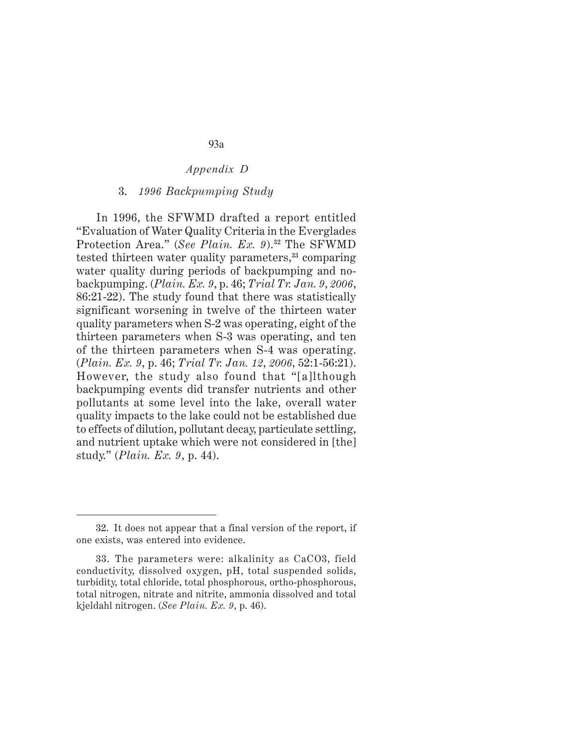### 3. *1996 Backpumping Study*

In 1996, the SFWMD drafted a report entitled "Evaluation of Water Quality Criteria in the Everglades Protection Area." (*See Plain. Ex. 9*).[32] The SFWMD tested thirteen water quality parameters,[33] comparing water quality during periods of backpumping and no-backpumping. (*Plain. Ex. 9*, p. 46; *Trial Tr. Jan. 9, 2006*, 86:21-22). The study found that there was statistically significant worsening in twelve of the thirteen water quality parameters when S-2 was operating, eight of the thirteen parameters when S-3 was operating, and ten of the thirteen parameters when S-4 was operating. (*Plain. Ex. 9*, p. 46; *Trial Tr. Jan. 12, 2006*, 52:1-56:21). However, the study also found that "[a]lthough backpumping events did transfer nutrients and other pollutants at some level into the lake, overall water quality impacts to the lake could not be established due to effects of dilution, pollutant decay, particulate settling, and nutrient uptake which were not considered in [the] study." (*Plain. Ex. 9*, p. 44).

---

32. It does not appear that a final version of the report, if one exists, was entered into evidence.

33. The parameters were: alkalinity as $CaCO_3$, field conductivity, dissolved oxygen, pH, total suspended solids, turbidity, total chloride, total phosphorous, ortho-phosphorous, total nitrogen, nitrate and nitrite, ammonia dissolved and total kjeldahl nitrogen. (*See Plain. Ex. 9*, p. 46).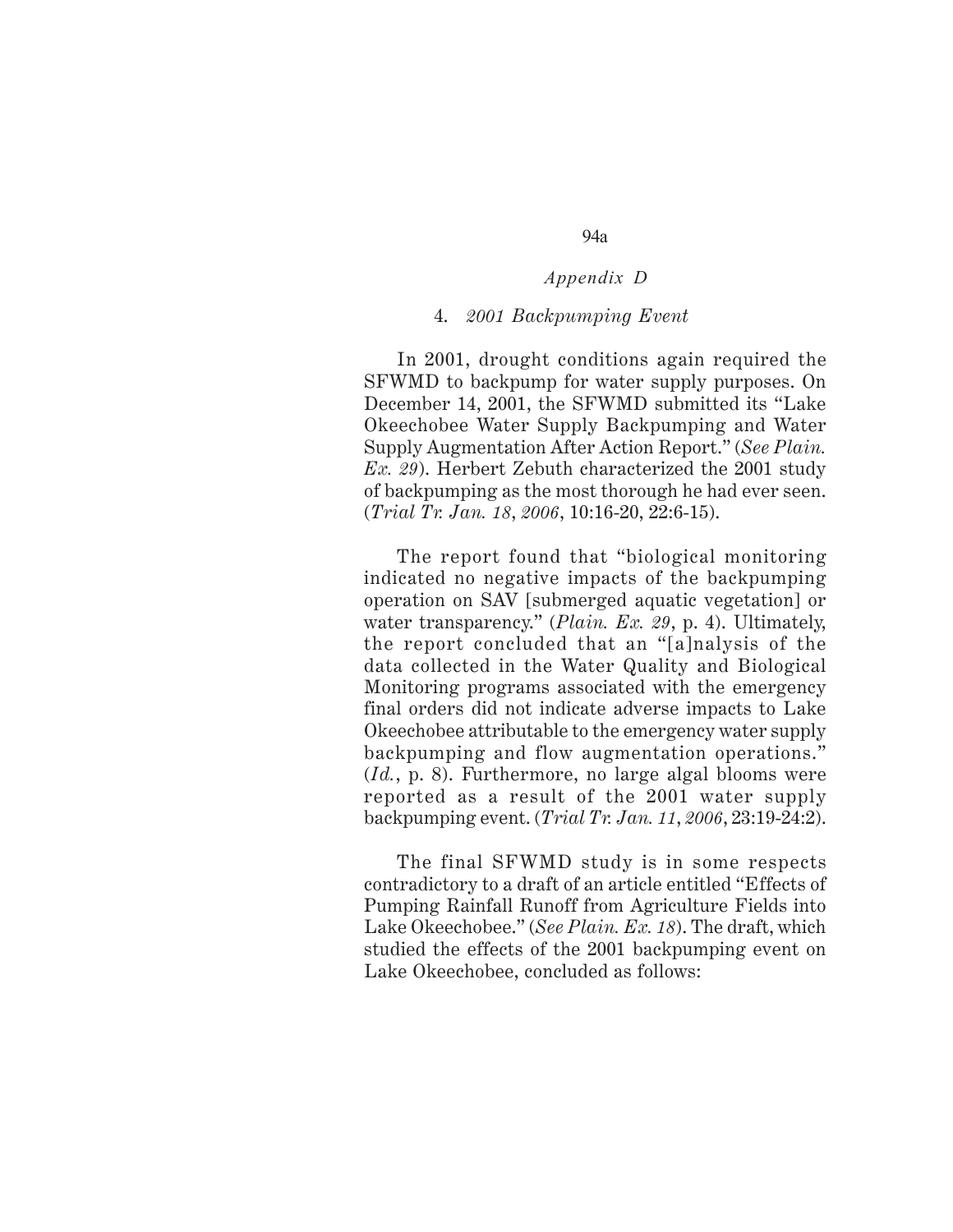### 4. *2001 Backpumping Event*

In 2001, drought conditions again required the SFWMD to backpump for water supply purposes. On December 14, 2001, the SFWMD submitted its "Lake Okeechobee Water Supply Backpumping and Water Supply Augmentation After Action Report." (*See Plain. Ex. 29*). Herbert Zebuth characterized the 2001 study of backpumping as the most thorough he had ever seen. (*Trial Tr. Jan. 18, 2006*, 10:16-20, 22:6-15).

The report found that "biological monitoring indicated no negative impacts of the backpumping operation on SAV [submerged aquatic vegetation] or water transparency." (*Plain. Ex. 29*, p. 4). Ultimately, the report concluded that an "[a]nalysis of the data collected in the Water Quality and Biological Monitoring programs associated with the emergency final orders did not indicate adverse impacts to Lake Okeechobee attributable to the emergency water supply backpumping and flow augmentation operations." (*Id.*, p. 8). Furthermore, no large algal blooms were reported as a result of the 2001 water supply backpumping event. (*Trial Tr. Jan. 11, 2006*, 23:19-24:2).

The final SFWMD study is in some respects contradictory to a draft of an article entitled "Effects of Pumping Rainfall Runoff from Agriculture Fields into Lake Okeechobee." (*See Plain. Ex. 18*). The draft, which studied the effects of the 2001 backpumping event on Lake Okeechobee, concluded as follows: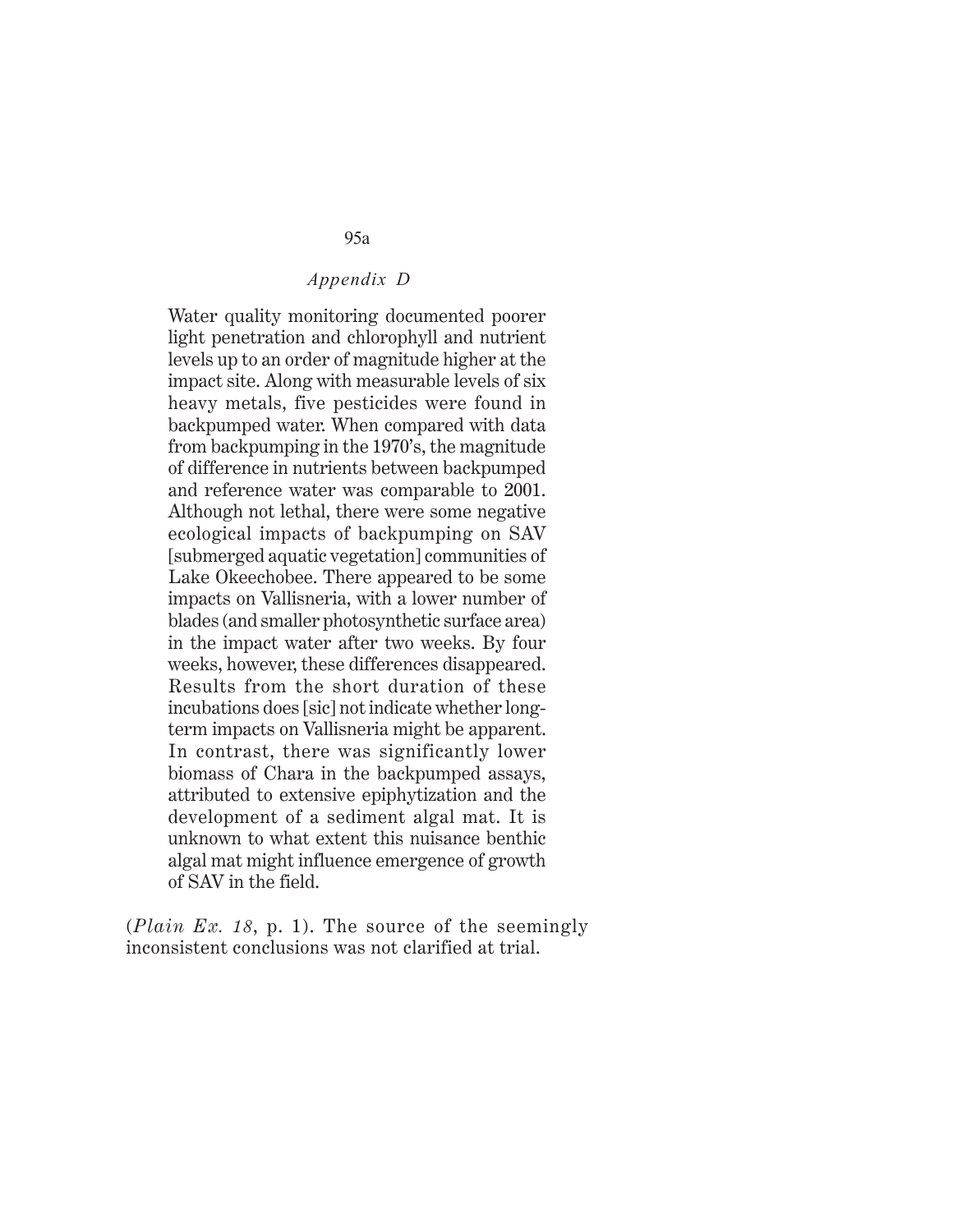*Appendix D*

> Water quality monitoring documented poorer light penetration and chlorophyll and nutrient levels up to an order of magnitude higher at the impact site. Along with measurable levels of six heavy metals, five pesticides were found in backpumped water. When compared with data from backpumping in the 1970's, the magnitude of difference in nutrients between backpumped and reference water was comparable to 2001. Although not lethal, there were some negative ecological impacts of backpumping on SAV [submerged aquatic vegetation] communities of Lake Okeechobee. There appeared to be some impacts on Vallisneria, with a lower number of blades (and smaller photosynthetic surface area) in the impact water after two weeks. By four weeks, however, these differences disappeared. Results from the short duration of these incubations does [sic] not indicate whether long-term impacts on Vallisneria might be apparent. In contrast, there was significantly lower biomass of Chara in the backpumped assays, attributed to extensive epiphytization and the development of a sediment algal mat. It is unknown to what extent this nuisance benthic algal mat might influence emergence of growth of SAV in the field.

(*Plain Ex. 18*, p. 1). The source of the seemingly inconsistent conclusions was not clarified at trial.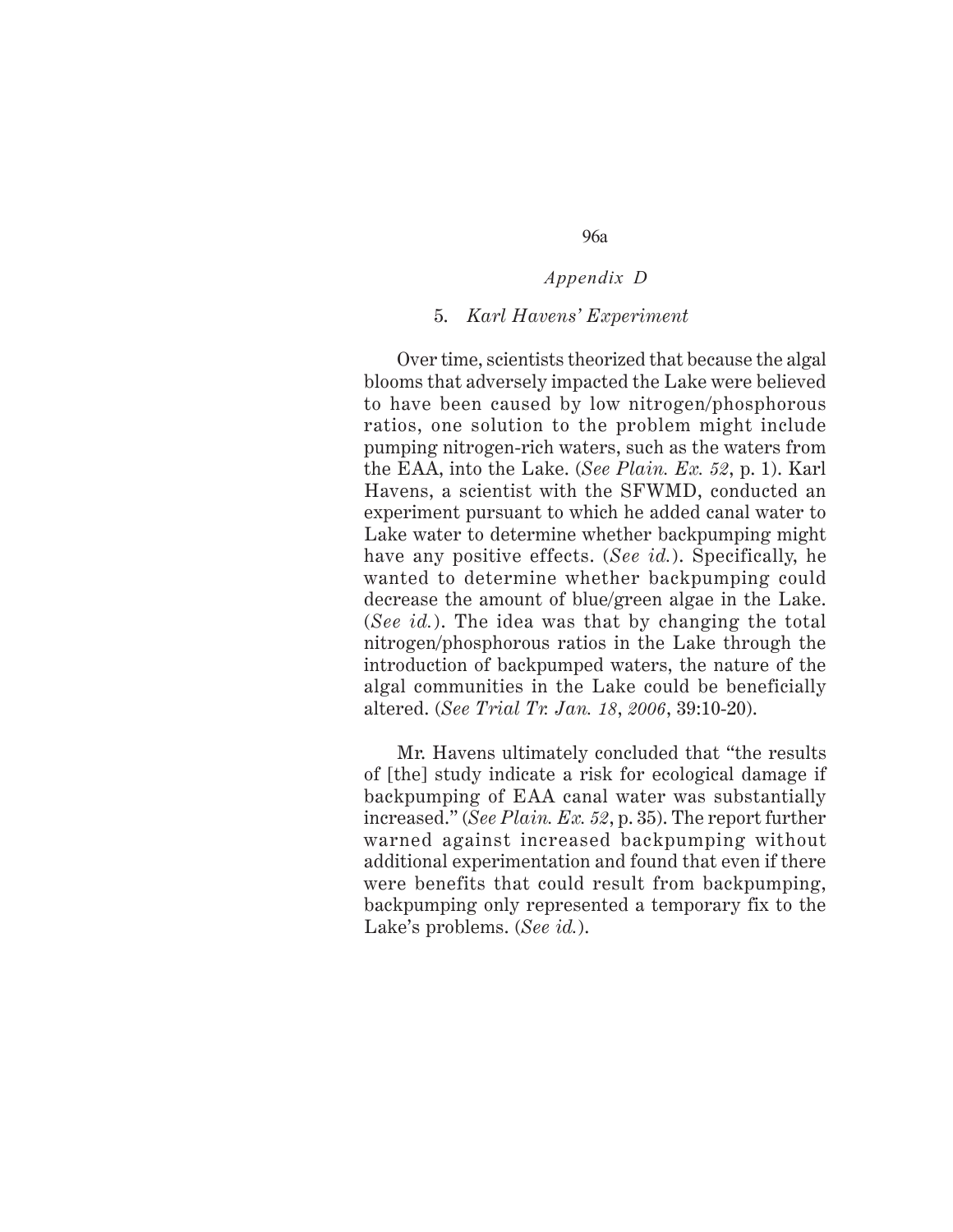*Appendix D*

5. *Karl Havens' Experiment*

Over time, scientists theorized that because the algal blooms that adversely impacted the Lake were believed to have been caused by low nitrogen/phosphorous ratios, one solution to the problem might include pumping nitrogen-rich waters, such as the waters from the EAA, into the Lake. (*See Plain. Ex. 52*, p. 1). Karl Havens, a scientist with the SFWMD, conducted an experiment pursuant to which he added canal water to Lake water to determine whether backpumping might have any positive effects. (*See id.*). Specifically, he wanted to determine whether backpumping could decrease the amount of blue/green algae in the Lake. (*See id.*). The idea was that by changing the total nitrogen/phosphorous ratios in the Lake through the introduction of backpumped waters, the nature of the algal communities in the Lake could be beneficially altered. (*See Trial Tr. Jan. 18, 2006*, 39:10-20).

Mr. Havens ultimately concluded that "the results of [the] study indicate a risk for ecological damage if backpumping of EAA canal water was substantially increased." (*See Plain. Ex. 52*, p. 35). The report further warned against increased backpumping without additional experimentation and found that even if there were benefits that could result from backpumping, backpumping only represented a temporary fix to the Lake's problems. (*See id.*).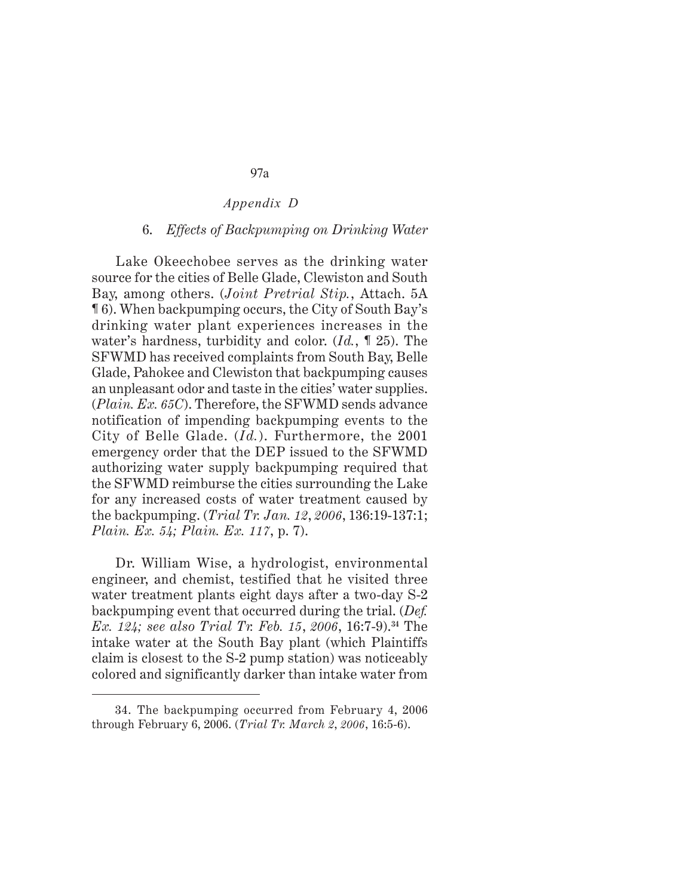*Appendix D*

### 6. *Effects of Backpumping on Drinking Water*

Lake Okeechobee serves as the drinking water source for the cities of Belle Glade, Clewiston and South Bay, among others. (*Joint Pretrial Stip.*, Attach. 5A ¶ 6). When backpumping occurs, the City of South Bay's drinking water plant experiences increases in the water's hardness, turbidity and color. (*Id.*, ¶ 25). The SFWMD has received complaints from South Bay, Belle Glade, Pahokee and Clewiston that backpumping causes an unpleasant odor and taste in the cities' water supplies. (*Plain. Ex. 65C*). Therefore, the SFWMD sends advance notification of impending backpumping events to the City of Belle Glade. (*Id.*). Furthermore, the 2001 emergency order that the DEP issued to the SFWMD authorizing water supply backpumping required that the SFWMD reimburse the cities surrounding the Lake for any increased costs of water treatment caused by the backpumping. (*Trial Tr. Jan. 12, 2006*, 136:19-137:1; *Plain. Ex. 54; Plain. Ex. 117*, p. 7).

Dr. William Wise, a hydrologist, environmental engineer, and chemist, testified that he visited three water treatment plants eight days after a two-day S-2 backpumping event that occurred during the trial. (*Def. Ex. 124; see also Trial Tr. Feb. 15, 2006*, 16:7-9).[34] The intake water at the South Bay plant (which Plaintiffs claim is closest to the S-2 pump station) was noticeably colored and significantly darker than intake water from

---

34. The backpumping occurred from February 4, 2006 through February 6, 2006. (*Trial Tr. March 2, 2006*, 16:5-6).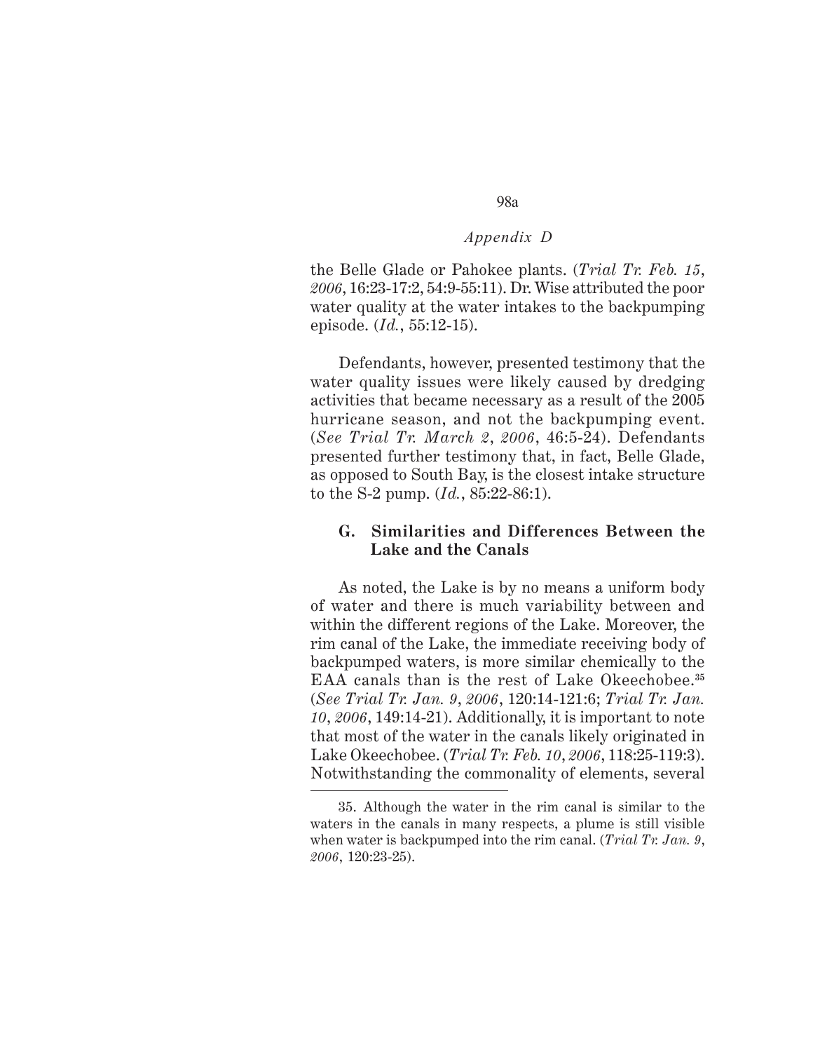the Belle Glade or Pahokee plants. (*Trial Tr. Feb. 15, 2006*, 16:23-17:2, 54:9-55:11). Dr. Wise attributed the poor water quality at the water intakes to the backpumping episode. (*Id.*, 55:12-15).

Defendants, however, presented testimony that the water quality issues were likely caused by dredging activities that became necessary as a result of the 2005 hurricane season, and not the backpumping event. (*See Trial Tr. March 2, 2006*, 46:5-24). Defendants presented further testimony that, in fact, Belle Glade, as opposed to South Bay, is the closest intake structure to the S-2 pump. (*Id.*, 85:22-86:1).

### G. Similarities and Differences Between the Lake and the Canals

As noted, the Lake is by no means a uniform body of water and there is much variability between and within the different regions of the Lake. Moreover, the rim canal of the Lake, the immediate receiving body of backpumped waters, is more similar chemically to the EAA canals than is the rest of Lake Okeechobee.[35] (*See Trial Tr. Jan. 9, 2006*, 120:14-121:6; *Trial Tr. Jan. 10, 2006*, 149:14-21). Additionally, it is important to note that most of the water in the canals likely originated in Lake Okeechobee. (*Trial Tr. Feb. 10, 2006*, 118:25-119:3). Notwithstanding the commonality of elements, several

---

35. Although the water in the rim canal is similar to the waters in the canals in many respects, a plume is still visible when water is backpumped into the rim canal. (*Trial Tr. Jan. 9, 2006*, 120:23-25).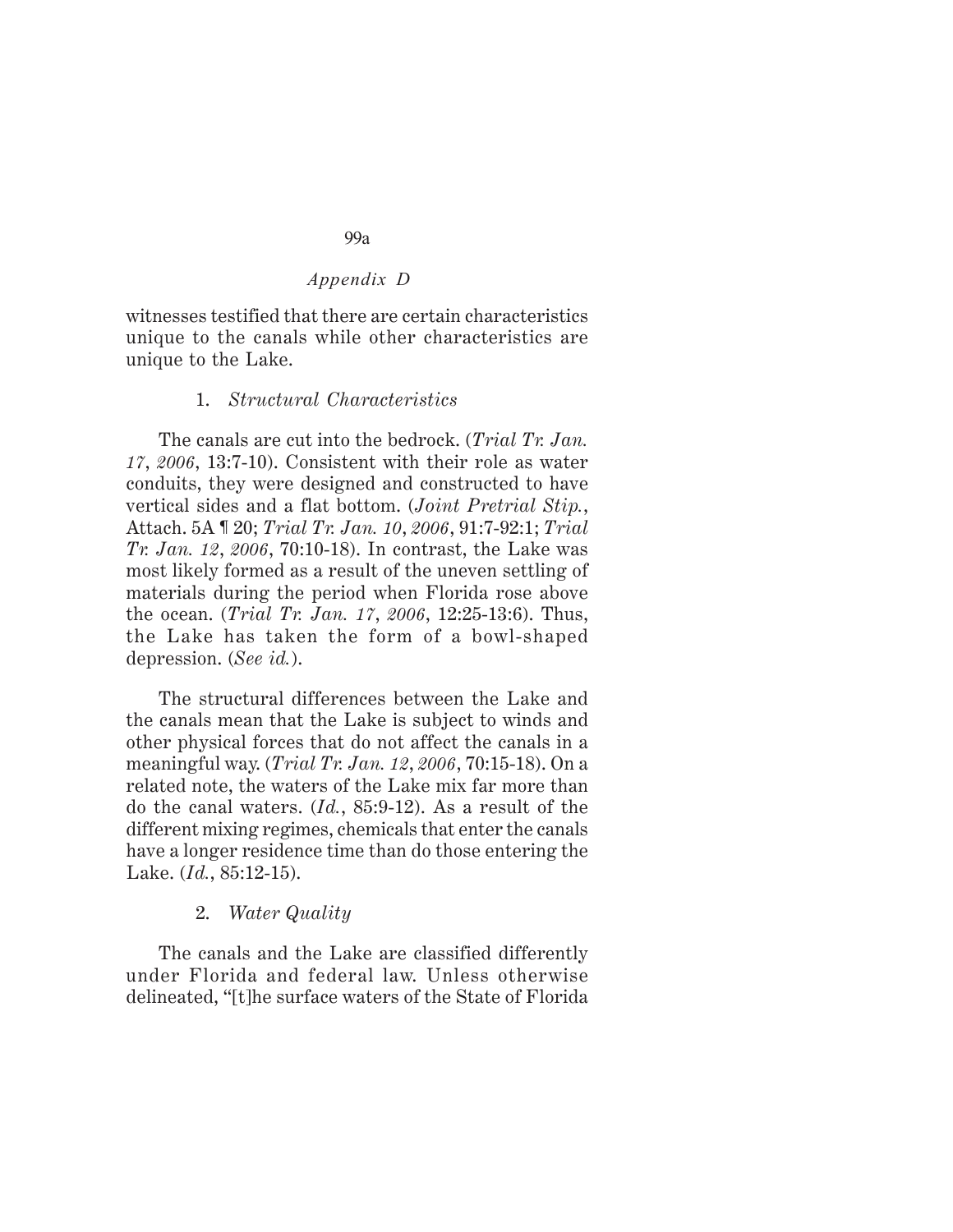witnesses testified that there are certain characteristics unique to the canals while other characteristics are unique to the Lake.

1. *Structural Characteristics*

The canals are cut into the bedrock. (*Trial Tr. Jan. 17, 2006*, 13:7-10). Consistent with their role as water conduits, they were designed and constructed to have vertical sides and a flat bottom. (*Joint Pretrial Stip.*, Attach. 5A ¶ 20; *Trial Tr. Jan. 10, 2006*, 91:7-92:1; *Trial Tr. Jan. 12, 2006*, 70:10-18). In contrast, the Lake was most likely formed as a result of the uneven settling of materials during the period when Florida rose above the ocean. (*Trial Tr. Jan. 17, 2006*, 12:25-13:6). Thus, the Lake has taken the form of a bowl-shaped depression. (*See id.*).

The structural differences between the Lake and the canals mean that the Lake is subject to winds and other physical forces that do not affect the canals in a meaningful way. (*Trial Tr. Jan. 12, 2006*, 70:15-18). On a related note, the waters of the Lake mix far more than do the canal waters. (*Id.*, 85:9-12). As a result of the different mixing regimes, chemicals that enter the canals have a longer residence time than do those entering the Lake. (*Id.*, 85:12-15).

2. *Water Quality*

The canals and the Lake are classified differently under Florida and federal law. Unless otherwise delineated, "[t]he surface waters of the State of Florida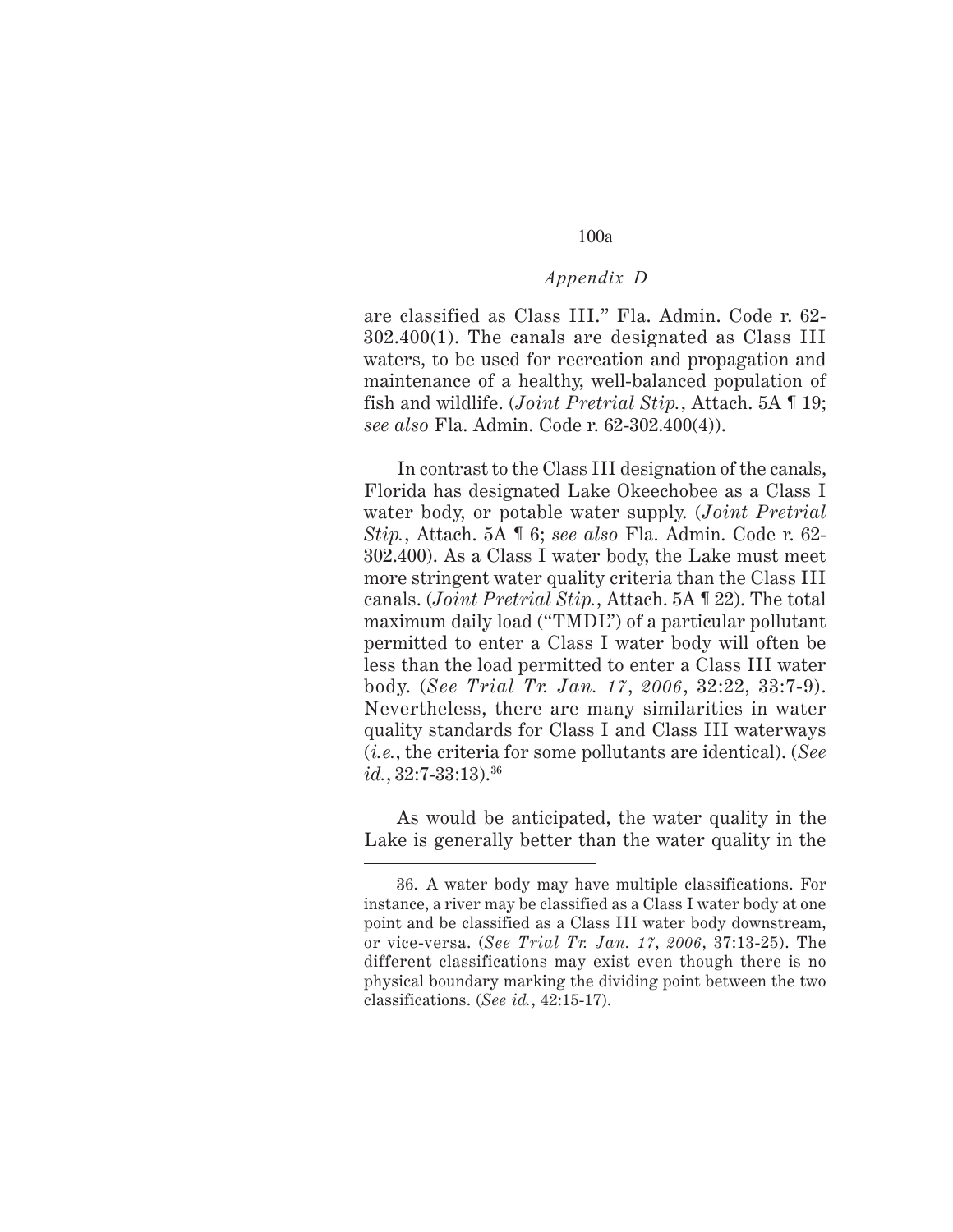are classified as Class III." Fla. Admin. Code r. 62-302.400(1). The canals are designated as Class III waters, to be used for recreation and propagation and maintenance of a healthy, well-balanced population of fish and wildlife. (*Joint Pretrial Stip.*, Attach. 5A ¶ 19; *see also* Fla. Admin. Code r. 62-302.400(4)).

In contrast to the Class III designation of the canals, Florida has designated Lake Okeechobee as a Class I water body, or potable water supply. (*Joint Pretrial Stip.*, Attach. 5A ¶ 6; *see also* Fla. Admin. Code r. 62-302.400). As a Class I water body, the Lake must meet more stringent water quality criteria than the Class III canals. (*Joint Pretrial Stip.*, Attach. 5A ¶ 22). The total maximum daily load ("TMDL") of a particular pollutant permitted to enter a Class I water body will often be less than the load permitted to enter a Class III water body. (*See Trial Tr. Jan. 17, 2006*, 32:22, 33:7-9). Nevertheless, there are many similarities in water quality standards for Class I and Class III waterways (*i.e.*, the criteria for some pollutants are identical). (*See id.*, 32:7-33:13).[36]

As would be anticipated, the water quality in the Lake is generally better than the water quality in the

---

36. A water body may have multiple classifications. For instance, a river may be classified as a Class I water body at one point and be classified as a Class III water body downstream, or vice-versa. (*See Trial Tr. Jan. 17, 2006*, 37:13-25). The different classifications may exist even though there is no physical boundary marking the dividing point between the two classifications. (*See id.*, 42:15-17).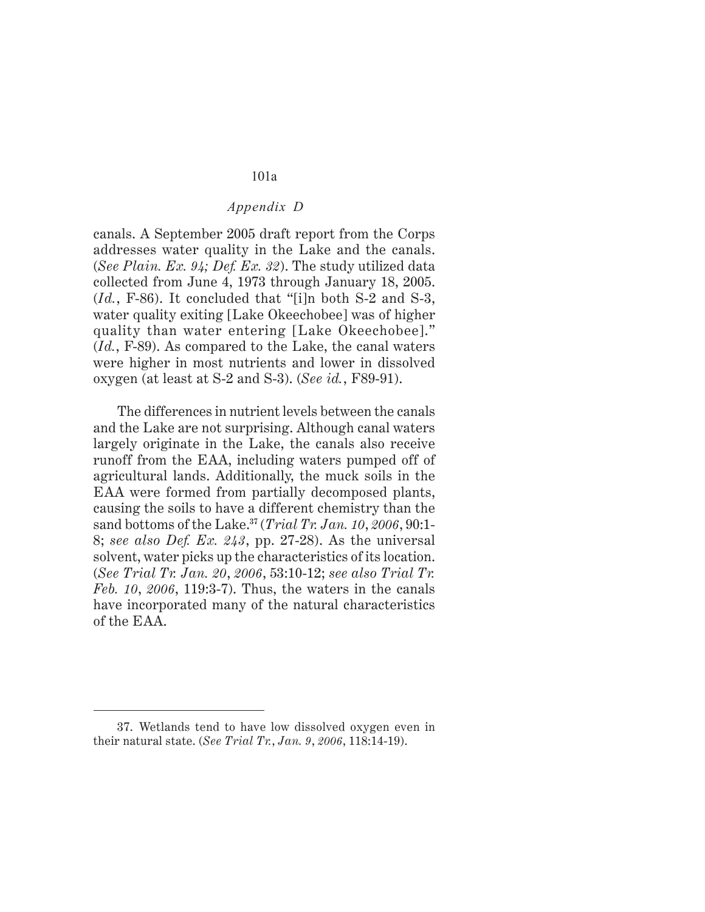canals. A September 2005 draft report from the Corps addresses water quality in the Lake and the canals. (*See Plain. Ex. 94; Def. Ex. 32*). The study utilized data collected from June 4, 1973 through January 18, 2005. (*Id.*, F-86). It concluded that "[i]n both S-2 and S-3, water quality exiting [Lake Okeechobee] was of higher quality than water entering [Lake Okeechobee]." (*Id.*, F-89). As compared to the Lake, the canal waters were higher in most nutrients and lower in dissolved oxygen (at least at S-2 and S-3). (*See id.*, F89-91).

The differences in nutrient levels between the canals and the Lake are not surprising. Although canal waters largely originate in the Lake, the canals also receive runoff from the EAA, including waters pumped off of agricultural lands. Additionally, the muck soils in the EAA were formed from partially decomposed plants, causing the soils to have a different chemistry than the sand bottoms of the Lake.[37] (*Trial Tr. Jan. 10, 2006*, 90:1-8; *see also Def. Ex. 243*, pp. 27-28). As the universal solvent, water picks up the characteristics of its location. (*See Trial Tr. Jan. 20, 2006*, 53:10-12; *see also Trial Tr. Feb. 10, 2006*, 119:3-7). Thus, the waters in the canals have incorporated many of the natural characteristics of the EAA.

---

37. Wetlands tend to have low dissolved oxygen even in their natural state. (*See Trial Tr., Jan. 9, 2006*, 118:14-19).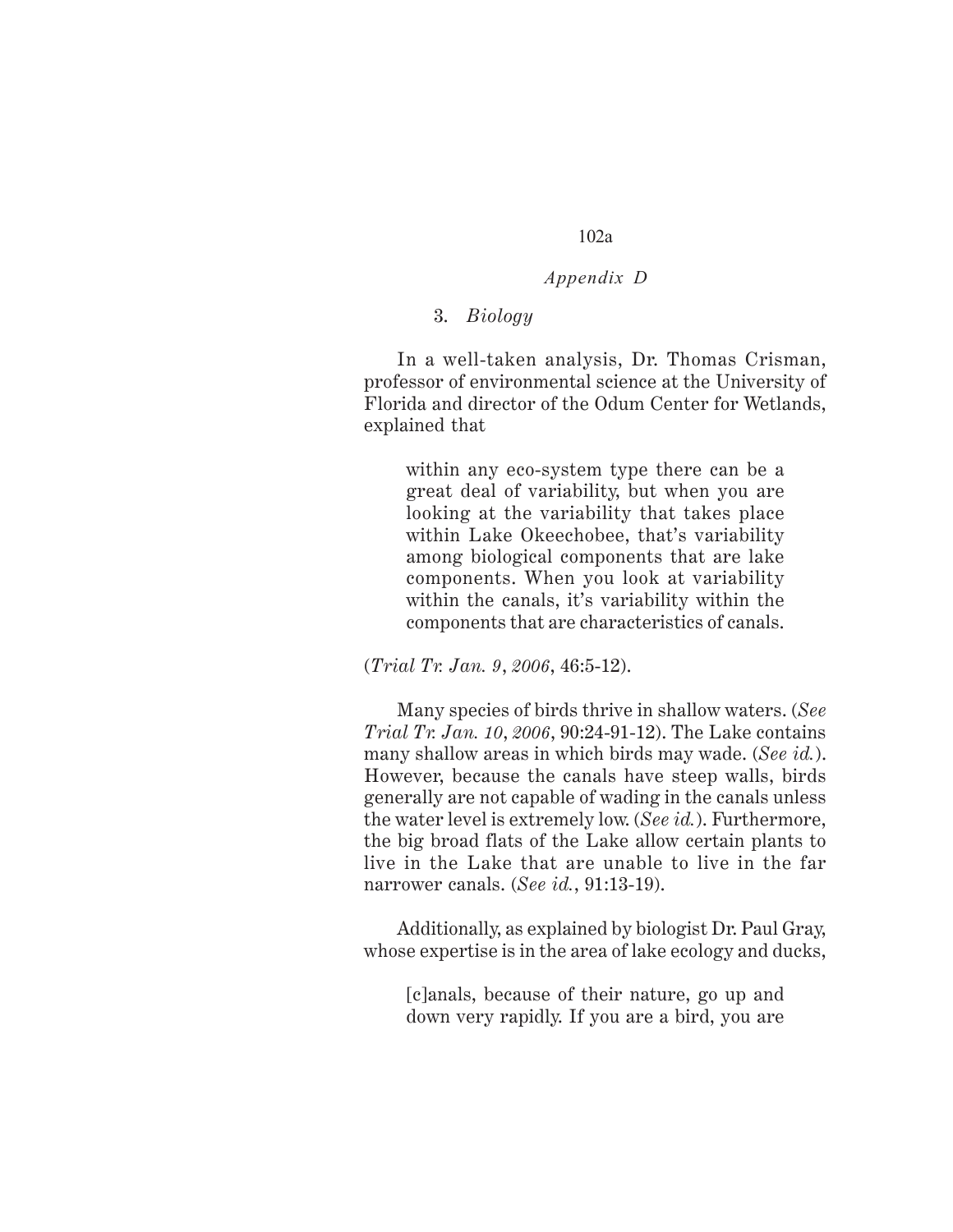*Appendix D*

3. *Biology*

In a well-taken analysis, Dr. Thomas Crisman, professor of environmental science at the University of Florida and director of the Odum Center for Wetlands, explained that

> within any eco-system type there can be a great deal of variability, but when you are looking at the variability that takes place within Lake Okeechobee, that's variability among biological components that are lake components. When you look at variability within the canals, it's variability within the components that are characteristics of canals.

(*Trial Tr. Jan. 9, 2006*, 46:5-12).

Many species of birds thrive in shallow waters. (*See Trial Tr. Jan. 10, 2006*, 90:24-91-12). The Lake contains many shallow areas in which birds may wade. (*See id.*). However, because the canals have steep walls, birds generally are not capable of wading in the canals unless the water level is extremely low. (*See id.*). Furthermore, the big broad flats of the Lake allow certain plants to live in the Lake that are unable to live in the far narrower canals. (*See id.*, 91:13-19).

Additionally, as explained by biologist Dr. Paul Gray, whose expertise is in the area of lake ecology and ducks,

> [c]anals, because of their nature, go up and down very rapidly. If you are a bird, you are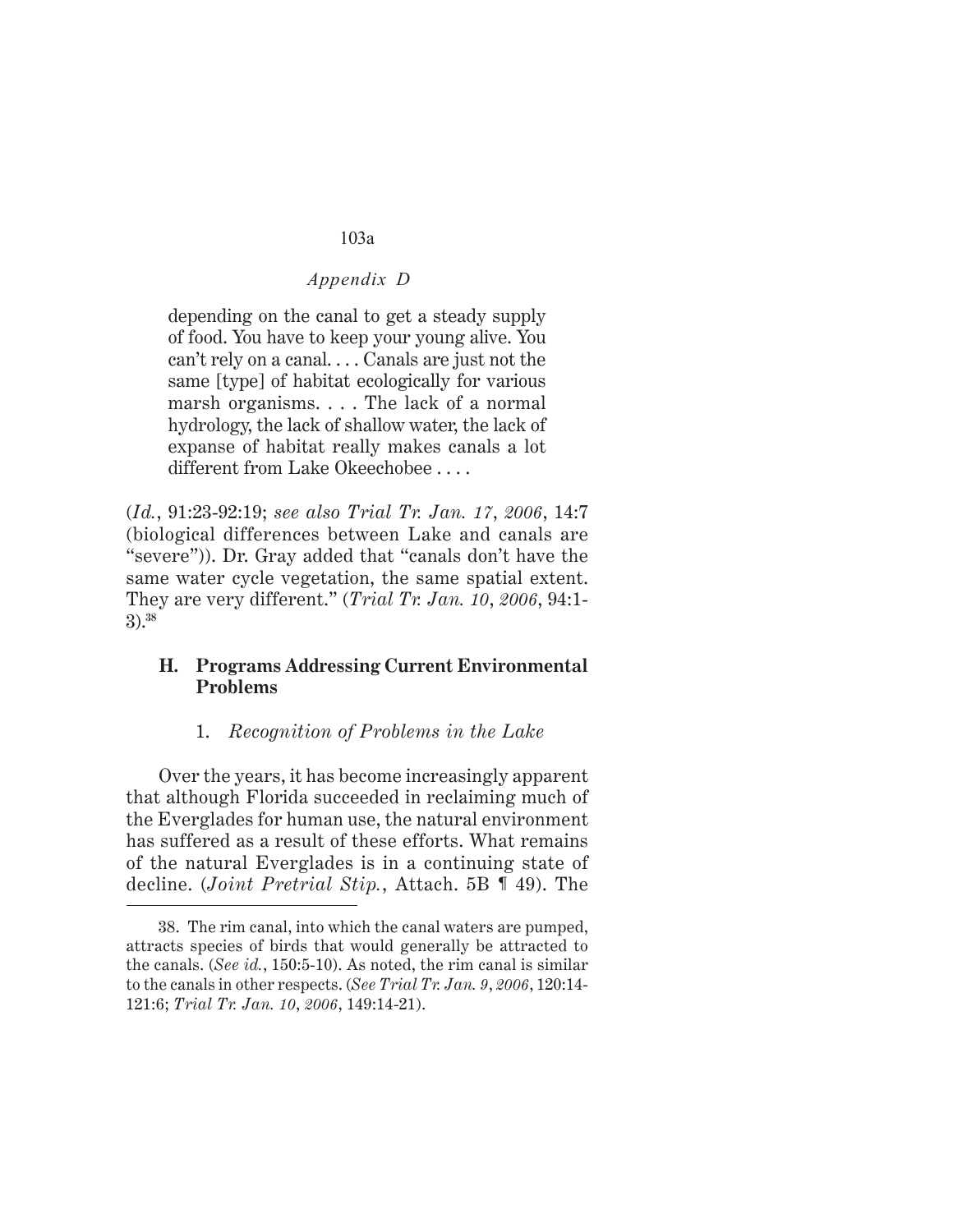*Appendix D*

> depending on the canal to get a steady supply of food. You have to keep your young alive. You can't rely on a canal. . . . Canals are just not the same [type] of habitat ecologically for various marsh organisms. . . . The lack of a normal hydrology, the lack of shallow water, the lack of expanse of habitat really makes canals a lot different from Lake Okeechobee . . . .

(*Id.*, 91:23-92:19; *see also Trial Tr. Jan. 17, 2006*, 14:7 (biological differences between Lake and canals are "severe")). Dr. Gray added that "canals don't have the same water cycle vegetation, the same spatial extent. They are very different." (*Trial Tr. Jan. 10, 2006*, 94:1-3).[38]

### H. Programs Addressing Current Environmental Problems

#### 1. *Recognition of Problems in the Lake*

Over the years, it has become increasingly apparent that although Florida succeeded in reclaiming much of the Everglades for human use, the natural environment has suffered as a result of these efforts. What remains of the natural Everglades is in a continuing state of decline. (*Joint Pretrial Stip.*, Attach. 5B ¶ 49). The

---

38. The rim canal, into which the canal waters are pumped, attracts species of birds that would generally be attracted to the canals. (*See id.*, 150:5-10). As noted, the rim canal is similar to the canals in other respects. (*See Trial Tr. Jan. 9, 2006*, 120:14-121:6; *Trial Tr. Jan. 10, 2006*, 149:14-21).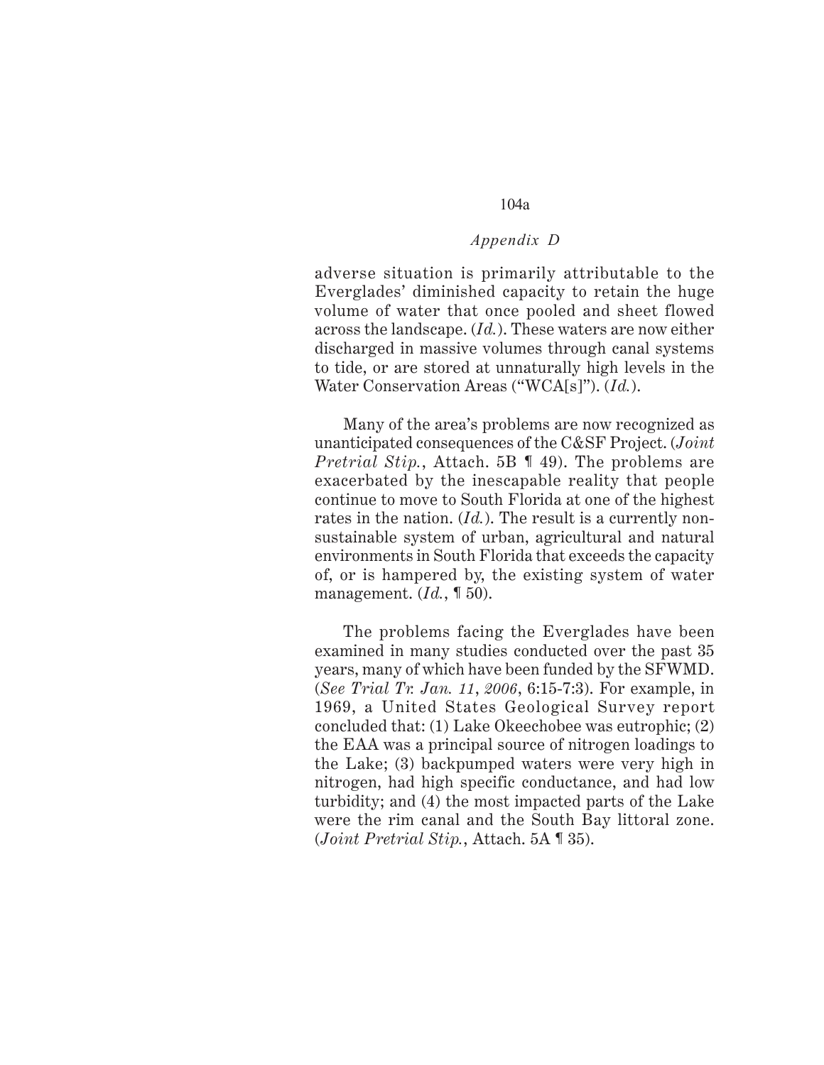adverse situation is primarily attributable to the Everglades' diminished capacity to retain the huge volume of water that once pooled and sheet flowed across the landscape. (*Id.*). These waters are now either discharged in massive volumes through canal systems to tide, or are stored at unnaturally high levels in the Water Conservation Areas ("WCA[s]"). (*Id.*).

Many of the area's problems are now recognized as unanticipated consequences of the C&SF Project. (*Joint Pretrial Stip.*, Attach. 5B ¶ 49). The problems are exacerbated by the inescapable reality that people continue to move to South Florida at one of the highest rates in the nation. (*Id.*). The result is a currently non-sustainable system of urban, agricultural and natural environments in South Florida that exceeds the capacity of, or is hampered by, the existing system of water management. (*Id.*, ¶ 50).

The problems facing the Everglades have been examined in many studies conducted over the past 35 years, many of which have been funded by the SFWMD. (*See Trial Tr. Jan. 11, 2006*, 6:15-7:3). For example, in 1969, a United States Geological Survey report concluded that: (1) Lake Okeechobee was eutrophic; (2) the EAA was a principal source of nitrogen loadings to the Lake; (3) backpumped waters were very high in nitrogen, had high specific conductance, and had low turbidity; and (4) the most impacted parts of the Lake were the rim canal and the South Bay littoral zone. (*Joint Pretrial Stip.*, Attach. 5A ¶ 35).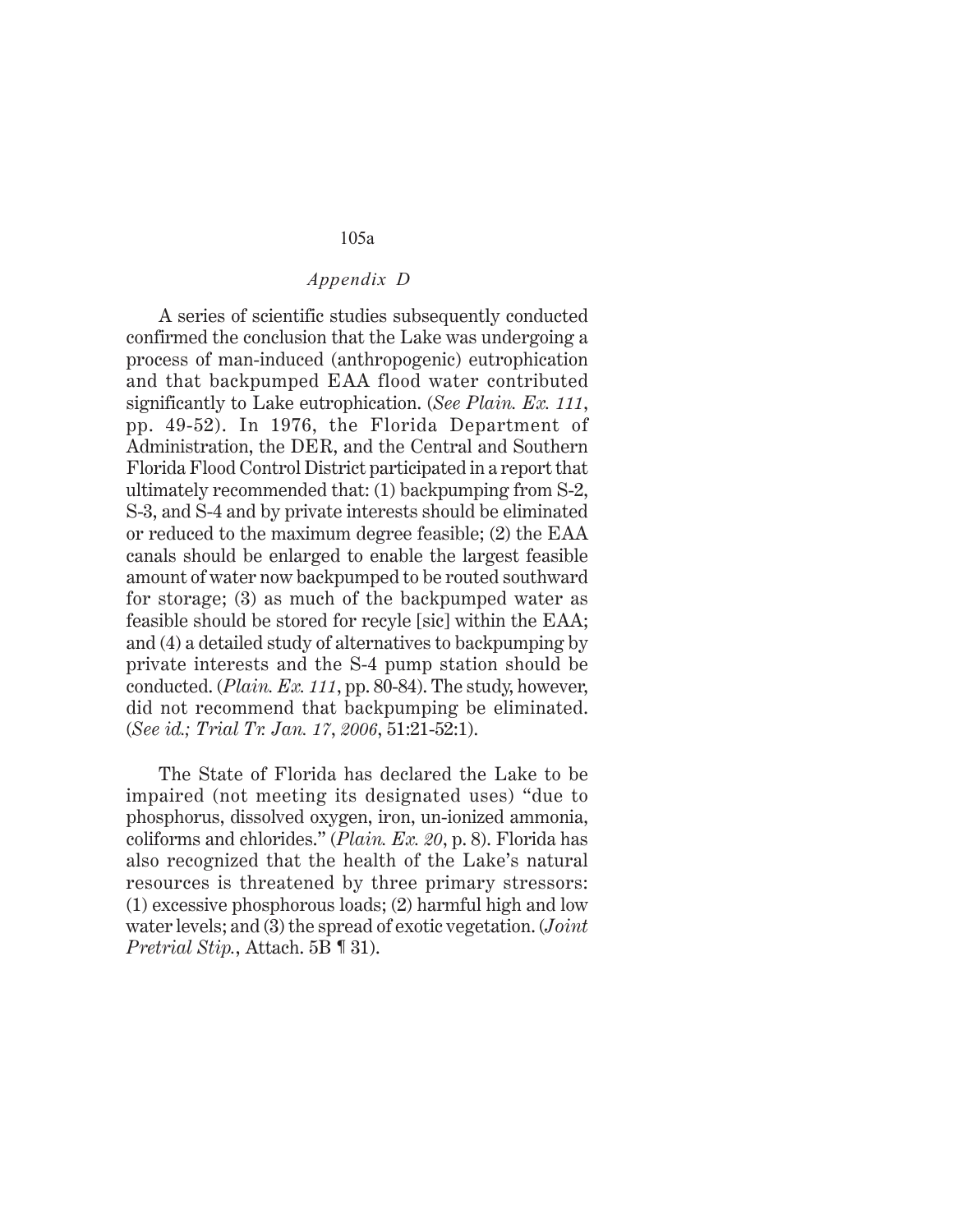A series of scientific studies subsequently conducted confirmed the conclusion that the Lake was undergoing a process of man-induced (anthropogenic) eutrophication and that backpumped EAA flood water contributed significantly to Lake eutrophication. (*See Plain. Ex. 111*, pp. 49-52). In 1976, the Florida Department of Administration, the DER, and the Central and Southern Florida Flood Control District participated in a report that ultimately recommended that: (1) backpumping from S-2, S-3, and S-4 and by private interests should be eliminated or reduced to the maximum degree feasible; (2) the EAA canals should be enlarged to enable the largest feasible amount of water now backpumped to be routed southward for storage; (3) as much of the backpumped water as feasible should be stored for recyle [sic] within the EAA; and (4) a detailed study of alternatives to backpumping by private interests and the S-4 pump station should be conducted. (*Plain. Ex. 111*, pp. 80-84). The study, however, did not recommend that backpumping be eliminated. (*See id.; Trial Tr. Jan. 17, 2006*, 51:21-52:1).

The State of Florida has declared the Lake to be impaired (not meeting its designated uses) "due to phosphorus, dissolved oxygen, iron, un-ionized ammonia, coliforms and chlorides." (*Plain. Ex. 20*, p. 8). Florida has also recognized that the health of the Lake's natural resources is threatened by three primary stressors: (1) excessive phosphorous loads; (2) harmful high and low water levels; and (3) the spread of exotic vegetation. (*Joint Pretrial Stip.*, Attach. 5B ¶ 31).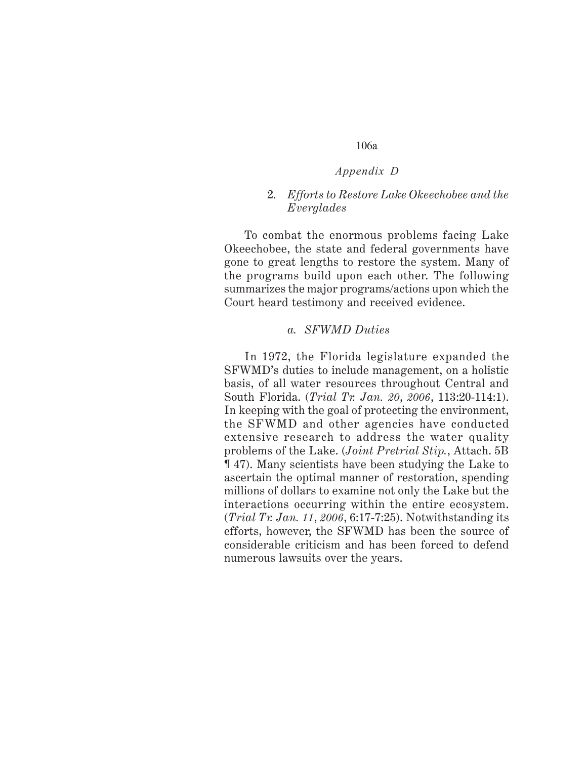*Appendix D*

## 2. *Efforts to Restore Lake Okeechobee and the Everglades*

To combat the enormous problems facing Lake Okeechobee, the state and federal governments have gone to great lengths to restore the system. Many of the programs build upon each other. The following summarizes the major programs/actions upon which the Court heard testimony and received evidence.

### *a. SFWMD Duties*

In 1972, the Florida legislature expanded the SFWMD's duties to include management, on a holistic basis, of all water resources throughout Central and South Florida. (*Trial Tr. Jan. 20, 2006*, 113:20-114:1). In keeping with the goal of protecting the environment, the SFWMD and other agencies have conducted extensive research to address the water quality problems of the Lake. (*Joint Pretrial Stip.*, Attach. 5B ¶ 47). Many scientists have been studying the Lake to ascertain the optimal manner of restoration, spending millions of dollars to examine not only the Lake but the interactions occurring within the entire ecosystem. (*Trial Tr. Jan. 11, 2006*, 6:17-7:25). Notwithstanding its efforts, however, the SFWMD has been the source of considerable criticism and has been forced to defend numerous lawsuits over the years.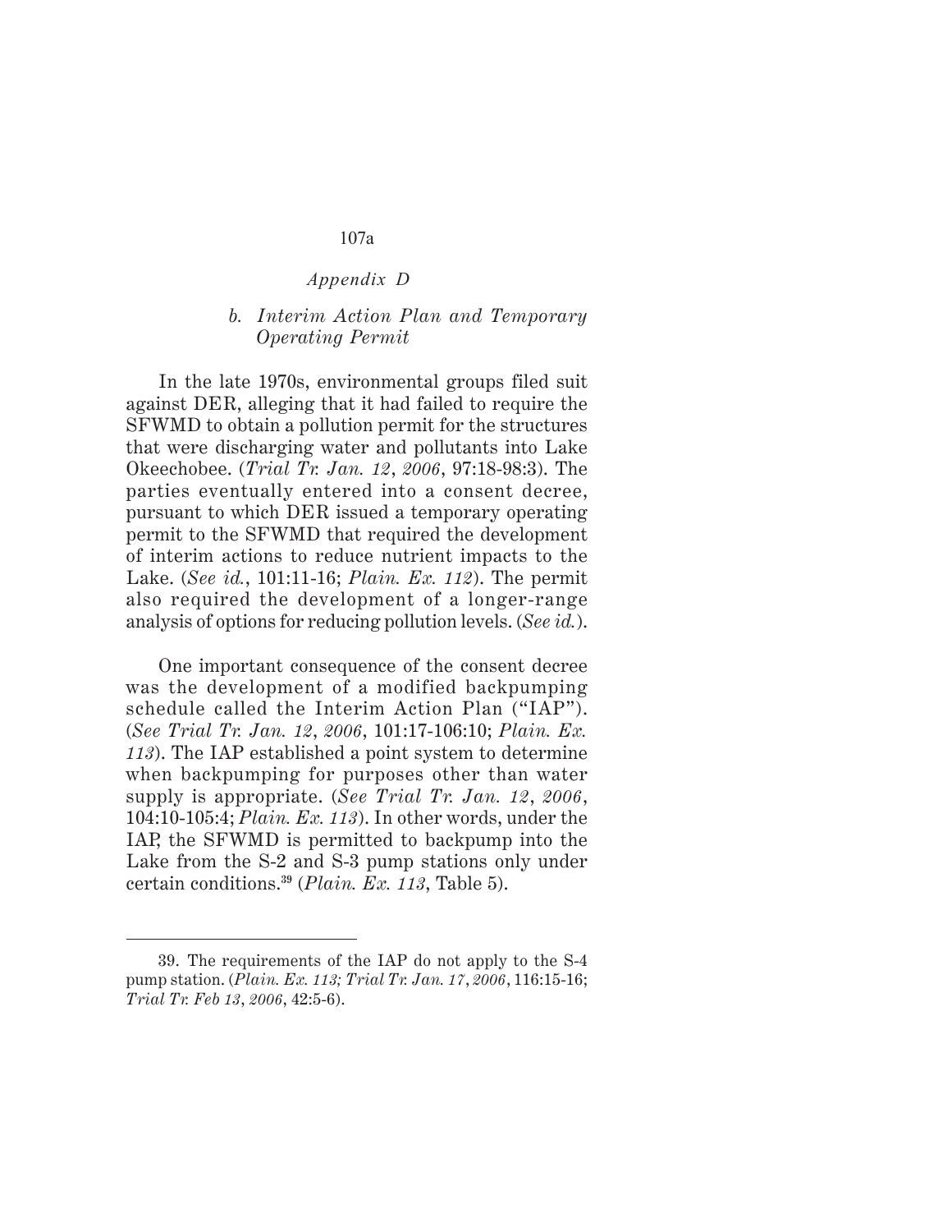*Appendix D*

### *b. Interim Action Plan and Temporary Operating Permit*

In the late 1970s, environmental groups filed suit against DER, alleging that it had failed to require the SFWMD to obtain a pollution permit for the structures that were discharging water and pollutants into Lake Okeechobee. (*Trial Tr. Jan. 12, 2006*, 97:18-98:3). The parties eventually entered into a consent decree, pursuant to which DER issued a temporary operating permit to the SFWMD that required the development of interim actions to reduce nutrient impacts to the Lake. (*See id.*, 101:11-16; *Plain. Ex. 112*). The permit also required the development of a longer-range analysis of options for reducing pollution levels. (*See id.*).

One important consequence of the consent decree was the development of a modified backpumping schedule called the Interim Action Plan ("IAP"). (*See Trial Tr. Jan. 12, 2006*, 101:17-106:10; *Plain. Ex. 113*). The IAP established a point system to determine when backpumping for purposes other than water supply is appropriate. (*See Trial Tr. Jan. 12, 2006*, 104:10-105:4; *Plain. Ex. 113*). In other words, under the IAP, the SFWMD is permitted to backpump into the Lake from the S-2 and S-3 pump stations only under certain conditions.[39] (*Plain. Ex. 113*, Table 5).

---

39. The requirements of the IAP do not apply to the S-4 pump station. (*Plain. Ex. 113; Trial Tr. Jan. 17, 2006*, 116:15-16; *Trial Tr. Feb 13, 2006*, 42:5-6).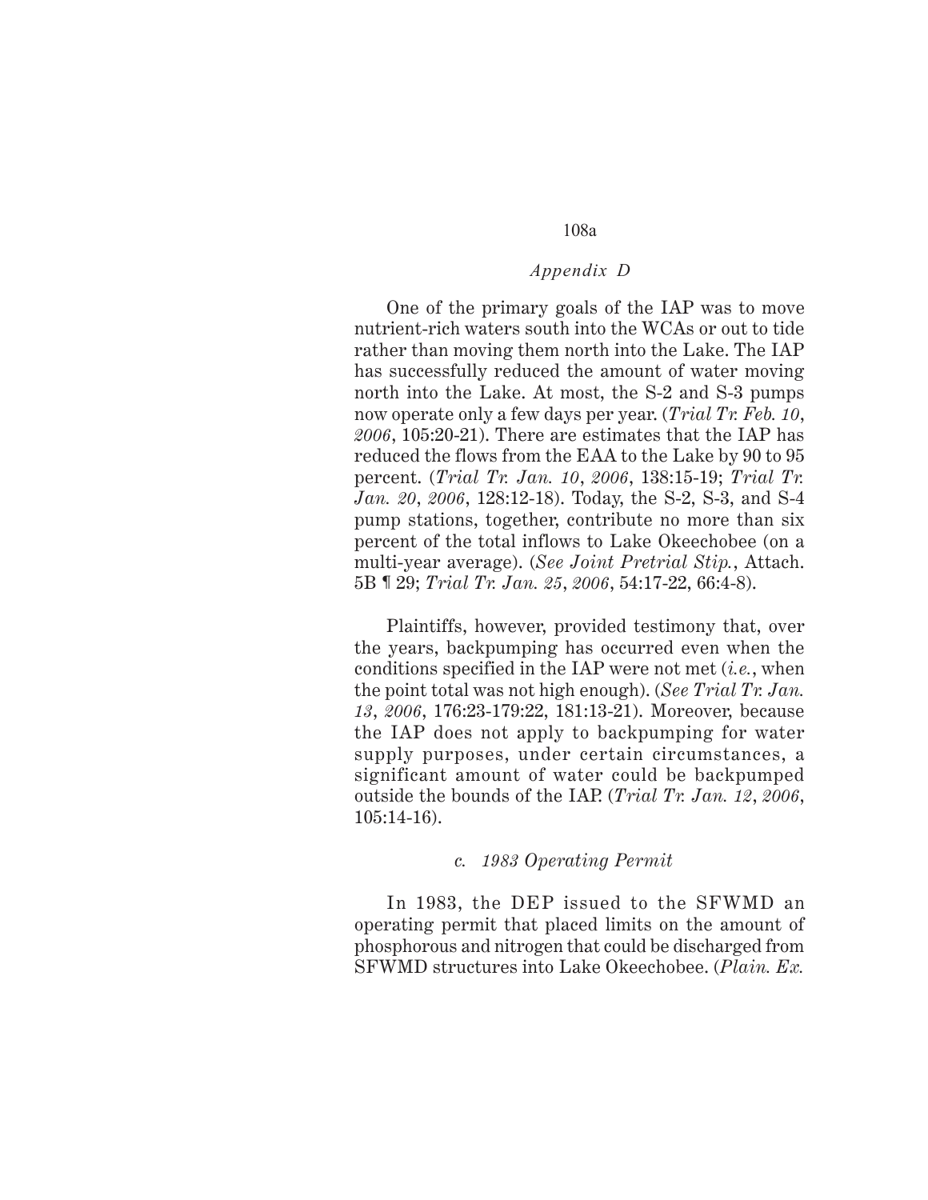One of the primary goals of the IAP was to move nutrient-rich waters south into the WCAs or out to tide rather than moving them north into the Lake. The IAP has successfully reduced the amount of water moving north into the Lake. At most, the S-2 and S-3 pumps now operate only a few days per year. (*Trial Tr. Feb. 10, 2006*, 105:20-21). There are estimates that the IAP has reduced the flows from the EAA to the Lake by 90 to 95 percent. (*Trial Tr. Jan. 10, 2006*, 138:15-19; *Trial Tr. Jan. 20, 2006*, 128:12-18). Today, the S-2, S-3, and S-4 pump stations, together, contribute no more than six percent of the total inflows to Lake Okeechobee (on a multi-year average). (*See Joint Pretrial Stip.*, Attach. 5B ¶ 29; *Trial Tr. Jan. 25, 2006*, 54:17-22, 66:4-8).

Plaintiffs, however, provided testimony that, over the years, backpumping has occurred even when the conditions specified in the IAP were not met (*i.e.*, when the point total was not high enough). (*See Trial Tr. Jan. 13, 2006*, 176:23-179:22, 181:13-21). Moreover, because the IAP does not apply to backpumping for water supply purposes, under certain circumstances, a significant amount of water could be backpumped outside the bounds of the IAP. (*Trial Tr. Jan. 12, 2006*, 105:14-16).

*c. 1983 Operating Permit*

In 1983, the DEP issued to the SFWMD an operating permit that placed limits on the amount of phosphorous and nitrogen that could be discharged from SFWMD structures into Lake Okeechobee. (*Plain. Ex.*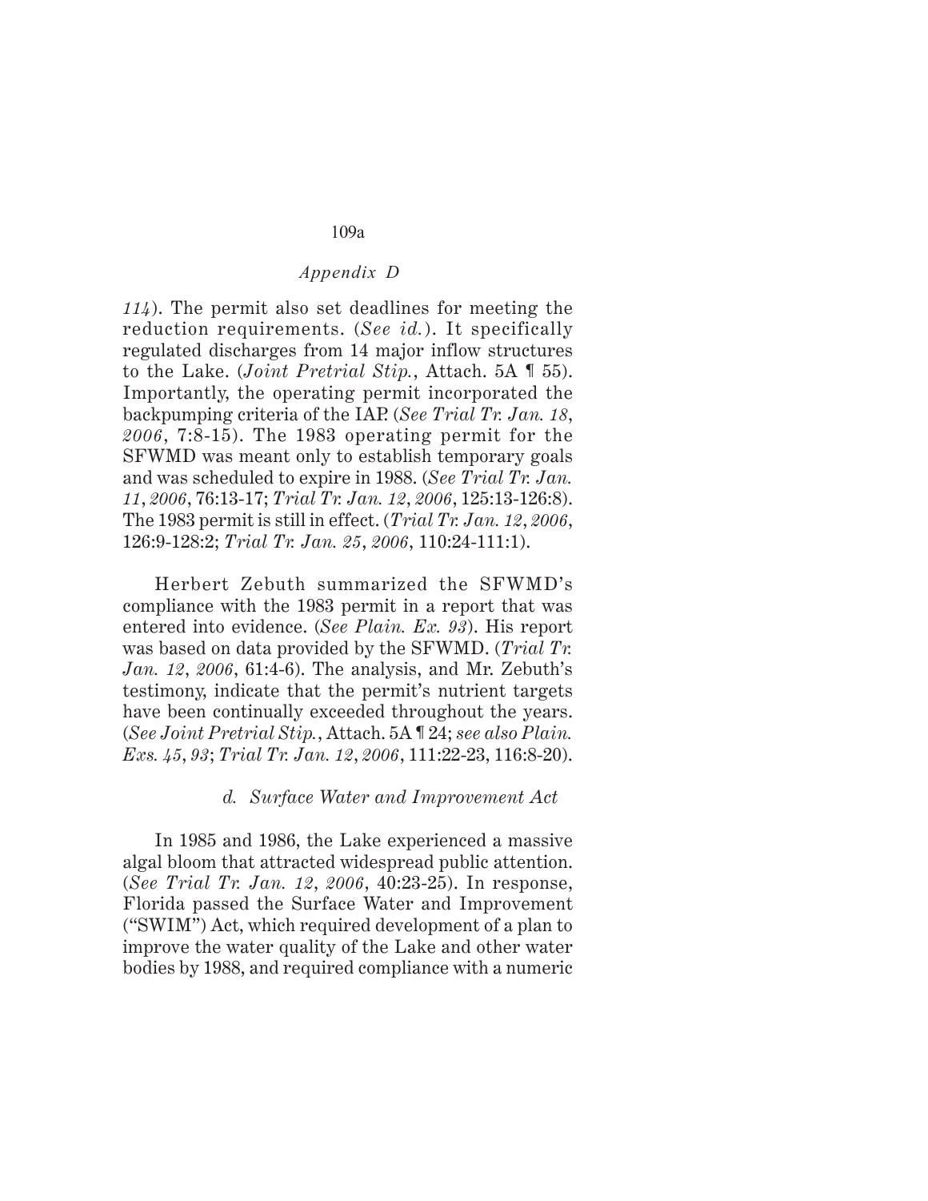*114*). The permit also set deadlines for meeting the reduction requirements. (*See id.*). It specifically regulated discharges from 14 major inflow structures to the Lake. (*Joint Pretrial Stip.*, Attach. 5A ¶ 55). Importantly, the operating permit incorporated the backpumping criteria of the IAP. (*See Trial Tr. Jan. 18, 2006*, 7:8-15). The 1983 operating permit for the SFWMD was meant only to establish temporary goals and was scheduled to expire in 1988. (*See Trial Tr. Jan. 11, 2006*, 76:13-17; *Trial Tr. Jan. 12, 2006*, 125:13-126:8). The 1983 permit is still in effect. (*Trial Tr. Jan. 12, 2006*, 126:9-128:2; *Trial Tr. Jan. 25, 2006*, 110:24-111:1).

Herbert Zebuth summarized the SFWMD's compliance with the 1983 permit in a report that was entered into evidence. (*See Plain. Ex. 93*). His report was based on data provided by the SFWMD. (*Trial Tr. Jan. 12, 2006*, 61:4-6). The analysis, and Mr. Zebuth's testimony, indicate that the permit's nutrient targets have been continually exceeded throughout the years. (*See Joint Pretrial Stip.*, Attach. 5A ¶ 24; *see also Plain. Exs. 45*, *93*; *Trial Tr. Jan. 12, 2006*, 111:22-23, 116:8-20).

*d. Surface Water and Improvement Act*

In 1985 and 1986, the Lake experienced a massive algal bloom that attracted widespread public attention. (*See Trial Tr. Jan. 12, 2006*, 40:23-25). In response, Florida passed the Surface Water and Improvement ("SWIM") Act, which required development of a plan to improve the water quality of the Lake and other water bodies by 1988, and required compliance with a numeric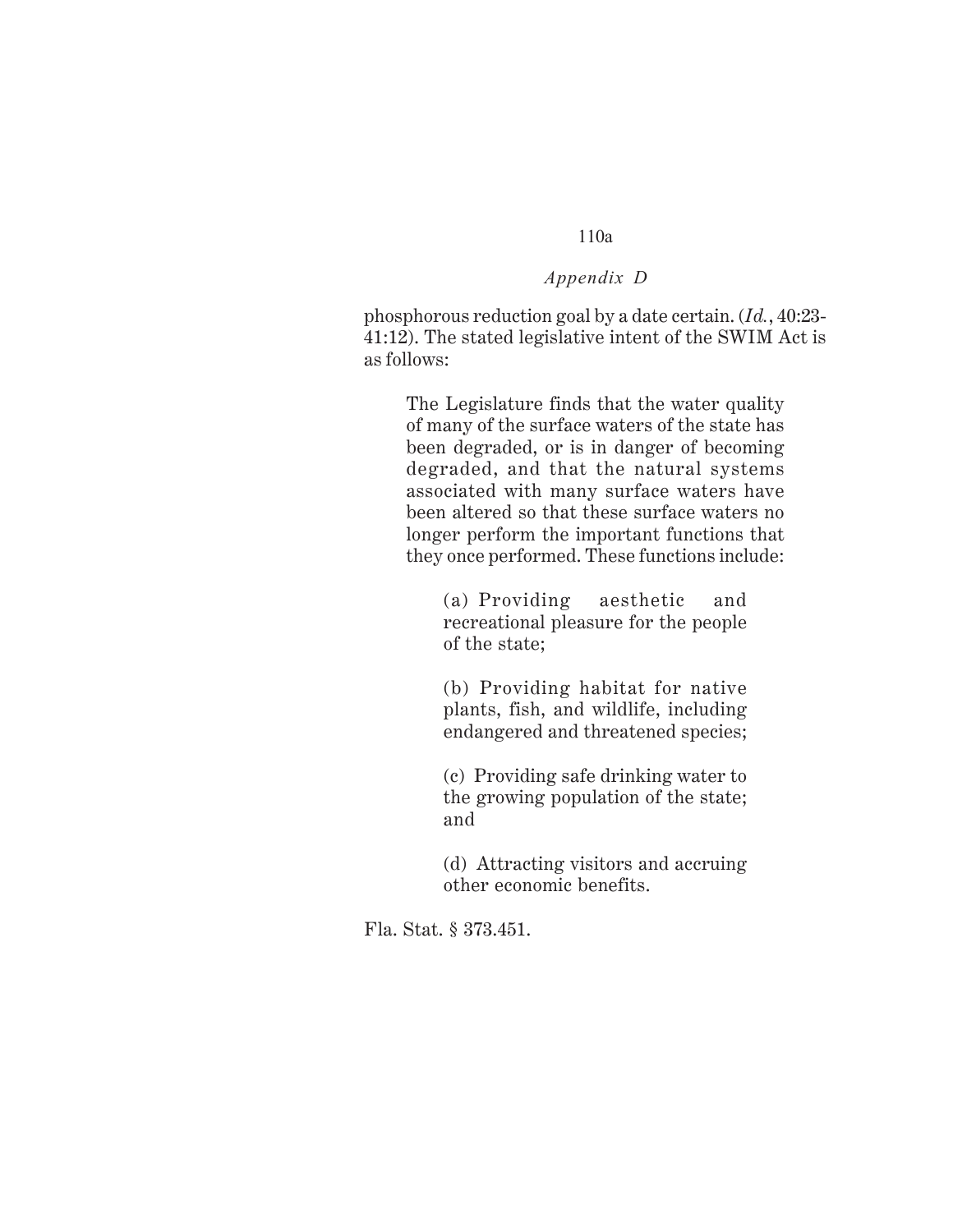phosphorous reduction goal by a date certain. (*Id.*, 40:23-41:12). The stated legislative intent of the SWIM Act is as follows:

> The Legislature finds that the water quality of many of the surface waters of the state has been degraded, or is in danger of becoming degraded, and that the natural systems associated with many surface waters have been altered so that these surface waters no longer perform the important functions that they once performed. These functions include:
>
> > (a) Providing aesthetic and recreational pleasure for the people of the state;
> >
> > (b) Providing habitat for native plants, fish, and wildlife, including endangered and threatened species;
> >
> > (c) Providing safe drinking water to the growing population of the state; and
> >
> > (d) Attracting visitors and accruing other economic benefits.

Fla. Stat. § 373.451.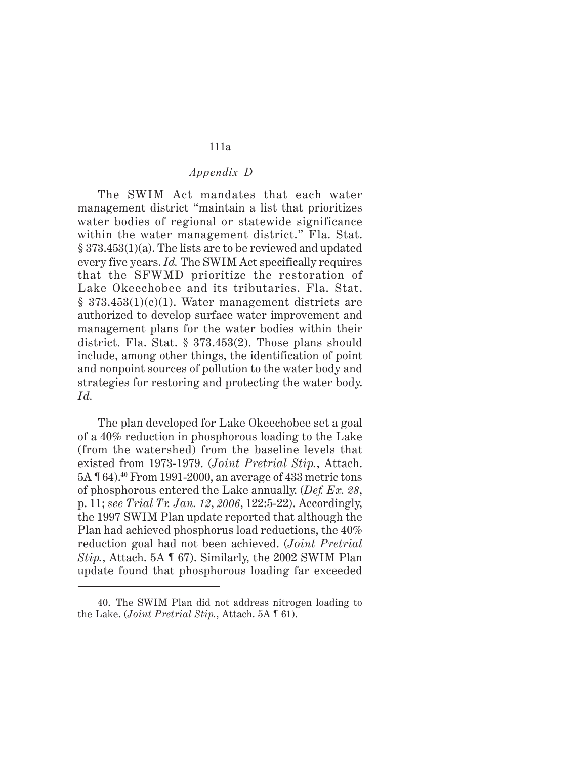The SWIM Act mandates that each water management district "maintain a list that prioritizes water bodies of regional or statewide significance within the water management district." Fla. Stat. § 373.453(1)(a). The lists are to be reviewed and updated every five years. *Id.* The SWIM Act specifically requires that the SFWMD prioritize the restoration of Lake Okeechobee and its tributaries. Fla. Stat. § 373.453(1)(c)(1). Water management districts are authorized to develop surface water improvement and management plans for the water bodies within their district. Fla. Stat. § 373.453(2). Those plans should include, among other things, the identification of point and nonpoint sources of pollution to the water body and strategies for restoring and protecting the water body. *Id.*

The plan developed for Lake Okeechobee set a goal of a 40% reduction in phosphorous loading to the Lake (from the watershed) from the baseline levels that existed from 1973-1979. (*Joint Pretrial Stip.*, Attach. 5A ¶ 64).[40] From 1991-2000, an average of 433 metric tons of phosphorous entered the Lake annually. (*Def. Ex. 28*, p. 11; *see Trial Tr. Jan. 12, 2006*, 122:5-22). Accordingly, the 1997 SWIM Plan update reported that although the Plan had achieved phosphorus load reductions, the 40% reduction goal had not been achieved. (*Joint Pretrial Stip.*, Attach. 5A ¶ 67). Similarly, the 2002 SWIM Plan update found that phosphorous loading far exceeded

---

40. The SWIM Plan did not address nitrogen loading to the Lake. (*Joint Pretrial Stip.*, Attach. 5A ¶ 61).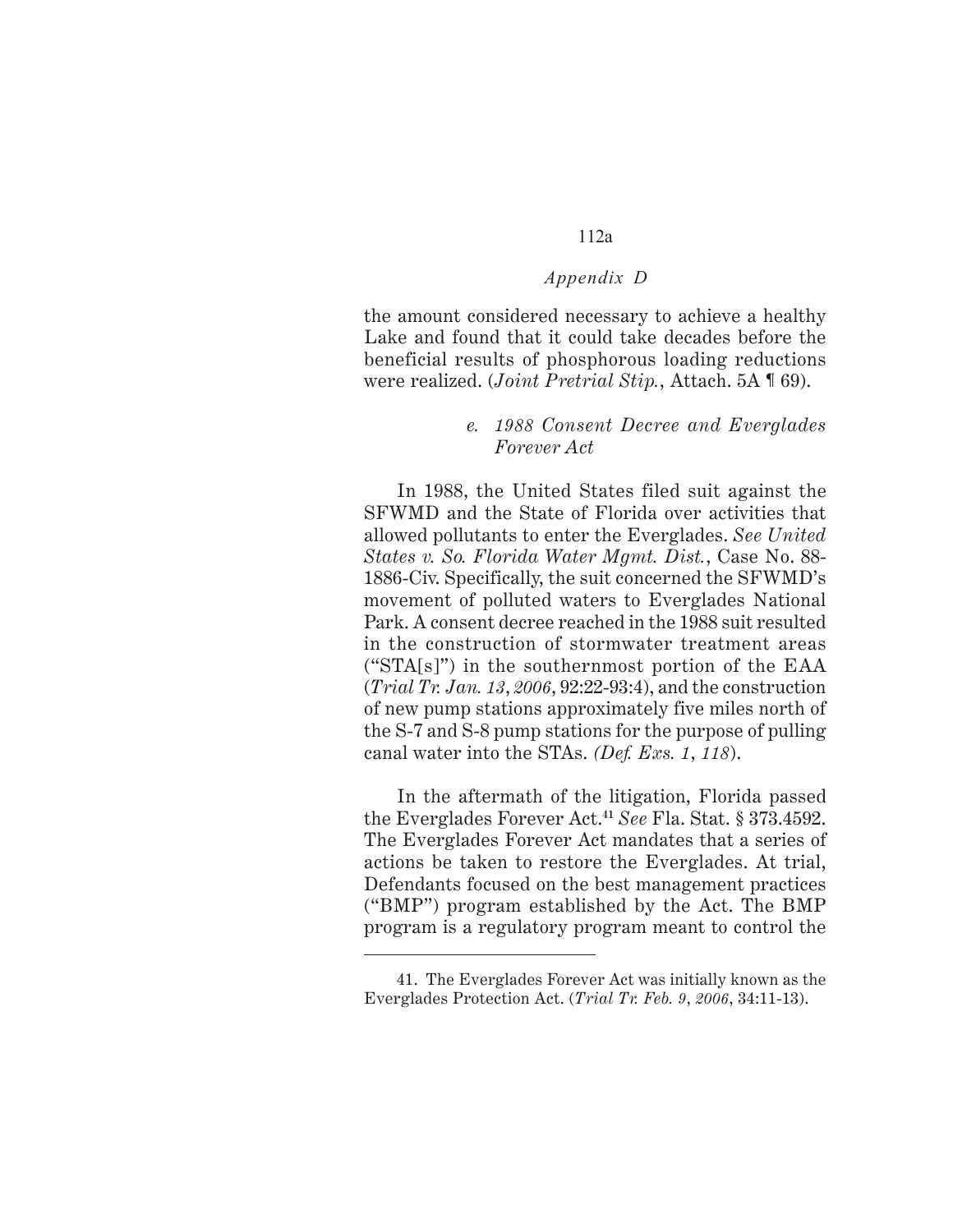the amount considered necessary to achieve a healthy Lake and found that it could take decades before the beneficial results of phosphorous loading reductions were realized. (*Joint Pretrial Stip.*, Attach. 5A ¶ 69).

*e. 1988 Consent Decree and Everglades Forever Act*

In 1988, the United States filed suit against the SFWMD and the State of Florida over activities that allowed pollutants to enter the Everglades. *See United States v. So. Florida Water Mgmt. Dist.*, Case No. 88-1886-Civ. Specifically, the suit concerned the SFWMD's movement of polluted waters to Everglades National Park. A consent decree reached in the 1988 suit resulted in the construction of stormwater treatment areas ("STA[s]") in the southernmost portion of the EAA (*Trial Tr. Jan. 13, 2006*, 92:22-93:4), and the construction of new pump stations approximately five miles north of the S-7 and S-8 pump stations for the purpose of pulling canal water into the STAs. *(Def. Exs. 1, 118*).

In the aftermath of the litigation, Florida passed the Everglades Forever Act.[41] *See* Fla. Stat. § 373.4592. The Everglades Forever Act mandates that a series of actions be taken to restore the Everglades. At trial, Defendants focused on the best management practices ("BMP") program established by the Act. The BMP program is a regulatory program meant to control the

41. The Everglades Forever Act was initially known as the Everglades Protection Act. (*Trial Tr. Feb. 9, 2006*, 34:11-13).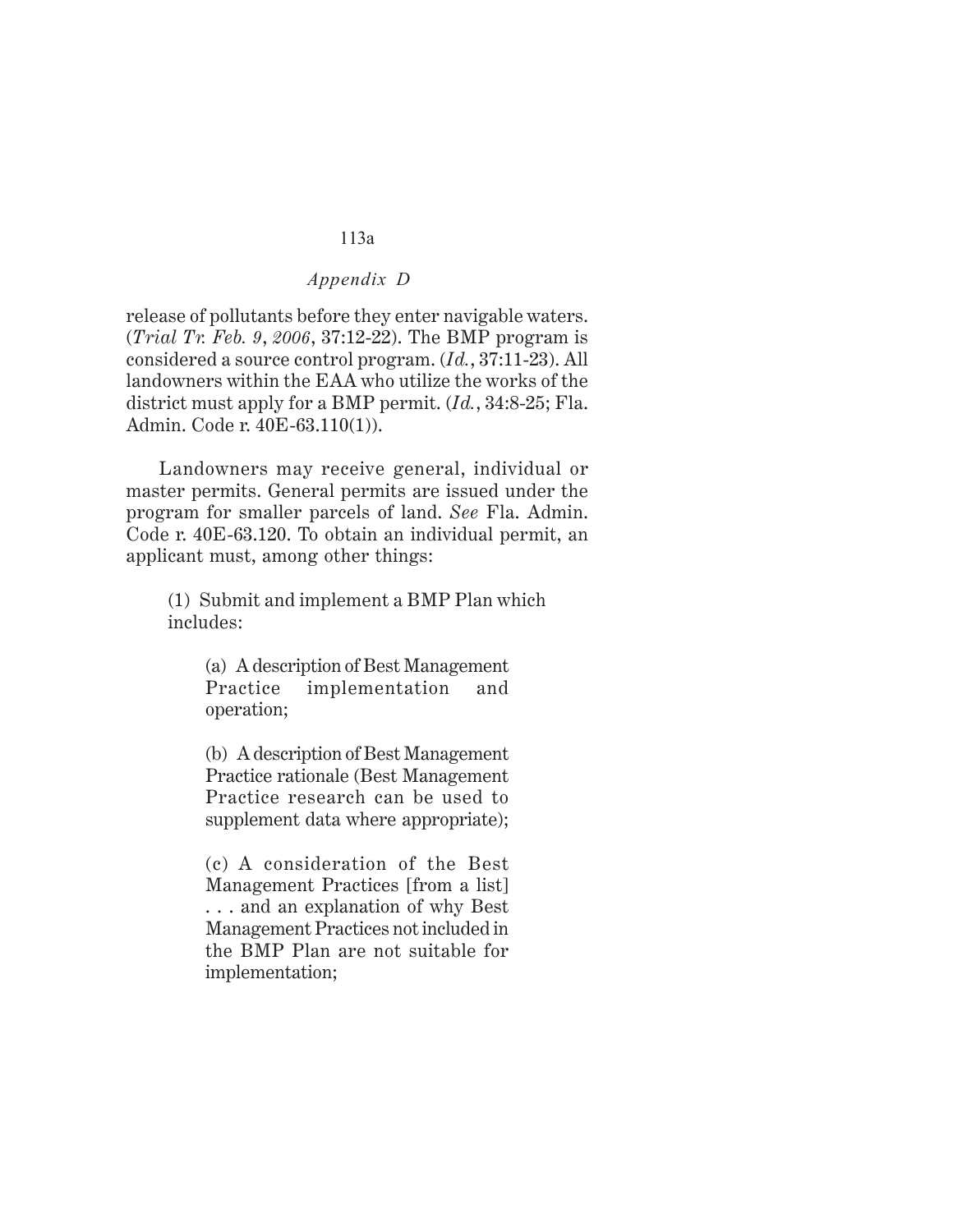release of pollutants before they enter navigable waters. (*Trial Tr. Feb. 9, 2006*, 37:12-22). The BMP program is considered a source control program. (*Id.*, 37:11-23). All landowners within the EAA who utilize the works of the district must apply for a BMP permit. (*Id.*, 34:8-25; Fla. Admin. Code r. 40E-63.110(1)).

Landowners may receive general, individual or master permits. General permits are issued under the program for smaller parcels of land. *See* Fla. Admin. Code r. 40E-63.120. To obtain an individual permit, an applicant must, among other things:

> (1) Submit and implement a BMP Plan which includes:
>
> > (a) A description of Best Management Practice implementation and operation;
> >
> > (b) A description of Best Management Practice rationale (Best Management Practice research can be used to supplement data where appropriate);
> >
> > (c) A consideration of the Best Management Practices [from a list] . . . and an explanation of why Best Management Practices not included in the BMP Plan are not suitable for implementation;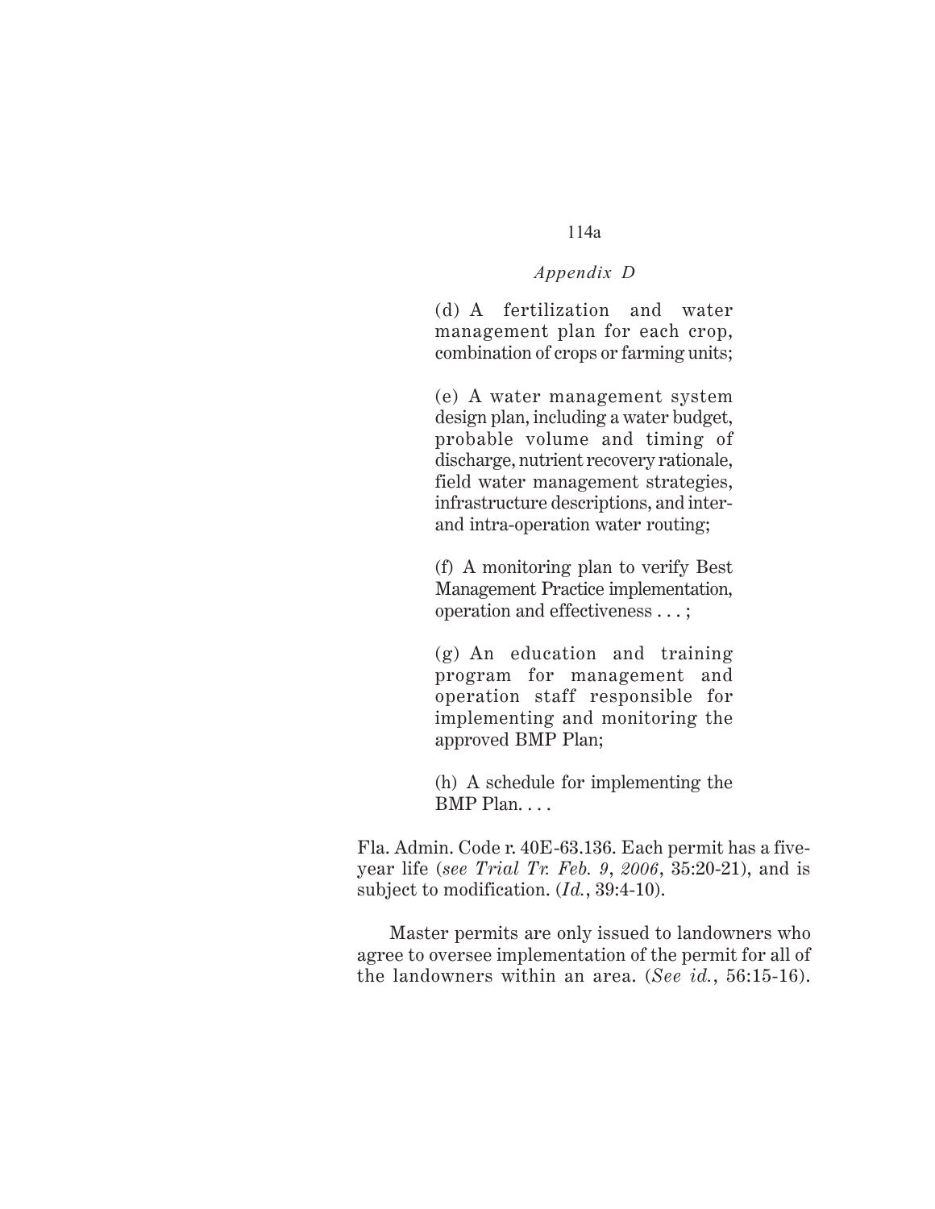(d) A fertilization and water management plan for each crop, combination of crops or farming units;

(e) A water management system design plan, including a water budget, probable volume and timing of discharge, nutrient recovery rationale, field water management strategies, infrastructure descriptions, and inter- and intra-operation water routing;

(f) A monitoring plan to verify Best Management Practice implementation, operation and effectiveness . . . ;

(g) An education and training program for management and operation staff responsible for implementing and monitoring the approved BMP Plan;

(h) A schedule for implementing the BMP Plan. . . .

Fla. Admin. Code r. 40E-63.136. Each permit has a five-year life (*see Trial Tr. Feb. 9, 2006*, 35:20-21), and is subject to modification. (*Id.*, 39:4-10).

Master permits are only issued to landowners who agree to oversee implementation of the permit for all of the landowners within an area. (*See id.*, 56:15-16).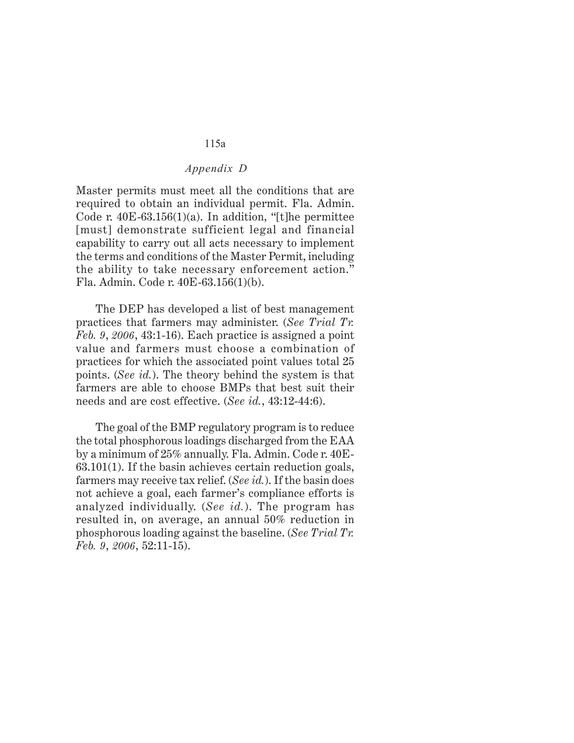Master permits must meet all the conditions that are required to obtain an individual permit. Fla. Admin. Code r. 40E-63.156(1)(a). In addition, "[t]he permittee [must] demonstrate sufficient legal and financial capability to carry out all acts necessary to implement the terms and conditions of the Master Permit, including the ability to take necessary enforcement action." Fla. Admin. Code r. 40E-63.156(1)(b).

The DEP has developed a list of best management practices that farmers may administer. (*See Trial Tr. Feb. 9, 2006*, 43:1-16). Each practice is assigned a point value and farmers must choose a combination of practices for which the associated point values total 25 points. (*See id.*). The theory behind the system is that farmers are able to choose BMPs that best suit their needs and are cost effective. (*See id.*, 43:12-44:6).

The goal of the BMP regulatory program is to reduce the total phosphorous loadings discharged from the EAA by a minimum of 25% annually. Fla. Admin. Code r. 40E-63.101(1). If the basin achieves certain reduction goals, farmers may receive tax relief. (*See id.*). If the basin does not achieve a goal, each farmer's compliance efforts is analyzed individually. (*See id.*). The program has resulted in, on average, an annual 50% reduction in phosphorous loading against the baseline. (*See Trial Tr. Feb. 9, 2006*, 52:11-15).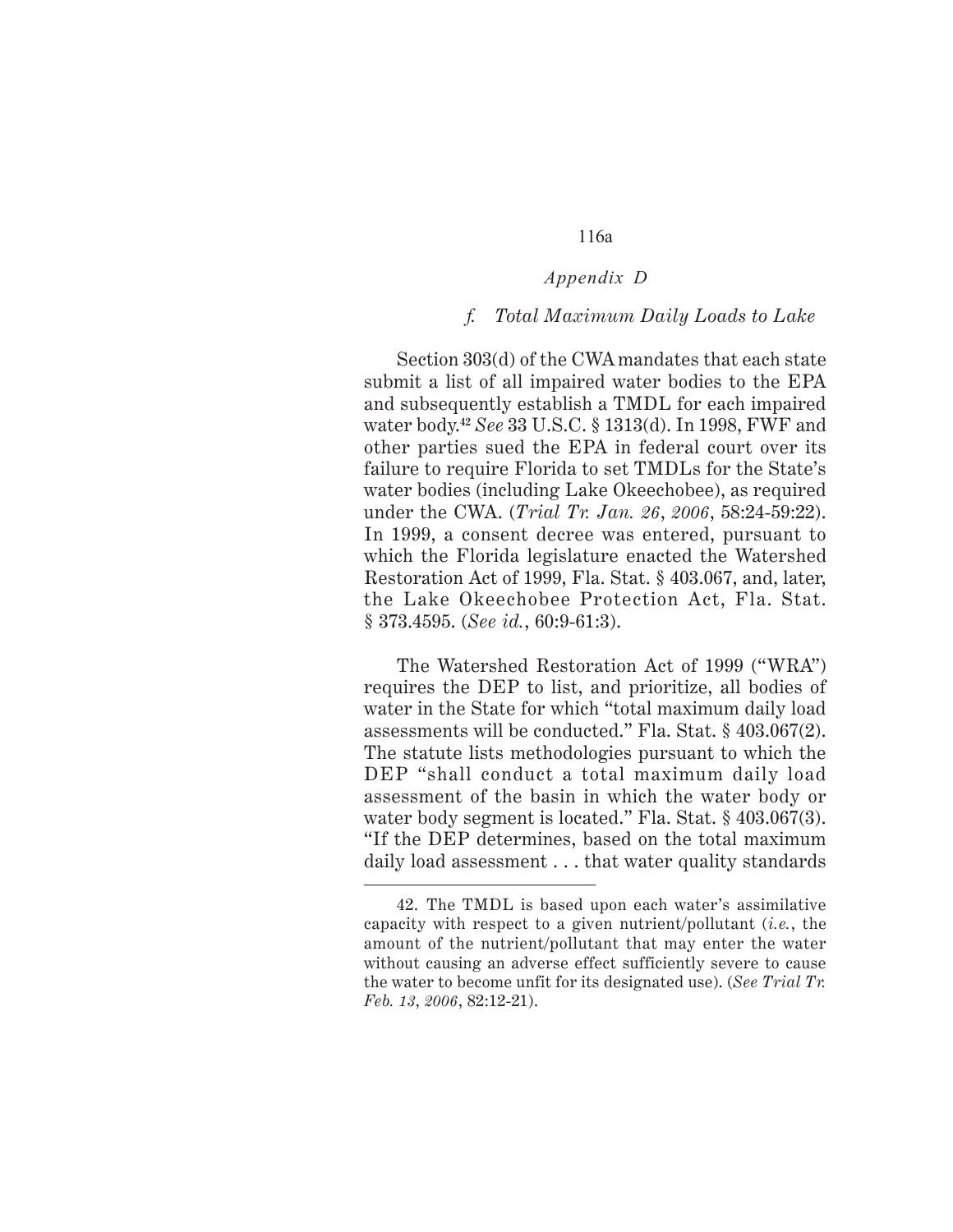*Appendix D*

*f. Total Maximum Daily Loads to Lake*

Section 303(d) of the CWA mandates that each state submit a list of all impaired water bodies to the EPA and subsequently establish a TMDL for each impaired water body.[42] *See* 33 U.S.C. § 1313(d). In 1998, FWF and other parties sued the EPA in federal court over its failure to require Florida to set TMDLs for the State's water bodies (including Lake Okeechobee), as required under the CWA. (*Trial Tr. Jan. 26, 2006*, 58:24-59:22). In 1999, a consent decree was entered, pursuant to which the Florida legislature enacted the Watershed Restoration Act of 1999, Fla. Stat. § 403.067, and, later, the Lake Okeechobee Protection Act, Fla. Stat. § 373.4595. (*See id.*, 60:9-61:3).

The Watershed Restoration Act of 1999 ("WRA") requires the DEP to list, and prioritize, all bodies of water in the State for which "total maximum daily load assessments will be conducted." Fla. Stat. § 403.067(2). The statute lists methodologies pursuant to which the DEP "shall conduct a total maximum daily load assessment of the basin in which the water body or water body segment is located." Fla. Stat. § 403.067(3). "If the DEP determines, based on the total maximum daily load assessment . . . that water quality standards

---

42. The TMDL is based upon each water's assimilative capacity with respect to a given nutrient/pollutant (*i.e.*, the amount of the nutrient/pollutant that may enter the water without causing an adverse effect sufficiently severe to cause the water to become unfit for its designated use). (*See Trial Tr. Feb. 13, 2006*, 82:12-21).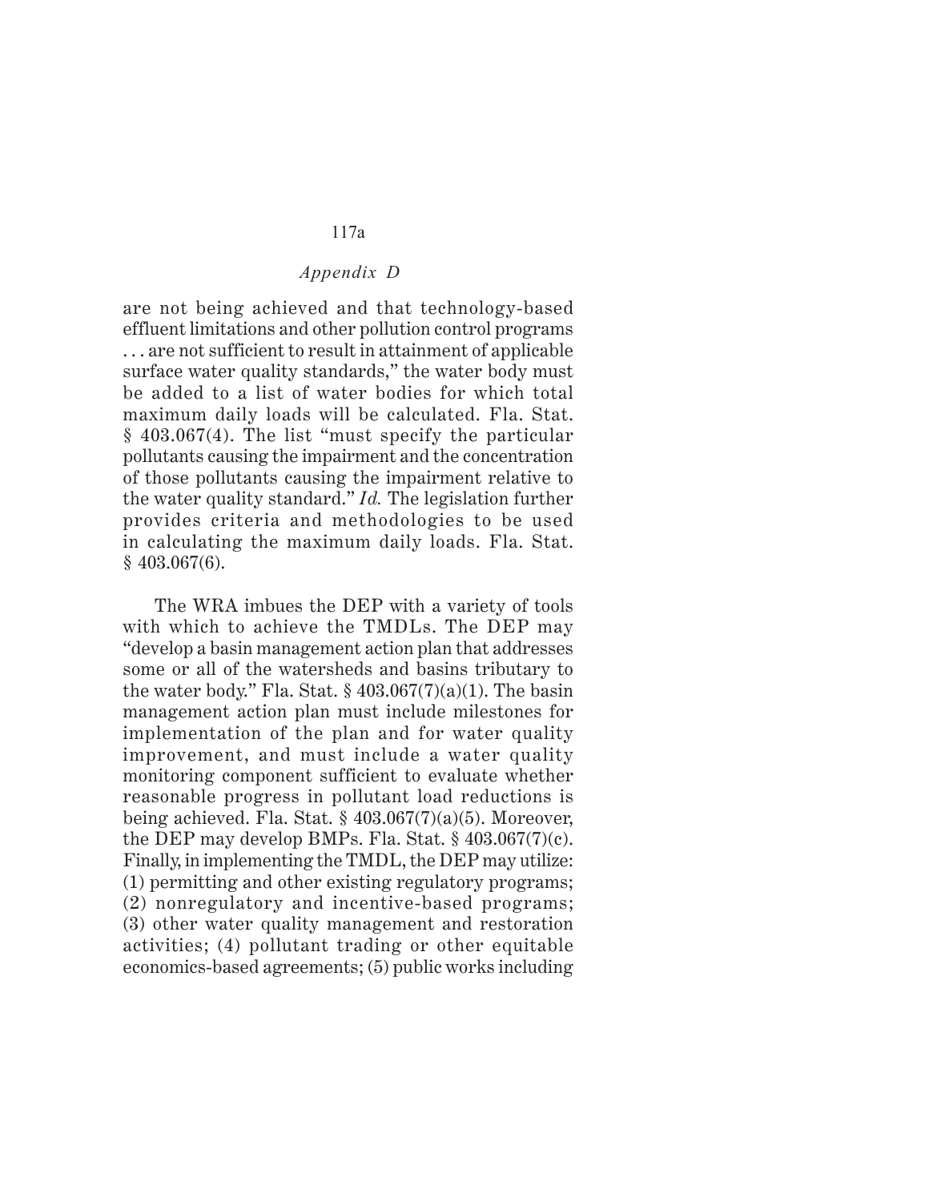are not being achieved and that technology-based effluent limitations and other pollution control programs . . . are not sufficient to result in attainment of applicable surface water quality standards," the water body must be added to a list of water bodies for which total maximum daily loads will be calculated. Fla. Stat. § 403.067(4). The list "must specify the particular pollutants causing the impairment and the concentration of those pollutants causing the impairment relative to the water quality standard." *Id.* The legislation further provides criteria and methodologies to be used in calculating the maximum daily loads. Fla. Stat. § 403.067(6).

The WRA imbues the DEP with a variety of tools with which to achieve the TMDLs. The DEP may "develop a basin management action plan that addresses some or all of the watersheds and basins tributary to the water body." Fla. Stat. § 403.067(7)(a)(1). The basin management action plan must include milestones for implementation of the plan and for water quality improvement, and must include a water quality monitoring component sufficient to evaluate whether reasonable progress in pollutant load reductions is being achieved. Fla. Stat. § 403.067(7)(a)(5). Moreover, the DEP may develop BMPs. Fla. Stat. § 403.067(7)(c). Finally, in implementing the TMDL, the DEP may utilize: (1) permitting and other existing regulatory programs; (2) nonregulatory and incentive-based programs; (3) other water quality management and restoration activities; (4) pollutant trading or other equitable economics-based agreements; (5) public works including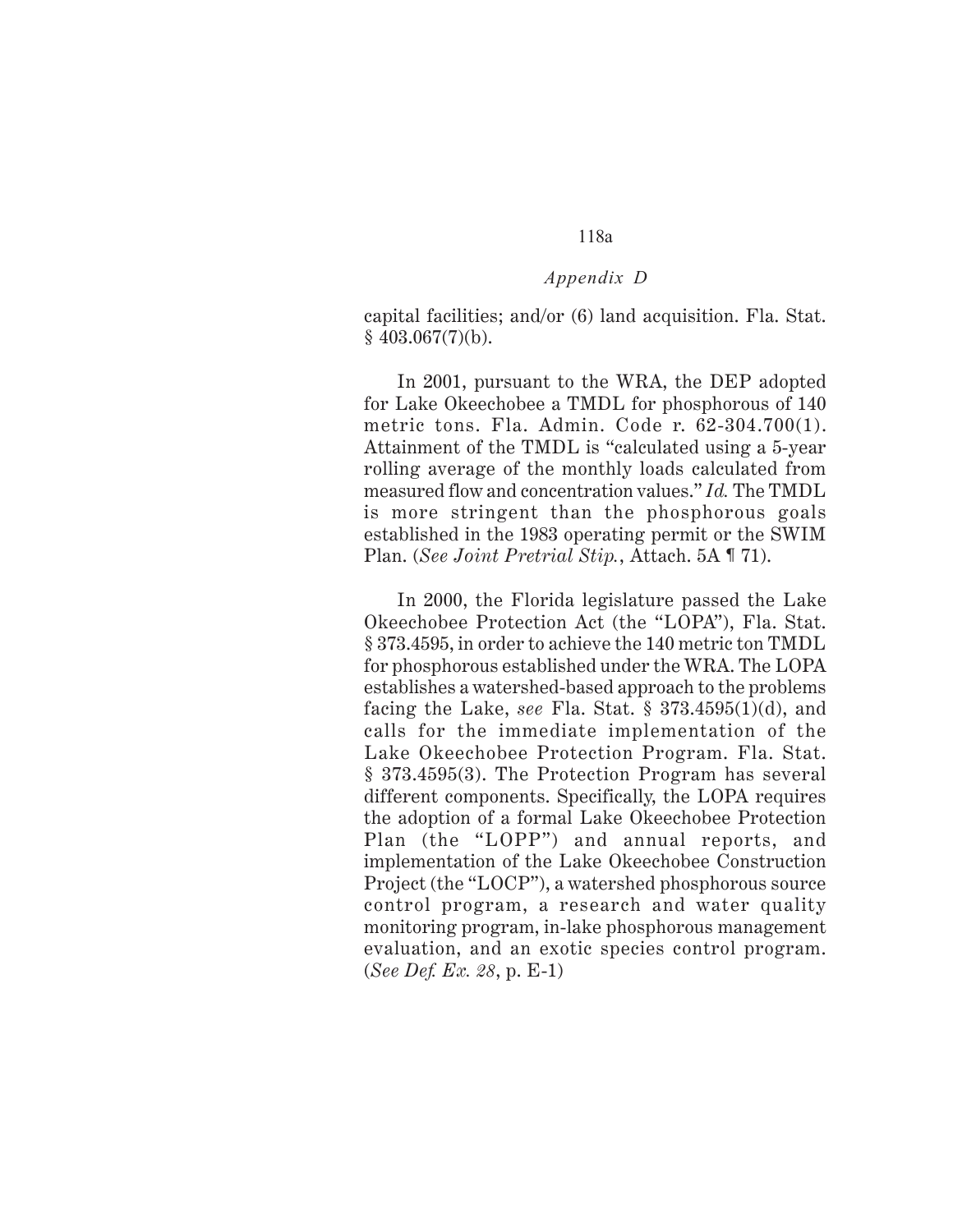capital facilities; and/or (6) land acquisition. Fla. Stat. § 403.067(7)(b).

In 2001, pursuant to the WRA, the DEP adopted for Lake Okeechobee a TMDL for phosphorous of 140 metric tons. Fla. Admin. Code r. 62-304.700(1). Attainment of the TMDL is "calculated using a 5-year rolling average of the monthly loads calculated from measured flow and concentration values." *Id.* The TMDL is more stringent than the phosphorous goals established in the 1983 operating permit or the SWIM Plan. (*See Joint Pretrial Stip.*, Attach. 5A ¶ 71).

In 2000, the Florida legislature passed the Lake Okeechobee Protection Act (the "LOPA"), Fla. Stat. § 373.4595, in order to achieve the 140 metric ton TMDL for phosphorous established under the WRA. The LOPA establishes a watershed-based approach to the problems facing the Lake, *see* Fla. Stat. § 373.4595(1)(d), and calls for the immediate implementation of the Lake Okeechobee Protection Program. Fla. Stat. § 373.4595(3). The Protection Program has several different components. Specifically, the LOPA requires the adoption of a formal Lake Okeechobee Protection Plan (the "LOPP") and annual reports, and implementation of the Lake Okeechobee Construction Project (the "LOCP"), a watershed phosphorous source control program, a research and water quality monitoring program, in-lake phosphorous management evaluation, and an exotic species control program. (*See Def. Ex. 28*, p. E-1)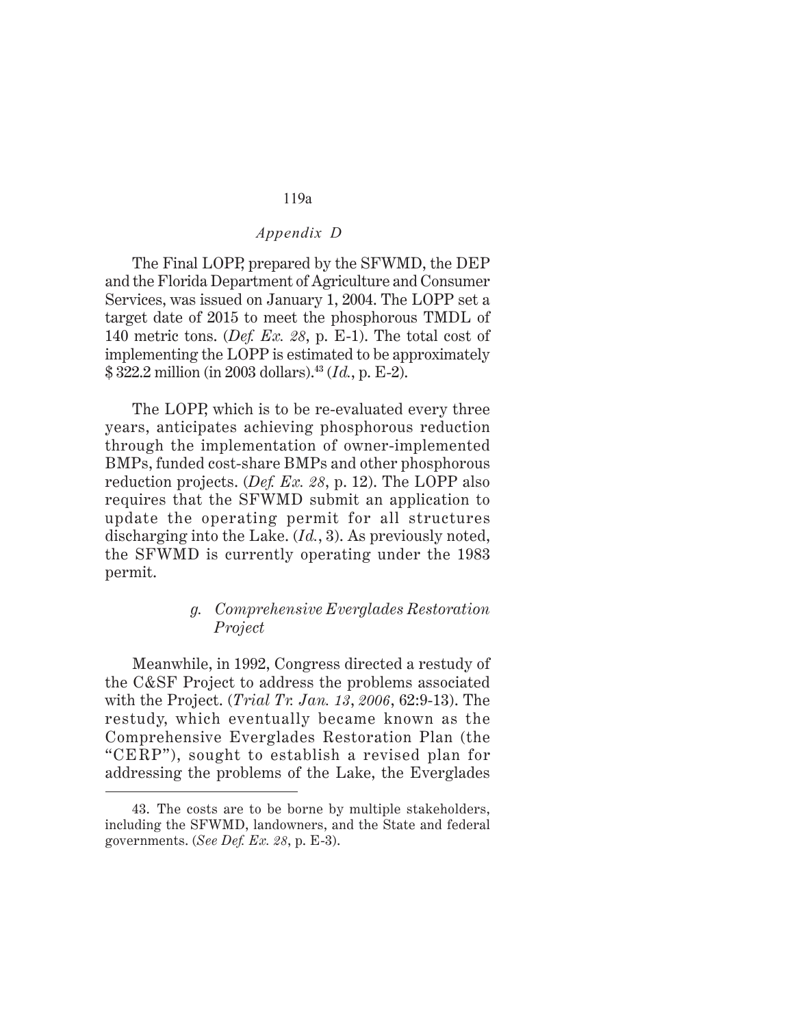The Final LOPP, prepared by the SFWMD, the DEP and the Florida Department of Agriculture and Consumer Services, was issued on January 1, 2004. The LOPP set a target date of 2015 to meet the phosphorous TMDL of 140 metric tons. (*Def. Ex. 28*, p. E-1). The total cost of implementing the LOPP is estimated to be approximately $ 322.2 million (in 2003 dollars).[43] (*Id.*, p. E-2).

The LOPP, which is to be re-evaluated every three years, anticipates achieving phosphorous reduction through the implementation of owner-implemented BMPs, funded cost-share BMPs and other phosphorous reduction projects. (*Def. Ex. 28*, p. 12). The LOPP also requires that the SFWMD submit an application to update the operating permit for all structures discharging into the Lake. (*Id.*, 3). As previously noted, the SFWMD is currently operating under the 1983 permit.

*g. Comprehensive Everglades Restoration Project*

Meanwhile, in 1992, Congress directed a restudy of the C&SF Project to address the problems associated with the Project. (*Trial Tr. Jan. 13, 2006*, 62:9-13). The restudy, which eventually became known as the Comprehensive Everglades Restoration Plan (the "CERP"), sought to establish a revised plan for addressing the problems of the Lake, the Everglades

43. The costs are to be borne by multiple stakeholders, including the SFWMD, landowners, and the State and federal governments. (*See Def. Ex. 28*, p. E-3).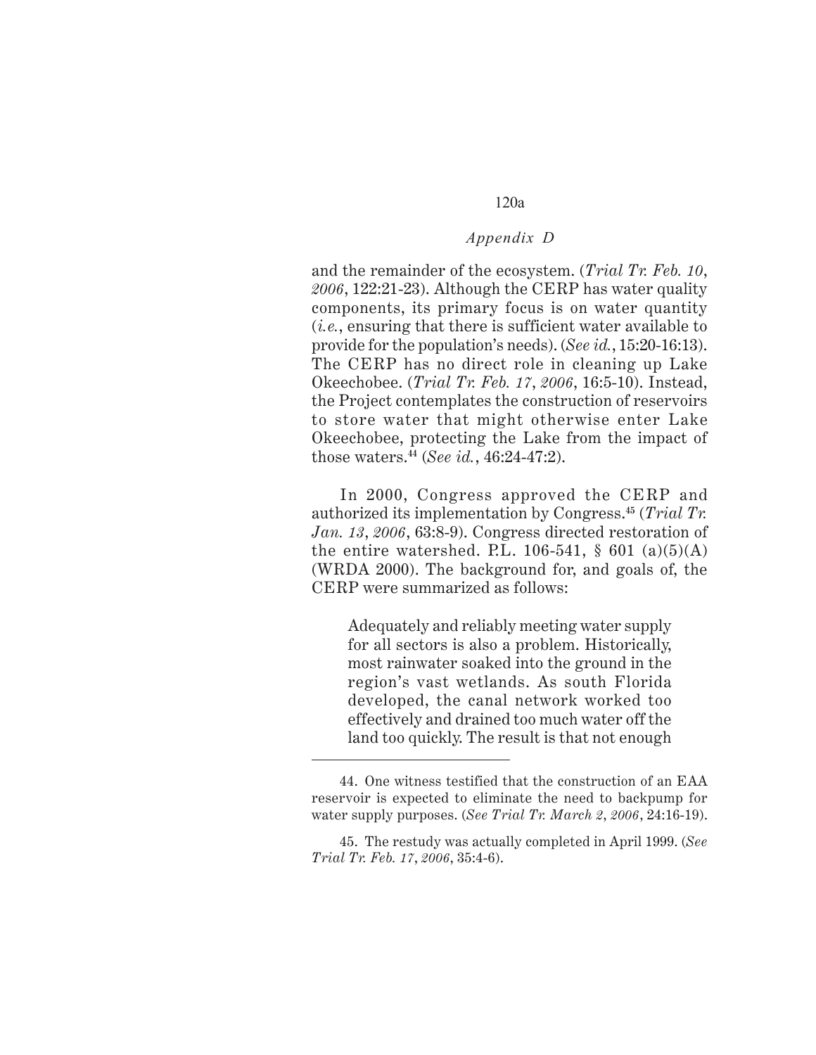and the remainder of the ecosystem. (*Trial Tr. Feb. 10, 2006*, 122:21-23). Although the CERP has water quality components, its primary focus is on water quantity (*i.e.*, ensuring that there is sufficient water available to provide for the population's needs). (*See id.*, 15:20-16:13). The CERP has no direct role in cleaning up Lake Okeechobee. (*Trial Tr. Feb. 17, 2006*, 16:5-10). Instead, the Project contemplates the construction of reservoirs to store water that might otherwise enter Lake Okeechobee, protecting the Lake from the impact of those waters.[44] (*See id.*, 46:24-47:2).

In 2000, Congress approved the CERP and authorized its implementation by Congress.[45] (*Trial Tr. Jan. 13, 2006*, 63:8-9). Congress directed restoration of the entire watershed. P.L. 106-541, § 601 (a)(5)(A) (WRDA 2000). The background for, and goals of, the CERP were summarized as follows:

> Adequately and reliably meeting water supply for all sectors is also a problem. Historically, most rainwater soaked into the ground in the region's vast wetlands. As south Florida developed, the canal network worked too effectively and drained too much water off the land too quickly. The result is that not enough

---

44. One witness testified that the construction of an EAA reservoir is expected to eliminate the need to backpump for water supply purposes. (*See Trial Tr. March 2, 2006*, 24:16-19).

45. The restudy was actually completed in April 1999. (*See Trial Tr. Feb. 17, 2006*, 35:4-6).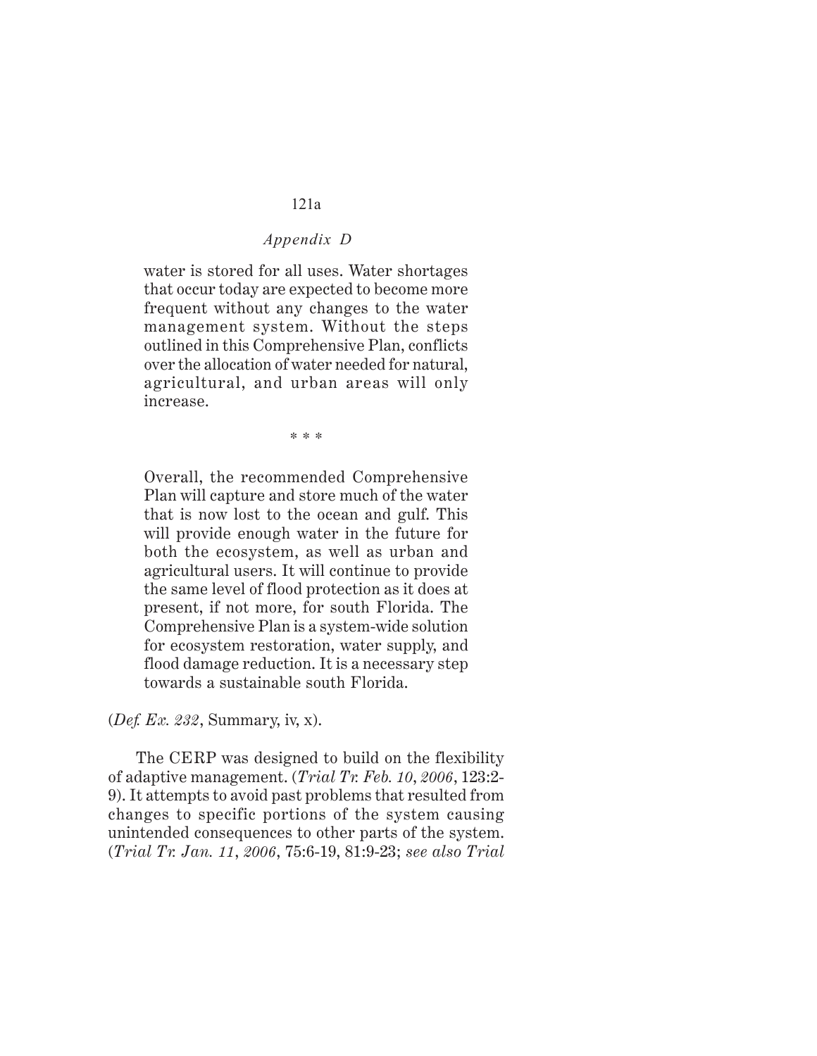*Appendix D*

> water is stored for all uses. Water shortages that occur today are expected to become more frequent without any changes to the water management system. Without the steps outlined in this Comprehensive Plan, conflicts over the allocation of water needed for natural, agricultural, and urban areas will only increase.
>
> * * *
>
> Overall, the recommended Comprehensive Plan will capture and store much of the water that is now lost to the ocean and gulf. This will provide enough water in the future for both the ecosystem, as well as urban and agricultural users. It will continue to provide the same level of flood protection as it does at present, if not more, for south Florida. The Comprehensive Plan is a system-wide solution for ecosystem restoration, water supply, and flood damage reduction. It is a necessary step towards a sustainable south Florida.

(*Def. Ex. 232*, Summary, iv, x).

The CERP was designed to build on the flexibility of adaptive management. (*Trial Tr. Feb. 10, 2006*, 123:2-9). It attempts to avoid past problems that resulted from changes to specific portions of the system causing unintended consequences to other parts of the system. (*Trial Tr. Jan. 11, 2006*, 75:6-19, 81:9-23; *see also Trial*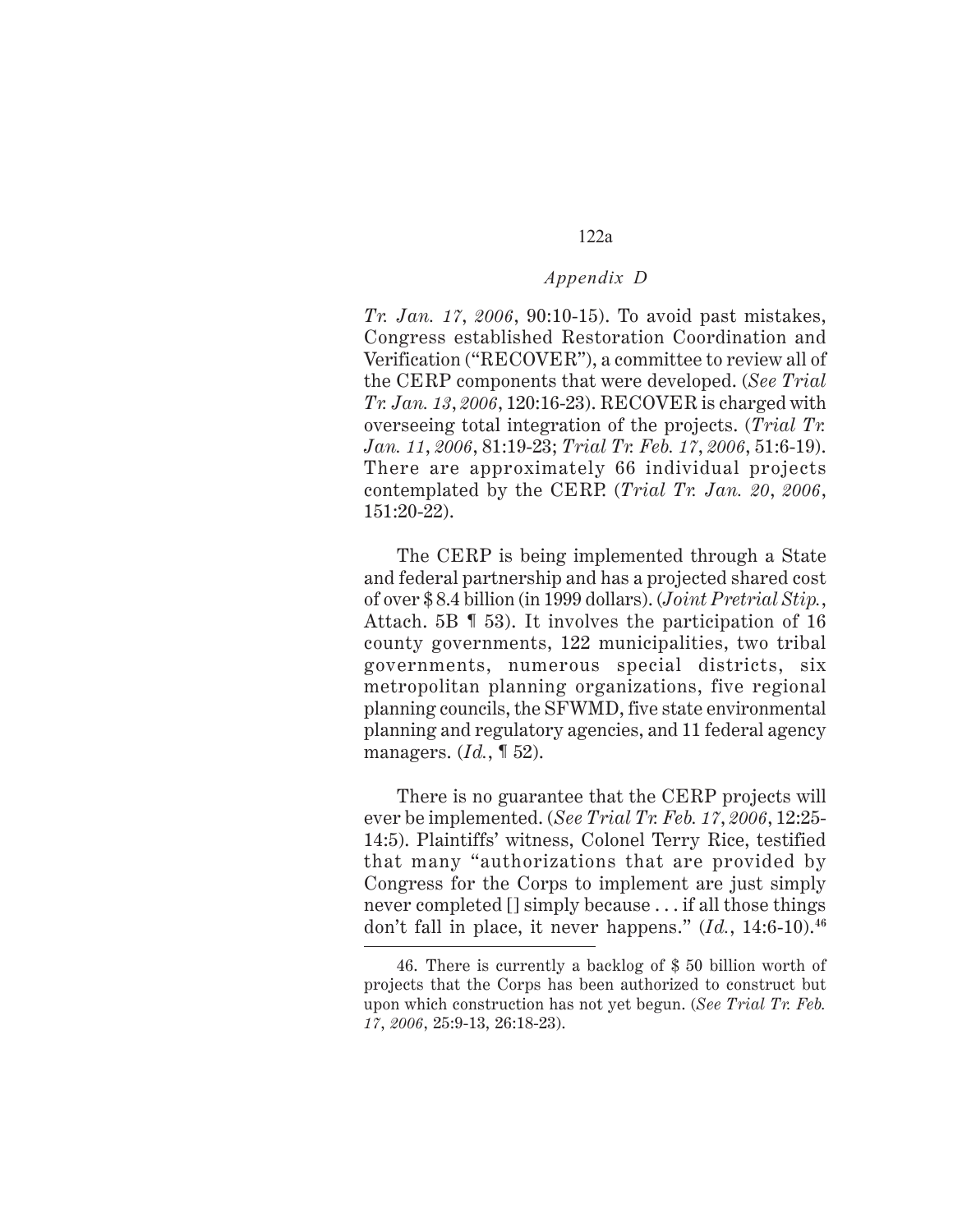*Tr. Jan. 17, 2006*, 90:10-15). To avoid past mistakes, Congress established Restoration Coordination and Verification ("RECOVER"), a committee to review all of the CERP components that were developed. (*See Trial Tr. Jan. 13, 2006*, 120:16-23). RECOVER is charged with overseeing total integration of the projects. (*Trial Tr. Jan. 11, 2006*, 81:19-23; *Trial Tr. Feb. 17, 2006*, 51:6-19). There are approximately 66 individual projects contemplated by the CERP. (*Trial Tr. Jan. 20, 2006*, 151:20-22).

The CERP is being implemented through a State and federal partnership and has a projected shared cost of over $ 8.4 billion (in 1999 dollars). (*Joint Pretrial Stip.*, Attach. 5B ¶ 53). It involves the participation of 16 county governments, 122 municipalities, two tribal governments, numerous special districts, six metropolitan planning organizations, five regional planning councils, the SFWMD, five state environmental planning and regulatory agencies, and 11 federal agency managers. (*Id.*, ¶ 52).

There is no guarantee that the CERP projects will ever be implemented. (*See Trial Tr. Feb. 17, 2006*, 12:25-14:5). Plaintiffs' witness, Colonel Terry Rice, testified that many "authorizations that are provided by Congress for the Corps to implement are just simply never completed [] simply because . . . if all those things don't fall in place, it never happens." (*Id.*, 14:6-10).[46]

---

46. There is currently a backlog of $ 50 billion worth of projects that the Corps has been authorized to construct but upon which construction has not yet begun. (*See Trial Tr. Feb. 17, 2006*, 25:9-13, 26:18-23).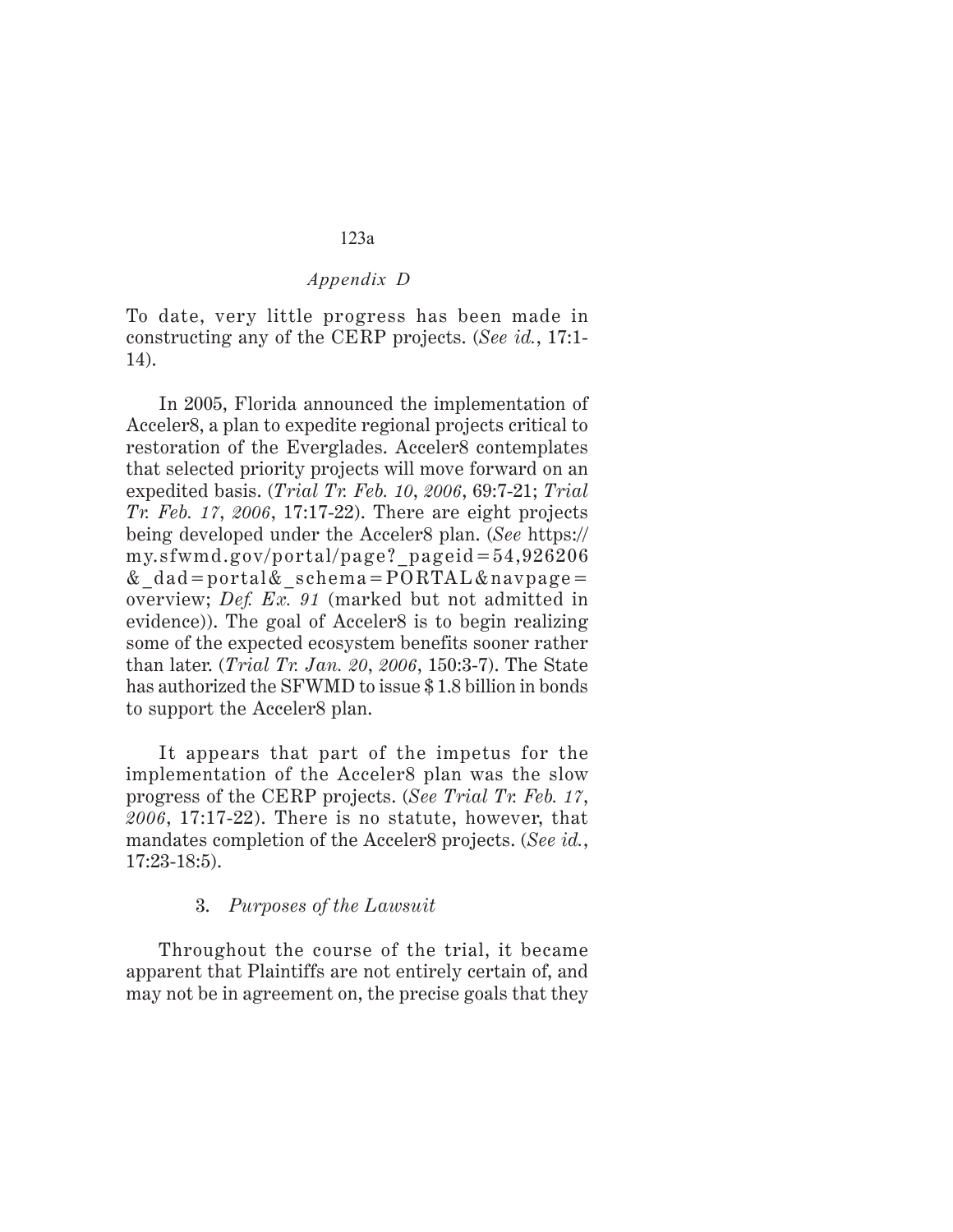To date, very little progress has been made in constructing any of the CERP projects. (*See id.*, 17:1-14).

In 2005, Florida announced the implementation of Acceler8, a plan to expedite regional projects critical to restoration of the Everglades. Acceler8 contemplates that selected priority projects will move forward on an expedited basis. (*Trial Tr. Feb. 10, 2006*, 69:7-21; *Trial Tr. Feb. 17, 2006*, 17:17-22). There are eight projects being developed under the Acceler8 plan. (*See* https://my.sfwmd.gov/portal/page?_pageid=54,926206&_dad=portal&_schema=PORTAL&navpage=overview; *Def. Ex. 91* (marked but not admitted in evidence)). The goal of Acceler8 is to begin realizing some of the expected ecosystem benefits sooner rather than later. (*Trial Tr. Jan. 20, 2006*, 150:3-7). The State has authorized the SFWMD to issue $1.8 billion in bonds to support the Acceler8 plan.

It appears that part of the impetus for the implementation of the Acceler8 plan was the slow progress of the CERP projects. (*See Trial Tr. Feb. 17, 2006*, 17:17-22). There is no statute, however, that mandates completion of the Acceler8 projects. (*See id.*, 17:23-18:5).

### 3. *Purposes of the Lawsuit*

Throughout the course of the trial, it became apparent that Plaintiffs are not entirely certain of, and may not be in agreement on, the precise goals that they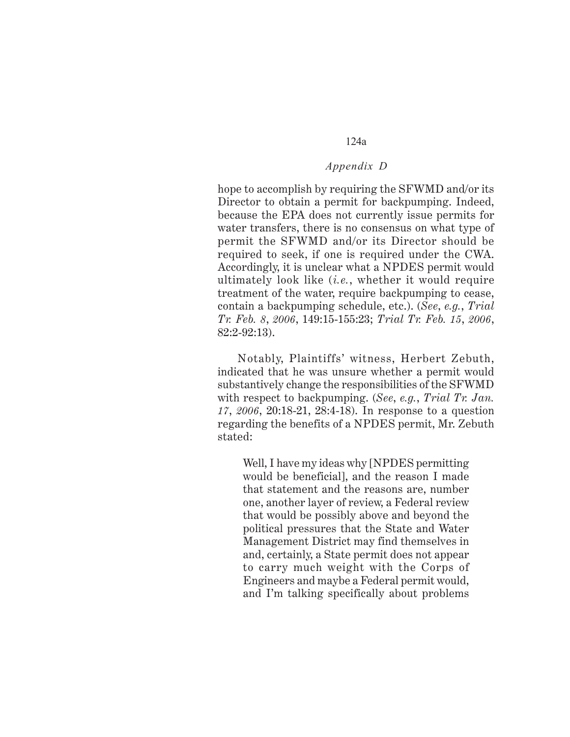hope to accomplish by requiring the SFWMD and/or its Director to obtain a permit for backpumping. Indeed, because the EPA does not currently issue permits for water transfers, there is no consensus on what type of permit the SFWMD and/or its Director should be required to seek, if one is required under the CWA. Accordingly, it is unclear what a NPDES permit would ultimately look like (*i.e.*, whether it would require treatment of the water, require backpumping to cease, contain a backpumping schedule, etc.). (*See*, *e.g.*, *Trial Tr. Feb. 8*, *2006*, 149:15-155:23; *Trial Tr. Feb. 15*, *2006*, 82:2-92:13).

Notably, Plaintiffs' witness, Herbert Zebuth, indicated that he was unsure whether a permit would substantively change the responsibilities of the SFWMD with respect to backpumping. (*See*, *e.g.*, *Trial Tr. Jan. 17*, *2006*, 20:18-21, 28:4-18). In response to a question regarding the benefits of a NPDES permit, Mr. Zebuth stated:

> Well, I have my ideas why [NPDES permitting would be beneficial], and the reason I made that statement and the reasons are, number one, another layer of review, a Federal review that would be possibly above and beyond the political pressures that the State and Water Management District may find themselves in and, certainly, a State permit does not appear to carry much weight with the Corps of Engineers and maybe a Federal permit would, and I'm talking specifically about problems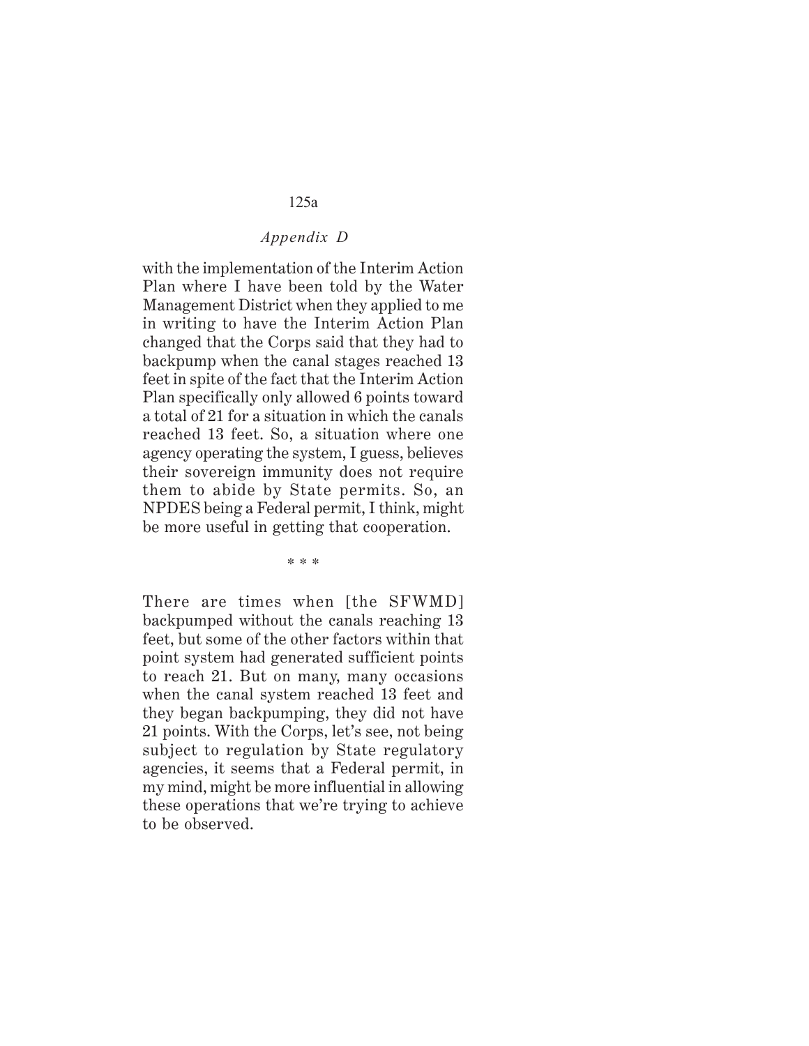with the implementation of the Interim Action Plan where I have been told by the Water Management District when they applied to me in writing to have the Interim Action Plan changed that the Corps said that they had to backpump when the canal stages reached 13 feet in spite of the fact that the Interim Action Plan specifically only allowed 6 points toward a total of 21 for a situation in which the canals reached 13 feet. So, a situation where one agency operating the system, I guess, believes their sovereign immunity does not require them to abide by State permits. So, an NPDES being a Federal permit, I think, might be more useful in getting that cooperation.

\* \* \*

There are times when [the SFWMD] backpumped without the canals reaching 13 feet, but some of the other factors within that point system had generated sufficient points to reach 21. But on many, many occasions when the canal system reached 13 feet and they began backpumping, they did not have 21 points. With the Corps, let's see, not being subject to regulation by State regulatory agencies, it seems that a Federal permit, in my mind, might be more influential in allowing these operations that we're trying to achieve to be observed.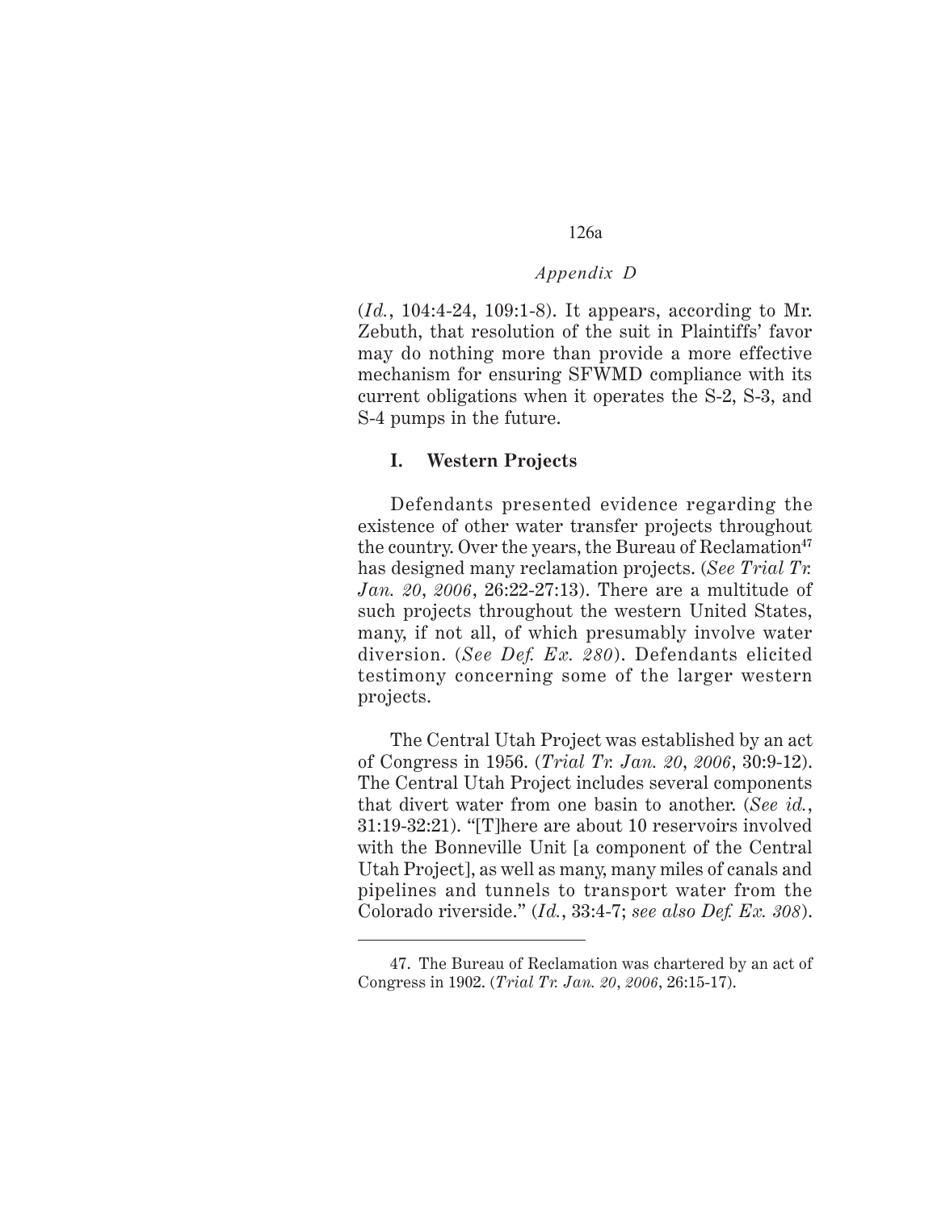(*Id.*, 104:4-24, 109:1-8). It appears, according to Mr. Zebuth, that resolution of the suit in Plaintiffs' favor may do nothing more than provide a more effective mechanism for ensuring SFWMD compliance with its current obligations when it operates the S-2, S-3, and S-4 pumps in the future.

### I. Western Projects

Defendants presented evidence regarding the existence of other water transfer projects throughout the country. Over the years, the Bureau of Reclamation[47] has designed many reclamation projects. (*See Trial Tr. Jan. 20, 2006*, 26:22-27:13). There are a multitude of such projects throughout the western United States, many, if not all, of which presumably involve water diversion. (*See Def. Ex. 280*). Defendants elicited testimony concerning some of the larger western projects.

The Central Utah Project was established by an act of Congress in 1956. (*Trial Tr. Jan. 20, 2006*, 30:9-12). The Central Utah Project includes several components that divert water from one basin to another. (*See id.*, 31:19-32:21). "[T]here are about 10 reservoirs involved with the Bonneville Unit [a component of the Central Utah Project], as well as many, many miles of canals and pipelines and tunnels to transport water from the Colorado riverside." (*Id.*, 33:4-7; *see also Def. Ex. 308*).

---

47. The Bureau of Reclamation was chartered by an act of Congress in 1902. (*Trial Tr. Jan. 20, 2006*, 26:15-17).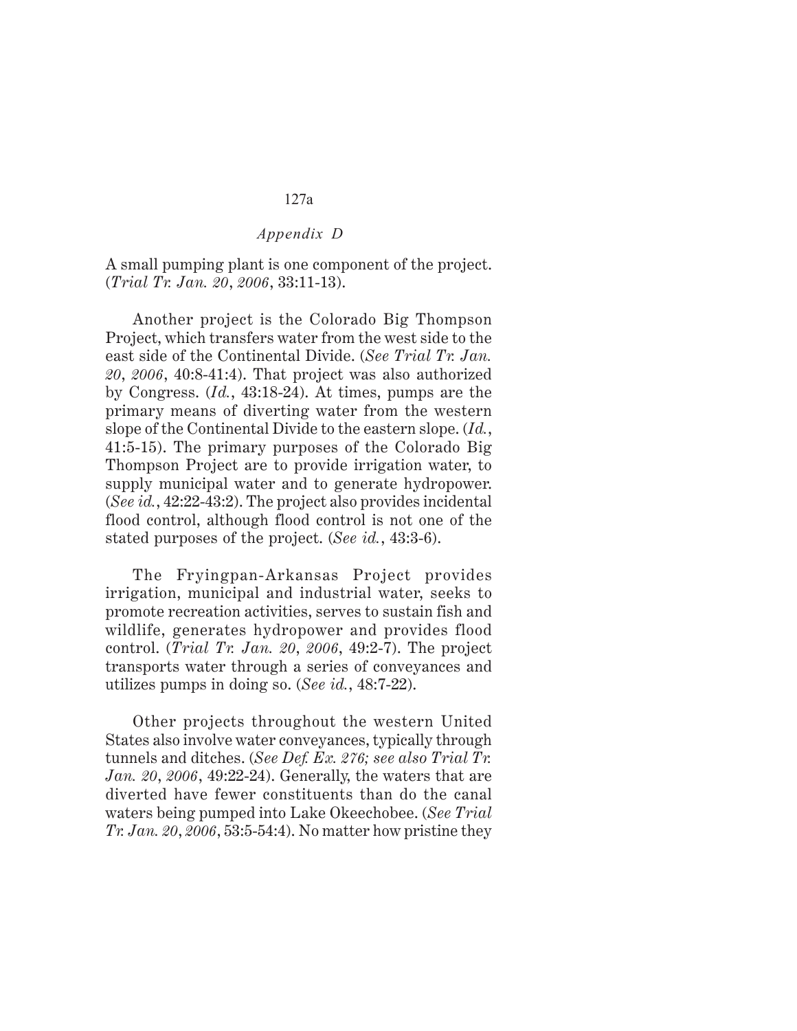A small pumping plant is one component of the project. (*Trial Tr. Jan. 20, 2006*, 33:11-13).

Another project is the Colorado Big Thompson Project, which transfers water from the west side to the east side of the Continental Divide. (*See Trial Tr. Jan. 20, 2006*, 40:8-41:4). That project was also authorized by Congress. (*Id.*, 43:18-24). At times, pumps are the primary means of diverting water from the western slope of the Continental Divide to the eastern slope. (*Id.*, 41:5-15). The primary purposes of the Colorado Big Thompson Project are to provide irrigation water, to supply municipal water and to generate hydropower. (*See id.*, 42:22-43:2). The project also provides incidental flood control, although flood control is not one of the stated purposes of the project. (*See id.*, 43:3-6).

The Fryingpan-Arkansas Project provides irrigation, municipal and industrial water, seeks to promote recreation activities, serves to sustain fish and wildlife, generates hydropower and provides flood control. (*Trial Tr. Jan. 20, 2006*, 49:2-7). The project transports water through a series of conveyances and utilizes pumps in doing so. (*See id.*, 48:7-22).

Other projects throughout the western United States also involve water conveyances, typically through tunnels and ditches. (*See Def. Ex. 276; see also Trial Tr. Jan. 20, 2006*, 49:22-24). Generally, the waters that are diverted have fewer constituents than do the canal waters being pumped into Lake Okeechobee. (*See Trial Tr. Jan. 20, 2006*, 53:5-54:4). No matter how pristine they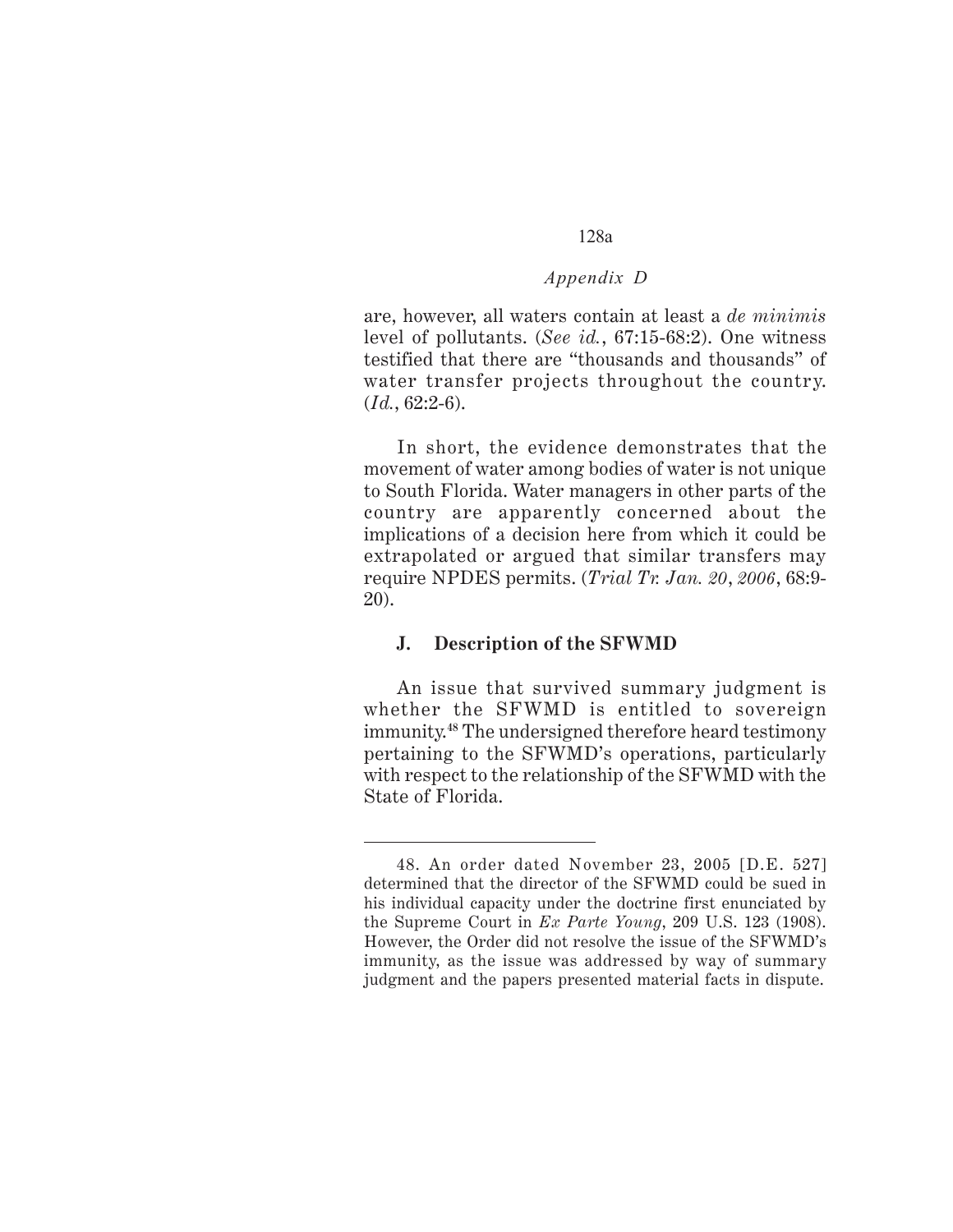are, however, all waters contain at least a *de minimis* level of pollutants. (*See id.*, 67:15-68:2). One witness testified that there are "thousands and thousands" of water transfer projects throughout the country. (*Id.*, 62:2-6).

In short, the evidence demonstrates that the movement of water among bodies of water is not unique to South Florida. Water managers in other parts of the country are apparently concerned about the implications of a decision here from which it could be extrapolated or argued that similar transfers may require NPDES permits. (*Trial Tr. Jan. 20, 2006*, 68:9-20).

### J. Description of the SFWMD

An issue that survived summary judgment is whether the SFWMD is entitled to sovereign immunity.[48] The undersigned therefore heard testimony pertaining to the SFWMD's operations, particularly with respect to the relationship of the SFWMD with the State of Florida.

---

48. An order dated November 23, 2005 [D.E. 527] determined that the director of the SFWMD could be sued in his individual capacity under the doctrine first enunciated by the Supreme Court in *Ex Parte Young*, 209 U.S. 123 (1908). However, the Order did not resolve the issue of the SFWMD's immunity, as the issue was addressed by way of summary judgment and the papers presented material facts in dispute.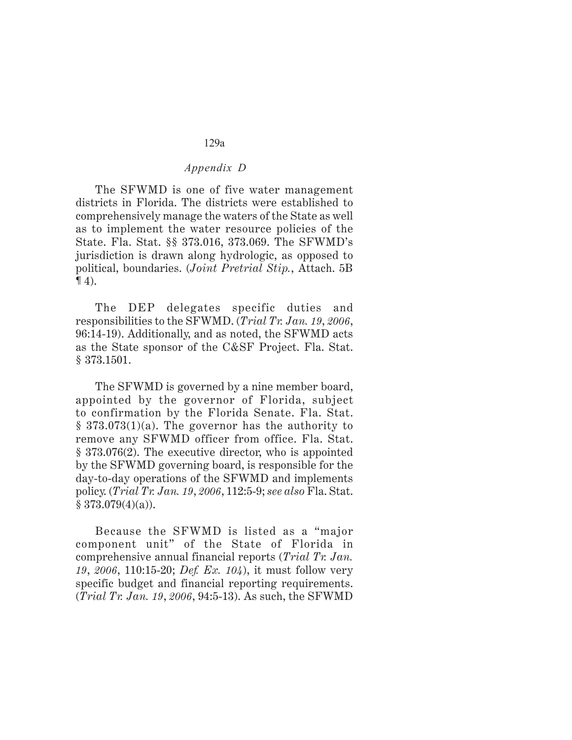The SFWMD is one of five water management districts in Florida. The districts were established to comprehensively manage the waters of the State as well as to implement the water resource policies of the State. Fla. Stat. §§ 373.016, 373.069. The SFWMD's jurisdiction is drawn along hydrologic, as opposed to political, boundaries. (*Joint Pretrial Stip.*, Attach. 5B ¶ 4).

The DEP delegates specific duties and responsibilities to the SFWMD. (*Trial Tr. Jan. 19, 2006*, 96:14-19). Additionally, and as noted, the SFWMD acts as the State sponsor of the C&SF Project. Fla. Stat. § 373.1501.

The SFWMD is governed by a nine member board, appointed by the governor of Florida, subject to confirmation by the Florida Senate. Fla. Stat. § 373.073(1)(a). The governor has the authority to remove any SFWMD officer from office. Fla. Stat. § 373.076(2). The executive director, who is appointed by the SFWMD governing board, is responsible for the day-to-day operations of the SFWMD and implements policy. (*Trial Tr. Jan. 19, 2006*, 112:5-9; *see also* Fla. Stat. § 373.079(4)(a)).

Because the SFWMD is listed as a "major component unit" of the State of Florida in comprehensive annual financial reports (*Trial Tr. Jan. 19, 2006*, 110:15-20; *Def. Ex. 104*), it must follow very specific budget and financial reporting requirements. (*Trial Tr. Jan. 19, 2006*, 94:5-13). As such, the SFWMD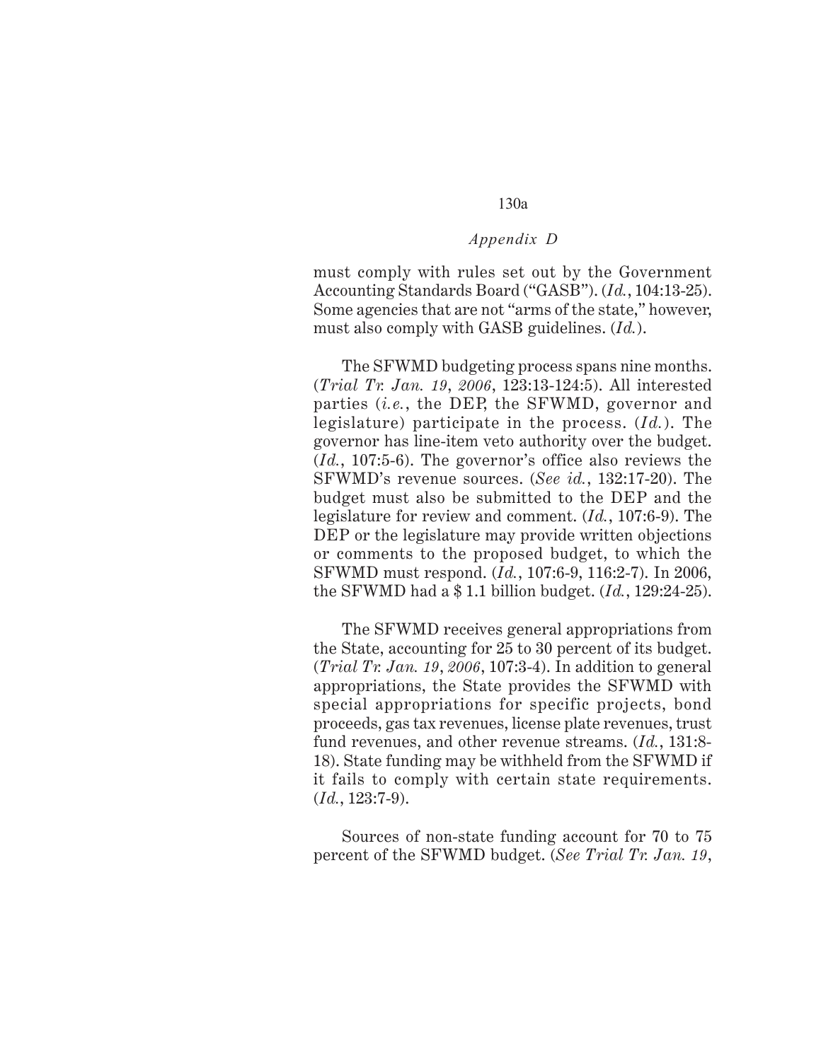must comply with rules set out by the Government Accounting Standards Board ("GASB"). (*Id.*, 104:13-25). Some agencies that are not "arms of the state," however, must also comply with GASB guidelines. (*Id.*).

The SFWMD budgeting process spans nine months. (*Trial Tr. Jan. 19, 2006*, 123:13-124:5). All interested parties (*i.e.*, the DEP, the SFWMD, governor and legislature) participate in the process. (*Id.*). The governor has line-item veto authority over the budget. (*Id.*, 107:5-6). The governor's office also reviews the SFWMD's revenue sources. (*See id.*, 132:17-20). The budget must also be submitted to the DEP and the legislature for review and comment. (*Id.*, 107:6-9). The DEP or the legislature may provide written objections or comments to the proposed budget, to which the SFWMD must respond. (*Id.*, 107:6-9, 116:2-7). In 2006, the SFWMD had a $ 1.1 billion budget. (*Id.*, 129:24-25).

The SFWMD receives general appropriations from the State, accounting for 25 to 30 percent of its budget. (*Trial Tr. Jan. 19, 2006*, 107:3-4). In addition to general appropriations, the State provides the SFWMD with special appropriations for specific projects, bond proceeds, gas tax revenues, license plate revenues, trust fund revenues, and other revenue streams. (*Id.*, 131:8-18). State funding may be withheld from the SFWMD if it fails to comply with certain state requirements. (*Id.*, 123:7-9).

Sources of non-state funding account for 70 to 75 percent of the SFWMD budget. (*See Trial Tr. Jan. 19*,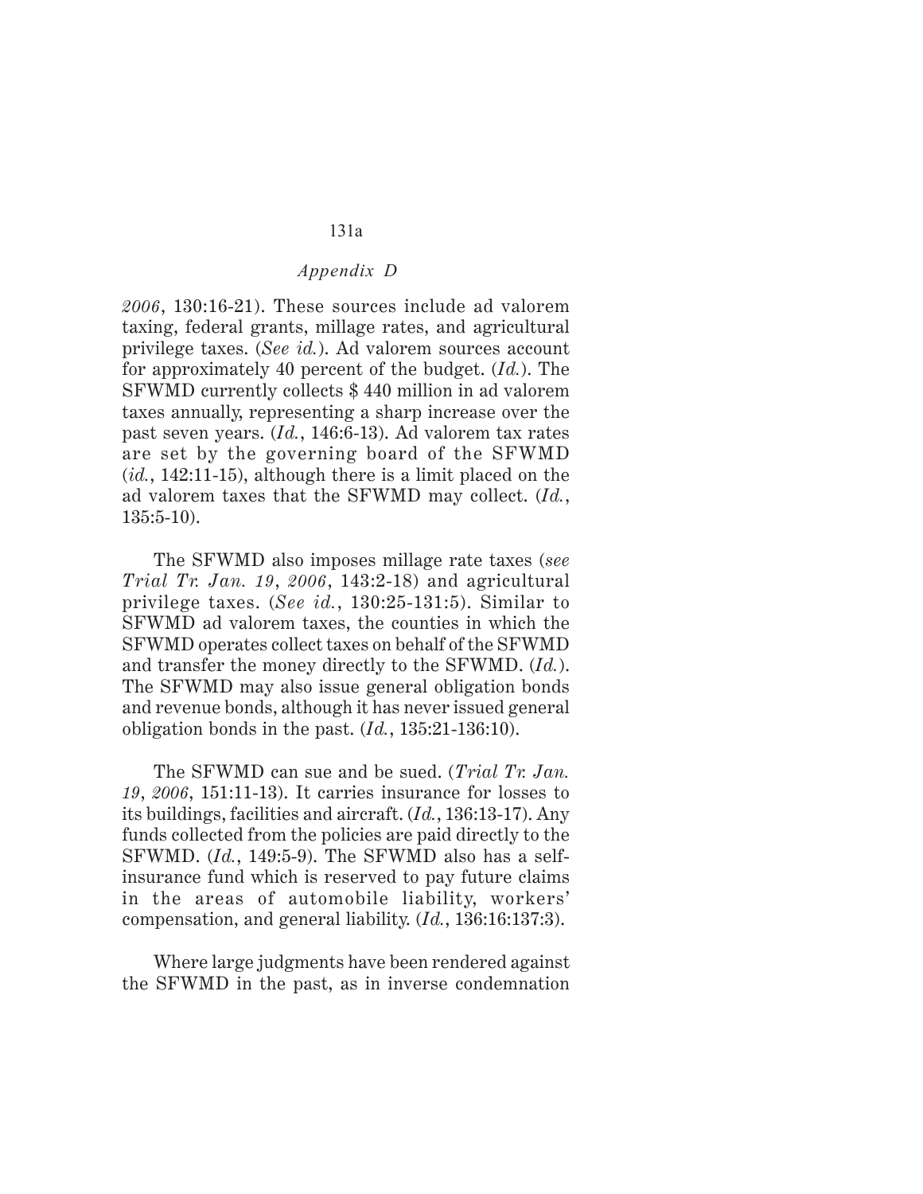*2006*, 130:16-21). These sources include ad valorem taxing, federal grants, millage rates, and agricultural privilege taxes. (*See id.*). Ad valorem sources account for approximately 40 percent of the budget. (*Id.*). The SFWMD currently collects $ 440 million in ad valorem taxes annually, representing a sharp increase over the past seven years. (*Id.*, 146:6-13). Ad valorem tax rates are set by the governing board of the SFWMD (*id.*, 142:11-15), although there is a limit placed on the ad valorem taxes that the SFWMD may collect. (*Id.*, 135:5-10).

The SFWMD also imposes millage rate taxes (*see Trial Tr. Jan. 19, 2006*, 143:2-18) and agricultural privilege taxes. (*See id.*, 130:25-131:5). Similar to SFWMD ad valorem taxes, the counties in which the SFWMD operates collect taxes on behalf of the SFWMD and transfer the money directly to the SFWMD. (*Id.*). The SFWMD may also issue general obligation bonds and revenue bonds, although it has never issued general obligation bonds in the past. (*Id.*, 135:21-136:10).

The SFWMD can sue and be sued. (*Trial Tr. Jan. 19, 2006*, 151:11-13). It carries insurance for losses to its buildings, facilities and aircraft. (*Id.*, 136:13-17). Any funds collected from the policies are paid directly to the SFWMD. (*Id.*, 149:5-9). The SFWMD also has a self-insurance fund which is reserved to pay future claims in the areas of automobile liability, workers' compensation, and general liability. (*Id.*, 136:16:137:3).

Where large judgments have been rendered against the SFWMD in the past, as in inverse condemnation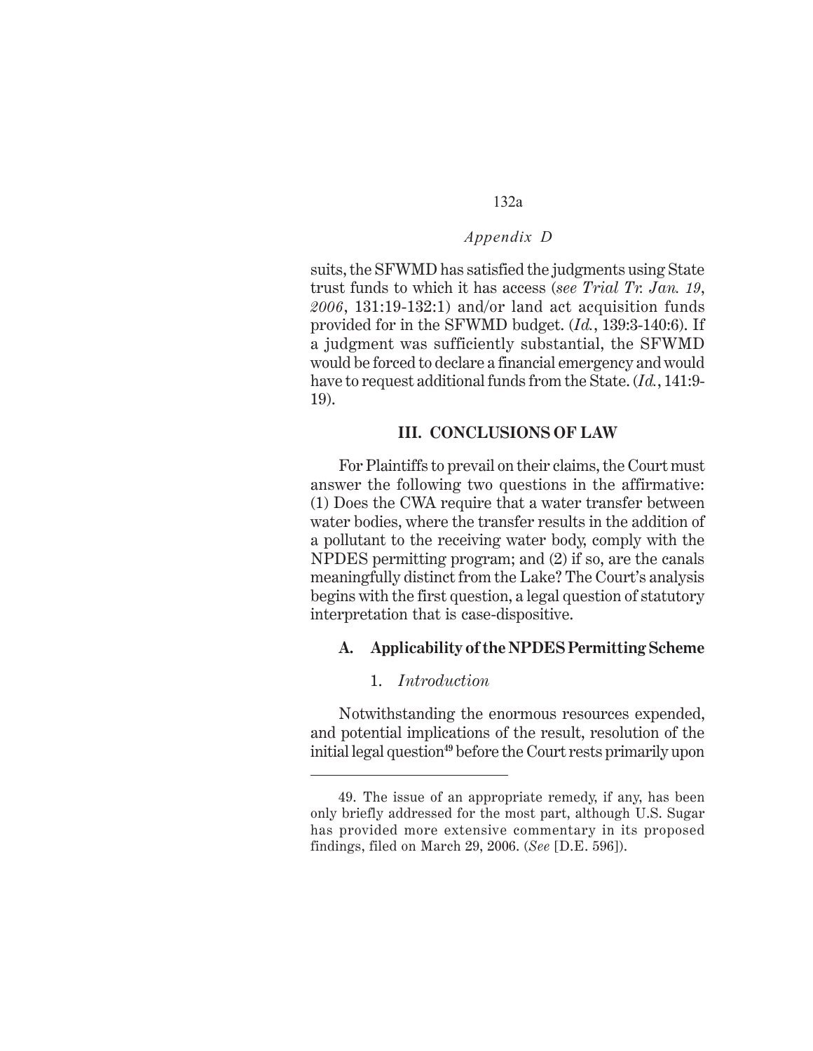suits, the SFWMD has satisfied the judgments using State trust funds to which it has access (*see Trial Tr. Jan. 19, 2006*, 131:19-132:1) and/or land act acquisition funds provided for in the SFWMD budget. (*Id.*, 139:3-140:6). If a judgment was sufficiently substantial, the SFWMD would be forced to declare a financial emergency and would have to request additional funds from the State. (*Id.*, 141:9-19).

## III. CONCLUSIONS OF LAW

For Plaintiffs to prevail on their claims, the Court must answer the following two questions in the affirmative: (1) Does the CWA require that a water transfer between water bodies, where the transfer results in the addition of a pollutant to the receiving water body, comply with the NPDES permitting program; and (2) if so, are the canals meaningfully distinct from the Lake? The Court's analysis begins with the first question, a legal question of statutory interpretation that is case-dispositive.

### A. Applicability of the NPDES Permitting Scheme

#### 1. *Introduction*

Notwithstanding the enormous resources expended, and potential implications of the result, resolution of the initial legal question[49] before the Court rests primarily upon

---

49. The issue of an appropriate remedy, if any, has been only briefly addressed for the most part, although U.S. Sugar has provided more extensive commentary in its proposed findings, filed on March 29, 2006. (*See* [D.E. 596]).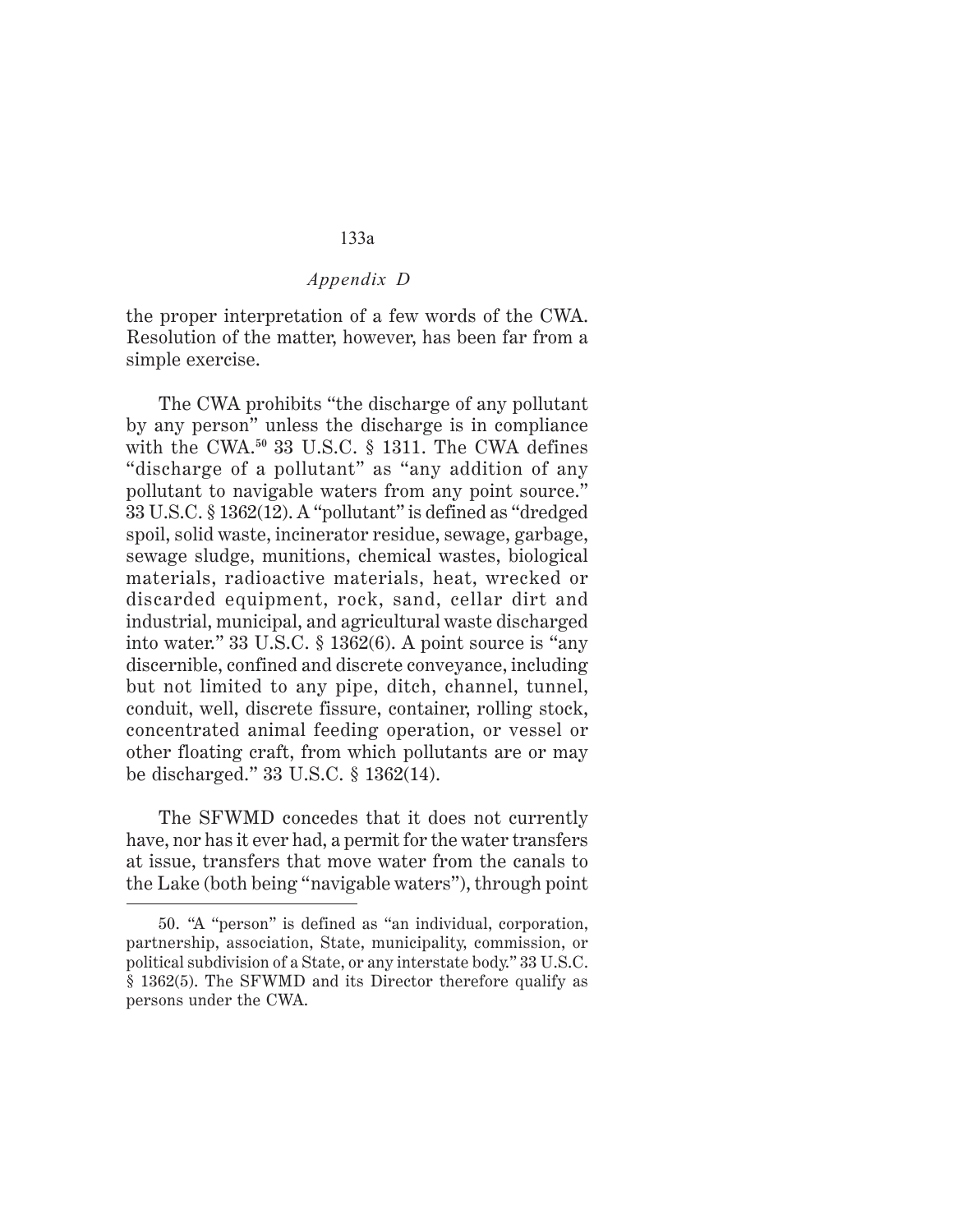the proper interpretation of a few words of the CWA. Resolution of the matter, however, has been far from a simple exercise.

The CWA prohibits "the discharge of any pollutant by any person" unless the discharge is in compliance with the CWA.[50] 33 U.S.C. § 1311. The CWA defines "discharge of a pollutant" as "any addition of any pollutant to navigable waters from any point source." 33 U.S.C. § 1362(12). A "pollutant" is defined as "dredged spoil, solid waste, incinerator residue, sewage, garbage, sewage sludge, munitions, chemical wastes, biological materials, radioactive materials, heat, wrecked or discarded equipment, rock, sand, cellar dirt and industrial, municipal, and agricultural waste discharged into water." 33 U.S.C. § 1362(6). A point source is "any discernible, confined and discrete conveyance, including but not limited to any pipe, ditch, channel, tunnel, conduit, well, discrete fissure, container, rolling stock, concentrated animal feeding operation, or vessel or other floating craft, from which pollutants are or may be discharged." 33 U.S.C. § 1362(14).

The SFWMD concedes that it does not currently have, nor has it ever had, a permit for the water transfers at issue, transfers that move water from the canals to the Lake (both being "navigable waters"), through point

50. "A "person" is defined as "an individual, corporation, partnership, association, State, municipality, commission, or political subdivision of a State, or any interstate body." 33 U.S.C. § 1362(5). The SFWMD and its Director therefore qualify as persons under the CWA.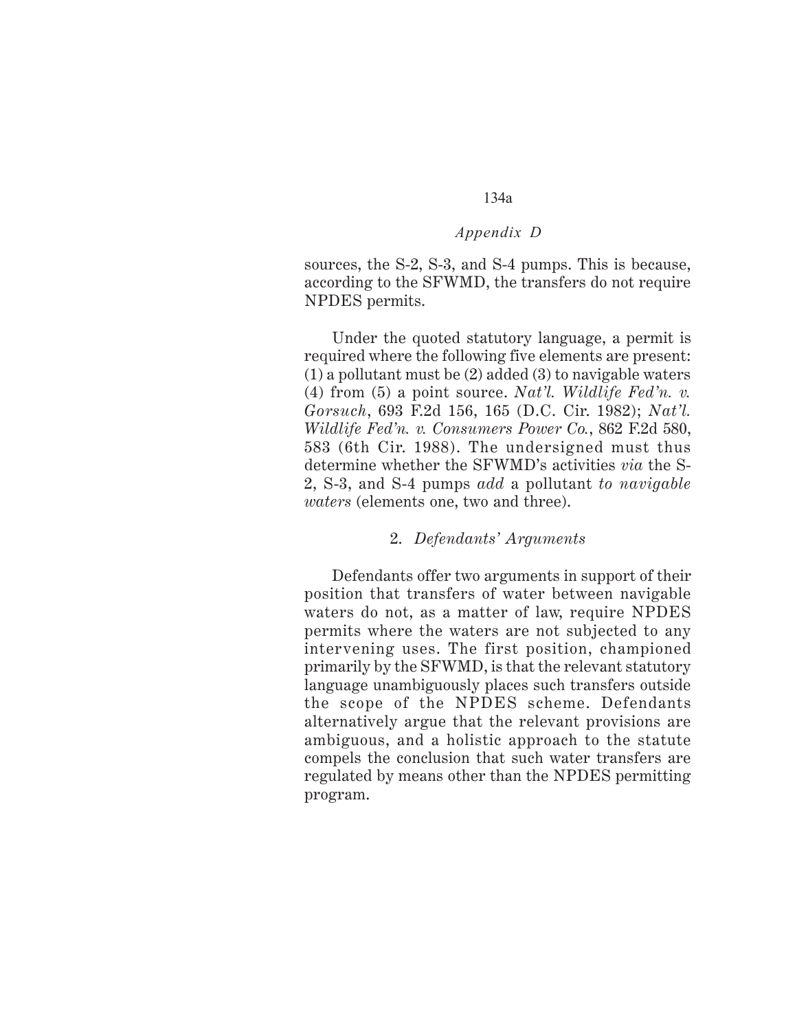sources, the S-2, S-3, and S-4 pumps. This is because, according to the SFWMD, the transfers do not require NPDES permits.

Under the quoted statutory language, a permit is required where the following five elements are present: (1) a pollutant must be (2) added (3) to navigable waters (4) from (5) a point source. *Nat'l. Wildlife Fed'n. v. Gorsuch*, 693 F.2d 156, 165 (D.C. Cir. 1982); *Nat'l. Wildlife Fed'n. v. Consumers Power Co.*, 862 F.2d 580, 583 (6th Cir. 1988). The undersigned must thus determine whether the SFWMD's activities *via* the S-2, S-3, and S-4 pumps *add* a pollutant *to navigable waters* (elements one, two and three).

### 2. *Defendants' Arguments*

Defendants offer two arguments in support of their position that transfers of water between navigable waters do not, as a matter of law, require NPDES permits where the waters are not subjected to any intervening uses. The first position, championed primarily by the SFWMD, is that the relevant statutory language unambiguously places such transfers outside the scope of the NPDES scheme. Defendants alternatively argue that the relevant provisions are ambiguous, and a holistic approach to the statute compels the conclusion that such water transfers are regulated by means other than the NPDES permitting program.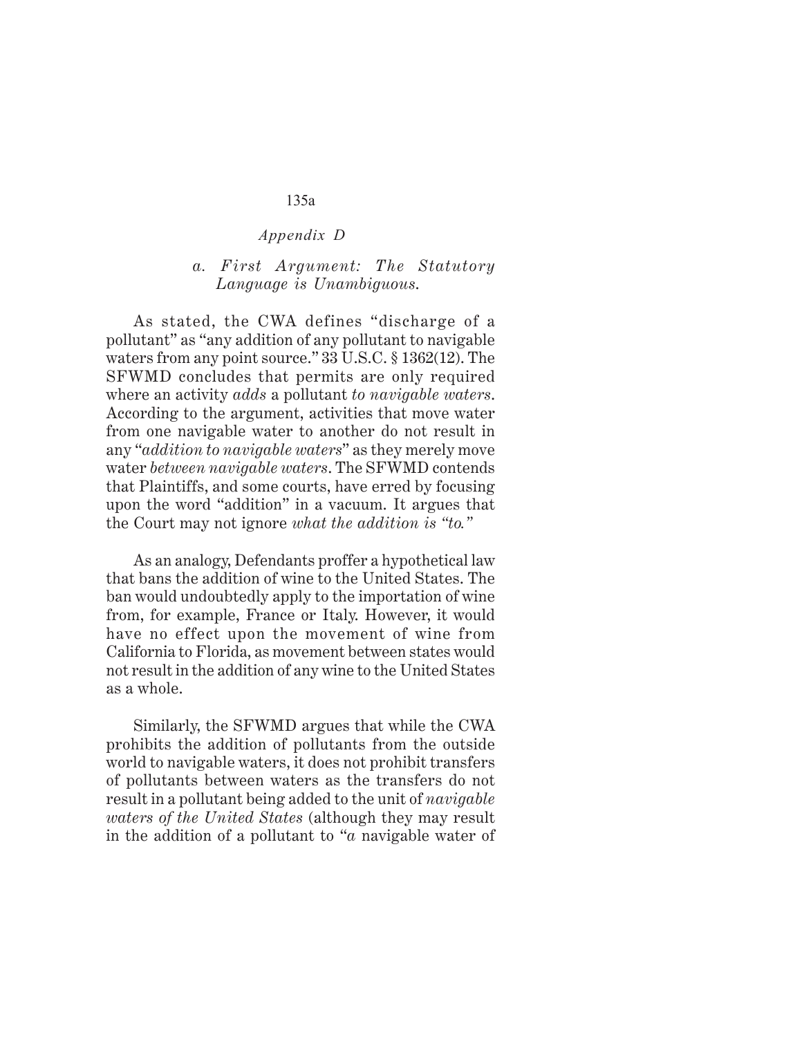*a. First Argument: The Statutory Language is Unambiguous.*

As stated, the CWA defines "discharge of a pollutant" as "any addition of any pollutant to navigable waters from any point source." 33 U.S.C. § 1362(12). The SFWMD concludes that permits are only required where an activity *adds* a pollutant *to navigable waters*. According to the argument, activities that move water from one navigable water to another do not result in any "*addition to navigable waters*" as they merely move water *between navigable waters*. The SFWMD contends that Plaintiffs, and some courts, have erred by focusing upon the word "addition" in a vacuum. It argues that the Court may not ignore *what the addition is "to."*

As an analogy, Defendants proffer a hypothetical law that bans the addition of wine to the United States. The ban would undoubtedly apply to the importation of wine from, for example, France or Italy. However, it would have no effect upon the movement of wine from California to Florida, as movement between states would not result in the addition of any wine to the United States as a whole.

Similarly, the SFWMD argues that while the CWA prohibits the addition of pollutants from the outside world to navigable waters, it does not prohibit transfers of pollutants between waters as the transfers do not result in a pollutant being added to the unit of *navigable waters of the United States* (although they may result in the addition of a pollutant to "*a* navigable water of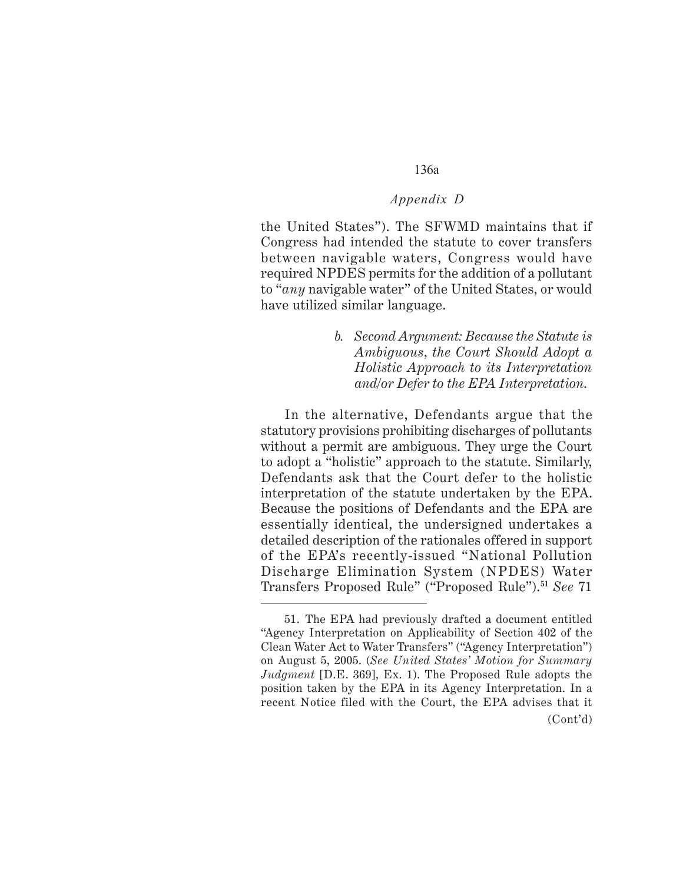the United States"). The SFWMD maintains that if Congress had intended the statute to cover transfers between navigable waters, Congress would have required NPDES permits for the addition of a pollutant to "*any* navigable water" of the United States, or would have utilized similar language.

*b. Second Argument: Because the Statute is Ambiguous, the Court Should Adopt a Holistic Approach to its Interpretation and/or Defer to the EPA Interpretation.*

In the alternative, Defendants argue that the statutory provisions prohibiting discharges of pollutants without a permit are ambiguous. They urge the Court to adopt a "holistic" approach to the statute. Similarly, Defendants ask that the Court defer to the holistic interpretation of the statute undertaken by the EPA. Because the positions of Defendants and the EPA are essentially identical, the undersigned undertakes a detailed description of the rationales offered in support of the EPA's recently-issued "National Pollution Discharge Elimination System (NPDES) Water Transfers Proposed Rule" ("Proposed Rule").[51] *See* 71

---

51. The EPA had previously drafted a document entitled "Agency Interpretation on Applicability of Section 402 of the Clean Water Act to Water Transfers" ("Agency Interpretation") on August 5, 2005. (*See United States' Motion for Summary Judgment* [D.E. 369], Ex. 1). The Proposed Rule adopts the position taken by the EPA in its Agency Interpretation. In a recent Notice filed with the Court, the EPA advises that it

(Cont'd)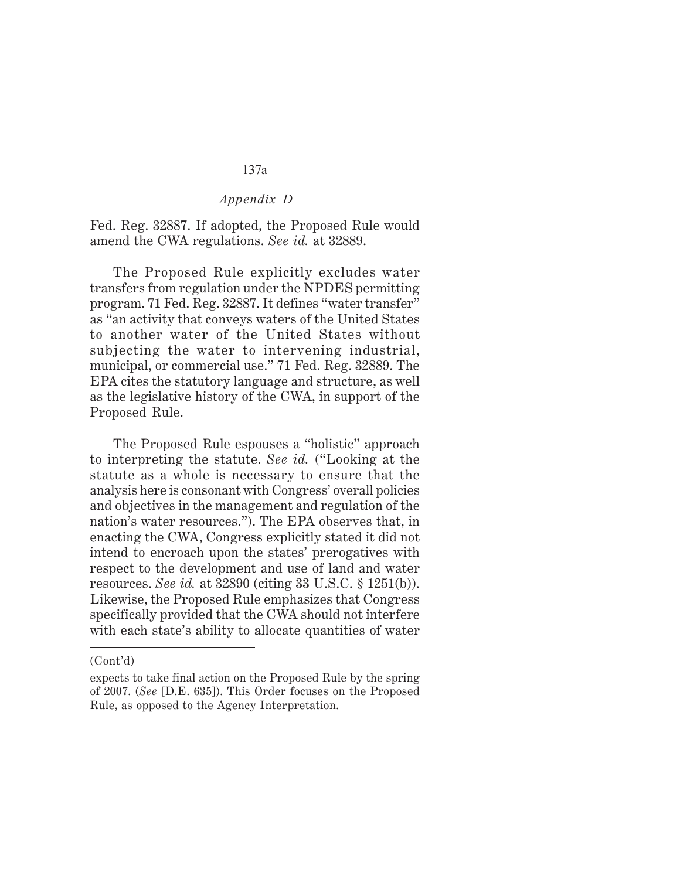Fed. Reg. 32887. If adopted, the Proposed Rule would amend the CWA regulations. *See id.* at 32889.

The Proposed Rule explicitly excludes water transfers from regulation under the NPDES permitting program. 71 Fed. Reg. 32887. It defines "water transfer" as "an activity that conveys waters of the United States to another water of the United States without subjecting the water to intervening industrial, municipal, or commercial use." 71 Fed. Reg. 32889. The EPA cites the statutory language and structure, as well as the legislative history of the CWA, in support of the Proposed Rule.

The Proposed Rule espouses a "holistic" approach to interpreting the statute. *See id.* ("Looking at the statute as a whole is necessary to ensure that the analysis here is consonant with Congress' overall policies and objectives in the management and regulation of the nation's water resources."). The EPA observes that, in enacting the CWA, Congress explicitly stated it did not intend to encroach upon the states' prerogatives with respect to the development and use of land and water resources. *See id.* at 32890 (citing 33 U.S.C. § 1251(b)). Likewise, the Proposed Rule emphasizes that Congress specifically provided that the CWA should not interfere with each state's ability to allocate quantities of water

---

(Cont'd)

expects to take final action on the Proposed Rule by the spring of 2007. (*See* [D.E. 635]). This Order focuses on the Proposed Rule, as opposed to the Agency Interpretation.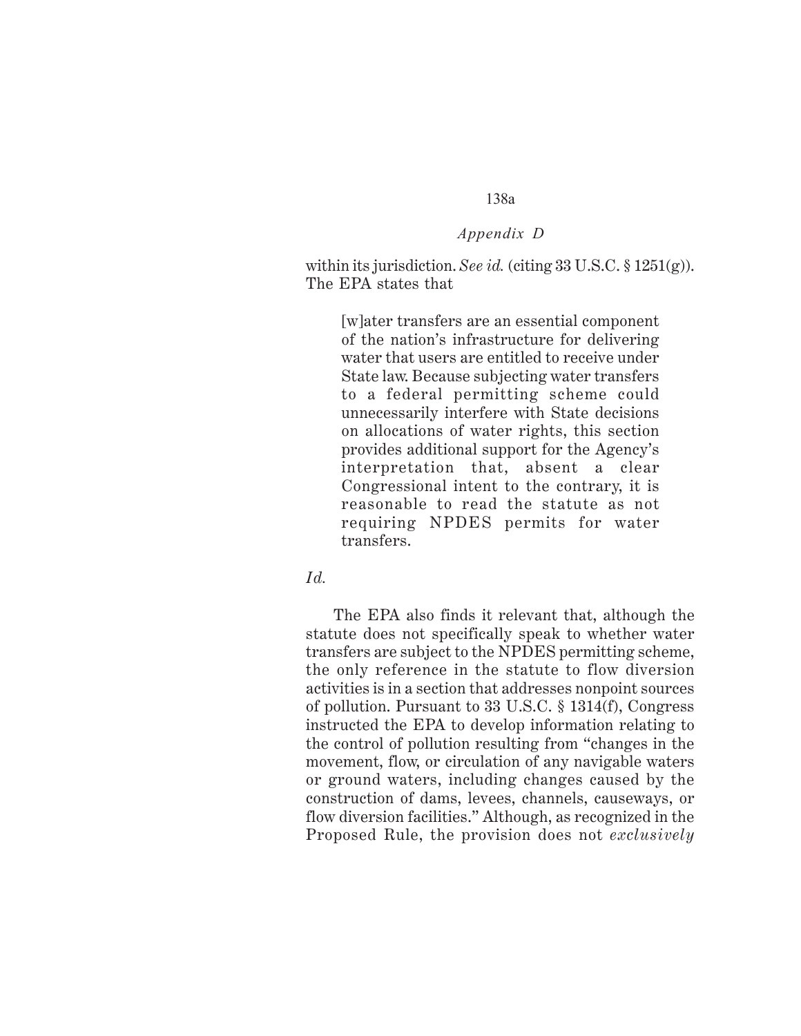within its jurisdiction. *See id.* (citing 33 U.S.C. § 1251(g)). The EPA states that

> [w]ater transfers are an essential component of the nation's infrastructure for delivering water that users are entitled to receive under State law. Because subjecting water transfers to a federal permitting scheme could unnecessarily interfere with State decisions on allocations of water rights, this section provides additional support for the Agency's interpretation that, absent a clear Congressional intent to the contrary, it is reasonable to read the statute as not requiring NPDES permits for water transfers.

*Id.*

The EPA also finds it relevant that, although the statute does not specifically speak to whether water transfers are subject to the NPDES permitting scheme, the only reference in the statute to flow diversion activities is in a section that addresses nonpoint sources of pollution. Pursuant to 33 U.S.C. § 1314(f), Congress instructed the EPA to develop information relating to the control of pollution resulting from "changes in the movement, flow, or circulation of any navigable waters or ground waters, including changes caused by the construction of dams, levees, channels, causeways, or flow diversion facilities." Although, as recognized in the Proposed Rule, the provision does not *exclusively*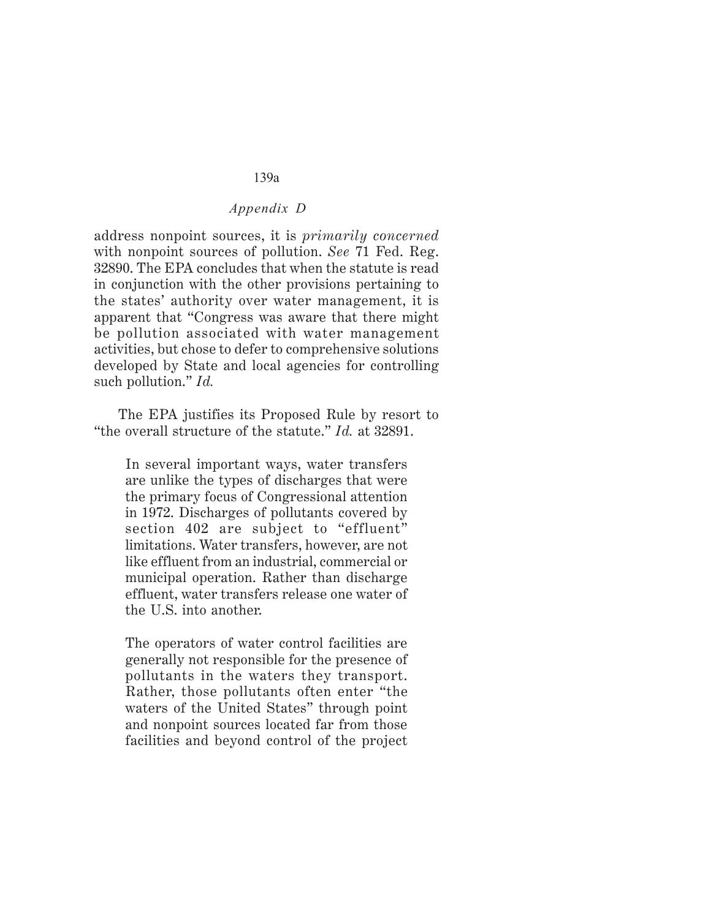address nonpoint sources, it is *primarily concerned* with nonpoint sources of pollution. *See* 71 Fed. Reg. 32890. The EPA concludes that when the statute is read in conjunction with the other provisions pertaining to the states' authority over water management, it is apparent that "Congress was aware that there might be pollution associated with water management activities, but chose to defer to comprehensive solutions developed by State and local agencies for controlling such pollution." *Id.*

The EPA justifies its Proposed Rule by resort to "the overall structure of the statute." *Id.* at 32891.

> In several important ways, water transfers are unlike the types of discharges that were the primary focus of Congressional attention in 1972. Discharges of pollutants covered by section 402 are subject to "effluent" limitations. Water transfers, however, are not like effluent from an industrial, commercial or municipal operation. Rather than discharge effluent, water transfers release one water of the U.S. into another.
>
> The operators of water control facilities are generally not responsible for the presence of pollutants in the waters they transport. Rather, those pollutants often enter "the waters of the United States" through point and nonpoint sources located far from those facilities and beyond control of the project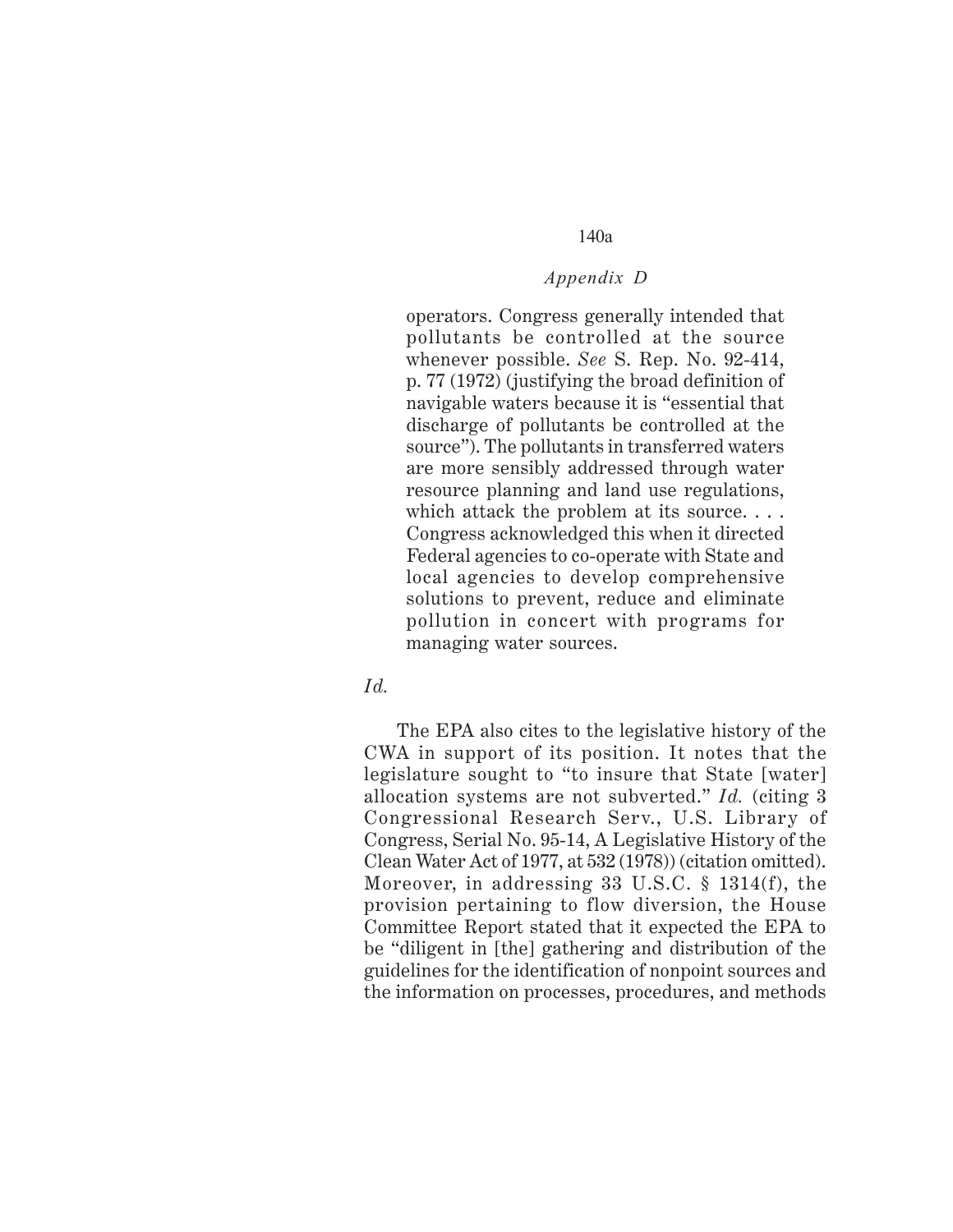> operators. Congress generally intended that pollutants be controlled at the source whenever possible. *See* S. Rep. No. 92-414, p. 77 (1972) (justifying the broad definition of navigable waters because it is "essential that discharge of pollutants be controlled at the source"). The pollutants in transferred waters are more sensibly addressed through water resource planning and land use regulations, which attack the problem at its source. . . . Congress acknowledged this when it directed Federal agencies to co-operate with State and local agencies to develop comprehensive solutions to prevent, reduce and eliminate pollution in concert with programs for managing water sources.

*Id.*

The EPA also cites to the legislative history of the CWA in support of its position. It notes that the legislature sought to "to insure that State [water] allocation systems are not subverted." *Id.* (citing 3 Congressional Research Serv., U.S. Library of Congress, Serial No. 95-14, A Legislative History of the Clean Water Act of 1977, at 532 (1978)) (citation omitted). Moreover, in addressing 33 U.S.C. § 1314(f), the provision pertaining to flow diversion, the House Committee Report stated that it expected the EPA to be "diligent in [the] gathering and distribution of the guidelines for the identification of nonpoint sources and the information on processes, procedures, and methods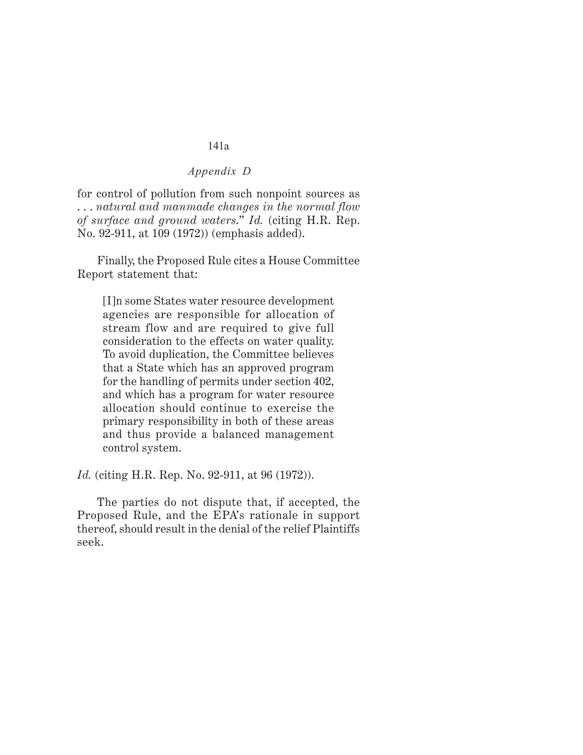for control of pollution from such nonpoint sources as . . . *natural and manmade changes in the normal flow of surface and ground waters*." *Id.* (citing H.R. Rep. No. 92-911, at 109 (1972)) (emphasis added).

Finally, the Proposed Rule cites a House Committee Report statement that:

> [I]n some States water resource development agencies are responsible for allocation of stream flow and are required to give full consideration to the effects on water quality. To avoid duplication, the Committee believes that a State which has an approved program for the handling of permits under section 402, and which has a program for water resource allocation should continue to exercise the primary responsibility in both of these areas and thus provide a balanced management control system.

*Id.* (citing H.R. Rep. No. 92-911, at 96 (1972)).

The parties do not dispute that, if accepted, the Proposed Rule, and the EPA's rationale in support thereof, should result in the denial of the relief Plaintiffs seek.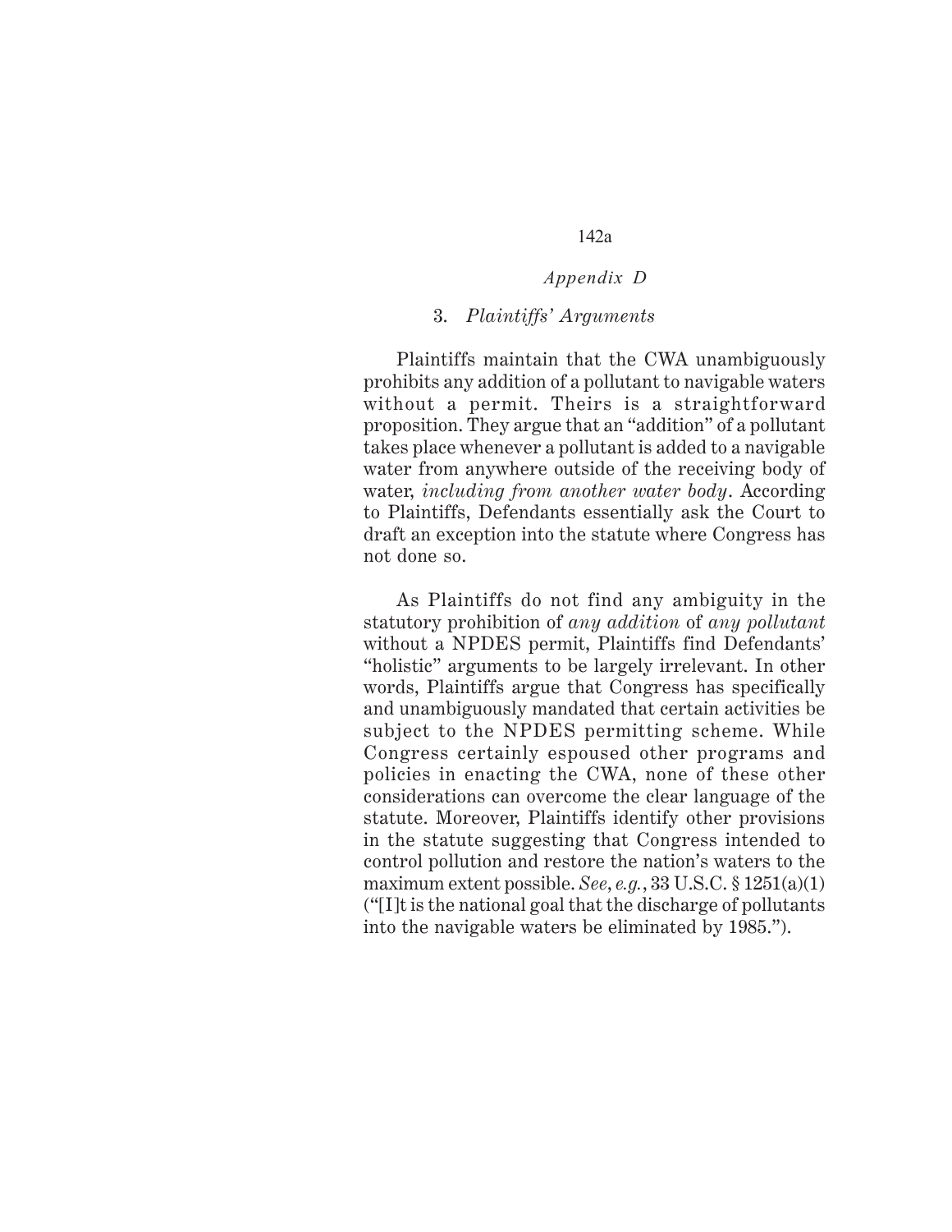### 3. *Plaintiffs' Arguments*

Plaintiffs maintain that the CWA unambiguously prohibits any addition of a pollutant to navigable waters without a permit. Theirs is a straightforward proposition. They argue that an "addition" of a pollutant takes place whenever a pollutant is added to a navigable water from anywhere outside of the receiving body of water, *including from another water body*. According to Plaintiffs, Defendants essentially ask the Court to draft an exception into the statute where Congress has not done so.

As Plaintiffs do not find any ambiguity in the statutory prohibition of *any addition* of *any pollutant* without a NPDES permit, Plaintiffs find Defendants' "holistic" arguments to be largely irrelevant. In other words, Plaintiffs argue that Congress has specifically and unambiguously mandated that certain activities be subject to the NPDES permitting scheme. While Congress certainly espoused other programs and policies in enacting the CWA, none of these other considerations can overcome the clear language of the statute. Moreover, Plaintiffs identify other provisions in the statute suggesting that Congress intended to control pollution and restore the nation's waters to the maximum extent possible. *See*, *e.g.*, 33 U.S.C. § 1251(a)(1) ("[I]t is the national goal that the discharge of pollutants into the navigable waters be eliminated by 1985.").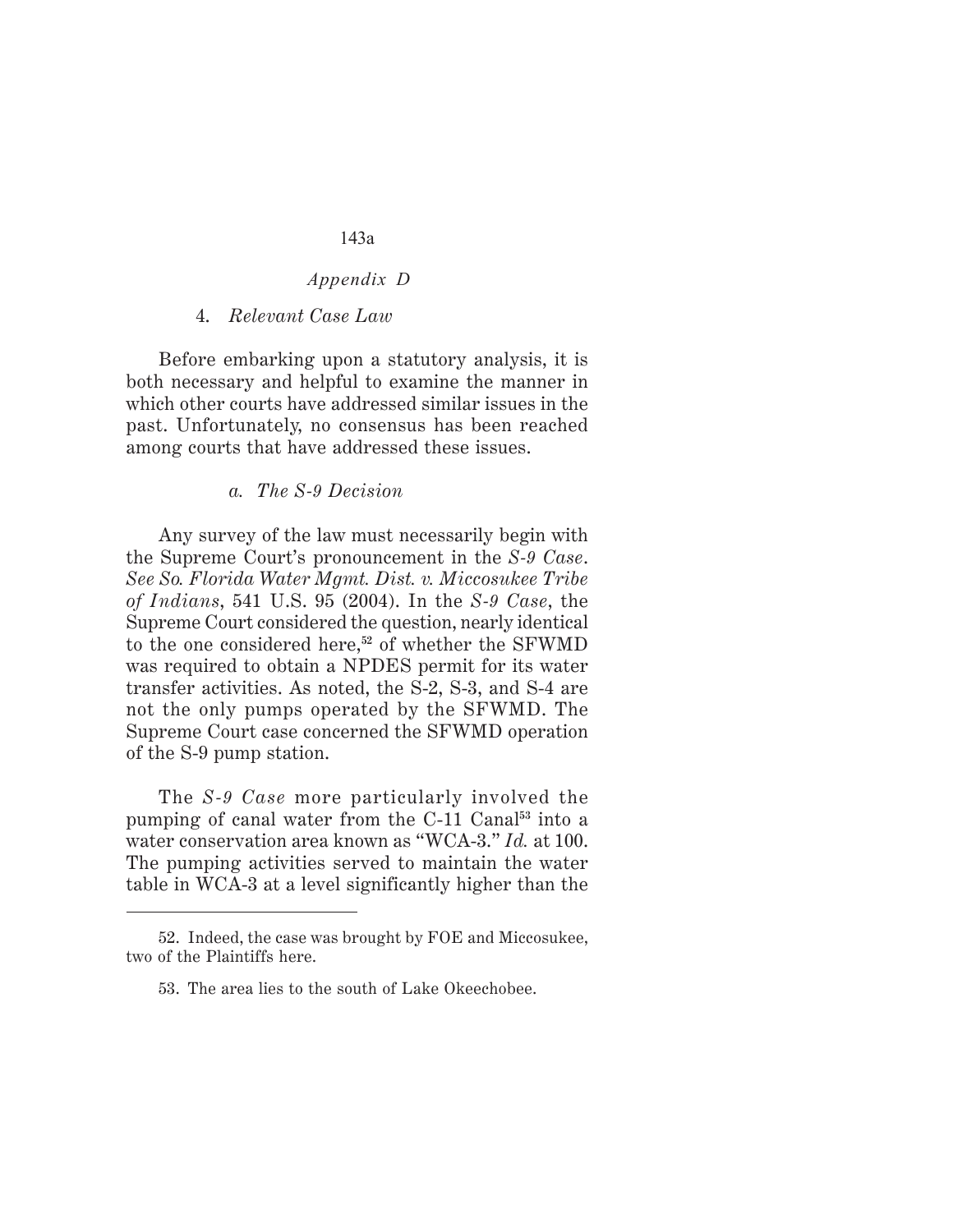*Appendix D*

4. *Relevant Case Law*

Before embarking upon a statutory analysis, it is both necessary and helpful to examine the manner in which other courts have addressed similar issues in the past. Unfortunately, no consensus has been reached among courts that have addressed these issues.

*a. The S-9 Decision*

Any survey of the law must necessarily begin with the Supreme Court's pronouncement in the *S-9 Case*. *See So. Florida Water Mgmt. Dist. v. Miccosukee Tribe of Indians*, 541 U.S. 95 (2004). In the *S-9 Case*, the Supreme Court considered the question, nearly identical to the one considered here,[52] of whether the SFWMD was required to obtain a NPDES permit for its water transfer activities. As noted, the S-2, S-3, and S-4 are not the only pumps operated by the SFWMD. The Supreme Court case concerned the SFWMD operation of the S-9 pump station.

The *S-9 Case* more particularly involved the pumping of canal water from the C-11 Canal[53] into a water conservation area known as "WCA-3." *Id.* at 100. The pumping activities served to maintain the water table in WCA-3 at a level significantly higher than the

---

52. Indeed, the case was brought by FOE and Miccosukee, two of the Plaintiffs here.

53. The area lies to the south of Lake Okeechobee.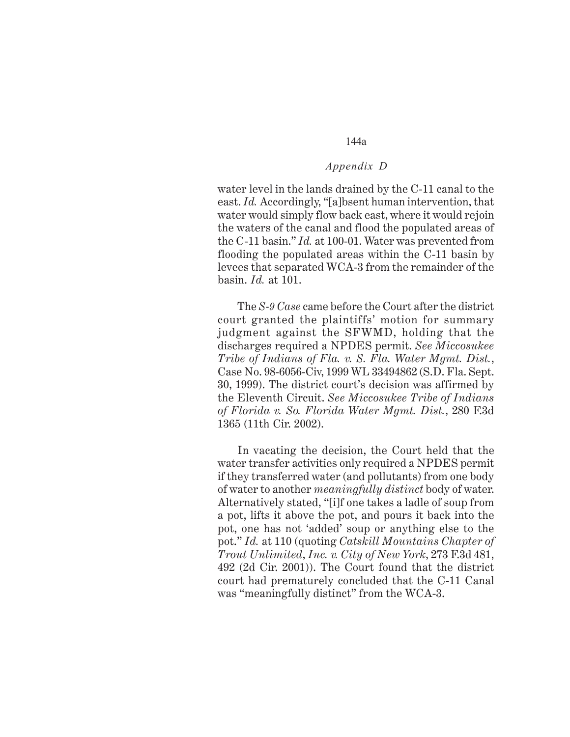water level in the lands drained by the C-11 canal to the east. *Id.* Accordingly, "[a]bsent human intervention, that water would simply flow back east, where it would rejoin the waters of the canal and flood the populated areas of the C-11 basin." *Id.* at 100-01. Water was prevented from flooding the populated areas within the C-11 basin by levees that separated WCA-3 from the remainder of the basin. *Id.* at 101.

The *S-9 Case* came before the Court after the district court granted the plaintiffs' motion for summary judgment against the SFWMD, holding that the discharges required a NPDES permit. *See Miccosukee Tribe of Indians of Fla. v. S. Fla. Water Mgmt. Dist.*, Case No. 98-6056-Civ, 1999 WL 33494862 (S.D. Fla. Sept. 30, 1999). The district court's decision was affirmed by the Eleventh Circuit. *See Miccosukee Tribe of Indians of Florida v. So. Florida Water Mgmt. Dist.*, 280 F.3d 1365 (11th Cir. 2002).

In vacating the decision, the Court held that the water transfer activities only required a NPDES permit if they transferred water (and pollutants) from one body of water to another *meaningfully distinct* body of water. Alternatively stated, "[i]f one takes a ladle of soup from a pot, lifts it above the pot, and pours it back into the pot, one has not 'added' soup or anything else to the pot." *Id.* at 110 (quoting *Catskill Mountains Chapter of Trout Unlimited, Inc. v. City of New York*, 273 F.3d 481, 492 (2d Cir. 2001)). The Court found that the district court had prematurely concluded that the C-11 Canal was "meaningfully distinct" from the WCA-3.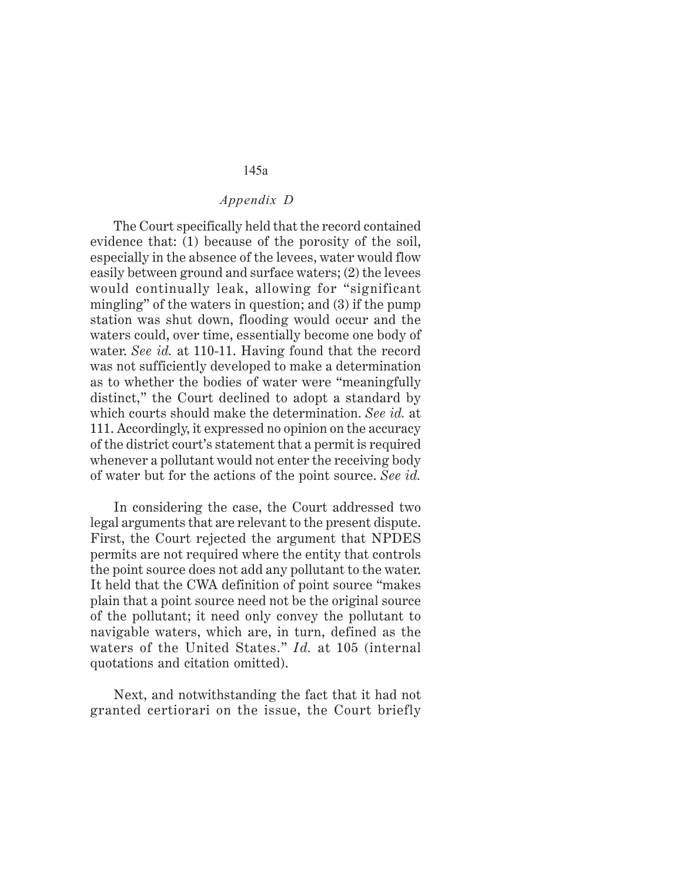The Court specifically held that the record contained evidence that: (1) because of the porosity of the soil, especially in the absence of the levees, water would flow easily between ground and surface waters; (2) the levees would continually leak, allowing for "significant mingling" of the waters in question; and (3) if the pump station was shut down, flooding would occur and the waters could, over time, essentially become one body of water. *See id.* at 110-11. Having found that the record was not sufficiently developed to make a determination as to whether the bodies of water were "meaningfully distinct," the Court declined to adopt a standard by which courts should make the determination. *See id.* at 111. Accordingly, it expressed no opinion on the accuracy of the district court's statement that a permit is required whenever a pollutant would not enter the receiving body of water but for the actions of the point source. *See id.*

In considering the case, the Court addressed two legal arguments that are relevant to the present dispute. First, the Court rejected the argument that NPDES permits are not required where the entity that controls the point source does not add any pollutant to the water. It held that the CWA definition of point source "makes plain that a point source need not be the original source of the pollutant; it need only convey the pollutant to navigable waters, which are, in turn, defined as the waters of the United States." *Id.* at 105 (internal quotations and citation omitted).

Next, and notwithstanding the fact that it had not granted certiorari on the issue, the Court briefly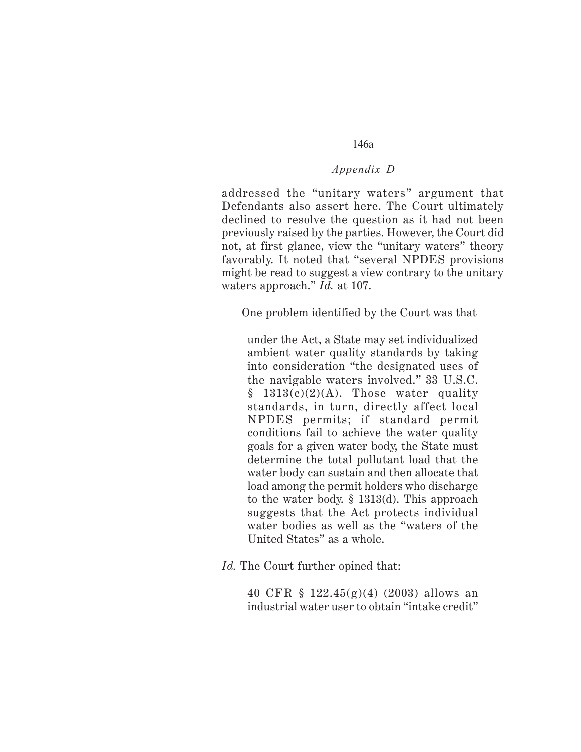*Appendix D*

addressed the "unitary waters" argument that Defendants also assert here. The Court ultimately declined to resolve the question as it had not been previously raised by the parties. However, the Court did not, at first glance, view the "unitary waters" theory favorably. It noted that "several NPDES provisions might be read to suggest a view contrary to the unitary waters approach." *Id.* at 107.

One problem identified by the Court was that

> under the Act, a State may set individualized ambient water quality standards by taking into consideration "the designated uses of the navigable waters involved." 33 U.S.C. § 1313(c)(2)(A). Those water quality standards, in turn, directly affect local NPDES permits; if standard permit conditions fail to achieve the water quality goals for a given water body, the State must determine the total pollutant load that the water body can sustain and then allocate that load among the permit holders who discharge to the water body. § 1313(d). This approach suggests that the Act protects individual water bodies as well as the "waters of the United States" as a whole.

*Id.* The Court further opined that:

> 40 CFR § 122.45(g)(4) (2003) allows an industrial water user to obtain "intake credit"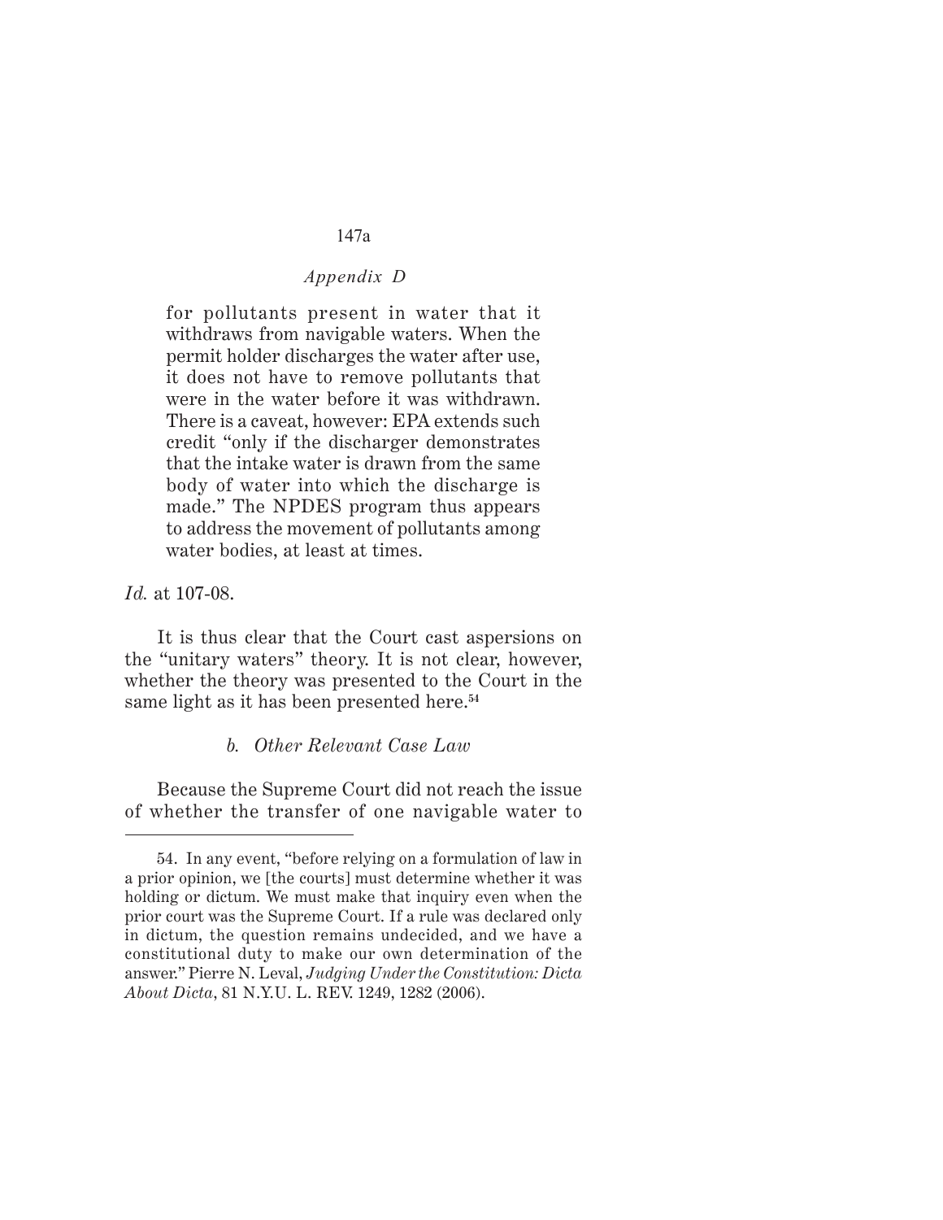> for pollutants present in water that it withdraws from navigable waters. When the permit holder discharges the water after use, it does not have to remove pollutants that were in the water before it was withdrawn. There is a caveat, however: EPA extends such credit "only if the discharger demonstrates that the intake water is drawn from the same body of water into which the discharge is made." The NPDES program thus appears to address the movement of pollutants among water bodies, at least at times.

*Id.* at 107-08.

It is thus clear that the Court cast aspersions on the "unitary waters" theory. It is not clear, however, whether the theory was presented to the Court in the same light as it has been presented here.[54]

*b. Other Relevant Case Law*

Because the Supreme Court did not reach the issue of whether the transfer of one navigable water to

---

54. In any event, "before relying on a formulation of law in a prior opinion, we [the courts] must determine whether it was holding or dictum. We must make that inquiry even when the prior court was the Supreme Court. If a rule was declared only in dictum, the question remains undecided, and we have a constitutional duty to make our own determination of the answer." Pierre N. Leval, *Judging Under the Constitution: Dicta About Dicta*, 81 N.Y.U. L. REV. 1249, 1282 (2006).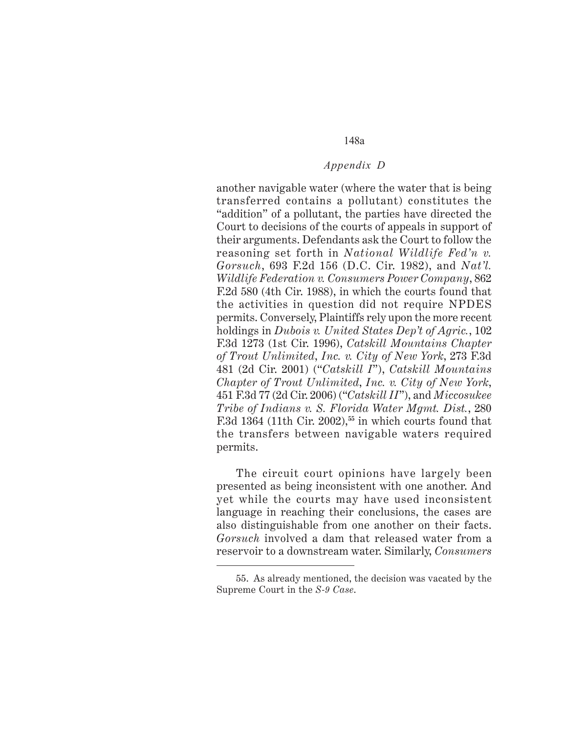another navigable water (where the water that is being transferred contains a pollutant) constitutes the "addition" of a pollutant, the parties have directed the Court to decisions of the courts of appeals in support of their arguments. Defendants ask the Court to follow the reasoning set forth in *National Wildlife Fed'n v. Gorsuch*, 693 F.2d 156 (D.C. Cir. 1982), and *Nat'l. Wildlife Federation v. Consumers Power Company*, 862 F.2d 580 (4th Cir. 1988), in which the courts found that the activities in question did not require NPDES permits. Conversely, Plaintiffs rely upon the more recent holdings in *Dubois v. United States Dep't of Agric.*, 102 F.3d 1273 (1st Cir. 1996), *Catskill Mountains Chapter of Trout Unlimited, Inc. v. City of New York*, 273 F.3d 481 (2d Cir. 2001) ("*Catskill I*"), *Catskill Mountains Chapter of Trout Unlimited, Inc. v. City of New York*, 451 F.3d 77 (2d Cir. 2006) ("*Catskill II*"), and *Miccosukee Tribe of Indians v. S. Florida Water Mgmt. Dist.*, 280 F.3d 1364 (11th Cir. 2002),[55] in which courts found that the transfers between navigable waters required permits.

The circuit court opinions have largely been presented as being inconsistent with one another. And yet while the courts may have used inconsistent language in reaching their conclusions, the cases are also distinguishable from one another on their facts. *Gorsuch* involved a dam that released water from a reservoir to a downstream water. Similarly, *Consumers*

---

55. As already mentioned, the decision was vacated by the Supreme Court in the *S-9 Case*.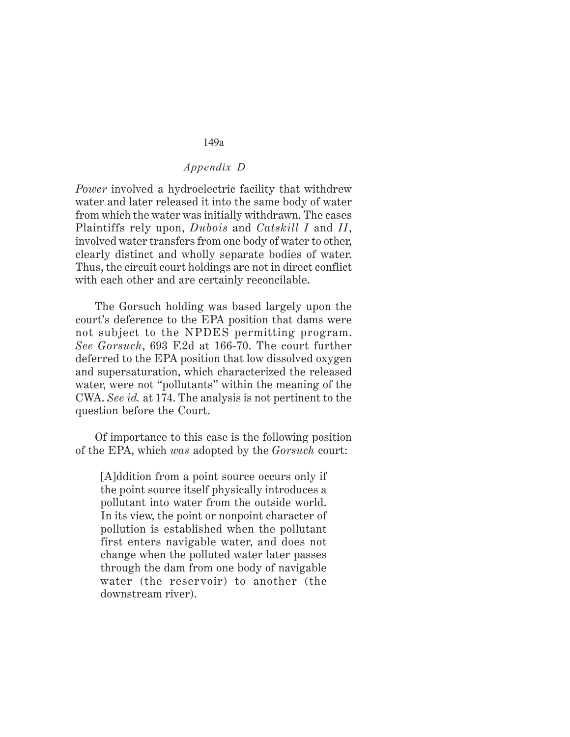*Power* involved a hydroelectric facility that withdrew water and later released it into the same body of water from which the water was initially withdrawn. The cases Plaintiffs rely upon, *Dubois* and *Catskill I* and *II*, involved water transfers from one body of water to other, clearly distinct and wholly separate bodies of water. Thus, the circuit court holdings are not in direct conflict with each other and are certainly reconcilable.

The Gorsuch holding was based largely upon the court's deference to the EPA position that dams were not subject to the NPDES permitting program. *See Gorsuch*, 693 F.2d at 166-70. The court further deferred to the EPA position that low dissolved oxygen and supersaturation, which characterized the released water, were not "pollutants" within the meaning of the CWA. *See id.* at 174. The analysis is not pertinent to the question before the Court.

Of importance to this case is the following position of the EPA, which *was* adopted by the *Gorsuch* court:

> [A]ddition from a point source occurs only if the point source itself physically introduces a pollutant into water from the outside world. In its view, the point or nonpoint character of pollution is established when the pollutant first enters navigable water, and does not change when the polluted water later passes through the dam from one body of navigable water (the reservoir) to another (the downstream river).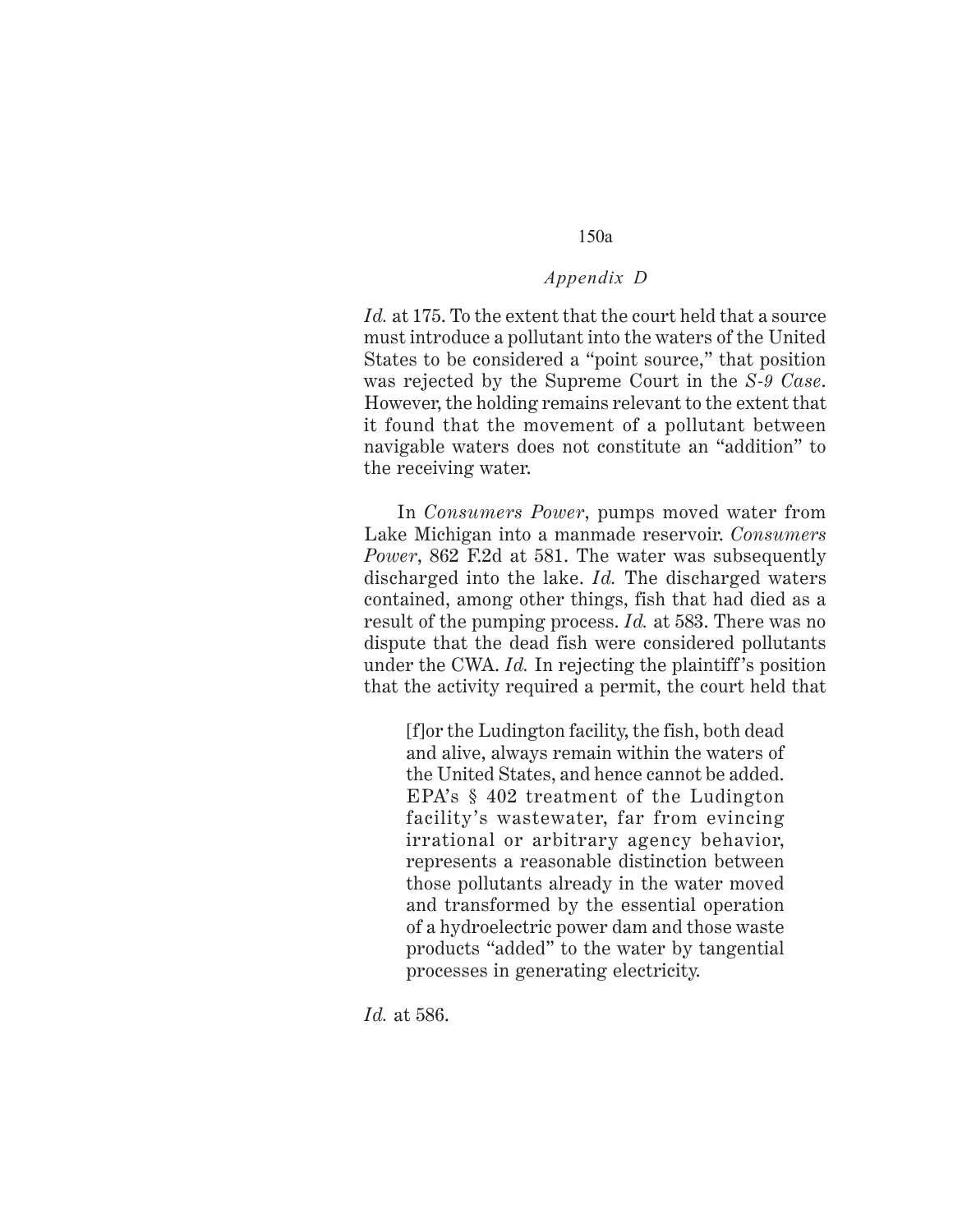*Id.* at 175. To the extent that the court held that a source must introduce a pollutant into the waters of the United States to be considered a "point source," that position was rejected by the Supreme Court in the *S-9 Case*. However, the holding remains relevant to the extent that it found that the movement of a pollutant between navigable waters does not constitute an "addition" to the receiving water.

In *Consumers Power*, pumps moved water from Lake Michigan into a manmade reservoir. *Consumers Power*, 862 F.2d at 581. The water was subsequently discharged into the lake. *Id.* The discharged waters contained, among other things, fish that had died as a result of the pumping process. *Id.* at 583. There was no dispute that the dead fish were considered pollutants under the CWA. *Id.* In rejecting the plaintiff's position that the activity required a permit, the court held that

> [f]or the Ludington facility, the fish, both dead and alive, always remain within the waters of the United States, and hence cannot be added. EPA's § 402 treatment of the Ludington facility's wastewater, far from evincing irrational or arbitrary agency behavior, represents a reasonable distinction between those pollutants already in the water moved and transformed by the essential operation of a hydroelectric power dam and those waste products "added" to the water by tangential processes in generating electricity.

*Id.* at 586.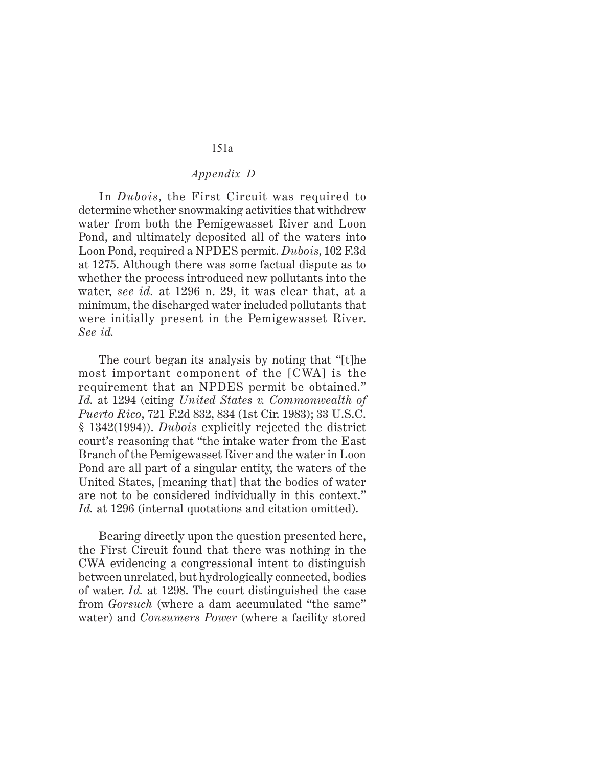In *Dubois*, the First Circuit was required to determine whether snowmaking activities that withdrew water from both the Pemigewasset River and Loon Pond, and ultimately deposited all of the waters into Loon Pond, required a NPDES permit. *Dubois*, 102 F.3d at 1275. Although there was some factual dispute as to whether the process introduced new pollutants into the water, *see id.* at 1296 n. 29, it was clear that, at a minimum, the discharged water included pollutants that were initially present in the Pemigewasset River. *See id.*

The court began its analysis by noting that "[t]he most important component of the [CWA] is the requirement that an NPDES permit be obtained." *Id.* at 1294 (citing *United States v. Commonwealth of Puerto Rico*, 721 F.2d 832, 834 (1st Cir. 1983); 33 U.S.C. § 1342(1994)). *Dubois* explicitly rejected the district court's reasoning that "the intake water from the East Branch of the Pemigewasset River and the water in Loon Pond are all part of a singular entity, the waters of the United States, [meaning that] that the bodies of water are not to be considered individually in this context." *Id.* at 1296 (internal quotations and citation omitted).

Bearing directly upon the question presented here, the First Circuit found that there was nothing in the CWA evidencing a congressional intent to distinguish between unrelated, but hydrologically connected, bodies of water. *Id.* at 1298. The court distinguished the case from *Gorsuch* (where a dam accumulated "the same" water) and *Consumers Power* (where a facility stored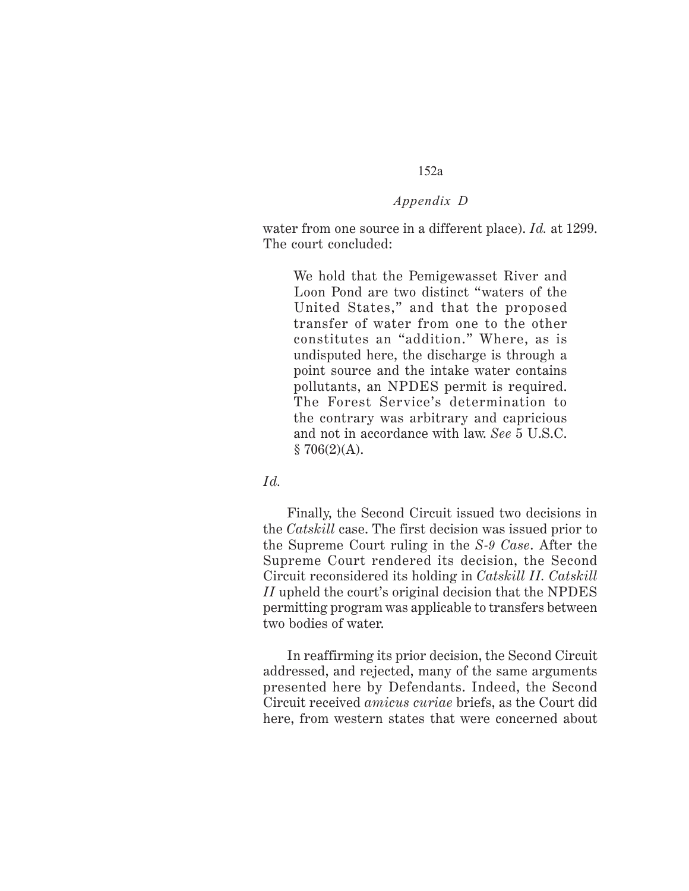water from one source in a different place). *Id.* at 1299. The court concluded:

> We hold that the Pemigewasset River and Loon Pond are two distinct "waters of the United States," and that the proposed transfer of water from one to the other constitutes an "addition." Where, as is undisputed here, the discharge is through a point source and the intake water contains pollutants, an NPDES permit is required. The Forest Service's determination to the contrary was arbitrary and capricious and not in accordance with law. *See* 5 U.S.C. § 706(2)(A).

*Id.*

Finally, the Second Circuit issued two decisions in the *Catskill* case. The first decision was issued prior to the Supreme Court ruling in the *S-9 Case*. After the Supreme Court rendered its decision, the Second Circuit reconsidered its holding in *Catskill II*. *Catskill II* upheld the court's original decision that the NPDES permitting program was applicable to transfers between two bodies of water.

In reaffirming its prior decision, the Second Circuit addressed, and rejected, many of the same arguments presented here by Defendants. Indeed, the Second Circuit received *amicus curiae* briefs, as the Court did here, from western states that were concerned about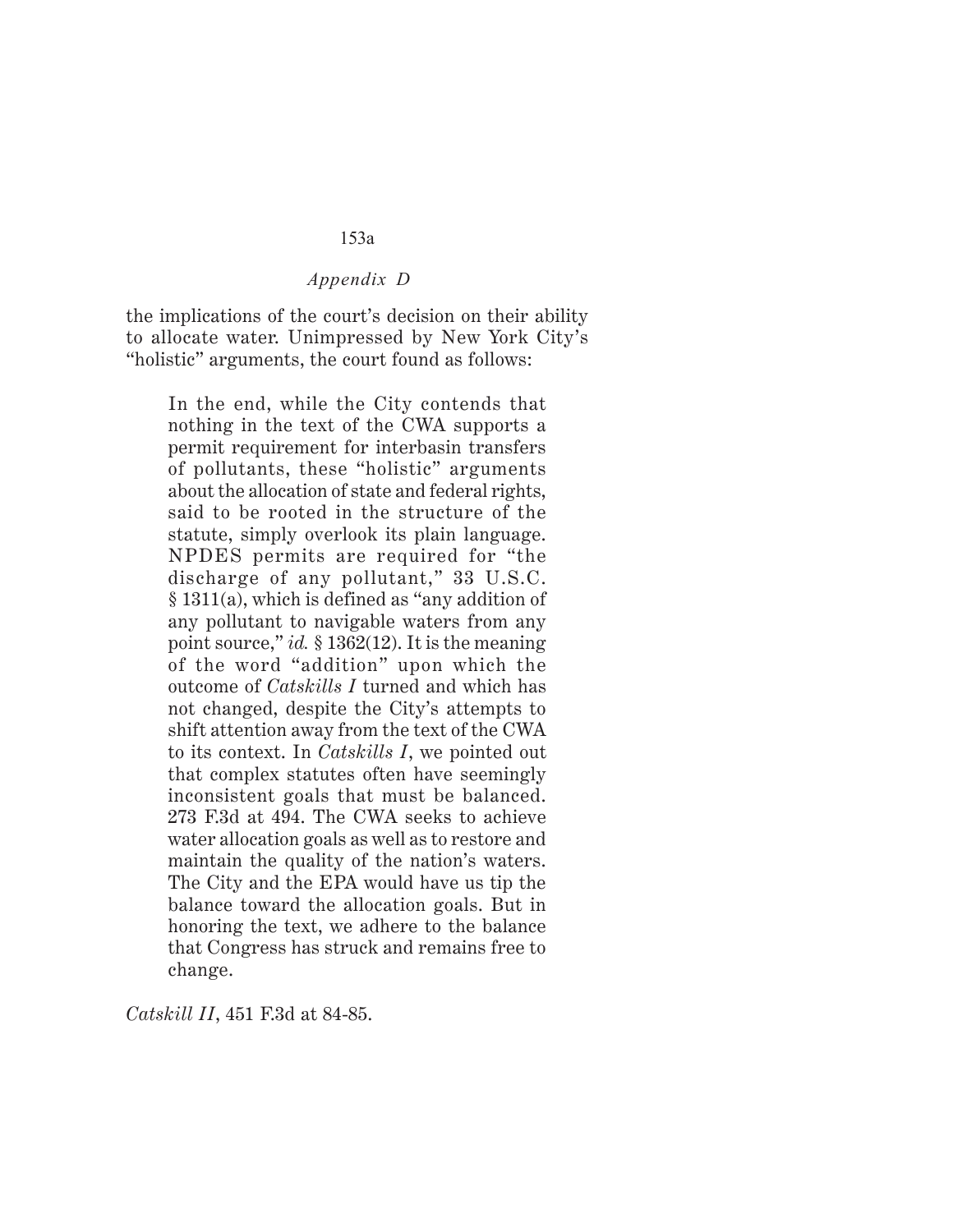the implications of the court's decision on their ability to allocate water. Unimpressed by New York City's "holistic" arguments, the court found as follows:

> In the end, while the City contends that nothing in the text of the CWA supports a permit requirement for interbasin transfers of pollutants, these "holistic" arguments about the allocation of state and federal rights, said to be rooted in the structure of the statute, simply overlook its plain language. NPDES permits are required for "the discharge of any pollutant," 33 U.S.C. § 1311(a), which is defined as "any addition of any pollutant to navigable waters from any point source," *id.* § 1362(12). It is the meaning of the word "addition" upon which the outcome of *Catskills I* turned and which has not changed, despite the City's attempts to shift attention away from the text of the CWA to its context. In *Catskills I*, we pointed out that complex statutes often have seemingly inconsistent goals that must be balanced. 273 F.3d at 494. The CWA seeks to achieve water allocation goals as well as to restore and maintain the quality of the nation's waters. The City and the EPA would have us tip the balance toward the allocation goals. But in honoring the text, we adhere to the balance that Congress has struck and remains free to change.

*Catskill II*, 451 F.3d at 84-85.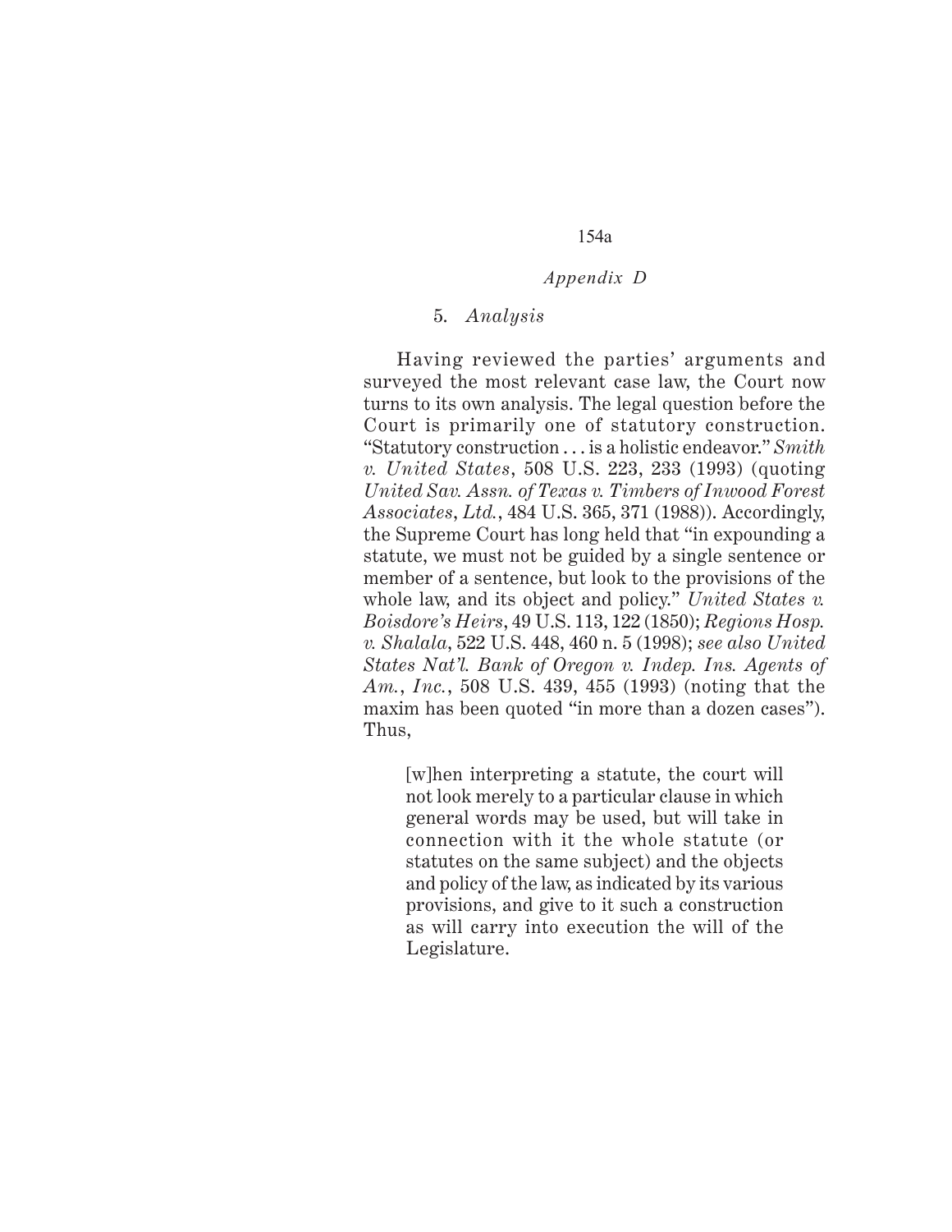5. *Analysis*

Having reviewed the parties' arguments and surveyed the most relevant case law, the Court now turns to its own analysis. The legal question before the Court is primarily one of statutory construction. "Statutory construction . . . is a holistic endeavor." *Smith v. United States*, 508 U.S. 223, 233 (1993) (quoting *United Sav. Assn. of Texas v. Timbers of Inwood Forest Associates, Ltd.*, 484 U.S. 365, 371 (1988)). Accordingly, the Supreme Court has long held that "in expounding a statute, we must not be guided by a single sentence or member of a sentence, but look to the provisions of the whole law, and its object and policy." *United States v. Boisdore's Heirs*, 49 U.S. 113, 122 (1850); *Regions Hosp. v. Shalala*, 522 U.S. 448, 460 n. 5 (1998); *see also United States Nat'l. Bank of Oregon v. Indep. Ins. Agents of Am., Inc.*, 508 U.S. 439, 455 (1993) (noting that the maxim has been quoted "in more than a dozen cases"). Thus,

> [w]hen interpreting a statute, the court will not look merely to a particular clause in which general words may be used, but will take in connection with it the whole statute (or statutes on the same subject) and the objects and policy of the law, as indicated by its various provisions, and give to it such a construction as will carry into execution the will of the Legislature.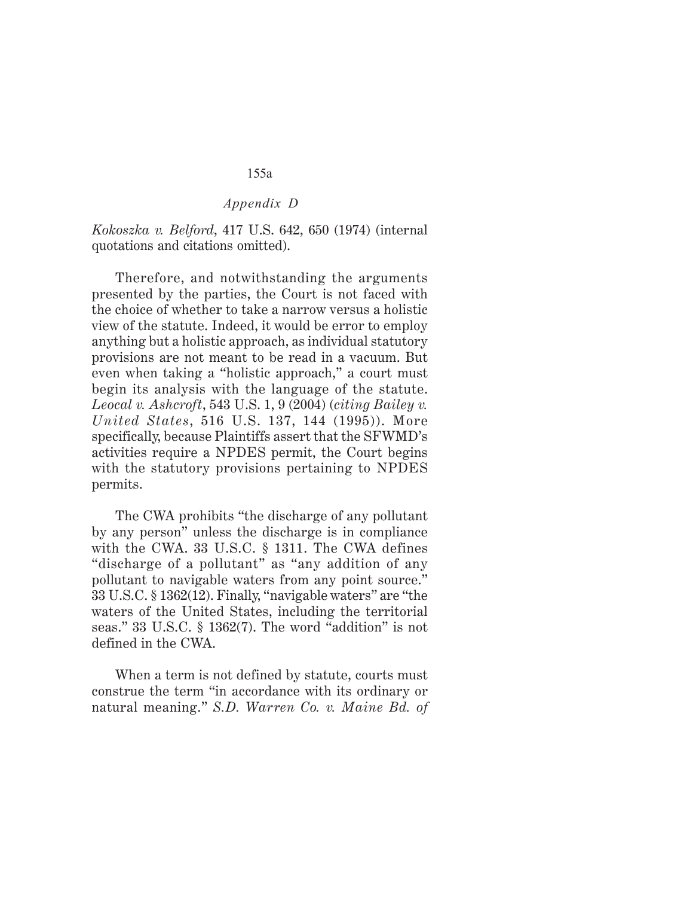*Kokoszka v. Belford*, 417 U.S. 642, 650 (1974) (internal quotations and citations omitted).

Therefore, and notwithstanding the arguments presented by the parties, the Court is not faced with the choice of whether to take a narrow versus a holistic view of the statute. Indeed, it would be error to employ anything but a holistic approach, as individual statutory provisions are not meant to be read in a vacuum. But even when taking a "holistic approach," a court must begin its analysis with the language of the statute. *Leocal v. Ashcroft*, 543 U.S. 1, 9 (2004) (*citing Bailey v. United States*, 516 U.S. 137, 144 (1995)). More specifically, because Plaintiffs assert that the SFWMD's activities require a NPDES permit, the Court begins with the statutory provisions pertaining to NPDES permits.

The CWA prohibits "the discharge of any pollutant by any person" unless the discharge is in compliance with the CWA. 33 U.S.C. § 1311. The CWA defines "discharge of a pollutant" as "any addition of any pollutant to navigable waters from any point source." 33 U.S.C. § 1362(12). Finally, "navigable waters" are "the waters of the United States, including the territorial seas." 33 U.S.C. § 1362(7). The word "addition" is not defined in the CWA.

When a term is not defined by statute, courts must construe the term "in accordance with its ordinary or natural meaning." *S.D. Warren Co. v. Maine Bd. of*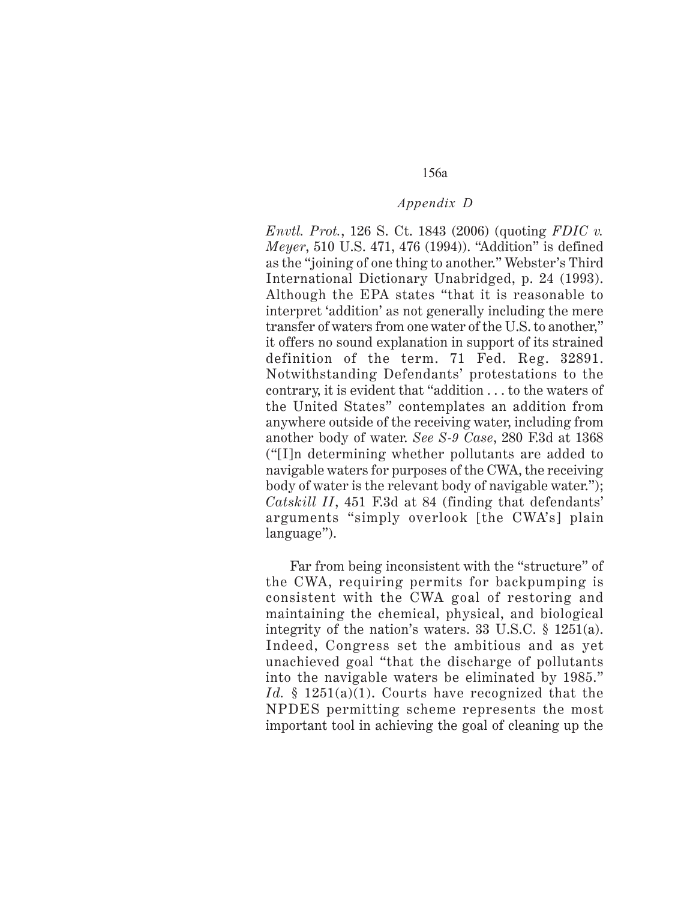*Envtl. Prot.*, 126 S. Ct. 1843 (2006) (quoting *FDIC v. Meyer*, 510 U.S. 471, 476 (1994)). "Addition" is defined as the "joining of one thing to another." Webster's Third International Dictionary Unabridged, p. 24 (1993). Although the EPA states "that it is reasonable to interpret 'addition' as not generally including the mere transfer of waters from one water of the U.S. to another," it offers no sound explanation in support of its strained definition of the term. 71 Fed. Reg. 32891. Notwithstanding Defendants' protestations to the contrary, it is evident that "addition . . . to the waters of the United States" contemplates an addition from anywhere outside of the receiving water, including from another body of water. *See S-9 Case*, 280 F.3d at 1368 ("[I]n determining whether pollutants are added to navigable waters for purposes of the CWA, the receiving body of water is the relevant body of navigable water."); *Catskill II*, 451 F.3d at 84 (finding that defendants' arguments "simply overlook [the CWA's] plain language").

Far from being inconsistent with the "structure" of the CWA, requiring permits for backpumping is consistent with the CWA goal of restoring and maintaining the chemical, physical, and biological integrity of the nation's waters. 33 U.S.C. § 1251(a). Indeed, Congress set the ambitious and as yet unachieved goal "that the discharge of pollutants into the navigable waters be eliminated by 1985." *Id.* § 1251(a)(1). Courts have recognized that the NPDES permitting scheme represents the most important tool in achieving the goal of cleaning up the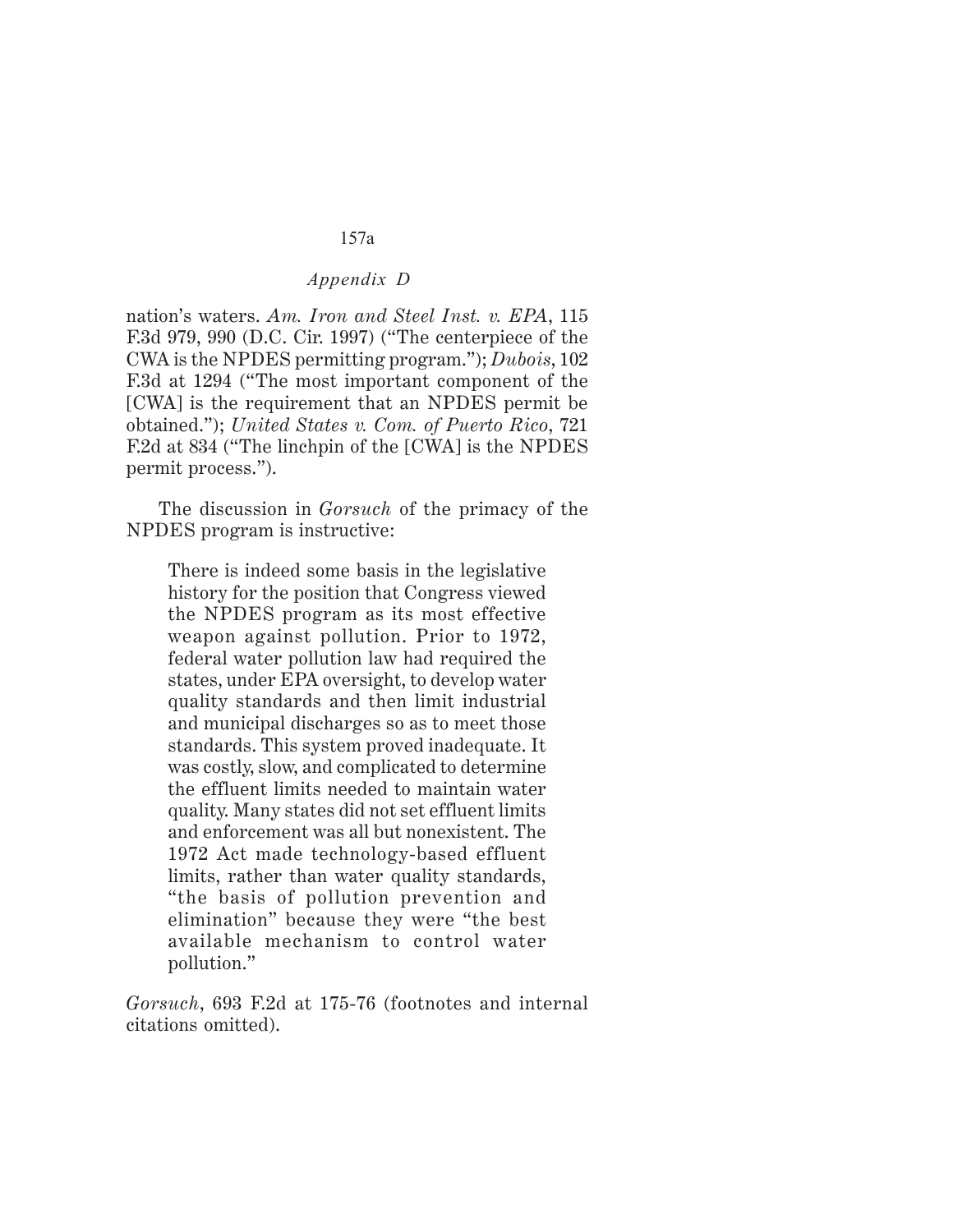nation's waters. *Am. Iron and Steel Inst. v. EPA*, 115 F.3d 979, 990 (D.C. Cir. 1997) ("The centerpiece of the CWA is the NPDES permitting program."); *Dubois*, 102 F.3d at 1294 ("The most important component of the [CWA] is the requirement that an NPDES permit be obtained."); *United States v. Com. of Puerto Rico*, 721 F.2d at 834 ("The linchpin of the [CWA] is the NPDES permit process.").

The discussion in *Gorsuch* of the primacy of the NPDES program is instructive:

> There is indeed some basis in the legislative history for the position that Congress viewed the NPDES program as its most effective weapon against pollution. Prior to 1972, federal water pollution law had required the states, under EPA oversight, to develop water quality standards and then limit industrial and municipal discharges so as to meet those standards. This system proved inadequate. It was costly, slow, and complicated to determine the effluent limits needed to maintain water quality. Many states did not set effluent limits and enforcement was all but nonexistent. The 1972 Act made technology-based effluent limits, rather than water quality standards, "the basis of pollution prevention and elimination" because they were "the best available mechanism to control water pollution."

*Gorsuch*, 693 F.2d at 175-76 (footnotes and internal citations omitted).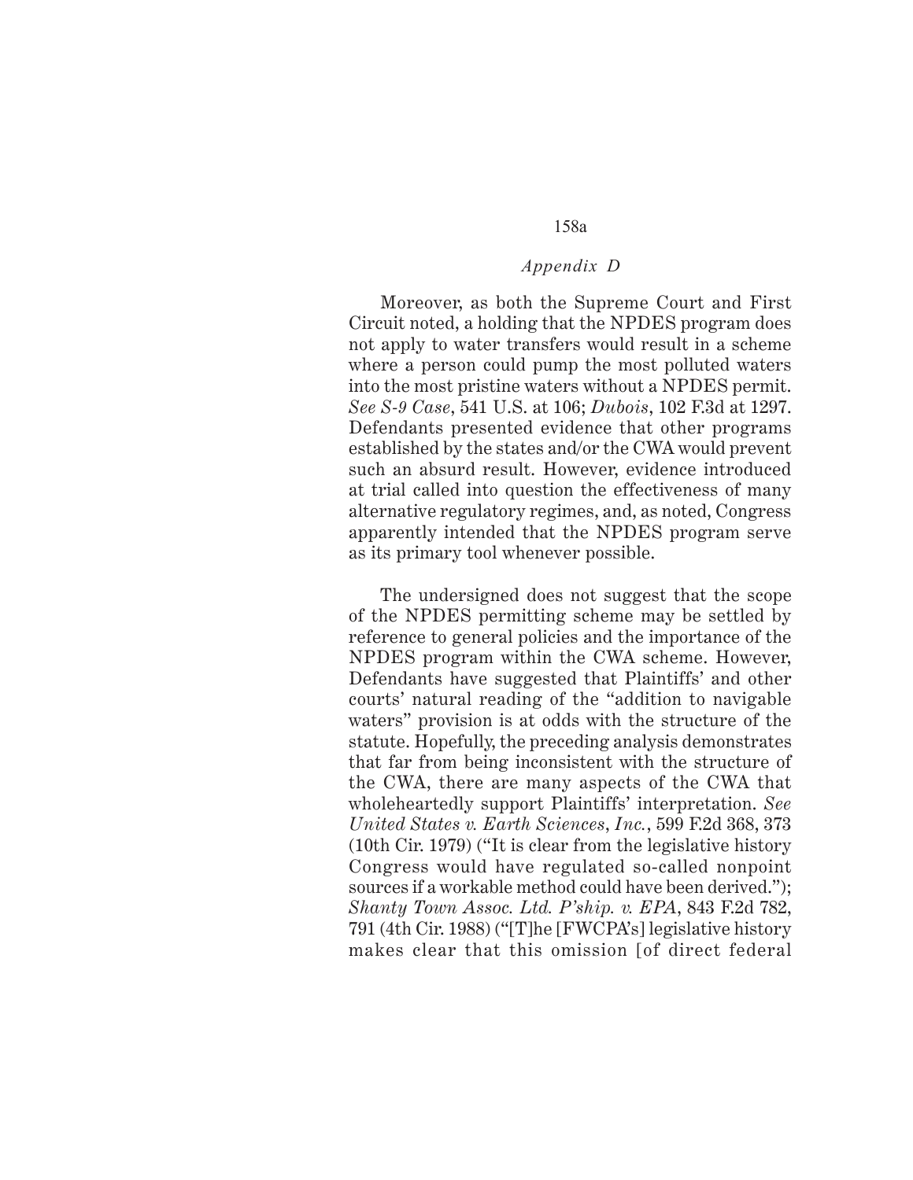Moreover, as both the Supreme Court and First Circuit noted, a holding that the NPDES program does not apply to water transfers would result in a scheme where a person could pump the most polluted waters into the most pristine waters without a NPDES permit. *See S-9 Case*, 541 U.S. at 106; *Dubois*, 102 F.3d at 1297. Defendants presented evidence that other programs established by the states and/or the CWA would prevent such an absurd result. However, evidence introduced at trial called into question the effectiveness of many alternative regulatory regimes, and, as noted, Congress apparently intended that the NPDES program serve as its primary tool whenever possible.

The undersigned does not suggest that the scope of the NPDES permitting scheme may be settled by reference to general policies and the importance of the NPDES program within the CWA scheme. However, Defendants have suggested that Plaintiffs' and other courts' natural reading of the "addition to navigable waters" provision is at odds with the structure of the statute. Hopefully, the preceding analysis demonstrates that far from being inconsistent with the structure of the CWA, there are many aspects of the CWA that wholeheartedly support Plaintiffs' interpretation. *See United States v. Earth Sciences, Inc.*, 599 F.2d 368, 373 (10th Cir. 1979) ("It is clear from the legislative history Congress would have regulated so-called nonpoint sources if a workable method could have been derived."); *Shanty Town Assoc. Ltd. P'ship. v. EPA*, 843 F.2d 782, 791 (4th Cir. 1988) ("[T]he [FWCPA's] legislative history makes clear that this omission [of direct federal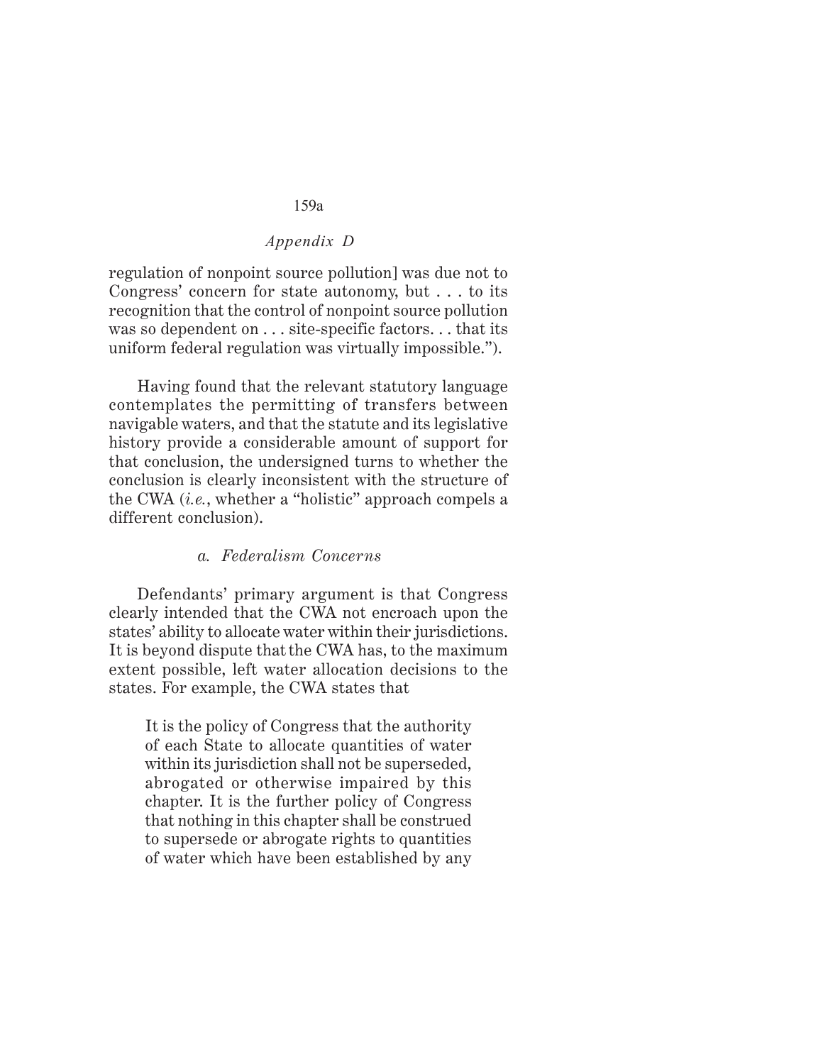regulation of nonpoint source pollution] was due not to Congress' concern for state autonomy, but . . . to its recognition that the control of nonpoint source pollution was so dependent on . . . site-specific factors. . . that its uniform federal regulation was virtually impossible.").

Having found that the relevant statutory language contemplates the permitting of transfers between navigable waters, and that the statute and its legislative history provide a considerable amount of support for that conclusion, the undersigned turns to whether the conclusion is clearly inconsistent with the structure of the CWA (*i.e.*, whether a "holistic" approach compels a different conclusion).

*a. Federalism Concerns*

Defendants' primary argument is that Congress clearly intended that the CWA not encroach upon the states' ability to allocate water within their jurisdictions. It is beyond dispute that the CWA has, to the maximum extent possible, left water allocation decisions to the states. For example, the CWA states that

> It is the policy of Congress that the authority of each State to allocate quantities of water within its jurisdiction shall not be superseded, abrogated or otherwise impaired by this chapter. It is the further policy of Congress that nothing in this chapter shall be construed to supersede or abrogate rights to quantities of water which have been established by any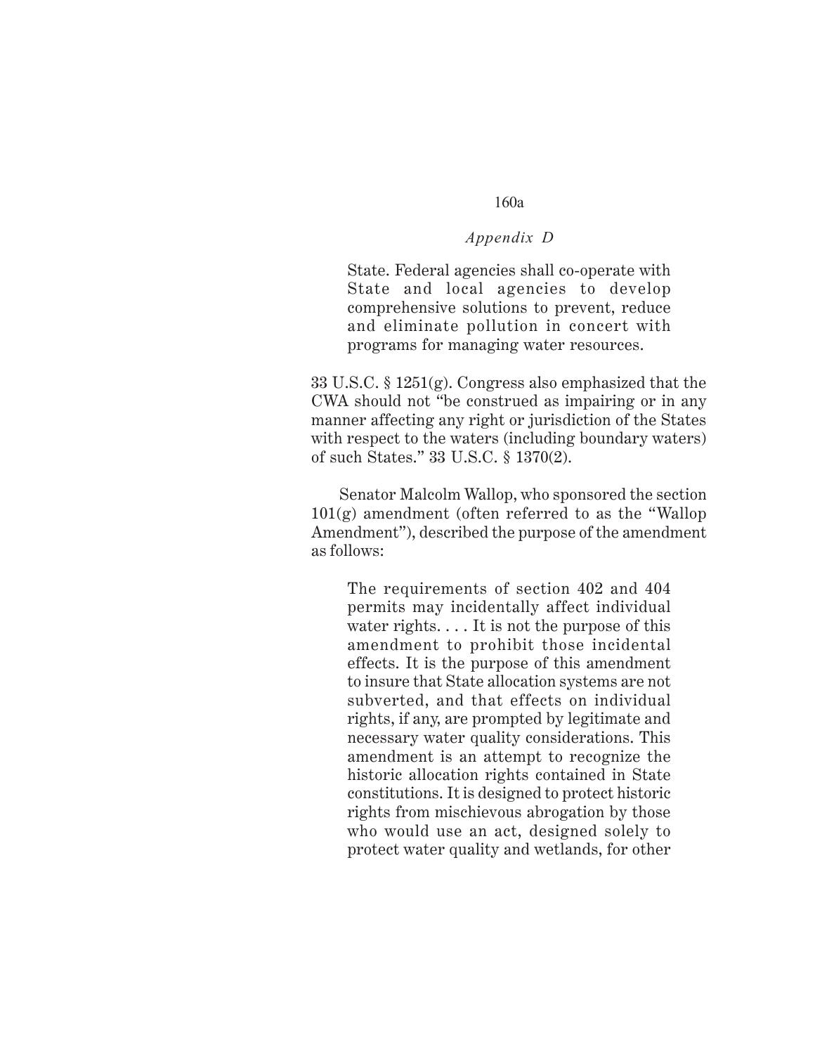> State. Federal agencies shall co-operate with State and local agencies to develop comprehensive solutions to prevent, reduce and eliminate pollution in concert with programs for managing water resources.

33 U.S.C. § 1251(g). Congress also emphasized that the CWA should not "be construed as impairing or in any manner affecting any right or jurisdiction of the States with respect to the waters (including boundary waters) of such States." 33 U.S.C. § 1370(2).

Senator Malcolm Wallop, who sponsored the section 101(g) amendment (often referred to as the "Wallop Amendment"), described the purpose of the amendment as follows:

> The requirements of section 402 and 404 permits may incidentally affect individual water rights. . . . It is not the purpose of this amendment to prohibit those incidental effects. It is the purpose of this amendment to insure that State allocation systems are not subverted, and that effects on individual rights, if any, are prompted by legitimate and necessary water quality considerations. This amendment is an attempt to recognize the historic allocation rights contained in State constitutions. It is designed to protect historic rights from mischievous abrogation by those who would use an act, designed solely to protect water quality and wetlands, for other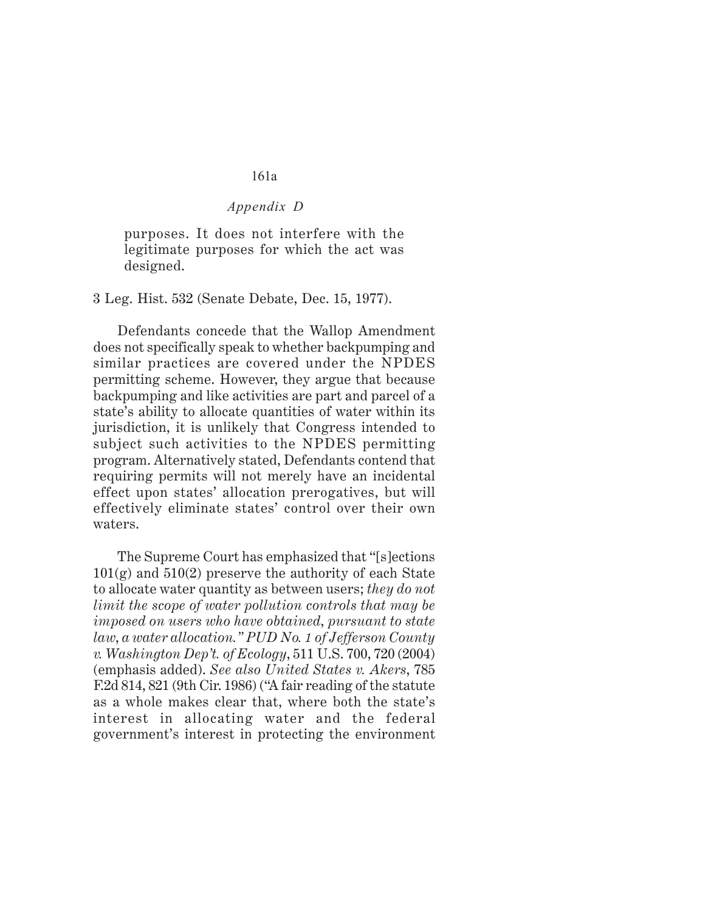> purposes. It does not interfere with the legitimate purposes for which the act was designed.

3 Leg. Hist. 532 (Senate Debate, Dec. 15, 1977).

Defendants concede that the Wallop Amendment does not specifically speak to whether backpumping and similar practices are covered under the NPDES permitting scheme. However, they argue that because backpumping and like activities are part and parcel of a state's ability to allocate quantities of water within its jurisdiction, it is unlikely that Congress intended to subject such activities to the NPDES permitting program. Alternatively stated, Defendants contend that requiring permits will not merely have an incidental effect upon states' allocation prerogatives, but will effectively eliminate states' control over their own waters.

The Supreme Court has emphasized that "[s]ections 101(g) and 510(2) preserve the authority of each State to allocate water quantity as between users; *they do not limit the scope of water pollution controls that may be imposed on users who have obtained, pursuant to state law, a water allocation." PUD No. 1 of Jefferson County v. Washington Dep't. of Ecology*, 511 U.S. 700, 720 (2004) (emphasis added). *See also United States v. Akers*, 785 F.2d 814, 821 (9th Cir. 1986) ("A fair reading of the statute as a whole makes clear that, where both the state's interest in allocating water and the federal government's interest in protecting the environment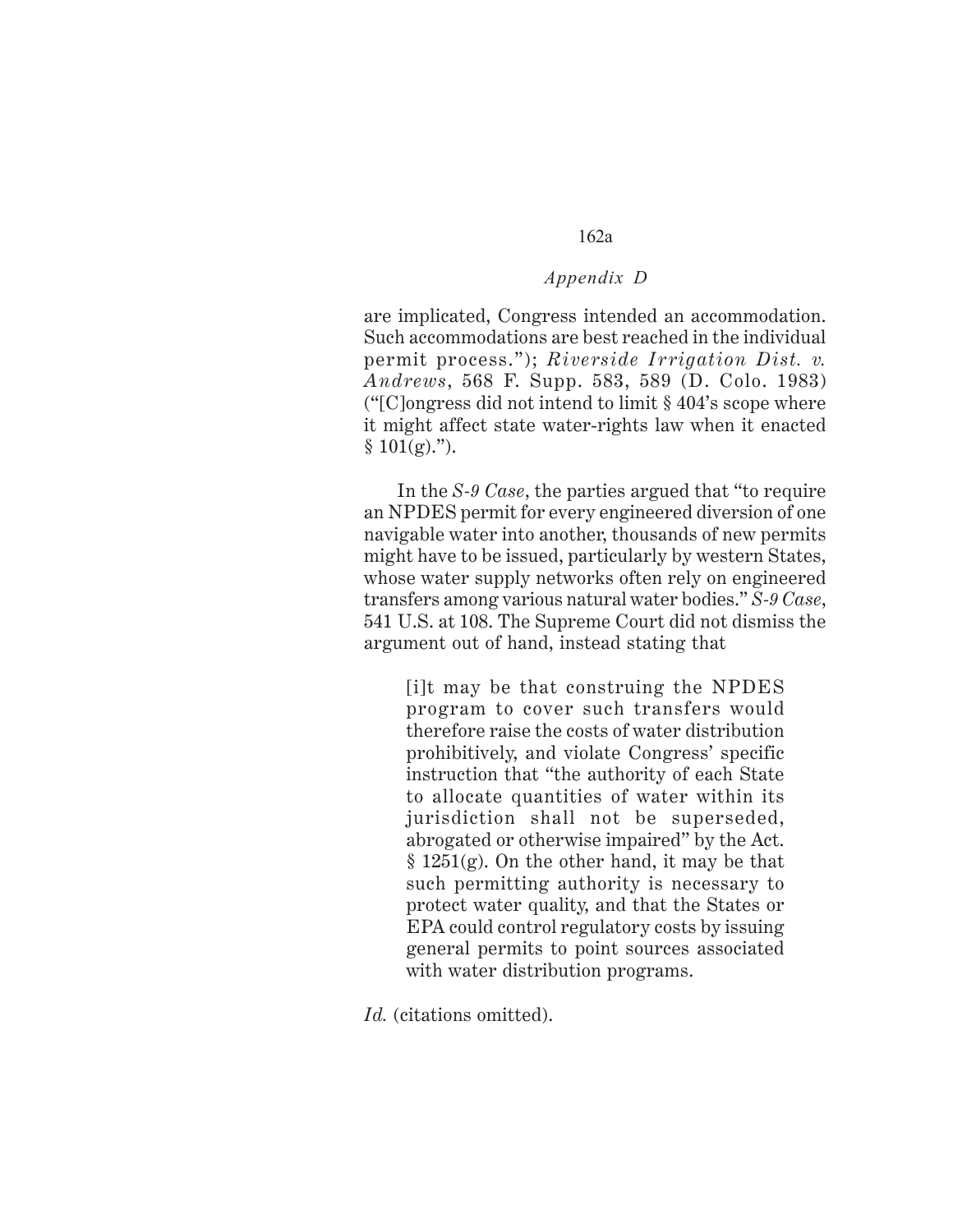are implicated, Congress intended an accommodation. Such accommodations are best reached in the individual permit process."); *Riverside Irrigation Dist. v. Andrews*, 568 F. Supp. 583, 589 (D. Colo. 1983) ("[C]ongress did not intend to limit § 404's scope where it might affect state water-rights law when it enacted § 101(g).").

In the *S-9 Case*, the parties argued that "to require an NPDES permit for every engineered diversion of one navigable water into another, thousands of new permits might have to be issued, particularly by western States, whose water supply networks often rely on engineered transfers among various natural water bodies." *S-9 Case*, 541 U.S. at 108. The Supreme Court did not dismiss the argument out of hand, instead stating that

> [i]t may be that construing the NPDES program to cover such transfers would therefore raise the costs of water distribution prohibitively, and violate Congress' specific instruction that "the authority of each State to allocate quantities of water within its jurisdiction shall not be superseded, abrogated or otherwise impaired" by the Act. § 1251(g). On the other hand, it may be that such permitting authority is necessary to protect water quality, and that the States or EPA could control regulatory costs by issuing general permits to point sources associated with water distribution programs.

*Id.* (citations omitted).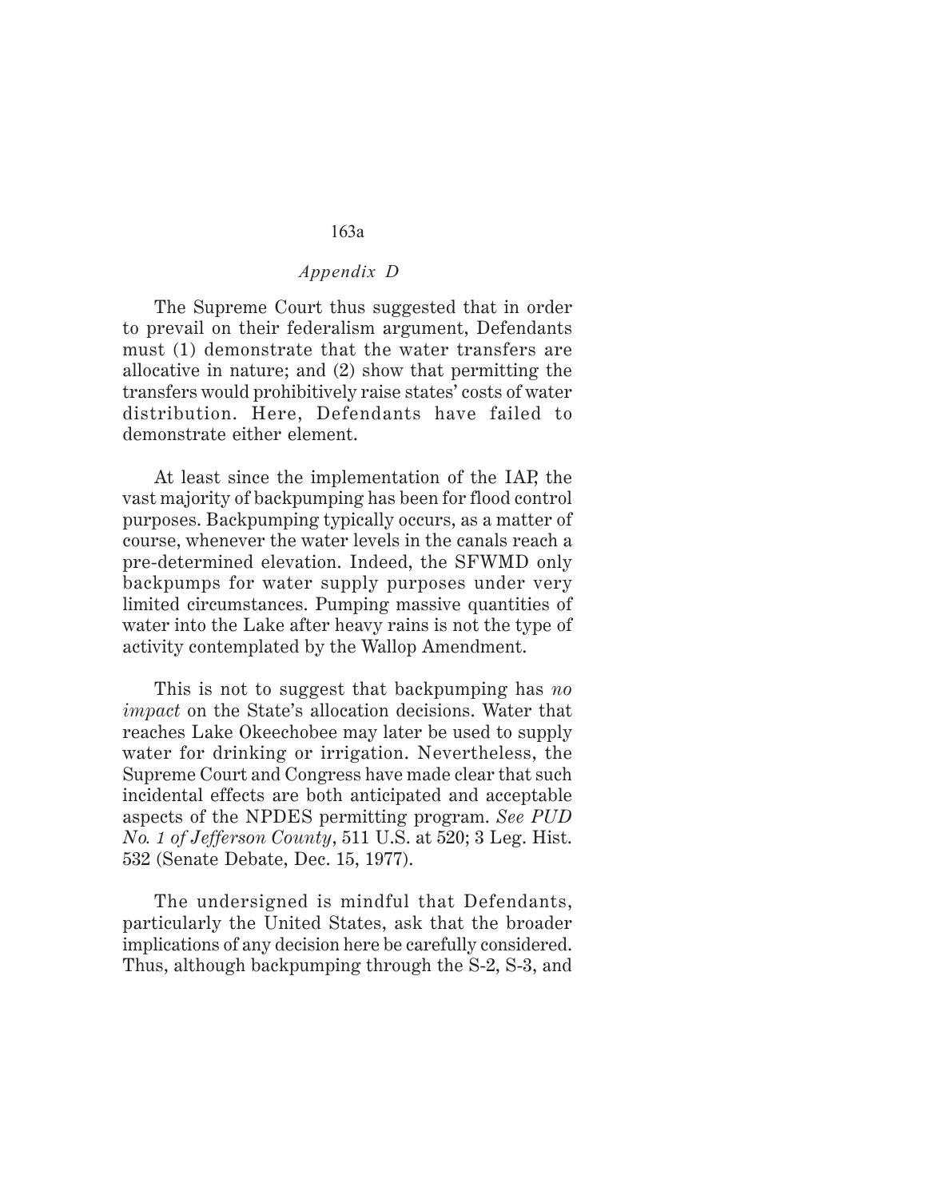The Supreme Court thus suggested that in order to prevail on their federalism argument, Defendants must (1) demonstrate that the water transfers are allocative in nature; and (2) show that permitting the transfers would prohibitively raise states' costs of water distribution. Here, Defendants have failed to demonstrate either element.

At least since the implementation of the IAP, the vast majority of backpumping has been for flood control purposes. Backpumping typically occurs, as a matter of course, whenever the water levels in the canals reach a pre-determined elevation. Indeed, the SFWMD only backpumps for water supply purposes under very limited circumstances. Pumping massive quantities of water into the Lake after heavy rains is not the type of activity contemplated by the Wallop Amendment.

This is not to suggest that backpumping has *no impact* on the State's allocation decisions. Water that reaches Lake Okeechobee may later be used to supply water for drinking or irrigation. Nevertheless, the Supreme Court and Congress have made clear that such incidental effects are both anticipated and acceptable aspects of the NPDES permitting program. *See PUD No. 1 of Jefferson County*, 511 U.S. at 520; 3 Leg. Hist. 532 (Senate Debate, Dec. 15, 1977).

The undersigned is mindful that Defendants, particularly the United States, ask that the broader implications of any decision here be carefully considered. Thus, although backpumping through the S-2, S-3, and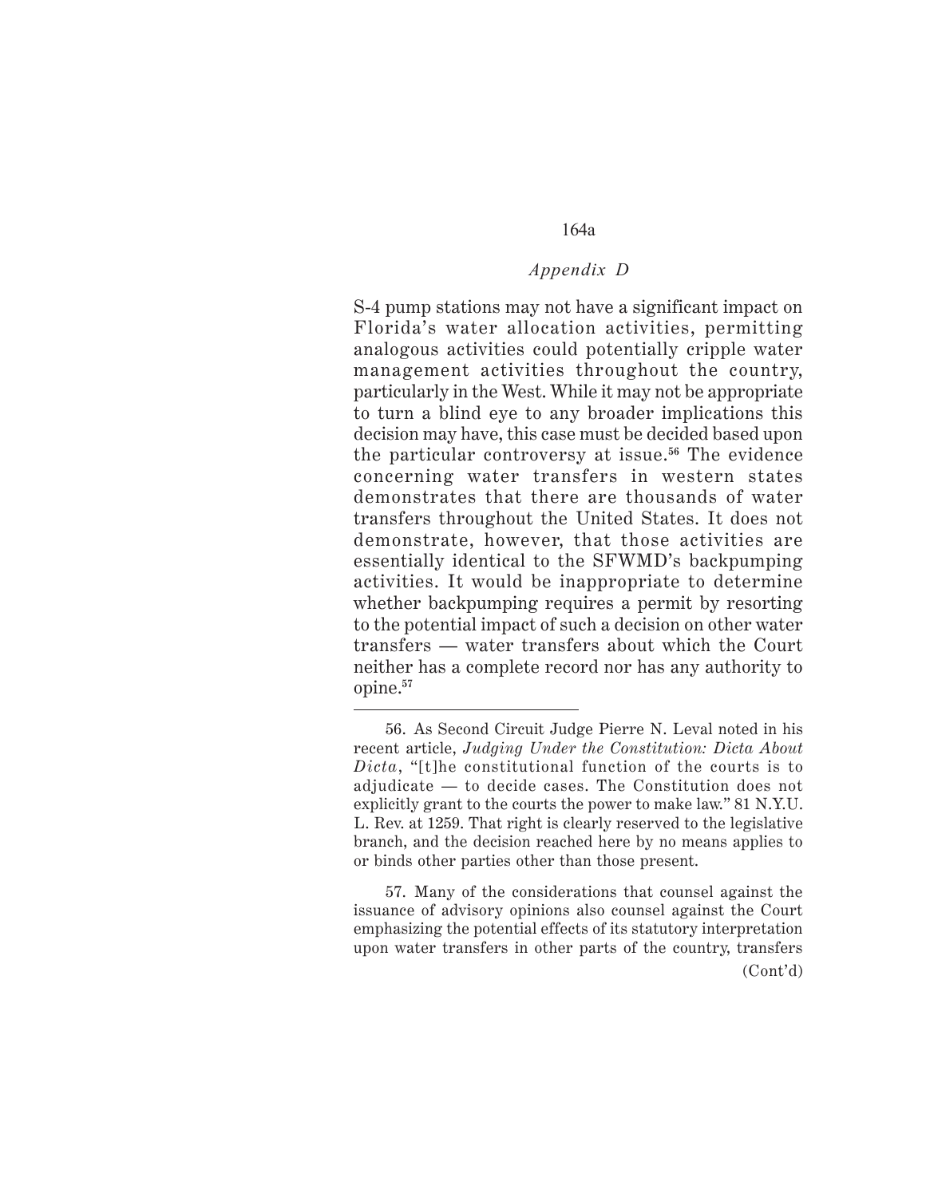S-4 pump stations may not have a significant impact on Florida's water allocation activities, permitting analogous activities could potentially cripple water management activities throughout the country, particularly in the West. While it may not be appropriate to turn a blind eye to any broader implications this decision may have, this case must be decided based upon the particular controversy at issue.[56] The evidence concerning water transfers in western states demonstrates that there are thousands of water transfers throughout the United States. It does not demonstrate, however, that those activities are essentially identical to the SFWMD's backpumping activities. It would be inappropriate to determine whether backpumping requires a permit by resorting to the potential impact of such a decision on other water transfers — water transfers about which the Court neither has a complete record nor has any authority to opine.[57]

---

56. As Second Circuit Judge Pierre N. Leval noted in his recent article, *Judging Under the Constitution: Dicta About Dicta*, "[t]he constitutional function of the courts is to adjudicate — to decide cases. The Constitution does not explicitly grant to the courts the power to make law." 81 N.Y.U. L. Rev. at 1259. That right is clearly reserved to the legislative branch, and the decision reached here by no means applies to or binds other parties other than those present.

57. Many of the considerations that counsel against the issuance of advisory opinions also counsel against the Court emphasizing the potential effects of its statutory interpretation upon water transfers in other parts of the country, transfers

(Cont'd)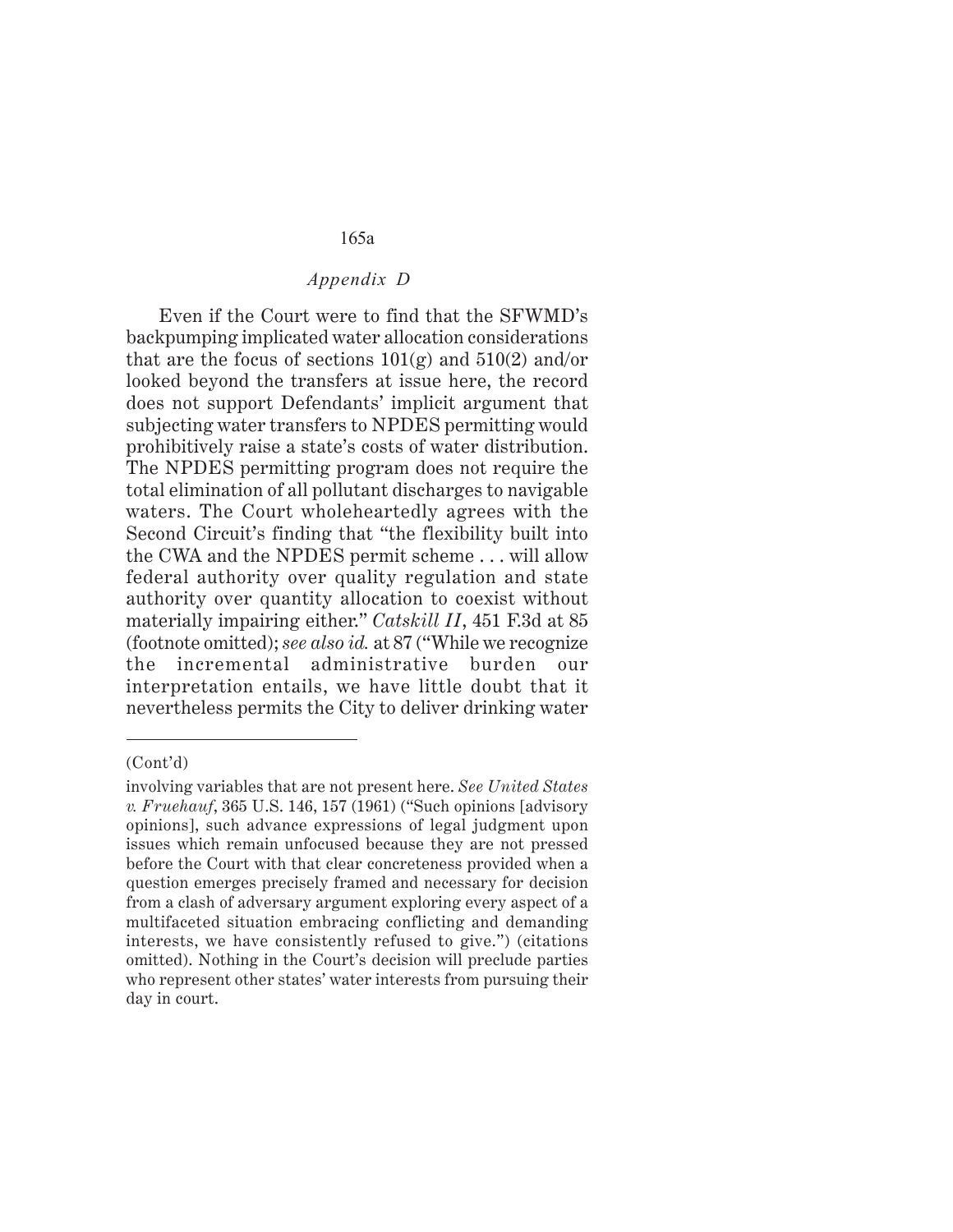*Appendix D*

Even if the Court were to find that the SFWMD's backpumping implicated water allocation considerations that are the focus of sections 101(g) and 510(2) and/or looked beyond the transfers at issue here, the record does not support Defendants' implicit argument that subjecting water transfers to NPDES permitting would prohibitively raise a state's costs of water distribution. The NPDES permitting program does not require the total elimination of all pollutant discharges to navigable waters. The Court wholeheartedly agrees with the Second Circuit's finding that "the flexibility built into the CWA and the NPDES permit scheme . . . will allow federal authority over quality regulation and state authority over quantity allocation to coexist without materially impairing either." *Catskill II*, 451 F.3d at 85 (footnote omitted); *see also id.* at 87 ("While we recognize the incremental administrative burden our interpretation entails, we have little doubt that it nevertheless permits the City to deliver drinking water

---

(Cont'd)

involving variables that are not present here. *See United States v. Fruehauf*, 365 U.S. 146, 157 (1961) ("Such opinions [advisory opinions], such advance expressions of legal judgment upon issues which remain unfocused because they are not pressed before the Court with that clear concreteness provided when a question emerges precisely framed and necessary for decision from a clash of adversary argument exploring every aspect of a multifaceted situation embracing conflicting and demanding interests, we have consistently refused to give.") (citations omitted). Nothing in the Court's decision will preclude parties who represent other states' water interests from pursuing their day in court.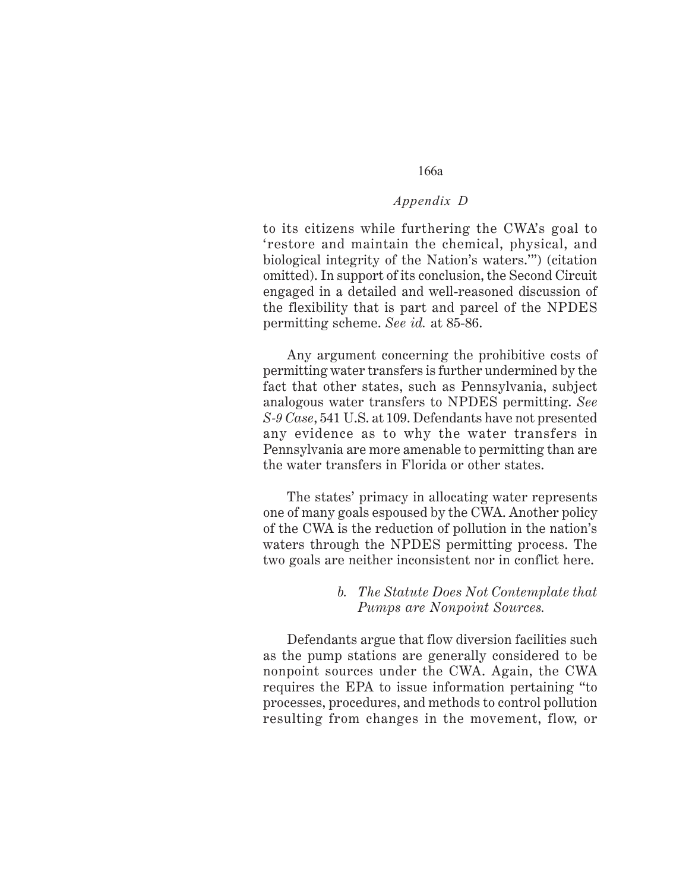to its citizens while furthering the CWA's goal to 'restore and maintain the chemical, physical, and biological integrity of the Nation's waters.'") (citation omitted). In support of its conclusion, the Second Circuit engaged in a detailed and well-reasoned discussion of the flexibility that is part and parcel of the NPDES permitting scheme. *See id.* at 85-86.

Any argument concerning the prohibitive costs of permitting water transfers is further undermined by the fact that other states, such as Pennsylvania, subject analogous water transfers to NPDES permitting. *See S-9 Case*, 541 U.S. at 109. Defendants have not presented any evidence as to why the water transfers in Pennsylvania are more amenable to permitting than are the water transfers in Florida or other states.

The states' primacy in allocating water represents one of many goals espoused by the CWA. Another policy of the CWA is the reduction of pollution in the nation's waters through the NPDES permitting process. The two goals are neither inconsistent nor in conflict here.

*b. The Statute Does Not Contemplate that Pumps are Nonpoint Sources.*

Defendants argue that flow diversion facilities such as the pump stations are generally considered to be nonpoint sources under the CWA. Again, the CWA requires the EPA to issue information pertaining "to processes, procedures, and methods to control pollution resulting from changes in the movement, flow, or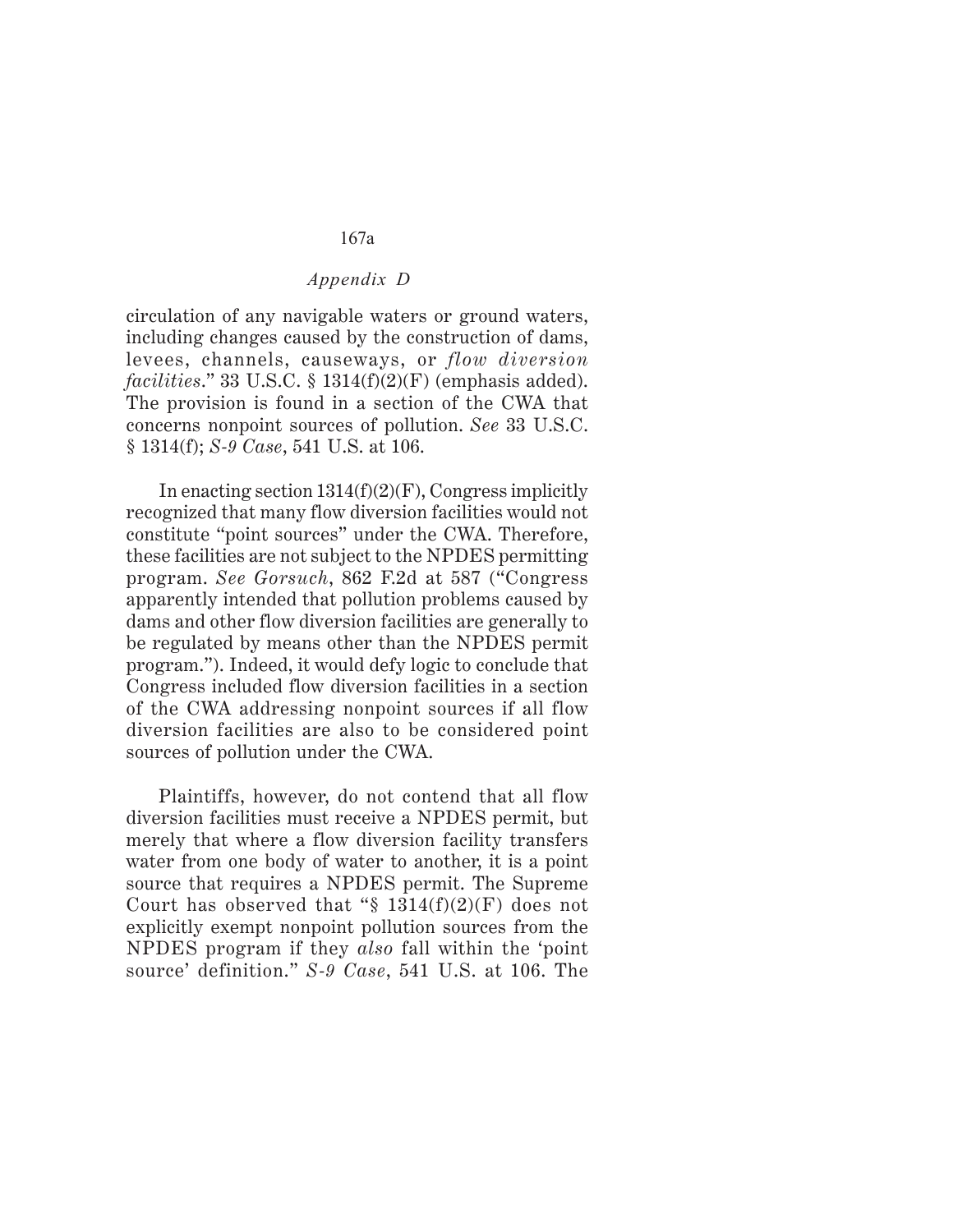circulation of any navigable waters or ground waters, including changes caused by the construction of dams, levees, channels, causeways, or *flow diversion facilities*." 33 U.S.C. § 1314(f)(2)(F) (emphasis added). The provision is found in a section of the CWA that concerns nonpoint sources of pollution. *See* 33 U.S.C. § 1314(f); *S-9 Case*, 541 U.S. at 106.

In enacting section 1314(f)(2)(F), Congress implicitly recognized that many flow diversion facilities would not constitute "point sources" under the CWA. Therefore, these facilities are not subject to the NPDES permitting program. *See Gorsuch*, 862 F.2d at 587 ("Congress apparently intended that pollution problems caused by dams and other flow diversion facilities are generally to be regulated by means other than the NPDES permit program."). Indeed, it would defy logic to conclude that Congress included flow diversion facilities in a section of the CWA addressing nonpoint sources if all flow diversion facilities are also to be considered point sources of pollution under the CWA.

Plaintiffs, however, do not contend that all flow diversion facilities must receive a NPDES permit, but merely that where a flow diversion facility transfers water from one body of water to another, it is a point source that requires a NPDES permit. The Supreme Court has observed that "§ 1314(f)(2)(F) does not explicitly exempt nonpoint pollution sources from the NPDES program if they *also* fall within the 'point source' definition." *S-9 Case*, 541 U.S. at 106. The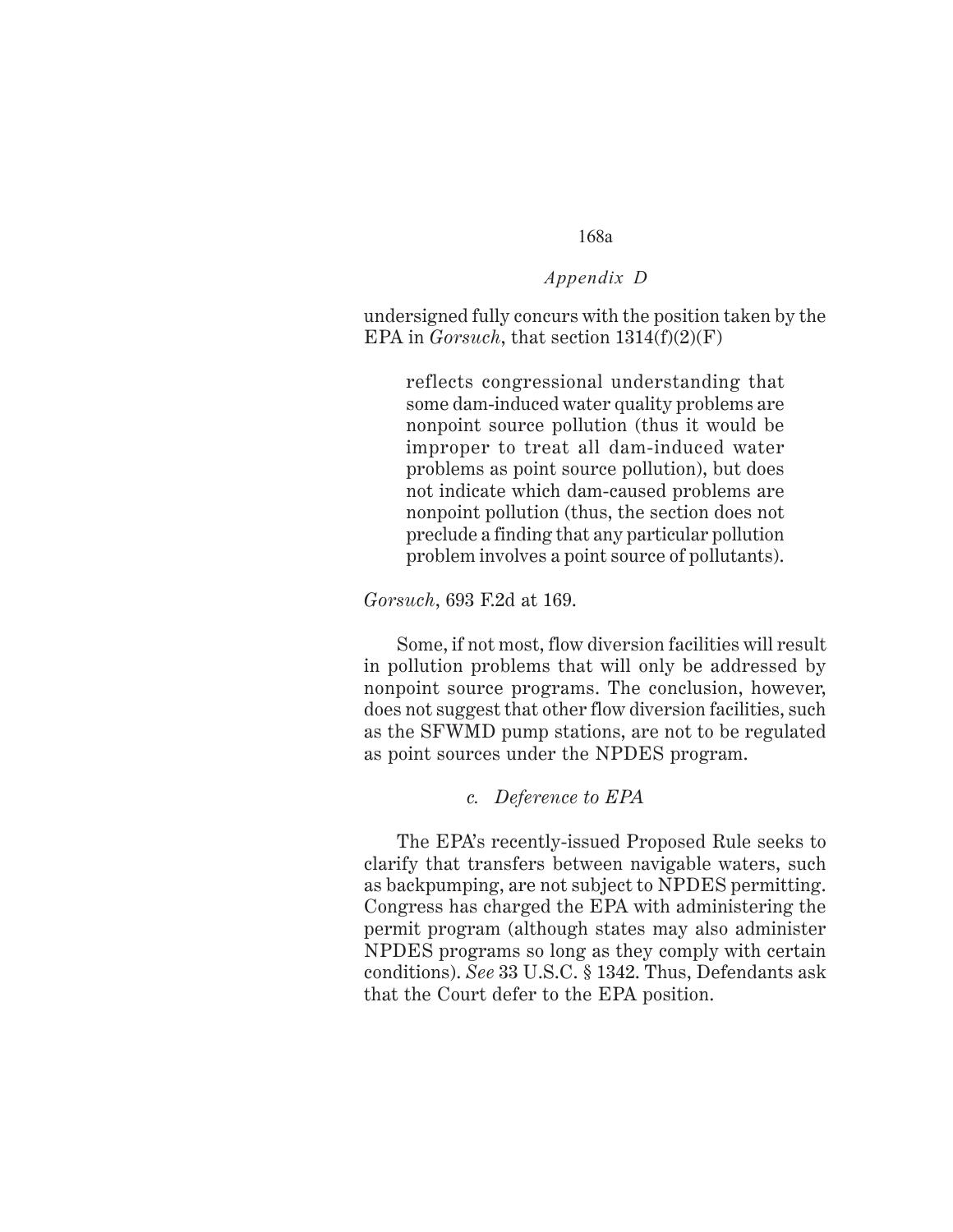undersigned fully concurs with the position taken by the EPA in *Gorsuch*, that section 1314(f)(2)(F)

> reflects congressional understanding that some dam-induced water quality problems are nonpoint source pollution (thus it would be improper to treat all dam-induced water problems as point source pollution), but does not indicate which dam-caused problems are nonpoint pollution (thus, the section does not preclude a finding that any particular pollution problem involves a point source of pollutants).

*Gorsuch*, 693 F.2d at 169.

Some, if not most, flow diversion facilities will result in pollution problems that will only be addressed by nonpoint source programs. The conclusion, however, does not suggest that other flow diversion facilities, such as the SFWMD pump stations, are not to be regulated as point sources under the NPDES program.

*c. Deference to EPA*

The EPA's recently-issued Proposed Rule seeks to clarify that transfers between navigable waters, such as backpumping, are not subject to NPDES permitting. Congress has charged the EPA with administering the permit program (although states may also administer NPDES programs so long as they comply with certain conditions). *See* 33 U.S.C. § 1342. Thus, Defendants ask that the Court defer to the EPA position.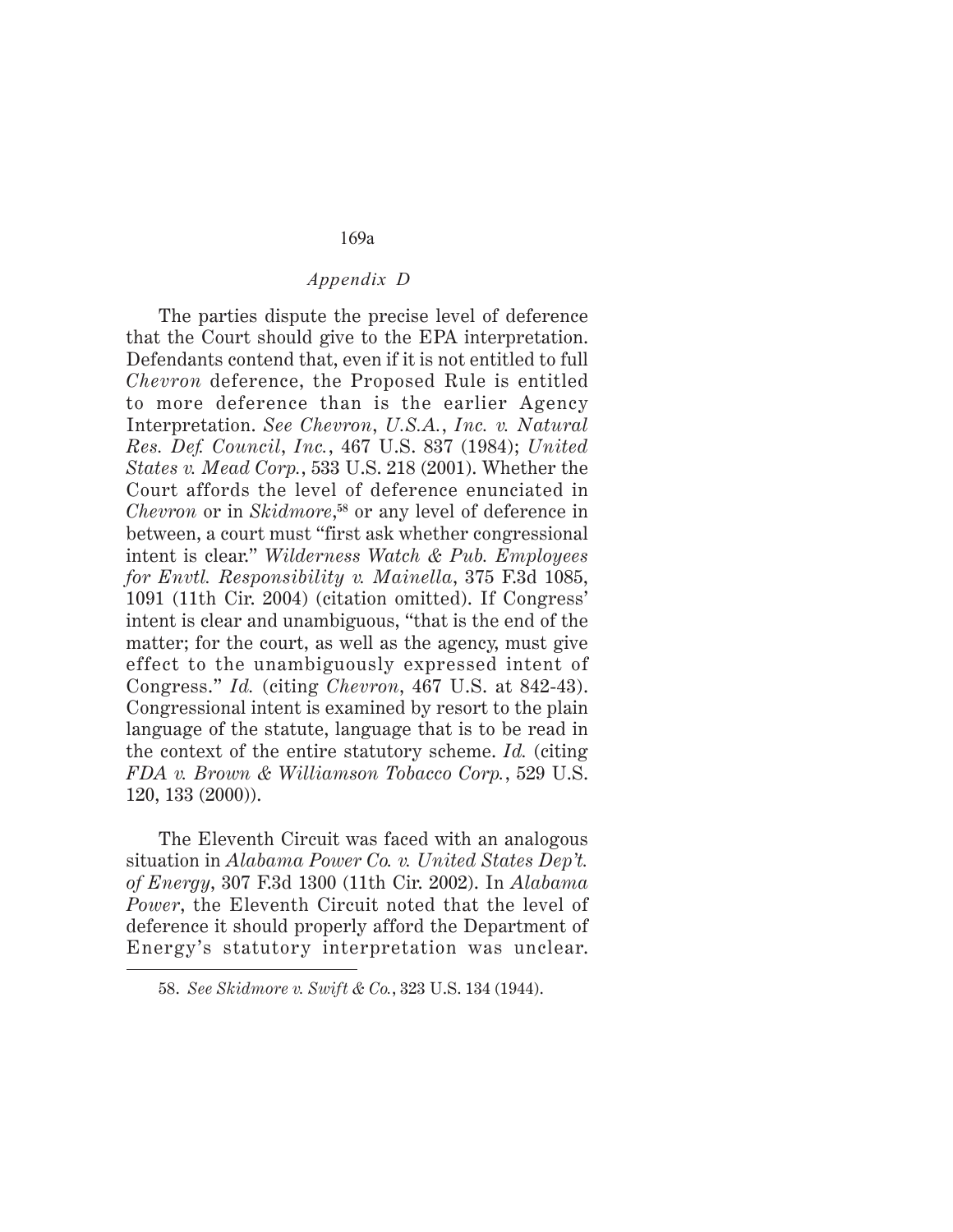The parties dispute the precise level of deference that the Court should give to the EPA interpretation. Defendants contend that, even if it is not entitled to full *Chevron* deference, the Proposed Rule is entitled to more deference than is the earlier Agency Interpretation. *See Chevron, U.S.A., Inc. v. Natural Res. Def. Council, Inc.*, 467 U.S. 837 (1984); *United States v. Mead Corp.*, 533 U.S. 218 (2001). Whether the Court affords the level of deference enunciated in *Chevron* or in *Skidmore*,[58] or any level of deference in between, a court must "first ask whether congressional intent is clear." *Wilderness Watch & Pub. Employees for Envtl. Responsibility v. Mainella*, 375 F.3d 1085, 1091 (11th Cir. 2004) (citation omitted). If Congress' intent is clear and unambiguous, "that is the end of the matter; for the court, as well as the agency, must give effect to the unambiguously expressed intent of Congress." *Id.* (citing *Chevron*, 467 U.S. at 842-43). Congressional intent is examined by resort to the plain language of the statute, language that is to be read in the context of the entire statutory scheme. *Id.* (citing *FDA v. Brown & Williamson Tobacco Corp.*, 529 U.S. 120, 133 (2000)).

The Eleventh Circuit was faced with an analogous situation in *Alabama Power Co. v. United States Dep't. of Energy*, 307 F.3d 1300 (11th Cir. 2002). In *Alabama Power*, the Eleventh Circuit noted that the level of deference it should properly afford the Department of Energy's statutory interpretation was unclear.

58. *See Skidmore v. Swift & Co.*, 323 U.S. 134 (1944).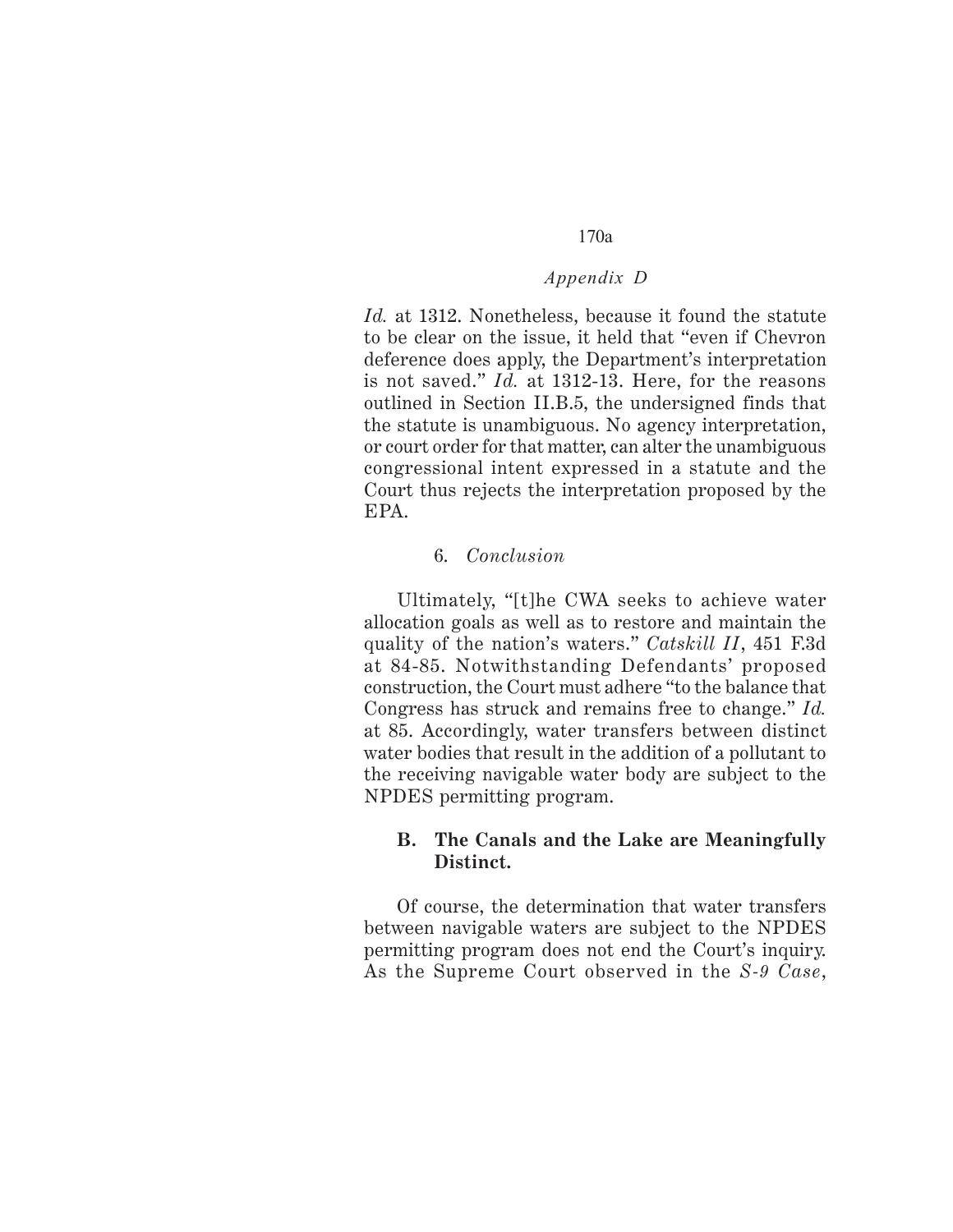*Id.* at 1312. Nonetheless, because it found the statute to be clear on the issue, it held that "even if Chevron deference does apply, the Department's interpretation is not saved." *Id.* at 1312-13. Here, for the reasons outlined in Section II.B.5, the undersigned finds that the statute is unambiguous. No agency interpretation, or court order for that matter, can alter the unambiguous congressional intent expressed in a statute and the Court thus rejects the interpretation proposed by the EPA.

6. *Conclusion*

Ultimately, "[t]he CWA seeks to achieve water allocation goals as well as to restore and maintain the quality of the nation's waters." *Catskill II*, 451 F.3d at 84-85. Notwithstanding Defendants' proposed construction, the Court must adhere "to the balance that Congress has struck and remains free to change." *Id.* at 85. Accordingly, water transfers between distinct water bodies that result in the addition of a pollutant to the receiving navigable water body are subject to the NPDES permitting program.

**B. The Canals and the Lake are Meaningfully Distinct.**

Of course, the determination that water transfers between navigable waters are subject to the NPDES permitting program does not end the Court's inquiry. As the Supreme Court observed in the *S-9 Case*,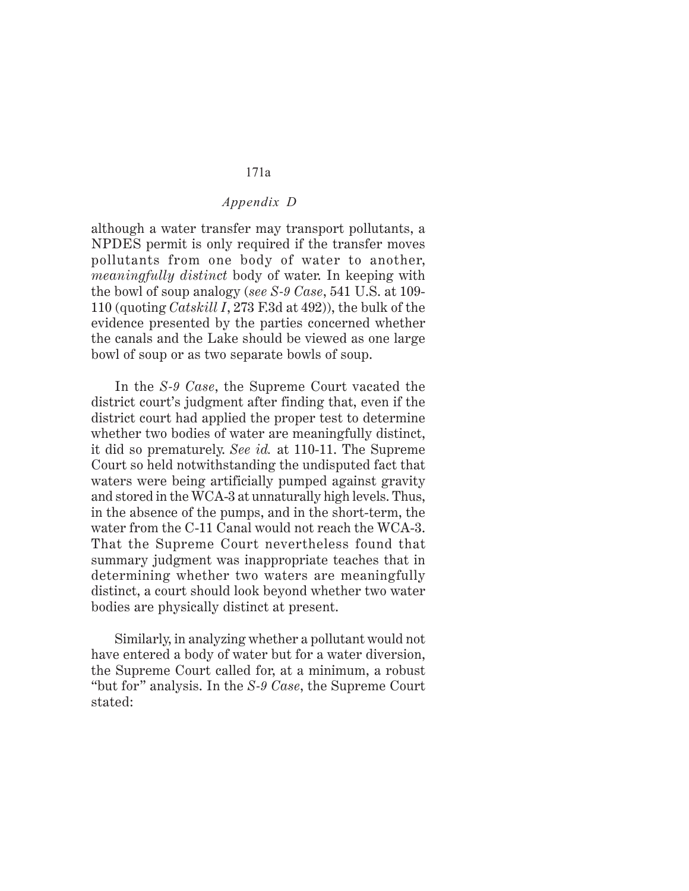although a water transfer may transport pollutants, a NPDES permit is only required if the transfer moves pollutants from one body of water to another, *meaningfully distinct* body of water. In keeping with the bowl of soup analogy (*see S-9 Case*, 541 U.S. at 109-110 (quoting *Catskill I*, 273 F.3d at 492)), the bulk of the evidence presented by the parties concerned whether the canals and the Lake should be viewed as one large bowl of soup or as two separate bowls of soup.

In the *S-9 Case*, the Supreme Court vacated the district court's judgment after finding that, even if the district court had applied the proper test to determine whether two bodies of water are meaningfully distinct, it did so prematurely. *See id.* at 110-11. The Supreme Court so held notwithstanding the undisputed fact that waters were being artificially pumped against gravity and stored in the WCA-3 at unnaturally high levels. Thus, in the absence of the pumps, and in the short-term, the water from the C-11 Canal would not reach the WCA-3. That the Supreme Court nevertheless found that summary judgment was inappropriate teaches that in determining whether two waters are meaningfully distinct, a court should look beyond whether two water bodies are physically distinct at present.

Similarly, in analyzing whether a pollutant would not have entered a body of water but for a water diversion, the Supreme Court called for, at a minimum, a robust "but for" analysis. In the *S-9 Case*, the Supreme Court stated: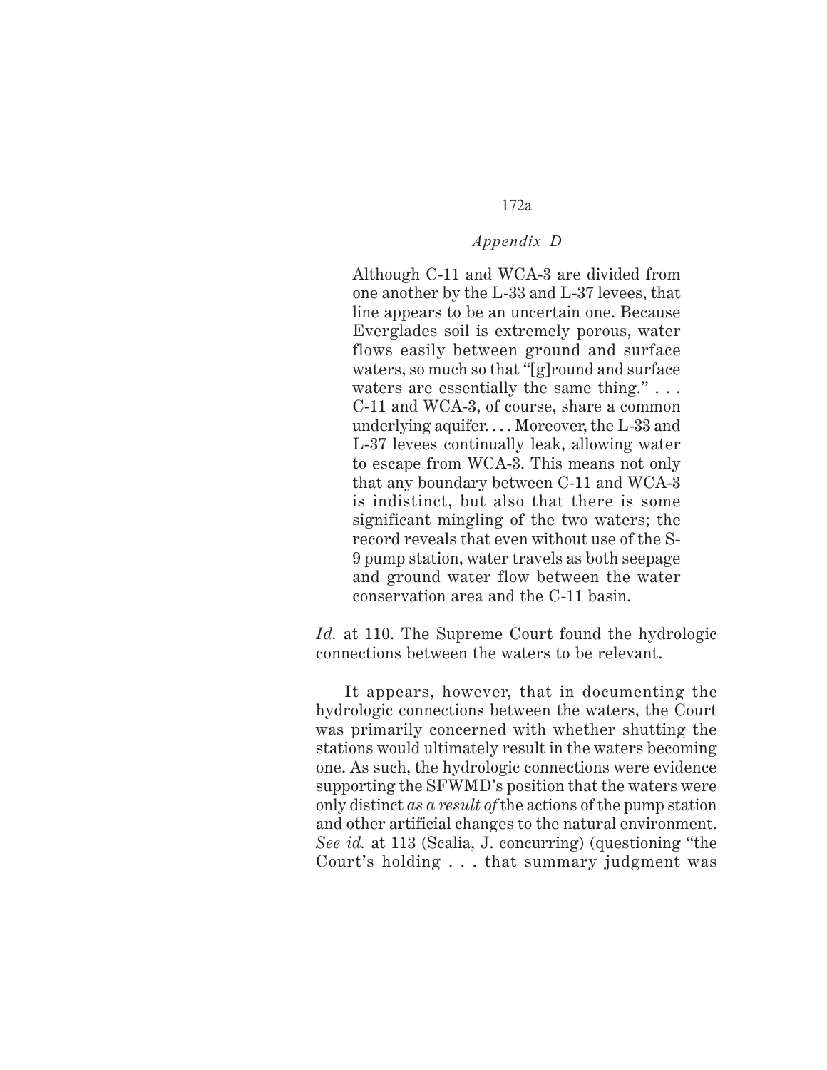> Although C-11 and WCA-3 are divided from one another by the L-33 and L-37 levees, that line appears to be an uncertain one. Because Everglades soil is extremely porous, water flows easily between ground and surface waters, so much so that "[g]round and surface waters are essentially the same thing." . . . C-11 and WCA-3, of course, share a common underlying aquifer. . . . Moreover, the L-33 and L-37 levees continually leak, allowing water to escape from WCA-3. This means not only that any boundary between C-11 and WCA-3 is indistinct, but also that there is some significant mingling of the two waters; the record reveals that even without use of the S-9 pump station, water travels as both seepage and ground water flow between the water conservation area and the C-11 basin.

*Id.* at 110. The Supreme Court found the hydrologic connections between the waters to be relevant.

It appears, however, that in documenting the hydrologic connections between the waters, the Court was primarily concerned with whether shutting the stations would ultimately result in the waters becoming one. As such, the hydrologic connections were evidence supporting the SFWMD's position that the waters were only distinct *as a result of* the actions of the pump station and other artificial changes to the natural environment. *See id.* at 113 (Scalia, J. concurring) (questioning "the Court's holding . . . that summary judgment was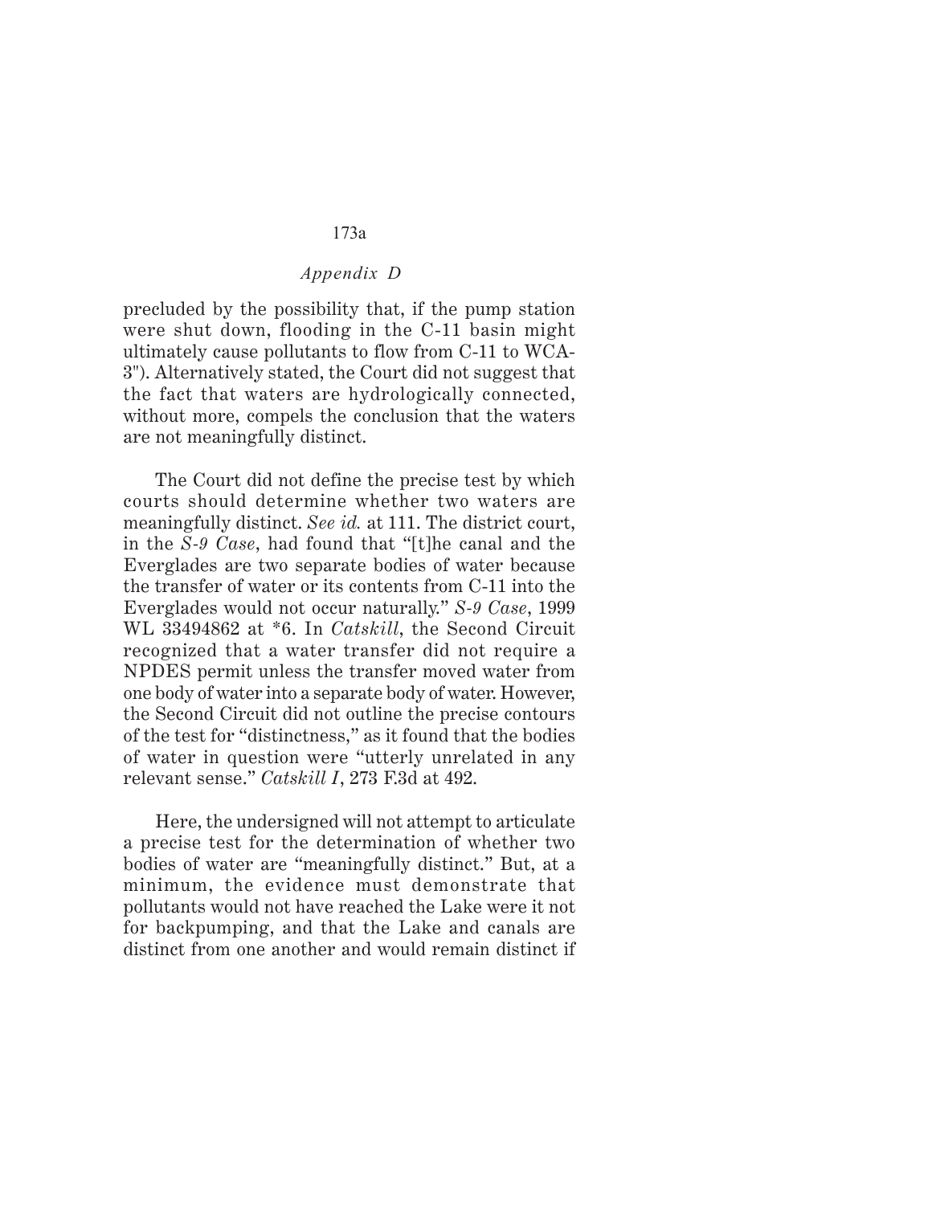precluded by the possibility that, if the pump station were shut down, flooding in the C-11 basin might ultimately cause pollutants to flow from C-11 to WCA-3"). Alternatively stated, the Court did not suggest that the fact that waters are hydrologically connected, without more, compels the conclusion that the waters are not meaningfully distinct.

The Court did not define the precise test by which courts should determine whether two waters are meaningfully distinct. *See id.* at 111. The district court, in the *S-9 Case*, had found that "[t]he canal and the Everglades are two separate bodies of water because the transfer of water or its contents from C-11 into the Everglades would not occur naturally." *S-9 Case*, 1999 WL 33494862 at *6. In *Catskill*, the Second Circuit recognized that a water transfer did not require a NPDES permit unless the transfer moved water from one body of water into a separate body of water. However, the Second Circuit did not outline the precise contours of the test for "distinctness," as it found that the bodies of water in question were "utterly unrelated in any relevant sense." *Catskill I*, 273 F.3d at 492.

Here, the undersigned will not attempt to articulate a precise test for the determination of whether two bodies of water are "meaningfully distinct." But, at a minimum, the evidence must demonstrate that pollutants would not have reached the Lake were it not for backpumping, and that the Lake and canals are distinct from one another and would remain distinct if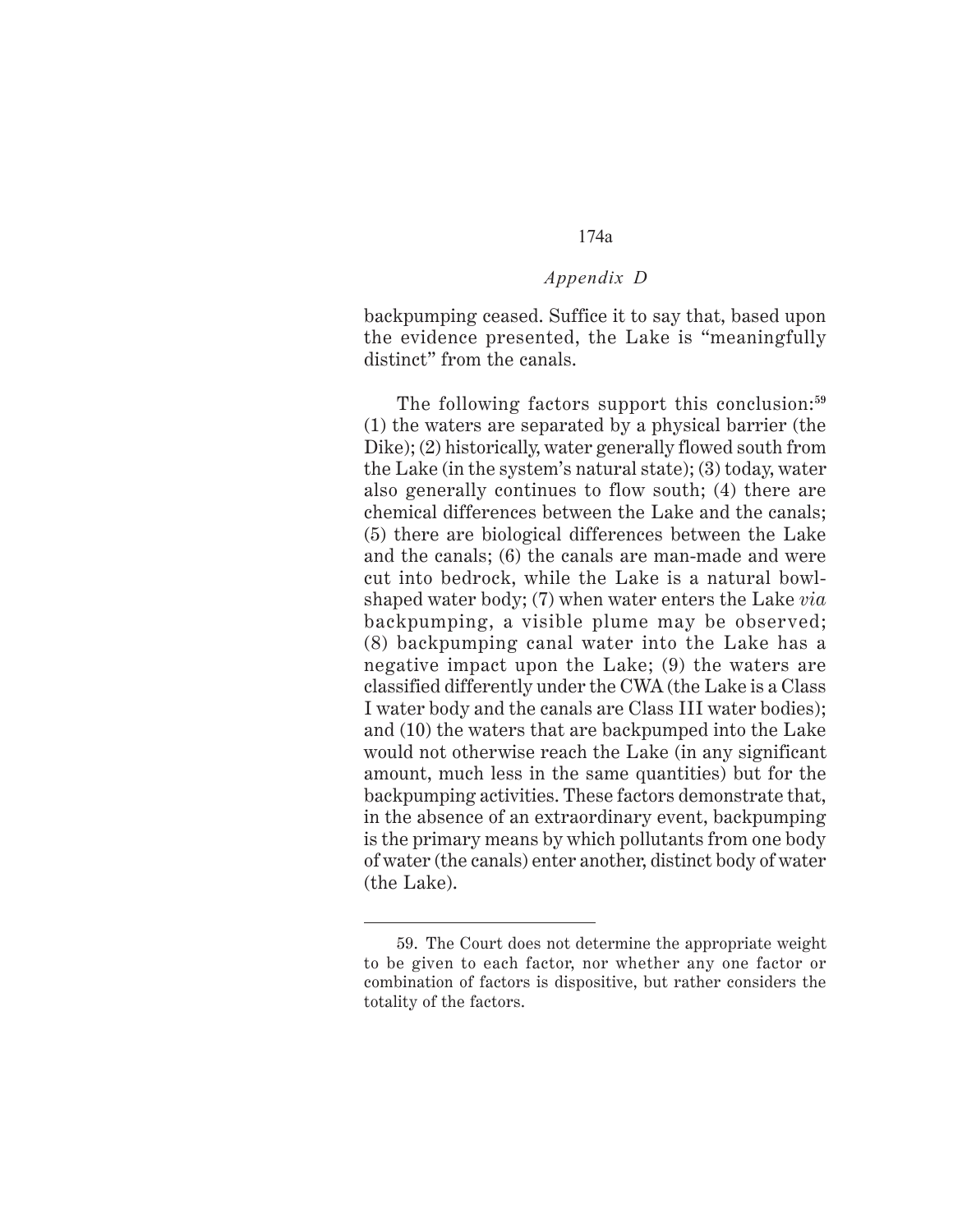backpumping ceased. Suffice it to say that, based upon the evidence presented, the Lake is "meaningfully distinct" from the canals.

The following factors support this conclusion:[59] (1) the waters are separated by a physical barrier (the Dike); (2) historically, water generally flowed south from the Lake (in the system's natural state); (3) today, water also generally continues to flow south; (4) there are chemical differences between the Lake and the canals; (5) there are biological differences between the Lake and the canals; (6) the canals are man-made and were cut into bedrock, while the Lake is a natural bowl-shaped water body; (7) when water enters the Lake *via* backpumping, a visible plume may be observed; (8) backpumping canal water into the Lake has a negative impact upon the Lake; (9) the waters are classified differently under the CWA (the Lake is a Class I water body and the canals are Class III water bodies); and (10) the waters that are backpumped into the Lake would not otherwise reach the Lake (in any significant amount, much less in the same quantities) but for the backpumping activities. These factors demonstrate that, in the absence of an extraordinary event, backpumping is the primary means by which pollutants from one body of water (the canals) enter another, distinct body of water (the Lake).

---

59. The Court does not determine the appropriate weight to be given to each factor, nor whether any one factor or combination of factors is dispositive, but rather considers the totality of the factors.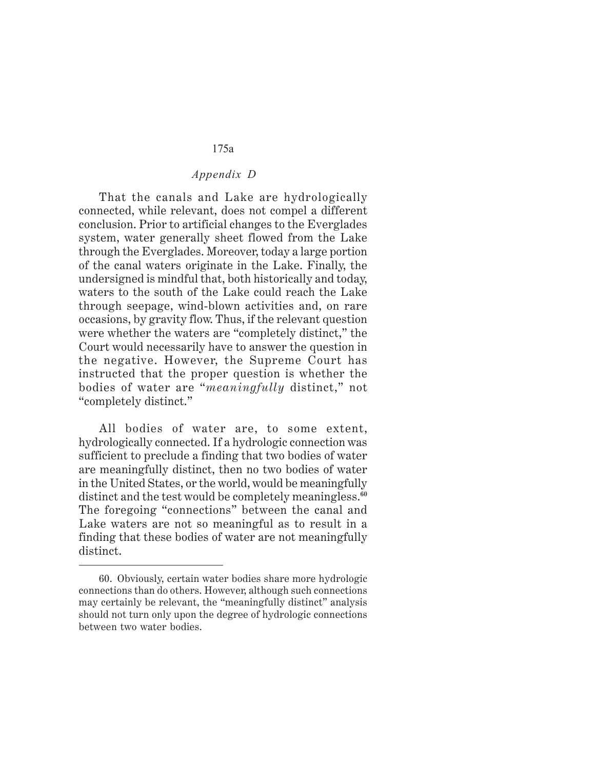That the canals and Lake are hydrologically connected, while relevant, does not compel a different conclusion. Prior to artificial changes to the Everglades system, water generally sheet flowed from the Lake through the Everglades. Moreover, today a large portion of the canal waters originate in the Lake. Finally, the undersigned is mindful that, both historically and today, waters to the south of the Lake could reach the Lake through seepage, wind-blown activities and, on rare occasions, by gravity flow. Thus, if the relevant question were whether the waters are "completely distinct," the Court would necessarily have to answer the question in the negative. However, the Supreme Court has instructed that the proper question is whether the bodies of water are "*meaningfully* distinct," not "completely distinct."

All bodies of water are, to some extent, hydrologically connected. If a hydrologic connection was sufficient to preclude a finding that two bodies of water are meaningfully distinct, then no two bodies of water in the United States, or the world, would be meaningfully distinct and the test would be completely meaningless.[60] The foregoing "connections" between the canal and Lake waters are not so meaningful as to result in a finding that these bodies of water are not meaningfully distinct.

---

60. Obviously, certain water bodies share more hydrologic connections than do others. However, although such connections may certainly be relevant, the "meaningfully distinct" analysis should not turn only upon the degree of hydrologic connections between two water bodies.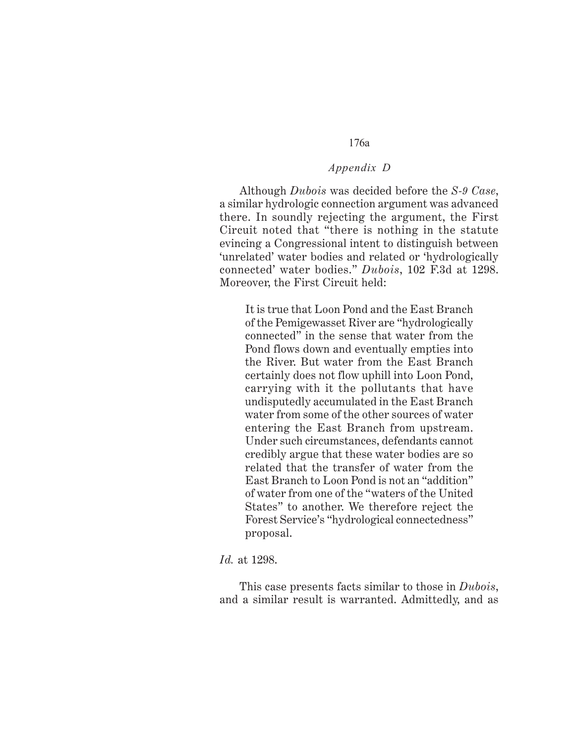Although *Dubois* was decided before the *S-9 Case*, a similar hydrologic connection argument was advanced there. In soundly rejecting the argument, the First Circuit noted that "there is nothing in the statute evincing a Congressional intent to distinguish between 'unrelated' water bodies and related or 'hydrologically connected' water bodies." *Dubois*, 102 F.3d at 1298. Moreover, the First Circuit held:

> It is true that Loon Pond and the East Branch of the Pemigewasset River are "hydrologically connected" in the sense that water from the Pond flows down and eventually empties into the River. But water from the East Branch certainly does not flow uphill into Loon Pond, carrying with it the pollutants that have undisputedly accumulated in the East Branch water from some of the other sources of water entering the East Branch from upstream. Under such circumstances, defendants cannot credibly argue that these water bodies are so related that the transfer of water from the East Branch to Loon Pond is not an "addition" of water from one of the "waters of the United States" to another. We therefore reject the Forest Service's "hydrological connectedness" proposal.

*Id.* at 1298.

This case presents facts similar to those in *Dubois*, and a similar result is warranted. Admittedly, and as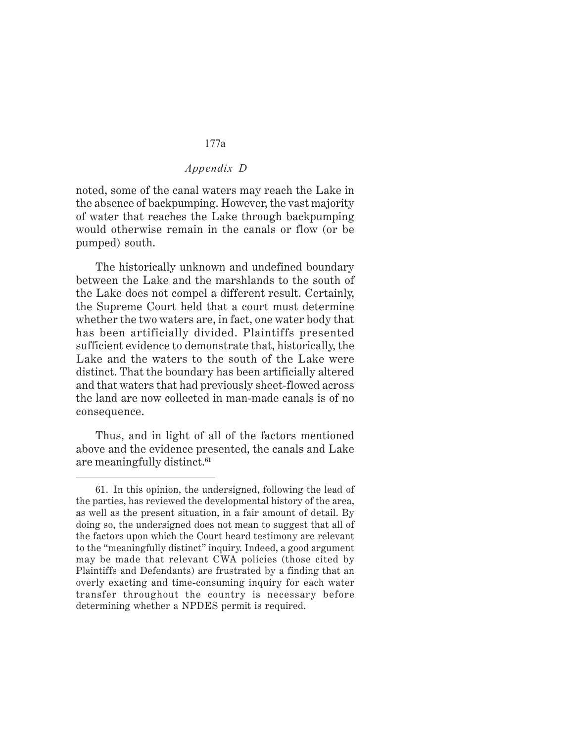noted, some of the canal waters may reach the Lake in the absence of backpumping. However, the vast majority of water that reaches the Lake through backpumping would otherwise remain in the canals or flow (or be pumped) south.

The historically unknown and undefined boundary between the Lake and the marshlands to the south of the Lake does not compel a different result. Certainly, the Supreme Court held that a court must determine whether the two waters are, in fact, one water body that has been artificially divided. Plaintiffs presented sufficient evidence to demonstrate that, historically, the Lake and the waters to the south of the Lake were distinct. That the boundary has been artificially altered and that waters that had previously sheet-flowed across the land are now collected in man-made canals is of no consequence.

Thus, and in light of all of the factors mentioned above and the evidence presented, the canals and Lake are meaningfully distinct.[61]

---

61. In this opinion, the undersigned, following the lead of the parties, has reviewed the developmental history of the area, as well as the present situation, in a fair amount of detail. By doing so, the undersigned does not mean to suggest that all of the factors upon which the Court heard testimony are relevant to the "meaningfully distinct" inquiry. Indeed, a good argument may be made that relevant CWA policies (those cited by Plaintiffs and Defendants) are frustrated by a finding that an overly exacting and time-consuming inquiry for each water transfer throughout the country is necessary before determining whether a NPDES permit is required.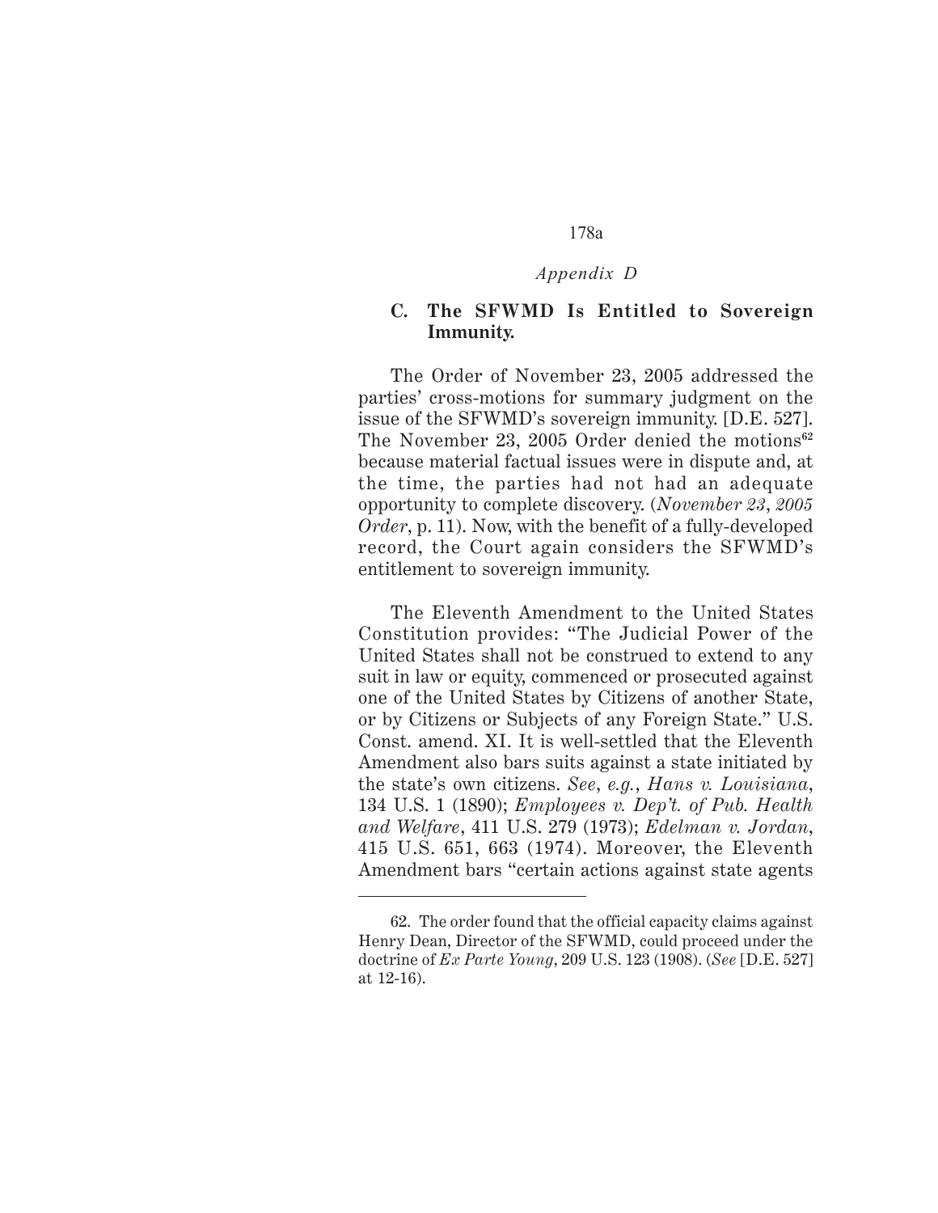### C. The SFWMD Is Entitled to Sovereign Immunity.

The Order of November 23, 2005 addressed the parties' cross-motions for summary judgment on the issue of the SFWMD's sovereign immunity. [D.E. 527]. The November 23, 2005 Order denied the motions[62] because material factual issues were in dispute and, at the time, the parties had not had an adequate opportunity to complete discovery. (*November 23, 2005 Order*, p. 11). Now, with the benefit of a fully-developed record, the Court again considers the SFWMD's entitlement to sovereign immunity.

The Eleventh Amendment to the United States Constitution provides: "The Judicial Power of the United States shall not be construed to extend to any suit in law or equity, commenced or prosecuted against one of the United States by Citizens of another State, or by Citizens or Subjects of any Foreign State." U.S. Const. amend. XI. It is well-settled that the Eleventh Amendment also bars suits against a state initiated by the state's own citizens. *See, e.g.*, *Hans v. Louisiana*, 134 U.S. 1 (1890); *Employees v. Dep't. of Pub. Health and Welfare*, 411 U.S. 279 (1973); *Edelman v. Jordan*, 415 U.S. 651, 663 (1974). Moreover, the Eleventh Amendment bars "certain actions against state agents

---

62. The order found that the official capacity claims against Henry Dean, Director of the SFWMD, could proceed under the doctrine of *Ex Parte Young*, 209 U.S. 123 (1908). (*See* [D.E. 527] at 12-16).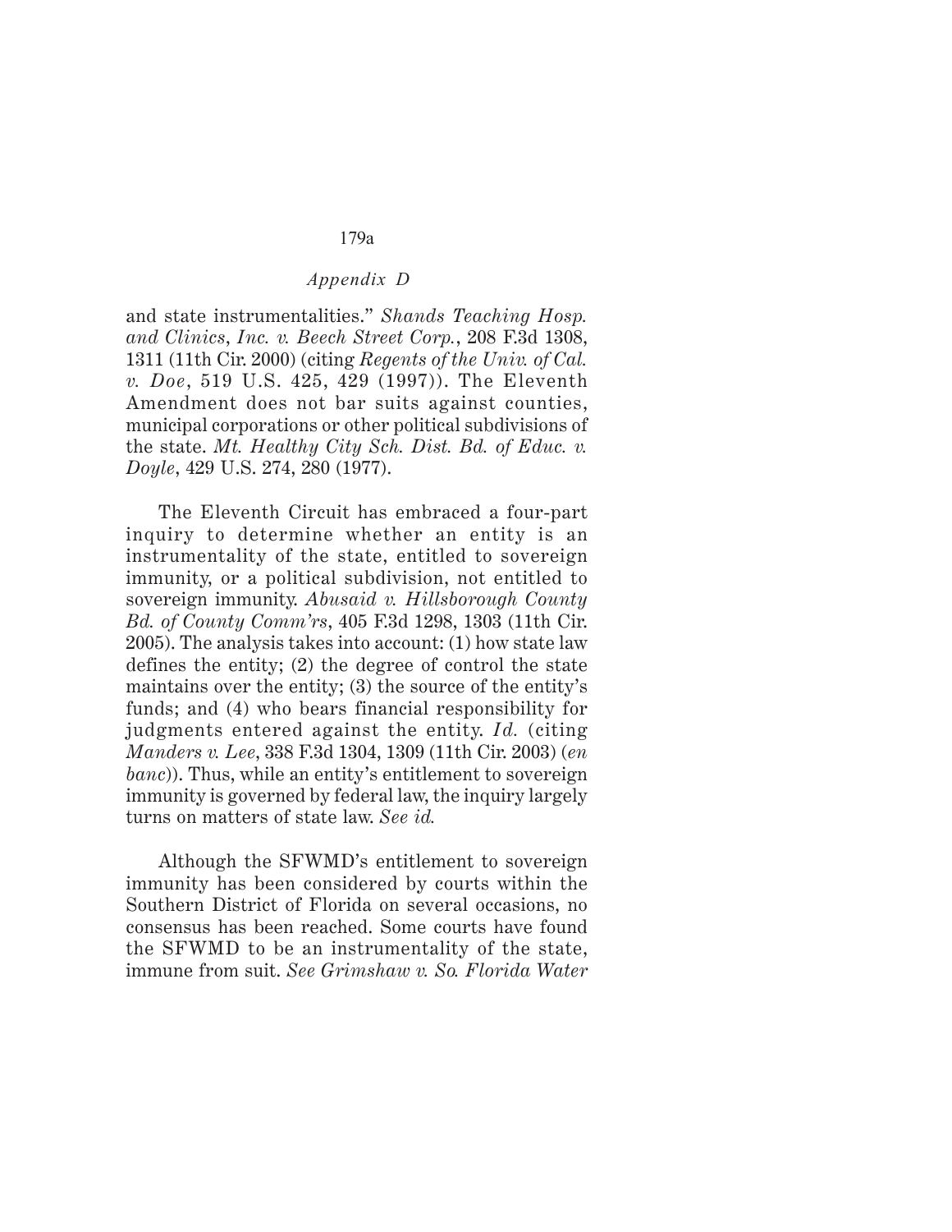and state instrumentalities." *Shands Teaching Hosp. and Clinics, Inc. v. Beech Street Corp.*, 208 F.3d 1308, 1311 (11th Cir. 2000) (citing *Regents of the Univ. of Cal. v. Doe*, 519 U.S. 425, 429 (1997)). The Eleventh Amendment does not bar suits against counties, municipal corporations or other political subdivisions of the state. *Mt. Healthy City Sch. Dist. Bd. of Educ. v. Doyle*, 429 U.S. 274, 280 (1977).

The Eleventh Circuit has embraced a four-part inquiry to determine whether an entity is an instrumentality of the state, entitled to sovereign immunity, or a political subdivision, not entitled to sovereign immunity. *Abusaid v. Hillsborough County Bd. of County Comm'rs*, 405 F.3d 1298, 1303 (11th Cir. 2005). The analysis takes into account: (1) how state law defines the entity; (2) the degree of control the state maintains over the entity; (3) the source of the entity's funds; and (4) who bears financial responsibility for judgments entered against the entity. *Id.* (citing *Manders v. Lee*, 338 F.3d 1304, 1309 (11th Cir. 2003) (*en banc*)). Thus, while an entity's entitlement to sovereign immunity is governed by federal law, the inquiry largely turns on matters of state law. *See id.*

Although the SFWMD's entitlement to sovereign immunity has been considered by courts within the Southern District of Florida on several occasions, no consensus has been reached. Some courts have found the SFWMD to be an instrumentality of the state, immune from suit. *See Grimshaw v. So. Florida Water*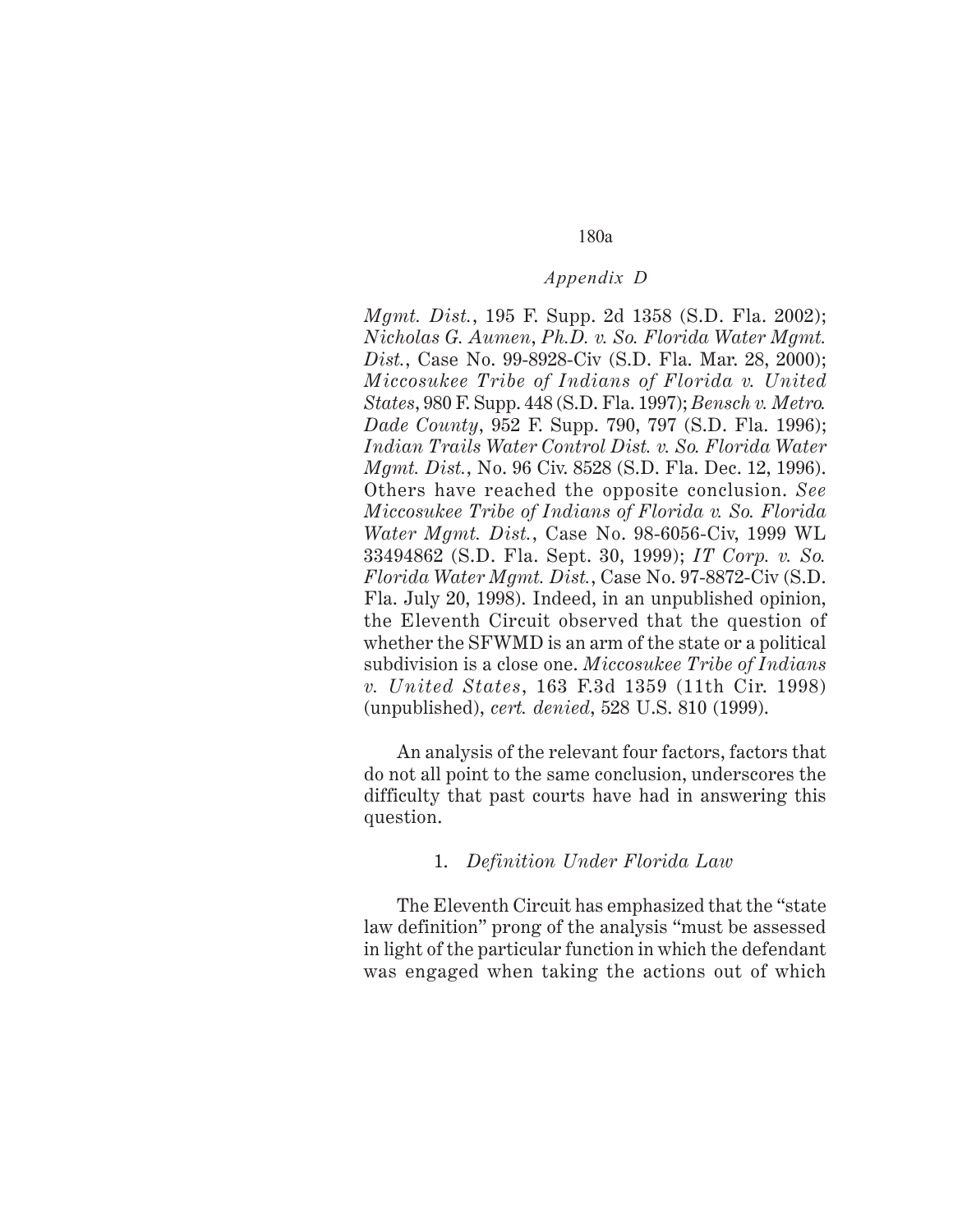*Mgmt. Dist.*, 195 F. Supp. 2d 1358 (S.D. Fla. 2002); *Nicholas G. Aumen, Ph.D. v. So. Florida Water Mgmt. Dist.*, Case No. 99-8928-Civ (S.D. Fla. Mar. 28, 2000); *Miccosukee Tribe of Indians of Florida v. United States*, 980 F. Supp. 448 (S.D. Fla. 1997); *Bensch v. Metro. Dade County*, 952 F. Supp. 790, 797 (S.D. Fla. 1996); *Indian Trails Water Control Dist. v. So. Florida Water Mgmt. Dist.*, No. 96 Civ. 8528 (S.D. Fla. Dec. 12, 1996). Others have reached the opposite conclusion. *See Miccosukee Tribe of Indians of Florida v. So. Florida Water Mgmt. Dist.*, Case No. 98-6056-Civ, 1999 WL 33494862 (S.D. Fla. Sept. 30, 1999); *IT Corp. v. So. Florida Water Mgmt. Dist.*, Case No. 97-8872-Civ (S.D. Fla. July 20, 1998). Indeed, in an unpublished opinion, the Eleventh Circuit observed that the question of whether the SFWMD is an arm of the state or a political subdivision is a close one. *Miccosukee Tribe of Indians v. United States*, 163 F.3d 1359 (11th Cir. 1998) (unpublished), *cert. denied*, 528 U.S. 810 (1999).

An analysis of the relevant four factors, factors that do not all point to the same conclusion, underscores the difficulty that past courts have had in answering this question.

1. *Definition Under Florida Law*

The Eleventh Circuit has emphasized that the "state law definition" prong of the analysis "must be assessed in light of the particular function in which the defendant was engaged when taking the actions out of which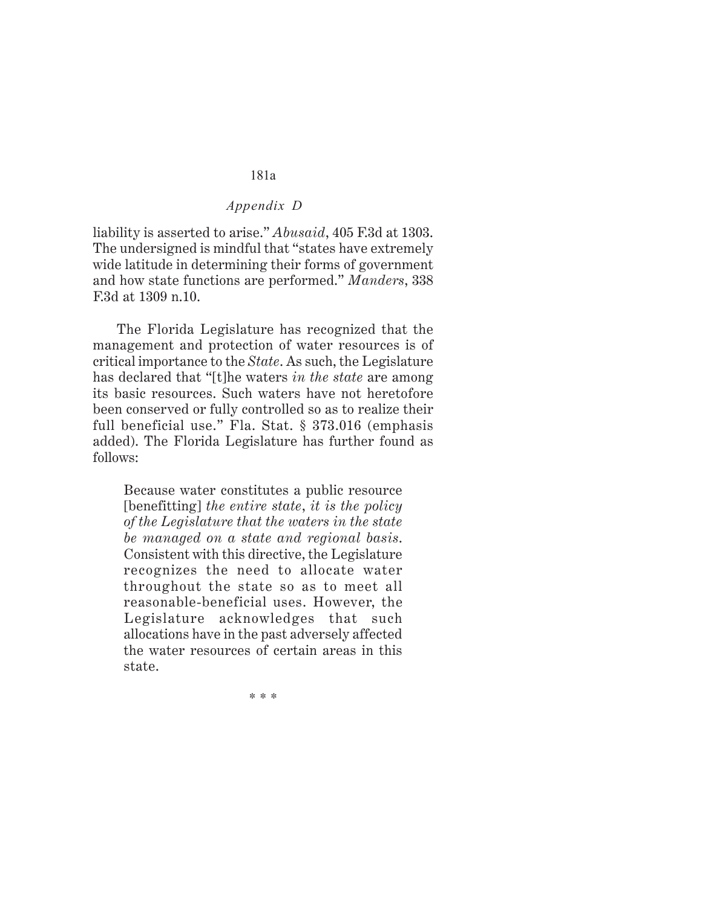liability is asserted to arise." *Abusaid*, 405 F.3d at 1303. The undersigned is mindful that "states have extremely wide latitude in determining their forms of government and how state functions are performed." *Manders*, 338 F.3d at 1309 n.10.

The Florida Legislature has recognized that the management and protection of water resources is of critical importance to the *State*. As such, the Legislature has declared that "[t]he waters *in the state* are among its basic resources. Such waters have not heretofore been conserved or fully controlled so as to realize their full beneficial use." Fla. Stat. § 373.016 (emphasis added). The Florida Legislature has further found as follows:

> Because water constitutes a public resource [benefitting] *the entire state*, *it is the policy of the Legislature that the waters in the state be managed on a state and regional basis*. Consistent with this directive, the Legislature recognizes the need to allocate water throughout the state so as to meet all reasonable-beneficial uses. However, the Legislature acknowledges that such allocations have in the past adversely affected the water resources of certain areas in this state.
>
> * * *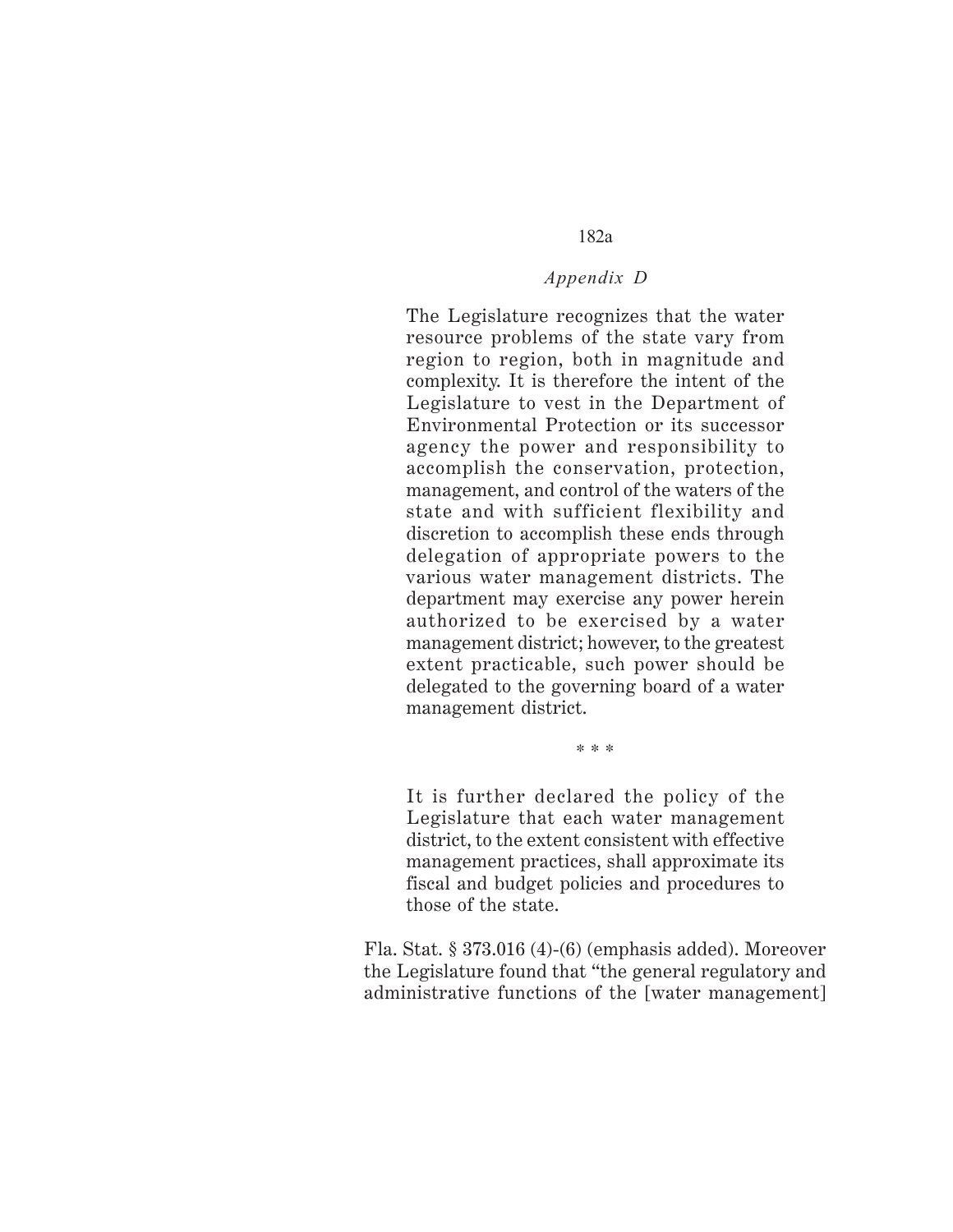> The Legislature recognizes that the water resource problems of the state vary from region to region, both in magnitude and complexity. It is therefore the intent of the Legislature to vest in the Department of Environmental Protection or its successor agency the power and responsibility to accomplish the conservation, protection, management, and control of the waters of the state and with sufficient flexibility and discretion to accomplish these ends through delegation of appropriate powers to the various water management districts. The department may exercise any power herein authorized to be exercised by a water management district; however, to the greatest extent practicable, such power should be delegated to the governing board of a water management district.
>
> \* \* \*
>
> It is further declared the policy of the Legislature that each water management district, to the extent consistent with effective management practices, shall approximate its fiscal and budget policies and procedures to those of the state.

Fla. Stat. § 373.016 (4)-(6) (emphasis added). Moreover the Legislature found that "the general regulatory and administrative functions of the [water management]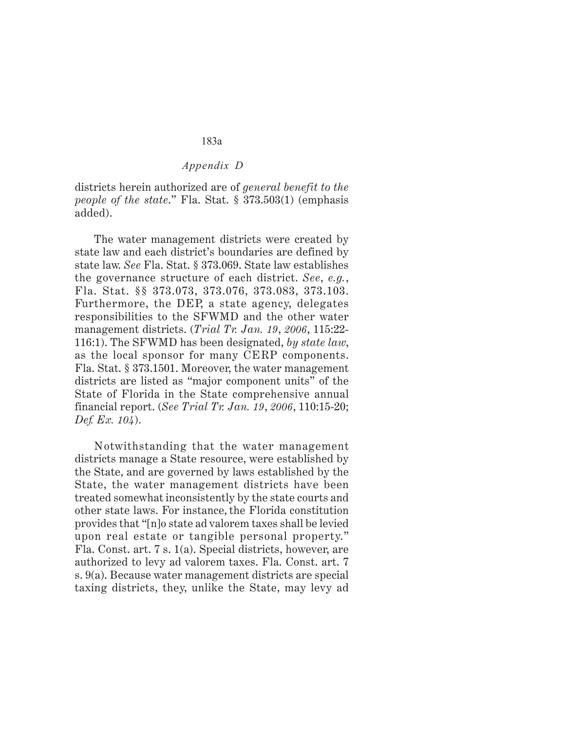districts herein authorized are of *general benefit to the people of the state*." Fla. Stat. § 373.503(1) (emphasis added).

The water management districts were created by state law and each district's boundaries are defined by state law. *See* Fla. Stat. § 373.069. State law establishes the governance structure of each district. *See*, *e.g.*, Fla. Stat. §§ 373.073, 373.076, 373.083, 373.103. Furthermore, the DEP, a state agency, delegates responsibilities to the SFWMD and the other water management districts. (*Trial Tr. Jan. 19, 2006*, 115:22-116:1). The SFWMD has been designated, *by state law*, as the local sponsor for many CERP components. Fla. Stat. § 373.1501. Moreover, the water management districts are listed as "major component units" of the State of Florida in the State comprehensive annual financial report. (*See Trial Tr. Jan. 19, 2006*, 110:15-20; *Def. Ex. 104*).

Notwithstanding that the water management districts manage a State resource, were established by the State, and are governed by laws established by the State, the water management districts have been treated somewhat inconsistently by the state courts and other state laws. For instance, the Florida constitution provides that "[n]o state ad valorem taxes shall be levied upon real estate or tangible personal property." Fla. Const. art. 7 s. 1(a). Special districts, however, are authorized to levy ad valorem taxes. Fla. Const. art. 7 s. 9(a). Because water management districts are special taxing districts, they, unlike the State, may levy ad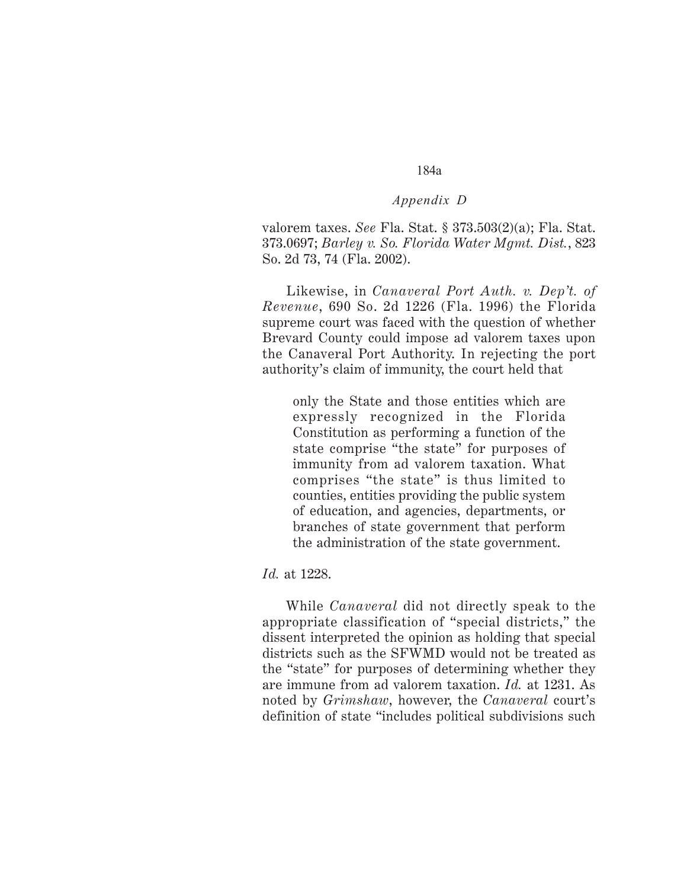valorem taxes. *See* Fla. Stat. § 373.503(2)(a); Fla. Stat. 373.0697; *Barley v. So. Florida Water Mgmt. Dist.*, 823 So. 2d 73, 74 (Fla. 2002).

Likewise, in *Canaveral Port Auth. v. Dep't. of Revenue*, 690 So. 2d 1226 (Fla. 1996) the Florida supreme court was faced with the question of whether Brevard County could impose ad valorem taxes upon the Canaveral Port Authority. In rejecting the port authority's claim of immunity, the court held that

> only the State and those entities which are expressly recognized in the Florida Constitution as performing a function of the state comprise "the state" for purposes of immunity from ad valorem taxation. What comprises "the state" is thus limited to counties, entities providing the public system of education, and agencies, departments, or branches of state government that perform the administration of the state government.

*Id.* at 1228.

While *Canaveral* did not directly speak to the appropriate classification of "special districts," the dissent interpreted the opinion as holding that special districts such as the SFWMD would not be treated as the "state" for purposes of determining whether they are immune from ad valorem taxation. *Id.* at 1231. As noted by *Grimshaw*, however, the *Canaveral* court's definition of state "includes political subdivisions such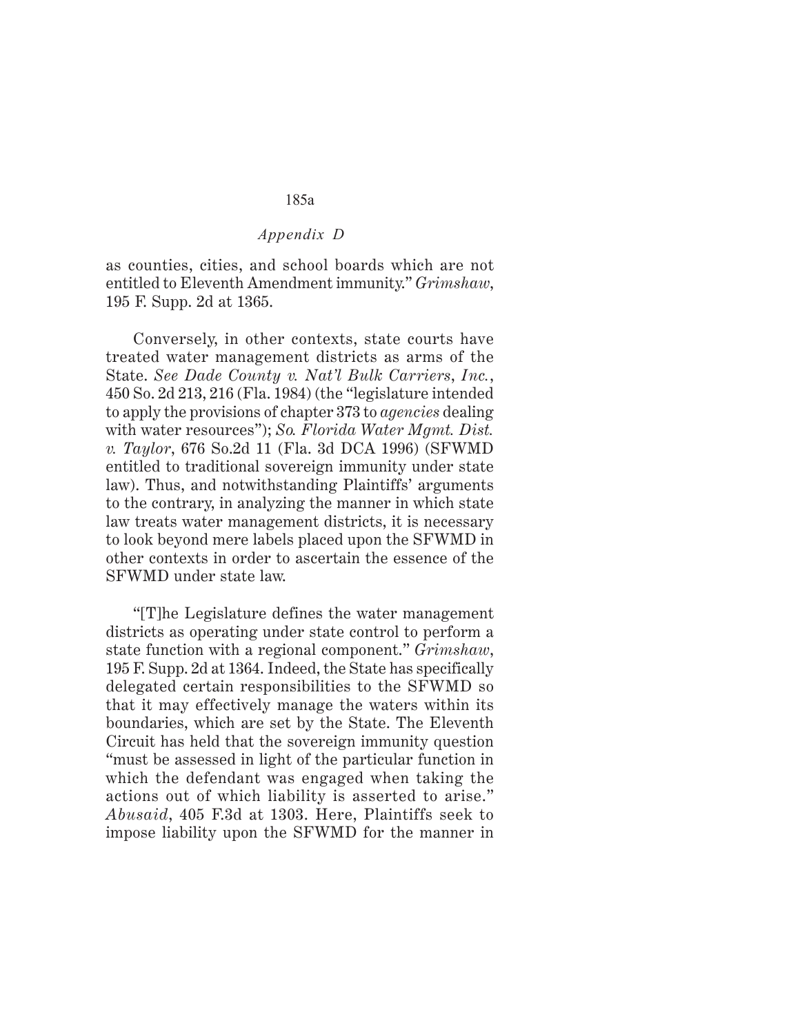as counties, cities, and school boards which are not entitled to Eleventh Amendment immunity." *Grimshaw*, 195 F. Supp. 2d at 1365.

Conversely, in other contexts, state courts have treated water management districts as arms of the State. *See Dade County v. Nat'l Bulk Carriers, Inc.*, 450 So. 2d 213, 216 (Fla. 1984) (the "legislature intended to apply the provisions of chapter 373 to *agencies* dealing with water resources"); *So. Florida Water Mgmt. Dist. v. Taylor*, 676 So.2d 11 (Fla. 3d DCA 1996) (SFWMD entitled to traditional sovereign immunity under state law). Thus, and notwithstanding Plaintiffs' arguments to the contrary, in analyzing the manner in which state law treats water management districts, it is necessary to look beyond mere labels placed upon the SFWMD in other contexts in order to ascertain the essence of the SFWMD under state law.

"[T]he Legislature defines the water management districts as operating under state control to perform a state function with a regional component." *Grimshaw*, 195 F. Supp. 2d at 1364. Indeed, the State has specifically delegated certain responsibilities to the SFWMD so that it may effectively manage the waters within its boundaries, which are set by the State. The Eleventh Circuit has held that the sovereign immunity question "must be assessed in light of the particular function in which the defendant was engaged when taking the actions out of which liability is asserted to arise." *Abusaid*, 405 F.3d at 1303. Here, Plaintiffs seek to impose liability upon the SFWMD for the manner in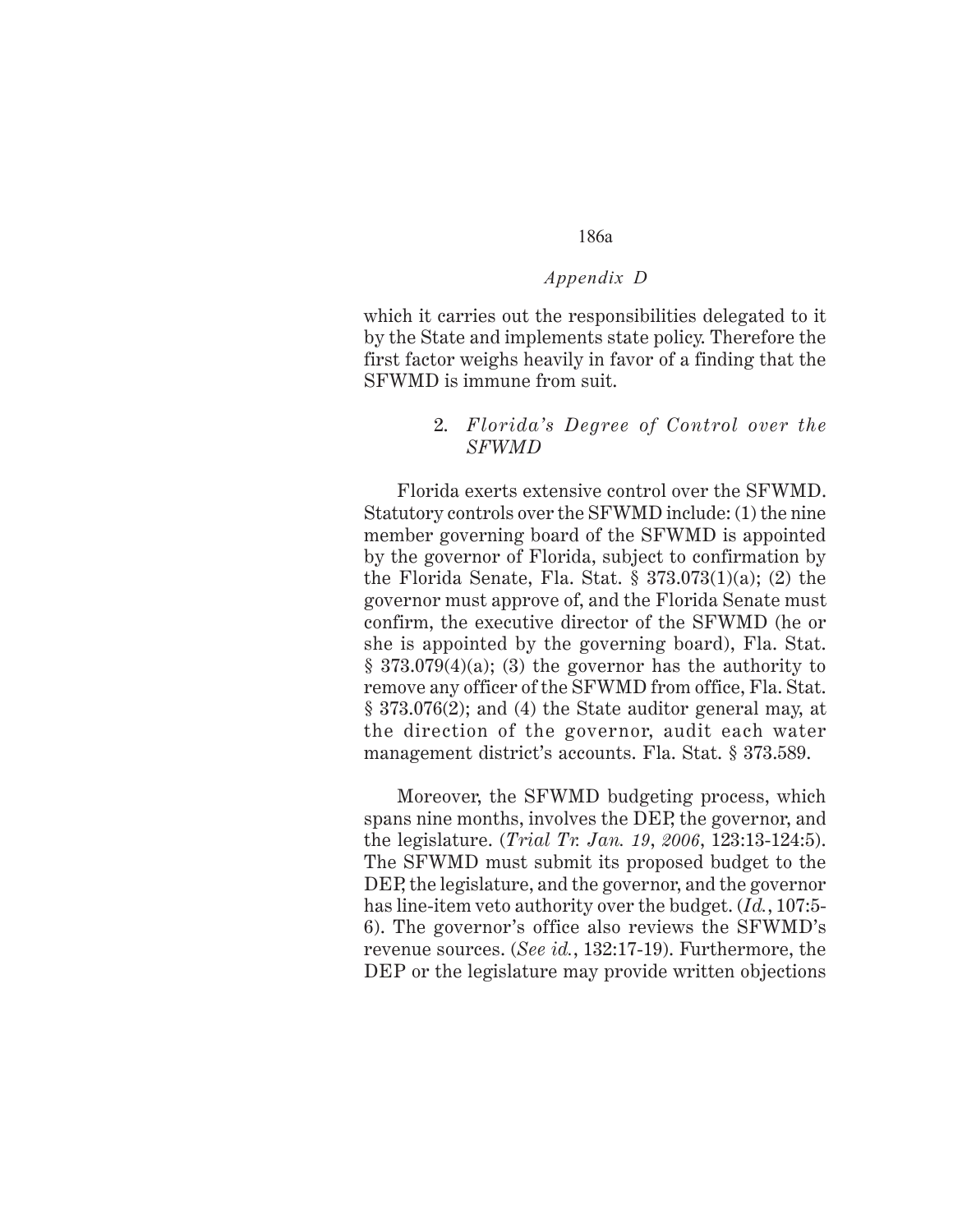which it carries out the responsibilities delegated to it by the State and implements state policy. Therefore the first factor weighs heavily in favor of a finding that the SFWMD is immune from suit.

### 2. *Florida's Degree of Control over the SFWMD*

Florida exerts extensive control over the SFWMD. Statutory controls over the SFWMD include: (1) the nine member governing board of the SFWMD is appointed by the governor of Florida, subject to confirmation by the Florida Senate, Fla. Stat. § 373.073(1)(a); (2) the governor must approve of, and the Florida Senate must confirm, the executive director of the SFWMD (he or she is appointed by the governing board), Fla. Stat. § 373.079(4)(a); (3) the governor has the authority to remove any officer of the SFWMD from office, Fla. Stat. § 373.076(2); and (4) the State auditor general may, at the direction of the governor, audit each water management district's accounts. Fla. Stat. § 373.589.

Moreover, the SFWMD budgeting process, which spans nine months, involves the DEP, the governor, and the legislature. (*Trial Tr. Jan. 19, 2006*, 123:13-124:5). The SFWMD must submit its proposed budget to the DEP, the legislature, and the governor, and the governor has line-item veto authority over the budget. (*Id.*, 107:5-6). The governor's office also reviews the SFWMD's revenue sources. (*See id.*, 132:17-19). Furthermore, the DEP or the legislature may provide written objections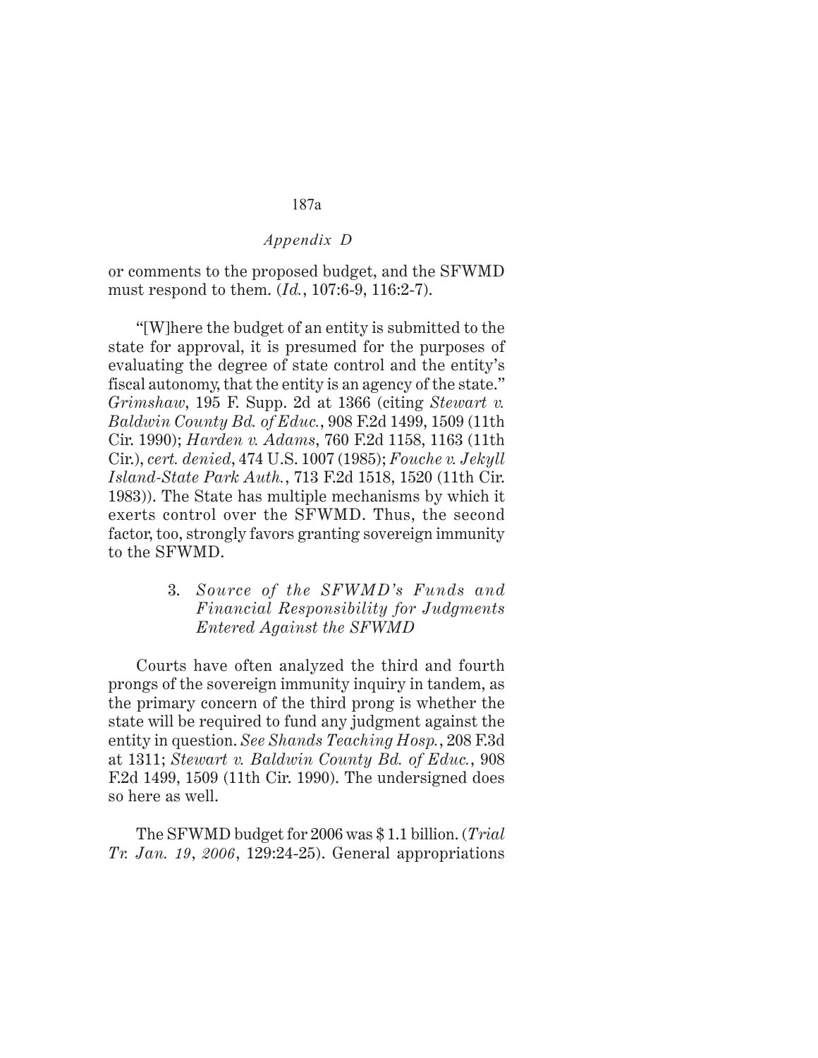or comments to the proposed budget, and the SFWMD must respond to them. (*Id.*, 107:6-9, 116:2-7).

"[W]here the budget of an entity is submitted to the state for approval, it is presumed for the purposes of evaluating the degree of state control and the entity's fiscal autonomy, that the entity is an agency of the state." *Grimshaw*, 195 F. Supp. 2d at 1366 (citing *Stewart v. Baldwin County Bd. of Educ.*, 908 F.2d 1499, 1509 (11th Cir. 1990); *Harden v. Adams*, 760 F.2d 1158, 1163 (11th Cir.), *cert. denied*, 474 U.S. 1007 (1985); *Fouche v. Jekyll Island-State Park Auth.*, 713 F.2d 1518, 1520 (11th Cir. 1983)). The State has multiple mechanisms by which it exerts control over the SFWMD. Thus, the second factor, too, strongly favors granting sovereign immunity to the SFWMD.

### 3. *Source of the SFWMD's Funds and Financial Responsibility for Judgments Entered Against the SFWMD*

Courts have often analyzed the third and fourth prongs of the sovereign immunity inquiry in tandem, as the primary concern of the third prong is whether the state will be required to fund any judgment against the entity in question. *See Shands Teaching Hosp.*, 208 F.3d at 1311; *Stewart v. Baldwin County Bd. of Educ.*, 908 F.2d 1499, 1509 (11th Cir. 1990). The undersigned does so here as well.

The SFWMD budget for 2006 was $ 1.1 billion. (*Trial Tr. Jan. 19, 2006*, 129:24-25). General appropriations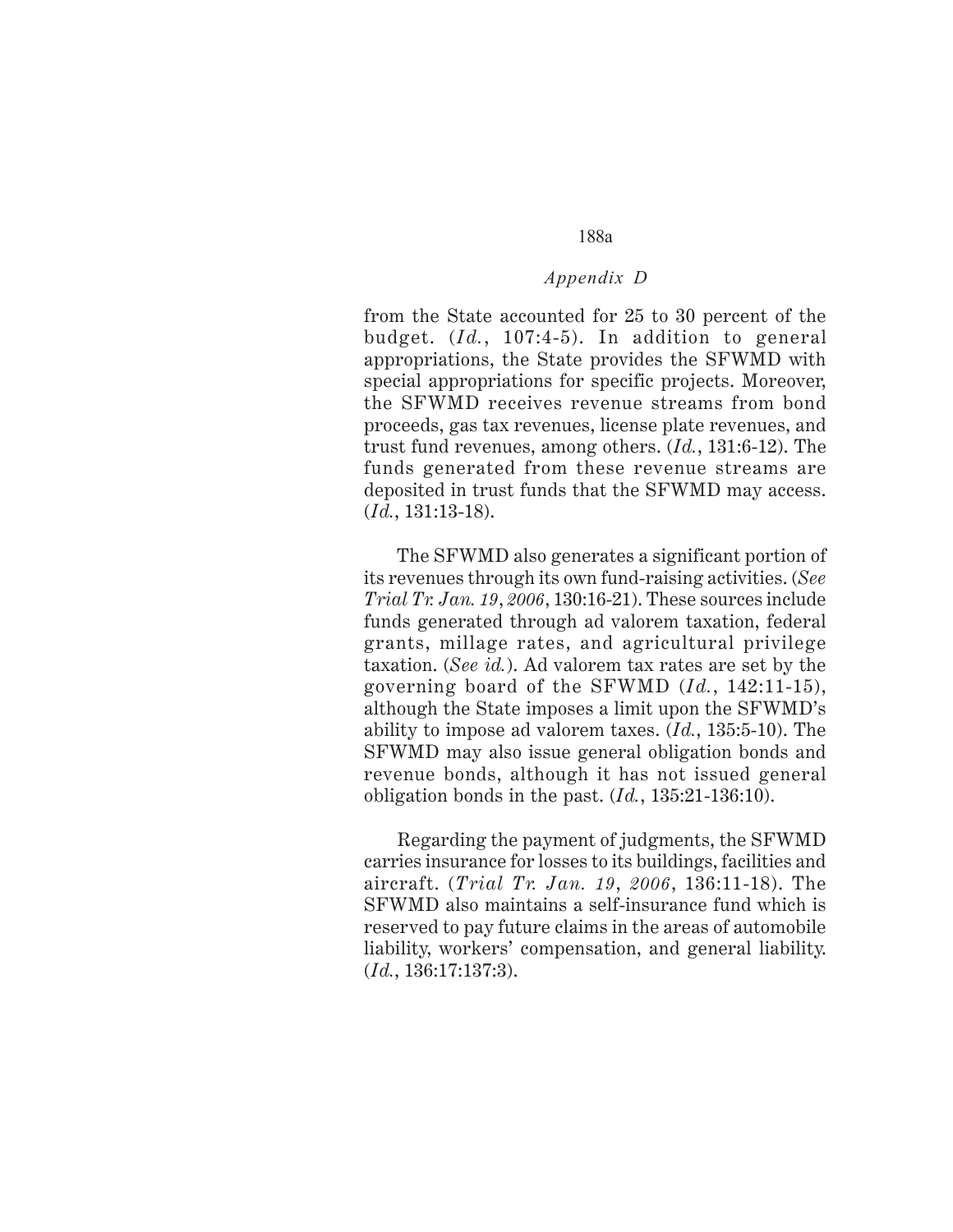from the State accounted for 25 to 30 percent of the budget. (*Id.*, 107:4-5). In addition to general appropriations, the State provides the SFWMD with special appropriations for specific projects. Moreover, the SFWMD receives revenue streams from bond proceeds, gas tax revenues, license plate revenues, and trust fund revenues, among others. (*Id.*, 131:6-12). The funds generated from these revenue streams are deposited in trust funds that the SFWMD may access. (*Id.*, 131:13-18).

The SFWMD also generates a significant portion of its revenues through its own fund-raising activities. (*See Trial Tr. Jan. 19, 2006*, 130:16-21). These sources include funds generated through ad valorem taxation, federal grants, millage rates, and agricultural privilege taxation. (*See id.*). Ad valorem tax rates are set by the governing board of the SFWMD (*Id.*, 142:11-15), although the State imposes a limit upon the SFWMD's ability to impose ad valorem taxes. (*Id.*, 135:5-10). The SFWMD may also issue general obligation bonds and revenue bonds, although it has not issued general obligation bonds in the past. (*Id.*, 135:21-136:10).

Regarding the payment of judgments, the SFWMD carries insurance for losses to its buildings, facilities and aircraft. (*Trial Tr. Jan. 19, 2006*, 136:11-18). The SFWMD also maintains a self-insurance fund which is reserved to pay future claims in the areas of automobile liability, workers' compensation, and general liability. (*Id.*, 136:17:137:3).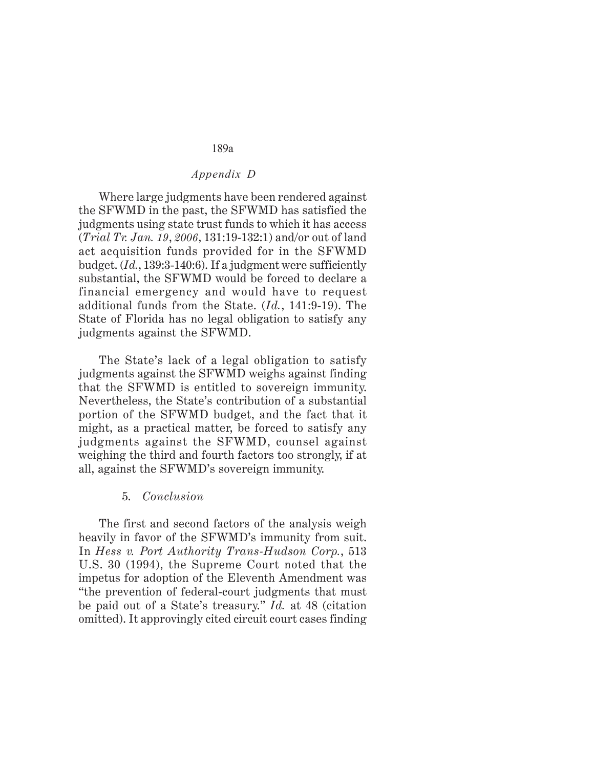*Appendix D*

Where large judgments have been rendered against the SFWMD in the past, the SFWMD has satisfied the judgments using state trust funds to which it has access (*Trial Tr. Jan. 19, 2006*, 131:19-132:1) and/or out of land act acquisition funds provided for in the SFWMD budget. (*Id.*, 139:3-140:6). If a judgment were sufficiently substantial, the SFWMD would be forced to declare a financial emergency and would have to request additional funds from the State. (*Id.*, 141:9-19). The State of Florida has no legal obligation to satisfy any judgments against the SFWMD.

The State's lack of a legal obligation to satisfy judgments against the SFWMD weighs against finding that the SFWMD is entitled to sovereign immunity. Nevertheless, the State's contribution of a substantial portion of the SFWMD budget, and the fact that it might, as a practical matter, be forced to satisfy any judgments against the SFWMD, counsel against weighing the third and fourth factors too strongly, if at all, against the SFWMD's sovereign immunity.

5. *Conclusion*

The first and second factors of the analysis weigh heavily in favor of the SFWMD's immunity from suit. In *Hess v. Port Authority Trans-Hudson Corp.*, 513 U.S. 30 (1994), the Supreme Court noted that the impetus for adoption of the Eleventh Amendment was "the prevention of federal-court judgments that must be paid out of a State's treasury." *Id.* at 48 (citation omitted). It approvingly cited circuit court cases finding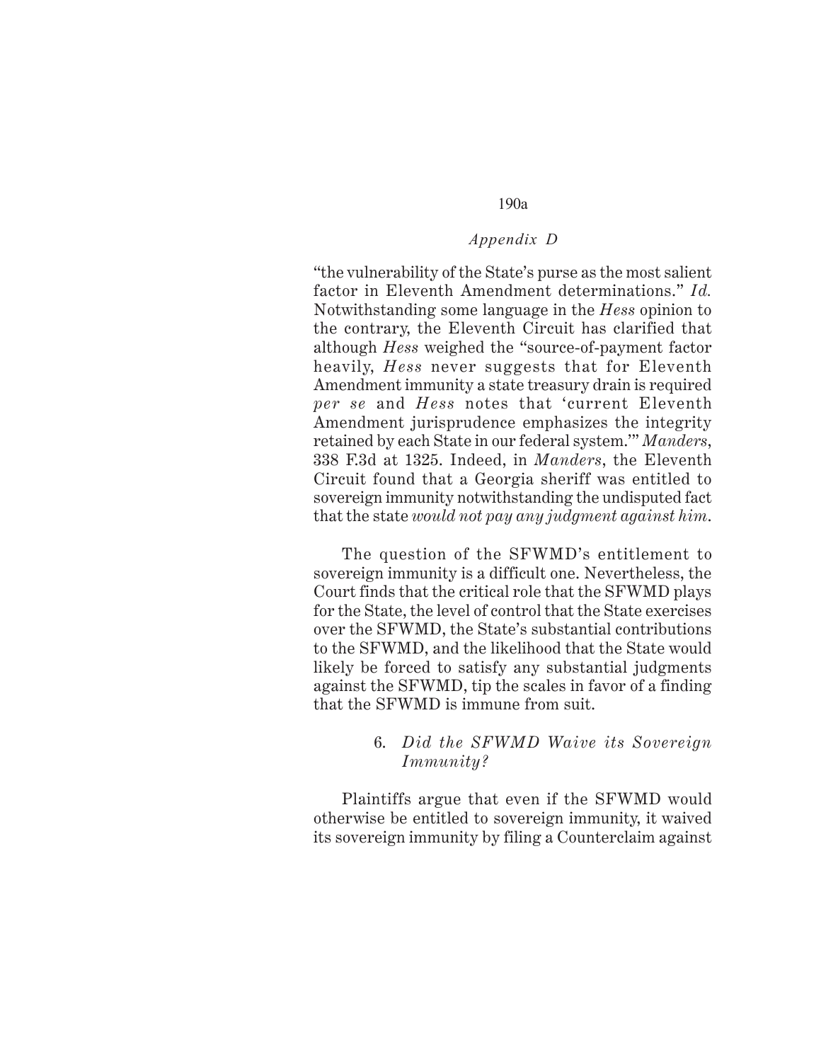*Appendix D*

"the vulnerability of the State's purse as the most salient factor in Eleventh Amendment determinations." *Id.* Notwithstanding some language in the *Hess* opinion to the contrary, the Eleventh Circuit has clarified that although *Hess* weighed the "source-of-payment factor heavily, *Hess* never suggests that for Eleventh Amendment immunity a state treasury drain is required *per se* and *Hess* notes that 'current Eleventh Amendment jurisprudence emphasizes the integrity retained by each State in our federal system.'" *Manders*, 338 F.3d at 1325. Indeed, in *Manders*, the Eleventh Circuit found that a Georgia sheriff was entitled to sovereign immunity notwithstanding the undisputed fact that the state *would not pay any judgment against him*.

The question of the SFWMD's entitlement to sovereign immunity is a difficult one. Nevertheless, the Court finds that the critical role that the SFWMD plays for the State, the level of control that the State exercises over the SFWMD, the State's substantial contributions to the SFWMD, and the likelihood that the State would likely be forced to satisfy any substantial judgments against the SFWMD, tip the scales in favor of a finding that the SFWMD is immune from suit.

### 6. *Did the SFWMD Waive its Sovereign Immunity?*

Plaintiffs argue that even if the SFWMD would otherwise be entitled to sovereign immunity, it waived its sovereign immunity by filing a Counterclaim against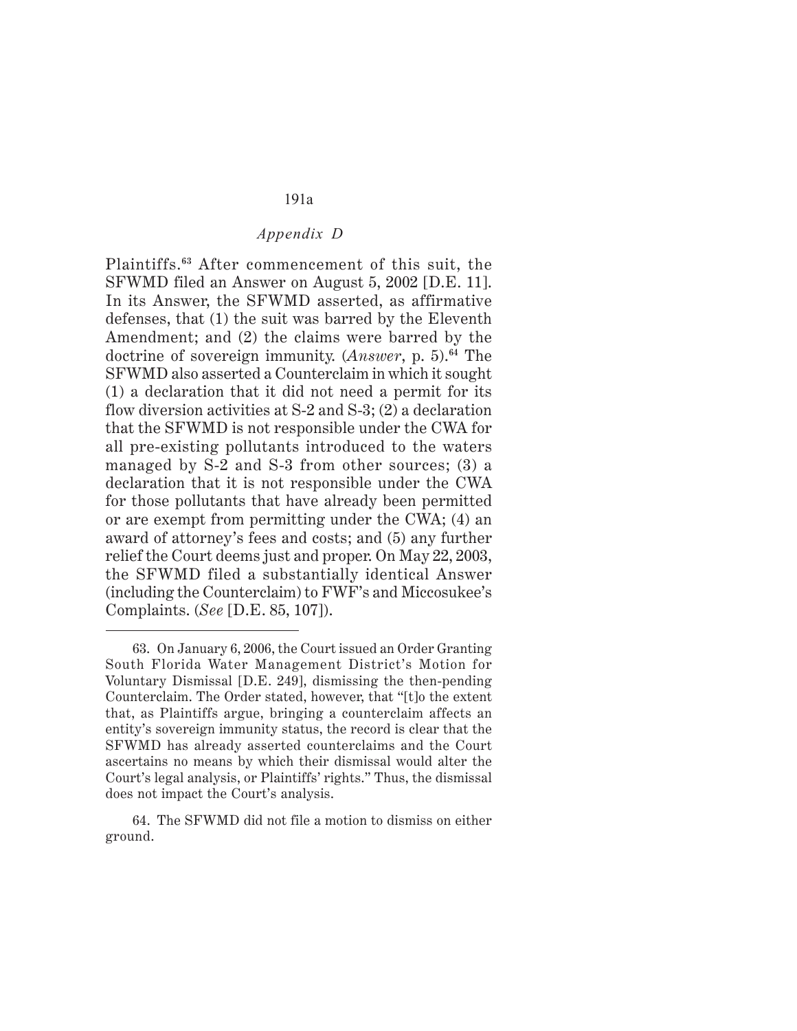Plaintiffs.[63] After commencement of this suit, the SFWMD filed an Answer on August 5, 2002 [D.E. 11]. In its Answer, the SFWMD asserted, as affirmative defenses, that (1) the suit was barred by the Eleventh Amendment; and (2) the claims were barred by the doctrine of sovereign immunity. (*Answer*, p. 5).[64] The SFWMD also asserted a Counterclaim in which it sought (1) a declaration that it did not need a permit for its flow diversion activities at S-2 and S-3; (2) a declaration that the SFWMD is not responsible under the CWA for all pre-existing pollutants introduced to the waters managed by S-2 and S-3 from other sources; (3) a declaration that it is not responsible under the CWA for those pollutants that have already been permitted or are exempt from permitting under the CWA; (4) an award of attorney's fees and costs; and (5) any further relief the Court deems just and proper. On May 22, 2003, the SFWMD filed a substantially identical Answer (including the Counterclaim) to FWF's and Miccosukee's Complaints. (*See* [D.E. 85, 107]).

---

63. On January 6, 2006, the Court issued an Order Granting South Florida Water Management District's Motion for Voluntary Dismissal [D.E. 249], dismissing the then-pending Counterclaim. The Order stated, however, that "[t]o the extent that, as Plaintiffs argue, bringing a counterclaim affects an entity's sovereign immunity status, the record is clear that the SFWMD has already asserted counterclaims and the Court ascertains no means by which their dismissal would alter the Court's legal analysis, or Plaintiffs' rights." Thus, the dismissal does not impact the Court's analysis.

64. The SFWMD did not file a motion to dismiss on either ground.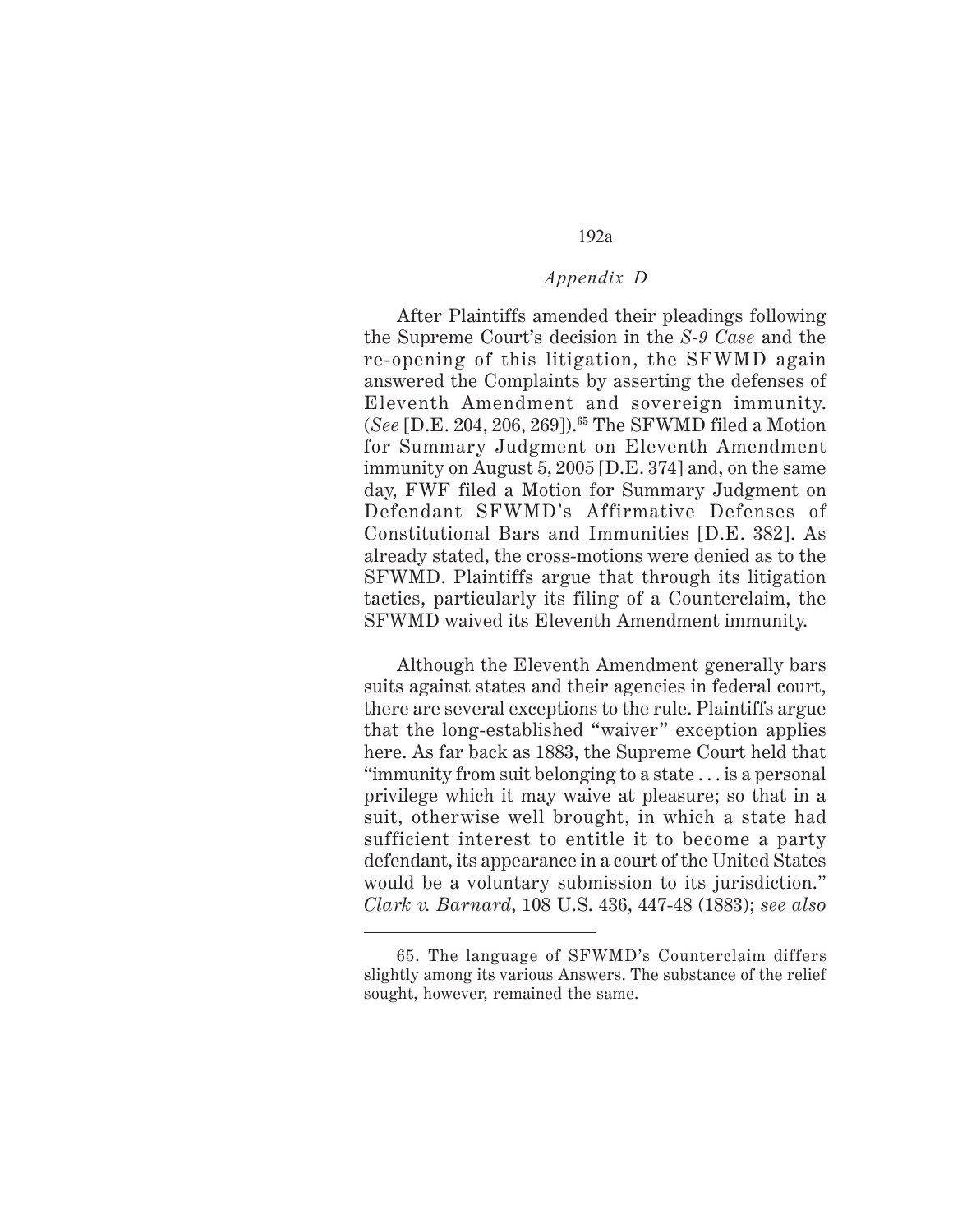*Appendix D*

After Plaintiffs amended their pleadings following the Supreme Court's decision in the *S-9 Case* and the re-opening of this litigation, the SFWMD again answered the Complaints by asserting the defenses of Eleventh Amendment and sovereign immunity. (*See* [D.E. 204, 206, 269]).[65] The SFWMD filed a Motion for Summary Judgment on Eleventh Amendment immunity on August 5, 2005 [D.E. 374] and, on the same day, FWF filed a Motion for Summary Judgment on Defendant SFWMD's Affirmative Defenses of Constitutional Bars and Immunities [D.E. 382]. As already stated, the cross-motions were denied as to the SFWMD. Plaintiffs argue that through its litigation tactics, particularly its filing of a Counterclaim, the SFWMD waived its Eleventh Amendment immunity.

Although the Eleventh Amendment generally bars suits against states and their agencies in federal court, there are several exceptions to the rule. Plaintiffs argue that the long-established "waiver" exception applies here. As far back as 1883, the Supreme Court held that "immunity from suit belonging to a state . . . is a personal privilege which it may waive at pleasure; so that in a suit, otherwise well brought, in which a state had sufficient interest to entitle it to become a party defendant, its appearance in a court of the United States would be a voluntary submission to its jurisdiction." *Clark v. Barnard*, 108 U.S. 436, 447-48 (1883); *see also*

---

65. The language of SFWMD's Counterclaim differs slightly among its various Answers. The substance of the relief sought, however, remained the same.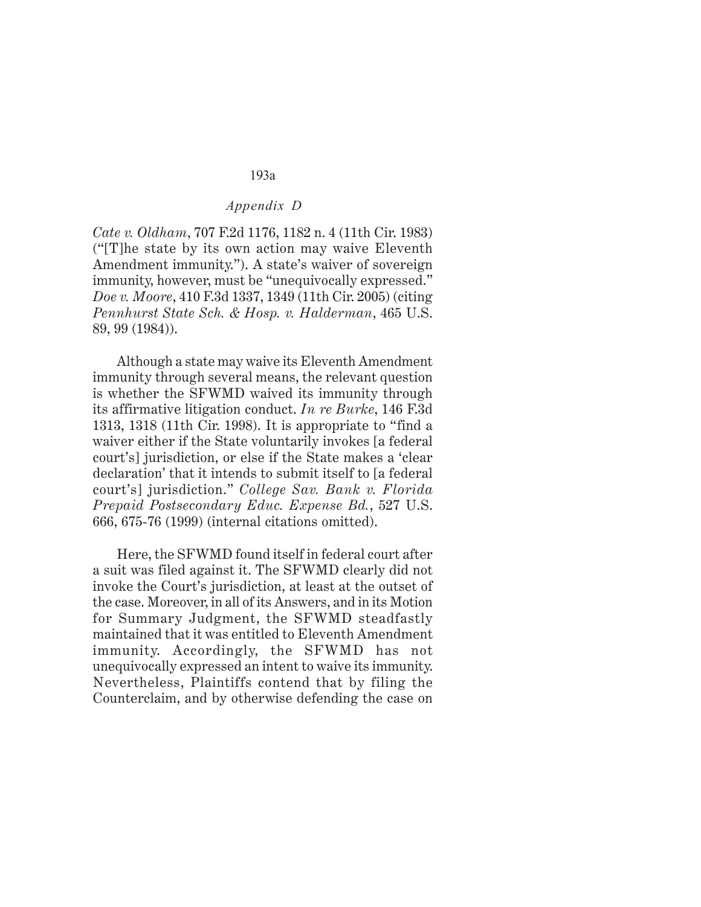*Cate v. Oldham*, 707 F.2d 1176, 1182 n. 4 (11th Cir. 1983) ("[T]he state by its own action may waive Eleventh Amendment immunity."). A state's waiver of sovereign immunity, however, must be "unequivocally expressed." *Doe v. Moore*, 410 F.3d 1337, 1349 (11th Cir. 2005) (citing *Pennhurst State Sch. & Hosp. v. Halderman*, 465 U.S. 89, 99 (1984)).

Although a state may waive its Eleventh Amendment immunity through several means, the relevant question is whether the SFWMD waived its immunity through its affirmative litigation conduct. *In re Burke*, 146 F.3d 1313, 1318 (11th Cir. 1998). It is appropriate to "find a waiver either if the State voluntarily invokes [a federal court's] jurisdiction, or else if the State makes a 'clear declaration' that it intends to submit itself to [a federal court's] jurisdiction." *College Sav. Bank v. Florida Prepaid Postsecondary Educ. Expense Bd.*, 527 U.S. 666, 675-76 (1999) (internal citations omitted).

Here, the SFWMD found itself in federal court after a suit was filed against it. The SFWMD clearly did not invoke the Court's jurisdiction, at least at the outset of the case. Moreover, in all of its Answers, and in its Motion for Summary Judgment, the SFWMD steadfastly maintained that it was entitled to Eleventh Amendment immunity. Accordingly, the SFWMD has not unequivocally expressed an intent to waive its immunity. Nevertheless, Plaintiffs contend that by filing the Counterclaim, and by otherwise defending the case on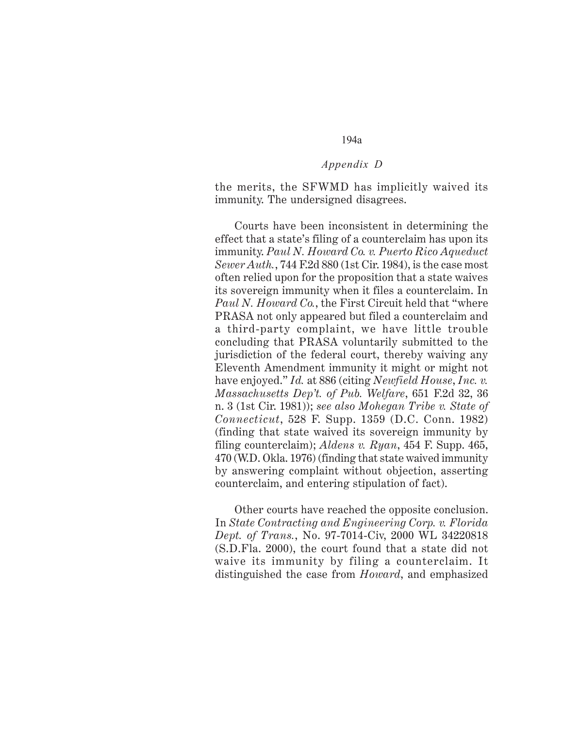the merits, the SFWMD has implicitly waived its immunity. The undersigned disagrees.

Courts have been inconsistent in determining the effect that a state's filing of a counterclaim has upon its immunity. *Paul N. Howard Co. v. Puerto Rico Aqueduct Sewer Auth.*, 744 F.2d 880 (1st Cir. 1984), is the case most often relied upon for the proposition that a state waives its sovereign immunity when it files a counterclaim. In *Paul N. Howard Co.*, the First Circuit held that "where PRASA not only appeared but filed a counterclaim and a third-party complaint, we have little trouble concluding that PRASA voluntarily submitted to the jurisdiction of the federal court, thereby waiving any Eleventh Amendment immunity it might or might not have enjoyed." *Id.* at 886 (citing *Newfield House, Inc. v. Massachusetts Dep't. of Pub. Welfare*, 651 F.2d 32, 36 n. 3 (1st Cir. 1981)); *see also Mohegan Tribe v. State of Connecticut*, 528 F. Supp. 1359 (D.C. Conn. 1982) (finding that state waived its sovereign immunity by filing counterclaim); *Aldens v. Ryan*, 454 F. Supp. 465, 470 (W.D. Okla. 1976) (finding that state waived immunity by answering complaint without objection, asserting counterclaim, and entering stipulation of fact).

Other courts have reached the opposite conclusion. In *State Contracting and Engineering Corp. v. Florida Dept. of Trans.*, No. 97-7014-Civ, 2000 WL 34220818 (S.D.Fla. 2000), the court found that a state did not waive its immunity by filing a counterclaim. It distinguished the case from *Howard*, and emphasized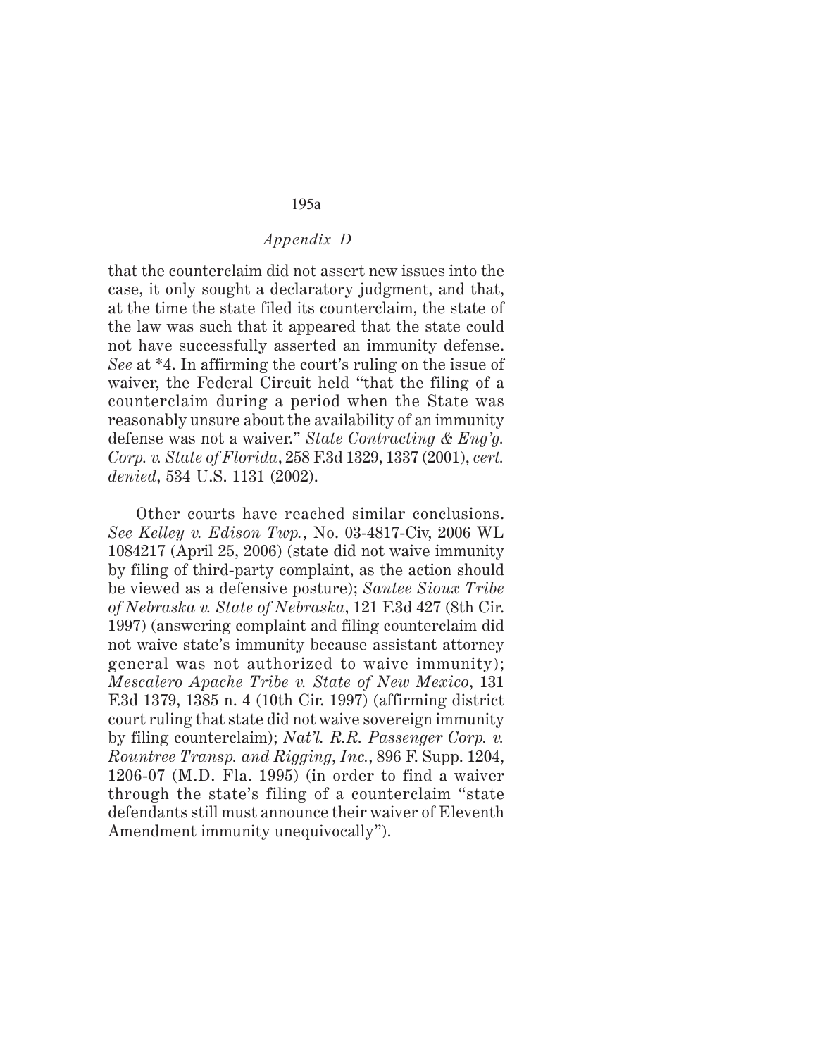that the counterclaim did not assert new issues into the case, it only sought a declaratory judgment, and that, at the time the state filed its counterclaim, the state of the law was such that it appeared that the state could not have successfully asserted an immunity defense. *See* at *4. In affirming the court's ruling on the issue of waiver, the Federal Circuit held "that the filing of a counterclaim during a period when the State was reasonably unsure about the availability of an immunity defense was not a waiver." *State Contracting & Eng'g. Corp. v. State of Florida*, 258 F.3d 1329, 1337 (2001), *cert. denied*, 534 U.S. 1131 (2002).

Other courts have reached similar conclusions. *See Kelley v. Edison Twp.*, No. 03-4817-Civ, 2006 WL 1084217 (April 25, 2006) (state did not waive immunity by filing of third-party complaint, as the action should be viewed as a defensive posture); *Santee Sioux Tribe of Nebraska v. State of Nebraska*, 121 F.3d 427 (8th Cir. 1997) (answering complaint and filing counterclaim did not waive state's immunity because assistant attorney general was not authorized to waive immunity); *Mescalero Apache Tribe v. State of New Mexico*, 131 F.3d 1379, 1385 n. 4 (10th Cir. 1997) (affirming district court ruling that state did not waive sovereign immunity by filing counterclaim); *Nat'l. R.R. Passenger Corp. v. Rountree Transp. and Rigging, Inc.*, 896 F. Supp. 1204, 1206-07 (M.D. Fla. 1995) (in order to find a waiver through the state's filing of a counterclaim "state defendants still must announce their waiver of Eleventh Amendment immunity unequivocally").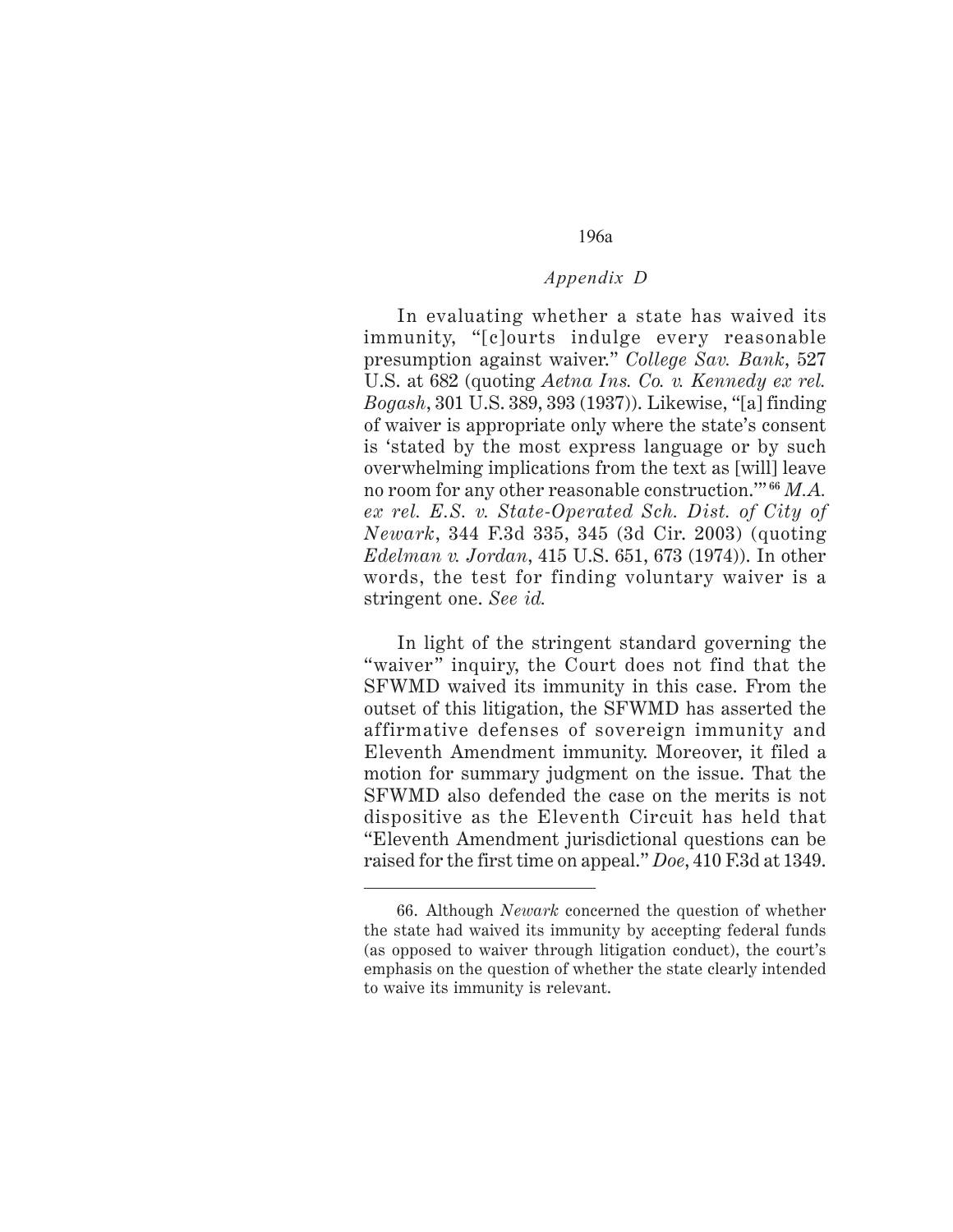*Appendix D*

In evaluating whether a state has waived its immunity, "[c]ourts indulge every reasonable presumption against waiver." *College Sav. Bank*, 527 U.S. at 682 (quoting *Aetna Ins. Co. v. Kennedy ex rel. Bogash*, 301 U.S. 389, 393 (1937)). Likewise, "[a] finding of waiver is appropriate only where the state's consent is 'stated by the most express language or by such overwhelming implications from the text as [will] leave no room for any other reasonable construction.'"[66] *M.A. ex rel. E.S. v. State-Operated Sch. Dist. of City of Newark*, 344 F.3d 335, 345 (3d Cir. 2003) (quoting *Edelman v. Jordan*, 415 U.S. 651, 673 (1974)). In other words, the test for finding voluntary waiver is a stringent one. *See id.*

In light of the stringent standard governing the "waiver" inquiry, the Court does not find that the SFWMD waived its immunity in this case. From the outset of this litigation, the SFWMD has asserted the affirmative defenses of sovereign immunity and Eleventh Amendment immunity. Moreover, it filed a motion for summary judgment on the issue. That the SFWMD also defended the case on the merits is not dispositive as the Eleventh Circuit has held that "Eleventh Amendment jurisdictional questions can be raised for the first time on appeal." *Doe*, 410 F.3d at 1349.

---

66. Although *Newark* concerned the question of whether the state had waived its immunity by accepting federal funds (as opposed to waiver through litigation conduct), the court's emphasis on the question of whether the state clearly intended to waive its immunity is relevant.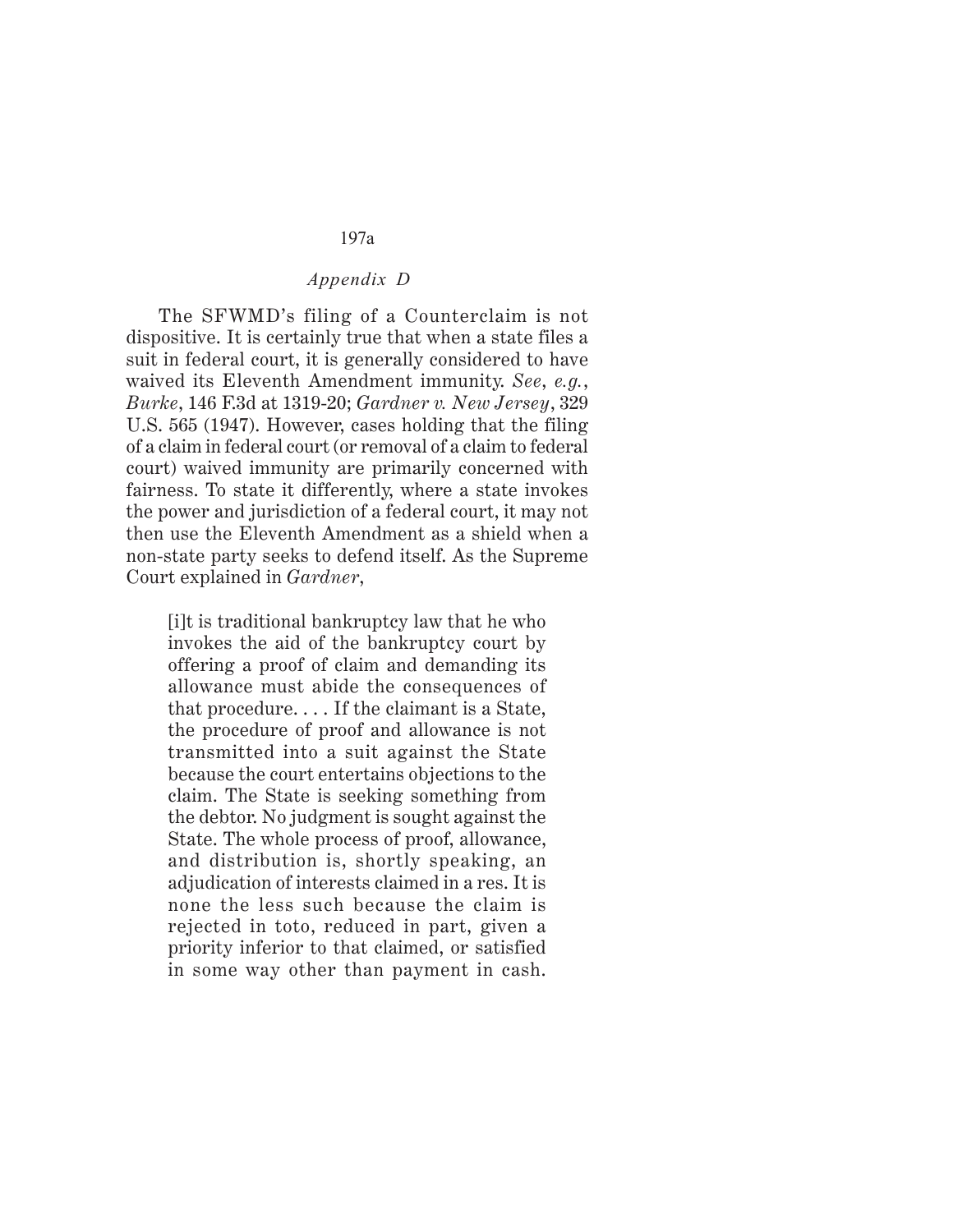The SFWMD's filing of a Counterclaim is not dispositive. It is certainly true that when a state files a suit in federal court, it is generally considered to have waived its Eleventh Amendment immunity. *See*, *e.g.*, *Burke*, 146 F.3d at 1319-20; *Gardner v. New Jersey*, 329 U.S. 565 (1947). However, cases holding that the filing of a claim in federal court (or removal of a claim to federal court) waived immunity are primarily concerned with fairness. To state it differently, where a state invokes the power and jurisdiction of a federal court, it may not then use the Eleventh Amendment as a shield when a non-state party seeks to defend itself. As the Supreme Court explained in *Gardner*,

> [i]t is traditional bankruptcy law that he who invokes the aid of the bankruptcy court by offering a proof of claim and demanding its allowance must abide the consequences of that procedure. . . . If the claimant is a State, the procedure of proof and allowance is not transmitted into a suit against the State because the court entertains objections to the claim. The State is seeking something from the debtor. No judgment is sought against the State. The whole process of proof, allowance, and distribution is, shortly speaking, an adjudication of interests claimed in a res. It is none the less such because the claim is rejected in toto, reduced in part, given a priority inferior to that claimed, or satisfied in some way other than payment in cash.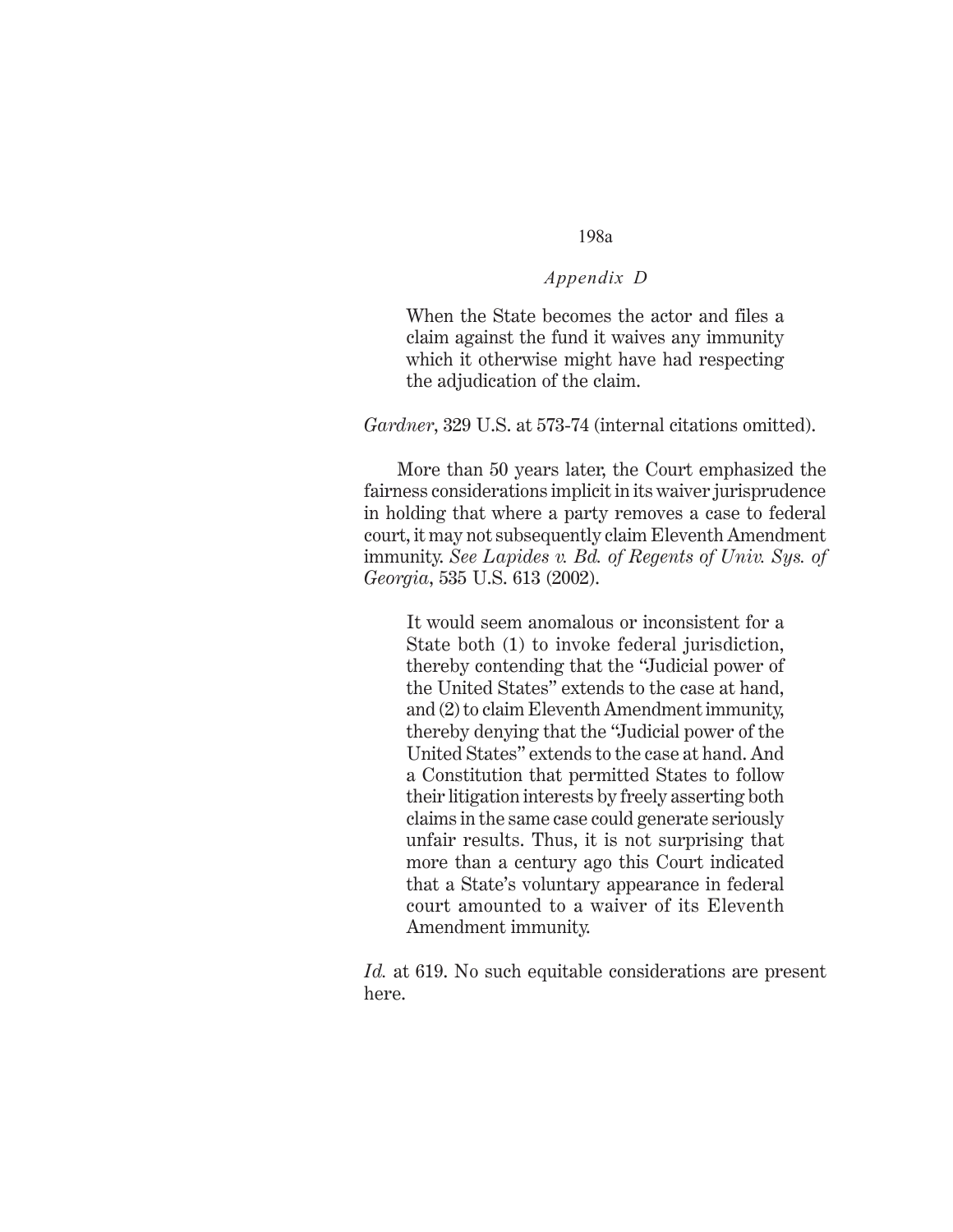> When the State becomes the actor and files a claim against the fund it waives any immunity which it otherwise might have had respecting the adjudication of the claim.

*Gardner*, 329 U.S. at 573-74 (internal citations omitted).

More than 50 years later, the Court emphasized the fairness considerations implicit in its waiver jurisprudence in holding that where a party removes a case to federal court, it may not subsequently claim Eleventh Amendment immunity. *See Lapides v. Bd. of Regents of Univ. Sys. of Georgia*, 535 U.S. 613 (2002).

> It would seem anomalous or inconsistent for a State both (1) to invoke federal jurisdiction, thereby contending that the "Judicial power of the United States" extends to the case at hand, and (2) to claim Eleventh Amendment immunity, thereby denying that the "Judicial power of the United States" extends to the case at hand. And a Constitution that permitted States to follow their litigation interests by freely asserting both claims in the same case could generate seriously unfair results. Thus, it is not surprising that more than a century ago this Court indicated that a State's voluntary appearance in federal court amounted to a waiver of its Eleventh Amendment immunity.

*Id.* at 619. No such equitable considerations are present here.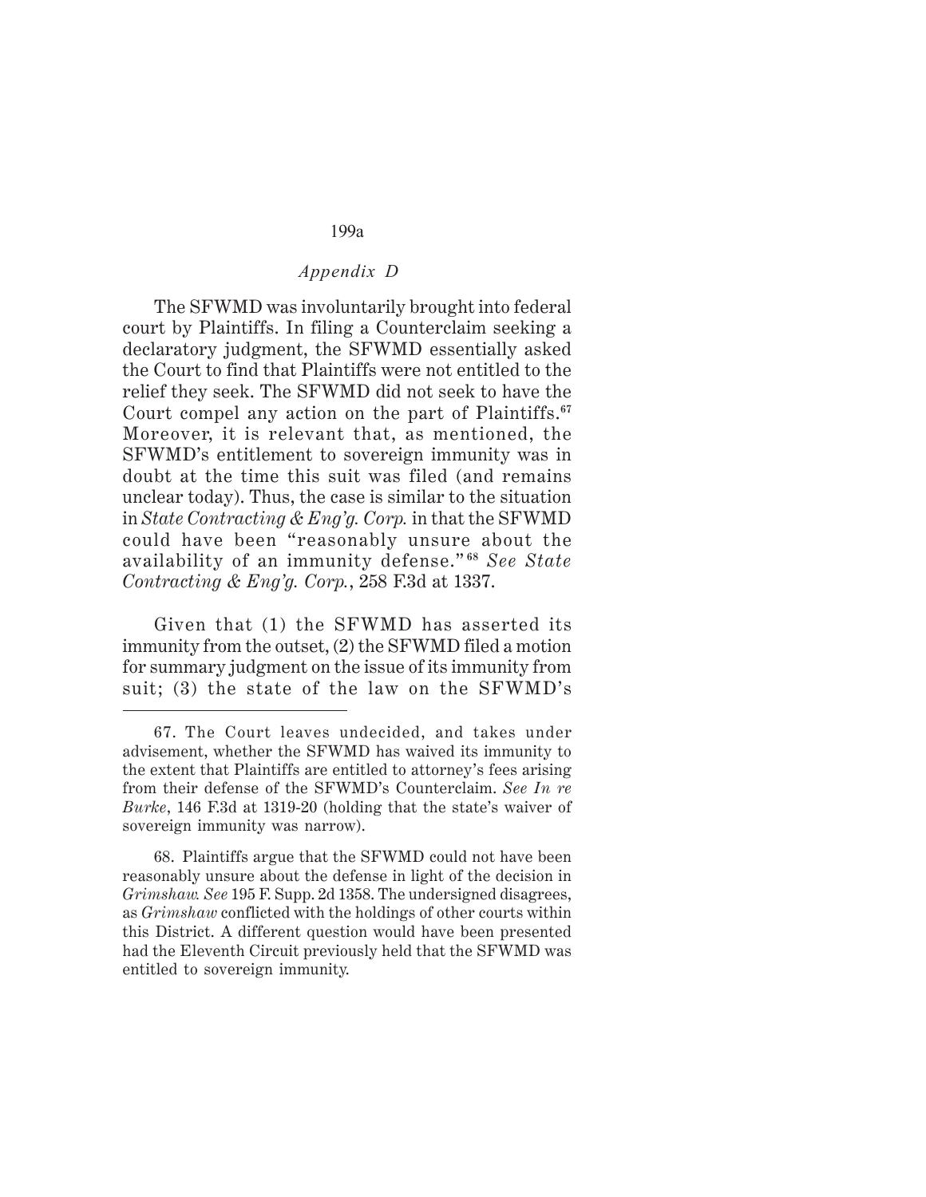The SFWMD was involuntarily brought into federal court by Plaintiffs. In filing a Counterclaim seeking a declaratory judgment, the SFWMD essentially asked the Court to find that Plaintiffs were not entitled to the relief they seek. The SFWMD did not seek to have the Court compel any action on the part of Plaintiffs.[67] Moreover, it is relevant that, as mentioned, the SFWMD's entitlement to sovereign immunity was in doubt at the time this suit was filed (and remains unclear today). Thus, the case is similar to the situation in *State Contracting & Eng'g. Corp.* in that the SFWMD could have been "reasonably unsure about the availability of an immunity defense."[68] *See State Contracting & Eng'g. Corp.*, 258 F.3d at 1337.

Given that (1) the SFWMD has asserted its immunity from the outset, (2) the SFWMD filed a motion for summary judgment on the issue of its immunity from suit; (3) the state of the law on the SFWMD's

---

67. The Court leaves undecided, and takes under advisement, whether the SFWMD has waived its immunity to the extent that Plaintiffs are entitled to attorney's fees arising from their defense of the SFWMD's Counterclaim. *See In re Burke*, 146 F.3d at 1319-20 (holding that the state's waiver of sovereign immunity was narrow).

68. Plaintiffs argue that the SFWMD could not have been reasonably unsure about the defense in light of the decision in *Grimshaw. See* 195 F. Supp. 2d 1358. The undersigned disagrees, as *Grimshaw* conflicted with the holdings of other courts within this District. A different question would have been presented had the Eleventh Circuit previously held that the SFWMD was entitled to sovereign immunity.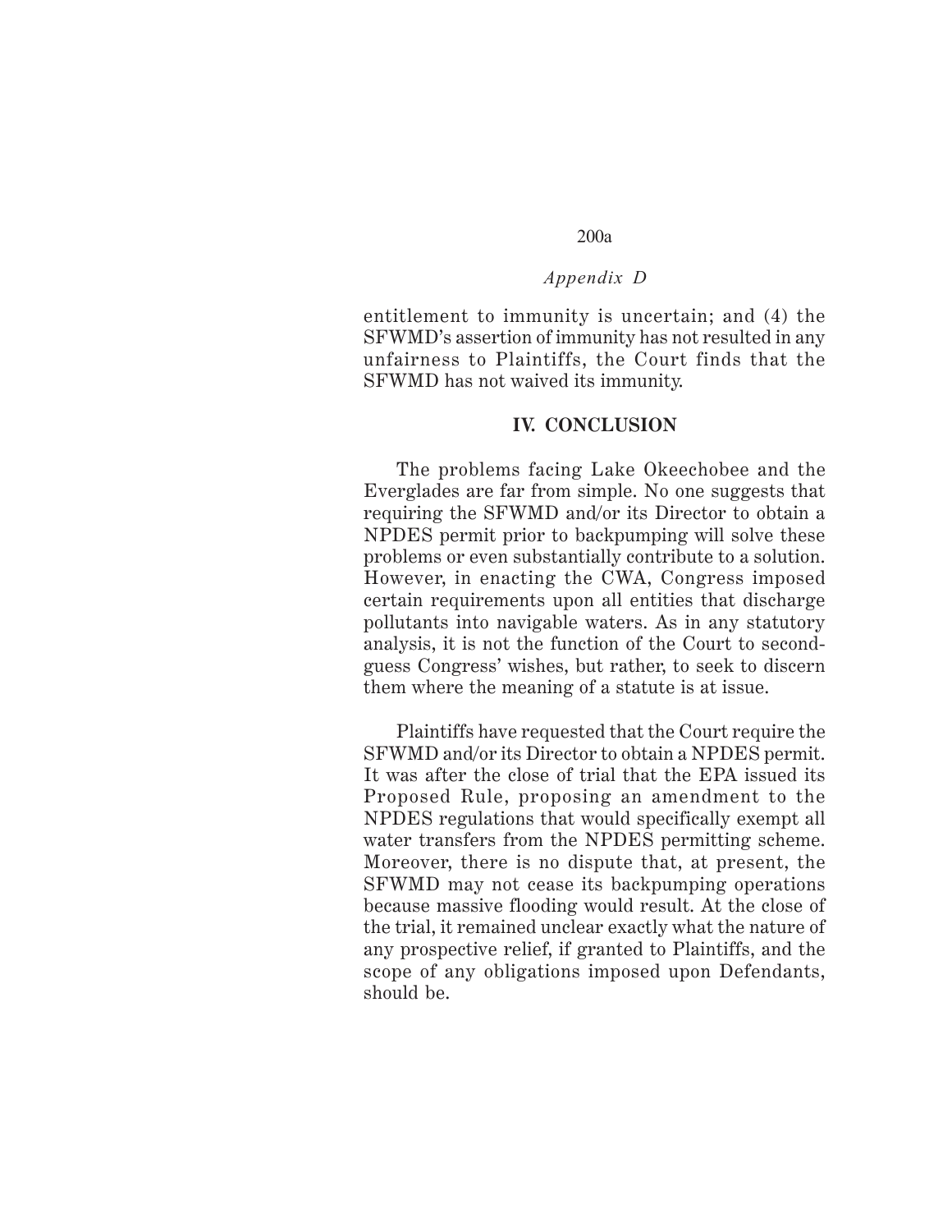entitlement to immunity is uncertain; and (4) the SFWMD's assertion of immunity has not resulted in any unfairness to Plaintiffs, the Court finds that the SFWMD has not waived its immunity.

## IV. CONCLUSION

The problems facing Lake Okeechobee and the Everglades are far from simple. No one suggests that requiring the SFWMD and/or its Director to obtain a NPDES permit prior to backpumping will solve these problems or even substantially contribute to a solution. However, in enacting the CWA, Congress imposed certain requirements upon all entities that discharge pollutants into navigable waters. As in any statutory analysis, it is not the function of the Court to second-guess Congress' wishes, but rather, to seek to discern them where the meaning of a statute is at issue.

Plaintiffs have requested that the Court require the SFWMD and/or its Director to obtain a NPDES permit. It was after the close of trial that the EPA issued its Proposed Rule, proposing an amendment to the NPDES regulations that would specifically exempt all water transfers from the NPDES permitting scheme. Moreover, there is no dispute that, at present, the SFWMD may not cease its backpumping operations because massive flooding would result. At the close of the trial, it remained unclear exactly what the nature of any prospective relief, if granted to Plaintiffs, and the scope of any obligations imposed upon Defendants, should be.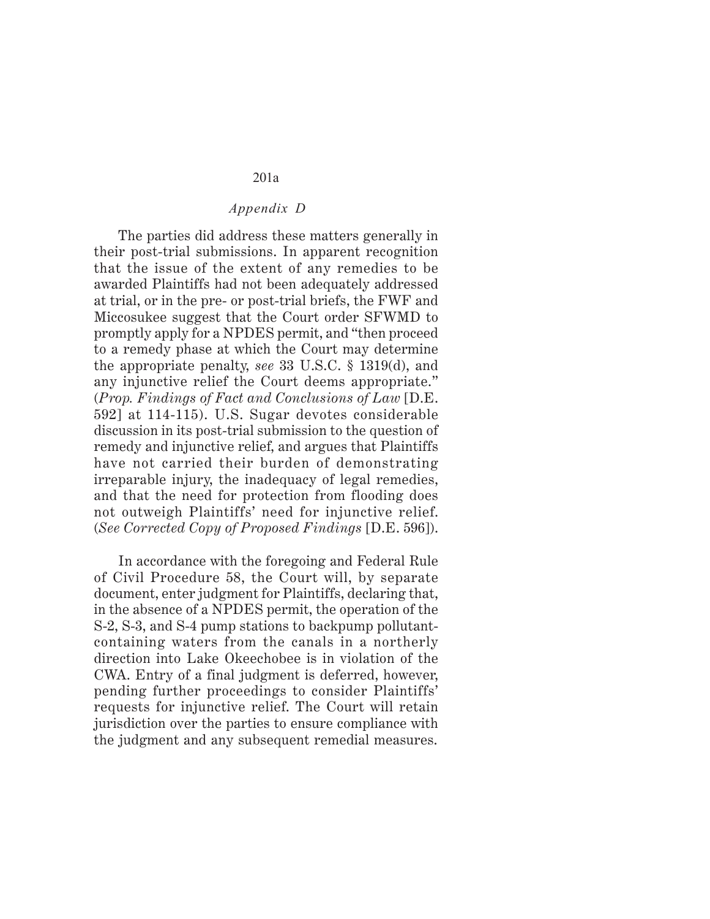The parties did address these matters generally in their post-trial submissions. In apparent recognition that the issue of the extent of any remedies to be awarded Plaintiffs had not been adequately addressed at trial, or in the pre- or post-trial briefs, the FWF and Miccosukee suggest that the Court order SFWMD to promptly apply for a NPDES permit, and "then proceed to a remedy phase at which the Court may determine the appropriate penalty, *see* 33 U.S.C. § 1319(d), and any injunctive relief the Court deems appropriate." (*Prop. Findings of Fact and Conclusions of Law* [D.E. 592] at 114-115). U.S. Sugar devotes considerable discussion in its post-trial submission to the question of remedy and injunctive relief, and argues that Plaintiffs have not carried their burden of demonstrating irreparable injury, the inadequacy of legal remedies, and that the need for protection from flooding does not outweigh Plaintiffs' need for injunctive relief. (*See Corrected Copy of Proposed Findings* [D.E. 596]).

In accordance with the foregoing and Federal Rule of Civil Procedure 58, the Court will, by separate document, enter judgment for Plaintiffs, declaring that, in the absence of a NPDES permit, the operation of the S-2, S-3, and S-4 pump stations to backpump pollutant-containing waters from the canals in a northerly direction into Lake Okeechobee is in violation of the CWA. Entry of a final judgment is deferred, however, pending further proceedings to consider Plaintiffs' requests for injunctive relief. The Court will retain jurisdiction over the parties to ensure compliance with the judgment and any subsequent remedial measures.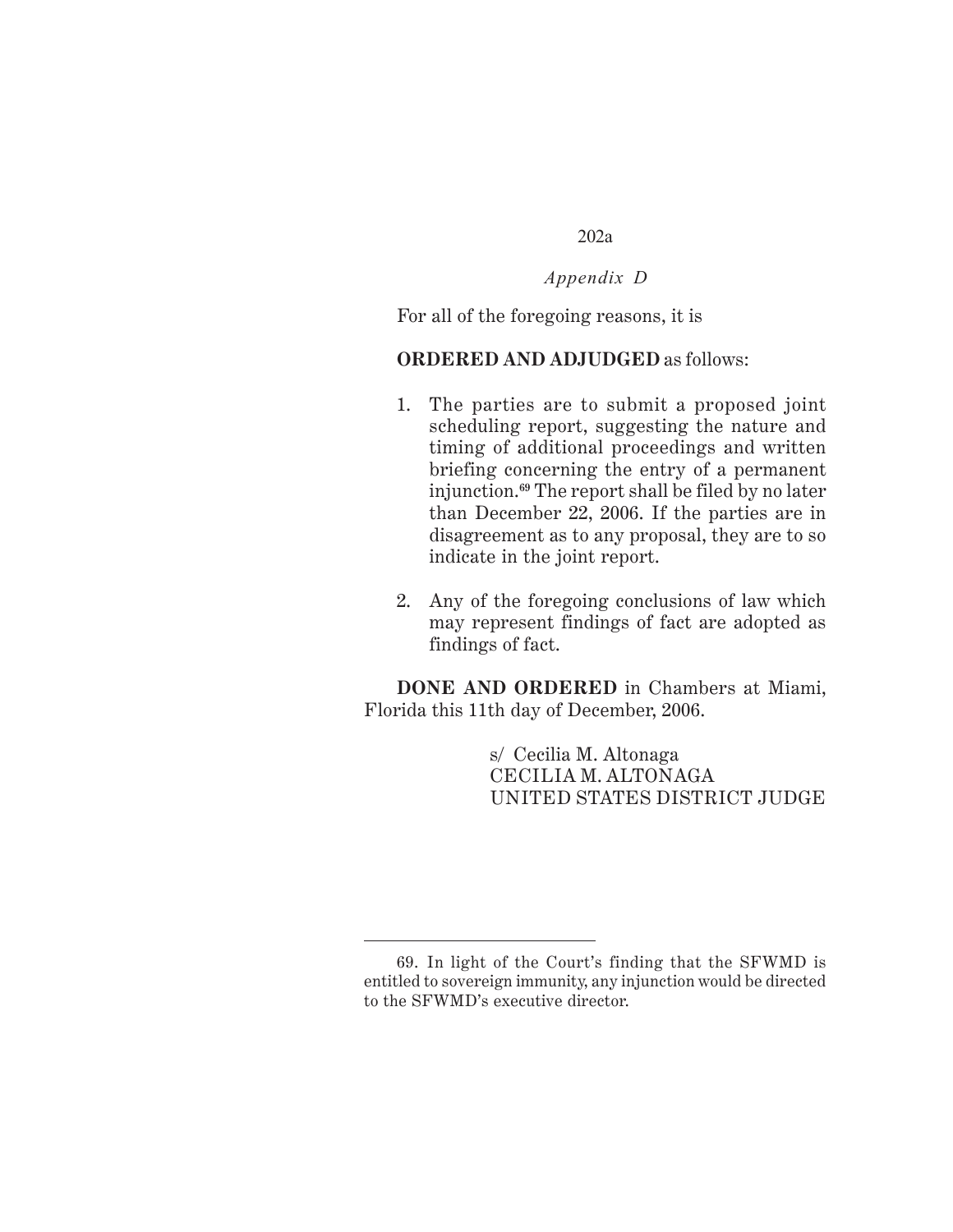For all of the foregoing reasons, it is

**ORDERED AND ADJUDGED** as follows:

1. The parties are to submit a proposed joint scheduling report, suggesting the nature and timing of additional proceedings and written briefing concerning the entry of a permanent injunction.[69] The report shall be filed by no later than December 22, 2006. If the parties are in disagreement as to any proposal, they are to so indicate in the joint report.

2. Any of the foregoing conclusions of law which may represent findings of fact are adopted as findings of fact.

**DONE AND ORDERED** in Chambers at Miami, Florida this 11th day of December, 2006.

s/ Cecilia M. Altonaga
CECILIA M. ALTONAGA
UNITED STATES DISTRICT JUDGE

---

69. In light of the Court's finding that the SFWMD is entitled to sovereign immunity, any injunction would be directed to the SFWMD's executive director.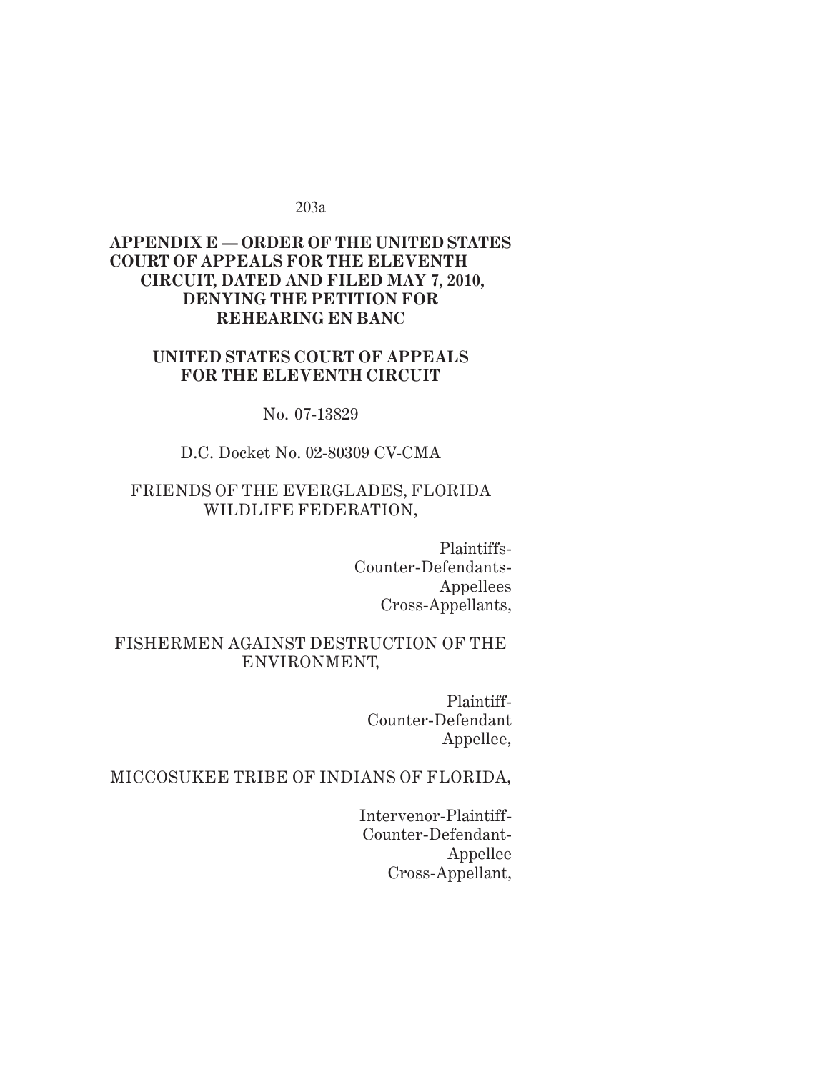**APPENDIX E — ORDER OF THE UNITED STATES COURT OF APPEALS FOR THE ELEVENTH CIRCUIT, DATED AND FILED MAY 7, 2010, DENYING THE PETITION FOR REHEARING EN BANC**

**UNITED STATES COURT OF APPEALS FOR THE ELEVENTH CIRCUIT**

No. 07-13829

D.C. Docket No. 02-80309 CV-CMA

FRIENDS OF THE EVERGLADES, FLORIDA WILDLIFE FEDERATION,

Plaintiffs-
Counter-Defendants-
Appellees
Cross-Appellants,

FISHERMEN AGAINST DESTRUCTION OF THE ENVIRONMENT,

Plaintiff-
Counter-Defendant
Appellee,

MICCOSUKEE TRIBE OF INDIANS OF FLORIDA,

Intervenor-Plaintiff-
Counter-Defendant-
Appellee
Cross-Appellant,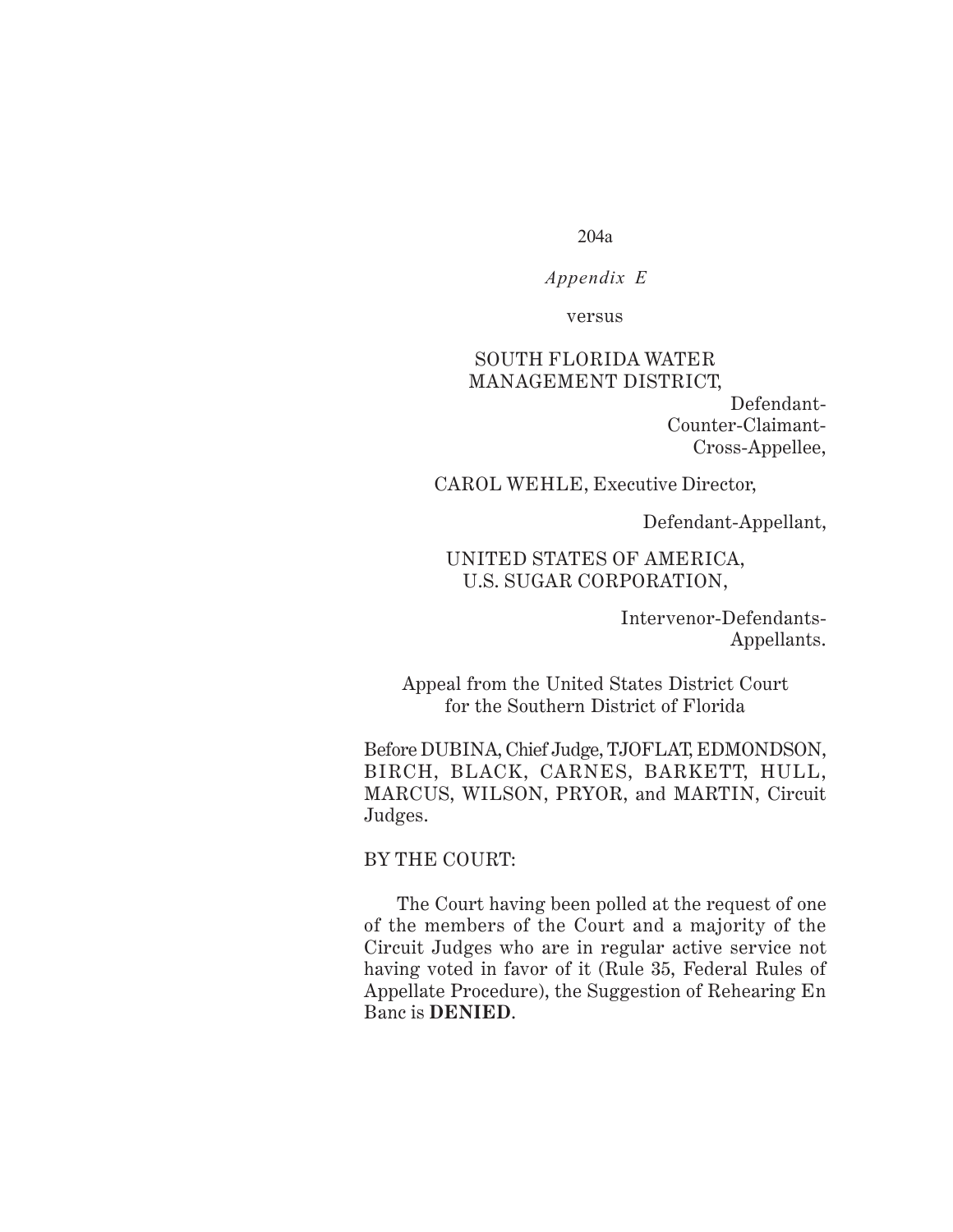*Appendix E*

versus

SOUTH FLORIDA WATER MANAGEMENT DISTRICT,

Defendant-Counter-Claimant-Cross-Appellee,

CAROL WEHLE, Executive Director,

Defendant-Appellant,

UNITED STATES OF AMERICA, U.S. SUGAR CORPORATION,

Intervenor-Defendants-Appellants.

Appeal from the United States District Court for the Southern District of Florida

Before DUBINA, Chief Judge, TJOFLAT, EDMONDSON, BIRCH, BLACK, CARNES, BARKETT, HULL, MARCUS, WILSON, PRYOR, and MARTIN, Circuit Judges.

BY THE COURT:

The Court having been polled at the request of one of the members of the Court and a majority of the Circuit Judges who are in regular active service not having voted in favor of it (Rule 35, Federal Rules of Appellate Procedure), the Suggestion of Rehearing En Banc is **DENIED**.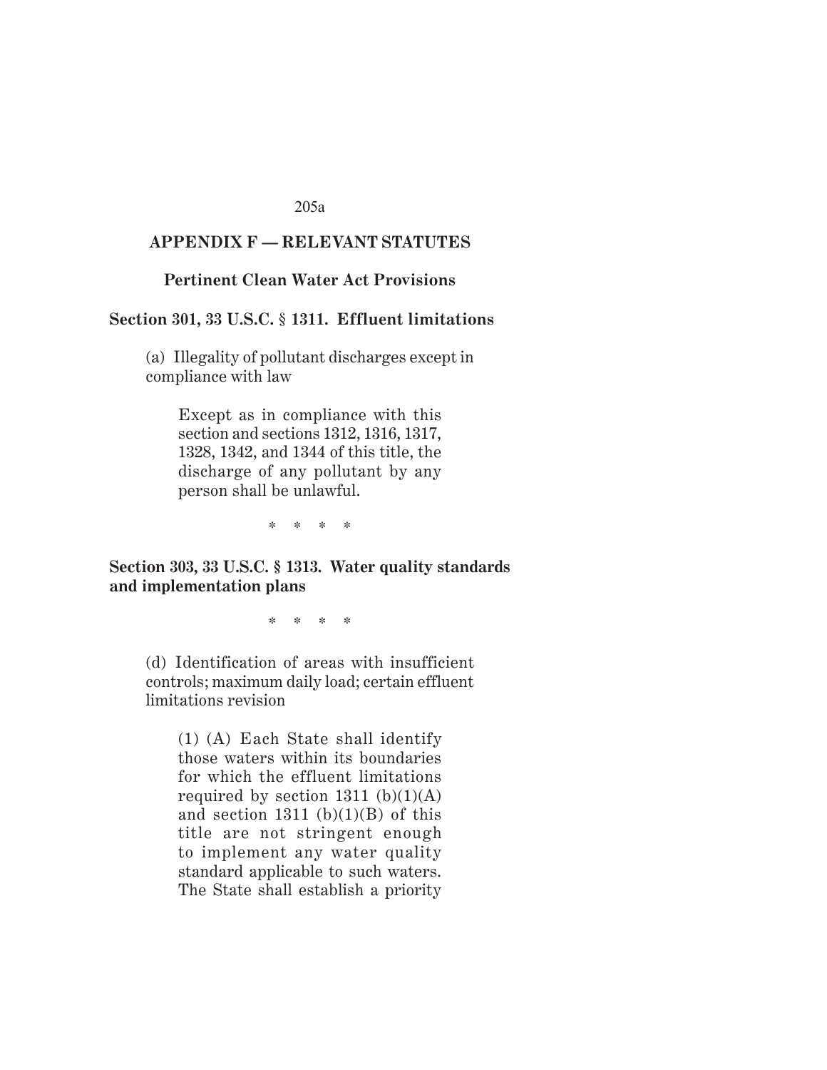## APPENDIX F — RELEVANT STATUTES

### Pertinent Clean Water Act Provisions

**Section 301, 33 U.S.C. § 1311. Effluent limitations**

> (a) Illegality of pollutant discharges except in compliance with law
>
> > Except as in compliance with this section and sections 1312, 1316, 1317, 1328, 1342, and 1344 of this title, the discharge of any pollutant by any person shall be unlawful.

\* \* \* \*

**Section 303, 33 U.S.C. § 1313. Water quality standards and implementation plans**

\* \* \* \*

> (d) Identification of areas with insufficient controls; maximum daily load; certain effluent limitations revision
>
> > (1) (A) Each State shall identify those waters within its boundaries for which the effluent limitations required by section 1311 (b)(1)(A) and section 1311 (b)(1)(B) of this title are not stringent enough to implement any water quality standard applicable to such waters. The State shall establish a priority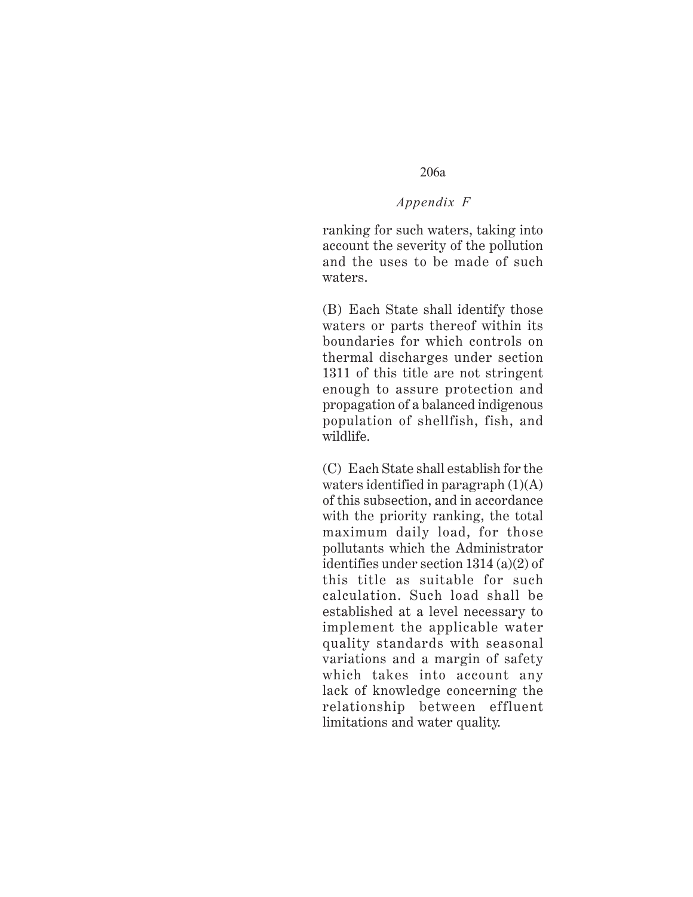*Appendix F*

ranking for such waters, taking into account the severity of the pollution and the uses to be made of such waters.

(B) Each State shall identify those waters or parts thereof within its boundaries for which controls on thermal discharges under section 1311 of this title are not stringent enough to assure protection and propagation of a balanced indigenous population of shellfish, fish, and wildlife.

(C) Each State shall establish for the waters identified in paragraph (1)(A) of this subsection, and in accordance with the priority ranking, the total maximum daily load, for those pollutants which the Administrator identifies under section 1314 (a)(2) of this title as suitable for such calculation. Such load shall be established at a level necessary to implement the applicable water quality standards with seasonal variations and a margin of safety which takes into account any lack of knowledge concerning the relationship between effluent limitations and water quality.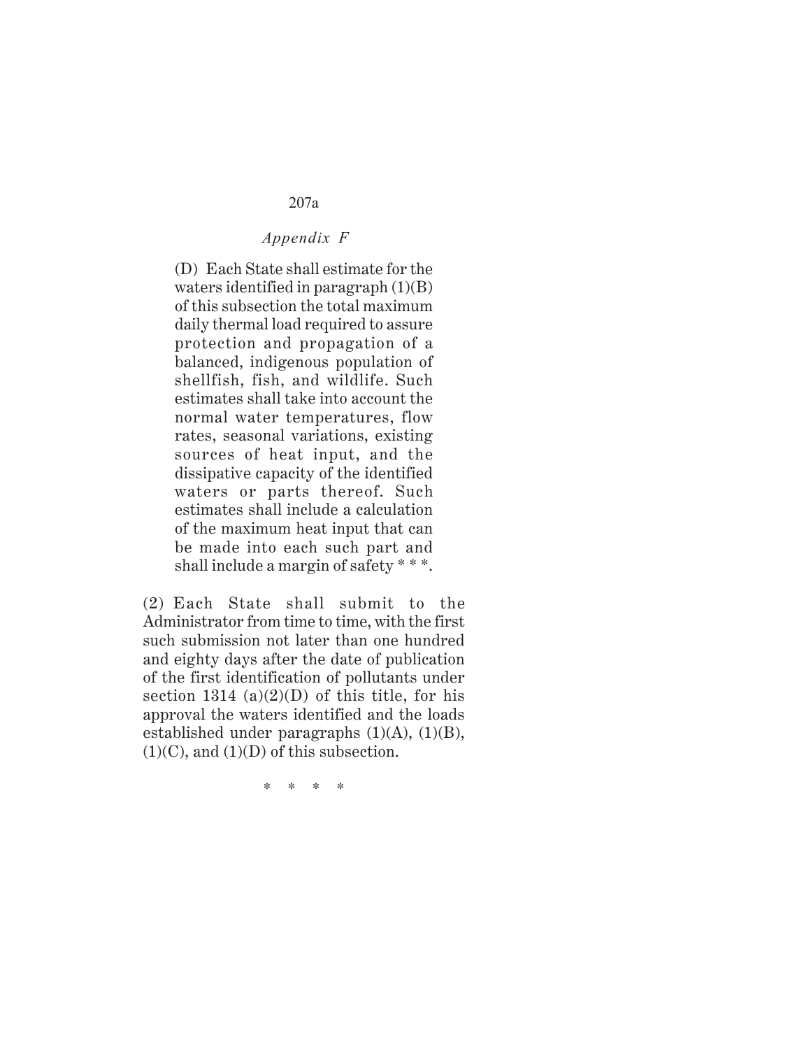*Appendix F*

> (D) Each State shall estimate for the waters identified in paragraph (1)(B) of this subsection the total maximum daily thermal load required to assure protection and propagation of a balanced, indigenous population of shellfish, fish, and wildlife. Such estimates shall take into account the normal water temperatures, flow rates, seasonal variations, existing sources of heat input, and the dissipative capacity of the identified waters or parts thereof. Such estimates shall include a calculation of the maximum heat input that can be made into each such part and shall include a margin of safety * * *.

(2) Each State shall submit to the Administrator from time to time, with the first such submission not later than one hundred and eighty days after the date of publication of the first identification of pollutants under section 1314 (a)(2)(D) of this title, for his approval the waters identified and the loads established under paragraphs (1)(A), (1)(B), (1)(C), and (1)(D) of this subsection.

\* \* \* \*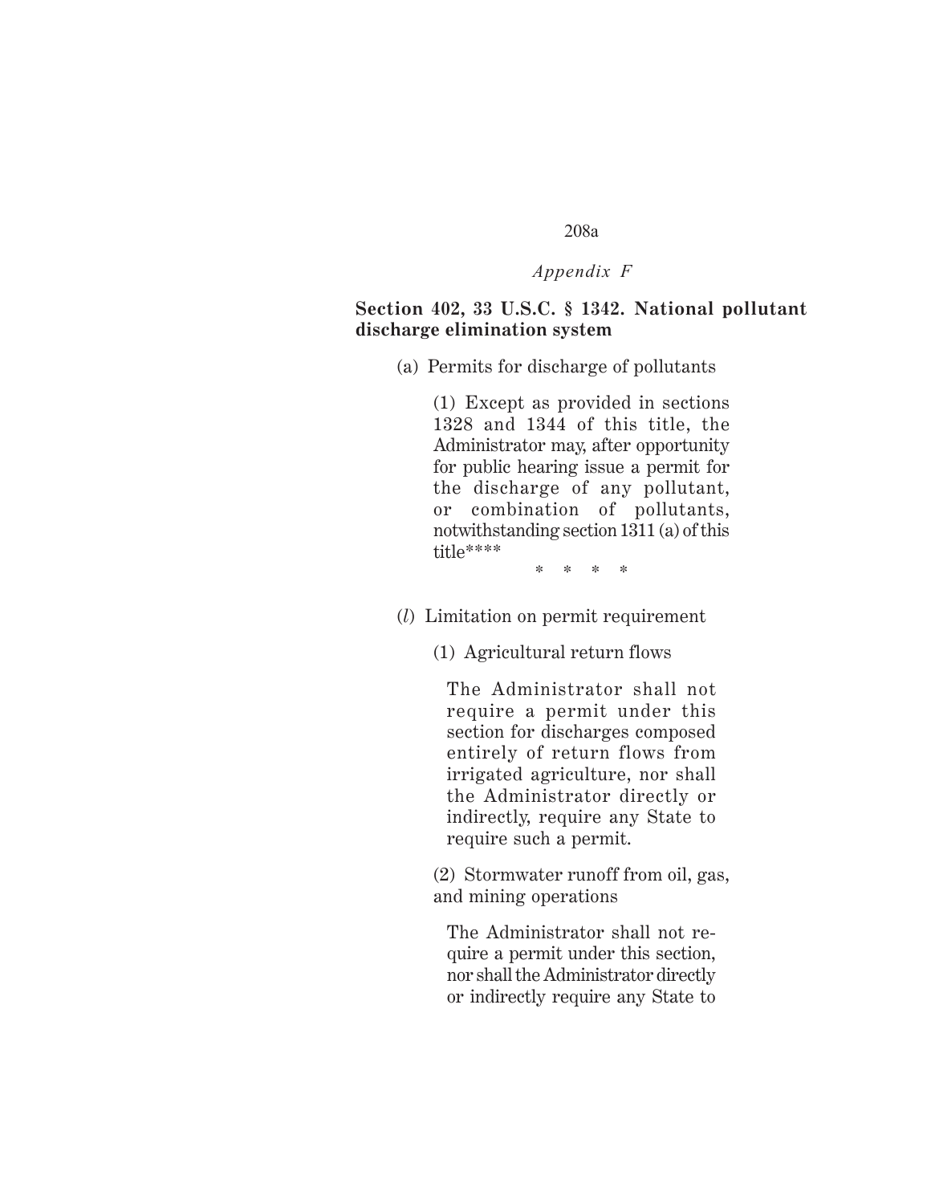*Appendix F*

**Section 402, 33 U.S.C. § 1342. National pollutant discharge elimination system**

(a) Permits for discharge of pollutants

(1) Except as provided in sections 1328 and 1344 of this title, the Administrator may, after opportunity for public hearing issue a permit for the discharge of any pollutant, or combination of pollutants, notwithstanding section 1311 (a) of this title****

\* \* \* \*

(*l*) Limitation on permit requirement

(1) Agricultural return flows

The Administrator shall not require a permit under this section for discharges composed entirely of return flows from irrigated agriculture, nor shall the Administrator directly or indirectly, require any State to require such a permit.

(2) Stormwater runoff from oil, gas, and mining operations

The Administrator shall not require a permit under this section, nor shall the Administrator directly or indirectly require any State to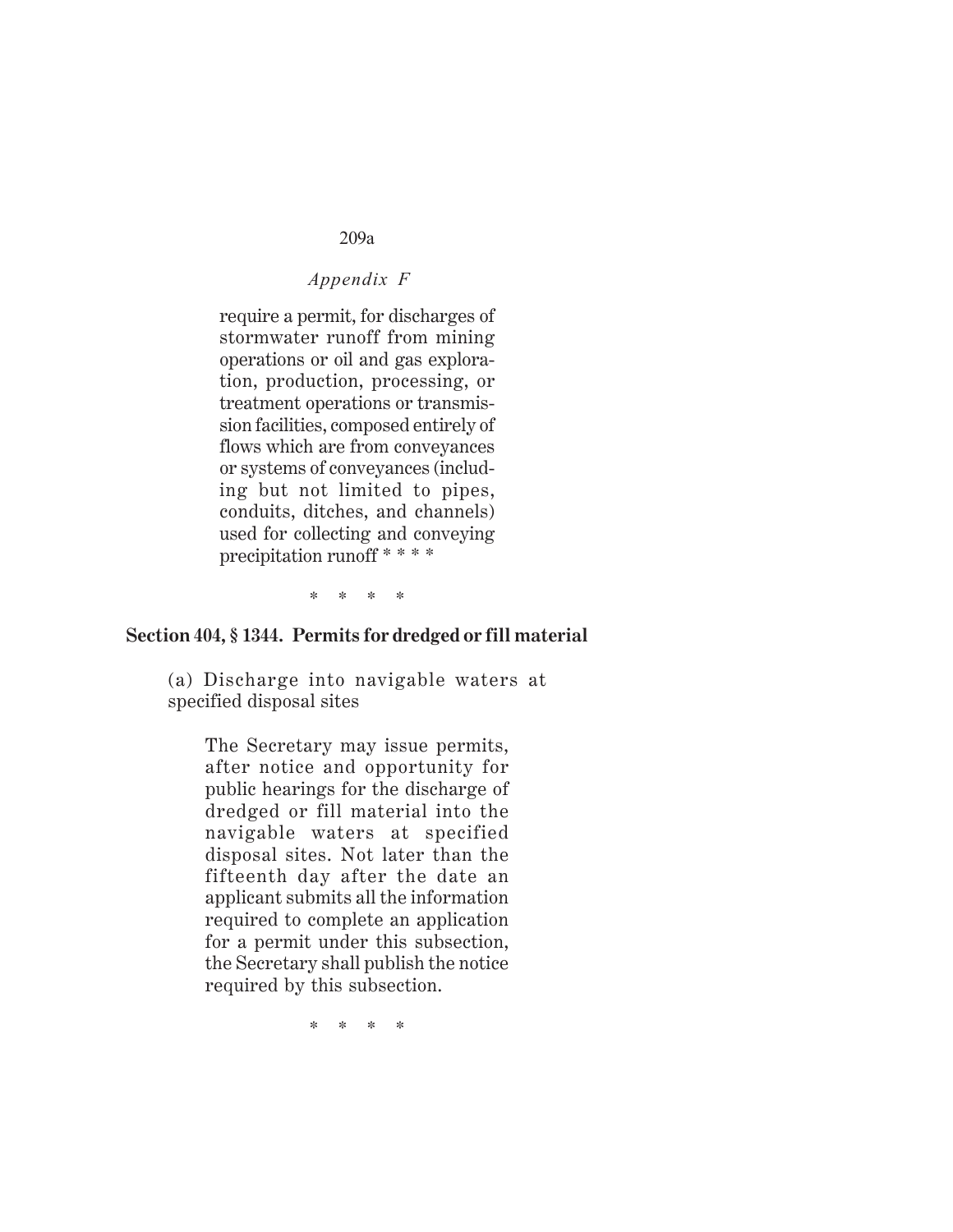require a permit, for discharges of stormwater runoff from mining operations or oil and gas exploration, production, processing, or treatment operations or transmission facilities, composed entirely of flows which are from conveyances or systems of conveyances (including but not limited to pipes, conduits, ditches, and channels) used for collecting and conveying precipitation runoff * * * *

\* \* \* \*

**Section 404, § 1344. Permits for dredged or fill material**

(a) Discharge into navigable waters at specified disposal sites

The Secretary may issue permits, after notice and opportunity for public hearings for the discharge of dredged or fill material into the navigable waters at specified disposal sites. Not later than the fifteenth day after the date an applicant submits all the information required to complete an application for a permit under this subsection, the Secretary shall publish the notice required by this subsection.

\* \* \* \*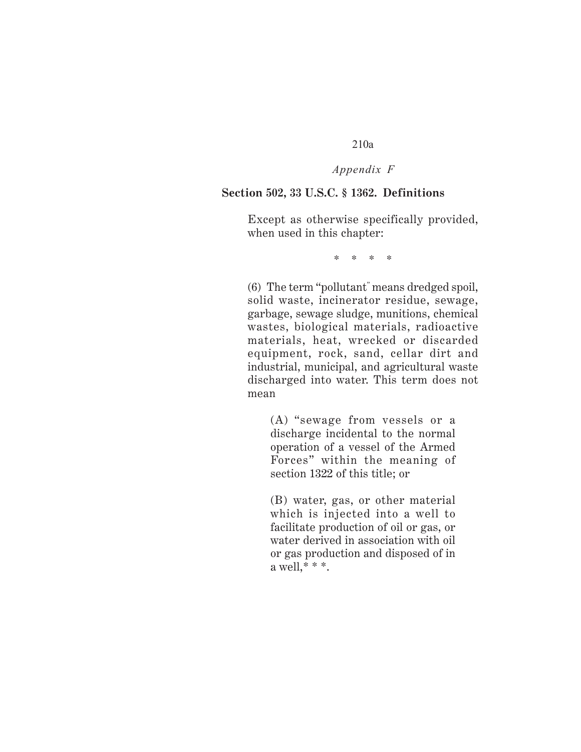*Appendix F*

**Section 502, 33 U.S.C. § 1362. Definitions**

Except as otherwise specifically provided, when used in this chapter:

\* \* \* \*

(6) The term "pollutant" means dredged spoil, solid waste, incinerator residue, sewage, garbage, sewage sludge, munitions, chemical wastes, biological materials, radioactive materials, heat, wrecked or discarded equipment, rock, sand, cellar dirt and industrial, municipal, and agricultural waste discharged into water. This term does not mean

> (A) "sewage from vessels or a discharge incidental to the normal operation of a vessel of the Armed Forces" within the meaning of section 1322 of this title; or
>
> (B) water, gas, or other material which is injected into a well to facilitate production of oil or gas, or water derived in association with oil or gas production and disposed of in a well,* * *.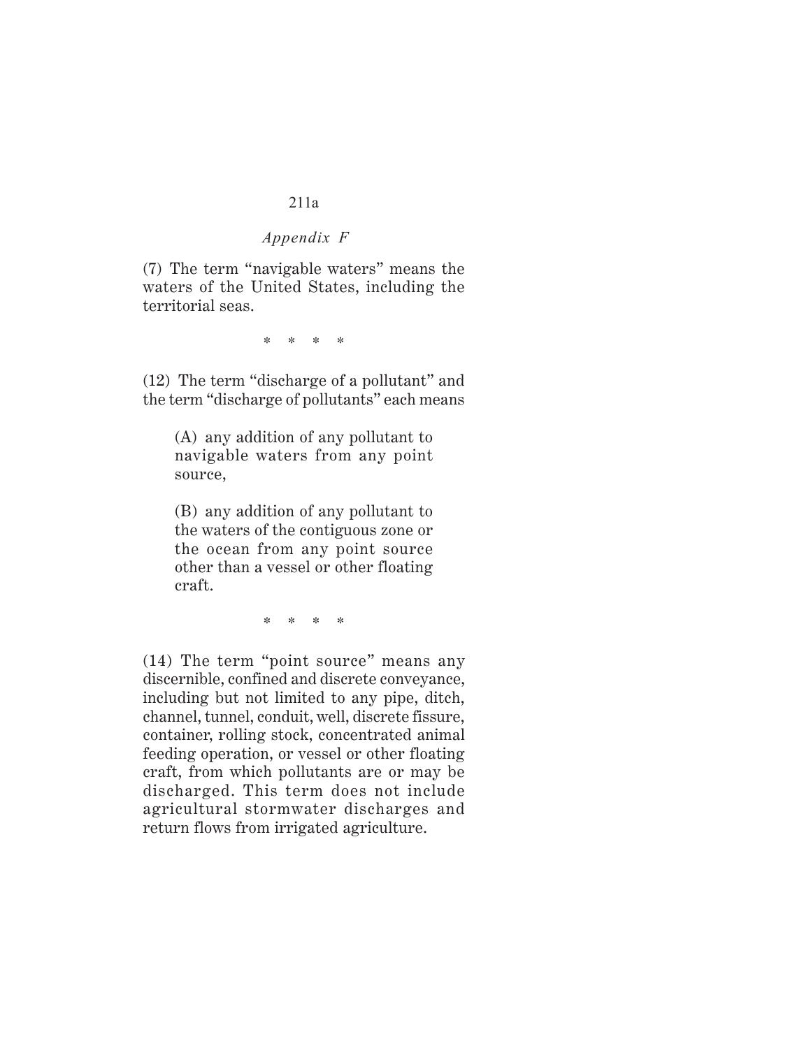*Appendix F*

(7) The term "navigable waters" means the waters of the United States, including the territorial seas.

\*     \*     \*     \*

(12) The term "discharge of a pollutant" and the term "discharge of pollutants" each means

> (A) any addition of any pollutant to navigable waters from any point source,
>
> (B) any addition of any pollutant to the waters of the contiguous zone or the ocean from any point source other than a vessel or other floating craft.

\*     \*     \*     \*

(14) The term "point source" means any discernible, confined and discrete conveyance, including but not limited to any pipe, ditch, channel, tunnel, conduit, well, discrete fissure, container, rolling stock, concentrated animal feeding operation, or vessel or other floating craft, from which pollutants are or may be discharged. This term does not include agricultural stormwater discharges and return flows from irrigated agriculture.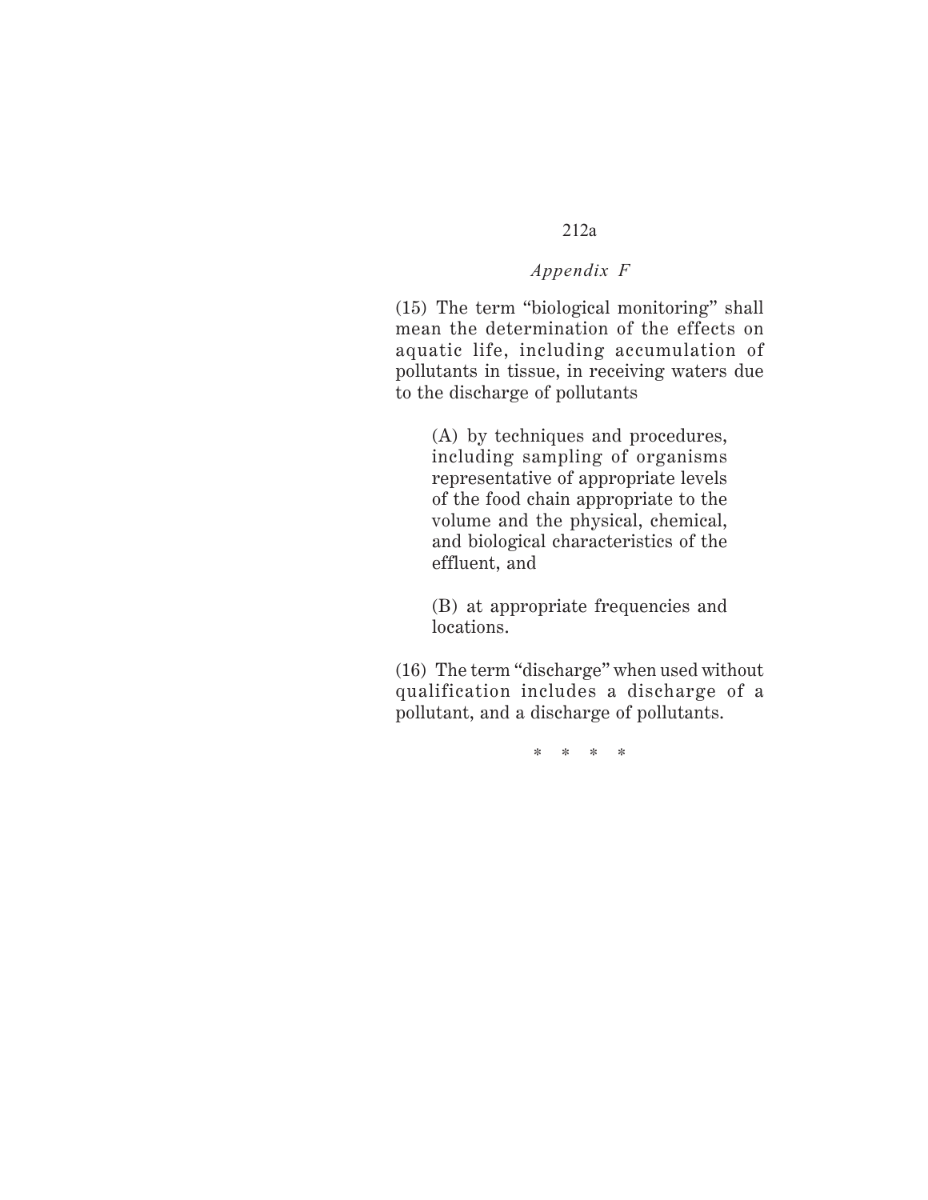*Appendix F*

(15) The term "biological monitoring" shall mean the determination of the effects on aquatic life, including accumulation of pollutants in tissue, in receiving waters due to the discharge of pollutants

> (A) by techniques and procedures, including sampling of organisms representative of appropriate levels of the food chain appropriate to the volume and the physical, chemical, and biological characteristics of the effluent, and
>
> (B) at appropriate frequencies and locations.

(16) The term "discharge" when used without qualification includes a discharge of a pollutant, and a discharge of pollutants.

\* \* \* \*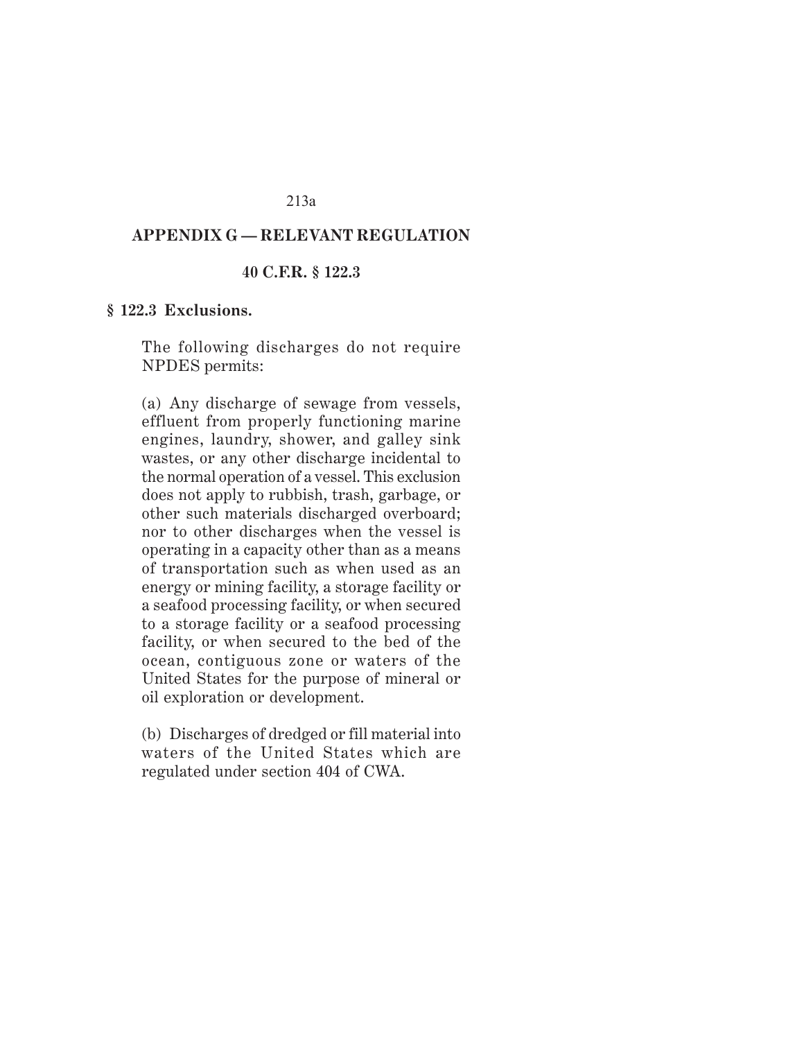## APPENDIX G — RELEVANT REGULATION

### 40 C.F.R. § 122.3

**§ 122.3 Exclusions.**

The following discharges do not require NPDES permits:

(a) Any discharge of sewage from vessels, effluent from properly functioning marine engines, laundry, shower, and galley sink wastes, or any other discharge incidental to the normal operation of a vessel. This exclusion does not apply to rubbish, trash, garbage, or other such materials discharged overboard; nor to other discharges when the vessel is operating in a capacity other than as a means of transportation such as when used as an energy or mining facility, a storage facility or a seafood processing facility, or when secured to a storage facility or a seafood processing facility, or when secured to the bed of the ocean, contiguous zone or waters of the United States for the purpose of mineral or oil exploration or development.

(b) Discharges of dredged or fill material into waters of the United States which are regulated under section 404 of CWA.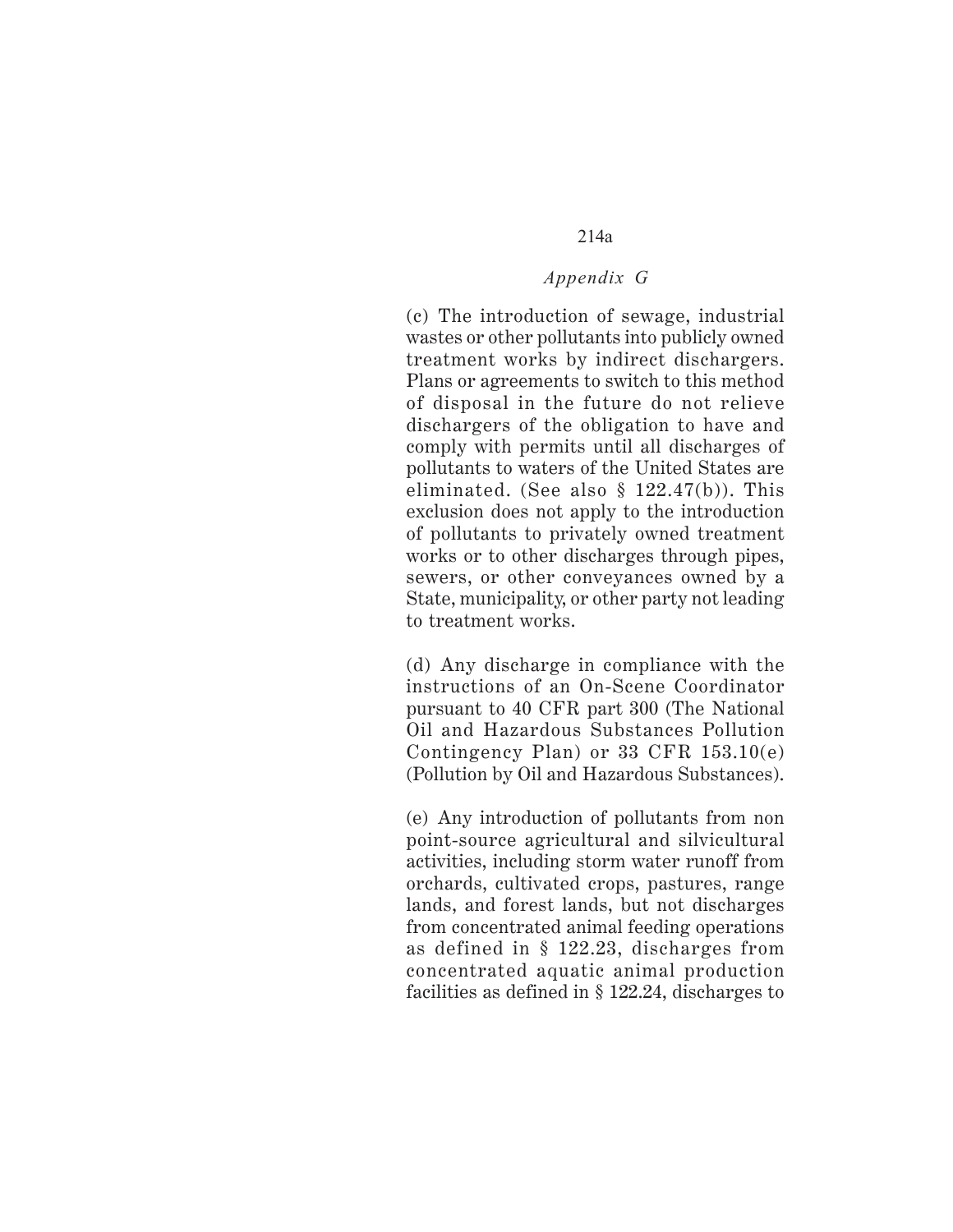(c) The introduction of sewage, industrial wastes or other pollutants into publicly owned treatment works by indirect dischargers. Plans or agreements to switch to this method of disposal in the future do not relieve dischargers of the obligation to have and comply with permits until all discharges of pollutants to waters of the United States are eliminated. (See also § 122.47(b)). This exclusion does not apply to the introduction of pollutants to privately owned treatment works or to other discharges through pipes, sewers, or other conveyances owned by a State, municipality, or other party not leading to treatment works.

(d) Any discharge in compliance with the instructions of an On-Scene Coordinator pursuant to 40 CFR part 300 (The National Oil and Hazardous Substances Pollution Contingency Plan) or 33 CFR 153.10(e) (Pollution by Oil and Hazardous Substances).

(e) Any introduction of pollutants from non point-source agricultural and silvicultural activities, including storm water runoff from orchards, cultivated crops, pastures, range lands, and forest lands, but not discharges from concentrated animal feeding operations as defined in § 122.23, discharges from concentrated aquatic animal production facilities as defined in § 122.24, discharges to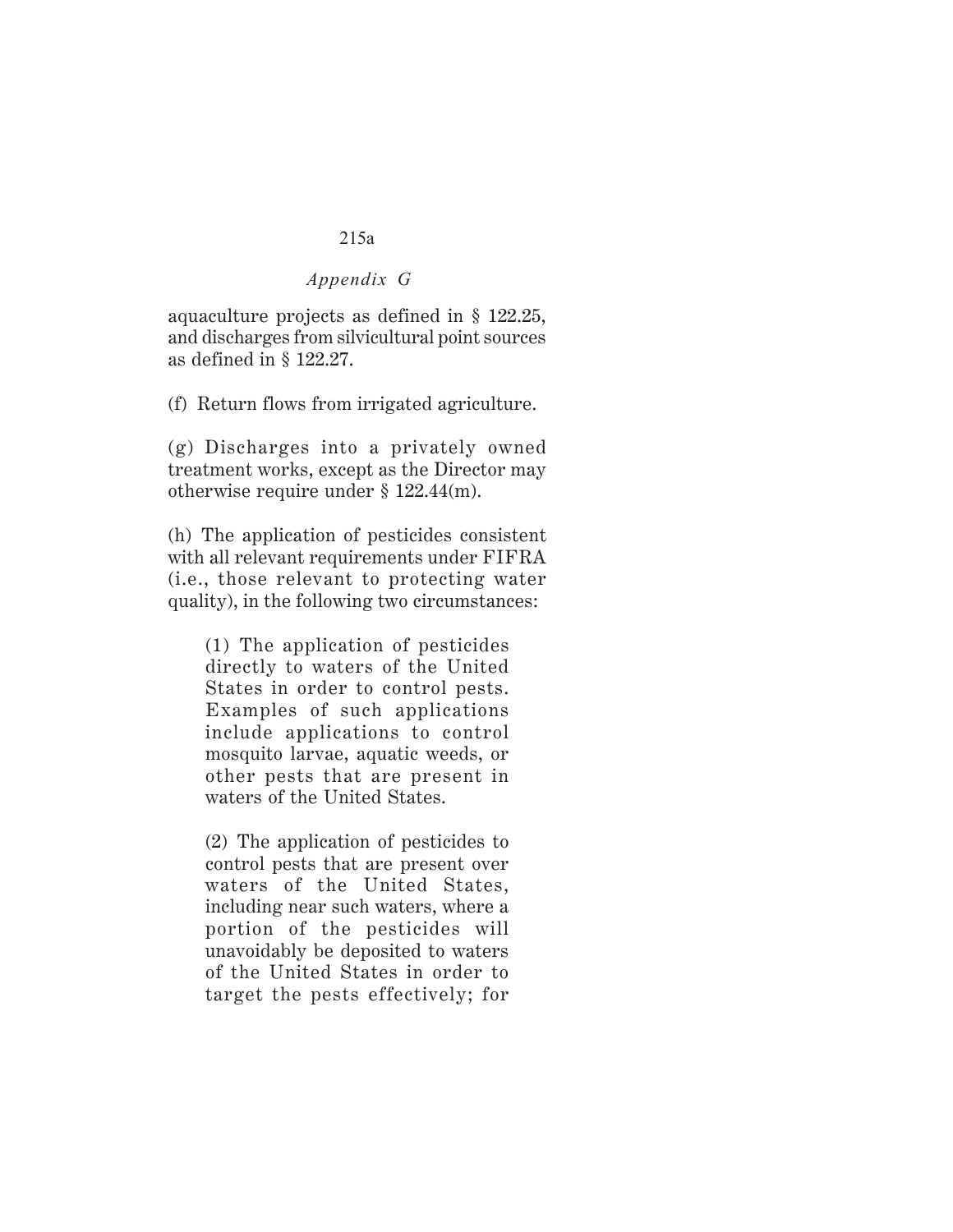aquaculture projects as defined in § 122.25, and discharges from silvicultural point sources as defined in § 122.27.

(f) Return flows from irrigated agriculture.

(g) Discharges into a privately owned treatment works, except as the Director may otherwise require under § 122.44(m).

(h) The application of pesticides consistent with all relevant requirements under FIFRA (i.e., those relevant to protecting water quality), in the following two circumstances:

> (1) The application of pesticides directly to waters of the United States in order to control pests. Examples of such applications include applications to control mosquito larvae, aquatic weeds, or other pests that are present in waters of the United States.
>
> (2) The application of pesticides to control pests that are present over waters of the United States, including near such waters, where a portion of the pesticides will unavoidably be deposited to waters of the United States in order to target the pests effectively; for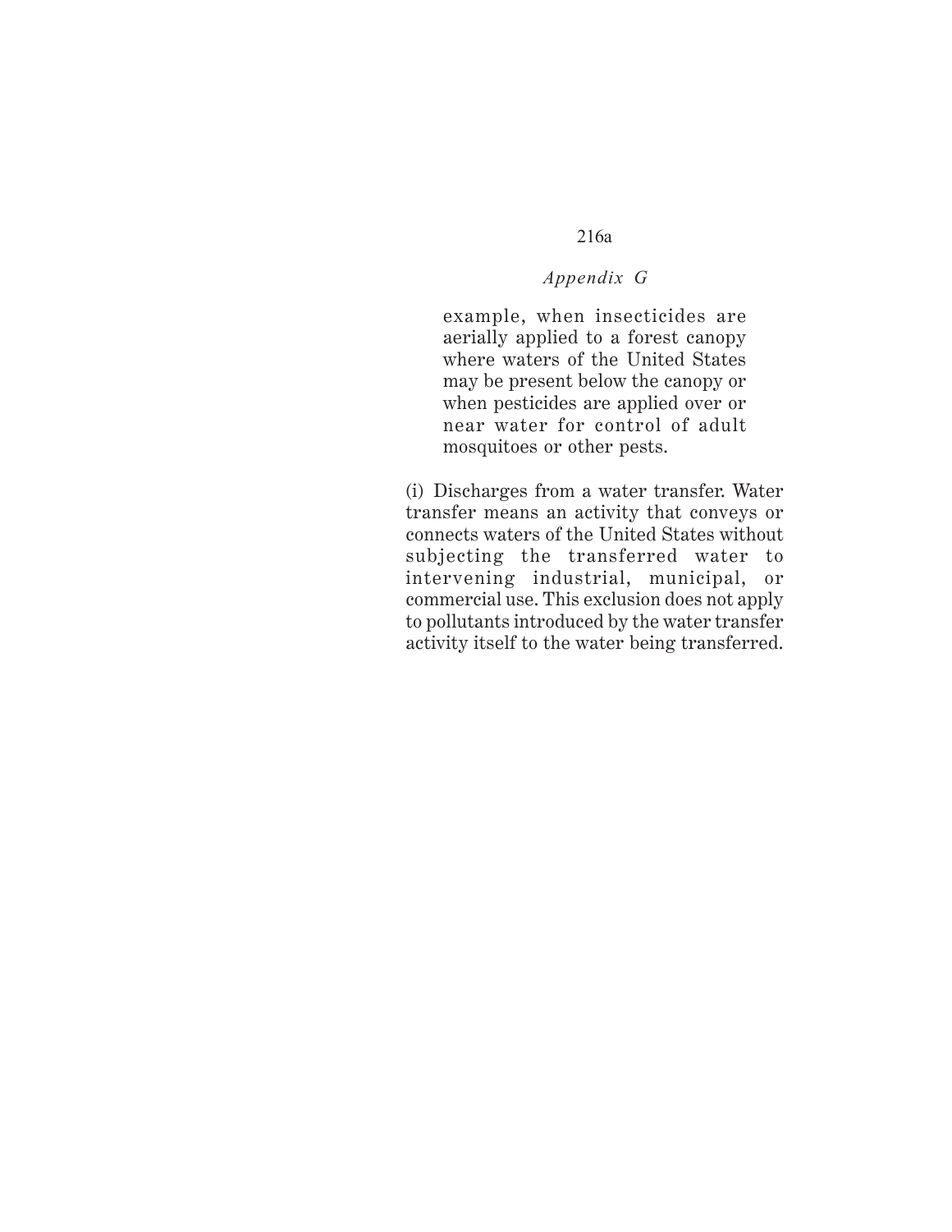example, when insecticides are aerially applied to a forest canopy where waters of the United States may be present below the canopy or when pesticides are applied over or near water for control of adult mosquitoes or other pests.

(i) Discharges from a water transfer. Water transfer means an activity that conveys or connects waters of the United States without subjecting the transferred water to intervening industrial, municipal, or commercial use. This exclusion does not apply to pollutants introduced by the water transfer activity itself to the water being transferred.